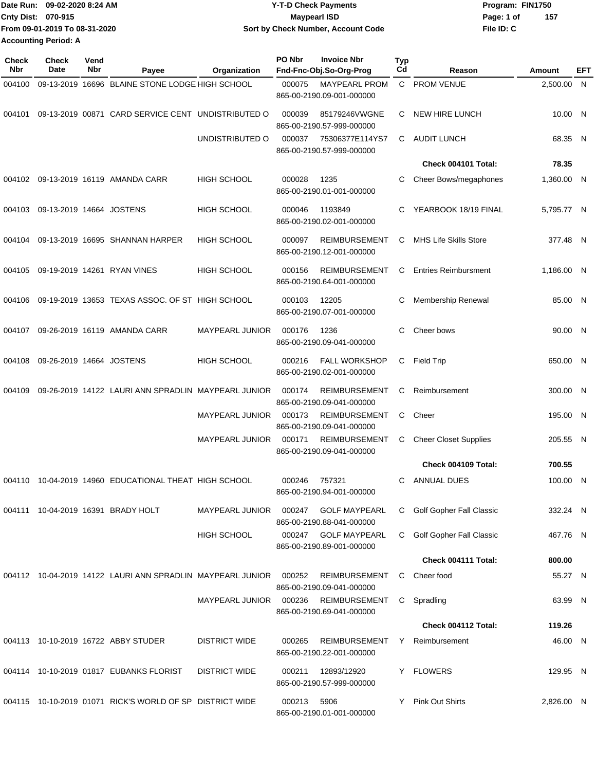Date Run: 09-02-2020 8:24 AM
Cnty Dist: 070-915
From 09-01-2019 To 08-31-2020
Accounting Period: A

# Y-T-D Check Payments
## Maypearl ISD
### Sort by Check Number, Account Code

Program: FIN1750
File ID: C

| Check Nbr | Check Date | Vend Nbr | Payee | Organization | PO Nbr | Invoice Nbr / Fnd-Fnc-Obj.So-Org-Prog | Typ Cd | Reason | Amount | EFT |
|---|---|---|---|---|---|---|---|---|---|---|
| 004100 | 09-13-2019 | 16696 | BLAINE STONE LODGE | HIGH SCHOOL | 000075 | MAYPEARL PROM 865-00-2190.09-001-000000 | C | PROM VENUE | 2,500.00 | N |
| 004101 | 09-13-2019 | 00871 | CARD SERVICE CENT | UNDISTRIBUTED O | 000039 | 85179246VWGNE 865-00-2190.57-999-000000 | C | NEW HIRE LUNCH | 10.00 | N |
| | | | | UNDISTRIBUTED O | 000037 | 75306377E114YS7 865-00-2190.57-999-000000 | C | AUDIT LUNCH | 68.35 | N |
| | | | | | | | | **Check 004101 Total:** | **78.35** | |
| 004102 | 09-13-2019 | 16119 | AMANDA CARR | HIGH SCHOOL | 000028 | 1235 865-00-2190.01-001-000000 | C | Cheer Bows/megaphones | 1,360.00 | N |
| 004103 | 09-13-2019 | 14664 | JOSTENS | HIGH SCHOOL | 000046 | 1193849 865-00-2190.02-001-000000 | C | YEARBOOK 18/19 FINAL | 5,795.77 | N |
| 004104 | 09-13-2019 | 16695 | SHANNAN HARPER | HIGH SCHOOL | 000097 | REIMBURSEMENT 865-00-2190.12-001-000000 | C | MHS Life Skills Store | 377.48 | N |
| 004105 | 09-19-2019 | 14261 | RYAN VINES | HIGH SCHOOL | 000156 | REIMBURSEMENT 865-00-2190.64-001-000000 | C | Entries Reimbursment | 1,186.00 | N |
| 004106 | 09-19-2019 | 13653 | TEXAS ASSOC. OF ST | HIGH SCHOOL | 000103 | 12205 865-00-2190.07-001-000000 | C | Membership Renewal | 85.00 | N |
| 004107 | 09-26-2019 | 16119 | AMANDA CARR | MAYPEARL JUNIOR | 000176 | 1236 865-00-2190.09-041-000000 | C | Cheer bows | 90.00 | N |
| 004108 | 09-26-2019 | 14664 | JOSTENS | HIGH SCHOOL | 000216 | FALL WORKSHOP 865-00-2190.02-001-000000 | C | Field Trip | 650.00 | N |
| 004109 | 09-26-2019 | 14122 | LAURI ANN SPRADLIN | MAYPEARL JUNIOR | 000174 | REIMBURSEMENT 865-00-2190.09-041-000000 | C | Reimbursement | 300.00 | N |
| | | | | MAYPEARL JUNIOR | 000173 | REIMBURSEMENT 865-00-2190.09-041-000000 | C | Cheer | 195.00 | N |
| | | | | MAYPEARL JUNIOR | 000171 | REIMBURSEMENT 865-00-2190.09-041-000000 | C | Cheer Closet Supplies | 205.55 | N |
| | | | | | | | | **Check 004109 Total:** | **700.55** | |
| 004110 | 10-04-2019 | 14960 | EDUCATIONAL THEAT | HIGH SCHOOL | 000246 | 757321 865-00-2190.94-001-000000 | C | ANNUAL DUES | 100.00 | N |
| 004111 | 10-04-2019 | 16391 | BRADY HOLT | MAYPEARL JUNIOR | 000247 | GOLF MAYPEARL 865-00-2190.88-041-000000 | C | Golf Gopher Fall Classic | 332.24 | N |
| | | | | HIGH SCHOOL | 000247 | GOLF MAYPEARL 865-00-2190.89-001-000000 | C | Golf Gopher Fall Classic | 467.76 | N |
| | | | | | | | | **Check 004111 Total:** | **800.00** | |
| 004112 | 10-04-2019 | 14122 | LAURI ANN SPRADLIN | MAYPEARL JUNIOR | 000252 | REIMBURSEMENT 865-00-2190.09-041-000000 | C | Cheer food | 55.27 | N |
| | | | | MAYPEARL JUNIOR | 000236 | REIMBURSEMENT 865-00-2190.69-041-000000 | C | Spradling | 63.99 | N |
| | | | | | | | | **Check 004112 Total:** | **119.26** | |
| 004113 | 10-10-2019 | 16722 | ABBY STUDER | DISTRICT WIDE | 000265 | REIMBURSEMENT 865-00-2190.22-001-000000 | Y | Reimbursement | 46.00 | N |
| 004114 | 10-10-2019 | 01817 | EUBANKS FLORIST | DISTRICT WIDE | 000211 | 12893/12920 865-00-2190.57-999-000000 | Y | FLOWERS | 129.95 | N |
| 004115 | 10-10-2019 | 01071 | RICK'S WORLD OF SP | DISTRICT WIDE | 000213 | 5906 865-00-2190.01-001-000000 | Y | Pink Out Shirts | 2,826.00 | N |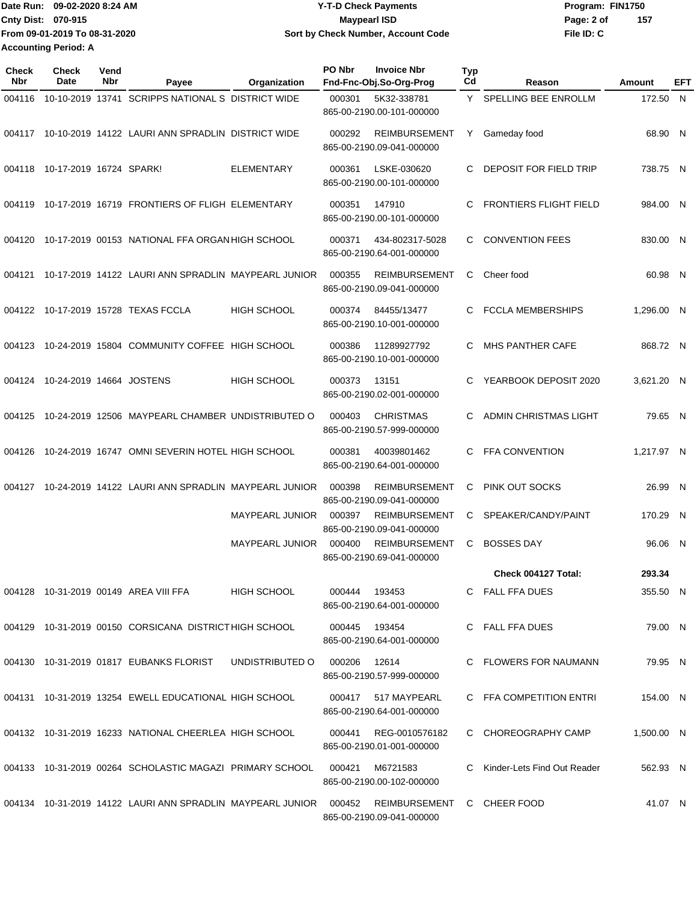Date Run: 09-02-2020 8:24 AM
Cnty Dist: 070-915
From 09-01-2019 To 08-31-2020
Accounting Period: A

**Y-T-D Check Payments**
**Maypearl ISD**
**Sort by Check Number, Account Code**

Program: FIN1750
File ID: C

| Check Nbr | Check Date | Vend Nbr | Payee | Organization | PO Nbr | Invoice Nbr / Fnd-Fnc-Obj.So-Org-Prog | Typ Cd | Reason | Amount | EFT |
|---|---|---|---|---|---|---|---|---|---|---|
| 004116 | 10-10-2019 | 13741 | SCRIPPS NATIONAL S | DISTRICT WIDE | 000301 | 5K32-338781 865-00-2190.00-101-000000 | Y | SPELLING BEE ENROLLM | 172.50 | N |
| 004117 | 10-10-2019 | 14122 | LAURI ANN SPRADLIN | DISTRICT WIDE | 000292 | REIMBURSEMENT 865-00-2190.09-041-000000 | Y | Gameday food | 68.90 | N |
| 004118 | 10-17-2019 | 16724 | SPARK! | ELEMENTARY | 000361 | LSKE-030620 865-00-2190.00-101-000000 | C | DEPOSIT FOR FIELD TRIP | 738.75 | N |
| 004119 | 10-17-2019 | 16719 | FRONTIERS OF FLIGH | ELEMENTARY | 000351 | 147910 865-00-2190.00-101-000000 | C | FRONTIERS FLIGHT FIELD | 984.00 | N |
| 004120 | 10-17-2019 | 00153 | NATIONAL FFA ORGAN | HIGH SCHOOL | 000371 | 434-802317-5028 865-00-2190.64-001-000000 | C | CONVENTION FEES | 830.00 | N |
| 004121 | 10-17-2019 | 14122 | LAURI ANN SPRADLIN | MAYPEARL JUNIOR | 000355 | REIMBURSEMENT 865-00-2190.09-041-000000 | C | Cheer food | 60.98 | N |
| 004122 | 10-17-2019 | 15728 | TEXAS FCCLA | HIGH SCHOOL | 000374 | 84455/13477 865-00-2190.10-001-000000 | C | FCCLA MEMBERSHIPS | 1,296.00 | N |
| 004123 | 10-24-2019 | 15804 | COMMUNITY COFFEE | HIGH SCHOOL | 000386 | 11289927792 865-00-2190.10-001-000000 | C | MHS PANTHER CAFE | 868.72 | N |
| 004124 | 10-24-2019 | 14664 | JOSTENS | HIGH SCHOOL | 000373 | 13151 865-00-2190.02-001-000000 | C | YEARBOOK DEPOSIT 2020 | 3,621.20 | N |
| 004125 | 10-24-2019 | 12506 | MAYPEARL CHAMBER | UNDISTRIBUTED O | 000403 | CHRISTMAS 865-00-2190.57-999-000000 | C | ADMIN CHRISTMAS LIGHT | 79.65 | N |
| 004126 | 10-24-2019 | 16747 | OMNI SEVERIN HOTEL | HIGH SCHOOL | 000381 | 40039801462 865-00-2190.64-001-000000 | C | FFA CONVENTION | 1,217.97 | N |
| 004127 | 10-24-2019 | 14122 | LAURI ANN SPRADLIN | MAYPEARL JUNIOR | 000398 | REIMBURSEMENT 865-00-2190.09-041-000000 | C | PINK OUT SOCKS | 26.99 | N |
| | | | | MAYPEARL JUNIOR | 000397 | REIMBURSEMENT 865-00-2190.09-041-000000 | C | SPEAKER/CANDY/PAINT | 170.29 | N |
| | | | | MAYPEARL JUNIOR | 000400 | REIMBURSEMENT 865-00-2190.69-041-000000 | C | BOSSES DAY | 96.06 | N |
| | | | | | | | | **Check 004127 Total:** | **293.34** | |
| 004128 | 10-31-2019 | 00149 | AREA VIII FFA | HIGH SCHOOL | 000444 | 193453 865-00-2190.64-001-000000 | C | FALL FFA DUES | 355.50 | N |
| 004129 | 10-31-2019 | 00150 | CORSICANA DISTRICT | HIGH SCHOOL | 000445 | 193454 865-00-2190.64-001-000000 | C | FALL FFA DUES | 79.00 | N |
| 004130 | 10-31-2019 | 01817 | EUBANKS FLORIST | UNDISTRIBUTED O | 000206 | 12614 865-00-2190.57-999-000000 | C | FLOWERS FOR NAUMANN | 79.95 | N |
| 004131 | 10-31-2019 | 13254 | EWELL EDUCATIONAL | HIGH SCHOOL | 000417 | 517 MAYPEARL 865-00-2190.64-001-000000 | C | FFA COMPETITION ENTRI | 154.00 | N |
| 004132 | 10-31-2019 | 16233 | NATIONAL CHEERLEA | HIGH SCHOOL | 000441 | REG-0010576182 865-00-2190.01-001-000000 | C | CHOREOGRAPHY CAMP | 1,500.00 | N |
| 004133 | 10-31-2019 | 00264 | SCHOLASTIC MAGAZI | PRIMARY SCHOOL | 000421 | M6721583 865-00-2190.00-102-000000 | C | Kinder-Lets Find Out Reader | 562.93 | N |
| 004134 | 10-31-2019 | 14122 | LAURI ANN SPRADLIN | MAYPEARL JUNIOR | 000452 | REIMBURSEMENT 865-00-2190.09-041-000000 | C | CHEER FOOD | 41.07 | N |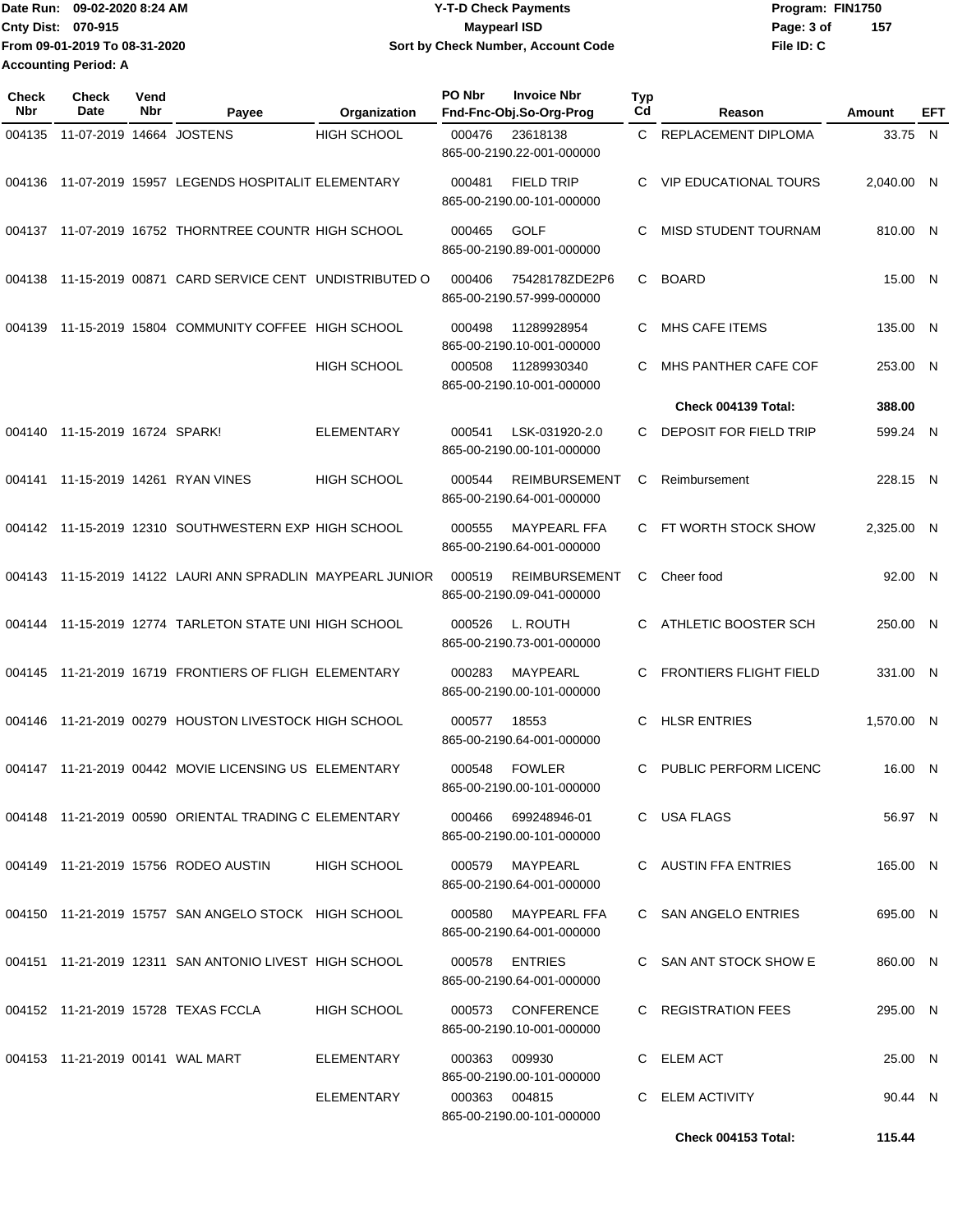Date Run: 09-02-2020 8:24 AM
Cnty Dist: 070-915
From 09-01-2019 To 08-31-2020
Accounting Period: A

**Y-T-D Check Payments**
**Maypearl ISD**
**Sort by Check Number, Account Code**

Program: FIN1750
File ID: C

| Check Nbr | Check Date | Vend Nbr | Payee | Organization | PO Nbr / Invoice Nbr / Fnd-Fnc-Obj.So-Org-Prog | Typ Cd | Reason | Amount | EFT |
|---|---|---|---|---|---|---|---|---|---|
| 004135 | 11-07-2019 | 14664 | JOSTENS | HIGH SCHOOL | 000476 23618138 865-00-2190.22-001-000000 | C | REPLACEMENT DIPLOMA | 33.75 | N |
| 004136 | 11-07-2019 | 15957 | LEGENDS HOSPITALIT | ELEMENTARY | 000481 FIELD TRIP 865-00-2190.00-101-000000 | C | VIP EDUCATIONAL TOURS | 2,040.00 | N |
| 004137 | 11-07-2019 | 16752 | THORNTREE COUNTR | HIGH SCHOOL | 000465 GOLF 865-00-2190.89-001-000000 | C | MISD STUDENT TOURNAM | 810.00 | N |
| 004138 | 11-15-2019 | 00871 | CARD SERVICE CENT | UNDISTRIBUTED O | 000406 75428178ZDE2P6 865-00-2190.57-999-000000 | C | BOARD | 15.00 | N |
| 004139 | 11-15-2019 | 15804 | COMMUNITY COFFEE | HIGH SCHOOL | 000498 11289928954 865-00-2190.10-001-000000 | C | MHS CAFE ITEMS | 135.00 | N |
| | | | | HIGH SCHOOL | 000508 11289930340 865-00-2190.10-001-000000 | C | MHS PANTHER CAFE COF | 253.00 | N |
| | | | | | | | **Check 004139 Total:** | **388.00** | |
| 004140 | 11-15-2019 | 16724 | SPARK! | ELEMENTARY | 000541 LSK-031920-2.0 865-00-2190.00-101-000000 | C | DEPOSIT FOR FIELD TRIP | 599.24 | N |
| 004141 | 11-15-2019 | 14261 | RYAN VINES | HIGH SCHOOL | 000544 REIMBURSEMENT 865-00-2190.64-001-000000 | C | Reimbursement | 228.15 | N |
| 004142 | 11-15-2019 | 12310 | SOUTHWESTERN EXP | HIGH SCHOOL | 000555 MAYPEARL FFA 865-00-2190.64-001-000000 | C | FT WORTH STOCK SHOW | 2,325.00 | N |
| 004143 | 11-15-2019 | 14122 | LAURI ANN SPRADLIN | MAYPEARL JUNIOR | 000519 REIMBURSEMENT 865-00-2190.09-041-000000 | C | Cheer food | 92.00 | N |
| 004144 | 11-15-2019 | 12774 | TARLETON STATE UNI | HIGH SCHOOL | 000526 L. ROUTH 865-00-2190.73-001-000000 | C | ATHLETIC BOOSTER SCH | 250.00 | N |
| 004145 | 11-21-2019 | 16719 | FRONTIERS OF FLIGH | ELEMENTARY | 000283 MAYPEARL 865-00-2190.00-101-000000 | C | FRONTIERS FLIGHT FIELD | 331.00 | N |
| 004146 | 11-21-2019 | 00279 | HOUSTON LIVESTOCK | HIGH SCHOOL | 000577 18553 865-00-2190.64-001-000000 | C | HLSR ENTRIES | 1,570.00 | N |
| 004147 | 11-21-2019 | 00442 | MOVIE LICENSING US | ELEMENTARY | 000548 FOWLER 865-00-2190.00-101-000000 | C | PUBLIC PERFORM LICENC | 16.00 | N |
| 004148 | 11-21-2019 | 00590 | ORIENTAL TRADING C | ELEMENTARY | 000466 699248946-01 865-00-2190.00-101-000000 | C | USA FLAGS | 56.97 | N |
| 004149 | 11-21-2019 | 15756 | RODEO AUSTIN | HIGH SCHOOL | 000579 MAYPEARL 865-00-2190.64-001-000000 | C | AUSTIN FFA ENTRIES | 165.00 | N |
| 004150 | 11-21-2019 | 15757 | SAN ANGELO STOCK | HIGH SCHOOL | 000580 MAYPEARL FFA 865-00-2190.64-001-000000 | C | SAN ANGELO ENTRIES | 695.00 | N |
| 004151 | 11-21-2019 | 12311 | SAN ANTONIO LIVEST | HIGH SCHOOL | 000578 ENTRIES 865-00-2190.64-001-000000 | C | SAN ANT STOCK SHOW E | 860.00 | N |
| 004152 | 11-21-2019 | 15728 | TEXAS FCCLA | HIGH SCHOOL | 000573 CONFERENCE 865-00-2190.10-001-000000 | C | REGISTRATION FEES | 295.00 | N |
| 004153 | 11-21-2019 | 00141 | WAL MART | ELEMENTARY | 000363 009930 865-00-2190.00-101-000000 | C | ELEM ACT | 25.00 | N |
| | | | | ELEMENTARY | 000363 004815 865-00-2190.00-101-000000 | C | ELEM ACTIVITY | 90.44 | N |
| | | | | | | | **Check 004153 Total:** | **115.44** | |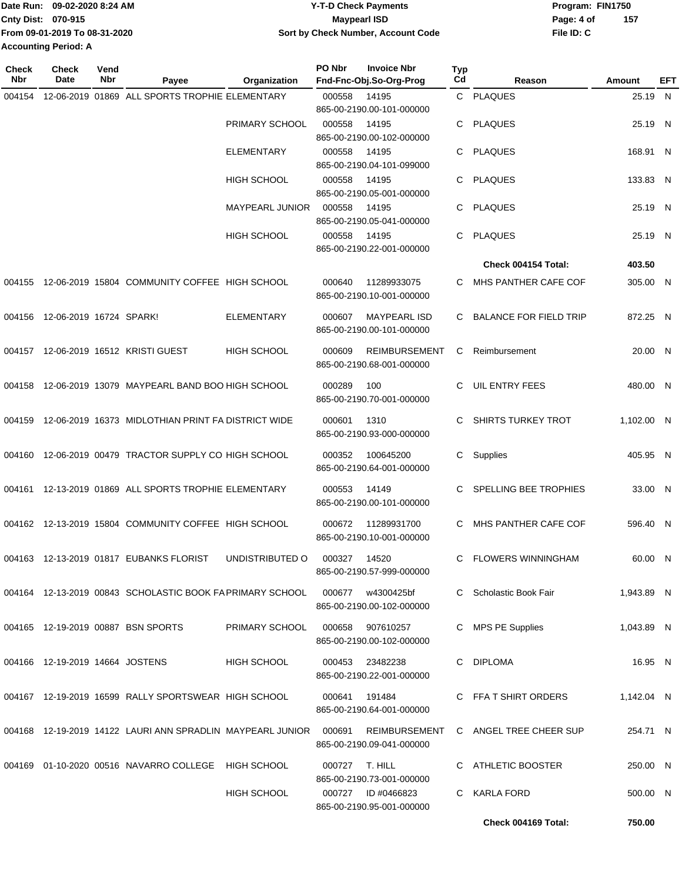Date Run: 09-02-2020 8:24 AM
Cnty Dist: 070-915
From 09-01-2019 To 08-31-2020
Accounting Period: A

# Y-T-D Check Payments
## Maypearl ISD
### Sort by Check Number, Account Code

Program: FIN1750
File ID: C

| Check Nbr | Check Date | Vend Nbr | Payee | Organization | PO Nbr | Invoice Nbr / Fnd-Fnc-Obj.So-Org-Prog | Typ Cd | Reason | Amount | EFT |
|---|---|---|---|---|---|---|---|---|---|---|
| 004154 | 12-06-2019 | 01869 | ALL SPORTS TROPHIE | ELEMENTARY | 000558 | 14195 865-00-2190.00-101-000000 | C | PLAQUES | 25.19 | N |
| | | | | PRIMARY SCHOOL | 000558 | 14195 865-00-2190.00-102-000000 | C | PLAQUES | 25.19 | N |
| | | | | ELEMENTARY | 000558 | 14195 865-00-2190.04-101-099000 | C | PLAQUES | 168.91 | N |
| | | | | HIGH SCHOOL | 000558 | 14195 865-00-2190.05-001-000000 | C | PLAQUES | 133.83 | N |
| | | | | MAYPEARL JUNIOR | 000558 | 14195 865-00-2190.05-041-000000 | C | PLAQUES | 25.19 | N |
| | | | | HIGH SCHOOL | 000558 | 14195 865-00-2190.22-001-000000 | C | PLAQUES | 25.19 | N |
| | | | | | | | | **Check 004154 Total:** | **403.50** | |
| 004155 | 12-06-2019 | 15804 | COMMUNITY COFFEE | HIGH SCHOOL | 000640 | 11289933075 865-00-2190.10-001-000000 | C | MHS PANTHER CAFE COF | 305.00 | N |
| 004156 | 12-06-2019 | 16724 | SPARK! | ELEMENTARY | 000607 | MAYPEARL ISD 865-00-2190.00-101-000000 | C | BALANCE FOR FIELD TRIP | 872.25 | N |
| 004157 | 12-06-2019 | 16512 | KRISTI GUEST | HIGH SCHOOL | 000609 | REIMBURSEMENT 865-00-2190.68-001-000000 | C | Reimbursement | 20.00 | N |
| 004158 | 12-06-2019 | 13079 | MAYPEARL BAND BOO | HIGH SCHOOL | 000289 | 100 865-00-2190.70-001-000000 | C | UIL ENTRY FEES | 480.00 | N |
| 004159 | 12-06-2019 | 16373 | MIDLOTHIAN PRINT FA | DISTRICT WIDE | 000601 | 1310 865-00-2190.93-000-000000 | C | SHIRTS TURKEY TROT | 1,102.00 | N |
| 004160 | 12-06-2019 | 00479 | TRACTOR SUPPLY CO | HIGH SCHOOL | 000352 | 100645200 865-00-2190.64-001-000000 | C | Supplies | 405.95 | N |
| 004161 | 12-13-2019 | 01869 | ALL SPORTS TROPHIE | ELEMENTARY | 000553 | 14149 865-00-2190.00-101-000000 | C | SPELLING BEE TROPHIES | 33.00 | N |
| 004162 | 12-13-2019 | 15804 | COMMUNITY COFFEE | HIGH SCHOOL | 000672 | 11289931700 865-00-2190.10-001-000000 | C | MHS PANTHER CAFE COF | 596.40 | N |
| 004163 | 12-13-2019 | 01817 | EUBANKS FLORIST | UNDISTRIBUTED O | 000327 | 14520 865-00-2190.57-999-000000 | C | FLOWERS WINNINGHAM | 60.00 | N |
| 004164 | 12-13-2019 | 00843 | SCHOLASTIC BOOK FA | PRIMARY SCHOOL | 000677 | w4300425bf 865-00-2190.00-102-000000 | C | Scholastic Book Fair | 1,943.89 | N |
| 004165 | 12-19-2019 | 00887 | BSN SPORTS | PRIMARY SCHOOL | 000658 | 907610257 865-00-2190.00-102-000000 | C | MPS PE Supplies | 1,043.89 | N |
| 004166 | 12-19-2019 | 14664 | JOSTENS | HIGH SCHOOL | 000453 | 23482238 865-00-2190.22-001-000000 | C | DIPLOMA | 16.95 | N |
| 004167 | 12-19-2019 | 16599 | RALLY SPORTSWEAR | HIGH SCHOOL | 000641 | 191484 865-00-2190.64-001-000000 | C | FFA T SHIRT ORDERS | 1,142.04 | N |
| 004168 | 12-19-2019 | 14122 | LAURI ANN SPRADLIN | MAYPEARL JUNIOR | 000691 | REIMBURSEMENT 865-00-2190.09-041-000000 | C | ANGEL TREE CHEER SUP | 254.71 | N |
| 004169 | 01-10-2020 | 00516 | NAVARRO COLLEGE | HIGH SCHOOL | 000727 | T. HILL 865-00-2190.73-001-000000 | C | ATHLETIC BOOSTER | 250.00 | N |
| | | | | HIGH SCHOOL | 000727 | ID #0466823 865-00-2190.95-001-000000 | C | KARLA FORD | 500.00 | N |
| | | | | | | | | **Check 004169 Total:** | **750.00** | |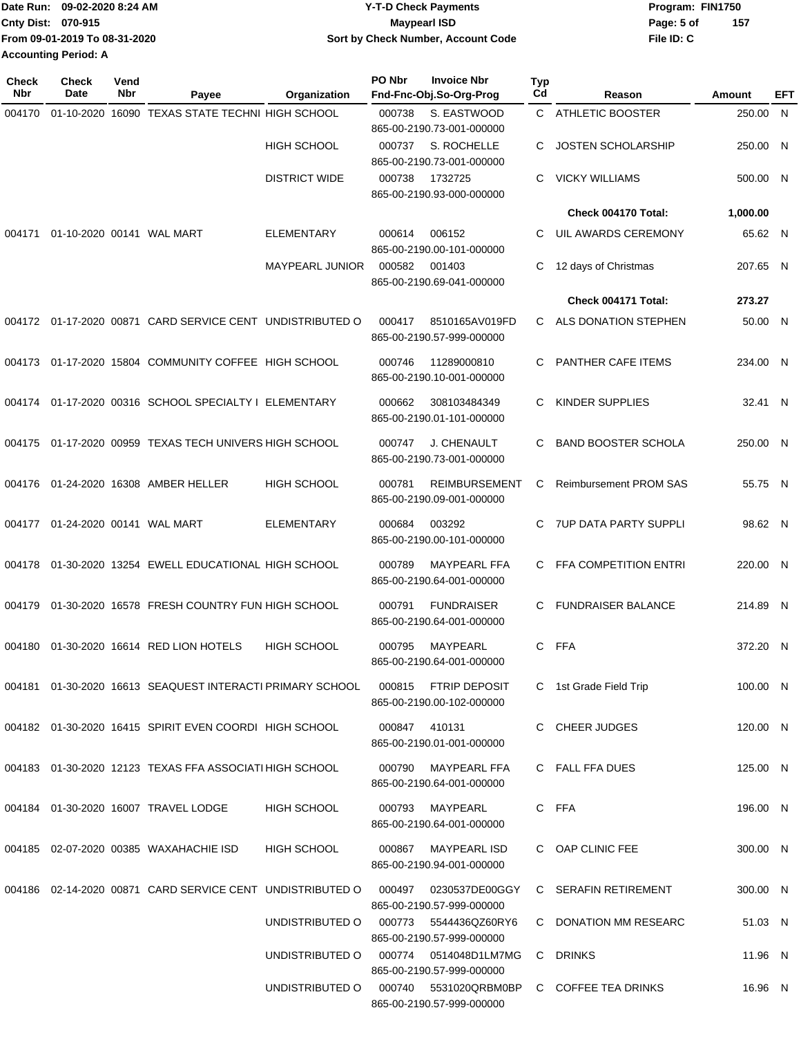Date Run: 09-02-2020 8:24 AM
Cnty Dist: 070-915
From 09-01-2019 To 08-31-2020
Accounting Period: A

# Y-T-D Check Payments
## Maypearl ISD
### Sort by Check Number, Account Code

Program: FIN1750
File ID: C

| Check Nbr | Check Date | Vend Nbr | Payee | Organization | PO Nbr | Invoice Nbr / Fnd-Fnc-Obj.So-Org-Prog | Typ Cd | Reason | Amount | EFT |
|---|---|---|---|---|---|---|---|---|---|---|
| 004170 | 01-10-2020 | 16090 | TEXAS STATE TECHNI | HIGH SCHOOL | 000738 | S. EASTWOOD 865-00-2190.73-001-000000 | C | ATHLETIC BOOSTER | 250.00 | N |
| | | | | HIGH SCHOOL | 000737 | S. ROCHELLE 865-00-2190.73-001-000000 | C | JOSTEN SCHOLARSHIP | 250.00 | N |
| | | | | DISTRICT WIDE | 000738 | 1732725 865-00-2190.93-000-000000 | C | VICKY WILLIAMS | 500.00 | N |
| | | | | | | | | **Check 004170 Total:** | **1,000.00** | |
| 004171 | 01-10-2020 | 00141 | WAL MART | ELEMENTARY | 000614 | 006152 865-00-2190.00-101-000000 | C | UIL AWARDS CEREMONY | 65.62 | N |
| | | | | MAYPEARL JUNIOR | 000582 | 001403 865-00-2190.69-041-000000 | C | 12 days of Christmas | 207.65 | N |
| | | | | | | | | **Check 004171 Total:** | **273.27** | |
| 004172 | 01-17-2020 | 00871 | CARD SERVICE CENT | UNDISTRIBUTED O | 000417 | 8510165AV019FD 865-00-2190.57-999-000000 | C | ALS DONATION STEPHEN | 50.00 | N |
| 004173 | 01-17-2020 | 15804 | COMMUNITY COFFEE | HIGH SCHOOL | 000746 | 11289000810 865-00-2190.10-001-000000 | C | PANTHER CAFE ITEMS | 234.00 | N |
| 004174 | 01-17-2020 | 00316 | SCHOOL SPECIALTY I | ELEMENTARY | 000662 | 308103484349 865-00-2190.01-101-000000 | C | KINDER SUPPLIES | 32.41 | N |
| 004175 | 01-17-2020 | 00959 | TEXAS TECH UNIVERS | HIGH SCHOOL | 000747 | J. CHENAULT 865-00-2190.73-001-000000 | C | BAND BOOSTER SCHOLA | 250.00 | N |
| 004176 | 01-24-2020 | 16308 | AMBER HELLER | HIGH SCHOOL | 000781 | REIMBURSEMENT 865-00-2190.09-001-000000 | C | Reimbursement PROM SAS | 55.75 | N |
| 004177 | 01-24-2020 | 00141 | WAL MART | ELEMENTARY | 000684 | 003292 865-00-2190.00-101-000000 | C | 7UP DATA PARTY SUPPLI | 98.62 | N |
| 004178 | 01-30-2020 | 13254 | EWELL EDUCATIONAL | HIGH SCHOOL | 000789 | MAYPEARL FFA 865-00-2190.64-001-000000 | C | FFA COMPETITION ENTRI | 220.00 | N |
| 004179 | 01-30-2020 | 16578 | FRESH COUNTRY FUN | HIGH SCHOOL | 000791 | FUNDRAISER 865-00-2190.64-001-000000 | C | FUNDRAISER BALANCE | 214.89 | N |
| 004180 | 01-30-2020 | 16614 | RED LION HOTELS | HIGH SCHOOL | 000795 | MAYPEARL 865-00-2190.64-001-000000 | C | FFA | 372.20 | N |
| 004181 | 01-30-2020 | 16613 | SEAQUEST INTERACTI | PRIMARY SCHOOL | 000815 | FTRIP DEPOSIT 865-00-2190.00-102-000000 | C | 1st Grade Field Trip | 100.00 | N |
| 004182 | 01-30-2020 | 16415 | SPIRIT EVEN COORDI | HIGH SCHOOL | 000847 | 410131 865-00-2190.01-001-000000 | C | CHEER JUDGES | 120.00 | N |
| 004183 | 01-30-2020 | 12123 | TEXAS FFA ASSOCIATI | HIGH SCHOOL | 000790 | MAYPEARL FFA 865-00-2190.64-001-000000 | C | FALL FFA DUES | 125.00 | N |
| 004184 | 01-30-2020 | 16007 | TRAVEL LODGE | HIGH SCHOOL | 000793 | MAYPEARL 865-00-2190.64-001-000000 | C | FFA | 196.00 | N |
| 004185 | 02-07-2020 | 00385 | WAXAHACHIE ISD | HIGH SCHOOL | 000867 | MAYPEARL ISD 865-00-2190.94-001-000000 | C | OAP CLINIC FEE | 300.00 | N |
| 004186 | 02-14-2020 | 00871 | CARD SERVICE CENT | UNDISTRIBUTED O | 000497 | 0230537DE00GGY 865-00-2190.57-999-000000 | C | SERAFIN RETIREMENT | 300.00 | N |
| | | | | UNDISTRIBUTED O | 000773 | 5544436QZ60RY6 865-00-2190.57-999-000000 | C | DONATION MM RESEARC | 51.03 | N |
| | | | | UNDISTRIBUTED O | 000774 | 0514048D1LM7MG 865-00-2190.57-999-000000 | C | DRINKS | 11.96 | N |
| | | | | UNDISTRIBUTED O | 000740 | 5531020QRBM0BP 865-00-2190.57-999-000000 | C | COFFEE TEA DRINKS | 16.96 | N |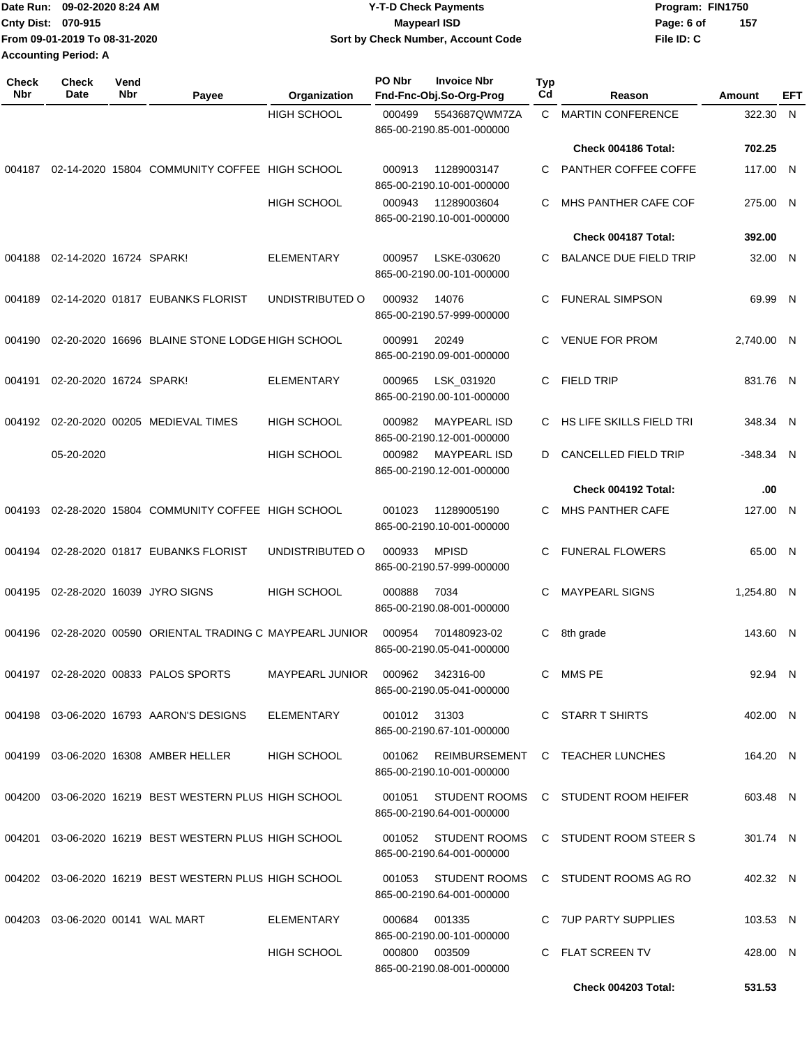Date Run: 09-02-2020 8:24 AM
Cnty Dist: 070-915
From 09-01-2019 To 08-31-2020
Accounting Period: A

**Y-T-D Check Payments**
**Maypearl ISD**
**Sort by Check Number, Account Code**

Program: FIN1750
File ID: C

| Check Nbr | Check Date | Vend Nbr | Payee | Organization | PO Nbr | Invoice Nbr / Fnd-Fnc-Obj.So-Org-Prog | Typ Cd | Reason | Amount | EFT |
|---|---|---|---|---|---|---|---|---|---|---|
| | | | | HIGH SCHOOL | 000499 | 5543687QWM7ZA 865-00-2190.85-001-000000 | C | MARTIN CONFERENCE | 322.30 | N |
| | | | | | | | | **Check 004186 Total:** | **702.25** | |
| 004187 | 02-14-2020 | 15804 | COMMUNITY COFFEE | HIGH SCHOOL | 000913 | 11289003147 865-00-2190.10-001-000000 | C | PANTHER COFFEE COFFE | 117.00 | N |
| | | | | HIGH SCHOOL | 000943 | 11289003604 865-00-2190.10-001-000000 | C | MHS PANTHER CAFE COF | 275.00 | N |
| | | | | | | | | **Check 004187 Total:** | **392.00** | |
| 004188 | 02-14-2020 | 16724 | SPARK! | ELEMENTARY | 000957 | LSKE-030620 865-00-2190.00-101-000000 | C | BALANCE DUE FIELD TRIP | 32.00 | N |
| 004189 | 02-14-2020 | 01817 | EUBANKS FLORIST | UNDISTRIBUTED O | 000932 | 14076 865-00-2190.57-999-000000 | C | FUNERAL SIMPSON | 69.99 | N |
| 004190 | 02-20-2020 | 16696 | BLAINE STONE LODGE | HIGH SCHOOL | 000991 | 20249 865-00-2190.09-001-000000 | C | VENUE FOR PROM | 2,740.00 | N |
| 004191 | 02-20-2020 | 16724 | SPARK! | ELEMENTARY | 000965 | LSK_031920 865-00-2190.00-101-000000 | C | FIELD TRIP | 831.76 | N |
| 004192 | 02-20-2020 | 00205 | MEDIEVAL TIMES | HIGH SCHOOL | 000982 | MAYPEARL ISD 865-00-2190.12-001-000000 | C | HS LIFE SKILLS FIELD TRI | 348.34 | N |
| | 05-20-2020 | | | HIGH SCHOOL | 000982 | MAYPEARL ISD 865-00-2190.12-001-000000 | D | CANCELLED FIELD TRIP | -348.34 | N |
| | | | | | | | | **Check 004192 Total:** | **.00** | |
| 004193 | 02-28-2020 | 15804 | COMMUNITY COFFEE | HIGH SCHOOL | 001023 | 11289005190 865-00-2190.10-001-000000 | C | MHS PANTHER CAFE | 127.00 | N |
| 004194 | 02-28-2020 | 01817 | EUBANKS FLORIST | UNDISTRIBUTED O | 000933 | MPISD 865-00-2190.57-999-000000 | C | FUNERAL FLOWERS | 65.00 | N |
| 004195 | 02-28-2020 | 16039 | JYRO SIGNS | HIGH SCHOOL | 000888 | 7034 865-00-2190.08-001-000000 | C | MAYPEARL SIGNS | 1,254.80 | N |
| 004196 | 02-28-2020 | 00590 | ORIENTAL TRADING C | MAYPEARL JUNIOR | 000954 | 701480923-02 865-00-2190.05-041-000000 | C | 8th grade | 143.60 | N |
| 004197 | 02-28-2020 | 00833 | PALOS SPORTS | MAYPEARL JUNIOR | 000962 | 342316-00 865-00-2190.05-041-000000 | C | MMS PE | 92.94 | N |
| 004198 | 03-06-2020 | 16793 | AARON'S DESIGNS | ELEMENTARY | 001012 | 31303 865-00-2190.67-101-000000 | C | STARR T SHIRTS | 402.00 | N |
| 004199 | 03-06-2020 | 16308 | AMBER HELLER | HIGH SCHOOL | 001062 | REIMBURSEMENT 865-00-2190.10-001-000000 | C | TEACHER LUNCHES | 164.20 | N |
| 004200 | 03-06-2020 | 16219 | BEST WESTERN PLUS | HIGH SCHOOL | 001051 | STUDENT ROOMS 865-00-2190.64-001-000000 | C | STUDENT ROOM HEIFER | 603.48 | N |
| 004201 | 03-06-2020 | 16219 | BEST WESTERN PLUS | HIGH SCHOOL | 001052 | STUDENT ROOMS 865-00-2190.64-001-000000 | C | STUDENT ROOM STEER S | 301.74 | N |
| 004202 | 03-06-2020 | 16219 | BEST WESTERN PLUS | HIGH SCHOOL | 001053 | STUDENT ROOMS 865-00-2190.64-001-000000 | C | STUDENT ROOMS AG RO | 402.32 | N |
| 004203 | 03-06-2020 | 00141 | WAL MART | ELEMENTARY | 000684 | 001335 865-00-2190.00-101-000000 | C | 7UP PARTY SUPPLIES | 103.53 | N |
| | | | | HIGH SCHOOL | 000800 | 003509 865-00-2190.08-001-000000 | C | FLAT SCREEN TV | 428.00 | N |
| | | | | | | | | **Check 004203 Total:** | **531.53** | |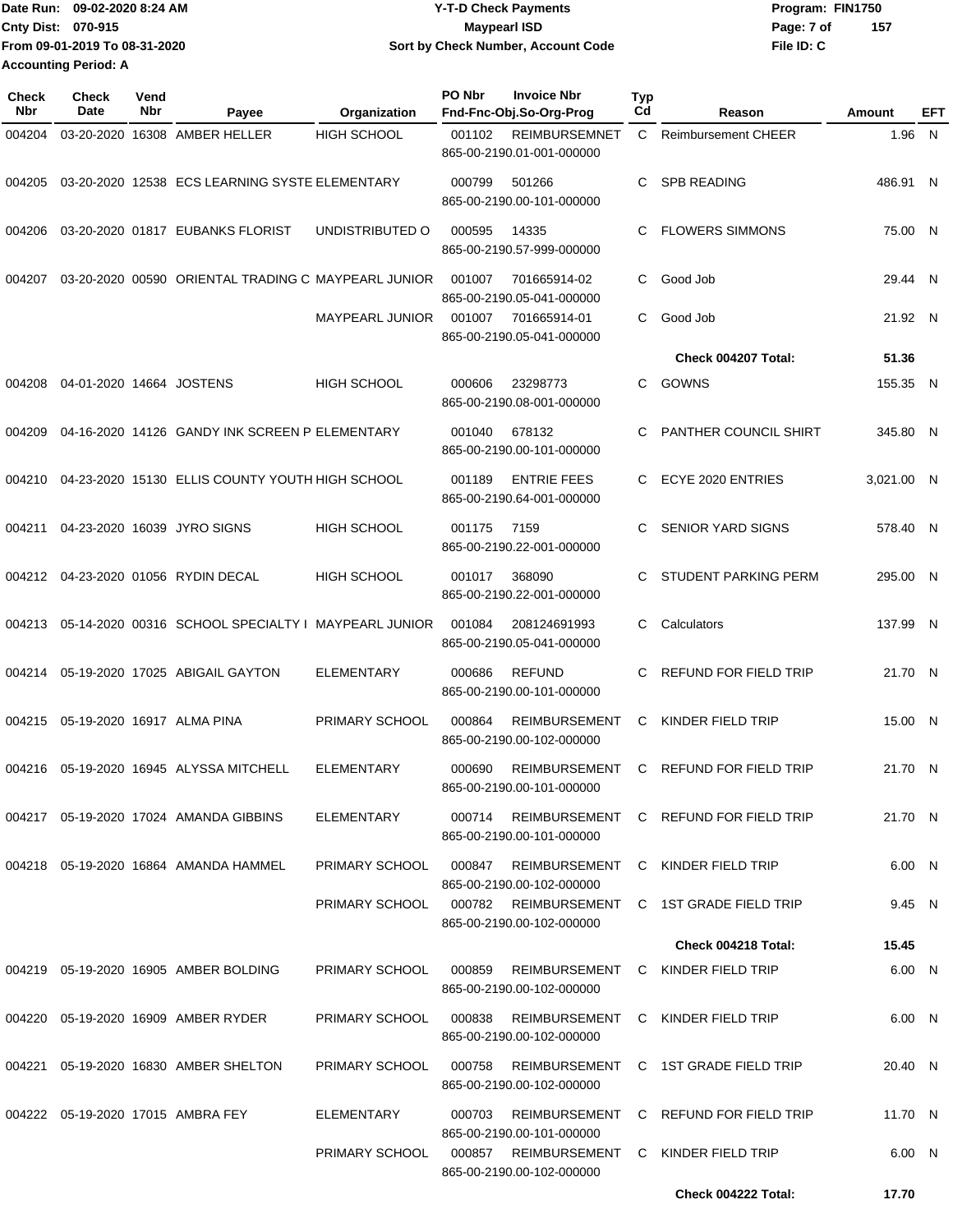Date Run: 09-02-2020 8:24 AM
Cnty Dist: 070-915
From 09-01-2019 To 08-31-2020
Accounting Period: A

**Y-T-D Check Payments**
**Maypearl ISD**
**Sort by Check Number, Account Code**

Program: FIN1750
File ID: C

| Check Nbr | Check Date | Vend Nbr | Payee | Organization | PO Nbr | Invoice Nbr / Fnd-Fnc-Obj.So-Org-Prog | Typ Cd | Reason | Amount | EFT |
|---|---|---|---|---|---|---|---|---|---|---|
| 004204 | 03-20-2020 | 16308 | AMBER HELLER | HIGH SCHOOL | 001102 | REIMBURSEMNET 865-00-2190.01-001-000000 | C | Reimbursement CHEER | 1.96 | N |
| 004205 | 03-20-2020 | 12538 | ECS LEARNING SYSTE | ELEMENTARY | 000799 | 501266 865-00-2190.00-101-000000 | C | SPB READING | 486.91 | N |
| 004206 | 03-20-2020 | 01817 | EUBANKS FLORIST | UNDISTRIBUTED O | 000595 | 14335 865-00-2190.57-999-000000 | C | FLOWERS SIMMONS | 75.00 | N |
| 004207 | 03-20-2020 | 00590 | ORIENTAL TRADING C | MAYPEARL JUNIOR | 001007 | 701665914-02 865-00-2190.05-041-000000 | C | Good Job | 29.44 | N |
| | | | | MAYPEARL JUNIOR | 001007 | 701665914-01 865-00-2190.05-041-000000 | C | Good Job | 21.92 | N |
| | | | | | | | | **Check 004207 Total:** | **51.36** | |
| 004208 | 04-01-2020 | 14664 | JOSTENS | HIGH SCHOOL | 000606 | 23298773 865-00-2190.08-001-000000 | C | GOWNS | 155.35 | N |
| 004209 | 04-16-2020 | 14126 | GANDY INK SCREEN P | ELEMENTARY | 001040 | 678132 865-00-2190.00-101-000000 | C | PANTHER COUNCIL SHIRT | 345.80 | N |
| 004210 | 04-23-2020 | 15130 | ELLIS COUNTY YOUTH | HIGH SCHOOL | 001189 | ENTRIE FEES 865-00-2190.64-001-000000 | C | ECYE 2020 ENTRIES | 3,021.00 | N |
| 004211 | 04-23-2020 | 16039 | JYRO SIGNS | HIGH SCHOOL | 001175 | 7159 865-00-2190.22-001-000000 | C | SENIOR YARD SIGNS | 578.40 | N |
| 004212 | 04-23-2020 | 01056 | RYDIN DECAL | HIGH SCHOOL | 001017 | 368090 865-00-2190.22-001-000000 | C | STUDENT PARKING PERM | 295.00 | N |
| 004213 | 05-14-2020 | 00316 | SCHOOL SPECIALTY I | MAYPEARL JUNIOR | 001084 | 208124691993 865-00-2190.05-041-000000 | C | Calculators | 137.99 | N |
| 004214 | 05-19-2020 | 17025 | ABIGAIL GAYTON | ELEMENTARY | 000686 | REFUND 865-00-2190.00-101-000000 | C | REFUND FOR FIELD TRIP | 21.70 | N |
| 004215 | 05-19-2020 | 16917 | ALMA PINA | PRIMARY SCHOOL | 000864 | REIMBURSEMENT 865-00-2190.00-102-000000 | C | KINDER FIELD TRIP | 15.00 | N |
| 004216 | 05-19-2020 | 16945 | ALYSSA MITCHELL | ELEMENTARY | 000690 | REIMBURSEMENT 865-00-2190.00-101-000000 | C | REFUND FOR FIELD TRIP | 21.70 | N |
| 004217 | 05-19-2020 | 17024 | AMANDA GIBBINS | ELEMENTARY | 000714 | REIMBURSEMENT 865-00-2190.00-101-000000 | C | REFUND FOR FIELD TRIP | 21.70 | N |
| 004218 | 05-19-2020 | 16864 | AMANDA HAMMEL | PRIMARY SCHOOL | 000847 | REIMBURSEMENT 865-00-2190.00-102-000000 | C | KINDER FIELD TRIP | 6.00 | N |
| | | | | PRIMARY SCHOOL | 000782 | REIMBURSEMENT 865-00-2190.00-102-000000 | C | 1ST GRADE FIELD TRIP | 9.45 | N |
| | | | | | | | | **Check 004218 Total:** | **15.45** | |
| 004219 | 05-19-2020 | 16905 | AMBER BOLDING | PRIMARY SCHOOL | 000859 | REIMBURSEMENT 865-00-2190.00-102-000000 | C | KINDER FIELD TRIP | 6.00 | N |
| 004220 | 05-19-2020 | 16909 | AMBER RYDER | PRIMARY SCHOOL | 000838 | REIMBURSEMENT 865-00-2190.00-102-000000 | C | KINDER FIELD TRIP | 6.00 | N |
| 004221 | 05-19-2020 | 16830 | AMBER SHELTON | PRIMARY SCHOOL | 000758 | REIMBURSEMENT 865-00-2190.00-102-000000 | C | 1ST GRADE FIELD TRIP | 20.40 | N |
| 004222 | 05-19-2020 | 17015 | AMBRA FEY | ELEMENTARY | 000703 | REIMBURSEMENT 865-00-2190.00-101-000000 | C | REFUND FOR FIELD TRIP | 11.70 | N |
| | | | | PRIMARY SCHOOL | 000857 | REIMBURSEMENT 865-00-2190.00-102-000000 | C | KINDER FIELD TRIP | 6.00 | N |
| | | | | | | | | **Check 004222 Total:** | **17.70** | |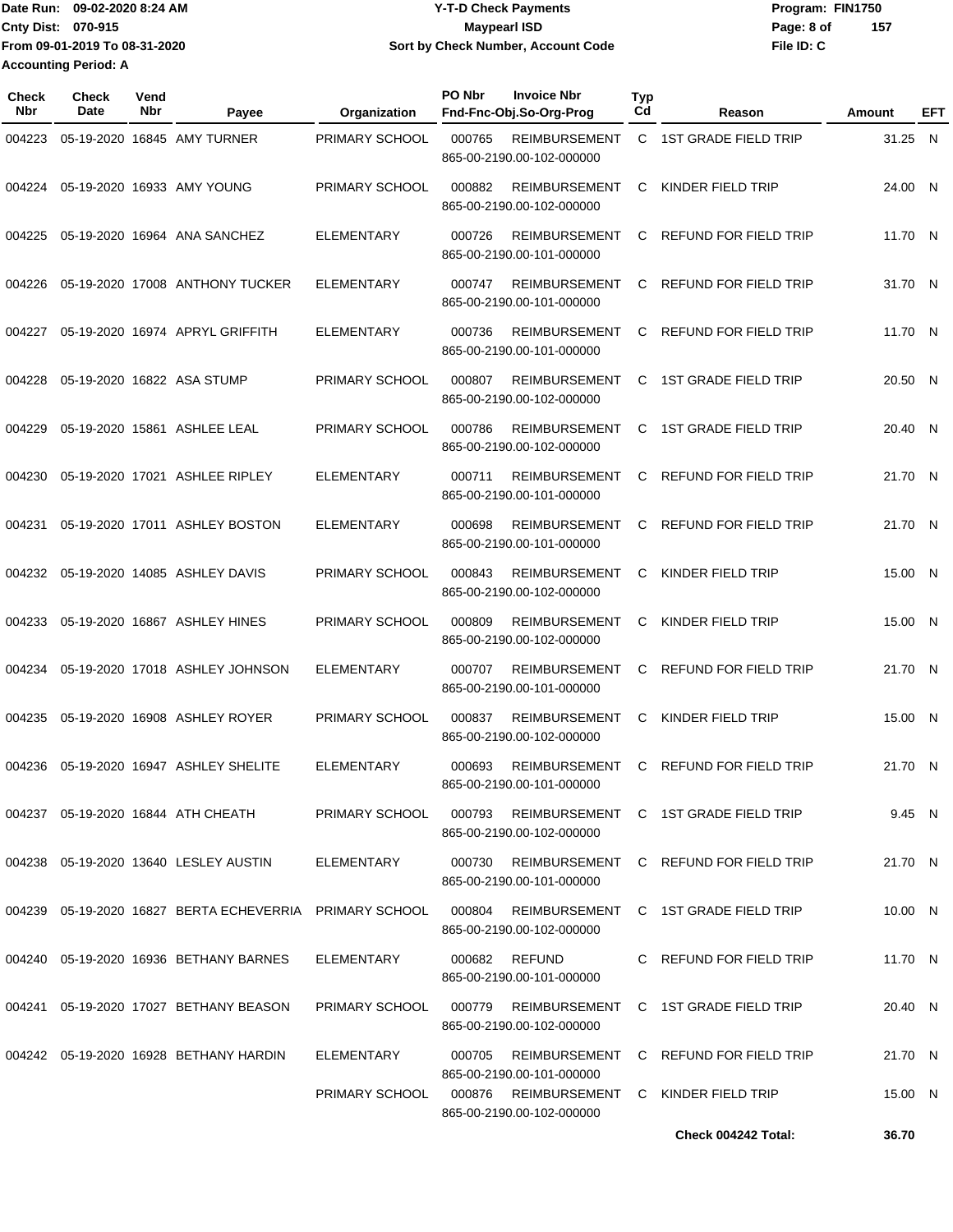Date Run: 09-02-2020 8:24 AM
Cnty Dist: 070-915
From 09-01-2019 To 08-31-2020
Accounting Period: A

**Y-T-D Check Payments**
**Maypearl ISD**
**Sort by Check Number, Account Code**

Program: FIN1750
File ID: C

| Check Nbr | Check Date | Vend Nbr | Payee | Organization | PO Nbr | Invoice Nbr / Fnd-Fnc-Obj.So-Org-Prog | Typ Cd | Reason | Amount | EFT |
|---|---|---|---|---|---|---|---|---|---|---|
| 004223 | 05-19-2020 | 16845 | AMY TURNER | PRIMARY SCHOOL | 000765 | REIMBURSEMENT 865-00-2190.00-102-000000 | C | 1ST GRADE FIELD TRIP | 31.25 | N |
| 004224 | 05-19-2020 | 16933 | AMY YOUNG | PRIMARY SCHOOL | 000882 | REIMBURSEMENT 865-00-2190.00-102-000000 | C | KINDER FIELD TRIP | 24.00 | N |
| 004225 | 05-19-2020 | 16964 | ANA SANCHEZ | ELEMENTARY | 000726 | REIMBURSEMENT 865-00-2190.00-101-000000 | C | REFUND FOR FIELD TRIP | 11.70 | N |
| 004226 | 05-19-2020 | 17008 | ANTHONY TUCKER | ELEMENTARY | 000747 | REIMBURSEMENT 865-00-2190.00-101-000000 | C | REFUND FOR FIELD TRIP | 31.70 | N |
| 004227 | 05-19-2020 | 16974 | APRYL GRIFFITH | ELEMENTARY | 000736 | REIMBURSEMENT 865-00-2190.00-101-000000 | C | REFUND FOR FIELD TRIP | 11.70 | N |
| 004228 | 05-19-2020 | 16822 | ASA STUMP | PRIMARY SCHOOL | 000807 | REIMBURSEMENT 865-00-2190.00-102-000000 | C | 1ST GRADE FIELD TRIP | 20.50 | N |
| 004229 | 05-19-2020 | 15861 | ASHLEE LEAL | PRIMARY SCHOOL | 000786 | REIMBURSEMENT 865-00-2190.00-102-000000 | C | 1ST GRADE FIELD TRIP | 20.40 | N |
| 004230 | 05-19-2020 | 17021 | ASHLEE RIPLEY | ELEMENTARY | 000711 | REIMBURSEMENT 865-00-2190.00-101-000000 | C | REFUND FOR FIELD TRIP | 21.70 | N |
| 004231 | 05-19-2020 | 17011 | ASHLEY BOSTON | ELEMENTARY | 000698 | REIMBURSEMENT 865-00-2190.00-101-000000 | C | REFUND FOR FIELD TRIP | 21.70 | N |
| 004232 | 05-19-2020 | 14085 | ASHLEY DAVIS | PRIMARY SCHOOL | 000843 | REIMBURSEMENT 865-00-2190.00-102-000000 | C | KINDER FIELD TRIP | 15.00 | N |
| 004233 | 05-19-2020 | 16867 | ASHLEY HINES | PRIMARY SCHOOL | 000809 | REIMBURSEMENT 865-00-2190.00-102-000000 | C | KINDER FIELD TRIP | 15.00 | N |
| 004234 | 05-19-2020 | 17018 | ASHLEY JOHNSON | ELEMENTARY | 000707 | REIMBURSEMENT 865-00-2190.00-101-000000 | C | REFUND FOR FIELD TRIP | 21.70 | N |
| 004235 | 05-19-2020 | 16908 | ASHLEY ROYER | PRIMARY SCHOOL | 000837 | REIMBURSEMENT 865-00-2190.00-102-000000 | C | KINDER FIELD TRIP | 15.00 | N |
| 004236 | 05-19-2020 | 16947 | ASHLEY SHELITE | ELEMENTARY | 000693 | REIMBURSEMENT 865-00-2190.00-101-000000 | C | REFUND FOR FIELD TRIP | 21.70 | N |
| 004237 | 05-19-2020 | 16844 | ATH CHEATH | PRIMARY SCHOOL | 000793 | REIMBURSEMENT 865-00-2190.00-102-000000 | C | 1ST GRADE FIELD TRIP | 9.45 | N |
| 004238 | 05-19-2020 | 13640 | LESLEY AUSTIN | ELEMENTARY | 000730 | REIMBURSEMENT 865-00-2190.00-101-000000 | C | REFUND FOR FIELD TRIP | 21.70 | N |
| 004239 | 05-19-2020 | 16827 | BERTA ECHEVERRIA | PRIMARY SCHOOL | 000804 | REIMBURSEMENT 865-00-2190.00-102-000000 | C | 1ST GRADE FIELD TRIP | 10.00 | N |
| 004240 | 05-19-2020 | 16936 | BETHANY BARNES | ELEMENTARY | 000682 | REFUND 865-00-2190.00-101-000000 | C | REFUND FOR FIELD TRIP | 11.70 | N |
| 004241 | 05-19-2020 | 17027 | BETHANY BEASON | PRIMARY SCHOOL | 000779 | REIMBURSEMENT 865-00-2190.00-102-000000 | C | 1ST GRADE FIELD TRIP | 20.40 | N |
| 004242 | 05-19-2020 | 16928 | BETHANY HARDIN | ELEMENTARY | 000705 | REIMBURSEMENT 865-00-2190.00-101-000000 | C | REFUND FOR FIELD TRIP | 21.70 | N |
| | | | | PRIMARY SCHOOL | 000876 | REIMBURSEMENT 865-00-2190.00-102-000000 | C | KINDER FIELD TRIP | 15.00 | N |
| | | | | | | | | **Check 004242 Total:** | **36.70** | |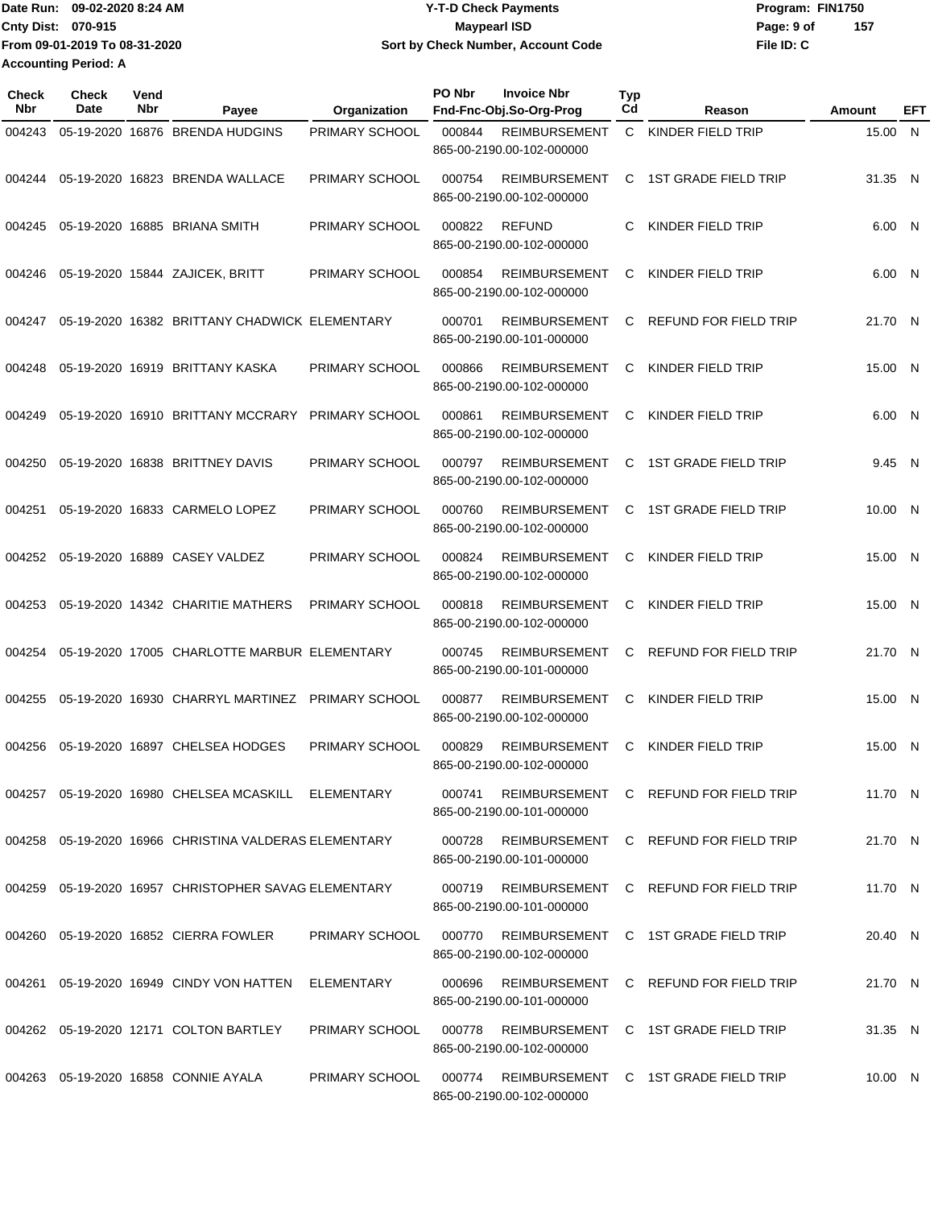Date Run: 09-02-2020 8:24 AM
Cnty Dist: 070-915
From 09-01-2019 To 08-31-2020
Accounting Period: A

# Y-T-D Check Payments
## Maypearl ISD
### Sort by Check Number, Account Code

Program: FIN1750
File ID: C

| Check Nbr | Check Date | Vend Nbr | Payee | Organization | PO Nbr | Invoice Nbr / Fnd-Fnc-Obj.So-Org-Prog | Typ Cd | Reason | Amount | EFT |
|---|---|---|---|---|---|---|---|---|---|---|
| 004243 | 05-19-2020 | 16876 | BRENDA HUDGINS | PRIMARY SCHOOL | 000844 | REIMBURSEMENT 865-00-2190.00-102-000000 | C | KINDER FIELD TRIP | 15.00 | N |
| 004244 | 05-19-2020 | 16823 | BRENDA WALLACE | PRIMARY SCHOOL | 000754 | REIMBURSEMENT 865-00-2190.00-102-000000 | C | 1ST GRADE FIELD TRIP | 31.35 | N |
| 004245 | 05-19-2020 | 16885 | BRIANA SMITH | PRIMARY SCHOOL | 000822 | REFUND 865-00-2190.00-102-000000 | C | KINDER FIELD TRIP | 6.00 | N |
| 004246 | 05-19-2020 | 15844 | ZAJICEK, BRITT | PRIMARY SCHOOL | 000854 | REIMBURSEMENT 865-00-2190.00-102-000000 | C | KINDER FIELD TRIP | 6.00 | N |
| 004247 | 05-19-2020 | 16382 | BRITTANY CHADWICK | ELEMENTARY | 000701 | REIMBURSEMENT 865-00-2190.00-101-000000 | C | REFUND FOR FIELD TRIP | 21.70 | N |
| 004248 | 05-19-2020 | 16919 | BRITTANY KASKA | PRIMARY SCHOOL | 000866 | REIMBURSEMENT 865-00-2190.00-102-000000 | C | KINDER FIELD TRIP | 15.00 | N |
| 004249 | 05-19-2020 | 16910 | BRITTANY MCCRARY | PRIMARY SCHOOL | 000861 | REIMBURSEMENT 865-00-2190.00-102-000000 | C | KINDER FIELD TRIP | 6.00 | N |
| 004250 | 05-19-2020 | 16838 | BRITTNEY DAVIS | PRIMARY SCHOOL | 000797 | REIMBURSEMENT 865-00-2190.00-102-000000 | C | 1ST GRADE FIELD TRIP | 9.45 | N |
| 004251 | 05-19-2020 | 16833 | CARMELO LOPEZ | PRIMARY SCHOOL | 000760 | REIMBURSEMENT 865-00-2190.00-102-000000 | C | 1ST GRADE FIELD TRIP | 10.00 | N |
| 004252 | 05-19-2020 | 16889 | CASEY VALDEZ | PRIMARY SCHOOL | 000824 | REIMBURSEMENT 865-00-2190.00-102-000000 | C | KINDER FIELD TRIP | 15.00 | N |
| 004253 | 05-19-2020 | 14342 | CHARITIE MATHERS | PRIMARY SCHOOL | 000818 | REIMBURSEMENT 865-00-2190.00-102-000000 | C | KINDER FIELD TRIP | 15.00 | N |
| 004254 | 05-19-2020 | 17005 | CHARLOTTE MARBUR | ELEMENTARY | 000745 | REIMBURSEMENT 865-00-2190.00-101-000000 | C | REFUND FOR FIELD TRIP | 21.70 | N |
| 004255 | 05-19-2020 | 16930 | CHARRYL MARTINEZ | PRIMARY SCHOOL | 000877 | REIMBURSEMENT 865-00-2190.00-102-000000 | C | KINDER FIELD TRIP | 15.00 | N |
| 004256 | 05-19-2020 | 16897 | CHELSEA HODGES | PRIMARY SCHOOL | 000829 | REIMBURSEMENT 865-00-2190.00-102-000000 | C | KINDER FIELD TRIP | 15.00 | N |
| 004257 | 05-19-2020 | 16980 | CHELSEA MCASKILL | ELEMENTARY | 000741 | REIMBURSEMENT 865-00-2190.00-101-000000 | C | REFUND FOR FIELD TRIP | 11.70 | N |
| 004258 | 05-19-2020 | 16966 | CHRISTINA VALDERAS | ELEMENTARY | 000728 | REIMBURSEMENT 865-00-2190.00-101-000000 | C | REFUND FOR FIELD TRIP | 21.70 | N |
| 004259 | 05-19-2020 | 16957 | CHRISTOPHER SAVAG | ELEMENTARY | 000719 | REIMBURSEMENT 865-00-2190.00-101-000000 | C | REFUND FOR FIELD TRIP | 11.70 | N |
| 004260 | 05-19-2020 | 16852 | CIERRA FOWLER | PRIMARY SCHOOL | 000770 | REIMBURSEMENT 865-00-2190.00-102-000000 | C | 1ST GRADE FIELD TRIP | 20.40 | N |
| 004261 | 05-19-2020 | 16949 | CINDY VON HATTEN | ELEMENTARY | 000696 | REIMBURSEMENT 865-00-2190.00-101-000000 | C | REFUND FOR FIELD TRIP | 21.70 | N |
| 004262 | 05-19-2020 | 12171 | COLTON BARTLEY | PRIMARY SCHOOL | 000778 | REIMBURSEMENT 865-00-2190.00-102-000000 | C | 1ST GRADE FIELD TRIP | 31.35 | N |
| 004263 | 05-19-2020 | 16858 | CONNIE AYALA | PRIMARY SCHOOL | 000774 | REIMBURSEMENT 865-00-2190.00-102-000000 | C | 1ST GRADE FIELD TRIP | 10.00 | N |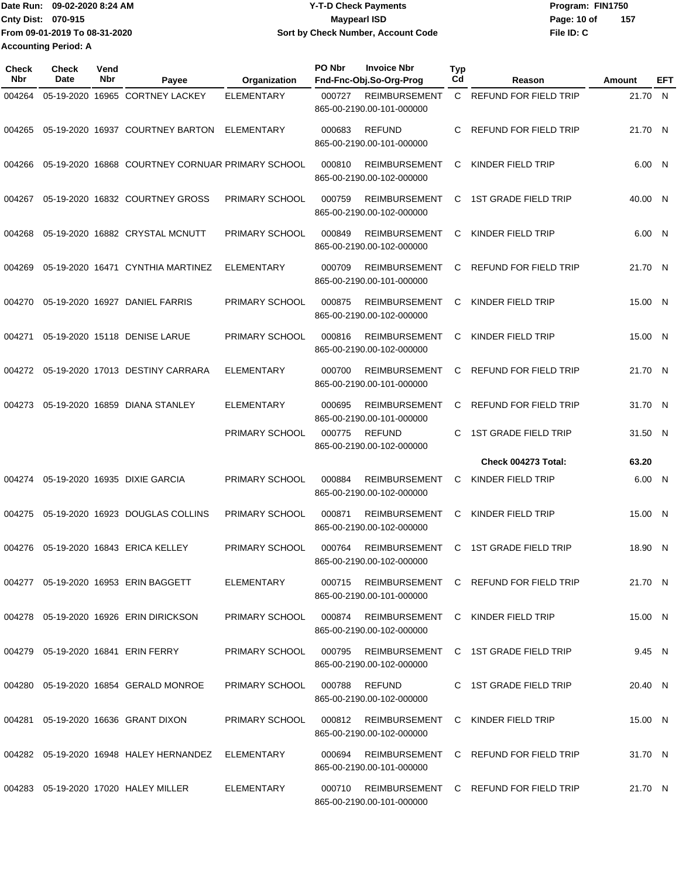Date Run: 09-02-2020 8:24 AM
Cnty Dist: 070-915
From 09-01-2019 To 08-31-2020
Accounting Period: A

**Y-T-D Check Payments**
**Maypearl ISD**
**Sort by Check Number, Account Code**

Program: FIN1750
File ID: C

| Check Nbr | Check Date | Vend Nbr | Payee | Organization | PO Nbr | Invoice Nbr / Fnd-Fnc-Obj.So-Org-Prog | Typ Cd | Reason | Amount | EFT |
|---|---|---|---|---|---|---|---|---|---|---|
| 004264 | 05-19-2020 | 16965 | CORTNEY LACKEY | ELEMENTARY | 000727 | REIMBURSEMENT 865-00-2190.00-101-000000 | C | REFUND FOR FIELD TRIP | 21.70 | N |
| 004265 | 05-19-2020 | 16937 | COURTNEY BARTON | ELEMENTARY | 000683 | REFUND 865-00-2190.00-101-000000 | C | REFUND FOR FIELD TRIP | 21.70 | N |
| 004266 | 05-19-2020 | 16868 | COURTNEY CORNUAR | PRIMARY SCHOOL | 000810 | REIMBURSEMENT 865-00-2190.00-102-000000 | C | KINDER FIELD TRIP | 6.00 | N |
| 004267 | 05-19-2020 | 16832 | COURTNEY GROSS | PRIMARY SCHOOL | 000759 | REIMBURSEMENT 865-00-2190.00-102-000000 | C | 1ST GRADE FIELD TRIP | 40.00 | N |
| 004268 | 05-19-2020 | 16882 | CRYSTAL MCNUTT | PRIMARY SCHOOL | 000849 | REIMBURSEMENT 865-00-2190.00-102-000000 | C | KINDER FIELD TRIP | 6.00 | N |
| 004269 | 05-19-2020 | 16471 | CYNTHIA MARTINEZ | ELEMENTARY | 000709 | REIMBURSEMENT 865-00-2190.00-101-000000 | C | REFUND FOR FIELD TRIP | 21.70 | N |
| 004270 | 05-19-2020 | 16927 | DANIEL FARRIS | PRIMARY SCHOOL | 000875 | REIMBURSEMENT 865-00-2190.00-102-000000 | C | KINDER FIELD TRIP | 15.00 | N |
| 004271 | 05-19-2020 | 15118 | DENISE LARUE | PRIMARY SCHOOL | 000816 | REIMBURSEMENT 865-00-2190.00-102-000000 | C | KINDER FIELD TRIP | 15.00 | N |
| 004272 | 05-19-2020 | 17013 | DESTINY CARRARA | ELEMENTARY | 000700 | REIMBURSEMENT 865-00-2190.00-101-000000 | C | REFUND FOR FIELD TRIP | 21.70 | N |
| 004273 | 05-19-2020 | 16859 | DIANA STANLEY | ELEMENTARY | 000695 | REIMBURSEMENT 865-00-2190.00-101-000000 | C | REFUND FOR FIELD TRIP | 31.70 | N |
| | | | | PRIMARY SCHOOL | 000775 | REFUND 865-00-2190.00-102-000000 | C | 1ST GRADE FIELD TRIP | 31.50 | N |
| | | | | | | | | **Check 004273 Total:** | **63.20** | |
| 004274 | 05-19-2020 | 16935 | DIXIE GARCIA | PRIMARY SCHOOL | 000884 | REIMBURSEMENT 865-00-2190.00-102-000000 | C | KINDER FIELD TRIP | 6.00 | N |
| 004275 | 05-19-2020 | 16923 | DOUGLAS COLLINS | PRIMARY SCHOOL | 000871 | REIMBURSEMENT 865-00-2190.00-102-000000 | C | KINDER FIELD TRIP | 15.00 | N |
| 004276 | 05-19-2020 | 16843 | ERICA KELLEY | PRIMARY SCHOOL | 000764 | REIMBURSEMENT 865-00-2190.00-102-000000 | C | 1ST GRADE FIELD TRIP | 18.90 | N |
| 004277 | 05-19-2020 | 16953 | ERIN BAGGETT | ELEMENTARY | 000715 | REIMBURSEMENT 865-00-2190.00-101-000000 | C | REFUND FOR FIELD TRIP | 21.70 | N |
| 004278 | 05-19-2020 | 16926 | ERIN DIRICKSON | PRIMARY SCHOOL | 000874 | REIMBURSEMENT 865-00-2190.00-102-000000 | C | KINDER FIELD TRIP | 15.00 | N |
| 004279 | 05-19-2020 | 16841 | ERIN FERRY | PRIMARY SCHOOL | 000795 | REIMBURSEMENT 865-00-2190.00-102-000000 | C | 1ST GRADE FIELD TRIP | 9.45 | N |
| 004280 | 05-19-2020 | 16854 | GERALD MONROE | PRIMARY SCHOOL | 000788 | REFUND 865-00-2190.00-102-000000 | C | 1ST GRADE FIELD TRIP | 20.40 | N |
| 004281 | 05-19-2020 | 16636 | GRANT DIXON | PRIMARY SCHOOL | 000812 | REIMBURSEMENT 865-00-2190.00-102-000000 | C | KINDER FIELD TRIP | 15.00 | N |
| 004282 | 05-19-2020 | 16948 | HALEY HERNANDEZ | ELEMENTARY | 000694 | REIMBURSEMENT 865-00-2190.00-101-000000 | C | REFUND FOR FIELD TRIP | 31.70 | N |
| 004283 | 05-19-2020 | 17020 | HALEY MILLER | ELEMENTARY | 000710 | REIMBURSEMENT 865-00-2190.00-101-000000 | C | REFUND FOR FIELD TRIP | 21.70 | N |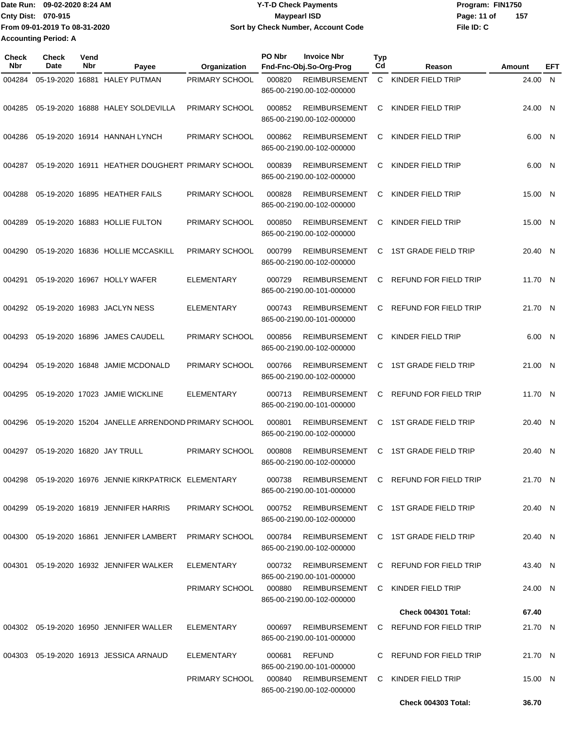Date Run: 09-02-2020 8:24 AM
Cnty Dist: 070-915
From 09-01-2019 To 08-31-2020
Accounting Period: A

# Y-T-D Check Payments
## Maypearl ISD
### Sort by Check Number, Account Code

Program: FIN1750
File ID: C

| Check Nbr | Check Date | Vend Nbr | Payee | Organization | PO Nbr | Invoice Nbr / Fnd-Fnc-Obj.So-Org-Prog | Typ Cd | Reason | Amount | EFT |
|---|---|---|---|---|---|---|---|---|---|---|
| 004284 | 05-19-2020 | 16881 | HALEY PUTMAN | PRIMARY SCHOOL | 000820 | REIMBURSEMENT 865-00-2190.00-102-000000 | C | KINDER FIELD TRIP | 24.00 | N |
| 004285 | 05-19-2020 | 16888 | HALEY SOLDEVILLA | PRIMARY SCHOOL | 000852 | REIMBURSEMENT 865-00-2190.00-102-000000 | C | KINDER FIELD TRIP | 24.00 | N |
| 004286 | 05-19-2020 | 16914 | HANNAH LYNCH | PRIMARY SCHOOL | 000862 | REIMBURSEMENT 865-00-2190.00-102-000000 | C | KINDER FIELD TRIP | 6.00 | N |
| 004287 | 05-19-2020 | 16911 | HEATHER DOUGHERT | PRIMARY SCHOOL | 000839 | REIMBURSEMENT 865-00-2190.00-102-000000 | C | KINDER FIELD TRIP | 6.00 | N |
| 004288 | 05-19-2020 | 16895 | HEATHER FAILS | PRIMARY SCHOOL | 000828 | REIMBURSEMENT 865-00-2190.00-102-000000 | C | KINDER FIELD TRIP | 15.00 | N |
| 004289 | 05-19-2020 | 16883 | HOLLIE FULTON | PRIMARY SCHOOL | 000850 | REIMBURSEMENT 865-00-2190.00-102-000000 | C | KINDER FIELD TRIP | 15.00 | N |
| 004290 | 05-19-2020 | 16836 | HOLLIE MCCASKILL | PRIMARY SCHOOL | 000799 | REIMBURSEMENT 865-00-2190.00-102-000000 | C | 1ST GRADE FIELD TRIP | 20.40 | N |
| 004291 | 05-19-2020 | 16967 | HOLLY WAFER | ELEMENTARY | 000729 | REIMBURSEMENT 865-00-2190.00-101-000000 | C | REFUND FOR FIELD TRIP | 11.70 | N |
| 004292 | 05-19-2020 | 16983 | JACLYN NESS | ELEMENTARY | 000743 | REIMBURSEMENT 865-00-2190.00-101-000000 | C | REFUND FOR FIELD TRIP | 21.70 | N |
| 004293 | 05-19-2020 | 16896 | JAMES CAUDELL | PRIMARY SCHOOL | 000856 | REIMBURSEMENT 865-00-2190.00-102-000000 | C | KINDER FIELD TRIP | 6.00 | N |
| 004294 | 05-19-2020 | 16848 | JAMIE MCDONALD | PRIMARY SCHOOL | 000766 | REIMBURSEMENT 865-00-2190.00-102-000000 | C | 1ST GRADE FIELD TRIP | 21.00 | N |
| 004295 | 05-19-2020 | 17023 | JAMIE WICKLINE | ELEMENTARY | 000713 | REIMBURSEMENT 865-00-2190.00-101-000000 | C | REFUND FOR FIELD TRIP | 11.70 | N |
| 004296 | 05-19-2020 | 15204 | JANELLE ARRENDOND | PRIMARY SCHOOL | 000801 | REIMBURSEMENT 865-00-2190.00-102-000000 | C | 1ST GRADE FIELD TRIP | 20.40 | N |
| 004297 | 05-19-2020 | 16820 | JAY TRULL | PRIMARY SCHOOL | 000808 | REIMBURSEMENT 865-00-2190.00-102-000000 | C | 1ST GRADE FIELD TRIP | 20.40 | N |
| 004298 | 05-19-2020 | 16976 | JENNIE KIRKPATRICK | ELEMENTARY | 000738 | REIMBURSEMENT 865-00-2190.00-101-000000 | C | REFUND FOR FIELD TRIP | 21.70 | N |
| 004299 | 05-19-2020 | 16819 | JENNIFER HARRIS | PRIMARY SCHOOL | 000752 | REIMBURSEMENT 865-00-2190.00-102-000000 | C | 1ST GRADE FIELD TRIP | 20.40 | N |
| 004300 | 05-19-2020 | 16861 | JENNIFER LAMBERT | PRIMARY SCHOOL | 000784 | REIMBURSEMENT 865-00-2190.00-102-000000 | C | 1ST GRADE FIELD TRIP | 20.40 | N |
| 004301 | 05-19-2020 | 16932 | JENNIFER WALKER | ELEMENTARY | 000732 | REIMBURSEMENT 865-00-2190.00-101-000000 | C | REFUND FOR FIELD TRIP | 43.40 | N |
| | | | | PRIMARY SCHOOL | 000880 | REIMBURSEMENT 865-00-2190.00-102-000000 | C | KINDER FIELD TRIP | 24.00 | N |
| | | | | | | | | Check 004301 Total: | 67.40 | |
| 004302 | 05-19-2020 | 16950 | JENNIFER WALLER | ELEMENTARY | 000697 | REIMBURSEMENT 865-00-2190.00-101-000000 | C | REFUND FOR FIELD TRIP | 21.70 | N |
| 004303 | 05-19-2020 | 16913 | JESSICA ARNAUD | ELEMENTARY | 000681 | REFUND 865-00-2190.00-101-000000 | C | REFUND FOR FIELD TRIP | 21.70 | N |
| | | | | PRIMARY SCHOOL | 000840 | REIMBURSEMENT 865-00-2190.00-102-000000 | C | KINDER FIELD TRIP | 15.00 | N |
| | | | | | | | | Check 004303 Total: | 36.70 | |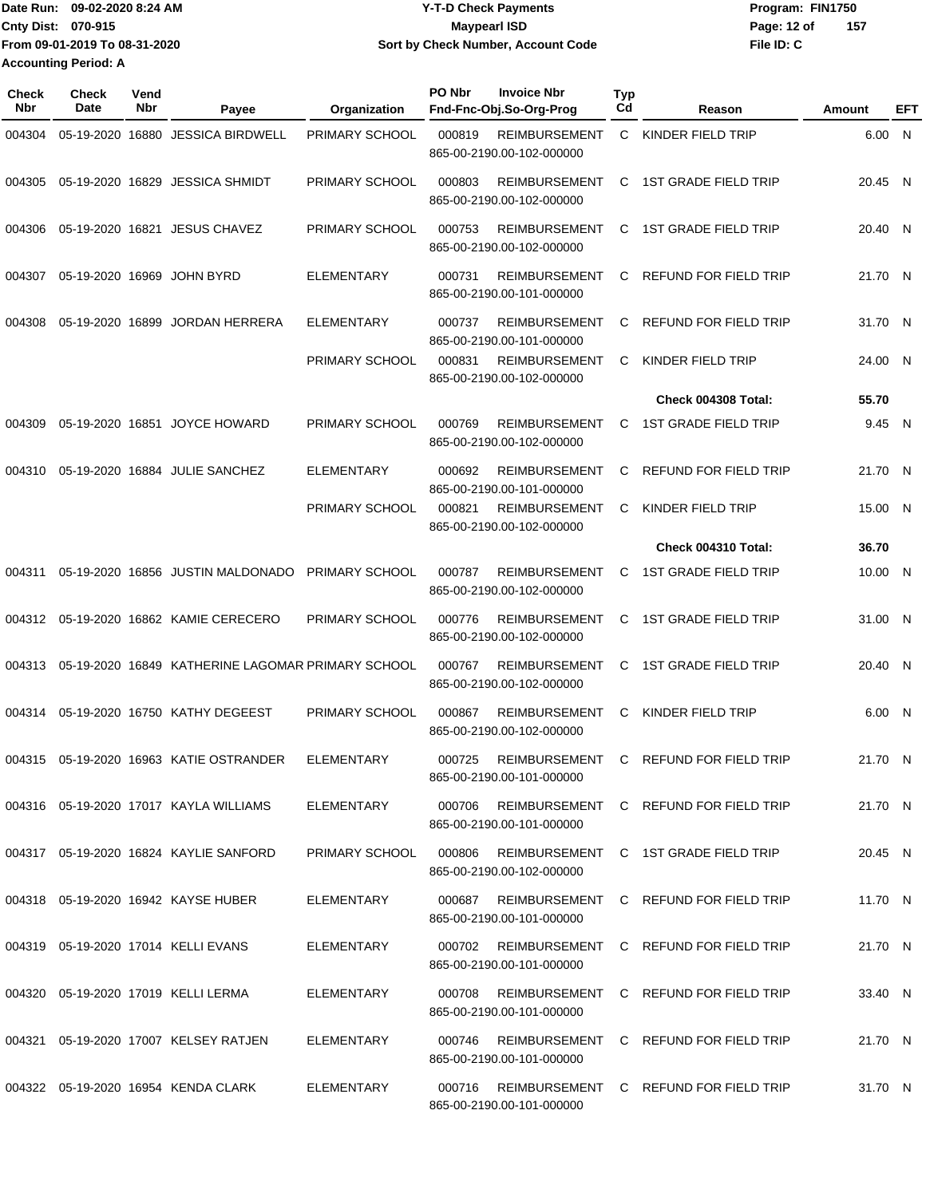Date Run: 09-02-2020 8:24 AM
Cnty Dist: 070-915
From 09-01-2019 To 08-31-2020
Accounting Period: A

**Y-T-D Check Payments**
**Maypearl ISD**
**Sort by Check Number, Account Code**

Program: FIN1750
File ID: C

| Check Nbr | Check Date | Vend Nbr | Payee | Organization | PO Nbr | Invoice Nbr / Fnd-Fnc-Obj.So-Org-Prog | Typ Cd | Reason | Amount | EFT |
|---|---|---|---|---|---|---|---|---|---|---|
| 004304 | 05-19-2020 | 16880 | JESSICA BIRDWELL | PRIMARY SCHOOL | 000819 | REIMBURSEMENT 865-00-2190.00-102-000000 | C | KINDER FIELD TRIP | 6.00 | N |
| 004305 | 05-19-2020 | 16829 | JESSICA SHMIDT | PRIMARY SCHOOL | 000803 | REIMBURSEMENT 865-00-2190.00-102-000000 | C | 1ST GRADE FIELD TRIP | 20.45 | N |
| 004306 | 05-19-2020 | 16821 | JESUS CHAVEZ | PRIMARY SCHOOL | 000753 | REIMBURSEMENT 865-00-2190.00-102-000000 | C | 1ST GRADE FIELD TRIP | 20.40 | N |
| 004307 | 05-19-2020 | 16969 | JOHN BYRD | ELEMENTARY | 000731 | REIMBURSEMENT 865-00-2190.00-101-000000 | C | REFUND FOR FIELD TRIP | 21.70 | N |
| 004308 | 05-19-2020 | 16899 | JORDAN HERRERA | ELEMENTARY | 000737 | REIMBURSEMENT 865-00-2190.00-101-000000 | C | REFUND FOR FIELD TRIP | 31.70 | N |
| | | | | PRIMARY SCHOOL | 000831 | REIMBURSEMENT 865-00-2190.00-102-000000 | C | KINDER FIELD TRIP | 24.00 | N |
| | | | | | | | | **Check 004308 Total:** | **55.70** | |
| 004309 | 05-19-2020 | 16851 | JOYCE HOWARD | PRIMARY SCHOOL | 000769 | REIMBURSEMENT 865-00-2190.00-102-000000 | C | 1ST GRADE FIELD TRIP | 9.45 | N |
| 004310 | 05-19-2020 | 16884 | JULIE SANCHEZ | ELEMENTARY | 000692 | REIMBURSEMENT 865-00-2190.00-101-000000 | C | REFUND FOR FIELD TRIP | 21.70 | N |
| | | | | PRIMARY SCHOOL | 000821 | REIMBURSEMENT 865-00-2190.00-102-000000 | C | KINDER FIELD TRIP | 15.00 | N |
| | | | | | | | | **Check 004310 Total:** | **36.70** | |
| 004311 | 05-19-2020 | 16856 | JUSTIN MALDONADO | PRIMARY SCHOOL | 000787 | REIMBURSEMENT 865-00-2190.00-102-000000 | C | 1ST GRADE FIELD TRIP | 10.00 | N |
| 004312 | 05-19-2020 | 16862 | KAMIE CERECERO | PRIMARY SCHOOL | 000776 | REIMBURSEMENT 865-00-2190.00-102-000000 | C | 1ST GRADE FIELD TRIP | 31.00 | N |
| 004313 | 05-19-2020 | 16849 | KATHERINE LAGOMAR | PRIMARY SCHOOL | 000767 | REIMBURSEMENT 865-00-2190.00-102-000000 | C | 1ST GRADE FIELD TRIP | 20.40 | N |
| 004314 | 05-19-2020 | 16750 | KATHY DEGEEST | PRIMARY SCHOOL | 000867 | REIMBURSEMENT 865-00-2190.00-102-000000 | C | KINDER FIELD TRIP | 6.00 | N |
| 004315 | 05-19-2020 | 16963 | KATIE OSTRANDER | ELEMENTARY | 000725 | REIMBURSEMENT 865-00-2190.00-101-000000 | C | REFUND FOR FIELD TRIP | 21.70 | N |
| 004316 | 05-19-2020 | 17017 | KAYLA WILLIAMS | ELEMENTARY | 000706 | REIMBURSEMENT 865-00-2190.00-101-000000 | C | REFUND FOR FIELD TRIP | 21.70 | N |
| 004317 | 05-19-2020 | 16824 | KAYLIE SANFORD | PRIMARY SCHOOL | 000806 | REIMBURSEMENT 865-00-2190.00-102-000000 | C | 1ST GRADE FIELD TRIP | 20.45 | N |
| 004318 | 05-19-2020 | 16942 | KAYSE HUBER | ELEMENTARY | 000687 | REIMBURSEMENT 865-00-2190.00-101-000000 | C | REFUND FOR FIELD TRIP | 11.70 | N |
| 004319 | 05-19-2020 | 17014 | KELLI EVANS | ELEMENTARY | 000702 | REIMBURSEMENT 865-00-2190.00-101-000000 | C | REFUND FOR FIELD TRIP | 21.70 | N |
| 004320 | 05-19-2020 | 17019 | KELLI LERMA | ELEMENTARY | 000708 | REIMBURSEMENT 865-00-2190.00-101-000000 | C | REFUND FOR FIELD TRIP | 33.40 | N |
| 004321 | 05-19-2020 | 17007 | KELSEY RATJEN | ELEMENTARY | 000746 | REIMBURSEMENT 865-00-2190.00-101-000000 | C | REFUND FOR FIELD TRIP | 21.70 | N |
| 004322 | 05-19-2020 | 16954 | KENDA CLARK | ELEMENTARY | 000716 | REIMBURSEMENT 865-00-2190.00-101-000000 | C | REFUND FOR FIELD TRIP | 31.70 | N |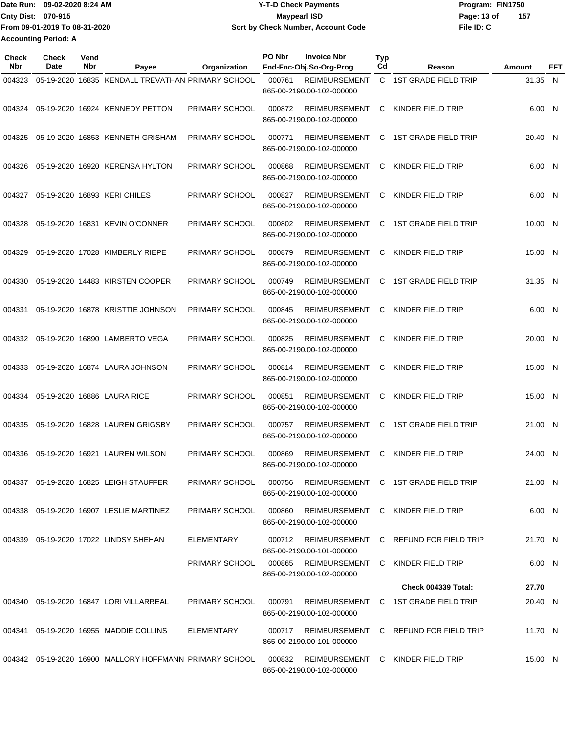Date Run: 09-02-2020 8:24 AM
Cnty Dist: 070-915
From 09-01-2019 To 08-31-2020
Accounting Period: A

**Y-T-D Check Payments**
**Maypearl ISD**
**Sort by Check Number, Account Code**

Program: FIN1750
File ID: C

| Check Nbr | Check Date | Vend Nbr | Payee | Organization | PO Nbr | Invoice Nbr / Fnd-Fnc-Obj.So-Org-Prog | Typ Cd | Reason | Amount | EFT |
|---|---|---|---|---|---|---|---|---|---|---|
| 004323 | 05-19-2020 | 16835 | KENDALL TREVATHAN | PRIMARY SCHOOL | 000761 | REIMBURSEMENT 865-00-2190.00-102-000000 | C | 1ST GRADE FIELD TRIP | 31.35 | N |
| 004324 | 05-19-2020 | 16924 | KENNEDY PETTON | PRIMARY SCHOOL | 000872 | REIMBURSEMENT 865-00-2190.00-102-000000 | C | KINDER FIELD TRIP | 6.00 | N |
| 004325 | 05-19-2020 | 16853 | KENNETH GRISHAM | PRIMARY SCHOOL | 000771 | REIMBURSEMENT 865-00-2190.00-102-000000 | C | 1ST GRADE FIELD TRIP | 20.40 | N |
| 004326 | 05-19-2020 | 16920 | KERENSA HYLTON | PRIMARY SCHOOL | 000868 | REIMBURSEMENT 865-00-2190.00-102-000000 | C | KINDER FIELD TRIP | 6.00 | N |
| 004327 | 05-19-2020 | 16893 | KERI CHILES | PRIMARY SCHOOL | 000827 | REIMBURSEMENT 865-00-2190.00-102-000000 | C | KINDER FIELD TRIP | 6.00 | N |
| 004328 | 05-19-2020 | 16831 | KEVIN O'CONNER | PRIMARY SCHOOL | 000802 | REIMBURSEMENT 865-00-2190.00-102-000000 | C | 1ST GRADE FIELD TRIP | 10.00 | N |
| 004329 | 05-19-2020 | 17028 | KIMBERLY RIEPE | PRIMARY SCHOOL | 000879 | REIMBURSEMENT 865-00-2190.00-102-000000 | C | KINDER FIELD TRIP | 15.00 | N |
| 004330 | 05-19-2020 | 14483 | KIRSTEN COOPER | PRIMARY SCHOOL | 000749 | REIMBURSEMENT 865-00-2190.00-102-000000 | C | 1ST GRADE FIELD TRIP | 31.35 | N |
| 004331 | 05-19-2020 | 16878 | KRISTTIE JOHNSON | PRIMARY SCHOOL | 000845 | REIMBURSEMENT 865-00-2190.00-102-000000 | C | KINDER FIELD TRIP | 6.00 | N |
| 004332 | 05-19-2020 | 16890 | LAMBERTO VEGA | PRIMARY SCHOOL | 000825 | REIMBURSEMENT 865-00-2190.00-102-000000 | C | KINDER FIELD TRIP | 20.00 | N |
| 004333 | 05-19-2020 | 16874 | LAURA JOHNSON | PRIMARY SCHOOL | 000814 | REIMBURSEMENT 865-00-2190.00-102-000000 | C | KINDER FIELD TRIP | 15.00 | N |
| 004334 | 05-19-2020 | 16886 | LAURA RICE | PRIMARY SCHOOL | 000851 | REIMBURSEMENT 865-00-2190.00-102-000000 | C | KINDER FIELD TRIP | 15.00 | N |
| 004335 | 05-19-2020 | 16828 | LAUREN GRIGSBY | PRIMARY SCHOOL | 000757 | REIMBURSEMENT 865-00-2190.00-102-000000 | C | 1ST GRADE FIELD TRIP | 21.00 | N |
| 004336 | 05-19-2020 | 16921 | LAUREN WILSON | PRIMARY SCHOOL | 000869 | REIMBURSEMENT 865-00-2190.00-102-000000 | C | KINDER FIELD TRIP | 24.00 | N |
| 004337 | 05-19-2020 | 16825 | LEIGH STAUFFER | PRIMARY SCHOOL | 000756 | REIMBURSEMENT 865-00-2190.00-102-000000 | C | 1ST GRADE FIELD TRIP | 21.00 | N |
| 004338 | 05-19-2020 | 16907 | LESLIE MARTINEZ | PRIMARY SCHOOL | 000860 | REIMBURSEMENT 865-00-2190.00-102-000000 | C | KINDER FIELD TRIP | 6.00 | N |
| 004339 | 05-19-2020 | 17022 | LINDSY SHEHAN | ELEMENTARY | 000712 | REIMBURSEMENT 865-00-2190.00-101-000000 | C | REFUND FOR FIELD TRIP | 21.70 | N |
| | | | | PRIMARY SCHOOL | 000865 | REIMBURSEMENT 865-00-2190.00-102-000000 | C | KINDER FIELD TRIP | 6.00 | N |
| | | | | | | | | **Check 004339 Total:** | **27.70** | |
| 004340 | 05-19-2020 | 16847 | LORI VILLARREAL | PRIMARY SCHOOL | 000791 | REIMBURSEMENT 865-00-2190.00-102-000000 | C | 1ST GRADE FIELD TRIP | 20.40 | N |
| 004341 | 05-19-2020 | 16955 | MADDIE COLLINS | ELEMENTARY | 000717 | REIMBURSEMENT 865-00-2190.00-101-000000 | C | REFUND FOR FIELD TRIP | 11.70 | N |
| 004342 | 05-19-2020 | 16900 | MALLORY HOFFMANN | PRIMARY SCHOOL | 000832 | REIMBURSEMENT 865-00-2190.00-102-000000 | C | KINDER FIELD TRIP | 15.00 | N |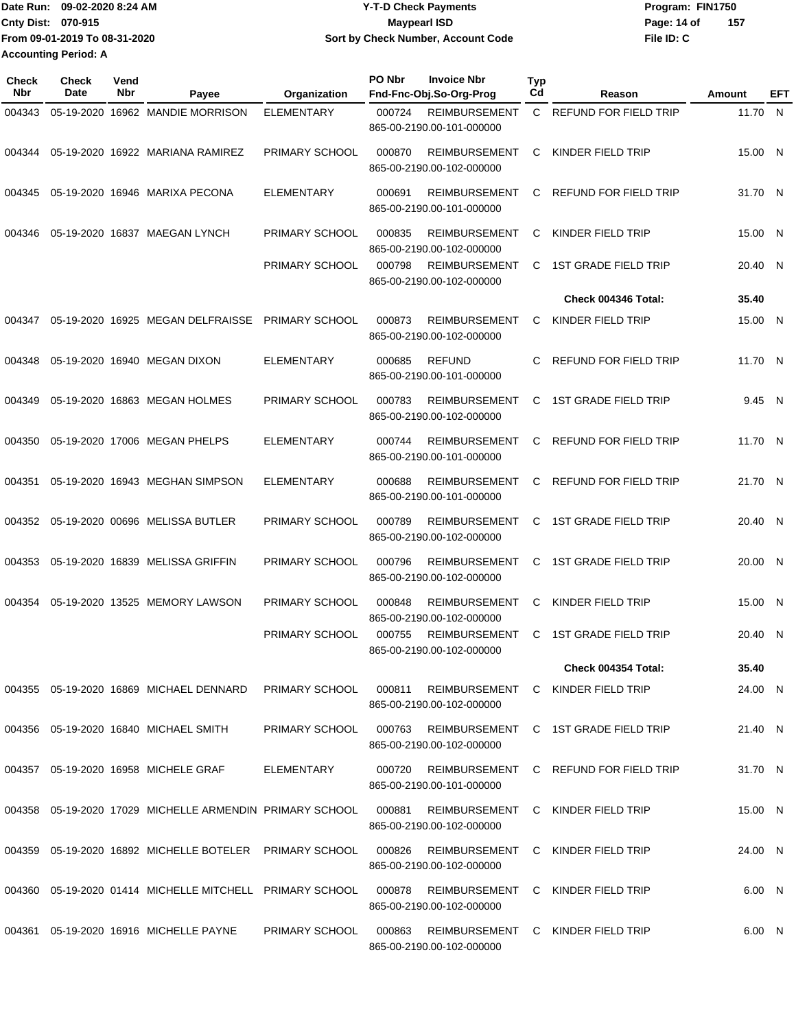Date Run: 09-02-2020 8:24 AM
Cnty Dist: 070-915
From 09-01-2019 To 08-31-2020
Accounting Period: A

# Y-T-D Check Payments
## Maypearl ISD
### Sort by Check Number, Account Code

Program: FIN1750
File ID: C

| Check Nbr | Check Date | Vend Nbr | Payee | Organization | PO Nbr | Invoice Nbr / Fnd-Fnc-Obj.So-Org-Prog | Typ Cd | Reason | Amount | EFT |
|---|---|---|---|---|---|---|---|---|---|---|
| 004343 | 05-19-2020 | 16962 | MANDIE MORRISON | ELEMENTARY | 000724 | REIMBURSEMENT 865-00-2190.00-101-000000 | C | REFUND FOR FIELD TRIP | 11.70 | N |
| 004344 | 05-19-2020 | 16922 | MARIANA RAMIREZ | PRIMARY SCHOOL | 000870 | REIMBURSEMENT 865-00-2190.00-102-000000 | C | KINDER FIELD TRIP | 15.00 | N |
| 004345 | 05-19-2020 | 16946 | MARIXA PECONA | ELEMENTARY | 000691 | REIMBURSEMENT 865-00-2190.00-101-000000 | C | REFUND FOR FIELD TRIP | 31.70 | N |
| 004346 | 05-19-2020 | 16837 | MAEGAN LYNCH | PRIMARY SCHOOL | 000835 | REIMBURSEMENT 865-00-2190.00-102-000000 | C | KINDER FIELD TRIP | 15.00 | N |
| | | | | PRIMARY SCHOOL | 000798 | REIMBURSEMENT 865-00-2190.00-102-000000 | C | 1ST GRADE FIELD TRIP | 20.40 | N |
| | | | | | | | | **Check 004346 Total:** | **35.40** | |
| 004347 | 05-19-2020 | 16925 | MEGAN DELFRAISSE | PRIMARY SCHOOL | 000873 | REIMBURSEMENT 865-00-2190.00-102-000000 | C | KINDER FIELD TRIP | 15.00 | N |
| 004348 | 05-19-2020 | 16940 | MEGAN DIXON | ELEMENTARY | 000685 | REFUND 865-00-2190.00-101-000000 | C | REFUND FOR FIELD TRIP | 11.70 | N |
| 004349 | 05-19-2020 | 16863 | MEGAN HOLMES | PRIMARY SCHOOL | 000783 | REIMBURSEMENT 865-00-2190.00-102-000000 | C | 1ST GRADE FIELD TRIP | 9.45 | N |
| 004350 | 05-19-2020 | 17006 | MEGAN PHELPS | ELEMENTARY | 000744 | REIMBURSEMENT 865-00-2190.00-101-000000 | C | REFUND FOR FIELD TRIP | 11.70 | N |
| 004351 | 05-19-2020 | 16943 | MEGHAN SIMPSON | ELEMENTARY | 000688 | REIMBURSEMENT 865-00-2190.00-101-000000 | C | REFUND FOR FIELD TRIP | 21.70 | N |
| 004352 | 05-19-2020 | 00696 | MELISSA BUTLER | PRIMARY SCHOOL | 000789 | REIMBURSEMENT 865-00-2190.00-102-000000 | C | 1ST GRADE FIELD TRIP | 20.40 | N |
| 004353 | 05-19-2020 | 16839 | MELISSA GRIFFIN | PRIMARY SCHOOL | 000796 | REIMBURSEMENT 865-00-2190.00-102-000000 | C | 1ST GRADE FIELD TRIP | 20.00 | N |
| 004354 | 05-19-2020 | 13525 | MEMORY LAWSON | PRIMARY SCHOOL | 000848 | REIMBURSEMENT 865-00-2190.00-102-000000 | C | KINDER FIELD TRIP | 15.00 | N |
| | | | | PRIMARY SCHOOL | 000755 | REIMBURSEMENT 865-00-2190.00-102-000000 | C | 1ST GRADE FIELD TRIP | 20.40 | N |
| | | | | | | | | **Check 004354 Total:** | **35.40** | |
| 004355 | 05-19-2020 | 16869 | MICHAEL DENNARD | PRIMARY SCHOOL | 000811 | REIMBURSEMENT 865-00-2190.00-102-000000 | C | KINDER FIELD TRIP | 24.00 | N |
| 004356 | 05-19-2020 | 16840 | MICHAEL SMITH | PRIMARY SCHOOL | 000763 | REIMBURSEMENT 865-00-2190.00-102-000000 | C | 1ST GRADE FIELD TRIP | 21.40 | N |
| 004357 | 05-19-2020 | 16958 | MICHELE GRAF | ELEMENTARY | 000720 | REIMBURSEMENT 865-00-2190.00-101-000000 | C | REFUND FOR FIELD TRIP | 31.70 | N |
| 004358 | 05-19-2020 | 17029 | MICHELLE ARMENDIN | PRIMARY SCHOOL | 000881 | REIMBURSEMENT 865-00-2190.00-102-000000 | C | KINDER FIELD TRIP | 15.00 | N |
| 004359 | 05-19-2020 | 16892 | MICHELLE BOTELER | PRIMARY SCHOOL | 000826 | REIMBURSEMENT 865-00-2190.00-102-000000 | C | KINDER FIELD TRIP | 24.00 | N |
| 004360 | 05-19-2020 | 01414 | MICHELLE MITCHELL | PRIMARY SCHOOL | 000878 | REIMBURSEMENT 865-00-2190.00-102-000000 | C | KINDER FIELD TRIP | 6.00 | N |
| 004361 | 05-19-2020 | 16916 | MICHELLE PAYNE | PRIMARY SCHOOL | 000863 | REIMBURSEMENT 865-00-2190.00-102-000000 | C | KINDER FIELD TRIP | 6.00 | N |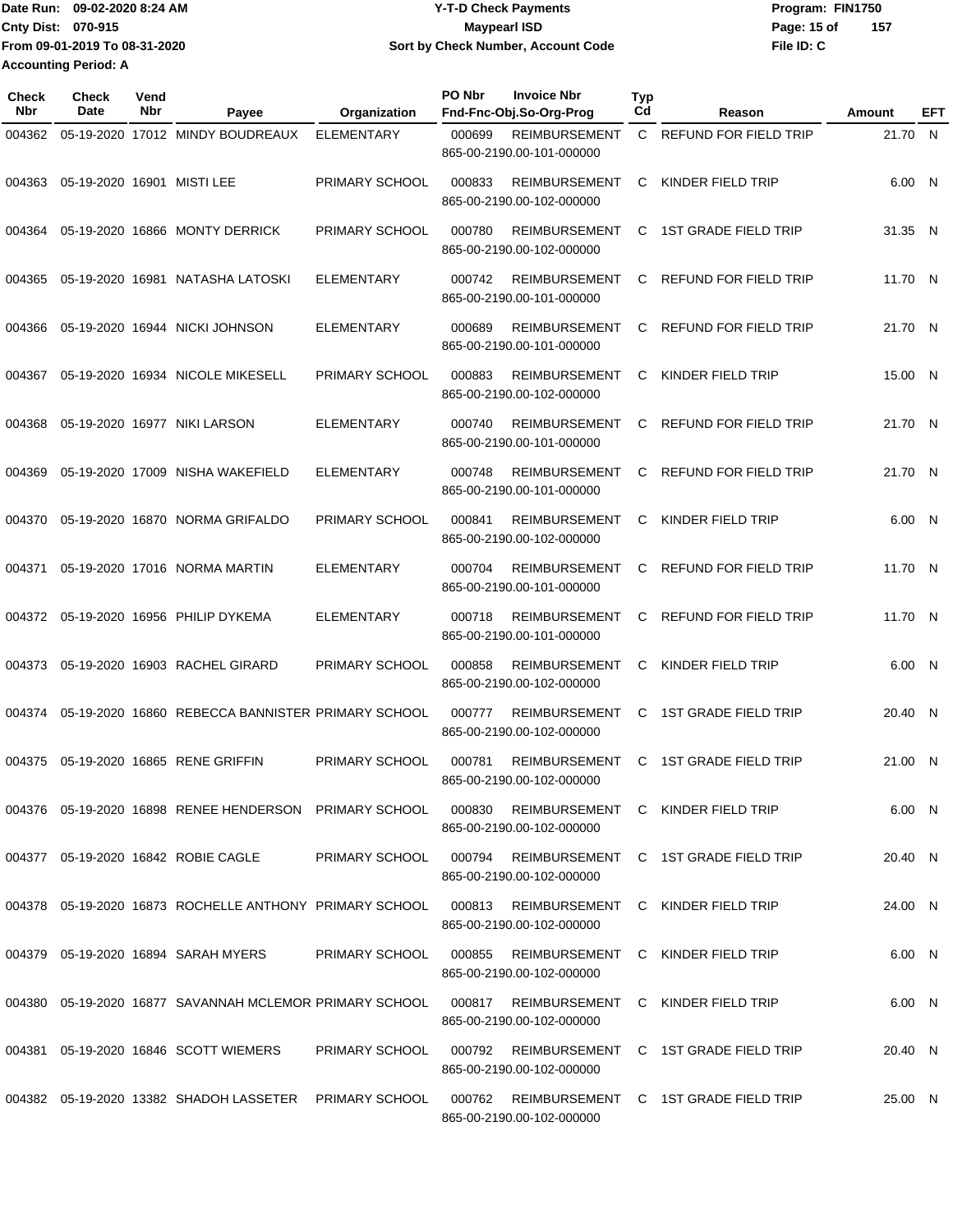Date Run: 09-02-2020 8:24 AM
Cnty Dist: 070-915
From 09-01-2019 To 08-31-2020
Accounting Period: A

# Y-T-D Check Payments
## Maypearl ISD
## Sort by Check Number, Account Code

Program: FIN1750
File ID: C

| Check Nbr | Check Date | Vend Nbr | Payee | Organization | PO Nbr | Invoice Nbr / Fnd-Fnc-Obj.So-Org-Prog | Typ Cd | Reason | Amount | EFT |
|---|---|---|---|---|---|---|---|---|---|---|
| 004362 | 05-19-2020 | 17012 | MINDY BOUDREAUX | ELEMENTARY | 000699 | REIMBURSEMENT 865-00-2190.00-101-000000 | C | REFUND FOR FIELD TRIP | 21.70 | N |
| 004363 | 05-19-2020 | 16901 | MISTI LEE | PRIMARY SCHOOL | 000833 | REIMBURSEMENT 865-00-2190.00-102-000000 | C | KINDER FIELD TRIP | 6.00 | N |
| 004364 | 05-19-2020 | 16866 | MONTY DERRICK | PRIMARY SCHOOL | 000780 | REIMBURSEMENT 865-00-2190.00-102-000000 | C | 1ST GRADE FIELD TRIP | 31.35 | N |
| 004365 | 05-19-2020 | 16981 | NATASHA LATOSKI | ELEMENTARY | 000742 | REIMBURSEMENT 865-00-2190.00-101-000000 | C | REFUND FOR FIELD TRIP | 11.70 | N |
| 004366 | 05-19-2020 | 16944 | NICKI JOHNSON | ELEMENTARY | 000689 | REIMBURSEMENT 865-00-2190.00-101-000000 | C | REFUND FOR FIELD TRIP | 21.70 | N |
| 004367 | 05-19-2020 | 16934 | NICOLE MIKESELL | PRIMARY SCHOOL | 000883 | REIMBURSEMENT 865-00-2190.00-102-000000 | C | KINDER FIELD TRIP | 15.00 | N |
| 004368 | 05-19-2020 | 16977 | NIKI LARSON | ELEMENTARY | 000740 | REIMBURSEMENT 865-00-2190.00-101-000000 | C | REFUND FOR FIELD TRIP | 21.70 | N |
| 004369 | 05-19-2020 | 17009 | NISHA WAKEFIELD | ELEMENTARY | 000748 | REIMBURSEMENT 865-00-2190.00-101-000000 | C | REFUND FOR FIELD TRIP | 21.70 | N |
| 004370 | 05-19-2020 | 16870 | NORMA GRIFALDO | PRIMARY SCHOOL | 000841 | REIMBURSEMENT 865-00-2190.00-102-000000 | C | KINDER FIELD TRIP | 6.00 | N |
| 004371 | 05-19-2020 | 17016 | NORMA MARTIN | ELEMENTARY | 000704 | REIMBURSEMENT 865-00-2190.00-101-000000 | C | REFUND FOR FIELD TRIP | 11.70 | N |
| 004372 | 05-19-2020 | 16956 | PHILIP DYKEMA | ELEMENTARY | 000718 | REIMBURSEMENT 865-00-2190.00-101-000000 | C | REFUND FOR FIELD TRIP | 11.70 | N |
| 004373 | 05-19-2020 | 16903 | RACHEL GIRARD | PRIMARY SCHOOL | 000858 | REIMBURSEMENT 865-00-2190.00-102-000000 | C | KINDER FIELD TRIP | 6.00 | N |
| 004374 | 05-19-2020 | 16860 | REBECCA BANNISTER | PRIMARY SCHOOL | 000777 | REIMBURSEMENT 865-00-2190.00-102-000000 | C | 1ST GRADE FIELD TRIP | 20.40 | N |
| 004375 | 05-19-2020 | 16865 | RENE GRIFFIN | PRIMARY SCHOOL | 000781 | REIMBURSEMENT 865-00-2190.00-102-000000 | C | 1ST GRADE FIELD TRIP | 21.00 | N |
| 004376 | 05-19-2020 | 16898 | RENEE HENDERSON | PRIMARY SCHOOL | 000830 | REIMBURSEMENT 865-00-2190.00-102-000000 | C | KINDER FIELD TRIP | 6.00 | N |
| 004377 | 05-19-2020 | 16842 | ROBIE CAGLE | PRIMARY SCHOOL | 000794 | REIMBURSEMENT 865-00-2190.00-102-000000 | C | 1ST GRADE FIELD TRIP | 20.40 | N |
| 004378 | 05-19-2020 | 16873 | ROCHELLE ANTHONY | PRIMARY SCHOOL | 000813 | REIMBURSEMENT 865-00-2190.00-102-000000 | C | KINDER FIELD TRIP | 24.00 | N |
| 004379 | 05-19-2020 | 16894 | SARAH MYERS | PRIMARY SCHOOL | 000855 | REIMBURSEMENT 865-00-2190.00-102-000000 | C | KINDER FIELD TRIP | 6.00 | N |
| 004380 | 05-19-2020 | 16877 | SAVANNAH MCLEMOR | PRIMARY SCHOOL | 000817 | REIMBURSEMENT 865-00-2190.00-102-000000 | C | KINDER FIELD TRIP | 6.00 | N |
| 004381 | 05-19-2020 | 16846 | SCOTT WIEMERS | PRIMARY SCHOOL | 000792 | REIMBURSEMENT 865-00-2190.00-102-000000 | C | 1ST GRADE FIELD TRIP | 20.40 | N |
| 004382 | 05-19-2020 | 13382 | SHADOH LASSETER | PRIMARY SCHOOL | 000762 | REIMBURSEMENT 865-00-2190.00-102-000000 | C | 1ST GRADE FIELD TRIP | 25.00 | N |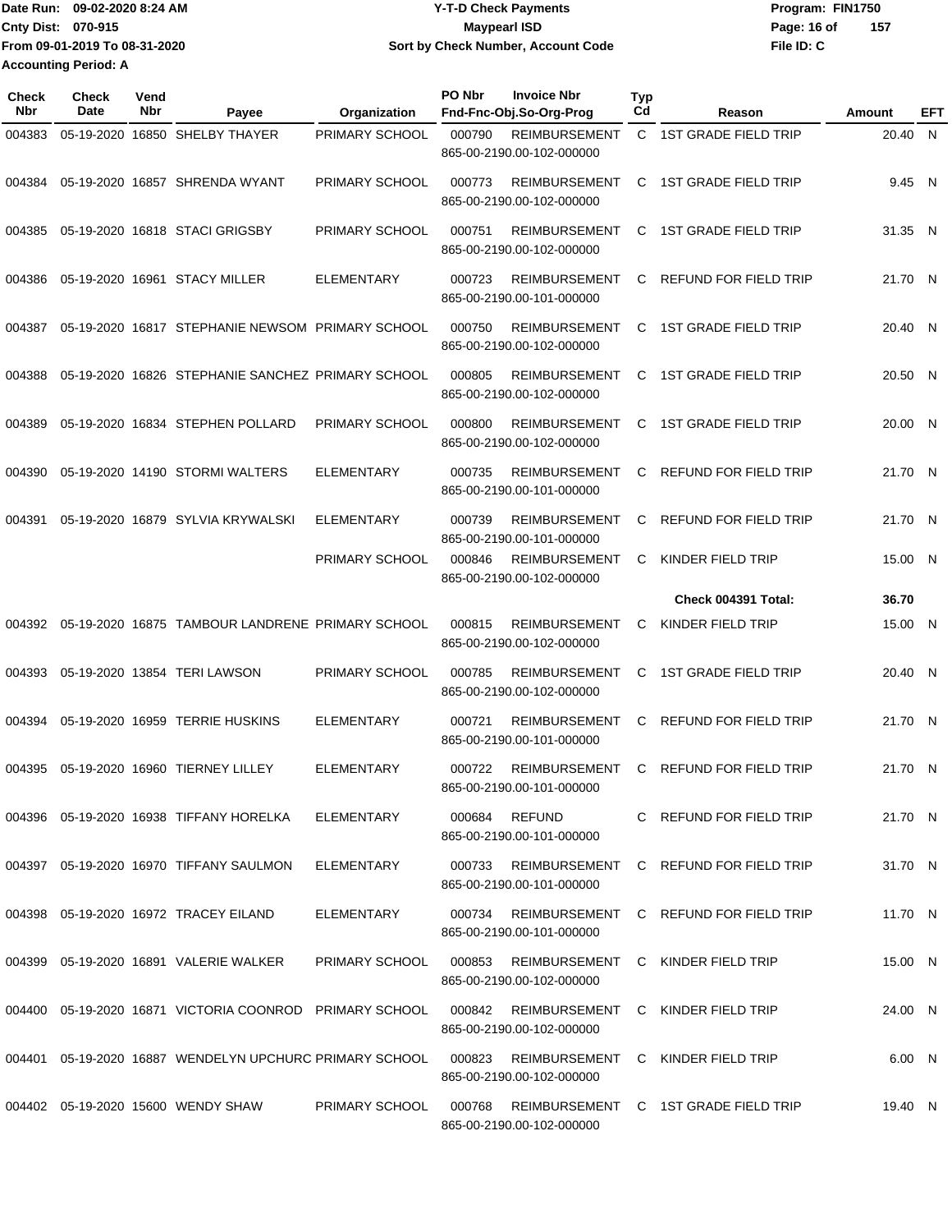Date Run: 09-02-2020 8:24 AM
Cnty Dist: 070-915
From 09-01-2019 To 08-31-2020
Accounting Period: A

# Y-T-D Check Payments
## Maypearl ISD
### Sort by Check Number, Account Code

Program: FIN1750
File ID: C

| Check Nbr | Check Date | Vend Nbr | Payee | Organization | PO Nbr | Invoice Nbr / Fnd-Fnc-Obj.So-Org-Prog | Typ Cd | Reason | Amount | EFT |
|---|---|---|---|---|---|---|---|---|---|---|
| 004383 | 05-19-2020 | 16850 | SHELBY THAYER | PRIMARY SCHOOL | 000790 | REIMBURSEMENT 865-00-2190.00-102-000000 | C | 1ST GRADE FIELD TRIP | 20.40 | N |
| 004384 | 05-19-2020 | 16857 | SHRENDA WYANT | PRIMARY SCHOOL | 000773 | REIMBURSEMENT 865-00-2190.00-102-000000 | C | 1ST GRADE FIELD TRIP | 9.45 | N |
| 004385 | 05-19-2020 | 16818 | STACI GRIGSBY | PRIMARY SCHOOL | 000751 | REIMBURSEMENT 865-00-2190.00-102-000000 | C | 1ST GRADE FIELD TRIP | 31.35 | N |
| 004386 | 05-19-2020 | 16961 | STACY MILLER | ELEMENTARY | 000723 | REIMBURSEMENT 865-00-2190.00-101-000000 | C | REFUND FOR FIELD TRIP | 21.70 | N |
| 004387 | 05-19-2020 | 16817 | STEPHANIE NEWSOM | PRIMARY SCHOOL | 000750 | REIMBURSEMENT 865-00-2190.00-102-000000 | C | 1ST GRADE FIELD TRIP | 20.40 | N |
| 004388 | 05-19-2020 | 16826 | STEPHANIE SANCHEZ | PRIMARY SCHOOL | 000805 | REIMBURSEMENT 865-00-2190.00-102-000000 | C | 1ST GRADE FIELD TRIP | 20.50 | N |
| 004389 | 05-19-2020 | 16834 | STEPHEN POLLARD | PRIMARY SCHOOL | 000800 | REIMBURSEMENT 865-00-2190.00-102-000000 | C | 1ST GRADE FIELD TRIP | 20.00 | N |
| 004390 | 05-19-2020 | 14190 | STORMI WALTERS | ELEMENTARY | 000735 | REIMBURSEMENT 865-00-2190.00-101-000000 | C | REFUND FOR FIELD TRIP | 21.70 | N |
| 004391 | 05-19-2020 | 16879 | SYLVIA KRYWALSKI | ELEMENTARY | 000739 | REIMBURSEMENT 865-00-2190.00-101-000000 | C | REFUND FOR FIELD TRIP | 21.70 | N |
| | | | | PRIMARY SCHOOL | 000846 | REIMBURSEMENT 865-00-2190.00-102-000000 | C | KINDER FIELD TRIP | 15.00 | N |
| | | | | | | | | **Check 004391 Total:** | **36.70** | |
| 004392 | 05-19-2020 | 16875 | TAMBOUR LANDRENE | PRIMARY SCHOOL | 000815 | REIMBURSEMENT 865-00-2190.00-102-000000 | C | KINDER FIELD TRIP | 15.00 | N |
| 004393 | 05-19-2020 | 13854 | TERI LAWSON | PRIMARY SCHOOL | 000785 | REIMBURSEMENT 865-00-2190.00-102-000000 | C | 1ST GRADE FIELD TRIP | 20.40 | N |
| 004394 | 05-19-2020 | 16959 | TERRIE HUSKINS | ELEMENTARY | 000721 | REIMBURSEMENT 865-00-2190.00-101-000000 | C | REFUND FOR FIELD TRIP | 21.70 | N |
| 004395 | 05-19-2020 | 16960 | TIERNEY LILLEY | ELEMENTARY | 000722 | REIMBURSEMENT 865-00-2190.00-101-000000 | C | REFUND FOR FIELD TRIP | 21.70 | N |
| 004396 | 05-19-2020 | 16938 | TIFFANY HORELKA | ELEMENTARY | 000684 | REFUND 865-00-2190.00-101-000000 | C | REFUND FOR FIELD TRIP | 21.70 | N |
| 004397 | 05-19-2020 | 16970 | TIFFANY SAULMON | ELEMENTARY | 000733 | REIMBURSEMENT 865-00-2190.00-101-000000 | C | REFUND FOR FIELD TRIP | 31.70 | N |
| 004398 | 05-19-2020 | 16972 | TRACEY EILAND | ELEMENTARY | 000734 | REIMBURSEMENT 865-00-2190.00-101-000000 | C | REFUND FOR FIELD TRIP | 11.70 | N |
| 004399 | 05-19-2020 | 16891 | VALERIE WALKER | PRIMARY SCHOOL | 000853 | REIMBURSEMENT 865-00-2190.00-102-000000 | C | KINDER FIELD TRIP | 15.00 | N |
| 004400 | 05-19-2020 | 16871 | VICTORIA COONROD | PRIMARY SCHOOL | 000842 | REIMBURSEMENT 865-00-2190.00-102-000000 | C | KINDER FIELD TRIP | 24.00 | N |
| 004401 | 05-19-2020 | 16887 | WENDELYN UPCHURC | PRIMARY SCHOOL | 000823 | REIMBURSEMENT 865-00-2190.00-102-000000 | C | KINDER FIELD TRIP | 6.00 | N |
| 004402 | 05-19-2020 | 15600 | WENDY SHAW | PRIMARY SCHOOL | 000768 | REIMBURSEMENT 865-00-2190.00-102-000000 | C | 1ST GRADE FIELD TRIP | 19.40 | N |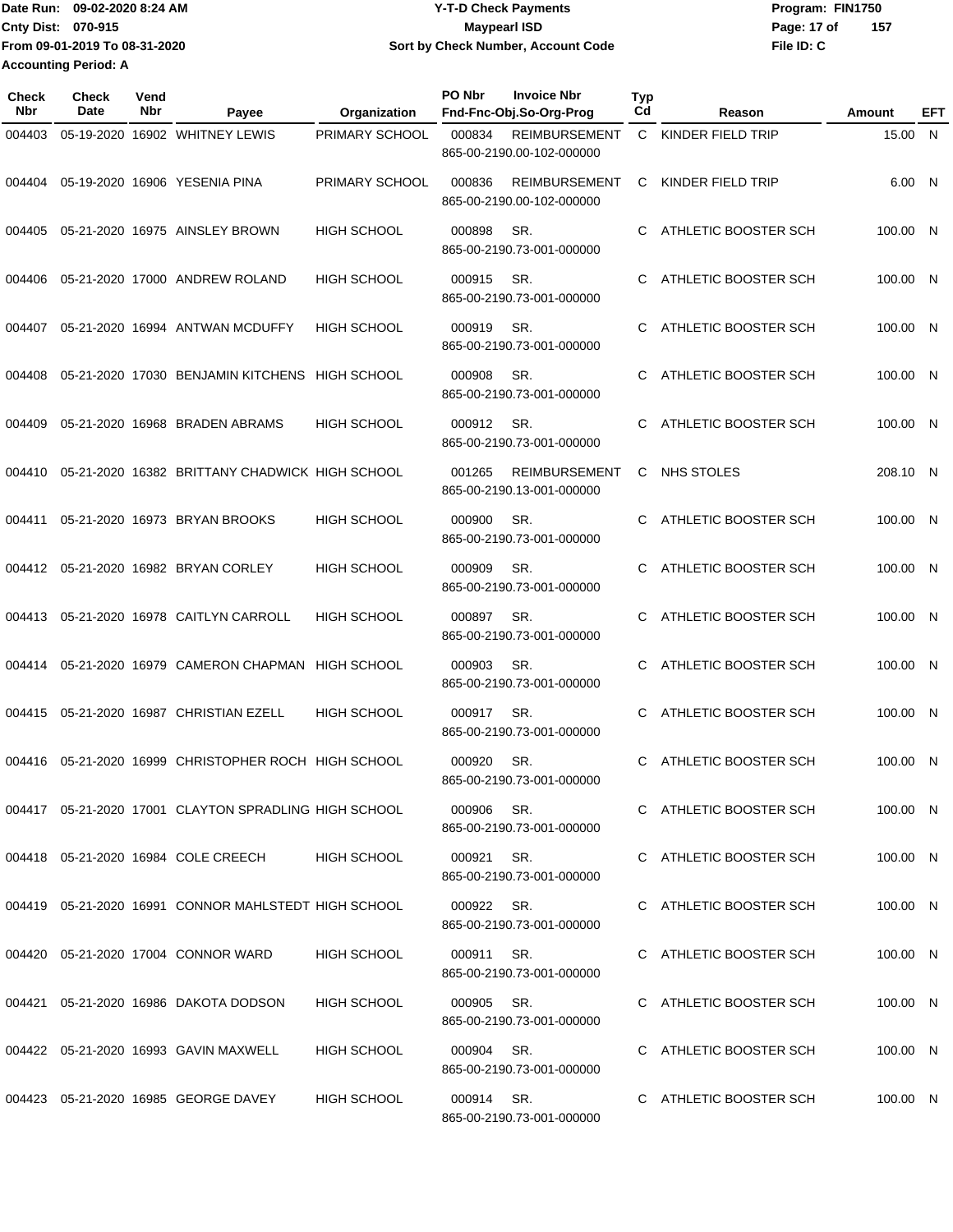Date Run: 09-02-2020 8:24 AM
Cnty Dist: 070-915
From 09-01-2019 To 08-31-2020
Accounting Period: A

# Y-T-D Check Payments
## Maypearl ISD
### Sort by Check Number, Account Code

Program: FIN1750
File ID: C

| Check Nbr | Check Date | Vend Nbr | Payee | Organization | PO Nbr | Invoice Nbr / Fnd-Fnc-Obj.So-Org-Prog | Typ Cd | Reason | Amount | EFT |
|---|---|---|---|---|---|---|---|---|---|---|
| 004403 | 05-19-2020 | 16902 | WHITNEY LEWIS | PRIMARY SCHOOL | 000834 | REIMBURSEMENT 865-00-2190.00-102-000000 | C | KINDER FIELD TRIP | 15.00 | N |
| 004404 | 05-19-2020 | 16906 | YESENIA PINA | PRIMARY SCHOOL | 000836 | REIMBURSEMENT 865-00-2190.00-102-000000 | C | KINDER FIELD TRIP | 6.00 | N |
| 004405 | 05-21-2020 | 16975 | AINSLEY BROWN | HIGH SCHOOL | 000898 | SR. 865-00-2190.73-001-000000 | C | ATHLETIC BOOSTER SCH | 100.00 | N |
| 004406 | 05-21-2020 | 17000 | ANDREW ROLAND | HIGH SCHOOL | 000915 | SR. 865-00-2190.73-001-000000 | C | ATHLETIC BOOSTER SCH | 100.00 | N |
| 004407 | 05-21-2020 | 16994 | ANTWAN MCDUFFY | HIGH SCHOOL | 000919 | SR. 865-00-2190.73-001-000000 | C | ATHLETIC BOOSTER SCH | 100.00 | N |
| 004408 | 05-21-2020 | 17030 | BENJAMIN KITCHENS | HIGH SCHOOL | 000908 | SR. 865-00-2190.73-001-000000 | C | ATHLETIC BOOSTER SCH | 100.00 | N |
| 004409 | 05-21-2020 | 16968 | BRADEN ABRAMS | HIGH SCHOOL | 000912 | SR. 865-00-2190.73-001-000000 | C | ATHLETIC BOOSTER SCH | 100.00 | N |
| 004410 | 05-21-2020 | 16382 | BRITTANY CHADWICK | HIGH SCHOOL | 001265 | REIMBURSEMENT 865-00-2190.13-001-000000 | C | NHS STOLES | 208.10 | N |
| 004411 | 05-21-2020 | 16973 | BRYAN BROOKS | HIGH SCHOOL | 000900 | SR. 865-00-2190.73-001-000000 | C | ATHLETIC BOOSTER SCH | 100.00 | N |
| 004412 | 05-21-2020 | 16982 | BRYAN CORLEY | HIGH SCHOOL | 000909 | SR. 865-00-2190.73-001-000000 | C | ATHLETIC BOOSTER SCH | 100.00 | N |
| 004413 | 05-21-2020 | 16978 | CAITLYN CARROLL | HIGH SCHOOL | 000897 | SR. 865-00-2190.73-001-000000 | C | ATHLETIC BOOSTER SCH | 100.00 | N |
| 004414 | 05-21-2020 | 16979 | CAMERON CHAPMAN | HIGH SCHOOL | 000903 | SR. 865-00-2190.73-001-000000 | C | ATHLETIC BOOSTER SCH | 100.00 | N |
| 004415 | 05-21-2020 | 16987 | CHRISTIAN EZELL | HIGH SCHOOL | 000917 | SR. 865-00-2190.73-001-000000 | C | ATHLETIC BOOSTER SCH | 100.00 | N |
| 004416 | 05-21-2020 | 16999 | CHRISTOPHER ROCH | HIGH SCHOOL | 000920 | SR. 865-00-2190.73-001-000000 | C | ATHLETIC BOOSTER SCH | 100.00 | N |
| 004417 | 05-21-2020 | 17001 | CLAYTON SPRADLING | HIGH SCHOOL | 000906 | SR. 865-00-2190.73-001-000000 | C | ATHLETIC BOOSTER SCH | 100.00 | N |
| 004418 | 05-21-2020 | 16984 | COLE CREECH | HIGH SCHOOL | 000921 | SR. 865-00-2190.73-001-000000 | C | ATHLETIC BOOSTER SCH | 100.00 | N |
| 004419 | 05-21-2020 | 16991 | CONNOR MAHLSTEDT | HIGH SCHOOL | 000922 | SR. 865-00-2190.73-001-000000 | C | ATHLETIC BOOSTER SCH | 100.00 | N |
| 004420 | 05-21-2020 | 17004 | CONNOR WARD | HIGH SCHOOL | 000911 | SR. 865-00-2190.73-001-000000 | C | ATHLETIC BOOSTER SCH | 100.00 | N |
| 004421 | 05-21-2020 | 16986 | DAKOTA DODSON | HIGH SCHOOL | 000905 | SR. 865-00-2190.73-001-000000 | C | ATHLETIC BOOSTER SCH | 100.00 | N |
| 004422 | 05-21-2020 | 16993 | GAVIN MAXWELL | HIGH SCHOOL | 000904 | SR. 865-00-2190.73-001-000000 | C | ATHLETIC BOOSTER SCH | 100.00 | N |
| 004423 | 05-21-2020 | 16985 | GEORGE DAVEY | HIGH SCHOOL | 000914 | SR. 865-00-2190.73-001-000000 | C | ATHLETIC BOOSTER SCH | 100.00 | N |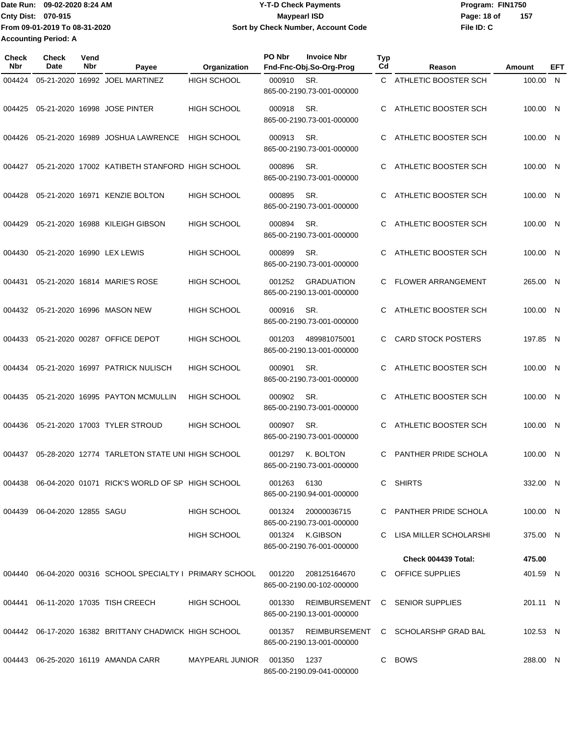Date Run: 09-02-2020 8:24 AM
Cnty Dist: 070-915
From 09-01-2019 To 08-31-2020
Accounting Period: A

**Y-T-D Check Payments**
**Maypearl ISD**
**Sort by Check Number, Account Code**

Program: FIN1750
File ID: C

| Check Nbr | Check Date | Vend Nbr | Payee | Organization | PO Nbr | Invoice Nbr / Fnd-Fnc-Obj.So-Org-Prog | Typ Cd | Reason | Amount | EFT |
|---|---|---|---|---|---|---|---|---|---|---|
| 004424 | 05-21-2020 | 16992 | JOEL MARTINEZ | HIGH SCHOOL | 000910 | SR. 865-00-2190.73-001-000000 | C | ATHLETIC BOOSTER SCH | 100.00 | N |
| 004425 | 05-21-2020 | 16998 | JOSE PINTER | HIGH SCHOOL | 000918 | SR. 865-00-2190.73-001-000000 | C | ATHLETIC BOOSTER SCH | 100.00 | N |
| 004426 | 05-21-2020 | 16989 | JOSHUA LAWRENCE | HIGH SCHOOL | 000913 | SR. 865-00-2190.73-001-000000 | C | ATHLETIC BOOSTER SCH | 100.00 | N |
| 004427 | 05-21-2020 | 17002 | KATIBETH STANFORD | HIGH SCHOOL | 000896 | SR. 865-00-2190.73-001-000000 | C | ATHLETIC BOOSTER SCH | 100.00 | N |
| 004428 | 05-21-2020 | 16971 | KENZIE BOLTON | HIGH SCHOOL | 000895 | SR. 865-00-2190.73-001-000000 | C | ATHLETIC BOOSTER SCH | 100.00 | N |
| 004429 | 05-21-2020 | 16988 | KILEIGH GIBSON | HIGH SCHOOL | 000894 | SR. 865-00-2190.73-001-000000 | C | ATHLETIC BOOSTER SCH | 100.00 | N |
| 004430 | 05-21-2020 | 16990 | LEX LEWIS | HIGH SCHOOL | 000899 | SR. 865-00-2190.73-001-000000 | C | ATHLETIC BOOSTER SCH | 100.00 | N |
| 004431 | 05-21-2020 | 16814 | MARIE'S ROSE | HIGH SCHOOL | 001252 | GRADUATION 865-00-2190.13-001-000000 | C | FLOWER ARRANGEMENT | 265.00 | N |
| 004432 | 05-21-2020 | 16996 | MASON NEW | HIGH SCHOOL | 000916 | SR. 865-00-2190.73-001-000000 | C | ATHLETIC BOOSTER SCH | 100.00 | N |
| 004433 | 05-21-2020 | 00287 | OFFICE DEPOT | HIGH SCHOOL | 001203 | 489981075001 865-00-2190.13-001-000000 | C | CARD STOCK POSTERS | 197.85 | N |
| 004434 | 05-21-2020 | 16997 | PATRICK NULISCH | HIGH SCHOOL | 000901 | SR. 865-00-2190.73-001-000000 | C | ATHLETIC BOOSTER SCH | 100.00 | N |
| 004435 | 05-21-2020 | 16995 | PAYTON MCMULLIN | HIGH SCHOOL | 000902 | SR. 865-00-2190.73-001-000000 | C | ATHLETIC BOOSTER SCH | 100.00 | N |
| 004436 | 05-21-2020 | 17003 | TYLER STROUD | HIGH SCHOOL | 000907 | SR. 865-00-2190.73-001-000000 | C | ATHLETIC BOOSTER SCH | 100.00 | N |
| 004437 | 05-28-2020 | 12774 | TARLETON STATE UNI | HIGH SCHOOL | 001297 | K. BOLTON 865-00-2190.73-001-000000 | C | PANTHER PRIDE SCHOLA | 100.00 | N |
| 004438 | 06-04-2020 | 01071 | RICK'S WORLD OF SP | HIGH SCHOOL | 001263 | 6130 865-00-2190.94-001-000000 | C | SHIRTS | 332.00 | N |
| 004439 | 06-04-2020 | 12855 | SAGU | HIGH SCHOOL | 001324 | 20000036715 865-00-2190.73-001-000000 | C | PANTHER PRIDE SCHOLA | 100.00 | N |
| | | | | HIGH SCHOOL | 001324 | K.GIBSON 865-00-2190.76-001-000000 | C | LISA MILLER SCHOLARSHI | 375.00 | N |
| | | | | | | | | **Check 004439 Total:** | **475.00** | |
| 004440 | 06-04-2020 | 00316 | SCHOOL SPECIALTY I | PRIMARY SCHOOL | 001220 | 208125164670 865-00-2190.00-102-000000 | C | OFFICE SUPPLIES | 401.59 | N |
| 004441 | 06-11-2020 | 17035 | TISH CREECH | HIGH SCHOOL | 001330 | REIMBURSEMENT 865-00-2190.13-001-000000 | C | SENIOR SUPPLIES | 201.11 | N |
| 004442 | 06-17-2020 | 16382 | BRITTANY CHADWICK | HIGH SCHOOL | 001357 | REIMBURSEMENT 865-00-2190.13-001-000000 | C | SCHOLARSHP GRAD BAL | 102.53 | N |
| 004443 | 06-25-2020 | 16119 | AMANDA CARR | MAYPEARL JUNIOR | 001350 | 1237 865-00-2190.09-041-000000 | C | BOWS | 288.00 | N |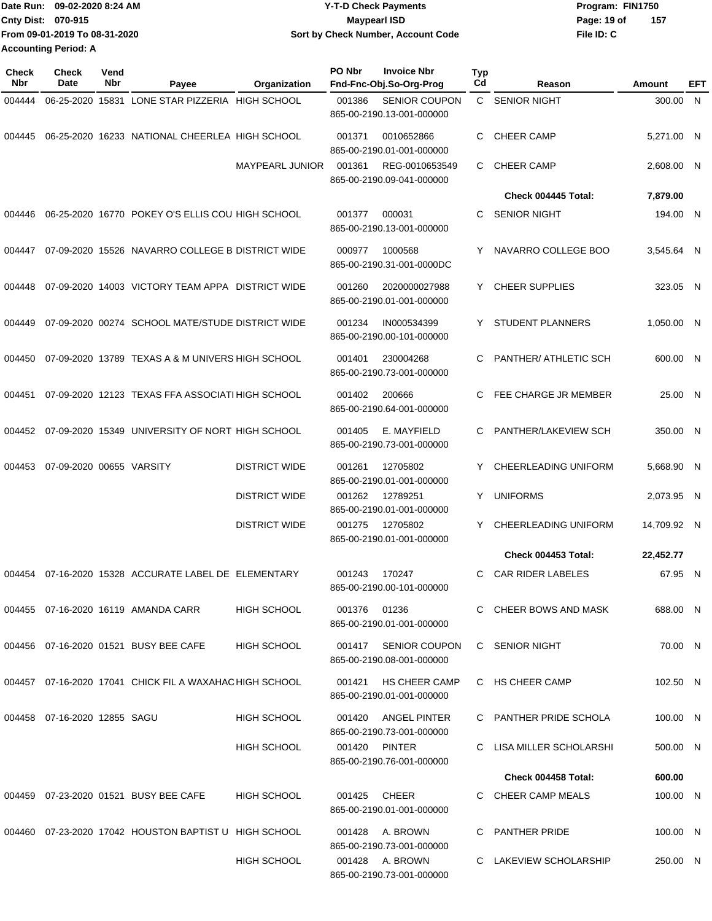Date Run: 09-02-2020 8:24 AM
Cnty Dist: 070-915
From 09-01-2019 To 08-31-2020
Accounting Period: A

# Y-T-D Check Payments
## Maypearl ISD
### Sort by Check Number, Account Code

Program: FIN1750
File ID: C

| Check Nbr | Check Date | Vend Nbr | Payee | Organization | PO Nbr | Invoice Nbr / Fnd-Fnc-Obj.So-Org-Prog | Typ Cd | Reason | Amount | EFT |
|---|---|---|---|---|---|---|---|---|---|---|
| 004444 | 06-25-2020 | 15831 | LONE STAR PIZZERIA | HIGH SCHOOL | 001386 | SENIOR COUPON 865-00-2190.13-001-000000 | C | SENIOR NIGHT | 300.00 | N |
| 004445 | 06-25-2020 | 16233 | NATIONAL CHEERLEA | HIGH SCHOOL | 001371 | 0010652866 865-00-2190.01-001-000000 | C | CHEER CAMP | 5,271.00 | N |
| | | | | MAYPEARL JUNIOR | 001361 | REG-0010653549 865-00-2190.09-041-000000 | C | CHEER CAMP | 2,608.00 | N |
| | | | | | | | | **Check 004445 Total:** | **7,879.00** | |
| 004446 | 06-25-2020 | 16770 | POKEY O'S ELLIS COU | HIGH SCHOOL | 001377 | 000031 865-00-2190.13-001-000000 | C | SENIOR NIGHT | 194.00 | N |
| 004447 | 07-09-2020 | 15526 | NAVARRO COLLEGE B | DISTRICT WIDE | 000977 | 1000568 865-00-2190.31-001-0000DC | Y | NAVARRO COLLEGE BOO | 3,545.64 | N |
| 004448 | 07-09-2020 | 14003 | VICTORY TEAM APPA | DISTRICT WIDE | 001260 | 2020000027988 865-00-2190.01-001-000000 | Y | CHEER SUPPLIES | 323.05 | N |
| 004449 | 07-09-2020 | 00274 | SCHOOL MATE/STUDE | DISTRICT WIDE | 001234 | IN000534399 865-00-2190.00-101-000000 | Y | STUDENT PLANNERS | 1,050.00 | N |
| 004450 | 07-09-2020 | 13789 | TEXAS A & M UNIVERS | HIGH SCHOOL | 001401 | 230004268 865-00-2190.73-001-000000 | C | PANTHER/ ATHLETIC SCH | 600.00 | N |
| 004451 | 07-09-2020 | 12123 | TEXAS FFA ASSOCIATI | HIGH SCHOOL | 001402 | 200666 865-00-2190.64-001-000000 | C | FEE CHARGE JR MEMBER | 25.00 | N |
| 004452 | 07-09-2020 | 15349 | UNIVERSITY OF NORT | HIGH SCHOOL | 001405 | E. MAYFIELD 865-00-2190.73-001-000000 | C | PANTHER/LAKEVIEW SCH | 350.00 | N |
| 004453 | 07-09-2020 | 00655 | VARSITY | DISTRICT WIDE | 001261 | 12705802 865-00-2190.01-001-000000 | Y | CHEERLEADING UNIFORM | 5,668.90 | N |
| | | | | DISTRICT WIDE | 001262 | 12789251 865-00-2190.01-001-000000 | Y | UNIFORMS | 2,073.95 | N |
| | | | | DISTRICT WIDE | 001275 | 12705802 865-00-2190.01-001-000000 | Y | CHEERLEADING UNIFORM | 14,709.92 | N |
| | | | | | | | | **Check 004453 Total:** | **22,452.77** | |
| 004454 | 07-16-2020 | 15328 | ACCURATE LABEL DE | ELEMENTARY | 001243 | 170247 865-00-2190.00-101-000000 | C | CAR RIDER LABELES | 67.95 | N |
| 004455 | 07-16-2020 | 16119 | AMANDA CARR | HIGH SCHOOL | 001376 | 01236 865-00-2190.01-001-000000 | C | CHEER BOWS AND MASK | 688.00 | N |
| 004456 | 07-16-2020 | 01521 | BUSY BEE CAFE | HIGH SCHOOL | 001417 | SENIOR COUPON 865-00-2190.08-001-000000 | C | SENIOR NIGHT | 70.00 | N |
| 004457 | 07-16-2020 | 17041 | CHICK FIL A WAXAHAC | HIGH SCHOOL | 001421 | HS CHEER CAMP 865-00-2190.01-001-000000 | C | HS CHEER CAMP | 102.50 | N |
| 004458 | 07-16-2020 | 12855 | SAGU | HIGH SCHOOL | 001420 | ANGEL PINTER 865-00-2190.73-001-000000 | C | PANTHER PRIDE SCHOLA | 100.00 | N |
| | | | | HIGH SCHOOL | 001420 | PINTER 865-00-2190.76-001-000000 | C | LISA MILLER SCHOLARSHI | 500.00 | N |
| | | | | | | | | **Check 004458 Total:** | **600.00** | |
| 004459 | 07-23-2020 | 01521 | BUSY BEE CAFE | HIGH SCHOOL | 001425 | CHEER 865-00-2190.01-001-000000 | C | CHEER CAMP MEALS | 100.00 | N |
| 004460 | 07-23-2020 | 17042 | HOUSTON BAPTIST U | HIGH SCHOOL | 001428 | A. BROWN 865-00-2190.73-001-000000 | C | PANTHER PRIDE | 100.00 | N |
| | | | | HIGH SCHOOL | 001428 | A. BROWN 865-00-2190.73-001-000000 | C | LAKEVIEW SCHOLARSHIP | 250.00 | N |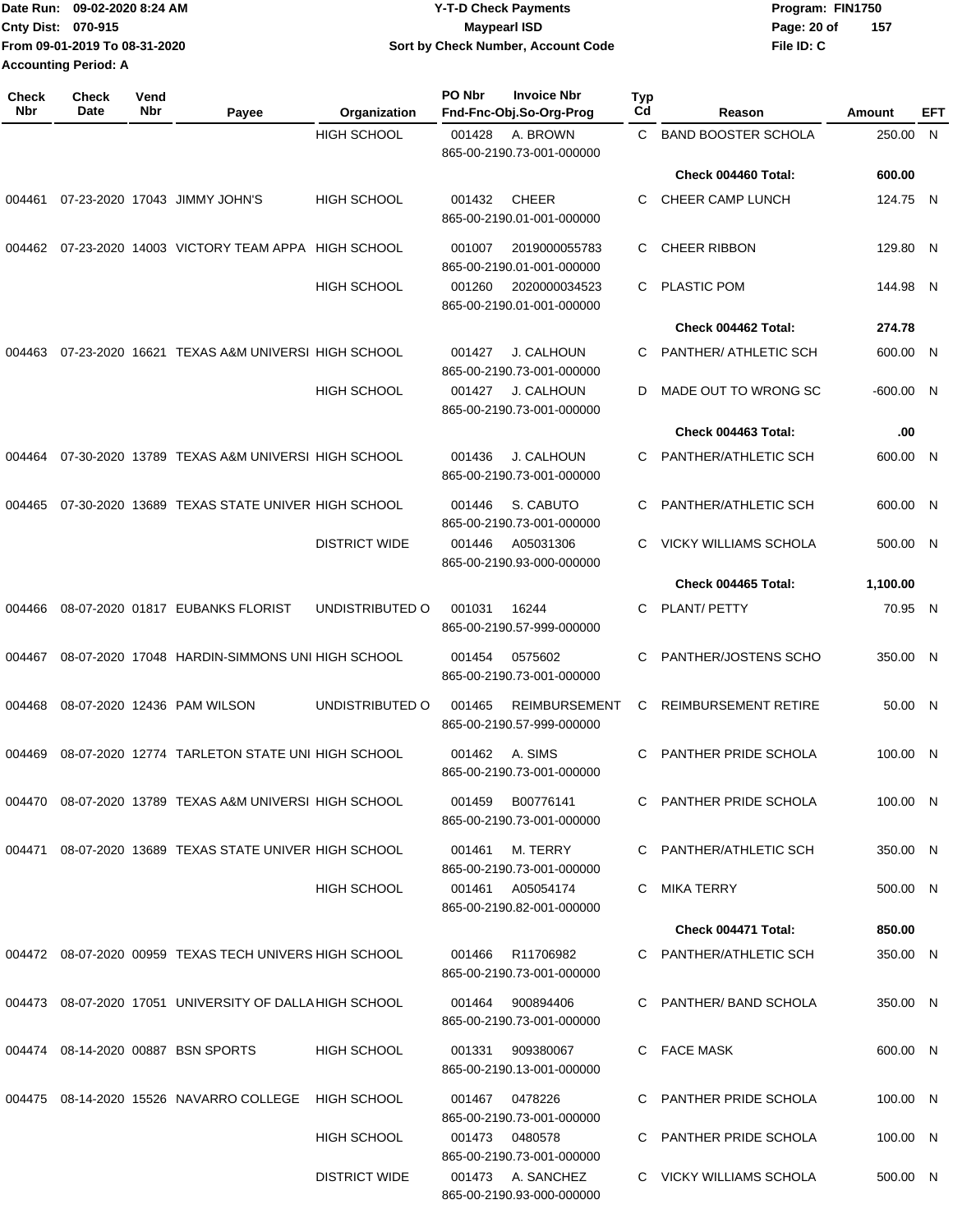| Check Nbr | Check Date | Vend Nbr | Payee | Organization | PO Nbr | Invoice Nbr / Fnd-Fnc-Obj.So-Org-Prog | Typ Cd | Reason | Amount | EFT |
|---|---|---|---|---|---|---|---|---|---|---|
| | | | | HIGH SCHOOL | 001428 | A. BROWN 865-00-2190.73-001-000000 | C | BAND BOOSTER SCHOLA | 250.00 | N |
| | | | | | | | | **Check 004460 Total:** | **600.00** | |
| 004461 | 07-23-2020 | 17043 | JIMMY JOHN'S | HIGH SCHOOL | 001432 | CHEER 865-00-2190.01-001-000000 | C | CHEER CAMP LUNCH | 124.75 | N |
| 004462 | 07-23-2020 | 14003 | VICTORY TEAM APPA | HIGH SCHOOL | 001007 | 2019000055783 865-00-2190.01-001-000000 | C | CHEER RIBBON | 129.80 | N |
| | | | | HIGH SCHOOL | 001260 | 2020000034523 865-00-2190.01-001-000000 | C | PLASTIC POM | 144.98 | N |
| | | | | | | | | **Check 004462 Total:** | **274.78** | |
| 004463 | 07-23-2020 | 16621 | TEXAS A&M UNIVERSI | HIGH SCHOOL | 001427 | J. CALHOUN 865-00-2190.73-001-000000 | C | PANTHER/ ATHLETIC SCH | 600.00 | N |
| | | | | HIGH SCHOOL | 001427 | J. CALHOUN 865-00-2190.73-001-000000 | D | MADE OUT TO WRONG SC | -600.00 | N |
| | | | | | | | | **Check 004463 Total:** | **.00** | |
| 004464 | 07-30-2020 | 13789 | TEXAS A&M UNIVERSI | HIGH SCHOOL | 001436 | J. CALHOUN 865-00-2190.73-001-000000 | C | PANTHER/ATHLETIC SCH | 600.00 | N |
| 004465 | 07-30-2020 | 13689 | TEXAS STATE UNIVER | HIGH SCHOOL | 001446 | S. CABUTO 865-00-2190.73-001-000000 | C | PANTHER/ATHLETIC SCH | 600.00 | N |
| | | | | DISTRICT WIDE | 001446 | A05031306 865-00-2190.93-000-000000 | C | VICKY WILLIAMS SCHOLA | 500.00 | N |
| | | | | | | | | **Check 004465 Total:** | **1,100.00** | |
| 004466 | 08-07-2020 | 01817 | EUBANKS FLORIST | UNDISTRIBUTED O | 001031 | 16244 865-00-2190.57-999-000000 | C | PLANT/ PETTY | 70.95 | N |
| 004467 | 08-07-2020 | 17048 | HARDIN-SIMMONS UNI | HIGH SCHOOL | 001454 | 0575602 865-00-2190.73-001-000000 | C | PANTHER/JOSTENS SCHO | 350.00 | N |
| 004468 | 08-07-2020 | 12436 | PAM WILSON | UNDISTRIBUTED O | 001465 | REIMBURSEMENT 865-00-2190.57-999-000000 | C | REIMBURSEMENT RETIRE | 50.00 | N |
| 004469 | 08-07-2020 | 12774 | TARLETON STATE UNI | HIGH SCHOOL | 001462 | A. SIMS 865-00-2190.73-001-000000 | C | PANTHER PRIDE SCHOLA | 100.00 | N |
| 004470 | 08-07-2020 | 13789 | TEXAS A&M UNIVERSI | HIGH SCHOOL | 001459 | B00776141 865-00-2190.73-001-000000 | C | PANTHER PRIDE SCHOLA | 100.00 | N |
| 004471 | 08-07-2020 | 13689 | TEXAS STATE UNIVER | HIGH SCHOOL | 001461 | M. TERRY 865-00-2190.73-001-000000 | C | PANTHER/ATHLETIC SCH | 350.00 | N |
| | | | | HIGH SCHOOL | 001461 | A05054174 865-00-2190.82-001-000000 | C | MIKA TERRY | 500.00 | N |
| | | | | | | | | **Check 004471 Total:** | **850.00** | |
| 004472 | 08-07-2020 | 00959 | TEXAS TECH UNIVERS | HIGH SCHOOL | 001466 | R11706982 865-00-2190.73-001-000000 | C | PANTHER/ATHLETIC SCH | 350.00 | N |
| 004473 | 08-07-2020 | 17051 | UNIVERSITY OF DALLA | HIGH SCHOOL | 001464 | 900894406 865-00-2190.73-001-000000 | C | PANTHER/ BAND SCHOLA | 350.00 | N |
| 004474 | 08-14-2020 | 00887 | BSN SPORTS | HIGH SCHOOL | 001331 | 909380067 865-00-2190.13-001-000000 | C | FACE MASK | 600.00 | N |
| 004475 | 08-14-2020 | 15526 | NAVARRO COLLEGE | HIGH SCHOOL | 001467 | 0478226 865-00-2190.73-001-000000 | C | PANTHER PRIDE SCHOLA | 100.00 | N |
| | | | | HIGH SCHOOL | 001473 | 0480578 865-00-2190.73-001-000000 | C | PANTHER PRIDE SCHOLA | 100.00 | N |
| | | | | DISTRICT WIDE | 001473 | A. SANCHEZ 865-00-2190.93-000-000000 | C | VICKY WILLIAMS SCHOLA | 500.00 | N |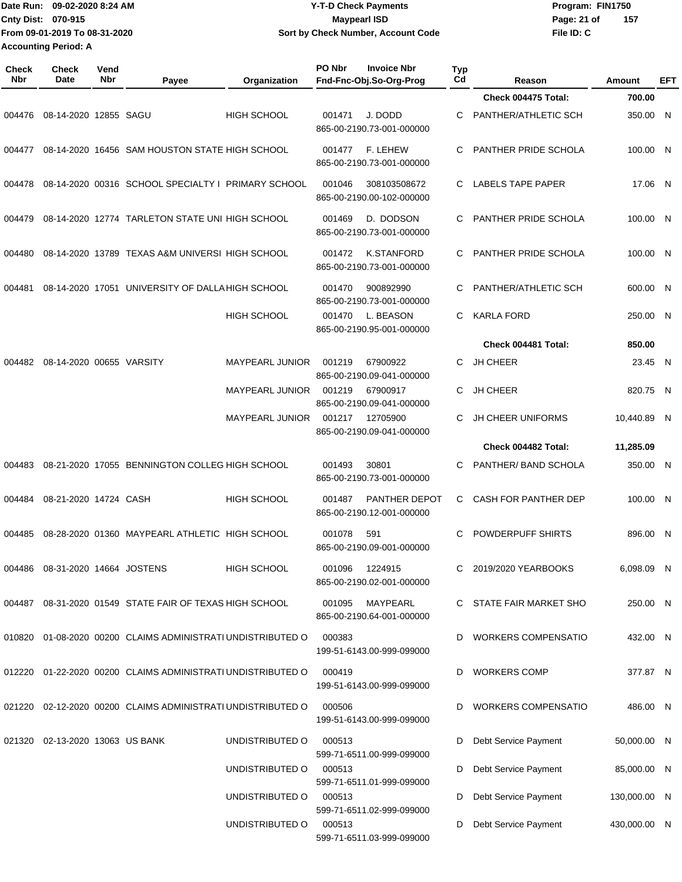Date Run: 09-02-2020 8:24 AM
Cnty Dist: 070-915
From 09-01-2019 To 08-31-2020
Accounting Period: A

**Y-T-D Check Payments**
**Maypearl ISD**
**Sort by Check Number, Account Code**

Program: FIN1750
File ID: C

| Check Nbr | Check Date | Vend Nbr | Payee | Organization | PO Nbr | Invoice Nbr / Fnd-Fnc-Obj.So-Org-Prog | Typ Cd | Reason | Amount | EFT |
|---|---|---|---|---|---|---|---|---|---|---|
| | | | | | | | | **Check 004475 Total:** | **700.00** | |
| 004476 | 08-14-2020 | 12855 | SAGU | HIGH SCHOOL | 001471 | J. DODD 865-00-2190.73-001-000000 | C | PANTHER/ATHLETIC SCH | 350.00 | N |
| 004477 | 08-14-2020 | 16456 | SAM HOUSTON STATE | HIGH SCHOOL | 001477 | F. LEHEW 865-00-2190.73-001-000000 | C | PANTHER PRIDE SCHOLA | 100.00 | N |
| 004478 | 08-14-2020 | 00316 | SCHOOL SPECIALTY I | PRIMARY SCHOOL | 001046 | 308103508672 865-00-2190.00-102-000000 | C | LABELS TAPE PAPER | 17.06 | N |
| 004479 | 08-14-2020 | 12774 | TARLETON STATE UNI | HIGH SCHOOL | 001469 | D. DODSON 865-00-2190.73-001-000000 | C | PANTHER PRIDE SCHOLA | 100.00 | N |
| 004480 | 08-14-2020 | 13789 | TEXAS A&M UNIVERSI | HIGH SCHOOL | 001472 | K.STANFORD 865-00-2190.73-001-000000 | C | PANTHER PRIDE SCHOLA | 100.00 | N |
| 004481 | 08-14-2020 | 17051 | UNIVERSITY OF DALLA | HIGH SCHOOL | 001470 | 900892990 865-00-2190.73-001-000000 | C | PANTHER/ATHLETIC SCH | 600.00 | N |
| | | | | HIGH SCHOOL | 001470 | L. BEASON 865-00-2190.95-001-000000 | C | KARLA FORD | 250.00 | N |
| | | | | | | | | **Check 004481 Total:** | **850.00** | |
| 004482 | 08-14-2020 | 00655 | VARSITY | MAYPEARL JUNIOR | 001219 | 67900922 865-00-2190.09-041-000000 | C | JH CHEER | 23.45 | N |
| | | | | MAYPEARL JUNIOR | 001219 | 67900917 865-00-2190.09-041-000000 | C | JH CHEER | 820.75 | N |
| | | | | MAYPEARL JUNIOR | 001217 | 12705900 865-00-2190.09-041-000000 | C | JH CHEER UNIFORMS | 10,440.89 | N |
| | | | | | | | | **Check 004482 Total:** | **11,285.09** | |
| 004483 | 08-21-2020 | 17055 | BENNINGTON COLLEG | HIGH SCHOOL | 001493 | 30801 865-00-2190.73-001-000000 | C | PANTHER/ BAND SCHOLA | 350.00 | N |
| 004484 | 08-21-2020 | 14724 | CASH | HIGH SCHOOL | 001487 | PANTHER DEPOT 865-00-2190.12-001-000000 | C | CASH FOR PANTHER DEP | 100.00 | N |
| 004485 | 08-28-2020 | 01360 | MAYPEARL ATHLETIC | HIGH SCHOOL | 001078 | 591 865-00-2190.09-001-000000 | C | POWDERPUFF SHIRTS | 896.00 | N |
| 004486 | 08-31-2020 | 14664 | JOSTENS | HIGH SCHOOL | 001096 | 1224915 865-00-2190.02-001-000000 | C | 2019/2020 YEARBOOKS | 6,098.09 | N |
| 004487 | 08-31-2020 | 01549 | STATE FAIR OF TEXAS | HIGH SCHOOL | 001095 | MAYPEARL 865-00-2190.64-001-000000 | C | STATE FAIR MARKET SHO | 250.00 | N |
| 010820 | 01-08-2020 | 00200 | CLAIMS ADMINISTRATI | UNDISTRIBUTED O | 000383 | 199-51-6143.00-999-099000 | D | WORKERS COMPENSATIO | 432.00 | N |
| 012220 | 01-22-2020 | 00200 | CLAIMS ADMINISTRATI | UNDISTRIBUTED O | 000419 | 199-51-6143.00-999-099000 | D | WORKERS COMP | 377.87 | N |
| 021220 | 02-12-2020 | 00200 | CLAIMS ADMINISTRATI | UNDISTRIBUTED O | 000506 | 199-51-6143.00-999-099000 | D | WORKERS COMPENSATIO | 486.00 | N |
| 021320 | 02-13-2020 | 13063 | US BANK | UNDISTRIBUTED O | 000513 | 599-71-6511.00-999-099000 | D | Debt Service Payment | 50,000.00 | N |
| | | | | UNDISTRIBUTED O | 000513 | 599-71-6511.01-999-099000 | D | Debt Service Payment | 85,000.00 | N |
| | | | | UNDISTRIBUTED O | 000513 | 599-71-6511.02-999-099000 | D | Debt Service Payment | 130,000.00 | N |
| | | | | UNDISTRIBUTED O | 000513 | 599-71-6511.03-999-099000 | D | Debt Service Payment | 430,000.00 | N |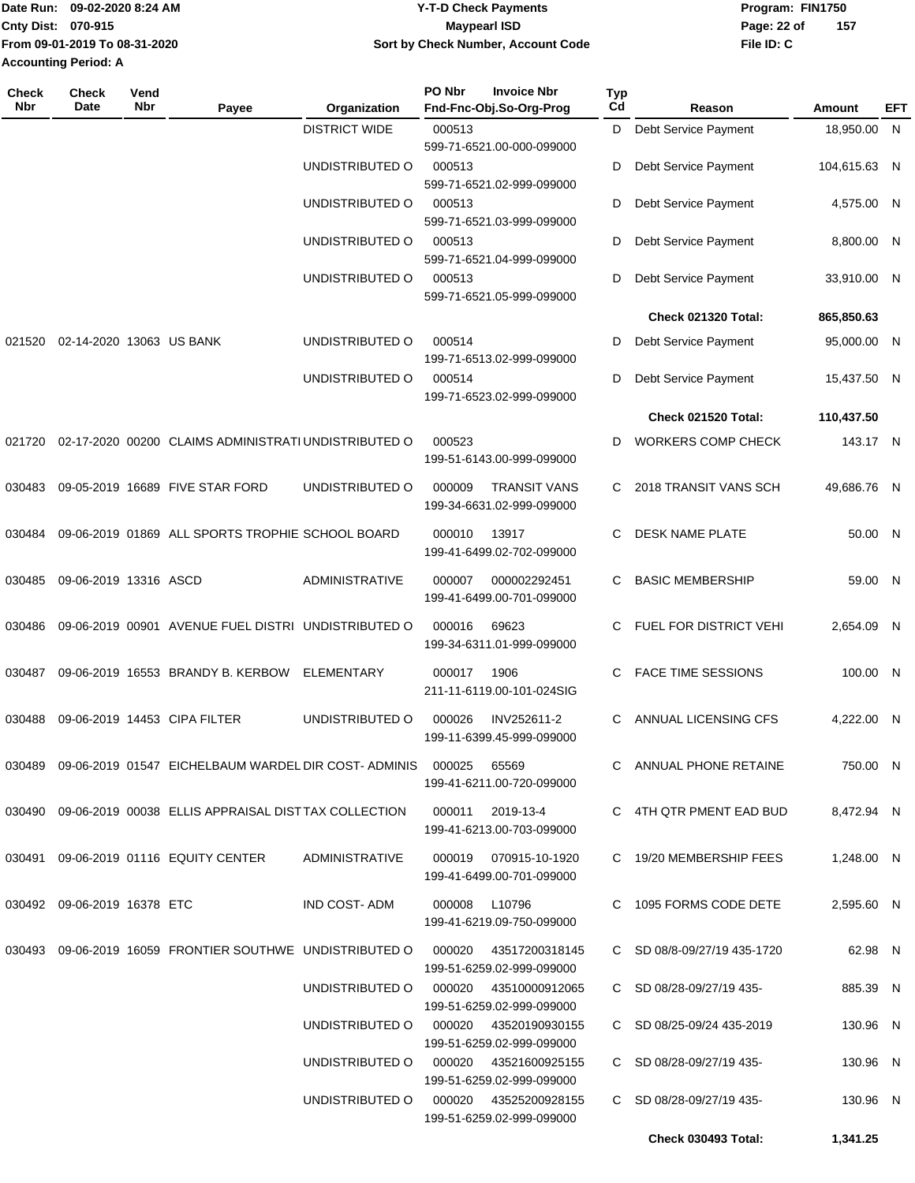| Check Nbr | Check Date | Vend Nbr | Payee | Organization | PO Nbr Invoice Nbr Fnd-Fnc-Obj.So-Org-Prog | Typ Cd | Reason | Amount | EFT |
|---|---|---|---|---|---|---|---|---|---|
| | | | | DISTRICT WIDE | 000513 599-71-6521.00-000-099000 | D | Debt Service Payment | 18,950.00 | N |
| | | | | UNDISTRIBUTED O | 000513 599-71-6521.02-999-099000 | D | Debt Service Payment | 104,615.63 | N |
| | | | | UNDISTRIBUTED O | 000513 599-71-6521.03-999-099000 | D | Debt Service Payment | 4,575.00 | N |
| | | | | UNDISTRIBUTED O | 000513 599-71-6521.04-999-099000 | D | Debt Service Payment | 8,800.00 | N |
| | | | | UNDISTRIBUTED O | 000513 599-71-6521.05-999-099000 | D | Debt Service Payment | 33,910.00 | N |
| | | | | | | | **Check 021320 Total:** | **865,850.63** | |
| 021520 | 02-14-2020 | 13063 | US BANK | UNDISTRIBUTED O | 000514 199-71-6513.02-999-099000 | D | Debt Service Payment | 95,000.00 | N |
| | | | | UNDISTRIBUTED O | 000514 199-71-6523.02-999-099000 | D | Debt Service Payment | 15,437.50 | N |
| | | | | | | | **Check 021520 Total:** | **110,437.50** | |
| 021720 | 02-17-2020 | 00200 | CLAIMS ADMINISTRATI | UNDISTRIBUTED O | 000523 199-51-6143.00-999-099000 | D | WORKERS COMP CHECK | 143.17 | N |
| 030483 | 09-05-2019 | 16689 | FIVE STAR FORD | UNDISTRIBUTED O | 000009 TRANSIT VANS 199-34-6631.02-999-099000 | C | 2018 TRANSIT VANS SCH | 49,686.76 | N |
| 030484 | 09-06-2019 | 01869 | ALL SPORTS TROPHIE | SCHOOL BOARD | 000010 13917 199-41-6499.02-702-099000 | C | DESK NAME PLATE | 50.00 | N |
| 030485 | 09-06-2019 | 13316 | ASCD | ADMINISTRATIVE | 000007 000002292451 199-41-6499.00-701-099000 | C | BASIC MEMBERSHIP | 59.00 | N |
| 030486 | 09-06-2019 | 00901 | AVENUE FUEL DISTRI | UNDISTRIBUTED O | 000016 69623 199-34-6311.01-999-099000 | C | FUEL FOR DISTRICT VEHI | 2,654.09 | N |
| 030487 | 09-06-2019 | 16553 | BRANDY B. KERBOW | ELEMENTARY | 000017 1906 211-11-6119.00-101-024SIG | C | FACE TIME SESSIONS | 100.00 | N |
| 030488 | 09-06-2019 | 14453 | CIPA FILTER | UNDISTRIBUTED O | 000026 INV252611-2 199-11-6399.45-999-099000 | C | ANNUAL LICENSING CFS | 4,222.00 | N |
| 030489 | 09-06-2019 | 01547 | EICHELBAUM WARDEL | DIR COST- ADMINIS | 000025 65569 199-41-6211.00-720-099000 | C | ANNUAL PHONE RETAINE | 750.00 | N |
| 030490 | 09-06-2019 | 00038 | ELLIS APPRAISAL DIST | TAX COLLECTION | 000011 2019-13-4 199-41-6213.00-703-099000 | C | 4TH QTR PMENT EAD BUD | 8,472.94 | N |
| 030491 | 09-06-2019 | 01116 | EQUITY CENTER | ADMINISTRATIVE | 000019 070915-10-1920 199-41-6499.00-701-099000 | C | 19/20 MEMBERSHIP FEES | 1,248.00 | N |
| 030492 | 09-06-2019 | 16378 | ETC | IND COST- ADM | 000008 L10796 199-41-6219.09-750-099000 | C | 1095 FORMS CODE DETE | 2,595.60 | N |
| 030493 | 09-06-2019 | 16059 | FRONTIER SOUTHWE | UNDISTRIBUTED O | 000020 43517200318145 199-51-6259.02-999-099000 | C | SD 08/8-09/27/19 435-1720 | 62.98 | N |
| | | | | UNDISTRIBUTED O | 000020 43510000912065 199-51-6259.02-999-099000 | C | SD 08/28-09/27/19 435- | 885.39 | N |
| | | | | UNDISTRIBUTED O | 000020 43520190930155 199-51-6259.02-999-099000 | C | SD 08/25-09/24 435-2019 | 130.96 | N |
| | | | | UNDISTRIBUTED O | 000020 43521600925155 199-51-6259.02-999-099000 | C | SD 08/28-09/27/19 435- | 130.96 | N |
| | | | | UNDISTRIBUTED O | 000020 43525200928155 199-51-6259.02-999-099000 | C | SD 08/28-09/27/19 435- | 130.96 | N |
| | | | | | | | **Check 030493 Total:** | **1,341.25** | |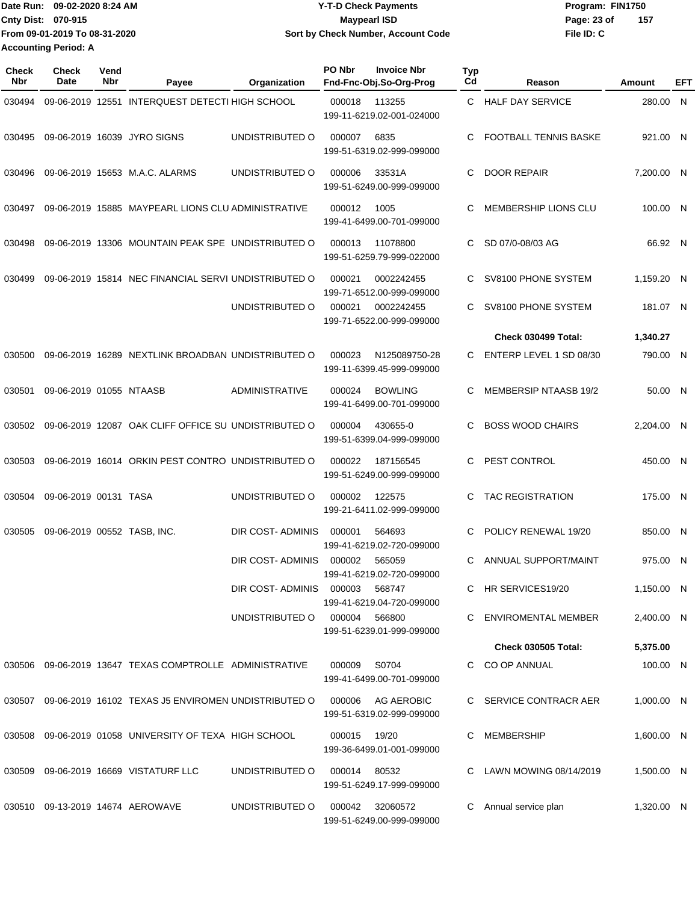Date Run: 09-02-2020 8:24 AM
Cnty Dist: 070-915
From 09-01-2019 To 08-31-2020
Accounting Period: A

**Y-T-D Check Payments**
**Maypearl ISD**
**Sort by Check Number, Account Code**

Program: FIN1750
File ID: C

| Check Nbr | Check Date | Vend Nbr | Payee | Organization | PO Nbr | Invoice Nbr / Fnd-Fnc-Obj.So-Org-Prog | Typ Cd | Reason | Amount | EFT |
|---|---|---|---|---|---|---|---|---|---|---|
| 030494 | 09-06-2019 | 12551 | INTERQUEST DETECTI | HIGH SCHOOL | 000018 | 113255 199-11-6219.02-001-024000 | C | HALF DAY SERVICE | 280.00 | N |
| 030495 | 09-06-2019 | 16039 | JYRO SIGNS | UNDISTRIBUTED O | 000007 | 6835 199-51-6319.02-999-099000 | C | FOOTBALL TENNIS BASKE | 921.00 | N |
| 030496 | 09-06-2019 | 15653 | M.A.C. ALARMS | UNDISTRIBUTED O | 000006 | 33531A 199-51-6249.00-999-099000 | C | DOOR REPAIR | 7,200.00 | N |
| 030497 | 09-06-2019 | 15885 | MAYPEARL LIONS CLU | ADMINISTRATIVE | 000012 | 1005 199-41-6499.00-701-099000 | C | MEMBERSHIP LIONS CLU | 100.00 | N |
| 030498 | 09-06-2019 | 13306 | MOUNTAIN PEAK SPE | UNDISTRIBUTED O | 000013 | 11078800 199-51-6259.79-999-022000 | C | SD 07/0-08/03 AG | 66.92 | N |
| 030499 | 09-06-2019 | 15814 | NEC FINANCIAL SERVI | UNDISTRIBUTED O | 000021 | 0002242455 199-71-6512.00-999-099000 | C | SV8100 PHONE SYSTEM | 1,159.20 | N |
| | | | | UNDISTRIBUTED O | 000021 | 0002242455 199-71-6522.00-999-099000 | C | SV8100 PHONE SYSTEM | 181.07 | N |
| | | | | | | | | **Check 030499 Total:** | **1,340.27** | |
| 030500 | 09-06-2019 | 16289 | NEXTLINK BROADBAN | UNDISTRIBUTED O | 000023 | N125089750-28 199-11-6399.45-999-099000 | C | ENTERP LEVEL 1 SD 08/30 | 790.00 | N |
| 030501 | 09-06-2019 | 01055 | NTAASB | ADMINISTRATIVE | 000024 | BOWLING 199-41-6499.00-701-099000 | C | MEMBERSIP NTAASB 19/2 | 50.00 | N |
| 030502 | 09-06-2019 | 12087 | OAK CLIFF OFFICE SU | UNDISTRIBUTED O | 000004 | 430655-0 199-51-6399.04-999-099000 | C | BOSS WOOD CHAIRS | 2,204.00 | N |
| 030503 | 09-06-2019 | 16014 | ORKIN PEST CONTRO | UNDISTRIBUTED O | 000022 | 187156545 199-51-6249.00-999-099000 | C | PEST CONTROL | 450.00 | N |
| 030504 | 09-06-2019 | 00131 | TASA | UNDISTRIBUTED O | 000002 | 122575 199-21-6411.02-999-099000 | C | TAC REGISTRATION | 175.00 | N |
| 030505 | 09-06-2019 | 00552 | TASB, INC. | DIR COST- ADMINIS | 000001 | 564693 199-41-6219.02-720-099000 | C | POLICY RENEWAL 19/20 | 850.00 | N |
| | | | | DIR COST- ADMINIS | 000002 | 565059 199-41-6219.02-720-099000 | C | ANNUAL SUPPORT/MAINT | 975.00 | N |
| | | | | DIR COST- ADMINIS | 000003 | 568747 199-41-6219.04-720-099000 | C | HR SERVICES19/20 | 1,150.00 | N |
| | | | | UNDISTRIBUTED O | 000004 | 566800 199-51-6239.01-999-099000 | C | ENVIROMENTAL MEMBER | 2,400.00 | N |
| | | | | | | | | **Check 030505 Total:** | **5,375.00** | |
| 030506 | 09-06-2019 | 13647 | TEXAS COMPTROLLE | ADMINISTRATIVE | 000009 | S0704 199-41-6499.00-701-099000 | C | CO OP ANNUAL | 100.00 | N |
| 030507 | 09-06-2019 | 16102 | TEXAS J5 ENVIROMEN | UNDISTRIBUTED O | 000006 | AG AEROBIC 199-51-6319.02-999-099000 | C | SERVICE CONTRACR AER | 1,000.00 | N |
| 030508 | 09-06-2019 | 01058 | UNIVERSITY OF TEXA | HIGH SCHOOL | 000015 | 19/20 199-36-6499.01-001-099000 | C | MEMBERSHIP | 1,600.00 | N |
| 030509 | 09-06-2019 | 16669 | VISTATURF LLC | UNDISTRIBUTED O | 000014 | 80532 199-51-6249.17-999-099000 | C | LAWN MOWING 08/14/2019 | 1,500.00 | N |
| 030510 | 09-13-2019 | 14674 | AEROWAVE | UNDISTRIBUTED O | 000042 | 32060572 199-51-6249.00-999-099000 | C | Annual service plan | 1,320.00 | N |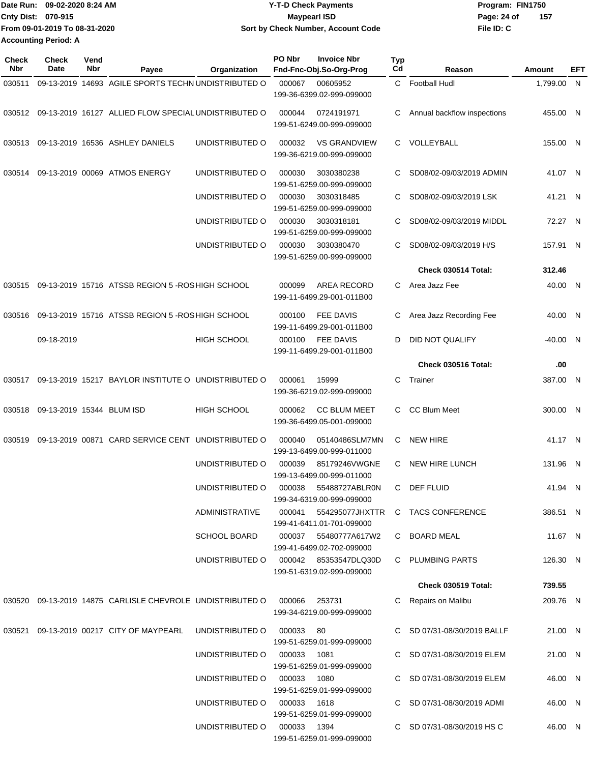Date Run: 09-02-2020 8:24 AM
Cnty Dist: 070-915
From 09-01-2019 To 08-31-2020
Accounting Period: A

**Y-T-D Check Payments**
**Maypearl ISD**
**Sort by Check Number, Account Code**

Program: FIN1750
File ID: C

| Check Nbr | Check Date | Vend Nbr | Payee | Organization | PO Nbr | Invoice Nbr / Fnd-Fnc-Obj.So-Org-Prog | Typ Cd | Reason | Amount | EFT |
|---|---|---|---|---|---|---|---|---|---|---|
| 030511 | 09-13-2019 | 14693 | AGILE SPORTS TECHN | UNDISTRIBUTED O | 000067 | 00605952 199-36-6399.02-999-099000 | C | Football Hudl | 1,799.00 | N |
| 030512 | 09-13-2019 | 16127 | ALLIED FLOW SPECIAL | UNDISTRIBUTED O | 000044 | 0724191971 199-51-6249.00-999-099000 | C | Annual backflow inspections | 455.00 | N |
| 030513 | 09-13-2019 | 16536 | ASHLEY DANIELS | UNDISTRIBUTED O | 000032 | VS GRANDVIEW 199-36-6219.00-999-099000 | C | VOLLEYBALL | 155.00 | N |
| 030514 | 09-13-2019 | 00069 | ATMOS ENERGY | UNDISTRIBUTED O | 000030 | 3030380238 199-51-6259.00-999-099000 | C | SD08/02-09/03/2019 ADMIN | 41.07 | N |
| | | | | UNDISTRIBUTED O | 000030 | 3030318485 199-51-6259.00-999-099000 | C | SD08/02-09/03/2019 LSK | 41.21 | N |
| | | | | UNDISTRIBUTED O | 000030 | 3030318181 199-51-6259.00-999-099000 | C | SD08/02-09/03/2019 MIDDL | 72.27 | N |
| | | | | UNDISTRIBUTED O | 000030 | 3030380470 199-51-6259.00-999-099000 | C | SD08/02-09/03/2019 H/S | 157.91 | N |
| | | | | | | | | **Check 030514 Total:** | **312.46** | |
| 030515 | 09-13-2019 | 15716 | ATSSB REGION 5 -ROS | HIGH SCHOOL | 000099 | AREA RECORD 199-11-6499.29-001-011B00 | C | Area Jazz Fee | 40.00 | N |
| 030516 | 09-13-2019 | 15716 | ATSSB REGION 5 -ROS | HIGH SCHOOL | 000100 | FEE DAVIS 199-11-6499.29-001-011B00 | C | Area Jazz Recording Fee | 40.00 | N |
| | 09-18-2019 | | | HIGH SCHOOL | 000100 | FEE DAVIS 199-11-6499.29-001-011B00 | D | DID NOT QUALIFY | -40.00 | N |
| | | | | | | | | **Check 030516 Total:** | **.00** | |
| 030517 | 09-13-2019 | 15217 | BAYLOR INSTITUTE O | UNDISTRIBUTED O | 000061 | 15999 199-36-6219.02-999-099000 | C | Trainer | 387.00 | N |
| 030518 | 09-13-2019 | 15344 | BLUM ISD | HIGH SCHOOL | 000062 | CC BLUM MEET 199-36-6499.05-001-099000 | C | CC Blum Meet | 300.00 | N |
| 030519 | 09-13-2019 | 00871 | CARD SERVICE CENT | UNDISTRIBUTED O | 000040 | 05140486SLM7MN 199-13-6499.00-999-011000 | C | NEW HIRE | 41.17 | N |
| | | | | UNDISTRIBUTED O | 000039 | 85179246VWGNE 199-13-6499.00-999-011000 | C | NEW HIRE LUNCH | 131.96 | N |
| | | | | UNDISTRIBUTED O | 000038 | 55488727ABLR0N 199-34-6319.00-999-099000 | C | DEF FLUID | 41.94 | N |
| | | | | ADMINISTRATIVE | 000041 | 554295077JHXTTR 199-41-6411.01-701-099000 | C | TACS CONFERENCE | 386.51 | N |
| | | | | SCHOOL BOARD | 000037 | 55480777A617W2 199-41-6499.02-702-099000 | C | BOARD MEAL | 11.67 | N |
| | | | | UNDISTRIBUTED O | 000042 | 85353547DLQ30D 199-51-6319.02-999-099000 | C | PLUMBING PARTS | 126.30 | N |
| | | | | | | | | **Check 030519 Total:** | **739.55** | |
| 030520 | 09-13-2019 | 14875 | CARLISLE CHEVROLE | UNDISTRIBUTED O | 000066 | 253731 199-34-6219.00-999-099000 | C | Repairs on Malibu | 209.76 | N |
| 030521 | 09-13-2019 | 00217 | CITY OF MAYPEARL | UNDISTRIBUTED O | 000033 | 80 199-51-6259.01-999-099000 | C | SD 07/31-08/30/2019 BALLF | 21.00 | N |
| | | | | UNDISTRIBUTED O | 000033 | 1081 199-51-6259.01-999-099000 | C | SD 07/31-08/30/2019 ELEM | 21.00 | N |
| | | | | UNDISTRIBUTED O | 000033 | 1080 199-51-6259.01-999-099000 | C | SD 07/31-08/30/2019 ELEM | 46.00 | N |
| | | | | UNDISTRIBUTED O | 000033 | 1618 199-51-6259.01-999-099000 | C | SD 07/31-08/30/2019 ADMI | 46.00 | N |
| | | | | UNDISTRIBUTED O | 000033 | 1394 199-51-6259.01-999-099000 | C | SD 07/31-08/30/2019 HS C | 46.00 | N |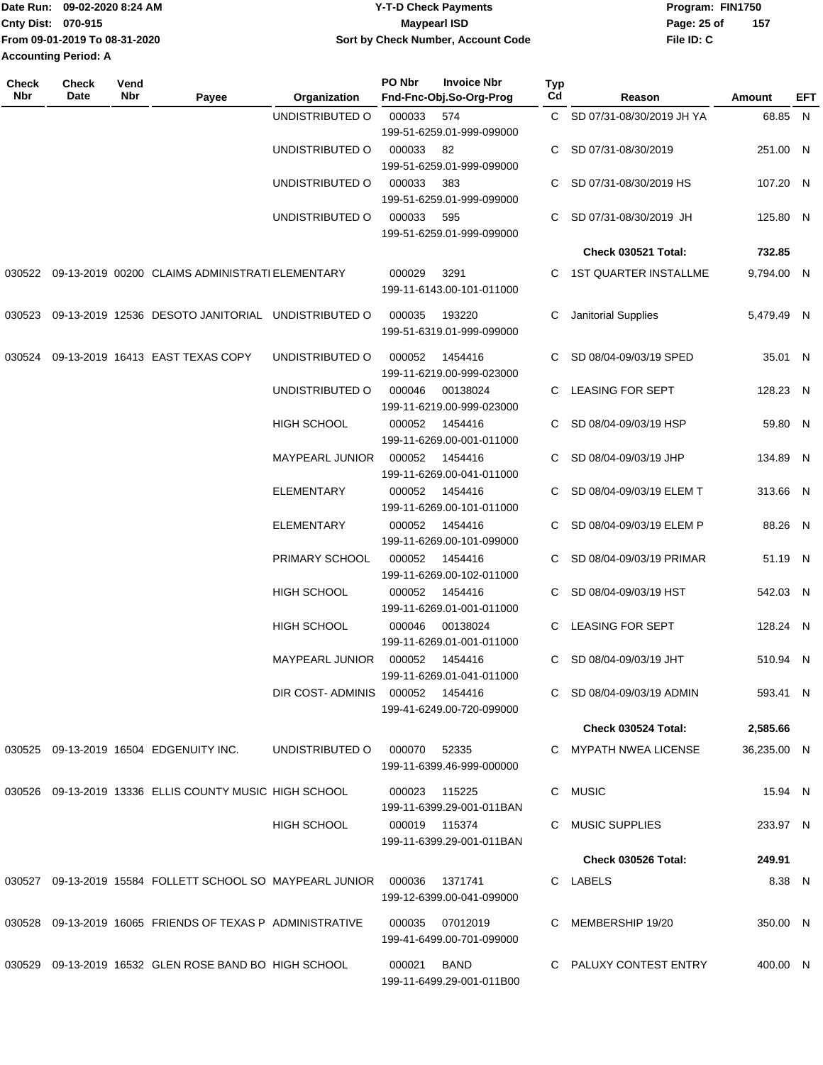Date Run: 09-02-2020 8:24 AM
Cnty Dist: 070-915
From 09-01-2019 To 08-31-2020
Accounting Period: A

**Y-T-D Check Payments**
**Maypearl ISD**
**Sort by Check Number, Account Code**

Program: FIN1750
File ID: C

| Check Nbr | Check Date | Vend Nbr | Payee | Organization | PO Nbr | Invoice Nbr / Fnd-Fnc-Obj.So-Org-Prog | Typ Cd | Reason | Amount | EFT |
|---|---|---|---|---|---|---|---|---|---|---|
| | | | | UNDISTRIBUTED O | 000033 | 574 / 199-51-6259.01-999-099000 | C | SD 07/31-08/30/2019 JH YA | 68.85 | N |
| | | | | UNDISTRIBUTED O | 000033 | 82 / 199-51-6259.01-999-099000 | C | SD 07/31-08/30/2019 | 251.00 | N |
| | | | | UNDISTRIBUTED O | 000033 | 383 / 199-51-6259.01-999-099000 | C | SD 07/31-08/30/2019 HS | 107.20 | N |
| | | | | UNDISTRIBUTED O | 000033 | 595 / 199-51-6259.01-999-099000 | C | SD 07/31-08/30/2019 JH | 125.80 | N |
| | | | | | | | | **Check 030521 Total:** | **732.85** | |
| 030522 | 09-13-2019 | 00200 | CLAIMS ADMINISTRATI | ELEMENTARY | 000029 | 3291 / 199-11-6143.00-101-011000 | C | 1ST QUARTER INSTALLME | 9,794.00 | N |
| 030523 | 09-13-2019 | 12536 | DESOTO JANITORIAL | UNDISTRIBUTED O | 000035 | 193220 / 199-51-6319.01-999-099000 | C | Janitorial Supplies | 5,479.49 | N |
| 030524 | 09-13-2019 | 16413 | EAST TEXAS COPY | UNDISTRIBUTED O | 000052 | 1454416 / 199-11-6219.00-999-023000 | C | SD 08/04-09/03/19 SPED | 35.01 | N |
| | | | | UNDISTRIBUTED O | 000046 | 00138024 / 199-11-6219.00-999-023000 | C | LEASING FOR SEPT | 128.23 | N |
| | | | | HIGH SCHOOL | 000052 | 1454416 / 199-11-6269.00-001-011000 | C | SD 08/04-09/03/19 HSP | 59.80 | N |
| | | | | MAYPEARL JUNIOR | 000052 | 1454416 / 199-11-6269.00-041-011000 | C | SD 08/04-09/03/19 JHP | 134.89 | N |
| | | | | ELEMENTARY | 000052 | 1454416 / 199-11-6269.00-101-011000 | C | SD 08/04-09/03/19 ELEM T | 313.66 | N |
| | | | | ELEMENTARY | 000052 | 1454416 / 199-11-6269.00-101-099000 | C | SD 08/04-09/03/19 ELEM P | 88.26 | N |
| | | | | PRIMARY SCHOOL | 000052 | 1454416 / 199-11-6269.00-102-011000 | C | SD 08/04-09/03/19 PRIMAR | 51.19 | N |
| | | | | HIGH SCHOOL | 000052 | 1454416 / 199-11-6269.01-001-011000 | C | SD 08/04-09/03/19 HST | 542.03 | N |
| | | | | HIGH SCHOOL | 000046 | 00138024 / 199-11-6269.01-001-011000 | C | LEASING FOR SEPT | 128.24 | N |
| | | | | MAYPEARL JUNIOR | 000052 | 1454416 / 199-11-6269.01-041-011000 | C | SD 08/04-09/03/19 JHT | 510.94 | N |
| | | | | DIR COST- ADMINIS | 000052 | 1454416 / 199-41-6249.00-720-099000 | C | SD 08/04-09/03/19 ADMIN | 593.41 | N |
| | | | | | | | | **Check 030524 Total:** | **2,585.66** | |
| 030525 | 09-13-2019 | 16504 | EDGENUITY INC. | UNDISTRIBUTED O | 000070 | 52335 / 199-11-6399.46-999-000000 | C | MYPATH NWEA LICENSE | 36,235.00 | N |
| 030526 | 09-13-2019 | 13336 | ELLIS COUNTY MUSIC | HIGH SCHOOL | 000023 | 115225 / 199-11-6399.29-001-011BAN | C | MUSIC | 15.94 | N |
| | | | | HIGH SCHOOL | 000019 | 115374 / 199-11-6399.29-001-011BAN | C | MUSIC SUPPLIES | 233.97 | N |
| | | | | | | | | **Check 030526 Total:** | **249.91** | |
| 030527 | 09-13-2019 | 15584 | FOLLETT SCHOOL SO | MAYPEARL JUNIOR | 000036 | 1371741 / 199-12-6399.00-041-099000 | C | LABELS | 8.38 | N |
| 030528 | 09-13-2019 | 16065 | FRIENDS OF TEXAS P | ADMINISTRATIVE | 000035 | 07012019 / 199-41-6499.00-701-099000 | C | MEMBERSHIP 19/20 | 350.00 | N |
| 030529 | 09-13-2019 | 16532 | GLEN ROSE BAND BO | HIGH SCHOOL | 000021 | BAND / 199-11-6499.29-001-011B00 | C | PALUXY CONTEST ENTRY | 400.00 | N |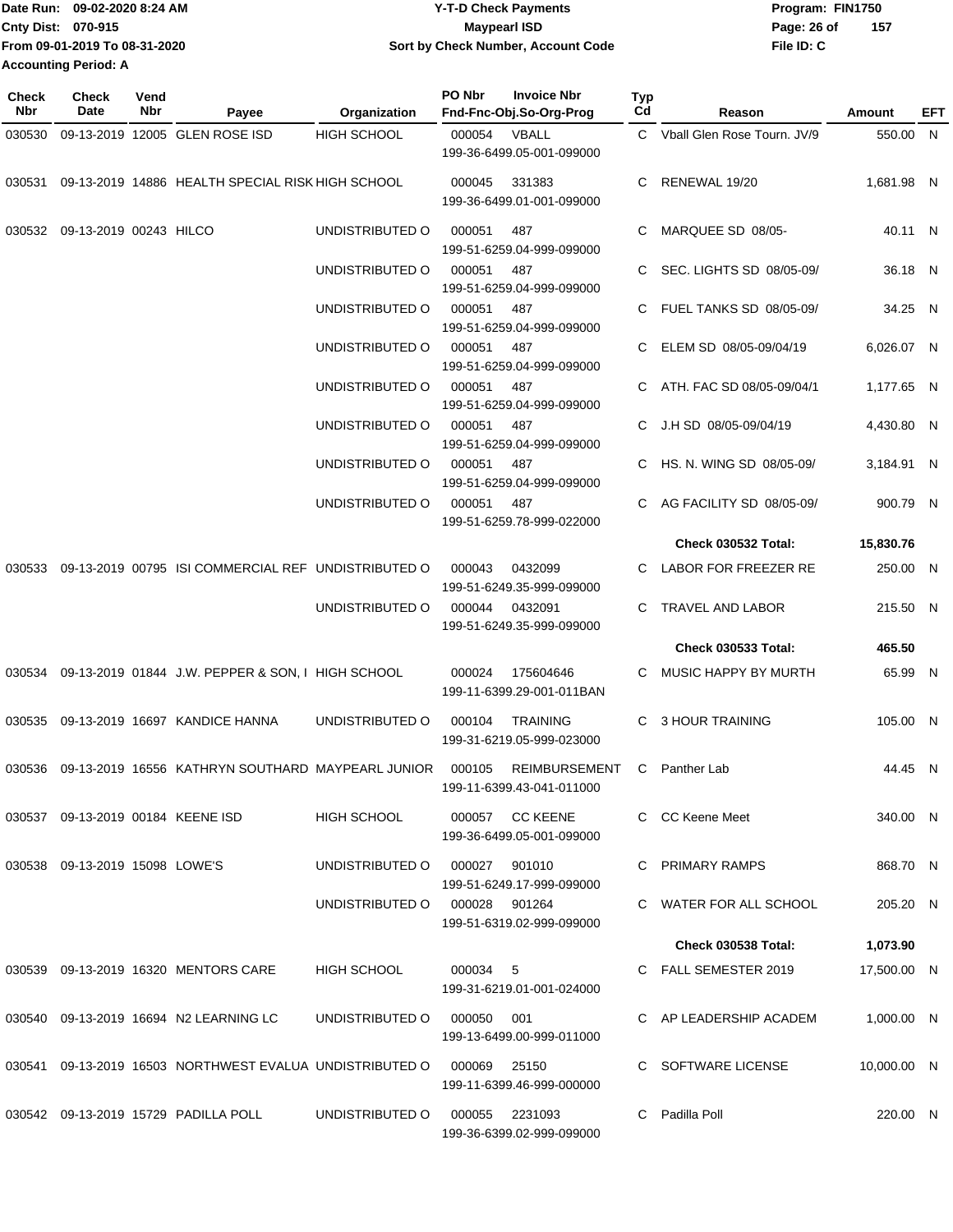Date Run: 09-02-2020 8:24 AM
Cnty Dist: 070-915
From 09-01-2019 To 08-31-2020
Accounting Period: A

# Y-T-D Check Payments
## Maypearl ISD
### Sort by Check Number, Account Code

Program: FIN1750
File ID: C

| Check Nbr | Check Date | Vend Nbr | Payee | Organization | PO Nbr | Invoice Nbr / Fnd-Fnc-Obj.So-Org-Prog | Typ Cd | Reason | Amount | EFT |
|---|---|---|---|---|---|---|---|---|---|---|
| 030530 | 09-13-2019 | 12005 | GLEN ROSE ISD | HIGH SCHOOL | 000054 | VBALL 199-36-6499.05-001-099000 | C | Vball Glen Rose Tourn. JV/9 | 550.00 | N |
| 030531 | 09-13-2019 | 14886 | HEALTH SPECIAL RISK | HIGH SCHOOL | 000045 | 331383 199-36-6499.01-001-099000 | C | RENEWAL 19/20 | 1,681.98 | N |
| 030532 | 09-13-2019 | 00243 | HILCO | UNDISTRIBUTED O | 000051 | 487 199-51-6259.04-999-099000 | C | MARQUEE SD 08/05- | 40.11 | N |
| | | | | UNDISTRIBUTED O | 000051 | 487 199-51-6259.04-999-099000 | C | SEC. LIGHTS SD 08/05-09/ | 36.18 | N |
| | | | | UNDISTRIBUTED O | 000051 | 487 199-51-6259.04-999-099000 | C | FUEL TANKS SD 08/05-09/ | 34.25 | N |
| | | | | UNDISTRIBUTED O | 000051 | 487 199-51-6259.04-999-099000 | C | ELEM SD 08/05-09/04/19 | 6,026.07 | N |
| | | | | UNDISTRIBUTED O | 000051 | 487 199-51-6259.04-999-099000 | C | ATH. FAC SD 08/05-09/04/1 | 1,177.65 | N |
| | | | | UNDISTRIBUTED O | 000051 | 487 199-51-6259.04-999-099000 | C | J.H SD 08/05-09/04/19 | 4,430.80 | N |
| | | | | UNDISTRIBUTED O | 000051 | 487 199-51-6259.04-999-099000 | C | HS. N. WING SD 08/05-09/ | 3,184.91 | N |
| | | | | UNDISTRIBUTED O | 000051 | 487 199-51-6259.78-999-022000 | C | AG FACILITY SD 08/05-09/ | 900.79 | N |
| | | | | | | | | **Check 030532 Total:** | **15,830.76** | |
| 030533 | 09-13-2019 | 00795 | ISI COMMERCIAL REF | UNDISTRIBUTED O | 000043 | 0432099 199-51-6249.35-999-099000 | C | LABOR FOR FREEZER RE | 250.00 | N |
| | | | | UNDISTRIBUTED O | 000044 | 0432091 199-51-6249.35-999-099000 | C | TRAVEL AND LABOR | 215.50 | N |
| | | | | | | | | **Check 030533 Total:** | **465.50** | |
| 030534 | 09-13-2019 | 01844 | J.W. PEPPER & SON, I | HIGH SCHOOL | 000024 | 175604646 199-11-6399.29-001-011BAN | C | MUSIC HAPPY BY MURTH | 65.99 | N |
| 030535 | 09-13-2019 | 16697 | KANDICE HANNA | UNDISTRIBUTED O | 000104 | TRAINING 199-31-6219.05-999-023000 | C | 3 HOUR TRAINING | 105.00 | N |
| 030536 | 09-13-2019 | 16556 | KATHRYN SOUTHARD | MAYPEARL JUNIOR | 000105 | REIMBURSEMENT 199-11-6399.43-041-011000 | C | Panther Lab | 44.45 | N |
| 030537 | 09-13-2019 | 00184 | KEENE ISD | HIGH SCHOOL | 000057 | CC KEENE 199-36-6499.05-001-099000 | C | CC Keene Meet | 340.00 | N |
| 030538 | 09-13-2019 | 15098 | LOWE'S | UNDISTRIBUTED O | 000027 | 901010 199-51-6249.17-999-099000 | C | PRIMARY RAMPS | 868.70 | N |
| | | | | UNDISTRIBUTED O | 000028 | 901264 199-51-6319.02-999-099000 | C | WATER FOR ALL SCHOOL | 205.20 | N |
| | | | | | | | | **Check 030538 Total:** | **1,073.90** | |
| 030539 | 09-13-2019 | 16320 | MENTORS CARE | HIGH SCHOOL | 000034 | 5 199-31-6219.01-001-024000 | C | FALL SEMESTER 2019 | 17,500.00 | N |
| 030540 | 09-13-2019 | 16694 | N2 LEARNING LC | UNDISTRIBUTED O | 000050 | 001 199-13-6499.00-999-011000 | C | AP LEADERSHIP ACADEM | 1,000.00 | N |
| 030541 | 09-13-2019 | 16503 | NORTHWEST EVALUA | UNDISTRIBUTED O | 000069 | 25150 199-11-6399.46-999-000000 | C | SOFTWARE LICENSE | 10,000.00 | N |
| 030542 | 09-13-2019 | 15729 | PADILLA POLL | UNDISTRIBUTED O | 000055 | 2231093 199-36-6399.02-999-099000 | C | Padilla Poll | 220.00 | N |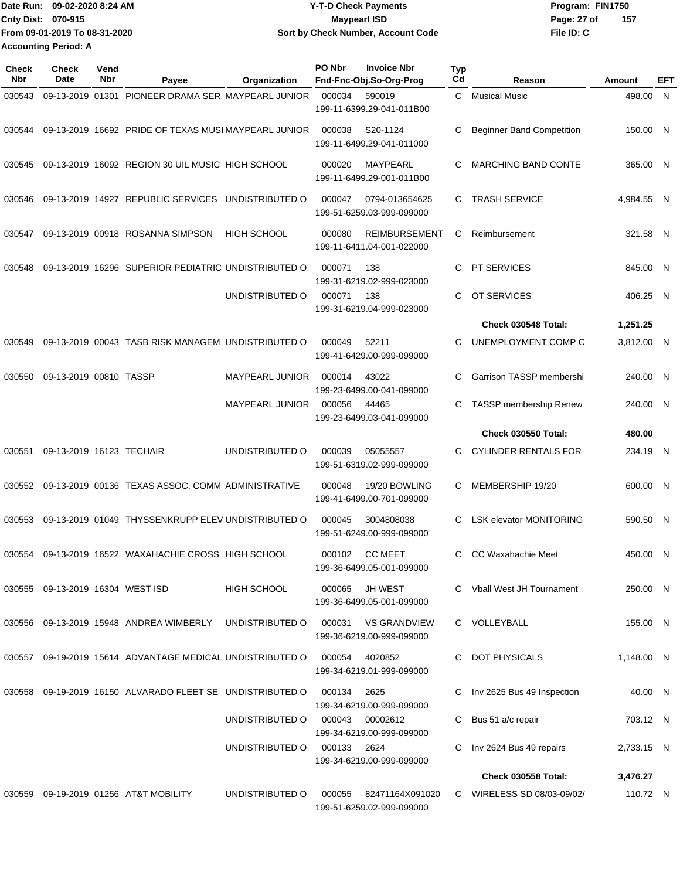Date Run: 09-02-2020 8:24 AM
Cnty Dist: 070-915
From 09-01-2019 To 08-31-2020
Accounting Period: A

# Y-T-D Check Payments
## Maypearl ISD
### Sort by Check Number, Account Code

Program: FIN1750
File ID: C

| Check Nbr | Check Date | Vend Nbr | Payee | Organization | PO Nbr | Invoice Nbr / Fnd-Fnc-Obj.So-Org-Prog | Typ Cd | Reason | Amount | EFT |
|---|---|---|---|---|---|---|---|---|---|---|
| 030543 | 09-13-2019 | 01301 | PIONEER DRAMA SER | MAYPEARL JUNIOR | 000034 | 590019 199-11-6399.29-041-011B00 | C | Musical Music | 498.00 | N |
| 030544 | 09-13-2019 | 16692 | PRIDE OF TEXAS MUSI | MAYPEARL JUNIOR | 000038 | S20-1124 199-11-6499.29-041-011000 | C | Beginner Band Competition | 150.00 | N |
| 030545 | 09-13-2019 | 16092 | REGION 30 UIL MUSIC | HIGH SCHOOL | 000020 | MAYPEARL 199-11-6499.29-001-011B00 | C | MARCHING BAND CONTE | 365.00 | N |
| 030546 | 09-13-2019 | 14927 | REPUBLIC SERVICES | UNDISTRIBUTED O | 000047 | 0794-013654625 199-51-6259.03-999-099000 | C | TRASH SERVICE | 4,984.55 | N |
| 030547 | 09-13-2019 | 00918 | ROSANNA SIMPSON | HIGH SCHOOL | 000080 | REIMBURSEMENT 199-11-6411.04-001-022000 | C | Reimbursement | 321.58 | N |
| 030548 | 09-13-2019 | 16296 | SUPERIOR PEDIATRIC | UNDISTRIBUTED O | 000071 | 138 199-31-6219.02-999-023000 | C | PT SERVICES | 845.00 | N |
| | | | | UNDISTRIBUTED O | 000071 | 138 199-31-6219.04-999-023000 | C | OT SERVICES | 406.25 | N |
| | | | | | | | | **Check 030548 Total:** | **1,251.25** | |
| 030549 | 09-13-2019 | 00043 | TASB RISK MANAGEM | UNDISTRIBUTED O | 000049 | 52211 199-41-6429.00-999-099000 | C | UNEMPLOYMENT COMP C | 3,812.00 | N |
| 030550 | 09-13-2019 | 00810 | TASSP | MAYPEARL JUNIOR | 000014 | 43022 199-23-6499.00-041-099000 | C | Garrison TASSP membershi | 240.00 | N |
| | | | | MAYPEARL JUNIOR | 000056 | 44465 199-23-6499.03-041-099000 | C | TASSP membership Renew | 240.00 | N |
| | | | | | | | | **Check 030550 Total:** | **480.00** | |
| 030551 | 09-13-2019 | 16123 | TECHAIR | UNDISTRIBUTED O | 000039 | 05055557 199-51-6319.02-999-099000 | C | CYLINDER RENTALS FOR | 234.19 | N |
| 030552 | 09-13-2019 | 00136 | TEXAS ASSOC. COMM | ADMINISTRATIVE | 000048 | 19/20 BOWLING 199-41-6499.00-701-099000 | C | MEMBERSHIP 19/20 | 600.00 | N |
| 030553 | 09-13-2019 | 01049 | THYSSENKRUPP ELEV | UNDISTRIBUTED O | 000045 | 3004808038 199-51-6249.00-999-099000 | C | LSK elevator MONITORING | 590.50 | N |
| 030554 | 09-13-2019 | 16522 | WAXAHACHIE CROSS | HIGH SCHOOL | 000102 | CC MEET 199-36-6499.05-001-099000 | C | CC Waxahachie Meet | 450.00 | N |
| 030555 | 09-13-2019 | 16304 | WEST ISD | HIGH SCHOOL | 000065 | JH WEST 199-36-6499.05-001-099000 | C | Vball West JH Tournament | 250.00 | N |
| 030556 | 09-13-2019 | 15948 | ANDREA WIMBERLY | UNDISTRIBUTED O | 000031 | VS GRANDVIEW 199-36-6219.00-999-099000 | C | VOLLEYBALL | 155.00 | N |
| 030557 | 09-19-2019 | 15614 | ADVANTAGE MEDICAL | UNDISTRIBUTED O | 000054 | 4020852 199-34-6219.01-999-099000 | C | DOT PHYSICALS | 1,148.00 | N |
| 030558 | 09-19-2019 | 16150 | ALVARADO FLEET SE | UNDISTRIBUTED O | 000134 | 2625 199-34-6219.00-999-099000 | C | Inv 2625 Bus 49 Inspection | 40.00 | N |
| | | | | UNDISTRIBUTED O | 000043 | 00002612 199-34-6219.00-999-099000 | C | Bus 51 a/c repair | 703.12 | N |
| | | | | UNDISTRIBUTED O | 000133 | 2624 199-34-6219.00-999-099000 | C | Inv 2624 Bus 49 repairs | 2,733.15 | N |
| | | | | | | | | **Check 030558 Total:** | **3,476.27** | |
| 030559 | 09-19-2019 | 01256 | AT&T MOBILITY | UNDISTRIBUTED O | 000055 | 82471164X091020 199-51-6259.02-999-099000 | C | WIRELESS SD 08/03-09/02/ | 110.72 | N |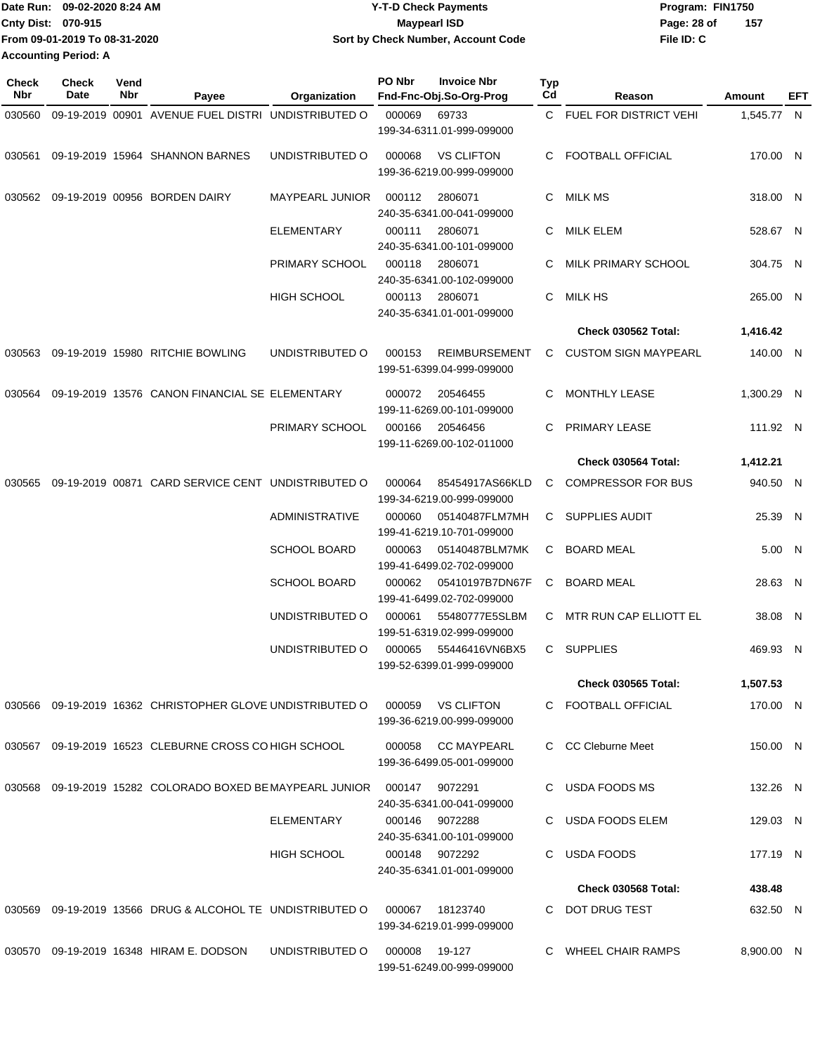Date Run: 09-02-2020 8:24 AM
Cnty Dist: 070-915
From 09-01-2019 To 08-31-2020
Accounting Period: A

# Y-T-D Check Payments
## Maypearl ISD
### Sort by Check Number, Account Code

Program: FIN1750
File ID: C

| Check Nbr | Check Date | Vend Nbr | Payee | Organization | PO Nbr | Invoice Nbr / Fnd-Fnc-Obj.So-Org-Prog | Typ Cd | Reason | Amount | EFT |
|---|---|---|---|---|---|---|---|---|---|---|
| 030560 | 09-19-2019 | 00901 | AVENUE FUEL DISTRI | UNDISTRIBUTED O | 000069 | 69733 / 199-34-6311.01-999-099000 | C | FUEL FOR DISTRICT VEHI | 1,545.77 | N |
| 030561 | 09-19-2019 | 15964 | SHANNON BARNES | UNDISTRIBUTED O | 000068 | VS CLIFTON / 199-36-6219.00-999-099000 | C | FOOTBALL OFFICIAL | 170.00 | N |
| 030562 | 09-19-2019 | 00956 | BORDEN DAIRY | MAYPEARL JUNIOR | 000112 | 2806071 / 240-35-6341.00-041-099000 | C | MILK MS | 318.00 | N |
| | | | | ELEMENTARY | 000111 | 2806071 / 240-35-6341.00-101-099000 | C | MILK ELEM | 528.67 | N |
| | | | | PRIMARY SCHOOL | 000118 | 2806071 / 240-35-6341.00-102-099000 | C | MILK PRIMARY SCHOOL | 304.75 | N |
| | | | | HIGH SCHOOL | 000113 | 2806071 / 240-35-6341.01-001-099000 | C | MILK HS | 265.00 | N |
| | | | | | | | | **Check 030562 Total:** | **1,416.42** | |
| 030563 | 09-19-2019 | 15980 | RITCHIE BOWLING | UNDISTRIBUTED O | 000153 | REIMBURSEMENT / 199-51-6399.04-999-099000 | C | CUSTOM SIGN MAYPEARL | 140.00 | N |
| 030564 | 09-19-2019 | 13576 | CANON FINANCIAL SE | ELEMENTARY | 000072 | 20546455 / 199-11-6269.00-101-099000 | C | MONTHLY LEASE | 1,300.29 | N |
| | | | | PRIMARY SCHOOL | 000166 | 20546456 / 199-11-6269.00-102-011000 | C | PRIMARY LEASE | 111.92 | N |
| | | | | | | | | **Check 030564 Total:** | **1,412.21** | |
| 030565 | 09-19-2019 | 00871 | CARD SERVICE CENT | UNDISTRIBUTED O | 000064 | 85454917AS66KLD / 199-34-6219.00-999-099000 | C | COMPRESSOR FOR BUS | 940.50 | N |
| | | | | ADMINISTRATIVE | 000060 | 05140487FLM7MH / 199-41-6219.10-701-099000 | C | SUPPLIES AUDIT | 25.39 | N |
| | | | | SCHOOL BOARD | 000063 | 05140487BLM7MK / 199-41-6499.02-702-099000 | C | BOARD MEAL | 5.00 | N |
| | | | | SCHOOL BOARD | 000062 | 05410197B7DN67F / 199-41-6499.02-702-099000 | C | BOARD MEAL | 28.63 | N |
| | | | | UNDISTRIBUTED O | 000061 | 55480777E5SLBM / 199-51-6319.02-999-099000 | C | MTR RUN CAP ELLIOTT EL | 38.08 | N |
| | | | | UNDISTRIBUTED O | 000065 | 55446416VN6BX5 / 199-52-6399.01-999-099000 | C | SUPPLIES | 469.93 | N |
| | | | | | | | | **Check 030565 Total:** | **1,507.53** | |
| 030566 | 09-19-2019 | 16362 | CHRISTOPHER GLOVE | UNDISTRIBUTED O | 000059 | VS CLIFTON / 199-36-6219.00-999-099000 | C | FOOTBALL OFFICIAL | 170.00 | N |
| 030567 | 09-19-2019 | 16523 | CLEBURNE CROSS CO | HIGH SCHOOL | 000058 | CC MAYPEARL / 199-36-6499.05-001-099000 | C | CC Cleburne Meet | 150.00 | N |
| 030568 | 09-19-2019 | 15282 | COLORADO BOXED BE | MAYPEARL JUNIOR | 000147 | 9072291 / 240-35-6341.00-041-099000 | C | USDA FOODS MS | 132.26 | N |
| | | | | ELEMENTARY | 000146 | 9072288 / 240-35-6341.00-101-099000 | C | USDA FOODS ELEM | 129.03 | N |
| | | | | HIGH SCHOOL | 000148 | 9072292 / 240-35-6341.01-001-099000 | C | USDA FOODS | 177.19 | N |
| | | | | | | | | **Check 030568 Total:** | **438.48** | |
| 030569 | 09-19-2019 | 13566 | DRUG & ALCOHOL TE | UNDISTRIBUTED O | 000067 | 18123740 / 199-34-6219.01-999-099000 | C | DOT DRUG TEST | 632.50 | N |
| 030570 | 09-19-2019 | 16348 | HIRAM E. DODSON | UNDISTRIBUTED O | 000008 | 19-127 / 199-51-6249.00-999-099000 | C | WHEEL CHAIR RAMPS | 8,900.00 | N |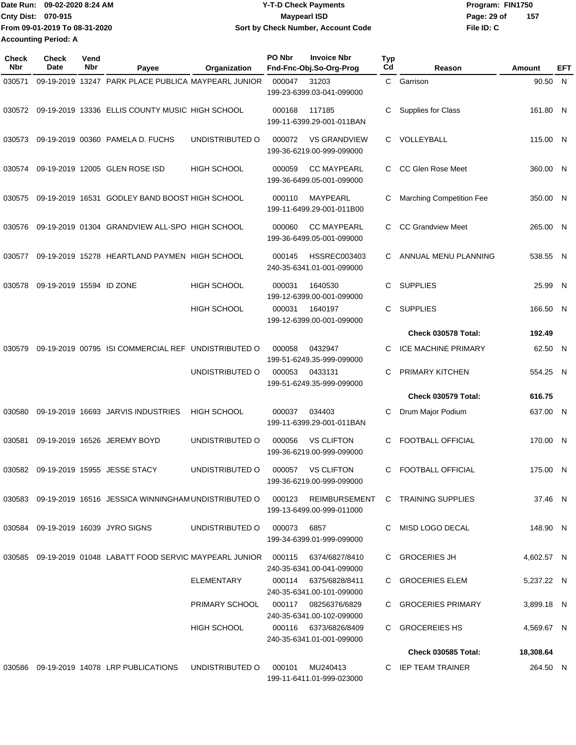Date Run: 09-02-2020 8:24 AM
Cnty Dist: 070-915
From 09-01-2019 To 08-31-2020
Accounting Period: A

**Y-T-D Check Payments**
**Maypearl ISD**
**Sort by Check Number, Account Code**

Program: FIN1750
File ID: C

| Check Nbr | Check Date | Vend Nbr | Payee | Organization | PO Nbr | Invoice Nbr / Fnd-Fnc-Obj.So-Org-Prog | Typ Cd | Reason | Amount | EFT |
|---|---|---|---|---|---|---|---|---|---|---|
| 030571 | 09-19-2019 | 13247 | PARK PLACE PUBLICA | MAYPEARL JUNIOR | 000047 | 31203 199-23-6399.03-041-099000 | C | Garrison | 90.50 | N |
| 030572 | 09-19-2019 | 13336 | ELLIS COUNTY MUSIC | HIGH SCHOOL | 000168 | 117185 199-11-6399.29-001-011BAN | C | Supplies for Class | 161.80 | N |
| 030573 | 09-19-2019 | 00360 | PAMELA D. FUCHS | UNDISTRIBUTED O | 000072 | VS GRANDVIEW 199-36-6219.00-999-099000 | C | VOLLEYBALL | 115.00 | N |
| 030574 | 09-19-2019 | 12005 | GLEN ROSE ISD | HIGH SCHOOL | 000059 | CC MAYPEARL 199-36-6499.05-001-099000 | C | CC Glen Rose Meet | 360.00 | N |
| 030575 | 09-19-2019 | 16531 | GODLEY BAND BOOST | HIGH SCHOOL | 000110 | MAYPEARL 199-11-6499.29-001-011B00 | C | Marching Competition Fee | 350.00 | N |
| 030576 | 09-19-2019 | 01304 | GRANDVIEW ALL-SPO | HIGH SCHOOL | 000060 | CC MAYPEARL 199-36-6499.05-001-099000 | C | CC Grandview Meet | 265.00 | N |
| 030577 | 09-19-2019 | 15278 | HEARTLAND PAYMEN | HIGH SCHOOL | 000145 | HSSREC003403 240-35-6341.01-001-099000 | C | ANNUAL MENU PLANNING | 538.55 | N |
| 030578 | 09-19-2019 | 15594 | ID ZONE | HIGH SCHOOL | 000031 | 1640530 199-12-6399.00-001-099000 | C | SUPPLIES | 25.99 | N |
| | | | | HIGH SCHOOL | 000031 | 1640197 199-12-6399.00-001-099000 | C | SUPPLIES | 166.50 | N |
| | | | | | | | | **Check 030578 Total:** | **192.49** | |
| 030579 | 09-19-2019 | 00795 | ISI COMMERCIAL REF | UNDISTRIBUTED O | 000058 | 0432947 199-51-6249.35-999-099000 | C | ICE MACHINE PRIMARY | 62.50 | N |
| | | | | UNDISTRIBUTED O | 000053 | 0433131 199-51-6249.35-999-099000 | C | PRIMARY KITCHEN | 554.25 | N |
| | | | | | | | | **Check 030579 Total:** | **616.75** | |
| 030580 | 09-19-2019 | 16693 | JARVIS INDUSTRIES | HIGH SCHOOL | 000037 | 034403 199-11-6399.29-001-011BAN | C | Drum Major Podium | 637.00 | N |
| 030581 | 09-19-2019 | 16526 | JEREMY BOYD | UNDISTRIBUTED O | 000056 | VS CLIFTON 199-36-6219.00-999-099000 | C | FOOTBALL OFFICIAL | 170.00 | N |
| 030582 | 09-19-2019 | 15955 | JESSE STACY | UNDISTRIBUTED O | 000057 | VS CLIFTON 199-36-6219.00-999-099000 | C | FOOTBALL OFFICIAL | 175.00 | N |
| 030583 | 09-19-2019 | 16516 | JESSICA WINNINGHAM | UNDISTRIBUTED O | 000123 | REIMBURSEMENT 199-13-6499.00-999-011000 | C | TRAINING SUPPLIES | 37.46 | N |
| 030584 | 09-19-2019 | 16039 | JYRO SIGNS | UNDISTRIBUTED O | 000073 | 6857 199-34-6399.01-999-099000 | C | MISD LOGO DECAL | 148.90 | N |
| 030585 | 09-19-2019 | 01048 | LABATT FOOD SERVIC | MAYPEARL JUNIOR | 000115 | 6374/6827/8410 240-35-6341.00-041-099000 | C | GROCERIES JH | 4,602.57 | N |
| | | | | ELEMENTARY | 000114 | 6375/6828/8411 240-35-6341.00-101-099000 | C | GROCERIES ELEM | 5,237.22 | N |
| | | | | PRIMARY SCHOOL | 000117 | 08256376/6829 240-35-6341.00-102-099000 | C | GROCERIES PRIMARY | 3,899.18 | N |
| | | | | HIGH SCHOOL | 000116 | 6373/6826/8409 240-35-6341.01-001-099000 | C | GROCEREIES HS | 4,569.67 | N |
| | | | | | | | | **Check 030585 Total:** | **18,308.64** | |
| 030586 | 09-19-2019 | 14078 | LRP PUBLICATIONS | UNDISTRIBUTED O | 000101 | MU240413 199-11-6411.01-999-023000 | C | IEP TEAM TRAINER | 264.50 | N |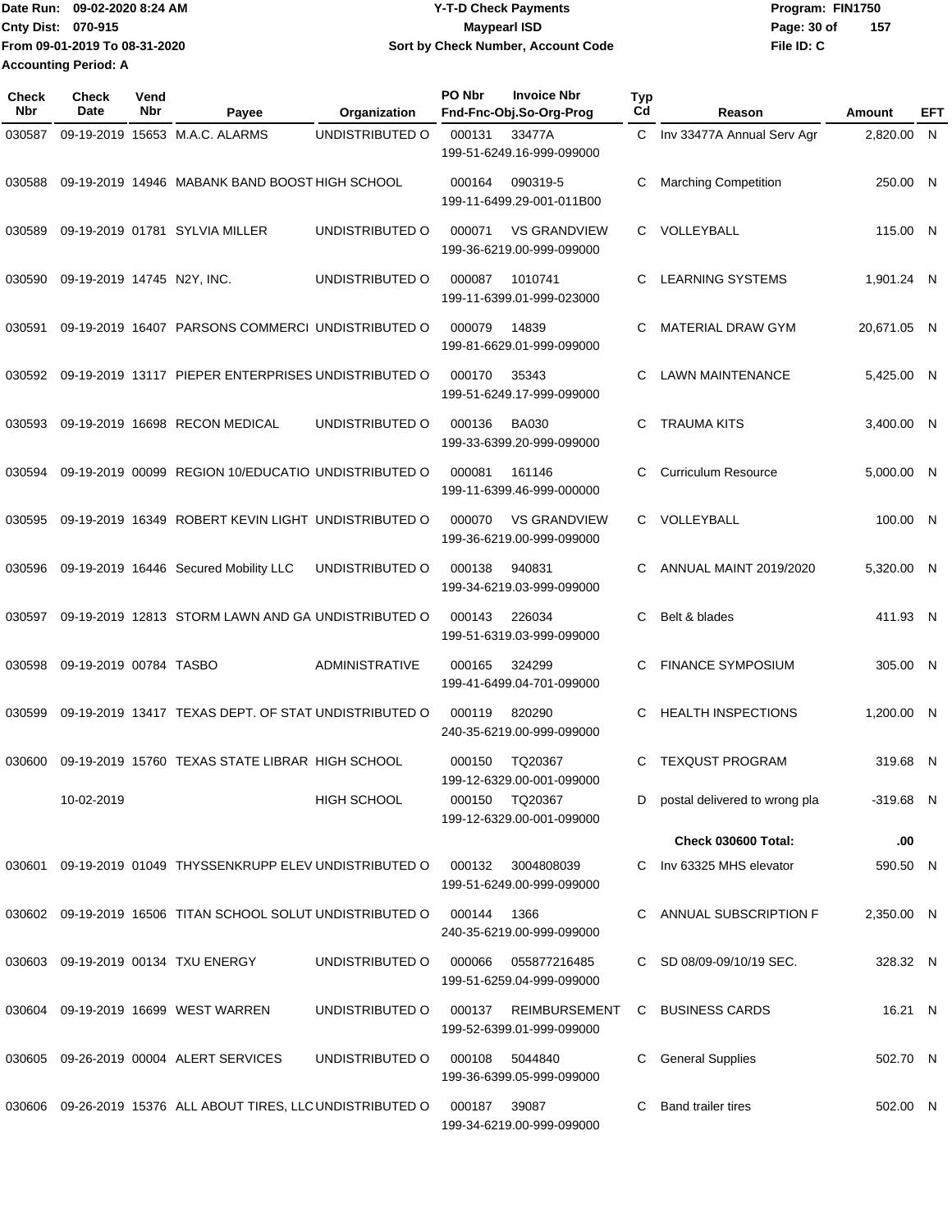Date Run: 09-02-2020 8:24 AM
Cnty Dist: 070-915
From 09-01-2019 To 08-31-2020
Accounting Period: A

# Y-T-D Check Payments
## Maypearl ISD
### Sort by Check Number, Account Code

Program: FIN1750
File ID: C

| Check Nbr | Check Date | Vend Nbr | Payee | Organization | PO Nbr | Invoice Nbr / Fnd-Fnc-Obj.So-Org-Prog | Typ Cd | Reason | Amount | EFT |
|---|---|---|---|---|---|---|---|---|---|---|
| 030587 | 09-19-2019 | 15653 | M.A.C. ALARMS | UNDISTRIBUTED O | 000131 | 33477A<br>199-51-6249.16-999-099000 | C | Inv 33477A Annual Serv Agr | 2,820.00 | N |
| 030588 | 09-19-2019 | 14946 | MABANK BAND BOOST | HIGH SCHOOL | 000164 | 090319-5<br>199-11-6499.29-001-011B00 | C | Marching Competition | 250.00 | N |
| 030589 | 09-19-2019 | 01781 | SYLVIA MILLER | UNDISTRIBUTED O | 000071 | VS GRANDVIEW<br>199-36-6219.00-999-099000 | C | VOLLEYBALL | 115.00 | N |
| 030590 | 09-19-2019 | 14745 | N2Y, INC. | UNDISTRIBUTED O | 000087 | 1010741<br>199-11-6399.01-999-023000 | C | LEARNING SYSTEMS | 1,901.24 | N |
| 030591 | 09-19-2019 | 16407 | PARSONS COMMERCI | UNDISTRIBUTED O | 000079 | 14839<br>199-81-6629.01-999-099000 | C | MATERIAL DRAW GYM | 20,671.05 | N |
| 030592 | 09-19-2019 | 13117 | PIEPER ENTERPRISES | UNDISTRIBUTED O | 000170 | 35343<br>199-51-6249.17-999-099000 | C | LAWN MAINTENANCE | 5,425.00 | N |
| 030593 | 09-19-2019 | 16698 | RECON MEDICAL | UNDISTRIBUTED O | 000136 | BA030<br>199-33-6399.20-999-099000 | C | TRAUMA KITS | 3,400.00 | N |
| 030594 | 09-19-2019 | 00099 | REGION 10/EDUCATIO | UNDISTRIBUTED O | 000081 | 161146<br>199-11-6399.46-999-000000 | C | Curriculum Resource | 5,000.00 | N |
| 030595 | 09-19-2019 | 16349 | ROBERT KEVIN LIGHT | UNDISTRIBUTED O | 000070 | VS GRANDVIEW<br>199-36-6219.00-999-099000 | C | VOLLEYBALL | 100.00 | N |
| 030596 | 09-19-2019 | 16446 | Secured Mobility LLC | UNDISTRIBUTED O | 000138 | 940831<br>199-34-6219.03-999-099000 | C | ANNUAL MAINT 2019/2020 | 5,320.00 | N |
| 030597 | 09-19-2019 | 12813 | STORM LAWN AND GA | UNDISTRIBUTED O | 000143 | 226034<br>199-51-6319.03-999-099000 | C | Belt & blades | 411.93 | N |
| 030598 | 09-19-2019 | 00784 | TASBO | ADMINISTRATIVE | 000165 | 324299<br>199-41-6499.04-701-099000 | C | FINANCE SYMPOSIUM | 305.00 | N |
| 030599 | 09-19-2019 | 13417 | TEXAS DEPT. OF STAT | UNDISTRIBUTED O | 000119 | 820290<br>240-35-6219.00-999-099000 | C | HEALTH INSPECTIONS | 1,200.00 | N |
| 030600 | 09-19-2019 | 15760 | TEXAS STATE LIBRAR | HIGH SCHOOL | 000150 | TQ20367<br>199-12-6329.00-001-099000 | C | TEXQUST PROGRAM | 319.68 | N |
| | 10-02-2019 | | | HIGH SCHOOL | 000150 | TQ20367<br>199-12-6329.00-001-099000 | D | postal delivered to wrong pla | -319.68 | N |
| | | | | | | | | **Check 030600 Total:** | **.00** | |
| 030601 | 09-19-2019 | 01049 | THYSSENKRUPP ELEV | UNDISTRIBUTED O | 000132 | 3004808039<br>199-51-6249.00-999-099000 | C | Inv 63325 MHS elevator | 590.50 | N |
| 030602 | 09-19-2019 | 16506 | TITAN SCHOOL SOLUT | UNDISTRIBUTED O | 000144 | 1366<br>240-35-6219.00-999-099000 | C | ANNUAL SUBSCRIPTION F | 2,350.00 | N |
| 030603 | 09-19-2019 | 00134 | TXU ENERGY | UNDISTRIBUTED O | 000066 | 055877216485<br>199-51-6259.04-999-099000 | C | SD 08/09-09/10/19 SEC. | 328.32 | N |
| 030604 | 09-19-2019 | 16699 | WEST WARREN | UNDISTRIBUTED O | 000137 | REIMBURSEMENT<br>199-52-6399.01-999-099000 | C | BUSINESS CARDS | 16.21 | N |
| 030605 | 09-26-2019 | 00004 | ALERT SERVICES | UNDISTRIBUTED O | 000108 | 5044840<br>199-36-6399.05-999-099000 | C | General Supplies | 502.70 | N |
| 030606 | 09-26-2019 | 15376 | ALL ABOUT TIRES, LLC | UNDISTRIBUTED O | 000187 | 39087<br>199-34-6219.00-999-099000 | C | Band trailer tires | 502.00 | N |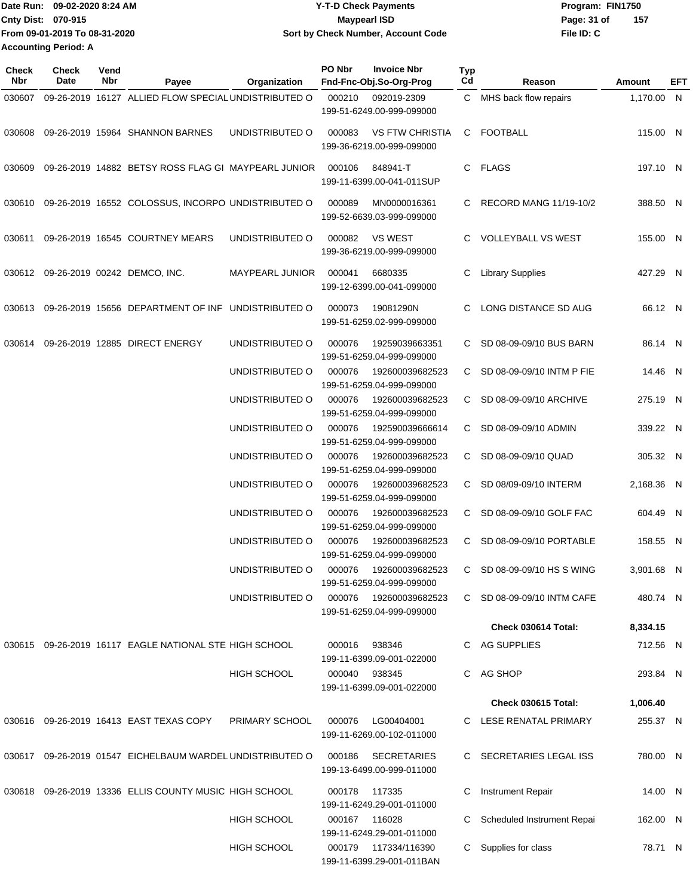Date Run: 09-02-2020 8:24 AM
Cnty Dist: 070-915
From 09-01-2019 To 08-31-2020
Accounting Period: A

**Y-T-D Check Payments**
**Maypearl ISD**
**Sort by Check Number, Account Code**

Program: FIN1750
File ID: C

| Check Nbr | Check Date | Vend Nbr | Payee | Organization | PO Nbr | Invoice Nbr / Fnd-Fnc-Obj.So-Org-Prog | Typ Cd | Reason | Amount | EFT |
|---|---|---|---|---|---|---|---|---|---|---|
| 030607 | 09-26-2019 | 16127 | ALLIED FLOW SPECIAL | UNDISTRIBUTED O | 000210 | 092019-2309 199-51-6249.00-999-099000 | C | MHS back flow repairs | 1,170.00 | N |
| 030608 | 09-26-2019 | 15964 | SHANNON BARNES | UNDISTRIBUTED O | 000083 | VS FTW CHRISTIA 199-36-6219.00-999-099000 | C | FOOTBALL | 115.00 | N |
| 030609 | 09-26-2019 | 14882 | BETSY ROSS FLAG GI | MAYPEARL JUNIOR | 000106 | 848941-T 199-11-6399.00-041-011SUP | C | FLAGS | 197.10 | N |
| 030610 | 09-26-2019 | 16552 | COLOSSUS, INCORPO | UNDISTRIBUTED O | 000089 | MN0000016361 199-52-6639.03-999-099000 | C | RECORD MANG 11/19-10/2 | 388.50 | N |
| 030611 | 09-26-2019 | 16545 | COURTNEY MEARS | UNDISTRIBUTED O | 000082 | VS WEST 199-36-6219.00-999-099000 | C | VOLLEYBALL VS WEST | 155.00 | N |
| 030612 | 09-26-2019 | 00242 | DEMCO, INC. | MAYPEARL JUNIOR | 000041 | 6680335 199-12-6399.00-041-099000 | C | Library Supplies | 427.29 | N |
| 030613 | 09-26-2019 | 15656 | DEPARTMENT OF INF | UNDISTRIBUTED O | 000073 | 19081290N 199-51-6259.02-999-099000 | C | LONG DISTANCE SD AUG | 66.12 | N |
| 030614 | 09-26-2019 | 12885 | DIRECT ENERGY | UNDISTRIBUTED O | 000076 | 19259039663351 199-51-6259.04-999-099000 | C | SD 08-09-09/10 BUS BARN | 86.14 | N |
| | | | | UNDISTRIBUTED O | 000076 | 192600039682523 199-51-6259.04-999-099000 | C | SD 08-09-09/10 INTM P FIE | 14.46 | N |
| | | | | UNDISTRIBUTED O | 000076 | 192600039682523 199-51-6259.04-999-099000 | C | SD 08-09-09/10 ARCHIVE | 275.19 | N |
| | | | | UNDISTRIBUTED O | 000076 | 192590039666614 199-51-6259.04-999-099000 | C | SD 08-09-09/10 ADMIN | 339.22 | N |
| | | | | UNDISTRIBUTED O | 000076 | 192600039682523 199-51-6259.04-999-099000 | C | SD 08-09-09/10 QUAD | 305.32 | N |
| | | | | UNDISTRIBUTED O | 000076 | 192600039682523 199-51-6259.04-999-099000 | C | SD 08/09-09/10 INTERM | 2,168.36 | N |
| | | | | UNDISTRIBUTED O | 000076 | 192600039682523 199-51-6259.04-999-099000 | C | SD 08-09-09/10 GOLF FAC | 604.49 | N |
| | | | | UNDISTRIBUTED O | 000076 | 192600039682523 199-51-6259.04-999-099000 | C | SD 08-09-09/10 PORTABLE | 158.55 | N |
| | | | | UNDISTRIBUTED O | 000076 | 192600039682523 199-51-6259.04-999-099000 | C | SD 08-09-09/10 HS S WING | 3,901.68 | N |
| | | | | UNDISTRIBUTED O | 000076 | 192600039682523 199-51-6259.04-999-099000 | C | SD 08-09-09/10 INTM CAFE | 480.74 | N |
| | | | | | | | | **Check 030614 Total:** | **8,334.15** | |
| 030615 | 09-26-2019 | 16117 | EAGLE NATIONAL STE | HIGH SCHOOL | 000016 | 938346 199-11-6399.09-001-022000 | C | AG SUPPLIES | 712.56 | N |
| | | | | HIGH SCHOOL | 000040 | 938345 199-11-6399.09-001-022000 | C | AG SHOP | 293.84 | N |
| | | | | | | | | **Check 030615 Total:** | **1,006.40** | |
| 030616 | 09-26-2019 | 16413 | EAST TEXAS COPY | PRIMARY SCHOOL | 000076 | LG00404001 199-11-6269.00-102-011000 | C | LESE RENATAL PRIMARY | 255.37 | N |
| 030617 | 09-26-2019 | 01547 | EICHELBAUM WARDEL | UNDISTRIBUTED O | 000186 | SECRETARIES 199-13-6499.00-999-011000 | C | SECRETARIES LEGAL ISS | 780.00 | N |
| 030618 | 09-26-2019 | 13336 | ELLIS COUNTY MUSIC | HIGH SCHOOL | 000178 | 117335 199-11-6249.29-001-011000 | C | Instrument Repair | 14.00 | N |
| | | | | HIGH SCHOOL | 000167 | 116028 199-11-6249.29-001-011000 | C | Scheduled Instrument Repai | 162.00 | N |
| | | | | HIGH SCHOOL | 000179 | 117334/116390 199-11-6399.29-001-011BAN | C | Supplies for class | 78.71 | N |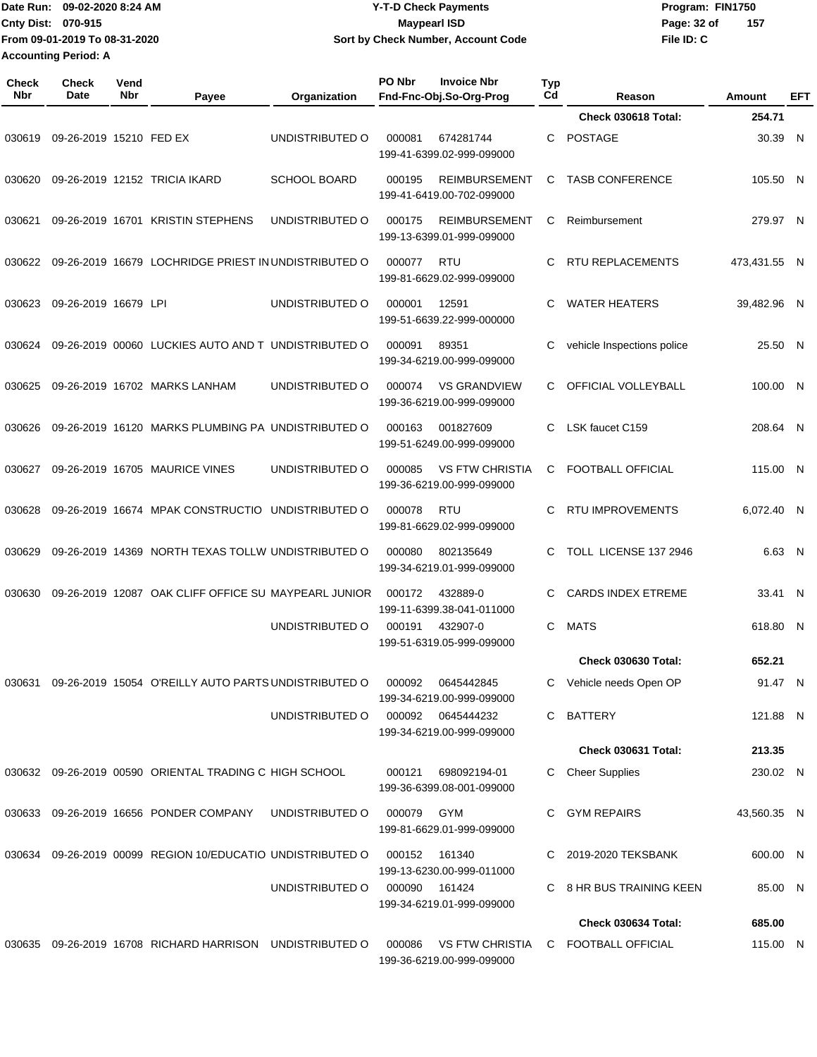Date Run: 09-02-2020 8:24 AM
Cnty Dist: 070-915
From 09-01-2019 To 08-31-2020
Accounting Period: A

# Y-T-D Check Payments
## Maypearl ISD
### Sort by Check Number, Account Code

Program: FIN1750
File ID: C

| Check Nbr | Check Date | Vend Nbr | Payee | Organization | PO Nbr | Invoice Nbr / Fnd-Fnc-Obj.So-Org-Prog | Typ Cd | Reason | Amount | EFT |
|---|---|---|---|---|---|---|---|---|---|---|
| | | | | | | | | Check 030618 Total: | 254.71 | |
| 030619 | 09-26-2019 | 15210 | FED EX | UNDISTRIBUTED O | 000081 | 674281744 / 199-41-6399.02-999-099000 | C | POSTAGE | 30.39 | N |
| 030620 | 09-26-2019 | 12152 | TRICIA IKARD | SCHOOL BOARD | 000195 | REIMBURSEMENT / 199-41-6419.00-702-099000 | C | TASB CONFERENCE | 105.50 | N |
| 030621 | 09-26-2019 | 16701 | KRISTIN STEPHENS | UNDISTRIBUTED O | 000175 | REIMBURSEMENT / 199-13-6399.01-999-099000 | C | Reimbursement | 279.97 | N |
| 030622 | 09-26-2019 | 16679 | LOCHRIDGE PRIEST IN | UNDISTRIBUTED O | 000077 | RTU / 199-81-6629.02-999-099000 | C | RTU REPLACEMENTS | 473,431.55 | N |
| 030623 | 09-26-2019 | 16679 | LPI | UNDISTRIBUTED O | 000001 | 12591 / 199-51-6639.22-999-000000 | C | WATER HEATERS | 39,482.96 | N |
| 030624 | 09-26-2019 | 00060 | LUCKIES AUTO AND T | UNDISTRIBUTED O | 000091 | 89351 / 199-34-6219.00-999-099000 | C | vehicle Inspections police | 25.50 | N |
| 030625 | 09-26-2019 | 16702 | MARKS LANHAM | UNDISTRIBUTED O | 000074 | VS GRANDVIEW / 199-36-6219.00-999-099000 | C | OFFICIAL VOLLEYBALL | 100.00 | N |
| 030626 | 09-26-2019 | 16120 | MARKS PLUMBING PA | UNDISTRIBUTED O | 000163 | 001827609 / 199-51-6249.00-999-099000 | C | LSK faucet C159 | 208.64 | N |
| 030627 | 09-26-2019 | 16705 | MAURICE VINES | UNDISTRIBUTED O | 000085 | VS FTW CHRISTIA / 199-36-6219.00-999-099000 | C | FOOTBALL OFFICIAL | 115.00 | N |
| 030628 | 09-26-2019 | 16674 | MPAK CONSTRUCTIO | UNDISTRIBUTED O | 000078 | RTU / 199-81-6629.02-999-099000 | C | RTU IMPROVEMENTS | 6,072.40 | N |
| 030629 | 09-26-2019 | 14369 | NORTH TEXAS TOLLW | UNDISTRIBUTED O | 000080 | 802135649 / 199-34-6219.01-999-099000 | C | TOLL LICENSE 137 2946 | 6.63 | N |
| 030630 | 09-26-2019 | 12087 | OAK CLIFF OFFICE SU | MAYPEARL JUNIOR | 000172 | 432889-0 / 199-11-6399.38-041-011000 | C | CARDS INDEX ETREME | 33.41 | N |
| | | | | UNDISTRIBUTED O | 000191 | 432907-0 / 199-51-6319.05-999-099000 | C | MATS | 618.80 | N |
| | | | | | | | | Check 030630 Total: | 652.21 | |
| 030631 | 09-26-2019 | 15054 | O'REILLY AUTO PARTS | UNDISTRIBUTED O | 000092 | 0645442845 / 199-34-6219.00-999-099000 | C | Vehicle needs Open OP | 91.47 | N |
| | | | | UNDISTRIBUTED O | 000092 | 0645444232 / 199-34-6219.00-999-099000 | C | BATTERY | 121.88 | N |
| | | | | | | | | Check 030631 Total: | 213.35 | |
| 030632 | 09-26-2019 | 00590 | ORIENTAL TRADING C | HIGH SCHOOL | 000121 | 698092194-01 / 199-36-6399.08-001-099000 | C | Cheer Supplies | 230.02 | N |
| 030633 | 09-26-2019 | 16656 | PONDER COMPANY | UNDISTRIBUTED O | 000079 | GYM / 199-81-6629.01-999-099000 | C | GYM REPAIRS | 43,560.35 | N |
| 030634 | 09-26-2019 | 00099 | REGION 10/EDUCATIO | UNDISTRIBUTED O | 000152 | 161340 / 199-13-6230.00-999-011000 | C | 2019-2020 TEKSBANK | 600.00 | N |
| | | | | UNDISTRIBUTED O | 000090 | 161424 / 199-34-6219.01-999-099000 | C | 8 HR BUS TRAINING KEEN | 85.00 | N |
| | | | | | | | | Check 030634 Total: | 685.00 | |
| 030635 | 09-26-2019 | 16708 | RICHARD HARRISON | UNDISTRIBUTED O | 000086 | VS FTW CHRISTIA / 199-36-6219.00-999-099000 | C | FOOTBALL OFFICIAL | 115.00 | N |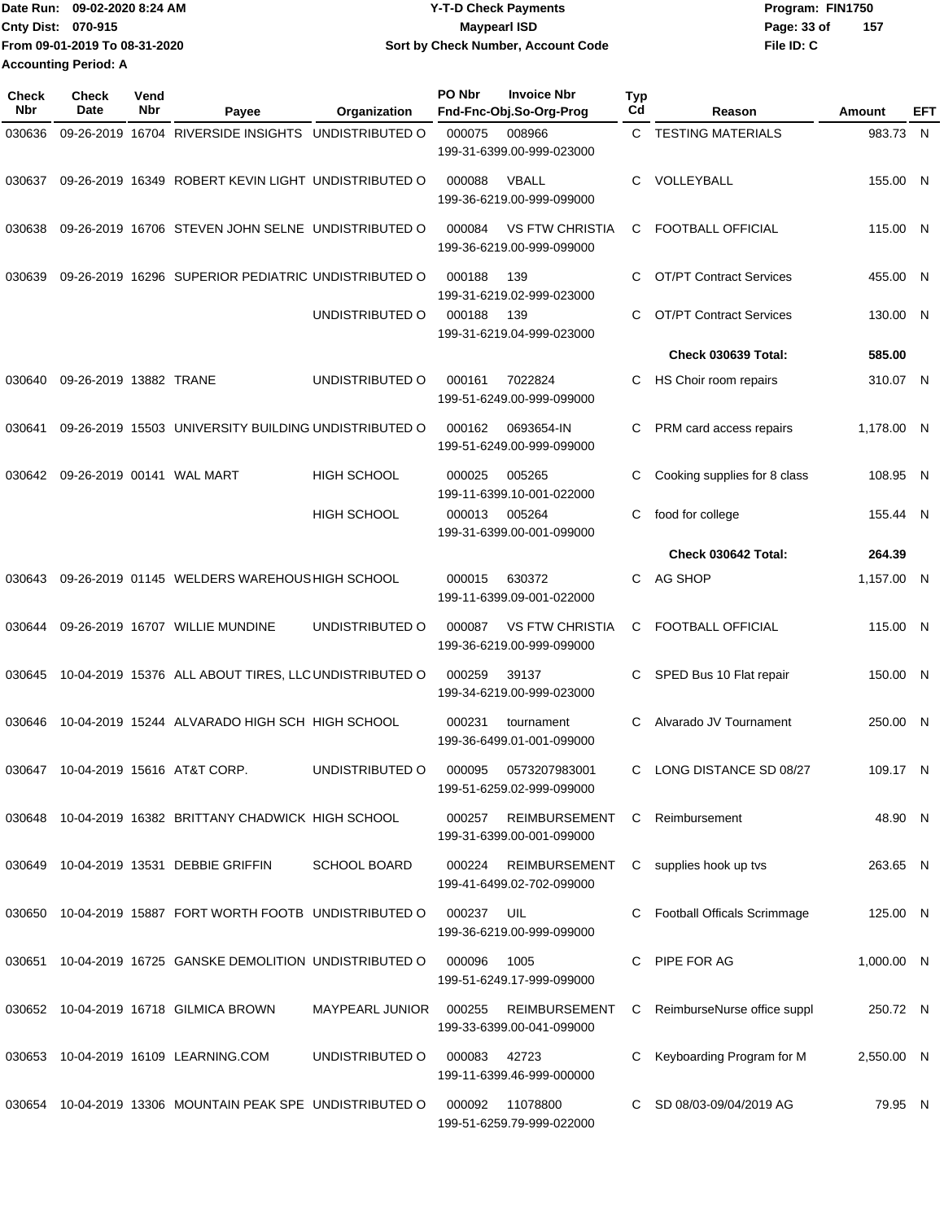Date Run: 09-02-2020 8:24 AM
Cnty Dist: 070-915
From 09-01-2019 To 08-31-2020
Accounting Period: A

# Y-T-D Check Payments
## Maypearl ISD
### Sort by Check Number, Account Code

Program: FIN1750
File ID: C

| Check Nbr | Check Date | Vend Nbr | Payee | Organization | PO Nbr | Invoice Nbr / Fnd-Fnc-Obj.So-Org-Prog | Typ Cd | Reason | Amount | EFT |
|---|---|---|---|---|---|---|---|---|---|---|
| 030636 | 09-26-2019 | 16704 | RIVERSIDE INSIGHTS | UNDISTRIBUTED O | 000075 | 008966 199-31-6399.00-999-023000 | C | TESTING MATERIALS | 983.73 | N |
| 030637 | 09-26-2019 | 16349 | ROBERT KEVIN LIGHT | UNDISTRIBUTED O | 000088 | VBALL 199-36-6219.00-999-099000 | C | VOLLEYBALL | 155.00 | N |
| 030638 | 09-26-2019 | 16706 | STEVEN JOHN SELNE | UNDISTRIBUTED O | 000084 | VS FTW CHRISTIA 199-36-6219.00-999-099000 | C | FOOTBALL OFFICIAL | 115.00 | N |
| 030639 | 09-26-2019 | 16296 | SUPERIOR PEDIATRIC | UNDISTRIBUTED O | 000188 | 139 199-31-6219.02-999-023000 | C | OT/PT Contract Services | 455.00 | N |
| | | | | UNDISTRIBUTED O | 000188 | 139 199-31-6219.04-999-023000 | C | OT/PT Contract Services | 130.00 | N |
| | | | | | | | | **Check 030639 Total:** | **585.00** | |
| 030640 | 09-26-2019 | 13882 | TRANE | UNDISTRIBUTED O | 000161 | 7022824 199-51-6249.00-999-099000 | C | HS Choir room repairs | 310.07 | N |
| 030641 | 09-26-2019 | 15503 | UNIVERSITY BUILDING | UNDISTRIBUTED O | 000162 | 0693654-IN 199-51-6249.00-999-099000 | C | PRM card access repairs | 1,178.00 | N |
| 030642 | 09-26-2019 | 00141 | WAL MART | HIGH SCHOOL | 000025 | 005265 199-11-6399.10-001-022000 | C | Cooking supplies for 8 class | 108.95 | N |
| | | | | HIGH SCHOOL | 000013 | 005264 199-31-6399.00-001-099000 | C | food for college | 155.44 | N |
| | | | | | | | | **Check 030642 Total:** | **264.39** | |
| 030643 | 09-26-2019 | 01145 | WELDERS WAREHOUS | HIGH SCHOOL | 000015 | 630372 199-11-6399.09-001-022000 | C | AG SHOP | 1,157.00 | N |
| 030644 | 09-26-2019 | 16707 | WILLIE MUNDINE | UNDISTRIBUTED O | 000087 | VS FTW CHRISTIA 199-36-6219.00-999-099000 | C | FOOTBALL OFFICIAL | 115.00 | N |
| 030645 | 10-04-2019 | 15376 | ALL ABOUT TIRES, LLC | UNDISTRIBUTED O | 000259 | 39137 199-34-6219.00-999-023000 | C | SPED Bus 10 Flat repair | 150.00 | N |
| 030646 | 10-04-2019 | 15244 | ALVARADO HIGH SCH | HIGH SCHOOL | 000231 | tournament 199-36-6499.01-001-099000 | C | Alvarado JV Tournament | 250.00 | N |
| 030647 | 10-04-2019 | 15616 | AT&T CORP. | UNDISTRIBUTED O | 000095 | 0573207983001 199-51-6259.02-999-099000 | C | LONG DISTANCE SD 08/27 | 109.17 | N |
| 030648 | 10-04-2019 | 16382 | BRITTANY CHADWICK | HIGH SCHOOL | 000257 | REIMBURSEMENT 199-31-6399.00-001-099000 | C | Reimbursement | 48.90 | N |
| 030649 | 10-04-2019 | 13531 | DEBBIE GRIFFIN | SCHOOL BOARD | 000224 | REIMBURSEMENT 199-41-6499.02-702-099000 | C | supplies hook up tvs | 263.65 | N |
| 030650 | 10-04-2019 | 15887 | FORT WORTH FOOTB | UNDISTRIBUTED O | 000237 | UIL 199-36-6219.00-999-099000 | C | Football Officals Scrimmage | 125.00 | N |
| 030651 | 10-04-2019 | 16725 | GANSKE DEMOLITION | UNDISTRIBUTED O | 000096 | 1005 199-51-6249.17-999-099000 | C | PIPE FOR AG | 1,000.00 | N |
| 030652 | 10-04-2019 | 16718 | GILMICA BROWN | MAYPEARL JUNIOR | 000255 | REIMBURSEMENT 199-33-6399.00-041-099000 | C | ReimburseNurse office suppl | 250.72 | N |
| 030653 | 10-04-2019 | 16109 | LEARNING.COM | UNDISTRIBUTED O | 000083 | 42723 199-11-6399.46-999-000000 | C | Keyboarding Program for M | 2,550.00 | N |
| 030654 | 10-04-2019 | 13306 | MOUNTAIN PEAK SPE | UNDISTRIBUTED O | 000092 | 11078800 199-51-6259.79-999-022000 | C | SD 08/03-09/04/2019 AG | 79.95 | N |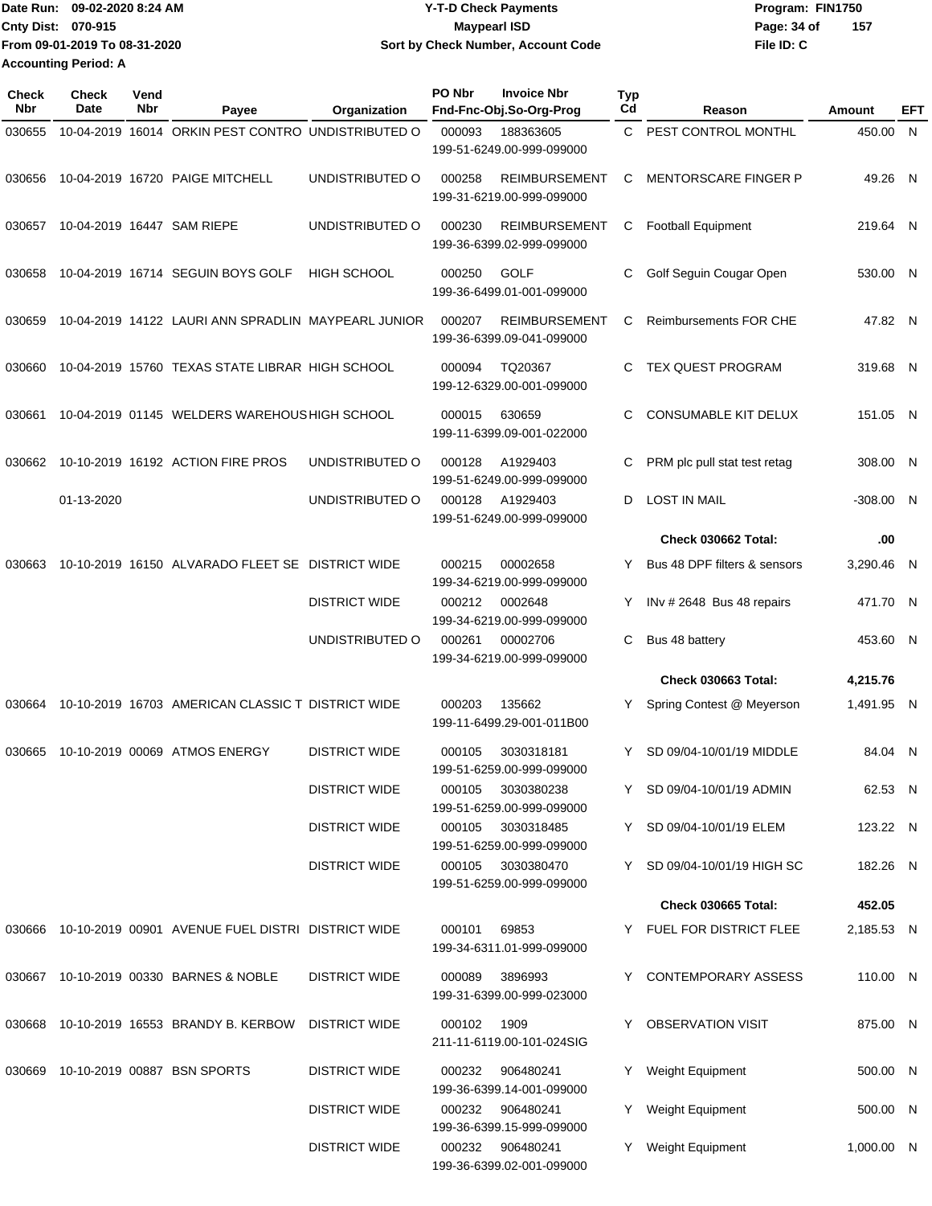Date Run: 09-02-2020 8:24 AM
Cnty Dist: 070-915
From 09-01-2019 To 08-31-2020
Accounting Period: A

**Y-T-D Check Payments**
**Maypearl ISD**
**Sort by Check Number, Account Code**

Program: FIN1750
File ID: C

| Check Nbr | Check Date | Vend Nbr | Payee | Organization | PO Nbr | Invoice Nbr / Fnd-Fnc-Obj.So-Org-Prog | Typ Cd | Reason | Amount | EFT |
|---|---|---|---|---|---|---|---|---|---|---|
| 030655 | 10-04-2019 | 16014 | ORKIN PEST CONTRO | UNDISTRIBUTED O | 000093 | 188363605 199-51-6249.00-999-099000 | C | PEST CONTROL MONTHL | 450.00 | N |
| 030656 | 10-04-2019 | 16720 | PAIGE MITCHELL | UNDISTRIBUTED O | 000258 | REIMBURSEMENT 199-31-6219.00-999-099000 | C | MENTORSCARE FINGER P | 49.26 | N |
| 030657 | 10-04-2019 | 16447 | SAM RIEPE | UNDISTRIBUTED O | 000230 | REIMBURSEMENT 199-36-6399.02-999-099000 | C | Football Equipment | 219.64 | N |
| 030658 | 10-04-2019 | 16714 | SEGUIN BOYS GOLF | HIGH SCHOOL | 000250 | GOLF 199-36-6499.01-001-099000 | C | Golf Seguin Cougar Open | 530.00 | N |
| 030659 | 10-04-2019 | 14122 | LAURI ANN SPRADLIN | MAYPEARL JUNIOR | 000207 | REIMBURSEMENT 199-36-6399.09-041-099000 | C | Reimbursements FOR CHE | 47.82 | N |
| 030660 | 10-04-2019 | 15760 | TEXAS STATE LIBRAR | HIGH SCHOOL | 000094 | TQ20367 199-12-6329.00-001-099000 | C | TEX QUEST PROGRAM | 319.68 | N |
| 030661 | 10-04-2019 | 01145 | WELDERS WAREHOUS | HIGH SCHOOL | 000015 | 630659 199-11-6399.09-001-022000 | C | CONSUMABLE KIT DELUX | 151.05 | N |
| 030662 | 10-10-2019 | 16192 | ACTION FIRE PROS | UNDISTRIBUTED O | 000128 | A1929403 199-51-6249.00-999-099000 | C | PRM plc pull stat test retag | 308.00 | N |
| | 01-13-2020 | | | UNDISTRIBUTED O | 000128 | A1929403 199-51-6249.00-999-099000 | D | LOST IN MAIL | -308.00 | N |
| | | | | | | | | **Check 030662 Total:** | **.00** | |
| 030663 | 10-10-2019 | 16150 | ALVARADO FLEET SE | DISTRICT WIDE | 000215 | 00002658 199-34-6219.00-999-099000 | Y | Bus 48 DPF filters & sensors | 3,290.46 | N |
| | | | | DISTRICT WIDE | 000212 | 0002648 199-34-6219.00-999-099000 | Y | INv # 2648 Bus 48 repairs | 471.70 | N |
| | | | | UNDISTRIBUTED O | 000261 | 00002706 199-34-6219.00-999-099000 | C | Bus 48 battery | 453.60 | N |
| | | | | | | | | **Check 030663 Total:** | **4,215.76** | |
| 030664 | 10-10-2019 | 16703 | AMERICAN CLASSIC T | DISTRICT WIDE | 000203 | 135662 199-11-6499.29-001-011B00 | Y | Spring Contest @ Meyerson | 1,491.95 | N |
| 030665 | 10-10-2019 | 00069 | ATMOS ENERGY | DISTRICT WIDE | 000105 | 3030318181 199-51-6259.00-999-099000 | Y | SD 09/04-10/01/19 MIDDLE | 84.04 | N |
| | | | | DISTRICT WIDE | 000105 | 3030380238 199-51-6259.00-999-099000 | Y | SD 09/04-10/01/19 ADMIN | 62.53 | N |
| | | | | DISTRICT WIDE | 000105 | 3030318485 199-51-6259.00-999-099000 | Y | SD 09/04-10/01/19 ELEM | 123.22 | N |
| | | | | DISTRICT WIDE | 000105 | 3030380470 199-51-6259.00-999-099000 | Y | SD 09/04-10/01/19 HIGH SC | 182.26 | N |
| | | | | | | | | **Check 030665 Total:** | **452.05** | |
| 030666 | 10-10-2019 | 00901 | AVENUE FUEL DISTRI | DISTRICT WIDE | 000101 | 69853 199-34-6311.01-999-099000 | Y | FUEL FOR DISTRICT FLEE | 2,185.53 | N |
| 030667 | 10-10-2019 | 00330 | BARNES & NOBLE | DISTRICT WIDE | 000089 | 3896993 199-31-6399.00-999-023000 | Y | CONTEMPORARY ASSESS | 110.00 | N |
| 030668 | 10-10-2019 | 16553 | BRANDY B. KERBOW | DISTRICT WIDE | 000102 | 1909 211-11-6119.00-101-024SIG | Y | OBSERVATION VISIT | 875.00 | N |
| 030669 | 10-10-2019 | 00887 | BSN SPORTS | DISTRICT WIDE | 000232 | 906480241 199-36-6399.14-001-099000 | Y | Weight Equipment | 500.00 | N |
| | | | | DISTRICT WIDE | 000232 | 906480241 199-36-6399.15-999-099000 | Y | Weight Equipment | 500.00 | N |
| | | | | DISTRICT WIDE | 000232 | 906480241 199-36-6399.02-001-099000 | Y | Weight Equipment | 1,000.00 | N |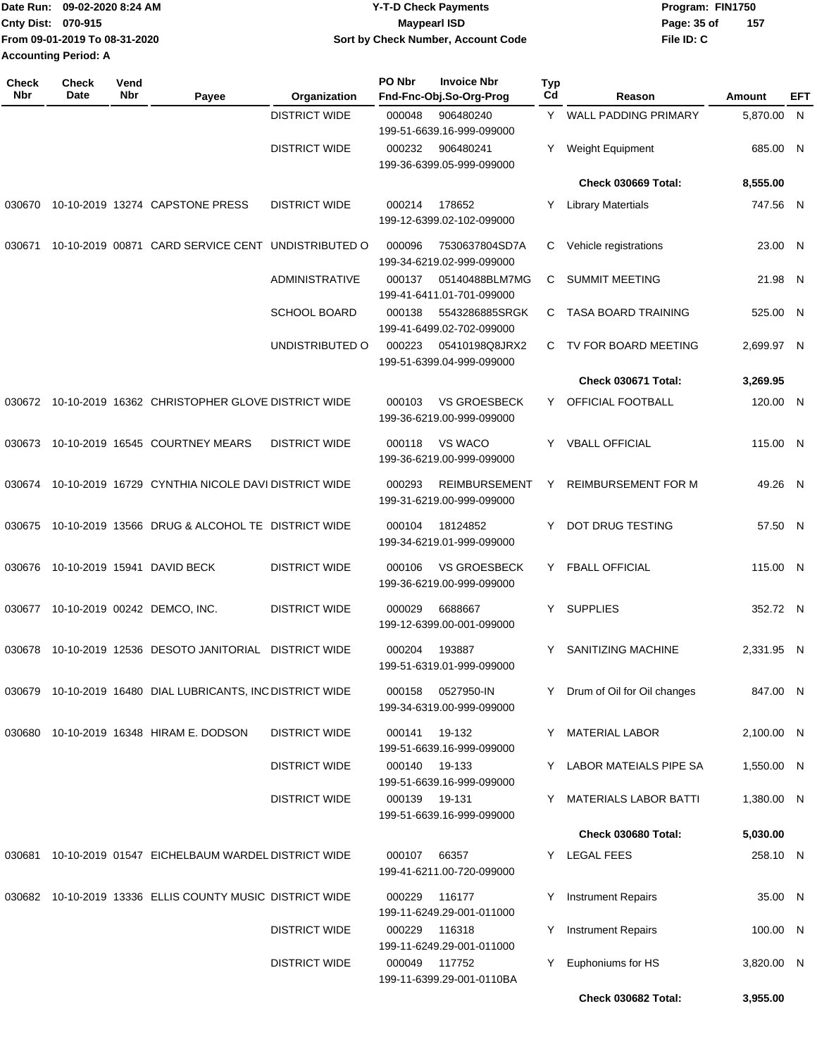Date Run: 09-02-2020 8:24 AM
Cnty Dist: 070-915
From 09-01-2019 To 08-31-2020
Accounting Period: A

**Y-T-D Check Payments**
**Maypearl ISD**
**Sort by Check Number, Account Code**

Program: FIN1750
File ID: C

| Check Nbr | Check Date | Vend Nbr | Payee | Organization | PO Nbr / Invoice Nbr / Fnd-Fnc-Obj.So-Org-Prog | Typ Cd | Reason | Amount | EFT |
|---|---|---|---|---|---|---|---|---|---|
| | | | | DISTRICT WIDE | 000048 906480240 199-51-6639.16-999-099000 | Y | WALL PADDING PRIMARY | 5,870.00 | N |
| | | | | DISTRICT WIDE | 000232 906480241 199-36-6399.05-999-099000 | Y | Weight Equipment | 685.00 | N |
| | | | | | | | **Check 030669 Total:** | **8,555.00** | |
| 030670 | 10-10-2019 | 13274 | CAPSTONE PRESS | DISTRICT WIDE | 000214 178652 199-12-6399.02-102-099000 | Y | Library Matertials | 747.56 | N |
| 030671 | 10-10-2019 | 00871 | CARD SERVICE CENT | UNDISTRIBUTED O | 000096 7530637804SD7A 199-34-6219.02-999-099000 | C | Vehicle registrations | 23.00 | N |
| | | | | ADMINISTRATIVE | 000137 05140488BLM7MG 199-41-6411.01-701-099000 | C | SUMMIT MEETING | 21.98 | N |
| | | | | SCHOOL BOARD | 000138 5543286885SRGK 199-41-6499.02-702-099000 | C | TASA BOARD TRAINING | 525.00 | N |
| | | | | UNDISTRIBUTED O | 000223 05410198Q8JRX2 199-51-6399.04-999-099000 | C | TV FOR BOARD MEETING | 2,699.97 | N |
| | | | | | | | **Check 030671 Total:** | **3,269.95** | |
| 030672 | 10-10-2019 | 16362 | CHRISTOPHER GLOVE | DISTRICT WIDE | 000103 VS GROESBECK 199-36-6219.00-999-099000 | Y | OFFICIAL FOOTBALL | 120.00 | N |
| 030673 | 10-10-2019 | 16545 | COURTNEY MEARS | DISTRICT WIDE | 000118 VS WACO 199-36-6219.00-999-099000 | Y | VBALL OFFICIAL | 115.00 | N |
| 030674 | 10-10-2019 | 16729 | CYNTHIA NICOLE DAVI | DISTRICT WIDE | 000293 REIMBURSEMENT 199-31-6219.00-999-099000 | Y | REIMBURSEMENT FOR M | 49.26 | N |
| 030675 | 10-10-2019 | 13566 | DRUG & ALCOHOL TE | DISTRICT WIDE | 000104 18124852 199-34-6219.01-999-099000 | Y | DOT DRUG TESTING | 57.50 | N |
| 030676 | 10-10-2019 | 15941 | DAVID BECK | DISTRICT WIDE | 000106 VS GROESBECK 199-36-6219.00-999-099000 | Y | FBALL OFFICIAL | 115.00 | N |
| 030677 | 10-10-2019 | 00242 | DEMCO, INC. | DISTRICT WIDE | 000029 6688667 199-12-6399.00-001-099000 | Y | SUPPLIES | 352.72 | N |
| 030678 | 10-10-2019 | 12536 | DESOTO JANITORIAL | DISTRICT WIDE | 000204 193887 199-51-6319.01-999-099000 | Y | SANITIZING MACHINE | 2,331.95 | N |
| 030679 | 10-10-2019 | 16480 | DIAL LUBRICANTS, INC | DISTRICT WIDE | 000158 0527950-IN 199-34-6319.00-999-099000 | Y | Drum of Oil for Oil changes | 847.00 | N |
| 030680 | 10-10-2019 | 16348 | HIRAM E. DODSON | DISTRICT WIDE | 000141 19-132 199-51-6639.16-999-099000 | Y | MATERIAL LABOR | 2,100.00 | N |
| | | | | DISTRICT WIDE | 000140 19-133 199-51-6639.16-999-099000 | Y | LABOR MATEIALS PIPE SA | 1,550.00 | N |
| | | | | DISTRICT WIDE | 000139 19-131 199-51-6639.16-999-099000 | Y | MATERIALS LABOR BATTI | 1,380.00 | N |
| | | | | | | | **Check 030680 Total:** | **5,030.00** | |
| 030681 | 10-10-2019 | 01547 | EICHELBAUM WARDEL | DISTRICT WIDE | 000107 66357 199-41-6211.00-720-099000 | Y | LEGAL FEES | 258.10 | N |
| 030682 | 10-10-2019 | 13336 | ELLIS COUNTY MUSIC | DISTRICT WIDE | 000229 116177 199-11-6249.29-001-011000 | Y | Instrument Repairs | 35.00 | N |
| | | | | DISTRICT WIDE | 000229 116318 199-11-6249.29-001-011000 | Y | Instrument Repairs | 100.00 | N |
| | | | | DISTRICT WIDE | 000049 117752 199-11-6399.29-001-0110BA | Y | Euphoniums for HS | 3,820.00 | N |
| | | | | | | | **Check 030682 Total:** | **3,955.00** | |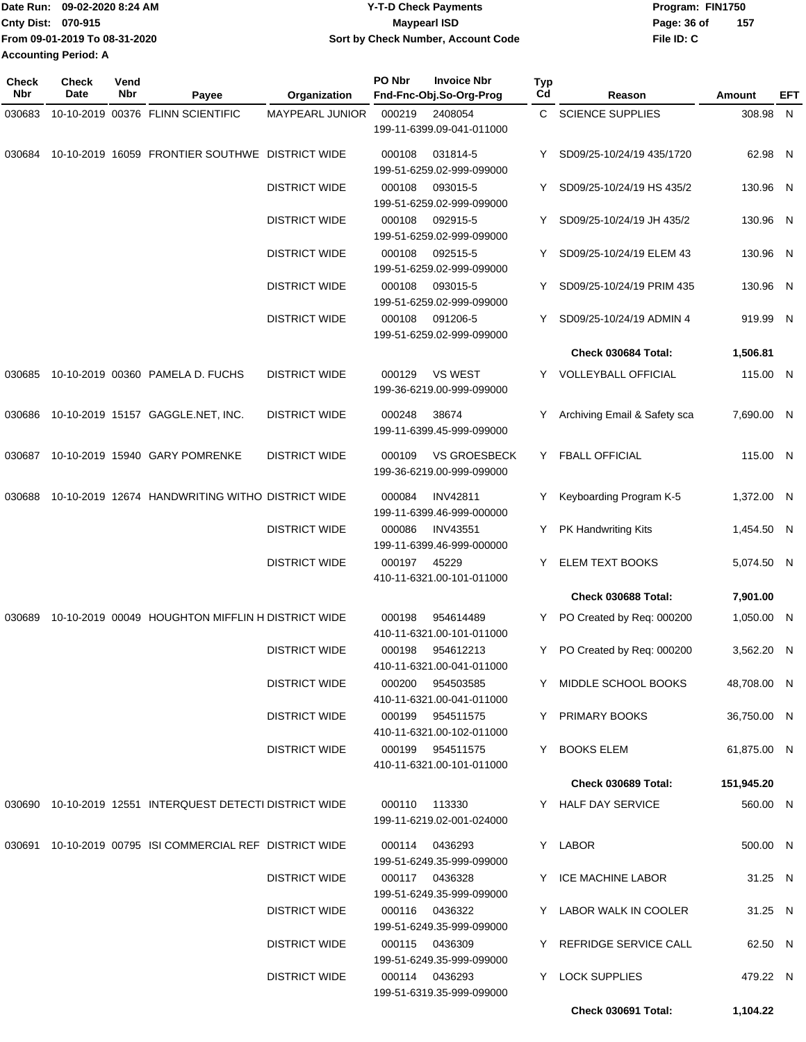Date Run: 09-02-2020 8:24 AM
Cnty Dist: 070-915
From 09-01-2019 To 08-31-2020
Accounting Period: A

**Y-T-D Check Payments**
**Maypearl ISD**
**Sort by Check Number, Account Code**

Program: FIN1750
File ID: C

| Check Nbr | Check Date | Vend Nbr | Payee | Organization | PO Nbr | Invoice Nbr / Fnd-Fnc-Obj.So-Org-Prog | Typ Cd | Reason | Amount | EFT |
|---|---|---|---|---|---|---|---|---|---|---|
| 030683 | 10-10-2019 | 00376 | FLINN SCIENTIFIC | MAYPEARL JUNIOR | 000219 | 2408054 / 199-11-6399.09-041-011000 | C | SCIENCE SUPPLIES | 308.98 | N |
| 030684 | 10-10-2019 | 16059 | FRONTIER SOUTHWE | DISTRICT WIDE | 000108 | 031814-5 / 199-51-6259.02-999-099000 | Y | SD09/25-10/24/19 435/1720 | 62.98 | N |
| | | | | DISTRICT WIDE | 000108 | 093015-5 / 199-51-6259.02-999-099000 | Y | SD09/25-10/24/19 HS 435/2 | 130.96 | N |
| | | | | DISTRICT WIDE | 000108 | 092915-5 / 199-51-6259.02-999-099000 | Y | SD09/25-10/24/19 JH 435/2 | 130.96 | N |
| | | | | DISTRICT WIDE | 000108 | 092515-5 / 199-51-6259.02-999-099000 | Y | SD09/25-10/24/19 ELEM 43 | 130.96 | N |
| | | | | DISTRICT WIDE | 000108 | 093015-5 / 199-51-6259.02-999-099000 | Y | SD09/25-10/24/19 PRIM 435 | 130.96 | N |
| | | | | DISTRICT WIDE | 000108 | 091206-5 / 199-51-6259.02-999-099000 | Y | SD09/25-10/24/19 ADMIN 4 | 919.99 | N |
| | | | | | | | | **Check 030684 Total:** | **1,506.81** | |
| 030685 | 10-10-2019 | 00360 | PAMELA D. FUCHS | DISTRICT WIDE | 000129 | VS WEST / 199-36-6219.00-999-099000 | Y | VOLLEYBALL OFFICIAL | 115.00 | N |
| 030686 | 10-10-2019 | 15157 | GAGGLE.NET, INC. | DISTRICT WIDE | 000248 | 38674 / 199-11-6399.45-999-099000 | Y | Archiving Email & Safety sca | 7,690.00 | N |
| 030687 | 10-10-2019 | 15940 | GARY POMRENKE | DISTRICT WIDE | 000109 | VS GROESBECK / 199-36-6219.00-999-099000 | Y | FBALL OFFICIAL | 115.00 | N |
| 030688 | 10-10-2019 | 12674 | HANDWRITING WITHO | DISTRICT WIDE | 000084 | INV42811 / 199-11-6399.46-999-000000 | Y | Keyboarding Program K-5 | 1,372.00 | N |
| | | | | DISTRICT WIDE | 000086 | INV43551 / 199-11-6399.46-999-000000 | Y | PK Handwriting Kits | 1,454.50 | N |
| | | | | DISTRICT WIDE | 000197 | 45229 / 410-11-6321.00-101-011000 | Y | ELEM TEXT BOOKS | 5,074.50 | N |
| | | | | | | | | **Check 030688 Total:** | **7,901.00** | |
| 030689 | 10-10-2019 | 00049 | HOUGHTON MIFFLIN H | DISTRICT WIDE | 000198 | 954614489 / 410-11-6321.00-101-011000 | Y | PO Created by Req: 000200 | 1,050.00 | N |
| | | | | DISTRICT WIDE | 000198 | 954612213 / 410-11-6321.00-041-011000 | Y | PO Created by Req: 000200 | 3,562.20 | N |
| | | | | DISTRICT WIDE | 000200 | 954503585 / 410-11-6321.00-041-011000 | Y | MIDDLE SCHOOL BOOKS | 48,708.00 | N |
| | | | | DISTRICT WIDE | 000199 | 954511575 / 410-11-6321.00-102-011000 | Y | PRIMARY BOOKS | 36,750.00 | N |
| | | | | DISTRICT WIDE | 000199 | 954511575 / 410-11-6321.00-101-011000 | Y | BOOKS ELEM | 61,875.00 | N |
| | | | | | | | | **Check 030689 Total:** | **151,945.20** | |
| 030690 | 10-10-2019 | 12551 | INTERQUEST DETECTI | DISTRICT WIDE | 000110 | 113330 / 199-11-6219.02-001-024000 | Y | HALF DAY SERVICE | 560.00 | N |
| 030691 | 10-10-2019 | 00795 | ISI COMMERCIAL REF | DISTRICT WIDE | 000114 | 0436293 / 199-51-6249.35-999-099000 | Y | LABOR | 500.00 | N |
| | | | | DISTRICT WIDE | 000117 | 0436328 / 199-51-6249.35-999-099000 | Y | ICE MACHINE LABOR | 31.25 | N |
| | | | | DISTRICT WIDE | 000116 | 0436322 / 199-51-6249.35-999-099000 | Y | LABOR WALK IN COOLER | 31.25 | N |
| | | | | DISTRICT WIDE | 000115 | 0436309 / 199-51-6249.35-999-099000 | Y | REFRIDGE SERVICE CALL | 62.50 | N |
| | | | | DISTRICT WIDE | 000114 | 0436293 / 199-51-6319.35-999-099000 | Y | LOCK SUPPLIES | 479.22 | N |
| | | | | | | | | **Check 030691 Total:** | **1,104.22** | |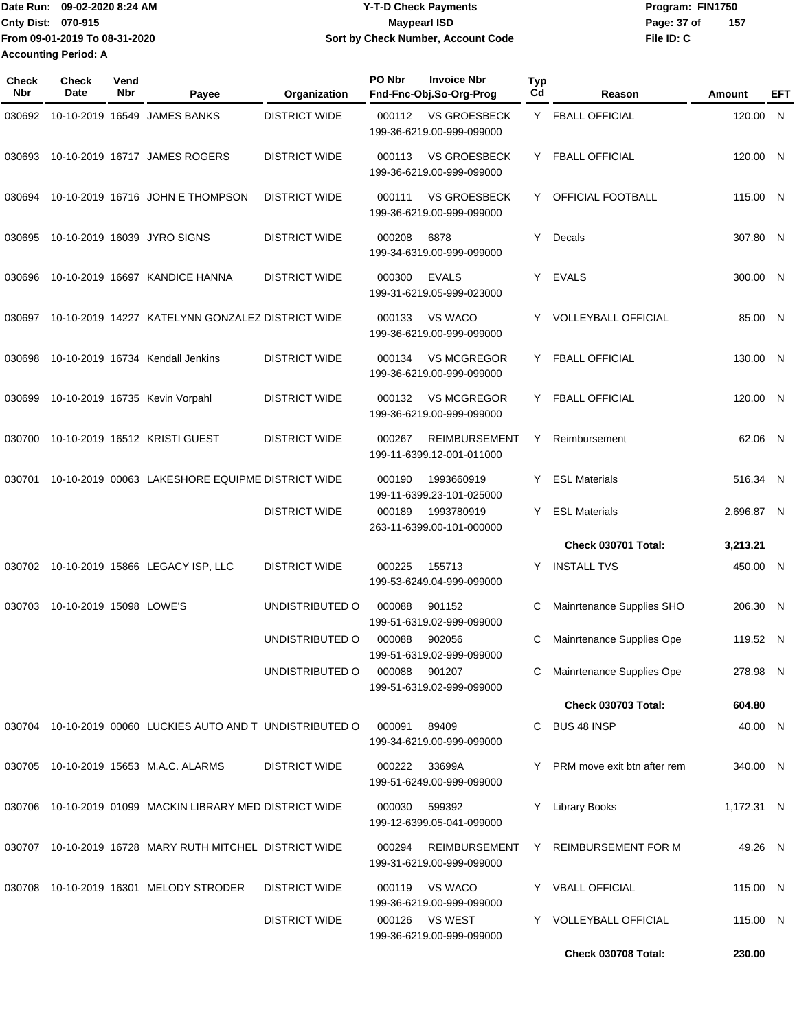Date Run: 09-02-2020 8:24 AM
Cnty Dist: 070-915
From 09-01-2019 To 08-31-2020
Accounting Period: A

# Y-T-D Check Payments
## Maypearl ISD
### Sort by Check Number, Account Code

Program: FIN1750
File ID: C

| Check Nbr | Check Date | Vend Nbr | Payee | Organization | PO Nbr / Invoice Nbr / Fnd-Fnc-Obj.So-Org-Prog | Typ Cd | Reason | Amount | EFT |
|---|---|---|---|---|---|---|---|---|---|
| 030692 | 10-10-2019 | 16549 | JAMES BANKS | DISTRICT WIDE | 000112 VS GROESBECK 199-36-6219.00-999-099000 | Y | FBALL OFFICIAL | 120.00 | N |
| 030693 | 10-10-2019 | 16717 | JAMES ROGERS | DISTRICT WIDE | 000113 VS GROESBECK 199-36-6219.00-999-099000 | Y | FBALL OFFICIAL | 120.00 | N |
| 030694 | 10-10-2019 | 16716 | JOHN E THOMPSON | DISTRICT WIDE | 000111 VS GROESBECK 199-36-6219.00-999-099000 | Y | OFFICIAL FOOTBALL | 115.00 | N |
| 030695 | 10-10-2019 | 16039 | JYRO SIGNS | DISTRICT WIDE | 000208 6878 199-34-6319.00-999-099000 | Y | Decals | 307.80 | N |
| 030696 | 10-10-2019 | 16697 | KANDICE HANNA | DISTRICT WIDE | 000300 EVALS 199-31-6219.05-999-023000 | Y | EVALS | 300.00 | N |
| 030697 | 10-10-2019 | 14227 | KATELYNN GONZALEZ | DISTRICT WIDE | 000133 VS WACO 199-36-6219.00-999-099000 | Y | VOLLEYBALL OFFICIAL | 85.00 | N |
| 030698 | 10-10-2019 | 16734 | Kendall Jenkins | DISTRICT WIDE | 000134 VS MCGREGOR 199-36-6219.00-999-099000 | Y | FBALL OFFICIAL | 130.00 | N |
| 030699 | 10-10-2019 | 16735 | Kevin Vorpahl | DISTRICT WIDE | 000132 VS MCGREGOR 199-36-6219.00-999-099000 | Y | FBALL OFFICIAL | 120.00 | N |
| 030700 | 10-10-2019 | 16512 | KRISTI GUEST | DISTRICT WIDE | 000267 REIMBURSEMENT 199-11-6399.12-001-011000 | Y | Reimbursement | 62.06 | N |
| 030701 | 10-10-2019 | 00063 | LAKESHORE EQUIPME | DISTRICT WIDE | 000190 1993660919 199-11-6399.23-101-025000 | Y | ESL Materials | 516.34 | N |
| | | | | DISTRICT WIDE | 000189 1993780919 263-11-6399.00-101-000000 | Y | ESL Materials | 2,696.87 | N |
| | | | | | | | **Check 030701 Total:** | **3,213.21** | |
| 030702 | 10-10-2019 | 15866 | LEGACY ISP, LLC | DISTRICT WIDE | 000225 155713 199-53-6249.04-999-099000 | Y | INSTALL TVS | 450.00 | N |
| 030703 | 10-10-2019 | 15098 | LOWE'S | UNDISTRIBUTED O | 000088 901152 199-51-6319.02-999-099000 | C | Mainrtenance Supplies SHO | 206.30 | N |
| | | | | UNDISTRIBUTED O | 000088 902056 199-51-6319.02-999-099000 | C | Mainrtenance Supplies Ope | 119.52 | N |
| | | | | UNDISTRIBUTED O | 000088 901207 199-51-6319.02-999-099000 | C | Mainrtenance Supplies Ope | 278.98 | N |
| | | | | | | | **Check 030703 Total:** | **604.80** | |
| 030704 | 10-10-2019 | 00060 | LUCKIES AUTO AND T | UNDISTRIBUTED O | 000091 89409 199-34-6219.00-999-099000 | C | BUS 48 INSP | 40.00 | N |
| 030705 | 10-10-2019 | 15653 | M.A.C. ALARMS | DISTRICT WIDE | 000222 33699A 199-51-6249.00-999-099000 | Y | PRM move exit btn after rem | 340.00 | N |
| 030706 | 10-10-2019 | 01099 | MACKIN LIBRARY MED | DISTRICT WIDE | 000030 599392 199-12-6399.05-041-099000 | Y | Library Books | 1,172.31 | N |
| 030707 | 10-10-2019 | 16728 | MARY RUTH MITCHEL | DISTRICT WIDE | 000294 REIMBURSEMENT 199-31-6219.00-999-099000 | Y | REIMBURSEMENT FOR M | 49.26 | N |
| 030708 | 10-10-2019 | 16301 | MELODY STRODER | DISTRICT WIDE | 000119 VS WACO 199-36-6219.00-999-099000 | Y | VBALL OFFICIAL | 115.00 | N |
| | | | | DISTRICT WIDE | 000126 VS WEST 199-36-6219.00-999-099000 | Y | VOLLEYBALL OFFICIAL | 115.00 | N |
| | | | | | | | **Check 030708 Total:** | **230.00** | |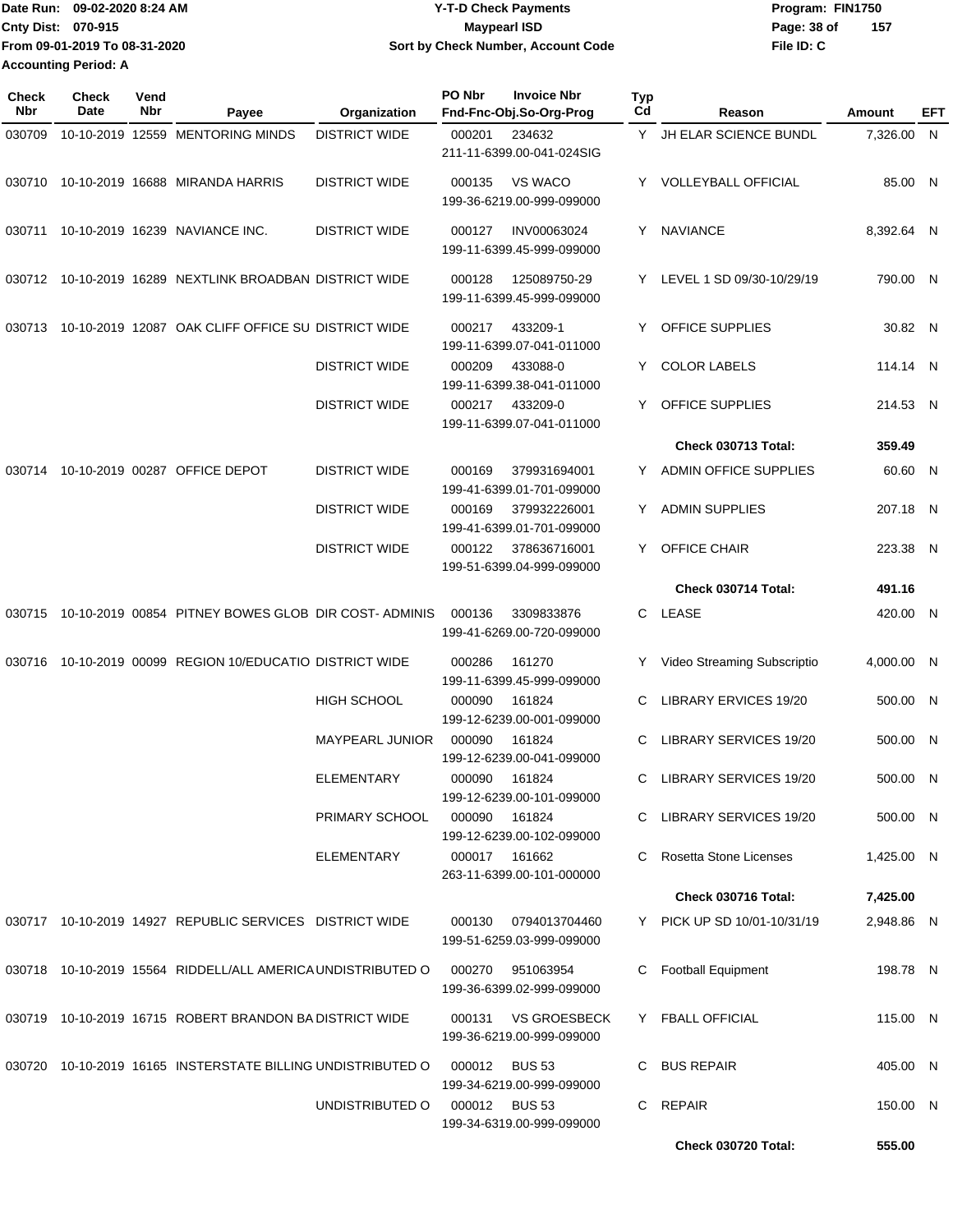Date Run: 09-02-2020 8:24 AM
Cnty Dist: 070-915
From 09-01-2019 To 08-31-2020
Accounting Period: A

**Y-T-D Check Payments**
**Maypearl ISD**
**Sort by Check Number, Account Code**

Program: FIN1750
File ID: C

| Check Nbr | Check Date | Vend Nbr | Payee | Organization | PO Nbr | Invoice Nbr / Fnd-Fnc-Obj.So-Org-Prog | Typ Cd | Reason | Amount | EFT |
|---|---|---|---|---|---|---|---|---|---|---|
| 030709 | 10-10-2019 | 12559 | MENTORING MINDS | DISTRICT WIDE | 000201 | 234632 211-11-6399.00-041-024SIG | Y | JH ELAR SCIENCE BUNDL | 7,326.00 | N |
| 030710 | 10-10-2019 | 16688 | MIRANDA HARRIS | DISTRICT WIDE | 000135 | VS WACO 199-36-6219.00-999-099000 | Y | VOLLEYBALL OFFICIAL | 85.00 | N |
| 030711 | 10-10-2019 | 16239 | NAVIANCE INC. | DISTRICT WIDE | 000127 | INV00063024 199-11-6399.45-999-099000 | Y | NAVIANCE | 8,392.64 | N |
| 030712 | 10-10-2019 | 16289 | NEXTLINK BROADBAN | DISTRICT WIDE | 000128 | 125089750-29 199-11-6399.45-999-099000 | Y | LEVEL 1 SD 09/30-10/29/19 | 790.00 | N |
| 030713 | 10-10-2019 | 12087 | OAK CLIFF OFFICE SU | DISTRICT WIDE | 000217 | 433209-1 199-11-6399.07-041-011000 | Y | OFFICE SUPPLIES | 30.82 | N |
| | | | | DISTRICT WIDE | 000209 | 433088-0 199-11-6399.38-041-011000 | Y | COLOR LABELS | 114.14 | N |
| | | | | DISTRICT WIDE | 000217 | 433209-0 199-11-6399.07-041-011000 | Y | OFFICE SUPPLIES | 214.53 | N |
| | | | | | | | | **Check 030713 Total:** | **359.49** | |
| 030714 | 10-10-2019 | 00287 | OFFICE DEPOT | DISTRICT WIDE | 000169 | 379931694001 199-41-6399.01-701-099000 | Y | ADMIN OFFICE SUPPLIES | 60.60 | N |
| | | | | DISTRICT WIDE | 000169 | 379932226001 199-41-6399.01-701-099000 | Y | ADMIN SUPPLIES | 207.18 | N |
| | | | | DISTRICT WIDE | 000122 | 378636716001 199-51-6399.04-999-099000 | Y | OFFICE CHAIR | 223.38 | N |
| | | | | | | | | **Check 030714 Total:** | **491.16** | |
| 030715 | 10-10-2019 | 00854 | PITNEY BOWES GLOB | DIR COST- ADMINIS | 000136 | 3309833876 199-41-6269.00-720-099000 | C | LEASE | 420.00 | N |
| 030716 | 10-10-2019 | 00099 | REGION 10/EDUCATIO | DISTRICT WIDE | 000286 | 161270 199-11-6399.45-999-099000 | Y | Video Streaming Subscriptio | 4,000.00 | N |
| | | | | HIGH SCHOOL | 000090 | 161824 199-12-6239.00-001-099000 | C | LIBRARY ERVICES 19/20 | 500.00 | N |
| | | | | MAYPEARL JUNIOR | 000090 | 161824 199-12-6239.00-041-099000 | C | LIBRARY SERVICES 19/20 | 500.00 | N |
| | | | | ELEMENTARY | 000090 | 161824 199-12-6239.00-101-099000 | C | LIBRARY SERVICES 19/20 | 500.00 | N |
| | | | | PRIMARY SCHOOL | 000090 | 161824 199-12-6239.00-102-099000 | C | LIBRARY SERVICES 19/20 | 500.00 | N |
| | | | | ELEMENTARY | 000017 | 161662 263-11-6399.00-101-000000 | C | Rosetta Stone Licenses | 1,425.00 | N |
| | | | | | | | | **Check 030716 Total:** | **7,425.00** | |
| 030717 | 10-10-2019 | 14927 | REPUBLIC SERVICES | DISTRICT WIDE | 000130 | 0794013704460 199-51-6259.03-999-099000 | Y | PICK UP SD 10/01-10/31/19 | 2,948.86 | N |
| 030718 | 10-10-2019 | 15564 | RIDDELL/ALL AMERICA | UNDISTRIBUTED O | 000270 | 951063954 199-36-6399.02-999-099000 | C | Football Equipment | 198.78 | N |
| 030719 | 10-10-2019 | 16715 | ROBERT BRANDON BA | DISTRICT WIDE | 000131 | VS GROESBECK 199-36-6219.00-999-099000 | Y | FBALL OFFICIAL | 115.00 | N |
| 030720 | 10-10-2019 | 16165 | INSTERSTATE BILLING | UNDISTRIBUTED O | 000012 | BUS 53 199-34-6219.00-999-099000 | C | BUS REPAIR | 405.00 | N |
| | | | | UNDISTRIBUTED O | 000012 | BUS 53 199-34-6319.00-999-099000 | C | REPAIR | 150.00 | N |
| | | | | | | | | **Check 030720 Total:** | **555.00** | |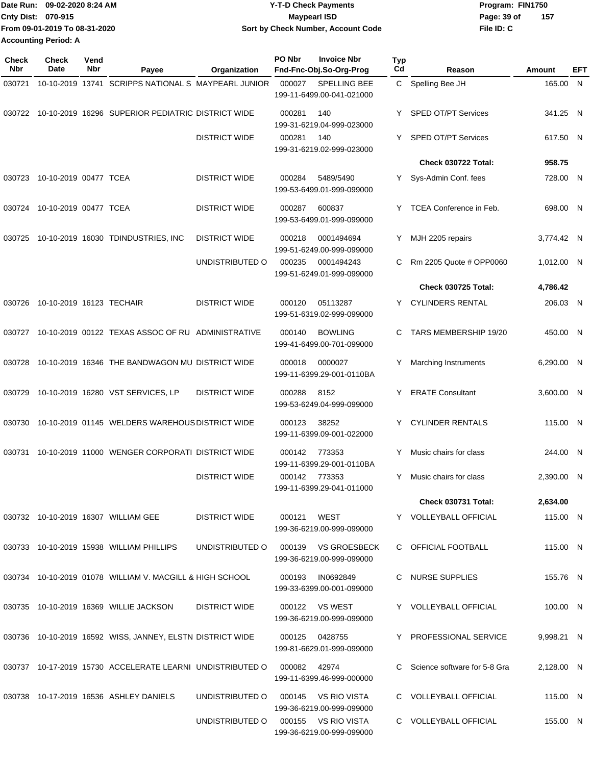Date Run: 09-02-2020 8:24 AM
Cnty Dist: 070-915
From 09-01-2019 To 08-31-2020
Accounting Period: A

# Y-T-D Check Payments
## Maypearl ISD
### Sort by Check Number, Account Code

Program: FIN1750
File ID: C

| Check Nbr | Check Date | Vend Nbr | Payee | Organization | PO Nbr | Invoice Nbr / Fnd-Fnc-Obj.So-Org-Prog | Typ Cd | Reason | Amount | EFT |
|---|---|---|---|---|---|---|---|---|---|---|
| 030721 | 10-10-2019 | 13741 | SCRIPPS NATIONAL S | MAYPEARL JUNIOR | 000027 | SPELLING BEE 199-11-6499.00-041-021000 | C | Spelling Bee JH | 165.00 | N |
| 030722 | 10-10-2019 | 16296 | SUPERIOR PEDIATRIC | DISTRICT WIDE | 000281 | 140 199-31-6219.04-999-023000 | Y | SPED OT/PT Services | 341.25 | N |
| | | | | DISTRICT WIDE | 000281 | 140 199-31-6219.02-999-023000 | Y | SPED OT/PT Services | 617.50 | N |
| | | | | | | | | **Check 030722 Total:** | **958.75** | |
| 030723 | 10-10-2019 | 00477 | TCEA | DISTRICT WIDE | 000284 | 5489/5490 199-53-6499.01-999-099000 | Y | Sys-Admin Conf. fees | 728.00 | N |
| 030724 | 10-10-2019 | 00477 | TCEA | DISTRICT WIDE | 000287 | 600837 199-53-6499.01-999-099000 | Y | TCEA Conference in Feb. | 698.00 | N |
| 030725 | 10-10-2019 | 16030 | TDINDUSTRIES, INC | DISTRICT WIDE | 000218 | 0001494694 199-51-6249.00-999-099000 | Y | MJH 2205 repairs | 3,774.42 | N |
| | | | | UNDISTRIBUTED O | 000235 | 0001494243 199-51-6249.01-999-099000 | C | Rm 2205 Quote # OPP0060 | 1,012.00 | N |
| | | | | | | | | **Check 030725 Total:** | **4,786.42** | |
| 030726 | 10-10-2019 | 16123 | TECHAIR | DISTRICT WIDE | 000120 | 05113287 199-51-6319.02-999-099000 | Y | CYLINDERS RENTAL | 206.03 | N |
| 030727 | 10-10-2019 | 00122 | TEXAS ASSOC OF RU | ADMINISTRATIVE | 000140 | BOWLING 199-41-6499.00-701-099000 | C | TARS MEMBERSHIP 19/20 | 450.00 | N |
| 030728 | 10-10-2019 | 16346 | THE BANDWAGON MU | DISTRICT WIDE | 000018 | 0000027 199-11-6399.29-001-0110BA | Y | Marching Instruments | 6,290.00 | N |
| 030729 | 10-10-2019 | 16280 | VST SERVICES, LP | DISTRICT WIDE | 000288 | 8152 199-53-6249.04-999-099000 | Y | ERATE Consultant | 3,600.00 | N |
| 030730 | 10-10-2019 | 01145 | WELDERS WAREHOUS | DISTRICT WIDE | 000123 | 38252 199-11-6399.09-001-022000 | Y | CYLINDER RENTALS | 115.00 | N |
| 030731 | 10-10-2019 | 11000 | WENGER CORPORATI | DISTRICT WIDE | 000142 | 773353 199-11-6399.29-001-0110BA | Y | Music chairs for class | 244.00 | N |
| | | | | DISTRICT WIDE | 000142 | 773353 199-11-6399.29-041-011000 | Y | Music chairs for class | 2,390.00 | N |
| | | | | | | | | **Check 030731 Total:** | **2,634.00** | |
| 030732 | 10-10-2019 | 16307 | WILLIAM GEE | DISTRICT WIDE | 000121 | WEST 199-36-6219.00-999-099000 | Y | VOLLEYBALL OFFICIAL | 115.00 | N |
| 030733 | 10-10-2019 | 15938 | WILLIAM PHILLIPS | UNDISTRIBUTED O | 000139 | VS GROESBECK 199-36-6219.00-999-099000 | C | OFFICIAL FOOTBALL | 115.00 | N |
| 030734 | 10-10-2019 | 01078 | WILLIAM V. MACGILL & | HIGH SCHOOL | 000193 | IN0692849 199-33-6399.00-001-099000 | C | NURSE SUPPLIES | 155.76 | N |
| 030735 | 10-10-2019 | 16369 | WILLIE JACKSON | DISTRICT WIDE | 000122 | VS WEST 199-36-6219.00-999-099000 | Y | VOLLEYBALL OFFICIAL | 100.00 | N |
| 030736 | 10-10-2019 | 16592 | WISS, JANNEY, ELSTN | DISTRICT WIDE | 000125 | 0428755 199-81-6629.01-999-099000 | Y | PROFESSIONAL SERVICE | 9,998.21 | N |
| 030737 | 10-17-2019 | 15730 | ACCELERATE LEARNI | UNDISTRIBUTED O | 000082 | 42974 199-11-6399.46-999-000000 | C | Science software for 5-8 Gra | 2,128.00 | N |
| 030738 | 10-17-2019 | 16536 | ASHLEY DANIELS | UNDISTRIBUTED O | 000145 | VS RIO VISTA 199-36-6219.00-999-099000 | C | VOLLEYBALL OFFICIAL | 115.00 | N |
| | | | | UNDISTRIBUTED O | 000155 | VS RIO VISTA 199-36-6219.00-999-099000 | C | VOLLEYBALL OFFICIAL | 155.00 | N |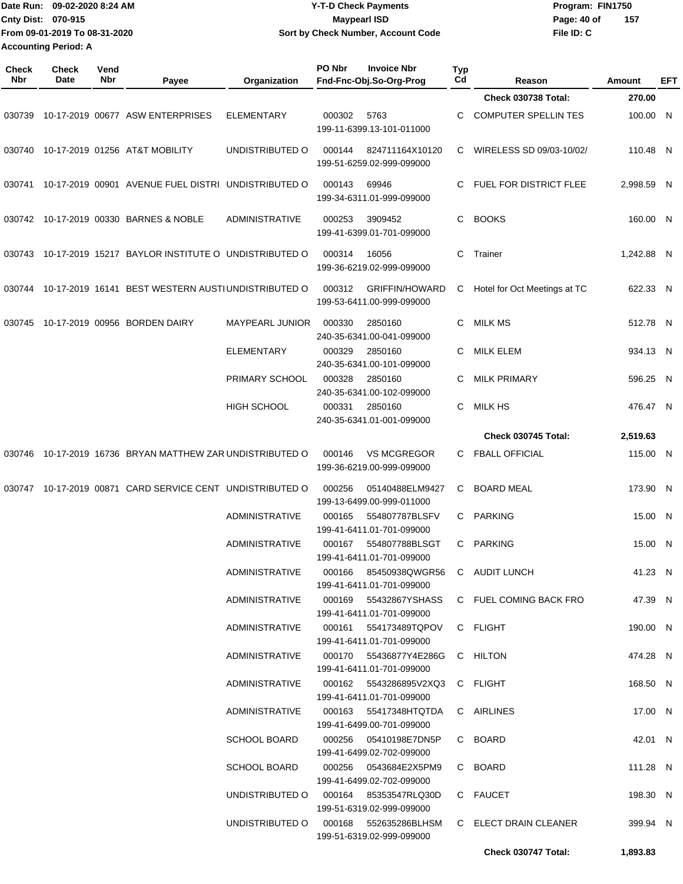Date Run: 09-02-2020 8:24 AM
Cnty Dist: 070-915
From 09-01-2019 To 08-31-2020
Accounting Period: A

# Y-T-D Check Payments
## Maypearl ISD
### Sort by Check Number, Account Code

Program: FIN1750
File ID: C

| Check Nbr | Check Date | Vend Nbr | Payee | Organization | PO Nbr | Invoice Nbr / Fnd-Fnc-Obj.So-Org-Prog | Typ Cd | Reason | Amount | EFT |
|---|---|---|---|---|---|---|---|---|---|---|
| | | | | | | | | **Check 030738 Total:** | **270.00** | |
| 030739 | 10-17-2019 | 00677 | ASW ENTERPRISES | ELEMENTARY | 000302 | 5763 / 199-11-6399.13-101-011000 | C | COMPUTER SPELLIN TES | 100.00 | N |
| 030740 | 10-17-2019 | 01256 | AT&T MOBILITY | UNDISTRIBUTED O | 000144 | 824711164X10120 / 199-51-6259.02-999-099000 | C | WIRELESS SD 09/03-10/02/ | 110.48 | N |
| 030741 | 10-17-2019 | 00901 | AVENUE FUEL DISTRI | UNDISTRIBUTED O | 000143 | 69946 / 199-34-6311.01-999-099000 | C | FUEL FOR DISTRICT FLEE | 2,998.59 | N |
| 030742 | 10-17-2019 | 00330 | BARNES & NOBLE | ADMINISTRATIVE | 000253 | 3909452 / 199-41-6399.01-701-099000 | C | BOOKS | 160.00 | N |
| 030743 | 10-17-2019 | 15217 | BAYLOR INSTITUTE O | UNDISTRIBUTED O | 000314 | 16056 / 199-36-6219.02-999-099000 | C | Trainer | 1,242.88 | N |
| 030744 | 10-17-2019 | 16141 | BEST WESTERN AUSTI | UNDISTRIBUTED O | 000312 | GRIFFIN/HOWARD / 199-53-6411.00-999-099000 | C | Hotel for Oct Meetings at TC | 622.33 | N |
| 030745 | 10-17-2019 | 00956 | BORDEN DAIRY | MAYPEARL JUNIOR | 000330 | 2850160 / 240-35-6341.00-041-099000 | C | MILK MS | 512.78 | N |
| | | | | ELEMENTARY | 000329 | 2850160 / 240-35-6341.00-101-099000 | C | MILK ELEM | 934.13 | N |
| | | | | PRIMARY SCHOOL | 000328 | 2850160 / 240-35-6341.00-102-099000 | C | MILK PRIMARY | 596.25 | N |
| | | | | HIGH SCHOOL | 000331 | 2850160 / 240-35-6341.01-001-099000 | C | MILK HS | 476.47 | N |
| | | | | | | | | **Check 030745 Total:** | **2,519.63** | |
| 030746 | 10-17-2019 | 16736 | BRYAN MATTHEW ZAR | UNDISTRIBUTED O | 000146 | VS MCGREGOR / 199-36-6219.00-999-099000 | C | FBALL OFFICIAL | 115.00 | N |
| 030747 | 10-17-2019 | 00871 | CARD SERVICE CENT | UNDISTRIBUTED O | 000256 | 05140488ELM9427 / 199-13-6499.00-999-011000 | C | BOARD MEAL | 173.90 | N |
| | | | | ADMINISTRATIVE | 000165 | 554807787BLSFV / 199-41-6411.01-701-099000 | C | PARKING | 15.00 | N |
| | | | | ADMINISTRATIVE | 000167 | 554807788BLSGT / 199-41-6411.01-701-099000 | C | PARKING | 15.00 | N |
| | | | | ADMINISTRATIVE | 000166 | 85450938QWGR56 / 199-41-6411.01-701-099000 | C | AUDIT LUNCH | 41.23 | N |
| | | | | ADMINISTRATIVE | 000169 | 55432867YSHASS / 199-41-6411.01-701-099000 | C | FUEL COMING BACK FRO | 47.39 | N |
| | | | | ADMINISTRATIVE | 000161 | 554173489TQPOV / 199-41-6411.01-701-099000 | C | FLIGHT | 190.00 | N |
| | | | | ADMINISTRATIVE | 000170 | 55436877Y4E286G / 199-41-6411.01-701-099000 | C | HILTON | 474.28 | N |
| | | | | ADMINISTRATIVE | 000162 | 5543286895V2XQ3 / 199-41-6411.01-701-099000 | C | FLIGHT | 168.50 | N |
| | | | | ADMINISTRATIVE | 000163 | 55417348HTQTDA / 199-41-6499.00-701-099000 | C | AIRLINES | 17.00 | N |
| | | | | SCHOOL BOARD | 000256 | 05410198E7DN5P / 199-41-6499.02-702-099000 | C | BOARD | 42.01 | N |
| | | | | SCHOOL BOARD | 000256 | 0543684E2X5PM9 / 199-41-6499.02-702-099000 | C | BOARD | 111.28 | N |
| | | | | UNDISTRIBUTED O | 000164 | 85353547RLQ30D / 199-51-6319.02-999-099000 | C | FAUCET | 198.30 | N |
| | | | | UNDISTRIBUTED O | 000168 | 552635286BLHSM / 199-51-6319.02-999-099000 | C | ELECT DRAIN CLEANER | 399.94 | N |
| | | | | | | | | **Check 030747 Total:** | **1,893.83** | |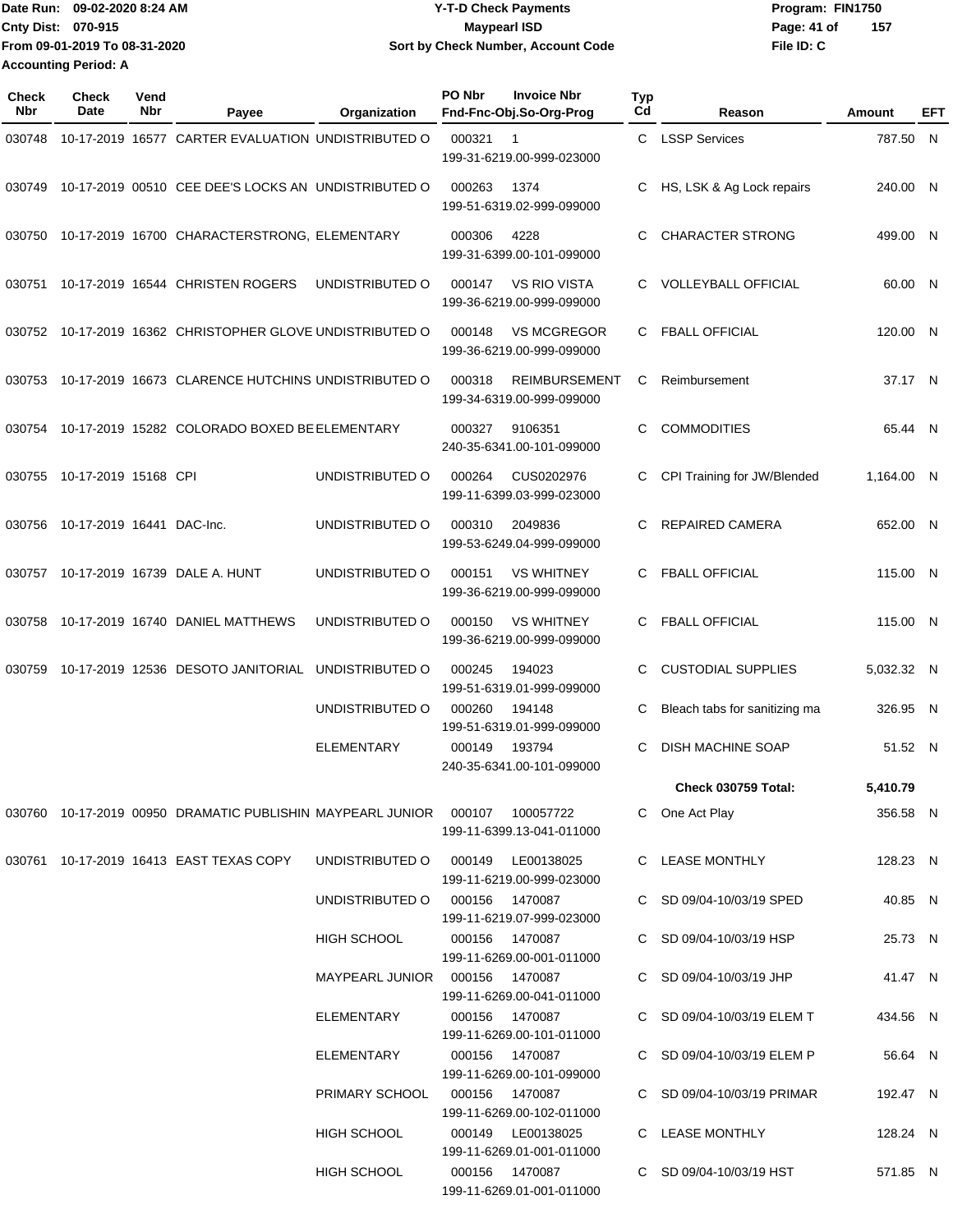Date Run: 09-02-2020 8:24 AM
Cnty Dist: 070-915
From 09-01-2019 To 08-31-2020
Accounting Period: A

# Y-T-D Check Payments
## Maypearl ISD
### Sort by Check Number, Account Code

Program: FIN1750
File ID: C

| Check Nbr | Check Date | Vend Nbr | Payee | Organization | PO Nbr / Invoice Nbr / Fnd-Fnc-Obj.So-Org-Prog | Typ Cd | Reason | Amount | EFT |
|---|---|---|---|---|---|---|---|---|---|
| 030748 | 10-17-2019 | 16577 | CARTER EVALUATION | UNDISTRIBUTED O | 000321 1<br>199-31-6219.00-999-023000 | C | LSSP Services | 787.50 | N |
| 030749 | 10-17-2019 | 00510 | CEE DEE'S LOCKS AN | UNDISTRIBUTED O | 000263 1374<br>199-51-6319.02-999-099000 | C | HS, LSK & Ag Lock repairs | 240.00 | N |
| 030750 | 10-17-2019 | 16700 | CHARACTERSTRONG, | ELEMENTARY | 000306 4228<br>199-31-6399.00-101-099000 | C | CHARACTER STRONG | 499.00 | N |
| 030751 | 10-17-2019 | 16544 | CHRISTEN ROGERS | UNDISTRIBUTED O | 000147 VS RIO VISTA<br>199-36-6219.00-999-099000 | C | VOLLEYBALL OFFICIAL | 60.00 | N |
| 030752 | 10-17-2019 | 16362 | CHRISTOPHER GLOVE | UNDISTRIBUTED O | 000148 VS MCGREGOR<br>199-36-6219.00-999-099000 | C | FBALL OFFICIAL | 120.00 | N |
| 030753 | 10-17-2019 | 16673 | CLARENCE HUTCHINS | UNDISTRIBUTED O | 000318 REIMBURSEMENT<br>199-34-6319.00-999-099000 | C | Reimbursement | 37.17 | N |
| 030754 | 10-17-2019 | 15282 | COLORADO BOXED BE | ELEMENTARY | 000327 9106351<br>240-35-6341.00-101-099000 | C | COMMODITIES | 65.44 | N |
| 030755 | 10-17-2019 | 15168 | CPI | UNDISTRIBUTED O | 000264 CUS0202976<br>199-11-6399.03-999-023000 | C | CPI Training for JW/Blended | 1,164.00 | N |
| 030756 | 10-17-2019 | 16441 | DAC-Inc. | UNDISTRIBUTED O | 000310 2049836<br>199-53-6249.04-999-099000 | C | REPAIRED CAMERA | 652.00 | N |
| 030757 | 10-17-2019 | 16739 | DALE A. HUNT | UNDISTRIBUTED O | 000151 VS WHITNEY<br>199-36-6219.00-999-099000 | C | FBALL OFFICIAL | 115.00 | N |
| 030758 | 10-17-2019 | 16740 | DANIEL MATTHEWS | UNDISTRIBUTED O | 000150 VS WHITNEY<br>199-36-6219.00-999-099000 | C | FBALL OFFICIAL | 115.00 | N |
| 030759 | 10-17-2019 | 12536 | DESOTO JANITORIAL | UNDISTRIBUTED O | 000245 194023<br>199-51-6319.01-999-099000 | C | CUSTODIAL SUPPLIES | 5,032.32 | N |
| | | | | UNDISTRIBUTED O | 000260 194148<br>199-51-6319.01-999-099000 | C | Bleach tabs for sanitizing ma | 326.95 | N |
| | | | | ELEMENTARY | 000149 193794<br>240-35-6341.00-101-099000 | C | DISH MACHINE SOAP | 51.52 | N |
| | | | | | | | **Check 030759 Total:** | **5,410.79** | |
| 030760 | 10-17-2019 | 00950 | DRAMATIC PUBLISHIN | MAYPEARL JUNIOR | 000107 100057722<br>199-11-6399.13-041-011000 | C | One Act Play | 356.58 | N |
| 030761 | 10-17-2019 | 16413 | EAST TEXAS COPY | UNDISTRIBUTED O | 000149 LE00138025<br>199-11-6219.00-999-023000 | C | LEASE MONTHLY | 128.23 | N |
| | | | | UNDISTRIBUTED O | 000156 1470087<br>199-11-6219.07-999-023000 | C | SD 09/04-10/03/19 SPED | 40.85 | N |
| | | | | HIGH SCHOOL | 000156 1470087<br>199-11-6269.00-001-011000 | C | SD 09/04-10/03/19 HSP | 25.73 | N |
| | | | | MAYPEARL JUNIOR | 000156 1470087<br>199-11-6269.00-041-011000 | C | SD 09/04-10/03/19 JHP | 41.47 | N |
| | | | | ELEMENTARY | 000156 1470087<br>199-11-6269.00-101-011000 | C | SD 09/04-10/03/19 ELEM T | 434.56 | N |
| | | | | ELEMENTARY | 000156 1470087<br>199-11-6269.00-101-099000 | C | SD 09/04-10/03/19 ELEM P | 56.64 | N |
| | | | | PRIMARY SCHOOL | 000156 1470087<br>199-11-6269.00-102-011000 | C | SD 09/04-10/03/19 PRIMAR | 192.47 | N |
| | | | | HIGH SCHOOL | 000149 LE00138025<br>199-11-6269.01-001-011000 | C | LEASE MONTHLY | 128.24 | N |
| | | | | HIGH SCHOOL | 000156 1470087<br>199-11-6269.01-001-011000 | C | SD 09/04-10/03/19 HST | 571.85 | N |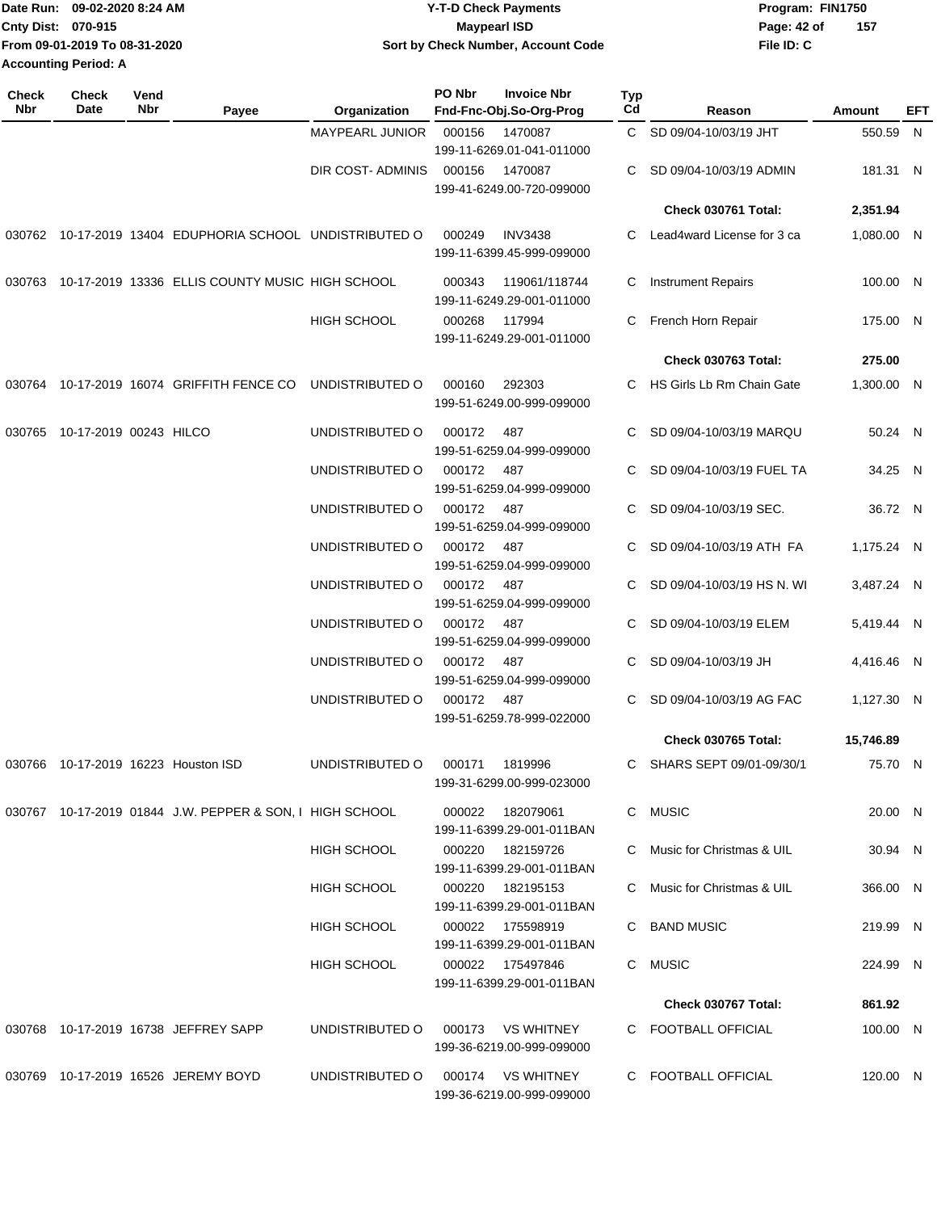Date Run: 09-02-2020 8:24 AM
Cnty Dist: 070-915
From 09-01-2019 To 08-31-2020
Accounting Period: A

**Y-T-D Check Payments**
**Maypearl ISD**
**Sort by Check Number, Account Code**

Program: FIN1750
File ID: C

| Check Nbr | Check Date | Vend Nbr | Payee | Organization | PO Nbr / Invoice Nbr / Fnd-Fnc-Obj.So-Org-Prog | Typ Cd | Reason | Amount | EFT |
|---|---|---|---|---|---|---|---|---|---|
| | | | | MAYPEARL JUNIOR | 000156 1470087 199-11-6269.01-041-011000 | C | SD 09/04-10/03/19 JHT | 550.59 | N |
| | | | | DIR COST- ADMINIS | 000156 1470087 199-41-6249.00-720-099000 | C | SD 09/04-10/03/19 ADMIN | 181.31 | N |
| | | | | | | | **Check 030761 Total:** | **2,351.94** | |
| 030762 | 10-17-2019 | 13404 | EDUPHORIA SCHOOL | UNDISTRIBUTED O | 000249 INV3438 199-11-6399.45-999-099000 | C | Lead4ward License for 3 ca | 1,080.00 | N |
| 030763 | 10-17-2019 | 13336 | ELLIS COUNTY MUSIC | HIGH SCHOOL | 000343 119061/118744 199-11-6249.29-001-011000 | C | Instrument Repairs | 100.00 | N |
| | | | | HIGH SCHOOL | 000268 117994 199-11-6249.29-001-011000 | C | French Horn Repair | 175.00 | N |
| | | | | | | | **Check 030763 Total:** | **275.00** | |
| 030764 | 10-17-2019 | 16074 | GRIFFITH FENCE CO | UNDISTRIBUTED O | 000160 292303 199-51-6249.00-999-099000 | C | HS Girls Lb Rm Chain Gate | 1,300.00 | N |
| 030765 | 10-17-2019 | 00243 | HILCO | UNDISTRIBUTED O | 000172 487 199-51-6259.04-999-099000 | C | SD 09/04-10/03/19 MARQU | 50.24 | N |
| | | | | UNDISTRIBUTED O | 000172 487 199-51-6259.04-999-099000 | C | SD 09/04-10/03/19 FUEL TA | 34.25 | N |
| | | | | UNDISTRIBUTED O | 000172 487 199-51-6259.04-999-099000 | C | SD 09/04-10/03/19 SEC. | 36.72 | N |
| | | | | UNDISTRIBUTED O | 000172 487 199-51-6259.04-999-099000 | C | SD 09/04-10/03/19 ATH FA | 1,175.24 | N |
| | | | | UNDISTRIBUTED O | 000172 487 199-51-6259.04-999-099000 | C | SD 09/04-10/03/19 HS N. WI | 3,487.24 | N |
| | | | | UNDISTRIBUTED O | 000172 487 199-51-6259.04-999-099000 | C | SD 09/04-10/03/19 ELEM | 5,419.44 | N |
| | | | | UNDISTRIBUTED O | 000172 487 199-51-6259.04-999-099000 | C | SD 09/04-10/03/19 JH | 4,416.46 | N |
| | | | | UNDISTRIBUTED O | 000172 487 199-51-6259.78-999-022000 | C | SD 09/04-10/03/19 AG FAC | 1,127.30 | N |
| | | | | | | | **Check 030765 Total:** | **15,746.89** | |
| 030766 | 10-17-2019 | 16223 | Houston ISD | UNDISTRIBUTED O | 000171 1819996 199-31-6299.00-999-023000 | C | SHARS SEPT 09/01-09/30/1 | 75.70 | N |
| 030767 | 10-17-2019 | 01844 | J.W. PEPPER & SON, I | HIGH SCHOOL | 000022 182079061 199-11-6399.29-001-011BAN | C | MUSIC | 20.00 | N |
| | | | | HIGH SCHOOL | 000220 182159726 199-11-6399.29-001-011BAN | C | Music for Christmas & UIL | 30.94 | N |
| | | | | HIGH SCHOOL | 000220 182195153 199-11-6399.29-001-011BAN | C | Music for Christmas & UIL | 366.00 | N |
| | | | | HIGH SCHOOL | 000022 175598919 199-11-6399.29-001-011BAN | C | BAND MUSIC | 219.99 | N |
| | | | | HIGH SCHOOL | 000022 175497846 199-11-6399.29-001-011BAN | C | MUSIC | 224.99 | N |
| | | | | | | | **Check 030767 Total:** | **861.92** | |
| 030768 | 10-17-2019 | 16738 | JEFFREY SAPP | UNDISTRIBUTED O | 000173 VS WHITNEY 199-36-6219.00-999-099000 | C | FOOTBALL OFFICIAL | 100.00 | N |
| 030769 | 10-17-2019 | 16526 | JEREMY BOYD | UNDISTRIBUTED O | 000174 VS WHITNEY 199-36-6219.00-999-099000 | C | FOOTBALL OFFICIAL | 120.00 | N |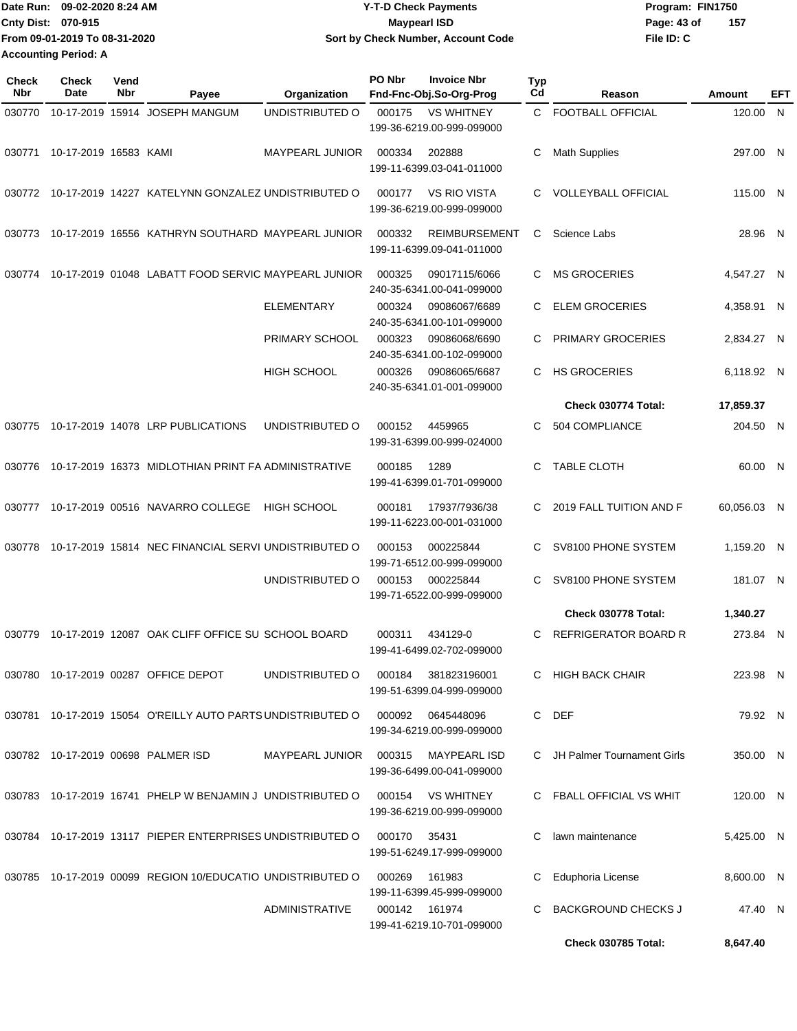Date Run: 09-02-2020 8:24 AM
Cnty Dist: 070-915
From 09-01-2019 To 08-31-2020
Accounting Period: A

# Y-T-D Check Payments
## Maypearl ISD
### Sort by Check Number, Account Code

Program: FIN1750
File ID: C

| Check Nbr | Check Date | Vend Nbr | Payee | Organization | PO Nbr | Invoice Nbr / Fnd-Fnc-Obj.So-Org-Prog | Typ Cd | Reason | Amount | EFT |
|---|---|---|---|---|---|---|---|---|---|---|
| 030770 | 10-17-2019 | 15914 | JOSEPH MANGUM | UNDISTRIBUTED O | 000175 | VS WHITNEY 199-36-6219.00-999-099000 | C | FOOTBALL OFFICIAL | 120.00 | N |
| 030771 | 10-17-2019 | 16583 | KAMI | MAYPEARL JUNIOR | 000334 | 202888 199-11-6399.03-041-011000 | C | Math Supplies | 297.00 | N |
| 030772 | 10-17-2019 | 14227 | KATELYNN GONZALEZ | UNDISTRIBUTED O | 000177 | VS RIO VISTA 199-36-6219.00-999-099000 | C | VOLLEYBALL OFFICIAL | 115.00 | N |
| 030773 | 10-17-2019 | 16556 | KATHRYN SOUTHARD | MAYPEARL JUNIOR | 000332 | REIMBURSEMENT 199-11-6399.09-041-011000 | C | Science Labs | 28.96 | N |
| 030774 | 10-17-2019 | 01048 | LABATT FOOD SERVIC | MAYPEARL JUNIOR | 000325 | 09017115/6066 240-35-6341.00-041-099000 | C | MS GROCERIES | 4,547.27 | N |
| | | | | ELEMENTARY | 000324 | 09086067/6689 240-35-6341.00-101-099000 | C | ELEM GROCERIES | 4,358.91 | N |
| | | | | PRIMARY SCHOOL | 000323 | 09086068/6690 240-35-6341.00-102-099000 | C | PRIMARY GROCERIES | 2,834.27 | N |
| | | | | HIGH SCHOOL | 000326 | 09086065/6687 240-35-6341.01-001-099000 | C | HS GROCERIES | 6,118.92 | N |
| | | | | | | | | **Check 030774 Total:** | **17,859.37** | |
| 030775 | 10-17-2019 | 14078 | LRP PUBLICATIONS | UNDISTRIBUTED O | 000152 | 4459965 199-31-6399.00-999-024000 | C | 504 COMPLIANCE | 204.50 | N |
| 030776 | 10-17-2019 | 16373 | MIDLOTHIAN PRINT FA | ADMINISTRATIVE | 000185 | 1289 199-41-6399.01-701-099000 | C | TABLE CLOTH | 60.00 | N |
| 030777 | 10-17-2019 | 00516 | NAVARRO COLLEGE | HIGH SCHOOL | 000181 | 17937/7936/38 199-11-6223.00-001-031000 | C | 2019 FALL TUITION AND F | 60,056.03 | N |
| 030778 | 10-17-2019 | 15814 | NEC FINANCIAL SERVI | UNDISTRIBUTED O | 000153 | 000225844 199-71-6512.00-999-099000 | C | SV8100 PHONE SYSTEM | 1,159.20 | N |
| | | | | UNDISTRIBUTED O | 000153 | 000225844 199-71-6522.00-999-099000 | C | SV8100 PHONE SYSTEM | 181.07 | N |
| | | | | | | | | **Check 030778 Total:** | **1,340.27** | |
| 030779 | 10-17-2019 | 12087 | OAK CLIFF OFFICE SU | SCHOOL BOARD | 000311 | 434129-0 199-41-6499.02-702-099000 | C | REFRIGERATOR BOARD R | 273.84 | N |
| 030780 | 10-17-2019 | 00287 | OFFICE DEPOT | UNDISTRIBUTED O | 000184 | 381823196001 199-51-6399.04-999-099000 | C | HIGH BACK CHAIR | 223.98 | N |
| 030781 | 10-17-2019 | 15054 | O'REILLY AUTO PARTS | UNDISTRIBUTED O | 000092 | 0645448096 199-34-6219.00-999-099000 | C | DEF | 79.92 | N |
| 030782 | 10-17-2019 | 00698 | PALMER ISD | MAYPEARL JUNIOR | 000315 | MAYPEARL ISD 199-36-6499.00-041-099000 | C | JH Palmer Tournament Girls | 350.00 | N |
| 030783 | 10-17-2019 | 16741 | PHELP W BENJAMIN J | UNDISTRIBUTED O | 000154 | VS WHITNEY 199-36-6219.00-999-099000 | C | FBALL OFFICIAL VS WHIT | 120.00 | N |
| 030784 | 10-17-2019 | 13117 | PIEPER ENTERPRISES | UNDISTRIBUTED O | 000170 | 35431 199-51-6249.17-999-099000 | C | lawn maintenance | 5,425.00 | N |
| 030785 | 10-17-2019 | 00099 | REGION 10/EDUCATIO | UNDISTRIBUTED O | 000269 | 161983 199-11-6399.45-999-099000 | C | Eduphoria License | 8,600.00 | N |
| | | | | ADMINISTRATIVE | 000142 | 161974 199-41-6219.10-701-099000 | C | BACKGROUND CHECKS J | 47.40 | N |
| | | | | | | | | **Check 030785 Total:** | **8,647.40** | |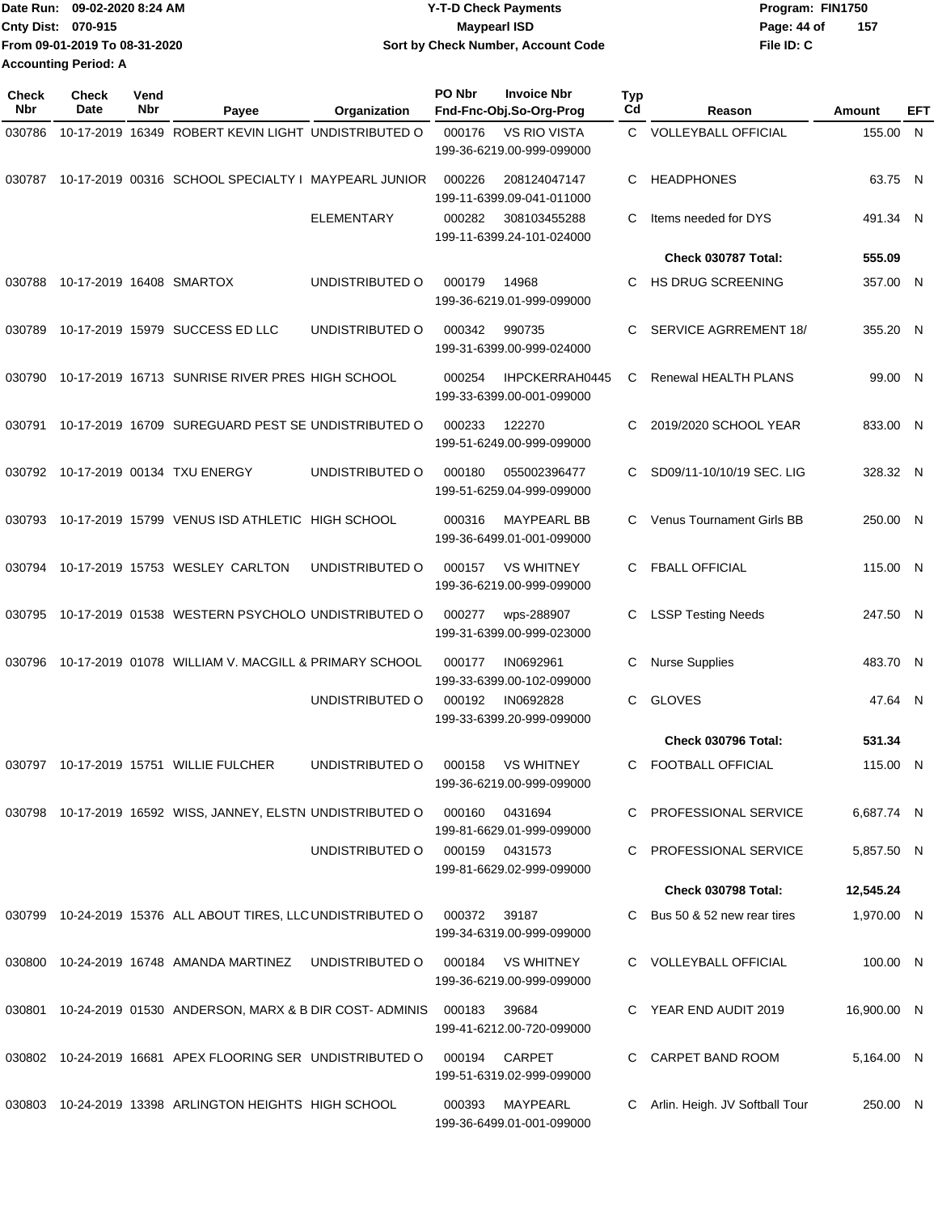Date Run: 09-02-2020 8:24 AM
Cnty Dist: 070-915
From 09-01-2019 To 08-31-2020
Accounting Period: A

**Y-T-D Check Payments**
**Maypearl ISD**
**Sort by Check Number, Account Code**

Program: FIN1750
File ID: C

| Check Nbr | Check Date | Vend Nbr | Payee | Organization | PO Nbr | Invoice Nbr / Fnd-Fnc-Obj.So-Org-Prog | Typ Cd | Reason | Amount | EFT |
|---|---|---|---|---|---|---|---|---|---|---|
| 030786 | 10-17-2019 | 16349 | ROBERT KEVIN LIGHT | UNDISTRIBUTED O | 000176 | VS RIO VISTA 199-36-6219.00-999-099000 | C | VOLLEYBALL OFFICIAL | 155.00 | N |
| 030787 | 10-17-2019 | 00316 | SCHOOL SPECIALTY I | MAYPEARL JUNIOR | 000226 | 208124047147 199-11-6399.09-041-011000 | C | HEADPHONES | 63.75 | N |
| | | | | ELEMENTARY | 000282 | 308103455288 199-11-6399.24-101-024000 | C | Items needed for DYS | 491.34 | N |
| | | | | | | | | **Check 030787 Total:** | **555.09** | |
| 030788 | 10-17-2019 | 16408 | SMARTOX | UNDISTRIBUTED O | 000179 | 14968 199-36-6219.01-999-099000 | C | HS DRUG SCREENING | 357.00 | N |
| 030789 | 10-17-2019 | 15979 | SUCCESS ED LLC | UNDISTRIBUTED O | 000342 | 990735 199-31-6399.00-999-024000 | C | SERVICE AGRREMENT 18/ | 355.20 | N |
| 030790 | 10-17-2019 | 16713 | SUNRISE RIVER PRES | HIGH SCHOOL | 000254 | IHPCKERRAH0445 199-33-6399.00-001-099000 | C | Renewal HEALTH PLANS | 99.00 | N |
| 030791 | 10-17-2019 | 16709 | SUREGUARD PEST SE | UNDISTRIBUTED O | 000233 | 122270 199-51-6249.00-999-099000 | C | 2019/2020 SCHOOL YEAR | 833.00 | N |
| 030792 | 10-17-2019 | 00134 | TXU ENERGY | UNDISTRIBUTED O | 000180 | 055002396477 199-51-6259.04-999-099000 | C | SD09/11-10/10/19 SEC. LIG | 328.32 | N |
| 030793 | 10-17-2019 | 15799 | VENUS ISD ATHLETIC | HIGH SCHOOL | 000316 | MAYPEARL BB 199-36-6499.01-001-099000 | C | Venus Tournament Girls BB | 250.00 | N |
| 030794 | 10-17-2019 | 15753 | WESLEY CARLTON | UNDISTRIBUTED O | 000157 | VS WHITNEY 199-36-6219.00-999-099000 | C | FBALL OFFICIAL | 115.00 | N |
| 030795 | 10-17-2019 | 01538 | WESTERN PSYCHOLO | UNDISTRIBUTED O | 000277 | wps-288907 199-31-6399.00-999-023000 | C | LSSP Testing Needs | 247.50 | N |
| 030796 | 10-17-2019 | 01078 | WILLIAM V. MACGILL & | PRIMARY SCHOOL | 000177 | IN0692961 199-33-6399.00-102-099000 | C | Nurse Supplies | 483.70 | N |
| | | | | UNDISTRIBUTED O | 000192 | IN0692828 199-33-6399.20-999-099000 | C | GLOVES | 47.64 | N |
| | | | | | | | | **Check 030796 Total:** | **531.34** | |
| 030797 | 10-17-2019 | 15751 | WILLIE FULCHER | UNDISTRIBUTED O | 000158 | VS WHITNEY 199-36-6219.00-999-099000 | C | FOOTBALL OFFICIAL | 115.00 | N |
| 030798 | 10-17-2019 | 16592 | WISS, JANNEY, ELSTN | UNDISTRIBUTED O | 000160 | 0431694 199-81-6629.01-999-099000 | C | PROFESSIONAL SERVICE | 6,687.74 | N |
| | | | | UNDISTRIBUTED O | 000159 | 0431573 199-81-6629.02-999-099000 | C | PROFESSIONAL SERVICE | 5,857.50 | N |
| | | | | | | | | **Check 030798 Total:** | **12,545.24** | |
| 030799 | 10-24-2019 | 15376 | ALL ABOUT TIRES, LLC | UNDISTRIBUTED O | 000372 | 39187 199-34-6319.00-999-099000 | C | Bus 50 & 52 new rear tires | 1,970.00 | N |
| 030800 | 10-24-2019 | 16748 | AMANDA MARTINEZ | UNDISTRIBUTED O | 000184 | VS WHITNEY 199-36-6219.00-999-099000 | C | VOLLEYBALL OFFICIAL | 100.00 | N |
| 030801 | 10-24-2019 | 01530 | ANDERSON, MARX & B | DIR COST- ADMINIS | 000183 | 39684 199-41-6212.00-720-099000 | C | YEAR END AUDIT 2019 | 16,900.00 | N |
| 030802 | 10-24-2019 | 16681 | APEX FLOORING SER | UNDISTRIBUTED O | 000194 | CARPET 199-51-6319.02-999-099000 | C | CARPET BAND ROOM | 5,164.00 | N |
| 030803 | 10-24-2019 | 13398 | ARLINGTON HEIGHTS | HIGH SCHOOL | 000393 | MAYPEARL 199-36-6499.01-001-099000 | C | Arlin. Heigh. JV Softball Tour | 250.00 | N |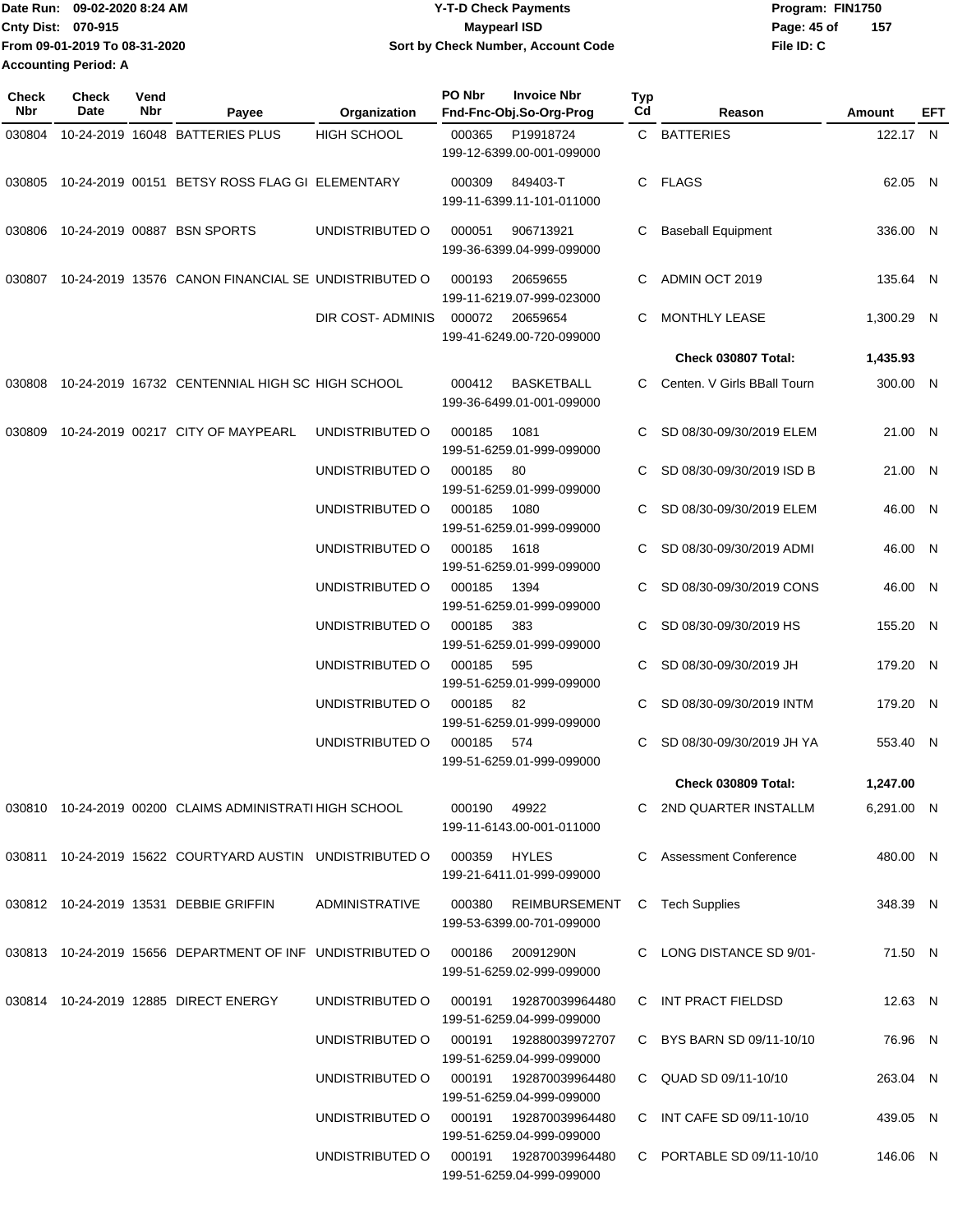Date Run: 09-02-2020 8:24 AM
Cnty Dist: 070-915
From 09-01-2019 To 08-31-2020
Accounting Period: A

**Y-T-D Check Payments**
**Maypearl ISD**
**Sort by Check Number, Account Code**

Program: FIN1750
File ID: C

| Check Nbr | Check Date | Vend Nbr | Payee | Organization | PO Nbr | Invoice Nbr / Fnd-Fnc-Obj.So-Org-Prog | Typ Cd | Reason | Amount | EFT |
|---|---|---|---|---|---|---|---|---|---|---|
| 030804 | 10-24-2019 | 16048 | BATTERIES PLUS | HIGH SCHOOL | 000365 | P19918724 199-12-6399.00-001-099000 | C | BATTERIES | 122.17 | N |
| 030805 | 10-24-2019 | 00151 | BETSY ROSS FLAG GI | ELEMENTARY | 000309 | 849403-T 199-11-6399.11-101-011000 | C | FLAGS | 62.05 | N |
| 030806 | 10-24-2019 | 00887 | BSN SPORTS | UNDISTRIBUTED O | 000051 | 906713921 199-36-6399.04-999-099000 | C | Baseball Equipment | 336.00 | N |
| 030807 | 10-24-2019 | 13576 | CANON FINANCIAL SE | UNDISTRIBUTED O | 000193 | 20659655 199-11-6219.07-999-023000 | C | ADMIN OCT 2019 | 135.64 | N |
| | | | | DIR COST- ADMINIS | 000072 | 20659654 199-41-6249.00-720-099000 | C | MONTHLY LEASE | 1,300.29 | N |
| | | | | | | | | **Check 030807 Total:** | **1,435.93** | |
| 030808 | 10-24-2019 | 16732 | CENTENNIAL HIGH SC | HIGH SCHOOL | 000412 | BASKETBALL 199-36-6499.01-001-099000 | C | Centen. V Girls BBall Tourn | 300.00 | N |
| 030809 | 10-24-2019 | 00217 | CITY OF MAYPEARL | UNDISTRIBUTED O | 000185 | 1081 199-51-6259.01-999-099000 | C | SD 08/30-09/30/2019 ELEM | 21.00 | N |
| | | | | UNDISTRIBUTED O | 000185 | 80 199-51-6259.01-999-099000 | C | SD 08/30-09/30/2019 ISD B | 21.00 | N |
| | | | | UNDISTRIBUTED O | 000185 | 1080 199-51-6259.01-999-099000 | C | SD 08/30-09/30/2019 ELEM | 46.00 | N |
| | | | | UNDISTRIBUTED O | 000185 | 1618 199-51-6259.01-999-099000 | C | SD 08/30-09/30/2019 ADMI | 46.00 | N |
| | | | | UNDISTRIBUTED O | 000185 | 1394 199-51-6259.01-999-099000 | C | SD 08/30-09/30/2019 CONS | 46.00 | N |
| | | | | UNDISTRIBUTED O | 000185 | 383 199-51-6259.01-999-099000 | C | SD 08/30-09/30/2019 HS | 155.20 | N |
| | | | | UNDISTRIBUTED O | 000185 | 595 199-51-6259.01-999-099000 | C | SD 08/30-09/30/2019 JH | 179.20 | N |
| | | | | UNDISTRIBUTED O | 000185 | 82 199-51-6259.01-999-099000 | C | SD 08/30-09/30/2019 INTM | 179.20 | N |
| | | | | UNDISTRIBUTED O | 000185 | 574 199-51-6259.01-999-099000 | C | SD 08/30-09/30/2019 JH YA | 553.40 | N |
| | | | | | | | | **Check 030809 Total:** | **1,247.00** | |
| 030810 | 10-24-2019 | 00200 | CLAIMS ADMINISTRATI | HIGH SCHOOL | 000190 | 49922 199-11-6143.00-001-011000 | C | 2ND QUARTER INSTALLM | 6,291.00 | N |
| 030811 | 10-24-2019 | 15622 | COURTYARD AUSTIN | UNDISTRIBUTED O | 000359 | HYLES 199-21-6411.01-999-099000 | C | Assessment Conference | 480.00 | N |
| 030812 | 10-24-2019 | 13531 | DEBBIE GRIFFIN | ADMINISTRATIVE | 000380 | REIMBURSEMENT 199-53-6399.00-701-099000 | C | Tech Supplies | 348.39 | N |
| 030813 | 10-24-2019 | 15656 | DEPARTMENT OF INF | UNDISTRIBUTED O | 000186 | 20091290N 199-51-6259.02-999-099000 | C | LONG DISTANCE SD 9/01- | 71.50 | N |
| 030814 | 10-24-2019 | 12885 | DIRECT ENERGY | UNDISTRIBUTED O | 000191 | 192870039964480 199-51-6259.04-999-099000 | C | INT PRACT FIELDSD | 12.63 | N |
| | | | | UNDISTRIBUTED O | 000191 | 192880039972707 199-51-6259.04-999-099000 | C | BYS BARN SD 09/11-10/10 | 76.96 | N |
| | | | | UNDISTRIBUTED O | 000191 | 192870039964480 199-51-6259.04-999-099000 | C | QUAD SD 09/11-10/10 | 263.04 | N |
| | | | | UNDISTRIBUTED O | 000191 | 192870039964480 199-51-6259.04-999-099000 | C | INT CAFE SD 09/11-10/10 | 439.05 | N |
| | | | | UNDISTRIBUTED O | 000191 | 192870039964480 199-51-6259.04-999-099000 | C | PORTABLE SD 09/11-10/10 | 146.06 | N |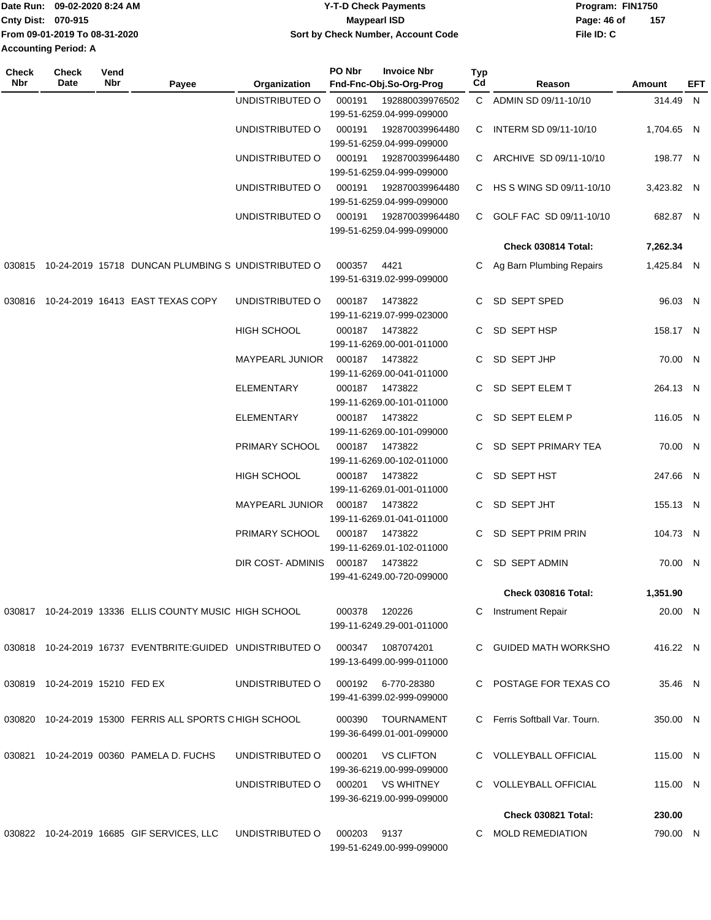Date Run: 09-02-2020 8:24 AM
Cnty Dist: 070-915
From 09-01-2019 To 08-31-2020
Accounting Period: A

**Y-T-D Check Payments**
**Maypearl ISD**
**Sort by Check Number, Account Code**

Program: FIN1750
File ID: C

| Check Nbr | Check Date | Vend Nbr | Payee | Organization | PO Nbr | Invoice Nbr / Fnd-Fnc-Obj.So-Org-Prog | Typ Cd | Reason | Amount | EFT |
|---|---|---|---|---|---|---|---|---|---|---|
| | | | | UNDISTRIBUTED O | 000191 | 192880039976502 199-51-6259.04-999-099000 | C | ADMIN SD 09/11-10/10 | 314.49 | N |
| | | | | UNDISTRIBUTED O | 000191 | 192870039964480 199-51-6259.04-999-099000 | C | INTERM SD 09/11-10/10 | 1,704.65 | N |
| | | | | UNDISTRIBUTED O | 000191 | 192870039964480 199-51-6259.04-999-099000 | C | ARCHIVE SD 09/11-10/10 | 198.77 | N |
| | | | | UNDISTRIBUTED O | 000191 | 192870039964480 199-51-6259.04-999-099000 | C | HS S WING SD 09/11-10/10 | 3,423.82 | N |
| | | | | UNDISTRIBUTED O | 000191 | 192870039964480 199-51-6259.04-999-099000 | C | GOLF FAC SD 09/11-10/10 | 682.87 | N |
| | | | | | | | | **Check 030814 Total:** | **7,262.34** | |
| 030815 | 10-24-2019 | 15718 | DUNCAN PLUMBING S | UNDISTRIBUTED O | 000357 | 4421 199-51-6319.02-999-099000 | C | Ag Barn Plumbing Repairs | 1,425.84 | N |
| 030816 | 10-24-2019 | 16413 | EAST TEXAS COPY | UNDISTRIBUTED O | 000187 | 1473822 199-11-6219.07-999-023000 | C | SD SEPT SPED | 96.03 | N |
| | | | | HIGH SCHOOL | 000187 | 1473822 199-11-6269.00-001-011000 | C | SD SEPT HSP | 158.17 | N |
| | | | | MAYPEARL JUNIOR | 000187 | 1473822 199-11-6269.00-041-011000 | C | SD SEPT JHP | 70.00 | N |
| | | | | ELEMENTARY | 000187 | 1473822 199-11-6269.00-101-011000 | C | SD SEPT ELEM T | 264.13 | N |
| | | | | ELEMENTARY | 000187 | 1473822 199-11-6269.00-101-099000 | C | SD SEPT ELEM P | 116.05 | N |
| | | | | PRIMARY SCHOOL | 000187 | 1473822 199-11-6269.00-102-011000 | C | SD SEPT PRIMARY TEA | 70.00 | N |
| | | | | HIGH SCHOOL | 000187 | 1473822 199-11-6269.01-001-011000 | C | SD SEPT HST | 247.66 | N |
| | | | | MAYPEARL JUNIOR | 000187 | 1473822 199-11-6269.01-041-011000 | C | SD SEPT JHT | 155.13 | N |
| | | | | PRIMARY SCHOOL | 000187 | 1473822 199-11-6269.01-102-011000 | C | SD SEPT PRIM PRIN | 104.73 | N |
| | | | | DIR COST- ADMINIS | 000187 | 1473822 199-41-6249.00-720-099000 | C | SD SEPT ADMIN | 70.00 | N |
| | | | | | | | | **Check 030816 Total:** | **1,351.90** | |
| 030817 | 10-24-2019 | 13336 | ELLIS COUNTY MUSIC | HIGH SCHOOL | 000378 | 120226 199-11-6249.29-001-011000 | C | Instrument Repair | 20.00 | N |
| 030818 | 10-24-2019 | 16737 | EVENTBRITE:GUIDED | UNDISTRIBUTED O | 000347 | 1087074201 199-13-6499.00-999-011000 | C | GUIDED MATH WORKSHO | 416.22 | N |
| 030819 | 10-24-2019 | 15210 | FED EX | UNDISTRIBUTED O | 000192 | 6-770-28380 199-41-6399.02-999-099000 | C | POSTAGE FOR TEXAS CO | 35.46 | N |
| 030820 | 10-24-2019 | 15300 | FERRIS ALL SPORTS C | HIGH SCHOOL | 000390 | TOURNAMENT 199-36-6499.01-001-099000 | C | Ferris Softball Var. Tourn. | 350.00 | N |
| 030821 | 10-24-2019 | 00360 | PAMELA D. FUCHS | UNDISTRIBUTED O | 000201 | VS CLIFTON 199-36-6219.00-999-099000 | C | VOLLEYBALL OFFICIAL | 115.00 | N |
| | | | | UNDISTRIBUTED O | 000201 | VS WHITNEY 199-36-6219.00-999-099000 | C | VOLLEYBALL OFFICIAL | 115.00 | N |
| | | | | | | | | **Check 030821 Total:** | **230.00** | |
| 030822 | 10-24-2019 | 16685 | GIF SERVICES, LLC | UNDISTRIBUTED O | 000203 | 9137 199-51-6249.00-999-099000 | C | MOLD REMEDIATION | 790.00 | N |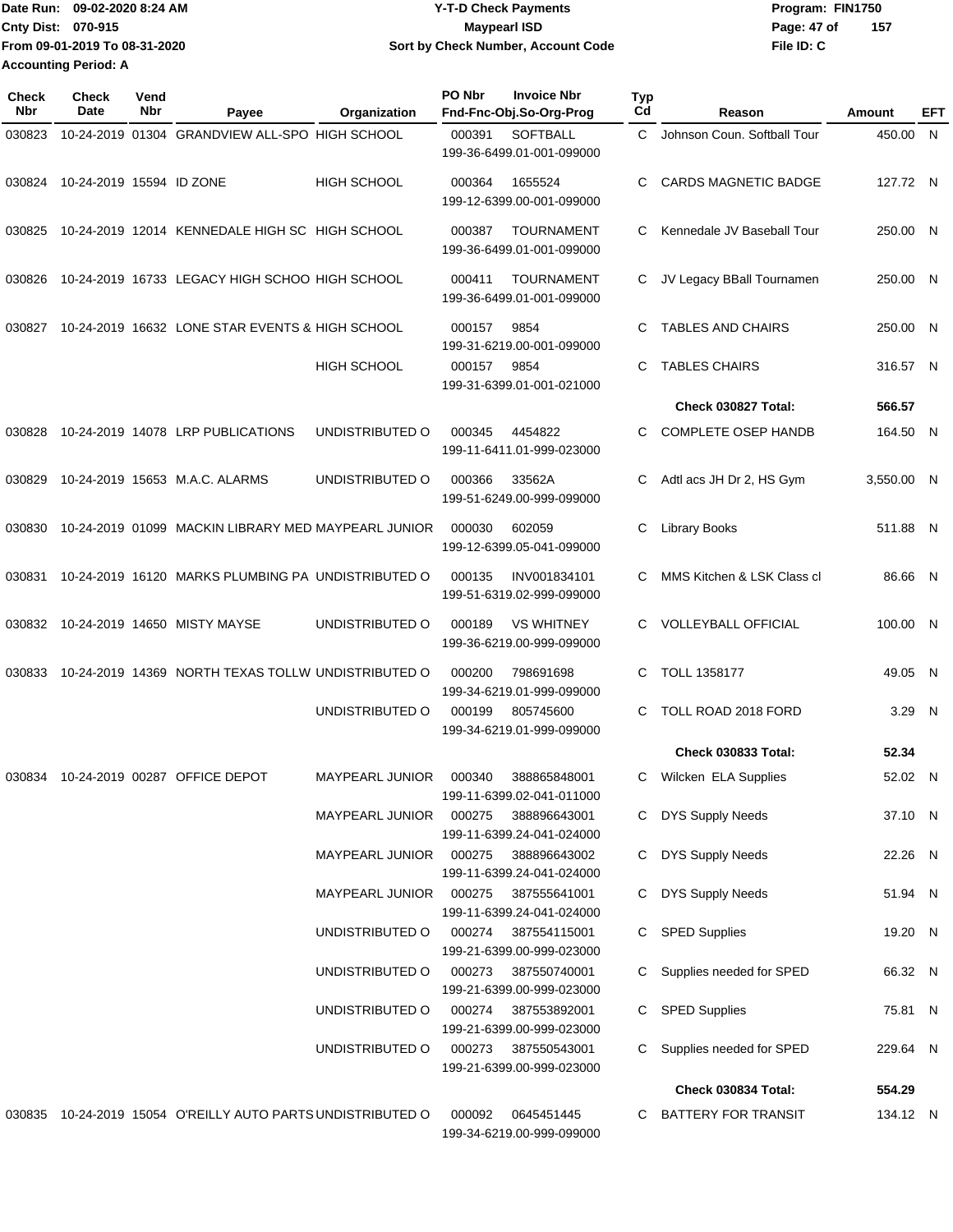Date Run: 09-02-2020 8:24 AM
Cnty Dist: 070-915
From 09-01-2019 To 08-31-2020
Accounting Period: A

**Y-T-D Check Payments**
**Maypearl ISD**
**Sort by Check Number, Account Code**

Program: FIN1750
File ID: C

| Check Nbr | Check Date | Vend Nbr | Payee | Organization | PO Nbr | Invoice Nbr / Fnd-Fnc-Obj.So-Org-Prog | Typ Cd | Reason | Amount | EFT |
|---|---|---|---|---|---|---|---|---|---|---|
| 030823 | 10-24-2019 | 01304 | GRANDVIEW ALL-SPO | HIGH SCHOOL | 000391 | SOFTBALL 199-36-6499.01-001-099000 | C | Johnson Coun. Softball Tour | 450.00 | N |
| 030824 | 10-24-2019 | 15594 | ID ZONE | HIGH SCHOOL | 000364 | 1655524 199-12-6399.00-001-099000 | C | CARDS MAGNETIC BADGE | 127.72 | N |
| 030825 | 10-24-2019 | 12014 | KENNEDALE HIGH SC | HIGH SCHOOL | 000387 | TOURNAMENT 199-36-6499.01-001-099000 | C | Kennedale JV Baseball Tour | 250.00 | N |
| 030826 | 10-24-2019 | 16733 | LEGACY HIGH SCHOO | HIGH SCHOOL | 000411 | TOURNAMENT 199-36-6499.01-001-099000 | C | JV Legacy BBall Tournamen | 250.00 | N |
| 030827 | 10-24-2019 | 16632 | LONE STAR EVENTS & | HIGH SCHOOL | 000157 | 9854 199-31-6219.00-001-099000 | C | TABLES AND CHAIRS | 250.00 | N |
| | | | | HIGH SCHOOL | 000157 | 9854 199-31-6399.01-001-021000 | C | TABLES CHAIRS | 316.57 | N |
| | | | | | | | | **Check 030827 Total:** | **566.57** | |
| 030828 | 10-24-2019 | 14078 | LRP PUBLICATIONS | UNDISTRIBUTED O | 000345 | 4454822 199-11-6411.01-999-023000 | C | COMPLETE OSEP HANDB | 164.50 | N |
| 030829 | 10-24-2019 | 15653 | M.A.C. ALARMS | UNDISTRIBUTED O | 000366 | 33562A 199-51-6249.00-999-099000 | C | Adtl acs JH Dr 2, HS Gym | 3,550.00 | N |
| 030830 | 10-24-2019 | 01099 | MACKIN LIBRARY MED | MAYPEARL JUNIOR | 000030 | 602059 199-12-6399.05-041-099000 | C | Library Books | 511.88 | N |
| 030831 | 10-24-2019 | 16120 | MARKS PLUMBING PA | UNDISTRIBUTED O | 000135 | INV001834101 199-51-6319.02-999-099000 | C | MMS Kitchen & LSK Class cl | 86.66 | N |
| 030832 | 10-24-2019 | 14650 | MISTY MAYSE | UNDISTRIBUTED O | 000189 | VS WHITNEY 199-36-6219.00-999-099000 | C | VOLLEYBALL OFFICIAL | 100.00 | N |
| 030833 | 10-24-2019 | 14369 | NORTH TEXAS TOLLW | UNDISTRIBUTED O | 000200 | 798691698 199-34-6219.01-999-099000 | C | TOLL 1358177 | 49.05 | N |
| | | | | UNDISTRIBUTED O | 000199 | 805745600 199-34-6219.01-999-099000 | C | TOLL ROAD 2018 FORD | 3.29 | N |
| | | | | | | | | **Check 030833 Total:** | **52.34** | |
| 030834 | 10-24-2019 | 00287 | OFFICE DEPOT | MAYPEARL JUNIOR | 000340 | 388865848001 199-11-6399.02-041-011000 | C | Wilcken ELA Supplies | 52.02 | N |
| | | | | MAYPEARL JUNIOR | 000275 | 388896643001 199-11-6399.24-041-024000 | C | DYS Supply Needs | 37.10 | N |
| | | | | MAYPEARL JUNIOR | 000275 | 388896643002 199-11-6399.24-041-024000 | C | DYS Supply Needs | 22.26 | N |
| | | | | MAYPEARL JUNIOR | 000275 | 387555641001 199-11-6399.24-041-024000 | C | DYS Supply Needs | 51.94 | N |
| | | | | UNDISTRIBUTED O | 000274 | 387554115001 199-21-6399.00-999-023000 | C | SPED Supplies | 19.20 | N |
| | | | | UNDISTRIBUTED O | 000273 | 387550740001 199-21-6399.00-999-023000 | C | Supplies needed for SPED | 66.32 | N |
| | | | | UNDISTRIBUTED O | 000274 | 387553892001 199-21-6399.00-999-023000 | C | SPED Supplies | 75.81 | N |
| | | | | UNDISTRIBUTED O | 000273 | 387550543001 199-21-6399.00-999-023000 | C | Supplies needed for SPED | 229.64 | N |
| | | | | | | | | **Check 030834 Total:** | **554.29** | |
| 030835 | 10-24-2019 | 15054 | O'REILLY AUTO PARTS | UNDISTRIBUTED O | 000092 | 0645451445 199-34-6219.00-999-099000 | C | BATTERY FOR TRANSIT | 134.12 | N |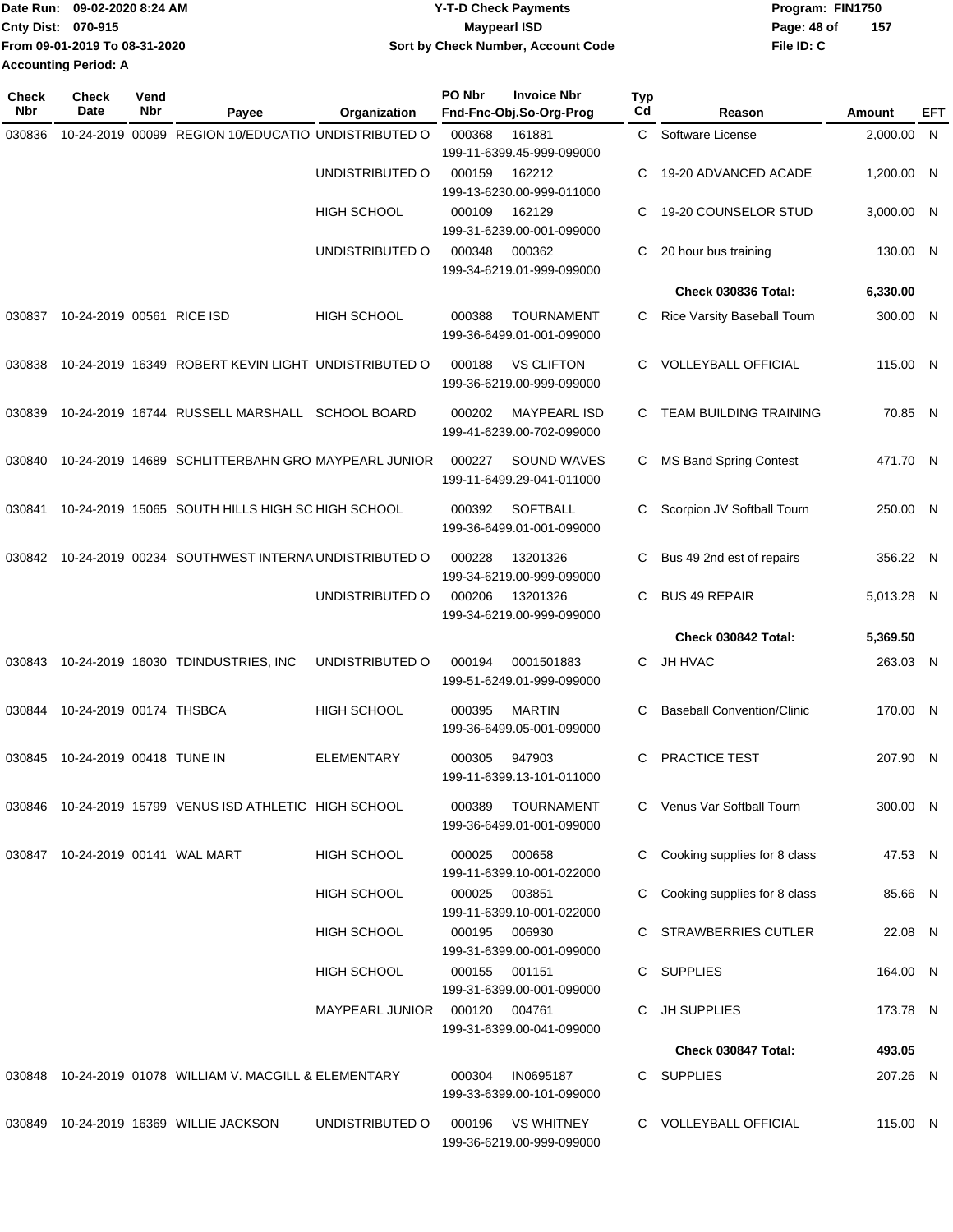Date Run: 09-02-2020 8:24 AM
Cnty Dist: 070-915
From 09-01-2019 To 08-31-2020
Accounting Period: A

**Y-T-D Check Payments**
**Maypearl ISD**
**Sort by Check Number, Account Code**

Program: FIN1750
File ID: C

| Check Nbr | Check Date | Vend Nbr | Payee | Organization | PO Nbr | Invoice Nbr / Fnd-Fnc-Obj.So-Org-Prog | Typ Cd | Reason | Amount | EFT |
|---|---|---|---|---|---|---|---|---|---|---|
| 030836 | 10-24-2019 | 00099 | REGION 10/EDUCATIO | UNDISTRIBUTED O | 000368 | 161881 199-11-6399.45-999-099000 | C | Software License | 2,000.00 | N |
| | | | | UNDISTRIBUTED O | 000159 | 162212 199-13-6230.00-999-011000 | C | 19-20 ADVANCED ACADE | 1,200.00 | N |
| | | | | HIGH SCHOOL | 000109 | 162129 199-31-6239.00-001-099000 | C | 19-20 COUNSELOR STUD | 3,000.00 | N |
| | | | | UNDISTRIBUTED O | 000348 | 000362 199-34-6219.01-999-099000 | C | 20 hour bus training | 130.00 | N |
| | | | | | | | | **Check 030836 Total:** | **6,330.00** | |
| 030837 | 10-24-2019 | 00561 | RICE ISD | HIGH SCHOOL | 000388 | TOURNAMENT 199-36-6499.01-001-099000 | C | Rice Varsity Baseball Tourn | 300.00 | N |
| 030838 | 10-24-2019 | 16349 | ROBERT KEVIN LIGHT | UNDISTRIBUTED O | 000188 | VS CLIFTON 199-36-6219.00-999-099000 | C | VOLLEYBALL OFFICIAL | 115.00 | N |
| 030839 | 10-24-2019 | 16744 | RUSSELL MARSHALL | SCHOOL BOARD | 000202 | MAYPEARL ISD 199-41-6239.00-702-099000 | C | TEAM BUILDING TRAINING | 70.85 | N |
| 030840 | 10-24-2019 | 14689 | SCHLITTERBAHN GRO | MAYPEARL JUNIOR | 000227 | SOUND WAVES 199-11-6499.29-041-011000 | C | MS Band Spring Contest | 471.70 | N |
| 030841 | 10-24-2019 | 15065 | SOUTH HILLS HIGH SC | HIGH SCHOOL | 000392 | SOFTBALL 199-36-6499.01-001-099000 | C | Scorpion JV Softball Tourn | 250.00 | N |
| 030842 | 10-24-2019 | 00234 | SOUTHWEST INTERNA | UNDISTRIBUTED O | 000228 | 13201326 199-34-6219.00-999-099000 | C | Bus 49 2nd est of repairs | 356.22 | N |
| | | | | UNDISTRIBUTED O | 000206 | 13201326 199-34-6219.00-999-099000 | C | BUS 49 REPAIR | 5,013.28 | N |
| | | | | | | | | **Check 030842 Total:** | **5,369.50** | |
| 030843 | 10-24-2019 | 16030 | TDINDUSTRIES, INC | UNDISTRIBUTED O | 000194 | 0001501883 199-51-6249.01-999-099000 | C | JH HVAC | 263.03 | N |
| 030844 | 10-24-2019 | 00174 | THSBCA | HIGH SCHOOL | 000395 | MARTIN 199-36-6499.05-001-099000 | C | Baseball Convention/Clinic | 170.00 | N |
| 030845 | 10-24-2019 | 00418 | TUNE IN | ELEMENTARY | 000305 | 947903 199-11-6399.13-101-011000 | C | PRACTICE TEST | 207.90 | N |
| 030846 | 10-24-2019 | 15799 | VENUS ISD ATHLETIC | HIGH SCHOOL | 000389 | TOURNAMENT 199-36-6499.01-001-099000 | C | Venus Var Softball Tourn | 300.00 | N |
| 030847 | 10-24-2019 | 00141 | WAL MART | HIGH SCHOOL | 000025 | 000658 199-11-6399.10-001-022000 | C | Cooking supplies for 8 class | 47.53 | N |
| | | | | HIGH SCHOOL | 000025 | 003851 199-11-6399.10-001-022000 | C | Cooking supplies for 8 class | 85.66 | N |
| | | | | HIGH SCHOOL | 000195 | 006930 199-31-6399.00-001-099000 | C | STRAWBERRIES CUTLER | 22.08 | N |
| | | | | HIGH SCHOOL | 000155 | 001151 199-31-6399.00-001-099000 | C | SUPPLIES | 164.00 | N |
| | | | | MAYPEARL JUNIOR | 000120 | 004761 199-31-6399.00-041-099000 | C | JH SUPPLIES | 173.78 | N |
| | | | | | | | | **Check 030847 Total:** | **493.05** | |
| 030848 | 10-24-2019 | 01078 | WILLIAM V. MACGILL & | ELEMENTARY | 000304 | IN0695187 199-33-6399.00-101-099000 | C | SUPPLIES | 207.26 | N |
| 030849 | 10-24-2019 | 16369 | WILLIE JACKSON | UNDISTRIBUTED O | 000196 | VS WHITNEY 199-36-6219.00-999-099000 | C | VOLLEYBALL OFFICIAL | 115.00 | N |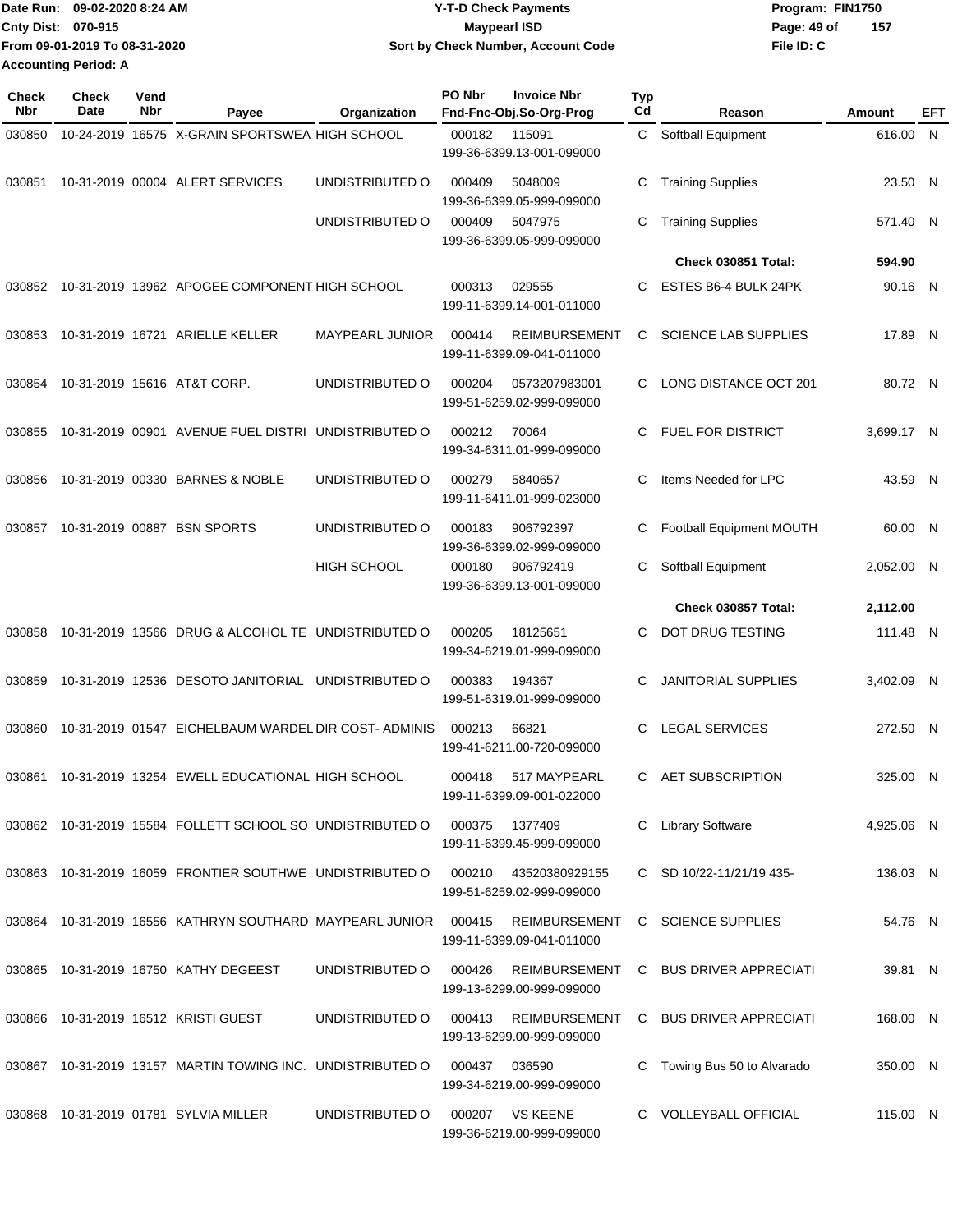Date Run: 09-02-2020 8:24 AM
Cnty Dist: 070-915
From 09-01-2019 To 08-31-2020
Accounting Period: A

# Y-T-D Check Payments
## Maypearl ISD
### Sort by Check Number, Account Code

Program: FIN1750
File ID: C

| Check Nbr | Check Date | Vend Nbr | Payee | Organization | PO Nbr | Invoice Nbr / Fnd-Fnc-Obj.So-Org-Prog | Typ Cd | Reason | Amount | EFT |
|---|---|---|---|---|---|---|---|---|---|---|
| 030850 | 10-24-2019 | 16575 | X-GRAIN SPORTSWEA | HIGH SCHOOL | 000182 | 115091 199-36-6399.13-001-099000 | C | Softball Equipment | 616.00 | N |
| 030851 | 10-31-2019 | 00004 | ALERT SERVICES | UNDISTRIBUTED O | 000409 | 5048009 199-36-6399.05-999-099000 | C | Training Supplies | 23.50 | N |
| | | | | UNDISTRIBUTED O | 000409 | 5047975 199-36-6399.05-999-099000 | C | Training Supplies | 571.40 | N |
| | | | | | | | | **Check 030851 Total:** | **594.90** | |
| 030852 | 10-31-2019 | 13962 | APOGEE COMPONENT | HIGH SCHOOL | 000313 | 029555 199-11-6399.14-001-011000 | C | ESTES B6-4 BULK 24PK | 90.16 | N |
| 030853 | 10-31-2019 | 16721 | ARIELLE KELLER | MAYPEARL JUNIOR | 000414 | REIMBURSEMENT 199-11-6399.09-041-011000 | C | SCIENCE LAB SUPPLIES | 17.89 | N |
| 030854 | 10-31-2019 | 15616 | AT&T CORP. | UNDISTRIBUTED O | 000204 | 0573207983001 199-51-6259.02-999-099000 | C | LONG DISTANCE OCT 201 | 80.72 | N |
| 030855 | 10-31-2019 | 00901 | AVENUE FUEL DISTRI | UNDISTRIBUTED O | 000212 | 70064 199-34-6311.01-999-099000 | C | FUEL FOR DISTRICT | 3,699.17 | N |
| 030856 | 10-31-2019 | 00330 | BARNES & NOBLE | UNDISTRIBUTED O | 000279 | 5840657 199-11-6411.01-999-023000 | C | Items Needed for LPC | 43.59 | N |
| 030857 | 10-31-2019 | 00887 | BSN SPORTS | UNDISTRIBUTED O | 000183 | 906792397 199-36-6399.02-999-099000 | C | Football Equipment MOUTH | 60.00 | N |
| | | | | HIGH SCHOOL | 000180 | 906792419 199-36-6399.13-001-099000 | C | Softball Equipment | 2,052.00 | N |
| | | | | | | | | **Check 030857 Total:** | **2,112.00** | |
| 030858 | 10-31-2019 | 13566 | DRUG & ALCOHOL TE | UNDISTRIBUTED O | 000205 | 18125651 199-34-6219.01-999-099000 | C | DOT DRUG TESTING | 111.48 | N |
| 030859 | 10-31-2019 | 12536 | DESOTO JANITORIAL | UNDISTRIBUTED O | 000383 | 194367 199-51-6319.01-999-099000 | C | JANITORIAL SUPPLIES | 3,402.09 | N |
| 030860 | 10-31-2019 | 01547 | EICHELBAUM WARDEL | DIR COST- ADMINIS | 000213 | 66821 199-41-6211.00-720-099000 | C | LEGAL SERVICES | 272.50 | N |
| 030861 | 10-31-2019 | 13254 | EWELL EDUCATIONAL | HIGH SCHOOL | 000418 | 517 MAYPEARL 199-11-6399.09-001-022000 | C | AET SUBSCRIPTION | 325.00 | N |
| 030862 | 10-31-2019 | 15584 | FOLLETT SCHOOL SO | UNDISTRIBUTED O | 000375 | 1377409 199-11-6399.45-999-099000 | C | Library Software | 4,925.06 | N |
| 030863 | 10-31-2019 | 16059 | FRONTIER SOUTHWE | UNDISTRIBUTED O | 000210 | 43520380929155 199-51-6259.02-999-099000 | C | SD 10/22-11/21/19 435- | 136.03 | N |
| 030864 | 10-31-2019 | 16556 | KATHRYN SOUTHARD | MAYPEARL JUNIOR | 000415 | REIMBURSEMENT 199-11-6399.09-041-011000 | C | SCIENCE SUPPLIES | 54.76 | N |
| 030865 | 10-31-2019 | 16750 | KATHY DEGEEST | UNDISTRIBUTED O | 000426 | REIMBURSEMENT 199-13-6299.00-999-099000 | C | BUS DRIVER APPRECIATI | 39.81 | N |
| 030866 | 10-31-2019 | 16512 | KRISTI GUEST | UNDISTRIBUTED O | 000413 | REIMBURSEMENT 199-13-6299.00-999-099000 | C | BUS DRIVER APPRECIATI | 168.00 | N |
| 030867 | 10-31-2019 | 13157 | MARTIN TOWING INC. | UNDISTRIBUTED O | 000437 | 036590 199-34-6219.00-999-099000 | C | Towing Bus 50 to Alvarado | 350.00 | N |
| 030868 | 10-31-2019 | 01781 | SYLVIA MILLER | UNDISTRIBUTED O | 000207 | VS KEENE 199-36-6219.00-999-099000 | C | VOLLEYBALL OFFICIAL | 115.00 | N |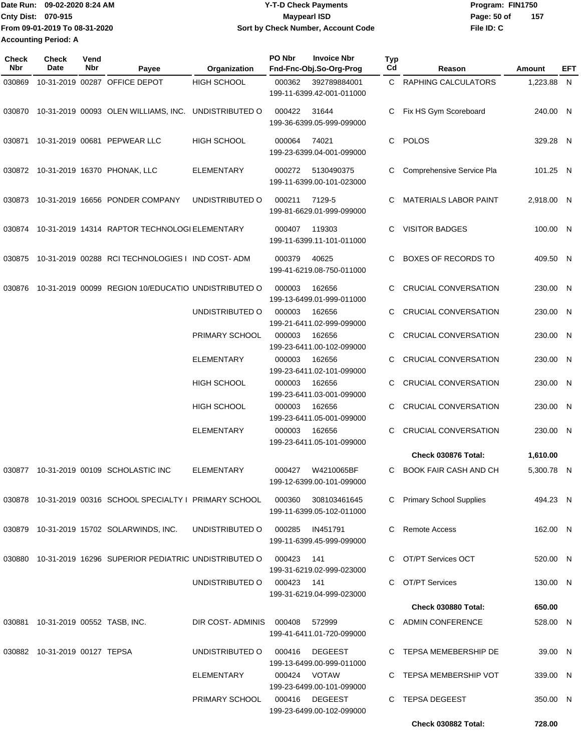Date Run: 09-02-2020 8:24 AM
Cnty Dist: 070-915
From 09-01-2019 To 08-31-2020
Accounting Period: A

**Y-T-D Check Payments**
**Maypearl ISD**
**Sort by Check Number, Account Code**

Program: FIN1750
File ID: C

| Check Nbr | Check Date | Vend Nbr | Payee | Organization | PO Nbr | Invoice Nbr / Fnd-Fnc-Obj.So-Org-Prog | Typ Cd | Reason | Amount | EFT |
|---|---|---|---|---|---|---|---|---|---|---|
| 030869 | 10-31-2019 | 00287 | OFFICE DEPOT | HIGH SCHOOL | 000362 | 392789884001 199-11-6399.42-001-011000 | C | RAPHING CALCULATORS | 1,223.88 | N |
| 030870 | 10-31-2019 | 00093 | OLEN WILLIAMS, INC. | UNDISTRIBUTED O | 000422 | 31644 199-36-6399.05-999-099000 | C | Fix HS Gym Scoreboard | 240.00 | N |
| 030871 | 10-31-2019 | 00681 | PEPWEAR LLC | HIGH SCHOOL | 000064 | 74021 199-23-6399.04-001-099000 | C | POLOS | 329.28 | N |
| 030872 | 10-31-2019 | 16370 | PHONAK, LLC | ELEMENTARY | 000272 | 5130490375 199-11-6399.00-101-023000 | C | Comprehensive Service Pla | 101.25 | N |
| 030873 | 10-31-2019 | 16656 | PONDER COMPANY | UNDISTRIBUTED O | 000211 | 7129-5 199-81-6629.01-999-099000 | C | MATERIALS LABOR PAINT | 2,918.00 | N |
| 030874 | 10-31-2019 | 14314 | RAPTOR TECHNOLOGI | ELEMENTARY | 000407 | 119303 199-11-6399.11-101-011000 | C | VISITOR BADGES | 100.00 | N |
| 030875 | 10-31-2019 | 00288 | RCI TECHNOLOGIES I | IND COST- ADM | 000379 | 40625 199-41-6219.08-750-011000 | C | BOXES OF RECORDS TO | 409.50 | N |
| 030876 | 10-31-2019 | 00099 | REGION 10/EDUCATIO | UNDISTRIBUTED O | 000003 | 162656 199-13-6499.01-999-011000 | C | CRUCIAL CONVERSATION | 230.00 | N |
| | | | | UNDISTRIBUTED O | 000003 | 162656 199-21-6411.02-999-099000 | C | CRUCIAL CONVERSATION | 230.00 | N |
| | | | | PRIMARY SCHOOL | 000003 | 162656 199-23-6411.00-102-099000 | C | CRUCIAL CONVERSATION | 230.00 | N |
| | | | | ELEMENTARY | 000003 | 162656 199-23-6411.02-101-099000 | C | CRUCIAL CONVERSATION | 230.00 | N |
| | | | | HIGH SCHOOL | 000003 | 162656 199-23-6411.03-001-099000 | C | CRUCIAL CONVERSATION | 230.00 | N |
| | | | | HIGH SCHOOL | 000003 | 162656 199-23-6411.05-001-099000 | C | CRUCIAL CONVERSATION | 230.00 | N |
| | | | | ELEMENTARY | 000003 | 162656 199-23-6411.05-101-099000 | C | CRUCIAL CONVERSATION | 230.00 | N |
| | | | | | | | | **Check 030876 Total:** | **1,610.00** | |
| 030877 | 10-31-2019 | 00109 | SCHOLASTIC INC | ELEMENTARY | 000427 | W4210065BF 199-12-6399.00-101-099000 | C | BOOK FAIR CASH AND CH | 5,300.78 | N |
| 030878 | 10-31-2019 | 00316 | SCHOOL SPECIALTY I | PRIMARY SCHOOL | 000360 | 308103461645 199-11-6399.05-102-011000 | C | Primary School Supplies | 494.23 | N |
| 030879 | 10-31-2019 | 15702 | SOLARWINDS, INC. | UNDISTRIBUTED O | 000285 | IN451791 199-11-6399.45-999-099000 | C | Remote Access | 162.00 | N |
| 030880 | 10-31-2019 | 16296 | SUPERIOR PEDIATRIC | UNDISTRIBUTED O | 000423 | 141 199-31-6219.02-999-023000 | C | OT/PT Services OCT | 520.00 | N |
| | | | | UNDISTRIBUTED O | 000423 | 141 199-31-6219.04-999-023000 | C | OT/PT Services | 130.00 | N |
| | | | | | | | | **Check 030880 Total:** | **650.00** | |
| 030881 | 10-31-2019 | 00552 | TASB, INC. | DIR COST- ADMINIS | 000408 | 572999 199-41-6411.01-720-099000 | C | ADMIN CONFERENCE | 528.00 | N |
| 030882 | 10-31-2019 | 00127 | TEPSA | UNDISTRIBUTED O | 000416 | DEGEEST 199-13-6499.00-999-011000 | C | TEPSA MEMEBERSHIP DE | 39.00 | N |
| | | | | ELEMENTARY | 000424 | VOTAW 199-23-6499.00-101-099000 | C | TEPSA MEMBERSHIP VOT | 339.00 | N |
| | | | | PRIMARY SCHOOL | 000416 | DEGEEST 199-23-6499.00-102-099000 | C | TEPSA DEGEEST | 350.00 | N |
| | | | | | | | | **Check 030882 Total:** | **728.00** | |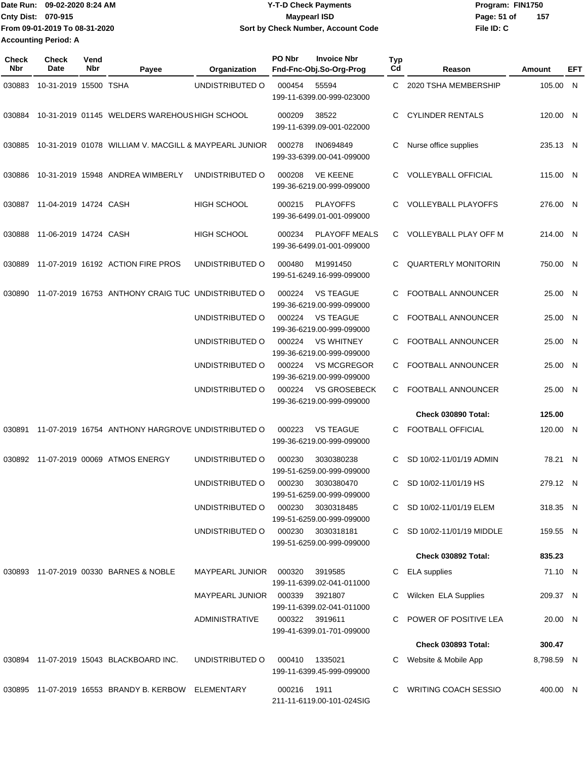Date Run: 09-02-2020 8:24 AM
Cnty Dist: 070-915
From 09-01-2019 To 08-31-2020
Accounting Period: A

# Y-T-D Check Payments
## Maypearl ISD
### Sort by Check Number, Account Code

Program: FIN1750
File ID: C

| Check Nbr | Check Date | Vend Nbr | Payee | Organization | PO Nbr | Invoice Nbr / Fnd-Fnc-Obj.So-Org-Prog | Typ Cd | Reason | Amount | EFT |
|---|---|---|---|---|---|---|---|---|---|---|
| 030883 | 10-31-2019 | 15500 | TSHA | UNDISTRIBUTED O | 000454 | 55594 / 199-11-6399.00-999-023000 | C | 2020 TSHA MEMBERSHIP | 105.00 | N |
| 030884 | 10-31-2019 | 01145 | WELDERS WAREHOUS | HIGH SCHOOL | 000209 | 38522 / 199-11-6399.09-001-022000 | C | CYLINDER RENTALS | 120.00 | N |
| 030885 | 10-31-2019 | 01078 | WILLIAM V. MACGILL & | MAYPEARL JUNIOR | 000278 | IN0694849 / 199-33-6399.00-041-099000 | C | Nurse office supplies | 235.13 | N |
| 030886 | 10-31-2019 | 15948 | ANDREA WIMBERLY | UNDISTRIBUTED O | 000208 | VE KEENE / 199-36-6219.00-999-099000 | C | VOLLEYBALL OFFICIAL | 115.00 | N |
| 030887 | 11-04-2019 | 14724 | CASH | HIGH SCHOOL | 000215 | PLAYOFFS / 199-36-6499.01-001-099000 | C | VOLLEYBALL PLAYOFFS | 276.00 | N |
| 030888 | 11-06-2019 | 14724 | CASH | HIGH SCHOOL | 000234 | PLAYOFF MEALS / 199-36-6499.01-001-099000 | C | VOLLEYBALL PLAY OFF M | 214.00 | N |
| 030889 | 11-07-2019 | 16192 | ACTION FIRE PROS | UNDISTRIBUTED O | 000480 | M1991450 / 199-51-6249.16-999-099000 | C | QUARTERLY MONITORIN | 750.00 | N |
| 030890 | 11-07-2019 | 16753 | ANTHONY CRAIG TUC | UNDISTRIBUTED O | 000224 | VS TEAGUE / 199-36-6219.00-999-099000 | C | FOOTBALL ANNOUNCER | 25.00 | N |
| | | | | UNDISTRIBUTED O | 000224 | VS TEAGUE / 199-36-6219.00-999-099000 | C | FOOTBALL ANNOUNCER | 25.00 | N |
| | | | | UNDISTRIBUTED O | 000224 | VS WHITNEY / 199-36-6219.00-999-099000 | C | FOOTBALL ANNOUNCER | 25.00 | N |
| | | | | UNDISTRIBUTED O | 000224 | VS MCGREGOR / 199-36-6219.00-999-099000 | C | FOOTBALL ANNOUNCER | 25.00 | N |
| | | | | UNDISTRIBUTED O | 000224 | VS GROSEBECK / 199-36-6219.00-999-099000 | C | FOOTBALL ANNOUNCER | 25.00 | N |
| | | | | | | | | **Check 030890 Total:** | **125.00** | |
| 030891 | 11-07-2019 | 16754 | ANTHONY HARGROVE | UNDISTRIBUTED O | 000223 | VS TEAGUE / 199-36-6219.00-999-099000 | C | FOOTBALL OFFICIAL | 120.00 | N |
| 030892 | 11-07-2019 | 00069 | ATMOS ENERGY | UNDISTRIBUTED O | 000230 | 3030380238 / 199-51-6259.00-999-099000 | C | SD 10/02-11/01/19 ADMIN | 78.21 | N |
| | | | | UNDISTRIBUTED O | 000230 | 3030380470 / 199-51-6259.00-999-099000 | C | SD 10/02-11/01/19 HS | 279.12 | N |
| | | | | UNDISTRIBUTED O | 000230 | 3030318485 / 199-51-6259.00-999-099000 | C | SD 10/02-11/01/19 ELEM | 318.35 | N |
| | | | | UNDISTRIBUTED O | 000230 | 3030318181 / 199-51-6259.00-999-099000 | C | SD 10/02-11/01/19 MIDDLE | 159.55 | N |
| | | | | | | | | **Check 030892 Total:** | **835.23** | |
| 030893 | 11-07-2019 | 00330 | BARNES & NOBLE | MAYPEARL JUNIOR | 000320 | 3919585 / 199-11-6399.02-041-011000 | C | ELA supplies | 71.10 | N |
| | | | | MAYPEARL JUNIOR | 000339 | 3921807 / 199-11-6399.02-041-011000 | C | Wilcken ELA Supplies | 209.37 | N |
| | | | | ADMINISTRATIVE | 000322 | 3919611 / 199-41-6399.01-701-099000 | C | POWER OF POSITIVE LEA | 20.00 | N |
| | | | | | | | | **Check 030893 Total:** | **300.47** | |
| 030894 | 11-07-2019 | 15043 | BLACKBOARD INC. | UNDISTRIBUTED O | 000410 | 1335021 / 199-11-6399.45-999-099000 | C | Website & Mobile App | 8,798.59 | N |
| 030895 | 11-07-2019 | 16553 | BRANDY B. KERBOW | ELEMENTARY | 000216 | 1911 / 211-11-6119.00-101-024SIG | C | WRITING COACH SESSIO | 400.00 | N |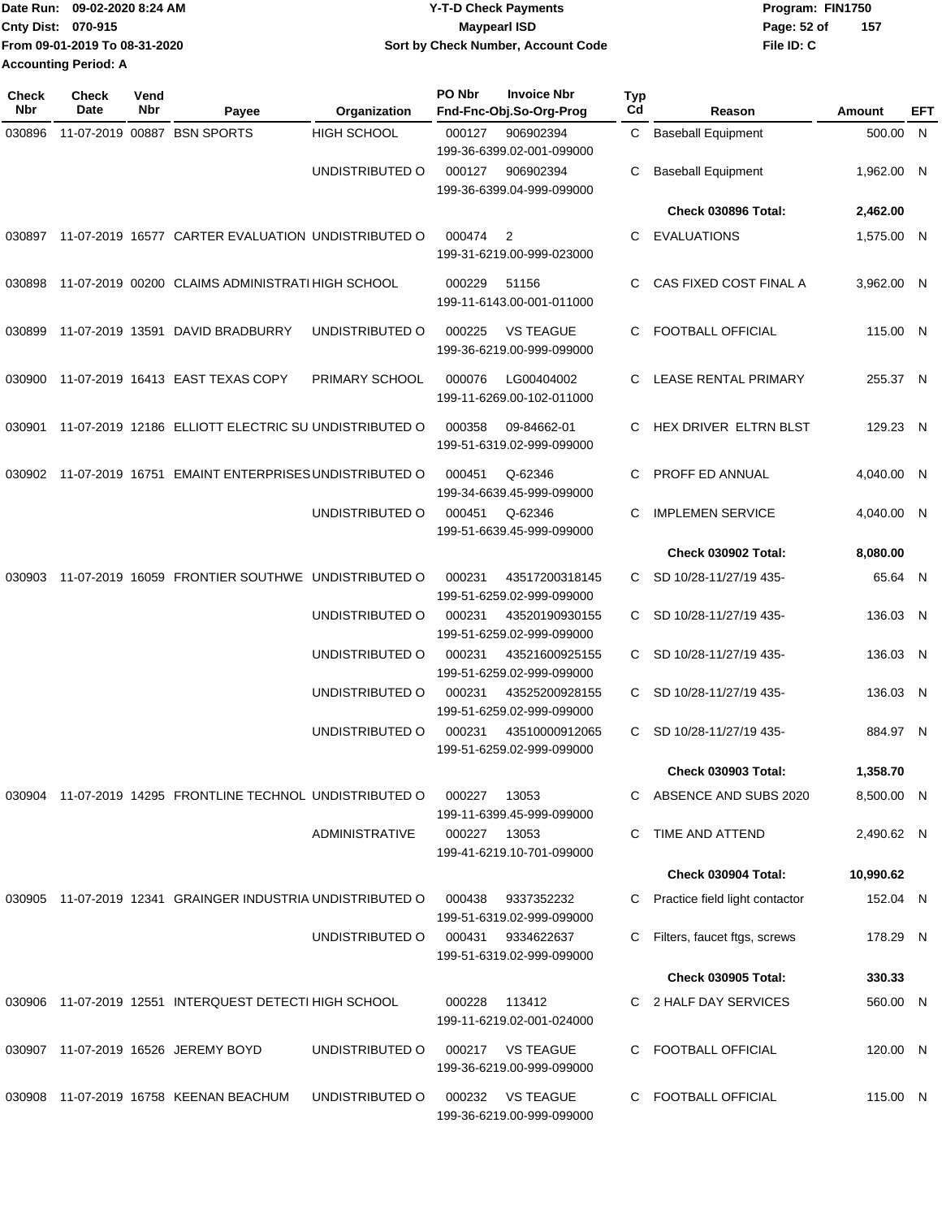| Check Nbr | Check Date | Vend Nbr | Payee | Organization | PO Nbr | Invoice Nbr Fnd-Fnc-Obj.So-Org-Prog | Typ Cd | Reason | Amount | EFT |
|---|---|---|---|---|---|---|---|---|---|---|
| 030896 | 11-07-2019 | 00887 | BSN SPORTS | HIGH SCHOOL | 000127 | 906902394 199-36-6399.02-001-099000 | C | Baseball Equipment | 500.00 | N |
| | | | | UNDISTRIBUTED O | 000127 | 906902394 199-36-6399.04-999-099000 | C | Baseball Equipment | 1,962.00 | N |
| | | | | | | | | **Check 030896 Total:** | **2,462.00** | |
| 030897 | 11-07-2019 | 16577 | CARTER EVALUATION | UNDISTRIBUTED O | 000474 | 2 199-31-6219.00-999-023000 | C | EVALUATIONS | 1,575.00 | N |
| 030898 | 11-07-2019 | 00200 | CLAIMS ADMINISTRATI | HIGH SCHOOL | 000229 | 51156 199-11-6143.00-001-011000 | C | CAS FIXED COST FINAL A | 3,962.00 | N |
| 030899 | 11-07-2019 | 13591 | DAVID BRADBURRY | UNDISTRIBUTED O | 000225 | VS TEAGUE 199-36-6219.00-999-099000 | C | FOOTBALL OFFICIAL | 115.00 | N |
| 030900 | 11-07-2019 | 16413 | EAST TEXAS COPY | PRIMARY SCHOOL | 000076 | LG00404002 199-11-6269.00-102-011000 | C | LEASE RENTAL PRIMARY | 255.37 | N |
| 030901 | 11-07-2019 | 12186 | ELLIOTT ELECTRIC SU | UNDISTRIBUTED O | 000358 | 09-84662-01 199-51-6319.02-999-099000 | C | HEX DRIVER ELTRN BLST | 129.23 | N |
| 030902 | 11-07-2019 | 16751 | EMAINT ENTERPRISES | UNDISTRIBUTED O | 000451 | Q-62346 199-34-6639.45-999-099000 | C | PROFF ED ANNUAL | 4,040.00 | N |
| | | | | UNDISTRIBUTED O | 000451 | Q-62346 199-51-6639.45-999-099000 | C | IMPLEMEN SERVICE | 4,040.00 | N |
| | | | | | | | | **Check 030902 Total:** | **8,080.00** | |
| 030903 | 11-07-2019 | 16059 | FRONTIER SOUTHWE | UNDISTRIBUTED O | 000231 | 43517200318145 199-51-6259.02-999-099000 | C | SD 10/28-11/27/19 435- | 65.64 | N |
| | | | | UNDISTRIBUTED O | 000231 | 43520190930155 199-51-6259.02-999-099000 | C | SD 10/28-11/27/19 435- | 136.03 | N |
| | | | | UNDISTRIBUTED O | 000231 | 43521600925155 199-51-6259.02-999-099000 | C | SD 10/28-11/27/19 435- | 136.03 | N |
| | | | | UNDISTRIBUTED O | 000231 | 43525200928155 199-51-6259.02-999-099000 | C | SD 10/28-11/27/19 435- | 136.03 | N |
| | | | | UNDISTRIBUTED O | 000231 | 43510000912065 199-51-6259.02-999-099000 | C | SD 10/28-11/27/19 435- | 884.97 | N |
| | | | | | | | | **Check 030903 Total:** | **1,358.70** | |
| 030904 | 11-07-2019 | 14295 | FRONTLINE TECHNOL | UNDISTRIBUTED O | 000227 | 13053 199-11-6399.45-999-099000 | C | ABSENCE AND SUBS 2020 | 8,500.00 | N |
| | | | | ADMINISTRATIVE | 000227 | 13053 199-41-6219.10-701-099000 | C | TIME AND ATTEND | 2,490.62 | N |
| | | | | | | | | **Check 030904 Total:** | **10,990.62** | |
| 030905 | 11-07-2019 | 12341 | GRAINGER INDUSTRIA | UNDISTRIBUTED O | 000438 | 9337352232 199-51-6319.02-999-099000 | C | Practice field light contactor | 152.04 | N |
| | | | | UNDISTRIBUTED O | 000431 | 9334622637 199-51-6319.02-999-099000 | C | Filters, faucet ftgs, screws | 178.29 | N |
| | | | | | | | | **Check 030905 Total:** | **330.33** | |
| 030906 | 11-07-2019 | 12551 | INTERQUEST DETECTI | HIGH SCHOOL | 000228 | 113412 199-11-6219.02-001-024000 | C | 2 HALF DAY SERVICES | 560.00 | N |
| 030907 | 11-07-2019 | 16526 | JEREMY BOYD | UNDISTRIBUTED O | 000217 | VS TEAGUE 199-36-6219.00-999-099000 | C | FOOTBALL OFFICIAL | 120.00 | N |
| 030908 | 11-07-2019 | 16758 | KEENAN BEACHUM | UNDISTRIBUTED O | 000232 | VS TEAGUE 199-36-6219.00-999-099000 | C | FOOTBALL OFFICIAL | 115.00 | N |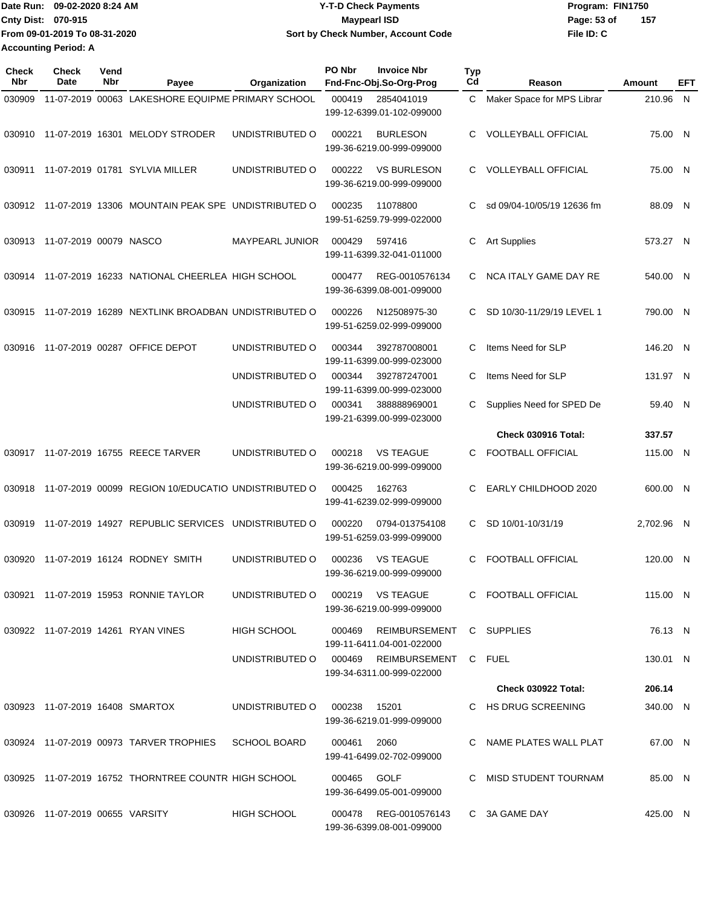Date Run: 09-02-2020 8:24 AM
Cnty Dist: 070-915
From 09-01-2019 To 08-31-2020
Accounting Period: A

**Y-T-D Check Payments**
**Maypearl ISD**
**Sort by Check Number, Account Code**

Program: FIN1750
File ID: C

| Check Nbr | Check Date | Vend Nbr | Payee | Organization | PO Nbr | Invoice Nbr / Fnd-Fnc-Obj.So-Org-Prog | Typ Cd | Reason | Amount | EFT |
|---|---|---|---|---|---|---|---|---|---|---|
| 030909 | 11-07-2019 | 00063 | LAKESHORE EQUIPME | PRIMARY SCHOOL | 000419 | 2854041019 199-12-6399.01-102-099000 | C | Maker Space for MPS Librar | 210.96 | N |
| 030910 | 11-07-2019 | 16301 | MELODY STRODER | UNDISTRIBUTED O | 000221 | BURLESON 199-36-6219.00-999-099000 | C | VOLLEYBALL OFFICIAL | 75.00 | N |
| 030911 | 11-07-2019 | 01781 | SYLVIA MILLER | UNDISTRIBUTED O | 000222 | VS BURLESON 199-36-6219.00-999-099000 | C | VOLLEYBALL OFFICIAL | 75.00 | N |
| 030912 | 11-07-2019 | 13306 | MOUNTAIN PEAK SPE | UNDISTRIBUTED O | 000235 | 11078800 199-51-6259.79-999-022000 | C | sd 09/04-10/05/19 12636 fm | 88.09 | N |
| 030913 | 11-07-2019 | 00079 | NASCO | MAYPEARL JUNIOR | 000429 | 597416 199-11-6399.32-041-011000 | C | Art Supplies | 573.27 | N |
| 030914 | 11-07-2019 | 16233 | NATIONAL CHEERLEA | HIGH SCHOOL | 000477 | REG-0010576134 199-36-6399.08-001-099000 | C | NCA ITALY GAME DAY RE | 540.00 | N |
| 030915 | 11-07-2019 | 16289 | NEXTLINK BROADBAN | UNDISTRIBUTED O | 000226 | N12508975-30 199-51-6259.02-999-099000 | C | SD 10/30-11/29/19 LEVEL 1 | 790.00 | N |
| 030916 | 11-07-2019 | 00287 | OFFICE DEPOT | UNDISTRIBUTED O | 000344 | 392787008001 199-11-6399.00-999-023000 | C | Items Need for SLP | 146.20 | N |
| | | | | UNDISTRIBUTED O | 000344 | 392787247001 199-11-6399.00-999-023000 | C | Items Need for SLP | 131.97 | N |
| | | | | UNDISTRIBUTED O | 000341 | 388888969001 199-21-6399.00-999-023000 | C | Supplies Need for SPED De | 59.40 | N |
| | | | | | | | | **Check 030916 Total:** | **337.57** | |
| 030917 | 11-07-2019 | 16755 | REECE TARVER | UNDISTRIBUTED O | 000218 | VS TEAGUE 199-36-6219.00-999-099000 | C | FOOTBALL OFFICIAL | 115.00 | N |
| 030918 | 11-07-2019 | 00099 | REGION 10/EDUCATIO | UNDISTRIBUTED O | 000425 | 162763 199-41-6239.02-999-099000 | C | EARLY CHILDHOOD 2020 | 600.00 | N |
| 030919 | 11-07-2019 | 14927 | REPUBLIC SERVICES | UNDISTRIBUTED O | 000220 | 0794-013754108 199-51-6259.03-999-099000 | C | SD 10/01-10/31/19 | 2,702.96 | N |
| 030920 | 11-07-2019 | 16124 | RODNEY SMITH | UNDISTRIBUTED O | 000236 | VS TEAGUE 199-36-6219.00-999-099000 | C | FOOTBALL OFFICIAL | 120.00 | N |
| 030921 | 11-07-2019 | 15953 | RONNIE TAYLOR | UNDISTRIBUTED O | 000219 | VS TEAGUE 199-36-6219.00-999-099000 | C | FOOTBALL OFFICIAL | 115.00 | N |
| 030922 | 11-07-2019 | 14261 | RYAN VINES | HIGH SCHOOL | 000469 | REIMBURSEMENT 199-11-6411.04-001-022000 | C | SUPPLIES | 76.13 | N |
| | | | | UNDISTRIBUTED O | 000469 | REIMBURSEMENT 199-34-6311.00-999-022000 | C | FUEL | 130.01 | N |
| | | | | | | | | **Check 030922 Total:** | **206.14** | |
| 030923 | 11-07-2019 | 16408 | SMARTOX | UNDISTRIBUTED O | 000238 | 15201 199-36-6219.01-999-099000 | C | HS DRUG SCREENING | 340.00 | N |
| 030924 | 11-07-2019 | 00973 | TARVER TROPHIES | SCHOOL BOARD | 000461 | 2060 199-41-6499.02-702-099000 | C | NAME PLATES WALL PLAT | 67.00 | N |
| 030925 | 11-07-2019 | 16752 | THORNTREE COUNTR | HIGH SCHOOL | 000465 | GOLF 199-36-6499.05-001-099000 | C | MISD STUDENT TOURNAM | 85.00 | N |
| 030926 | 11-07-2019 | 00655 | VARSITY | HIGH SCHOOL | 000478 | REG-0010576143 199-36-6399.08-001-099000 | C | 3A GAME DAY | 425.00 | N |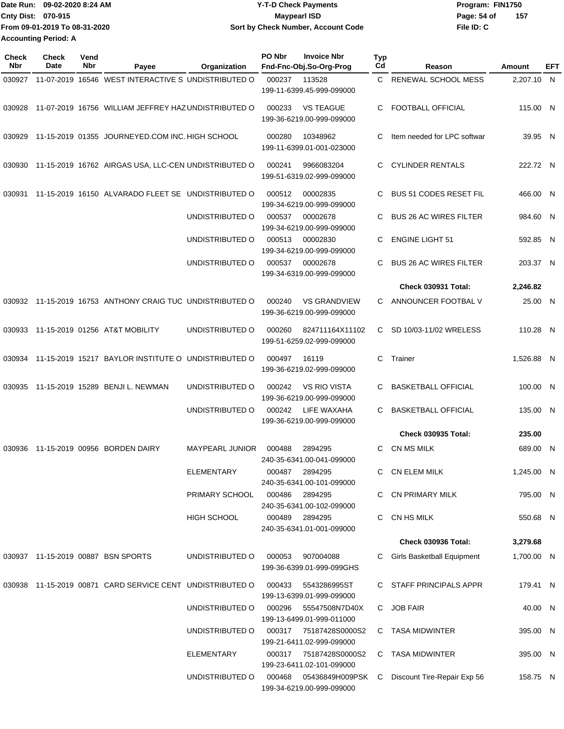Date Run: 09-02-2020 8:24 AM
Cnty Dist: 070-915
From 09-01-2019 To 08-31-2020
Accounting Period: A

**Y-T-D Check Payments**
**Maypearl ISD**
**Sort by Check Number, Account Code**

Program: FIN1750
File ID: C

| Check Nbr | Check Date | Vend Nbr | Payee | Organization | PO Nbr | Invoice Nbr / Fnd-Fnc-Obj.So-Org-Prog | Typ Cd | Reason | Amount | EFT |
|---|---|---|---|---|---|---|---|---|---|---|
| 030927 | 11-07-2019 | 16546 | WEST INTERACTIVE S | UNDISTRIBUTED O | 000237 | 113528 / 199-11-6399.45-999-099000 | C | RENEWAL SCHOOL MESS | 2,207.10 | N |
| 030928 | 11-07-2019 | 16756 | WILLIAM JEFFREY HAZ | UNDISTRIBUTED O | 000233 | VS TEAGUE / 199-36-6219.00-999-099000 | C | FOOTBALL OFFICIAL | 115.00 | N |
| 030929 | 11-15-2019 | 01355 | JOURNEYED.COM INC. | HIGH SCHOOL | 000280 | 10348962 / 199-11-6399.01-001-023000 | C | Item needed for LPC softwar | 39.95 | N |
| 030930 | 11-15-2019 | 16762 | AIRGAS USA, LLC-CEN | UNDISTRIBUTED O | 000241 | 9966083204 / 199-51-6319.02-999-099000 | C | CYLINDER RENTALS | 222.72 | N |
| 030931 | 11-15-2019 | 16150 | ALVARADO FLEET SE | UNDISTRIBUTED O | 000512 | 00002835 / 199-34-6219.00-999-099000 | C | BUS 51 CODES RESET FIL | 466.00 | N |
| | | | | UNDISTRIBUTED O | 000537 | 00002678 / 199-34-6219.00-999-099000 | C | BUS 26 AC WIRES FILTER | 984.60 | N |
| | | | | UNDISTRIBUTED O | 000513 | 00002830 / 199-34-6219.00-999-099000 | C | ENGINE LIGHT 51 | 592.85 | N |
| | | | | UNDISTRIBUTED O | 000537 | 00002678 / 199-34-6319.00-999-099000 | C | BUS 26 AC WIRES FILTER | 203.37 | N |
| | | | | | | | | **Check 030931 Total:** | **2,246.82** | |
| 030932 | 11-15-2019 | 16753 | ANTHONY CRAIG TUC | UNDISTRIBUTED O | 000240 | VS GRANDVIEW / 199-36-6219.00-999-099000 | C | ANNOUNCER FOOTBAL V | 25.00 | N |
| 030933 | 11-15-2019 | 01256 | AT&T MOBILITY | UNDISTRIBUTED O | 000260 | 824711164X11102 / 199-51-6259.02-999-099000 | C | SD 10/03-11/02 WRELESS | 110.28 | N |
| 030934 | 11-15-2019 | 15217 | BAYLOR INSTITUTE O | UNDISTRIBUTED O | 000497 | 16119 / 199-36-6219.02-999-099000 | C | Trainer | 1,526.88 | N |
| 030935 | 11-15-2019 | 15289 | BENJI L. NEWMAN | UNDISTRIBUTED O | 000242 | VS RIO VISTA / 199-36-6219.00-999-099000 | C | BASKETBALL OFFICIAL | 100.00 | N |
| | | | | UNDISTRIBUTED O | 000242 | LIFE WAXAHA / 199-36-6219.00-999-099000 | C | BASKETBALL OFFICIAL | 135.00 | N |
| | | | | | | | | **Check 030935 Total:** | **235.00** | |
| 030936 | 11-15-2019 | 00956 | BORDEN DAIRY | MAYPEARL JUNIOR | 000488 | 2894295 / 240-35-6341.00-041-099000 | C | CN MS MILK | 689.00 | N |
| | | | | ELEMENTARY | 000487 | 2894295 / 240-35-6341.00-101-099000 | C | CN ELEM MILK | 1,245.00 | N |
| | | | | PRIMARY SCHOOL | 000486 | 2894295 / 240-35-6341.00-102-099000 | C | CN PRIMARY MILK | 795.00 | N |
| | | | | HIGH SCHOOL | 000489 | 2894295 / 240-35-6341.01-001-099000 | C | CN HS MILK | 550.68 | N |
| | | | | | | | | **Check 030936 Total:** | **3,279.68** | |
| 030937 | 11-15-2019 | 00887 | BSN SPORTS | UNDISTRIBUTED O | 000053 | 907004088 / 199-36-6399.01-999-099GHS | C | Girls Basketball Equipment | 1,700.00 | N |
| 030938 | 11-15-2019 | 00871 | CARD SERVICE CENT | UNDISTRIBUTED O | 000433 | 5543286995ST / 199-13-6399.01-999-099000 | C | STAFF PRINCIPALS APPR | 179.41 | N |
| | | | | UNDISTRIBUTED O | 000296 | 55547508N7D40X / 199-13-6499.01-999-011000 | C | JOB FAIR | 40.00 | N |
| | | | | UNDISTRIBUTED O | 000317 | 75187428S0000S2 / 199-21-6411.02-999-099000 | C | TASA MIDWINTER | 395.00 | N |
| | | | | ELEMENTARY | 000317 | 75187428S0000S2 / 199-23-6411.02-101-099000 | C | TASA MIDWINTER | 395.00 | N |
| | | | | UNDISTRIBUTED O | 000468 | 05436849H009PSK / 199-34-6219.00-999-099000 | C | Discount Tire-Repair Exp 56 | 158.75 | N |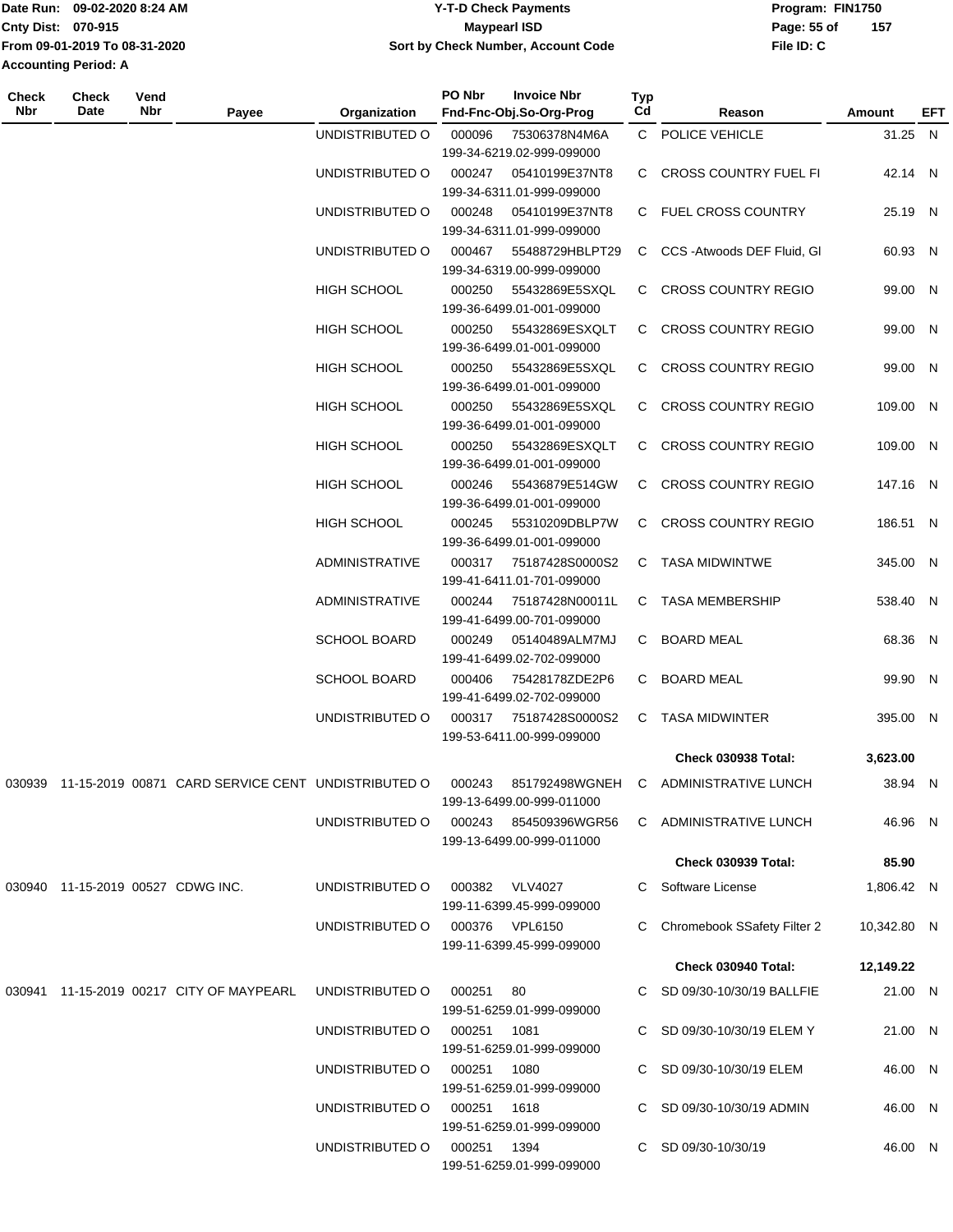Date Run: 09-02-2020 8:24 AM
Cnty Dist: 070-915
From 09-01-2019 To 08-31-2020
Accounting Period: A

**Y-T-D Check Payments**
**Maypearl ISD**
**Sort by Check Number, Account Code**

Program: FIN1750
File ID: C

| Check Nbr | Check Date | Vend Nbr | Payee | Organization | PO Nbr | Invoice Nbr / Fnd-Fnc-Obj.So-Org-Prog | Typ Cd | Reason | Amount | EFT |
|---|---|---|---|---|---|---|---|---|---|---|
| | | | | UNDISTRIBUTED O | 000096 | 75306378N4M6A<br>199-34-6219.02-999-099000 | C | POLICE VEHICLE | 31.25 | N |
| | | | | UNDISTRIBUTED O | 000247 | 05410199E37NT8<br>199-34-6311.01-999-099000 | C | CROSS COUNTRY FUEL FI | 42.14 | N |
| | | | | UNDISTRIBUTED O | 000248 | 05410199E37NT8<br>199-34-6311.01-999-099000 | C | FUEL CROSS COUNTRY | 25.19 | N |
| | | | | UNDISTRIBUTED O | 000467 | 55488729HBLPT29<br>199-34-6319.00-999-099000 | C | CCS -Atwoods DEF Fluid, Gl | 60.93 | N |
| | | | | HIGH SCHOOL | 000250 | 55432869E5SXQL<br>199-36-6499.01-001-099000 | C | CROSS COUNTRY REGIO | 99.00 | N |
| | | | | HIGH SCHOOL | 000250 | 55432869ESXQLT<br>199-36-6499.01-001-099000 | C | CROSS COUNTRY REGIO | 99.00 | N |
| | | | | HIGH SCHOOL | 000250 | 55432869E5SXQL<br>199-36-6499.01-001-099000 | C | CROSS COUNTRY REGIO | 99.00 | N |
| | | | | HIGH SCHOOL | 000250 | 55432869E5SXQL<br>199-36-6499.01-001-099000 | C | CROSS COUNTRY REGIO | 109.00 | N |
| | | | | HIGH SCHOOL | 000250 | 55432869ESXQLT<br>199-36-6499.01-001-099000 | C | CROSS COUNTRY REGIO | 109.00 | N |
| | | | | HIGH SCHOOL | 000246 | 55436879E514GW<br>199-36-6499.01-001-099000 | C | CROSS COUNTRY REGIO | 147.16 | N |
| | | | | HIGH SCHOOL | 000245 | 55310209DBLP7W<br>199-36-6499.01-001-099000 | C | CROSS COUNTRY REGIO | 186.51 | N |
| | | | | ADMINISTRATIVE | 000317 | 75187428S0000S2<br>199-41-6411.01-701-099000 | C | TASA MIDWINTWE | 345.00 | N |
| | | | | ADMINISTRATIVE | 000244 | 75187428N00011L<br>199-41-6499.00-701-099000 | C | TASA MEMBERSHIP | 538.40 | N |
| | | | | SCHOOL BOARD | 000249 | 05140489ALM7MJ<br>199-41-6499.02-702-099000 | C | BOARD MEAL | 68.36 | N |
| | | | | SCHOOL BOARD | 000406 | 75428178ZDE2P6<br>199-41-6499.02-702-099000 | C | BOARD MEAL | 99.90 | N |
| | | | | UNDISTRIBUTED O | 000317 | 75187428S0000S2<br>199-53-6411.00-999-099000 | C | TASA MIDWINTER | 395.00 | N |
| | | | | | | | | **Check 030938 Total:** | **3,623.00** | |
| 030939 | 11-15-2019 | 00871 | CARD SERVICE CENT | UNDISTRIBUTED O | 000243 | 851792498WGNEH<br>199-13-6499.00-999-011000 | C | ADMINISTRATIVE LUNCH | 38.94 | N |
| | | | | UNDISTRIBUTED O | 000243 | 854509396WGR56<br>199-13-6499.00-999-011000 | C | ADMINISTRATIVE LUNCH | 46.96 | N |
| | | | | | | | | **Check 030939 Total:** | **85.90** | |
| 030940 | 11-15-2019 | 00527 | CDWG INC. | UNDISTRIBUTED O | 000382 | VLV4027<br>199-11-6399.45-999-099000 | C | Software License | 1,806.42 | N |
| | | | | UNDISTRIBUTED O | 000376 | VPL6150<br>199-11-6399.45-999-099000 | C | Chromebook SSafety Filter 2 | 10,342.80 | N |
| | | | | | | | | **Check 030940 Total:** | **12,149.22** | |
| 030941 | 11-15-2019 | 00217 | CITY OF MAYPEARL | UNDISTRIBUTED O | 000251 | 80<br>199-51-6259.01-999-099000 | C | SD 09/30-10/30/19 BALLFIE | 21.00 | N |
| | | | | UNDISTRIBUTED O | 000251 | 1081<br>199-51-6259.01-999-099000 | C | SD 09/30-10/30/19 ELEM Y | 21.00 | N |
| | | | | UNDISTRIBUTED O | 000251 | 1080<br>199-51-6259.01-999-099000 | C | SD 09/30-10/30/19 ELEM | 46.00 | N |
| | | | | UNDISTRIBUTED O | 000251 | 1618<br>199-51-6259.01-999-099000 | C | SD 09/30-10/30/19 ADMIN | 46.00 | N |
| | | | | UNDISTRIBUTED O | 000251 | 1394<br>199-51-6259.01-999-099000 | C | SD 09/30-10/30/19 | 46.00 | N |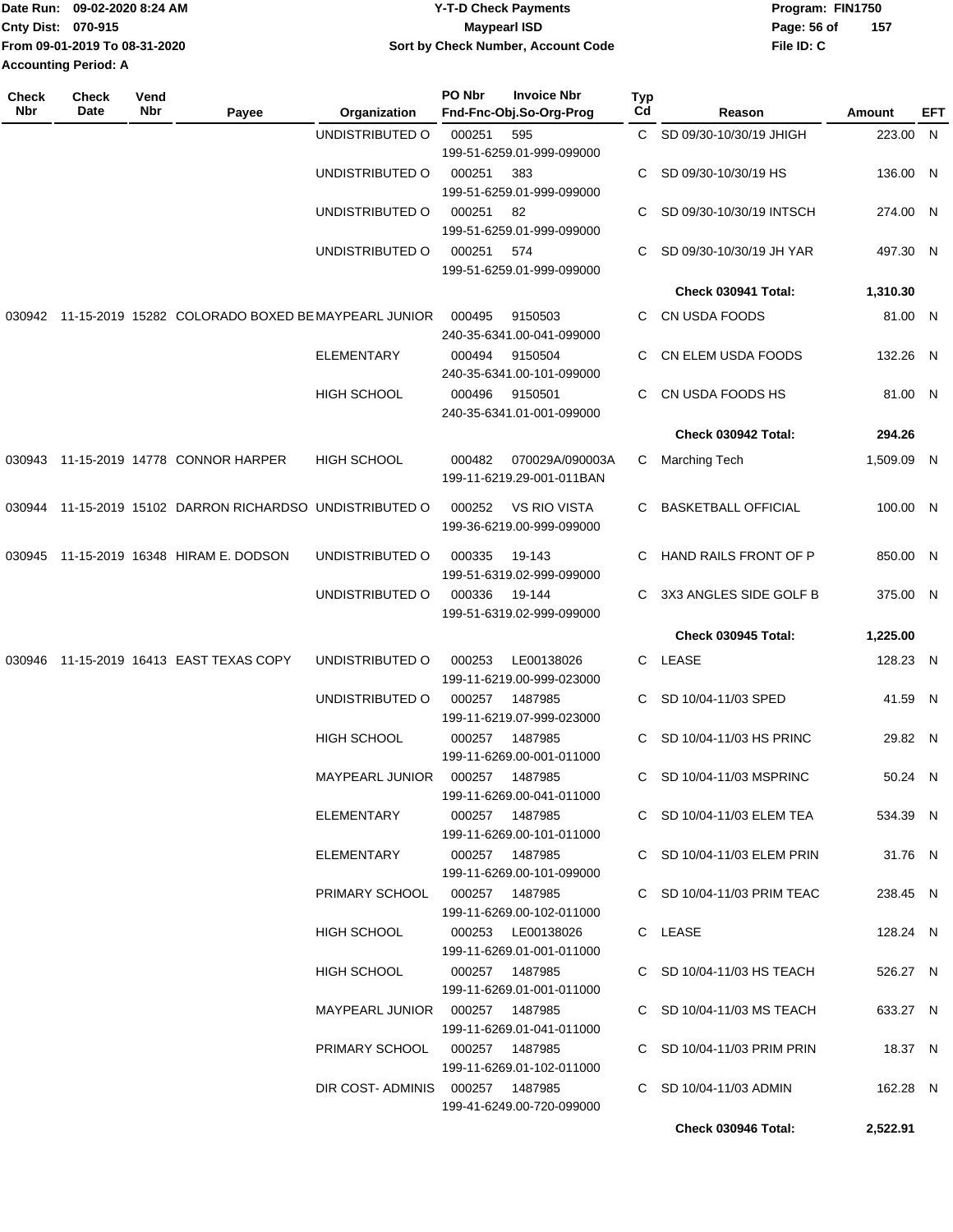Date Run: 09-02-2020 8:24 AM
Cnty Dist: 070-915
From 09-01-2019 To 08-31-2020
Accounting Period: A

# Y-T-D Check Payments
## Maypearl ISD
### Sort by Check Number, Account Code

Program: FIN1750
File ID: C

| Check Nbr | Check Date | Vend Nbr | Payee | Organization | PO Nbr | Invoice Nbr / Fnd-Fnc-Obj.So-Org-Prog | Typ Cd | Reason | Amount | EFT |
|---|---|---|---|---|---|---|---|---|---|---|
| | | | | UNDISTRIBUTED O | 000251 | 595 / 199-51-6259.01-999-099000 | C | SD 09/30-10/30/19 JHIGH | 223.00 | N |
| | | | | UNDISTRIBUTED O | 000251 | 383 / 199-51-6259.01-999-099000 | C | SD 09/30-10/30/19 HS | 136.00 | N |
| | | | | UNDISTRIBUTED O | 000251 | 82 / 199-51-6259.01-999-099000 | C | SD 09/30-10/30/19 INTSCH | 274.00 | N |
| | | | | UNDISTRIBUTED O | 000251 | 574 / 199-51-6259.01-999-099000 | C | SD 09/30-10/30/19 JH YAR | 497.30 | N |
| | | | | | | | | **Check 030941 Total:** | **1,310.30** | |
| 030942 | 11-15-2019 | 15282 | COLORADO BOXED BE | MAYPEARL JUNIOR | 000495 | 9150503 / 240-35-6341.00-041-099000 | C | CN USDA FOODS | 81.00 | N |
| | | | | ELEMENTARY | 000494 | 9150504 / 240-35-6341.00-101-099000 | C | CN ELEM USDA FOODS | 132.26 | N |
| | | | | HIGH SCHOOL | 000496 | 9150501 / 240-35-6341.01-001-099000 | C | CN USDA FOODS HS | 81.00 | N |
| | | | | | | | | **Check 030942 Total:** | **294.26** | |
| 030943 | 11-15-2019 | 14778 | CONNOR HARPER | HIGH SCHOOL | 000482 | 070029A/090003A / 199-11-6219.29-001-011BAN | C | Marching Tech | 1,509.09 | N |
| 030944 | 11-15-2019 | 15102 | DARRON RICHARDSO | UNDISTRIBUTED O | 000252 | VS RIO VISTA / 199-36-6219.00-999-099000 | C | BASKETBALL OFFICIAL | 100.00 | N |
| 030945 | 11-15-2019 | 16348 | HIRAM E. DODSON | UNDISTRIBUTED O | 000335 | 19-143 / 199-51-6319.02-999-099000 | C | HAND RAILS FRONT OF P | 850.00 | N |
| | | | | UNDISTRIBUTED O | 000336 | 19-144 / 199-51-6319.02-999-099000 | C | 3X3 ANGLES SIDE GOLF B | 375.00 | N |
| | | | | | | | | **Check 030945 Total:** | **1,225.00** | |
| 030946 | 11-15-2019 | 16413 | EAST TEXAS COPY | UNDISTRIBUTED O | 000253 | LE00138026 / 199-11-6219.00-999-023000 | C | LEASE | 128.23 | N |
| | | | | UNDISTRIBUTED O | 000257 | 1487985 / 199-11-6219.07-999-023000 | C | SD 10/04-11/03 SPED | 41.59 | N |
| | | | | HIGH SCHOOL | 000257 | 1487985 / 199-11-6269.00-001-011000 | C | SD 10/04-11/03 HS PRINC | 29.82 | N |
| | | | | MAYPEARL JUNIOR | 000257 | 1487985 / 199-11-6269.00-041-011000 | C | SD 10/04-11/03 MSPRINC | 50.24 | N |
| | | | | ELEMENTARY | 000257 | 1487985 / 199-11-6269.00-101-011000 | C | SD 10/04-11/03 ELEM TEA | 534.39 | N |
| | | | | ELEMENTARY | 000257 | 1487985 / 199-11-6269.00-101-099000 | C | SD 10/04-11/03 ELEM PRIN | 31.76 | N |
| | | | | PRIMARY SCHOOL | 000257 | 1487985 / 199-11-6269.00-102-011000 | C | SD 10/04-11/03 PRIM TEAC | 238.45 | N |
| | | | | HIGH SCHOOL | 000253 | LE00138026 / 199-11-6269.01-001-011000 | C | LEASE | 128.24 | N |
| | | | | HIGH SCHOOL | 000257 | 1487985 / 199-11-6269.01-001-011000 | C | SD 10/04-11/03 HS TEACH | 526.27 | N |
| | | | | MAYPEARL JUNIOR | 000257 | 1487985 / 199-11-6269.01-041-011000 | C | SD 10/04-11/03 MS TEACH | 633.27 | N |
| | | | | PRIMARY SCHOOL | 000257 | 1487985 / 199-11-6269.01-102-011000 | C | SD 10/04-11/03 PRIM PRIN | 18.37 | N |
| | | | | DIR COST- ADMINIS | 000257 | 1487985 / 199-41-6249.00-720-099000 | C | SD 10/04-11/03 ADMIN | 162.28 | N |
| | | | | | | | | **Check 030946 Total:** | **2,522.91** | |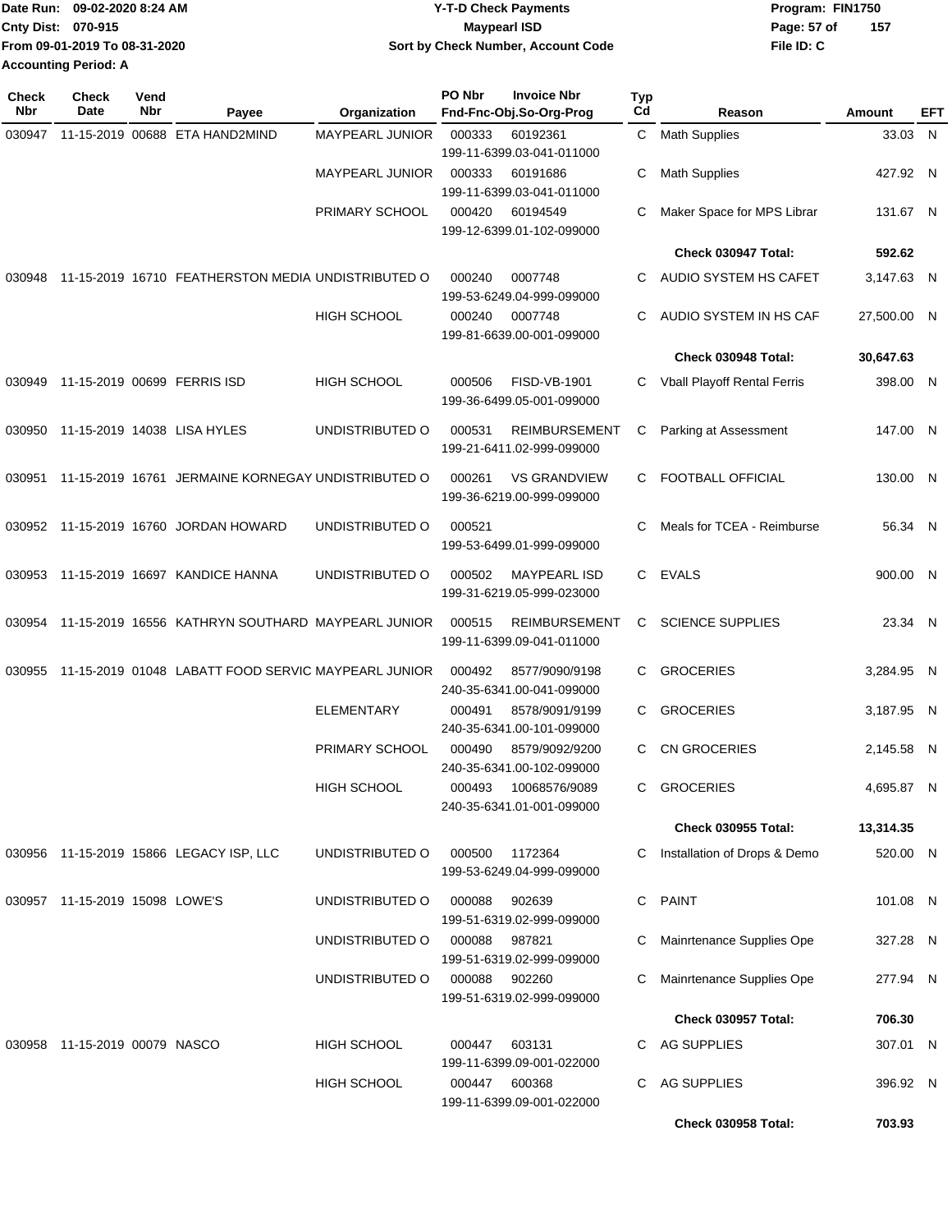Date Run: 09-02-2020 8:24 AM
Cnty Dist: 070-915
From 09-01-2019 To 08-31-2020
Accounting Period: A

**Y-T-D Check Payments**
**Maypearl ISD**
**Sort by Check Number, Account Code**

Program: FIN1750
File ID: C

| Check Nbr | Check Date | Vend Nbr | Payee | Organization | PO Nbr | Invoice Nbr / Fnd-Fnc-Obj.So-Org-Prog | Typ Cd | Reason | Amount | EFT |
|---|---|---|---|---|---|---|---|---|---|---|
| 030947 | 11-15-2019 | 00688 | ETA HAND2MIND | MAYPEARL JUNIOR | 000333 | 60192361 / 199-11-6399.03-041-011000 | C | Math Supplies | 33.03 | N |
| | | | | MAYPEARL JUNIOR | 000333 | 60191686 / 199-11-6399.03-041-011000 | C | Math Supplies | 427.92 | N |
| | | | | PRIMARY SCHOOL | 000420 | 60194549 / 199-12-6399.01-102-099000 | C | Maker Space for MPS Librar | 131.67 | N |
| | | | | | | | | **Check 030947 Total:** | **592.62** | |
| 030948 | 11-15-2019 | 16710 | FEATHERSTON MEDIA | UNDISTRIBUTED O | 000240 | 0007748 / 199-53-6249.04-999-099000 | C | AUDIO SYSTEM HS CAFET | 3,147.63 | N |
| | | | | HIGH SCHOOL | 000240 | 0007748 / 199-81-6639.00-001-099000 | C | AUDIO SYSTEM IN HS CAF | 27,500.00 | N |
| | | | | | | | | **Check 030948 Total:** | **30,647.63** | |
| 030949 | 11-15-2019 | 00699 | FERRIS ISD | HIGH SCHOOL | 000506 | FISD-VB-1901 / 199-36-6499.05-001-099000 | C | Vball Playoff Rental Ferris | 398.00 | N |
| 030950 | 11-15-2019 | 14038 | LISA HYLES | UNDISTRIBUTED O | 000531 | REIMBURSEMENT / 199-21-6411.02-999-099000 | C | Parking at Assessment | 147.00 | N |
| 030951 | 11-15-2019 | 16761 | JERMAINE KORNEGAY | UNDISTRIBUTED O | 000261 | VS GRANDVIEW / 199-36-6219.00-999-099000 | C | FOOTBALL OFFICIAL | 130.00 | N |
| 030952 | 11-15-2019 | 16760 | JORDAN HOWARD | UNDISTRIBUTED O | 000521 | 199-53-6499.01-999-099000 | C | Meals for TCEA - Reimburse | 56.34 | N |
| 030953 | 11-15-2019 | 16697 | KANDICE HANNA | UNDISTRIBUTED O | 000502 | MAYPEARL ISD / 199-31-6219.05-999-023000 | C | EVALS | 900.00 | N |
| 030954 | 11-15-2019 | 16556 | KATHRYN SOUTHARD | MAYPEARL JUNIOR | 000515 | REIMBURSEMENT / 199-11-6399.09-041-011000 | C | SCIENCE SUPPLIES | 23.34 | N |
| 030955 | 11-15-2019 | 01048 | LABATT FOOD SERVIC | MAYPEARL JUNIOR | 000492 | 8577/9090/9198 / 240-35-6341.00-041-099000 | C | GROCERIES | 3,284.95 | N |
| | | | | ELEMENTARY | 000491 | 8578/9091/9199 / 240-35-6341.00-101-099000 | C | GROCERIES | 3,187.95 | N |
| | | | | PRIMARY SCHOOL | 000490 | 8579/9092/9200 / 240-35-6341.00-102-099000 | C | CN GROCERIES | 2,145.58 | N |
| | | | | HIGH SCHOOL | 000493 | 10068576/9089 / 240-35-6341.01-001-099000 | C | GROCERIES | 4,695.87 | N |
| | | | | | | | | **Check 030955 Total:** | **13,314.35** | |
| 030956 | 11-15-2019 | 15866 | LEGACY ISP, LLC | UNDISTRIBUTED O | 000500 | 1172364 / 199-53-6249.04-999-099000 | C | Installation of Drops & Demo | 520.00 | N |
| 030957 | 11-15-2019 | 15098 | LOWE'S | UNDISTRIBUTED O | 000088 | 902639 / 199-51-6319.02-999-099000 | C | PAINT | 101.08 | N |
| | | | | UNDISTRIBUTED O | 000088 | 987821 / 199-51-6319.02-999-099000 | C | Mainrtenance Supplies Ope | 327.28 | N |
| | | | | UNDISTRIBUTED O | 000088 | 902260 / 199-51-6319.02-999-099000 | C | Mainrtenance Supplies Ope | 277.94 | N |
| | | | | | | | | **Check 030957 Total:** | **706.30** | |
| 030958 | 11-15-2019 | 00079 | NASCO | HIGH SCHOOL | 000447 | 603131 / 199-11-6399.09-001-022000 | C | AG SUPPLIES | 307.01 | N |
| | | | | HIGH SCHOOL | 000447 | 600368 / 199-11-6399.09-001-022000 | C | AG SUPPLIES | 396.92 | N |
| | | | | | | | | **Check 030958 Total:** | **703.93** | |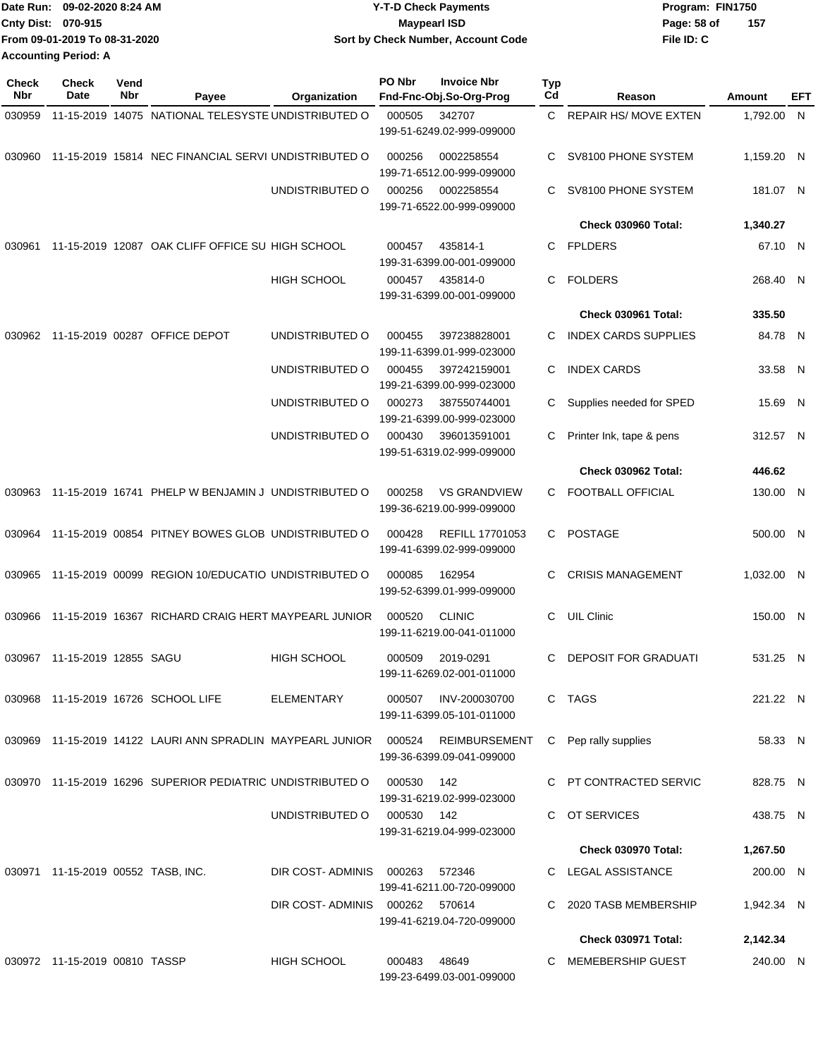Date Run: 09-02-2020 8:24 AM
Cnty Dist: 070-915
From 09-01-2019 To 08-31-2020
Accounting Period: A

# Y-T-D Check Payments
## Maypearl ISD
### Sort by Check Number, Account Code

Program: FIN1750
File ID: C

| Check Nbr | Check Date | Vend Nbr | Payee | Organization | PO Nbr | Invoice Nbr / Fnd-Fnc-Obj.So-Org-Prog | Typ Cd | Reason | Amount | EFT |
|---|---|---|---|---|---|---|---|---|---|---|
| 030959 | 11-15-2019 | 14075 | NATIONAL TELESYSTE | UNDISTRIBUTED O | 000505 | 342707 199-51-6249.02-999-099000 | C | REPAIR HS/ MOVE EXTEN | 1,792.00 | N |
| 030960 | 11-15-2019 | 15814 | NEC FINANCIAL SERVI | UNDISTRIBUTED O | 000256 | 0002258554 199-71-6512.00-999-099000 | C | SV8100 PHONE SYSTEM | 1,159.20 | N |
| | | | | UNDISTRIBUTED O | 000256 | 0002258554 199-71-6522.00-999-099000 | C | SV8100 PHONE SYSTEM | 181.07 | N |
| | | | | | | | | **Check 030960 Total:** | **1,340.27** | |
| 030961 | 11-15-2019 | 12087 | OAK CLIFF OFFICE SU | HIGH SCHOOL | 000457 | 435814-1 199-31-6399.00-001-099000 | C | FPLDERS | 67.10 | N |
| | | | | HIGH SCHOOL | 000457 | 435814-0 199-31-6399.00-001-099000 | C | FOLDERS | 268.40 | N |
| | | | | | | | | **Check 030961 Total:** | **335.50** | |
| 030962 | 11-15-2019 | 00287 | OFFICE DEPOT | UNDISTRIBUTED O | 000455 | 397238828001 199-11-6399.01-999-023000 | C | INDEX CARDS SUPPLIES | 84.78 | N |
| | | | | UNDISTRIBUTED O | 000455 | 397242159001 199-21-6399.00-999-023000 | C | INDEX CARDS | 33.58 | N |
| | | | | UNDISTRIBUTED O | 000273 | 387550744001 199-21-6399.00-999-023000 | C | Supplies needed for SPED | 15.69 | N |
| | | | | UNDISTRIBUTED O | 000430 | 396013591001 199-51-6319.02-999-099000 | C | Printer Ink, tape & pens | 312.57 | N |
| | | | | | | | | **Check 030962 Total:** | **446.62** | |
| 030963 | 11-15-2019 | 16741 | PHELP W BENJAMIN J | UNDISTRIBUTED O | 000258 | VS GRANDVIEW 199-36-6219.00-999-099000 | C | FOOTBALL OFFICIAL | 130.00 | N |
| 030964 | 11-15-2019 | 00854 | PITNEY BOWES GLOB | UNDISTRIBUTED O | 000428 | REFILL 17701053 199-41-6399.02-999-099000 | C | POSTAGE | 500.00 | N |
| 030965 | 11-15-2019 | 00099 | REGION 10/EDUCATIO | UNDISTRIBUTED O | 000085 | 162954 199-52-6399.01-999-099000 | C | CRISIS MANAGEMENT | 1,032.00 | N |
| 030966 | 11-15-2019 | 16367 | RICHARD CRAIG HERT | MAYPEARL JUNIOR | 000520 | CLINIC 199-11-6219.00-041-011000 | C | UIL Clinic | 150.00 | N |
| 030967 | 11-15-2019 | 12855 | SAGU | HIGH SCHOOL | 000509 | 2019-0291 199-11-6269.02-001-011000 | C | DEPOSIT FOR GRADUATI | 531.25 | N |
| 030968 | 11-15-2019 | 16726 | SCHOOL LIFE | ELEMENTARY | 000507 | INV-200030700 199-11-6399.05-101-011000 | C | TAGS | 221.22 | N |
| 030969 | 11-15-2019 | 14122 | LAURI ANN SPRADLIN | MAYPEARL JUNIOR | 000524 | REIMBURSEMENT 199-36-6399.09-041-099000 | C | Pep rally supplies | 58.33 | N |
| 030970 | 11-15-2019 | 16296 | SUPERIOR PEDIATRIC | UNDISTRIBUTED O | 000530 | 142 199-31-6219.02-999-023000 | C | PT CONTRACTED SERVIC | 828.75 | N |
| | | | | UNDISTRIBUTED O | 000530 | 142 199-31-6219.04-999-023000 | C | OT SERVICES | 438.75 | N |
| | | | | | | | | **Check 030970 Total:** | **1,267.50** | |
| 030971 | 11-15-2019 | 00552 | TASB, INC. | DIR COST- ADMINIS | 000263 | 572346 199-41-6211.00-720-099000 | C | LEGAL ASSISTANCE | 200.00 | N |
| | | | | DIR COST- ADMINIS | 000262 | 570614 199-41-6219.04-720-099000 | C | 2020 TASB MEMBERSHIP | 1,942.34 | N |
| | | | | | | | | **Check 030971 Total:** | **2,142.34** | |
| 030972 | 11-15-2019 | 00810 | TASSP | HIGH SCHOOL | 000483 | 48649 199-23-6499.03-001-099000 | C | MEMEBERSHIP GUEST | 240.00 | N |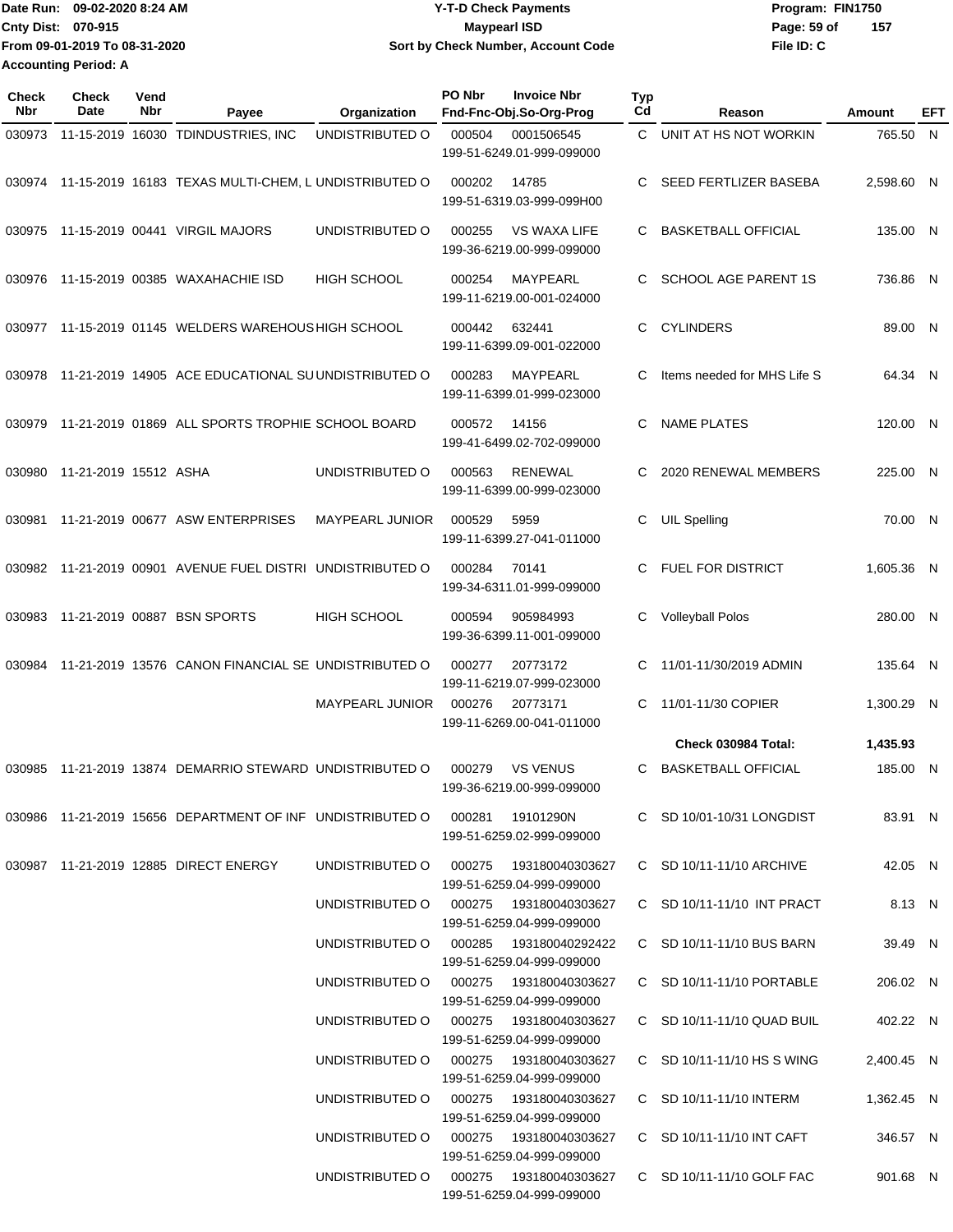Date Run: 09-02-2020 8:24 AM
Cnty Dist: 070-915
From 09-01-2019 To 08-31-2020
Accounting Period: A

**Y-T-D Check Payments**
**Maypearl ISD**
**Sort by Check Number, Account Code**

Program: FIN1750
File ID: C

| Check Nbr | Check Date | Vend Nbr | Payee | Organization | PO Nbr | Invoice Nbr / Fnd-Fnc-Obj.So-Org-Prog | Typ Cd | Reason | Amount | EFT |
|---|---|---|---|---|---|---|---|---|---|---|
| 030973 | 11-15-2019 | 16030 | TDINDUSTRIES, INC | UNDISTRIBUTED O | 000504 | 0001506545 / 199-51-6249.01-999-099000 | C | UNIT AT HS NOT WORKIN | 765.50 | N |
| 030974 | 11-15-2019 | 16183 | TEXAS MULTI-CHEM, L | UNDISTRIBUTED O | 000202 | 14785 / 199-51-6319.03-999-099H00 | C | SEED FERTLIZER BASEBA | 2,598.60 | N |
| 030975 | 11-15-2019 | 00441 | VIRGIL MAJORS | UNDISTRIBUTED O | 000255 | VS WAXA LIFE / 199-36-6219.00-999-099000 | C | BASKETBALL OFFICIAL | 135.00 | N |
| 030976 | 11-15-2019 | 00385 | WAXAHACHIE ISD | HIGH SCHOOL | 000254 | MAYPEARL / 199-11-6219.00-001-024000 | C | SCHOOL AGE PARENT 1S | 736.86 | N |
| 030977 | 11-15-2019 | 01145 | WELDERS WAREHOUS | HIGH SCHOOL | 000442 | 632441 / 199-11-6399.09-001-022000 | C | CYLINDERS | 89.00 | N |
| 030978 | 11-21-2019 | 14905 | ACE EDUCATIONAL SU | UNDISTRIBUTED O | 000283 | MAYPEARL / 199-11-6399.01-999-023000 | C | Items needed for MHS Life S | 64.34 | N |
| 030979 | 11-21-2019 | 01869 | ALL SPORTS TROPHIE | SCHOOL BOARD | 000572 | 14156 / 199-41-6499.02-702-099000 | C | NAME PLATES | 120.00 | N |
| 030980 | 11-21-2019 | 15512 | ASHA | UNDISTRIBUTED O | 000563 | RENEWAL / 199-11-6399.00-999-023000 | C | 2020 RENEWAL MEMBERS | 225.00 | N |
| 030981 | 11-21-2019 | 00677 | ASW ENTERPRISES | MAYPEARL JUNIOR | 000529 | 5959 / 199-11-6399.27-041-011000 | C | UIL Spelling | 70.00 | N |
| 030982 | 11-21-2019 | 00901 | AVENUE FUEL DISTRI | UNDISTRIBUTED O | 000284 | 70141 / 199-34-6311.01-999-099000 | C | FUEL FOR DISTRICT | 1,605.36 | N |
| 030983 | 11-21-2019 | 00887 | BSN SPORTS | HIGH SCHOOL | 000594 | 905984993 / 199-36-6399.11-001-099000 | C | Volleyball Polos | 280.00 | N |
| 030984 | 11-21-2019 | 13576 | CANON FINANCIAL SE | UNDISTRIBUTED O | 000277 | 20773172 / 199-11-6219.07-999-023000 | C | 11/01-11/30/2019 ADMIN | 135.64 | N |
| | | | | MAYPEARL JUNIOR | 000276 | 20773171 / 199-11-6269.00-041-011000 | C | 11/01-11/30 COPIER | 1,300.29 | N |
| | | | | | | | | **Check 030984 Total:** | **1,435.93** | |
| 030985 | 11-21-2019 | 13874 | DEMARRIO STEWARD | UNDISTRIBUTED O | 000279 | VS VENUS / 199-36-6219.00-999-099000 | C | BASKETBALL OFFICIAL | 185.00 | N |
| 030986 | 11-21-2019 | 15656 | DEPARTMENT OF INF | UNDISTRIBUTED O | 000281 | 19101290N / 199-51-6259.02-999-099000 | C | SD 10/01-10/31 LONGDIST | 83.91 | N |
| 030987 | 11-21-2019 | 12885 | DIRECT ENERGY | UNDISTRIBUTED O | 000275 | 193180040303627 / 199-51-6259.04-999-099000 | C | SD 10/11-11/10 ARCHIVE | 42.05 | N |
| | | | | UNDISTRIBUTED O | 000275 | 193180040303627 / 199-51-6259.04-999-099000 | C | SD 10/11-11/10 INT PRACT | 8.13 | N |
| | | | | UNDISTRIBUTED O | 000285 | 193180040292422 / 199-51-6259.04-999-099000 | C | SD 10/11-11/10 BUS BARN | 39.49 | N |
| | | | | UNDISTRIBUTED O | 000275 | 193180040303627 / 199-51-6259.04-999-099000 | C | SD 10/11-11/10 PORTABLE | 206.02 | N |
| | | | | UNDISTRIBUTED O | 000275 | 193180040303627 / 199-51-6259.04-999-099000 | C | SD 10/11-11/10 QUAD BUIL | 402.22 | N |
| | | | | UNDISTRIBUTED O | 000275 | 193180040303627 / 199-51-6259.04-999-099000 | C | SD 10/11-11/10 HS S WING | 2,400.45 | N |
| | | | | UNDISTRIBUTED O | 000275 | 193180040303627 / 199-51-6259.04-999-099000 | C | SD 10/11-11/10 INTERM | 1,362.45 | N |
| | | | | UNDISTRIBUTED O | 000275 | 193180040303627 / 199-51-6259.04-999-099000 | C | SD 10/11-11/10 INT CAFT | 346.57 | N |
| | | | | UNDISTRIBUTED O | 000275 | 193180040303627 / 199-51-6259.04-999-099000 | C | SD 10/11-11/10 GOLF FAC | 901.68 | N |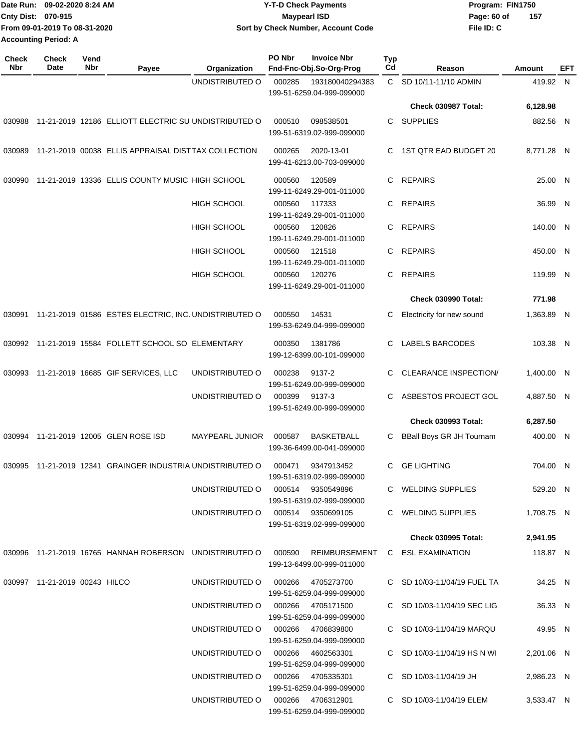Date Run: 09-02-2020 8:24 AM
Cnty Dist: 070-915
From 09-01-2019 To 08-31-2020
Accounting Period: A

# Y-T-D Check Payments
## Maypearl ISD
### Sort by Check Number, Account Code

Program: FIN1750
File ID: C

| Check Nbr | Check Date | Vend Nbr | Payee | Organization | PO Nbr | Invoice Nbr / Fnd-Fnc-Obj.So-Org-Prog | Typ Cd | Reason | Amount | EFT |
|---|---|---|---|---|---|---|---|---|---|---|
| | | | | UNDISTRIBUTED O | 000285 | 193180040294383 199-51-6259.04-999-099000 | C | SD 10/11-11/10 ADMIN | 419.92 | N |
| | | | | | | | | **Check 030987 Total:** | **6,128.98** | |
| 030988 | 11-21-2019 | 12186 | ELLIOTT ELECTRIC SU | UNDISTRIBUTED O | 000510 | 098538501 199-51-6319.02-999-099000 | C | SUPPLIES | 882.56 | N |
| 030989 | 11-21-2019 | 00038 | ELLIS APPRAISAL DIST | TAX COLLECTION | 000265 | 2020-13-01 199-41-6213.00-703-099000 | C | 1ST QTR EAD BUDGET 20 | 8,771.28 | N |
| 030990 | 11-21-2019 | 13336 | ELLIS COUNTY MUSIC | HIGH SCHOOL | 000560 | 120589 199-11-6249.29-001-011000 | C | REPAIRS | 25.00 | N |
| | | | | HIGH SCHOOL | 000560 | 117333 199-11-6249.29-001-011000 | C | REPAIRS | 36.99 | N |
| | | | | HIGH SCHOOL | 000560 | 120826 199-11-6249.29-001-011000 | C | REPAIRS | 140.00 | N |
| | | | | HIGH SCHOOL | 000560 | 121518 199-11-6249.29-001-011000 | C | REPAIRS | 450.00 | N |
| | | | | HIGH SCHOOL | 000560 | 120276 199-11-6249.29-001-011000 | C | REPAIRS | 119.99 | N |
| | | | | | | | | **Check 030990 Total:** | **771.98** | |
| 030991 | 11-21-2019 | 01586 | ESTES ELECTRIC, INC. | UNDISTRIBUTED O | 000550 | 14531 199-53-6249.04-999-099000 | C | Electricity for new sound | 1,363.89 | N |
| 030992 | 11-21-2019 | 15584 | FOLLETT SCHOOL SO | ELEMENTARY | 000350 | 1381786 199-12-6399.00-101-099000 | C | LABELS BARCODES | 103.38 | N |
| 030993 | 11-21-2019 | 16685 | GIF SERVICES, LLC | UNDISTRIBUTED O | 000238 | 9137-2 199-51-6249.00-999-099000 | C | CLEARANCE INSPECTION/ | 1,400.00 | N |
| | | | | UNDISTRIBUTED O | 000399 | 9137-3 199-51-6249.00-999-099000 | C | ASBESTOS PROJECT GOL | 4,887.50 | N |
| | | | | | | | | **Check 030993 Total:** | **6,287.50** | |
| 030994 | 11-21-2019 | 12005 | GLEN ROSE ISD | MAYPEARL JUNIOR | 000587 | BASKETBALL 199-36-6499.00-041-099000 | C | BBall Boys GR JH Tournam | 400.00 | N |
| 030995 | 11-21-2019 | 12341 | GRAINGER INDUSTRIA | UNDISTRIBUTED O | 000471 | 9347913452 199-51-6319.02-999-099000 | C | GE LIGHTING | 704.00 | N |
| | | | | UNDISTRIBUTED O | 000514 | 9350549896 199-51-6319.02-999-099000 | C | WELDING SUPPLIES | 529.20 | N |
| | | | | UNDISTRIBUTED O | 000514 | 9350699105 199-51-6319.02-999-099000 | C | WELDING SUPPLIES | 1,708.75 | N |
| | | | | | | | | **Check 030995 Total:** | **2,941.95** | |
| 030996 | 11-21-2019 | 16765 | HANNAH ROBERSON | UNDISTRIBUTED O | 000590 | REIMBURSEMENT 199-13-6499.00-999-011000 | C | ESL EXAMINATION | 118.87 | N |
| 030997 | 11-21-2019 | 00243 | HILCO | UNDISTRIBUTED O | 000266 | 4705273700 199-51-6259.04-999-099000 | C | SD 10/03-11/04/19 FUEL TA | 34.25 | N |
| | | | | UNDISTRIBUTED O | 000266 | 4705171500 199-51-6259.04-999-099000 | C | SD 10/03-11/04/19 SEC LIG | 36.33 | N |
| | | | | UNDISTRIBUTED O | 000266 | 4706839800 199-51-6259.04-999-099000 | C | SD 10/03-11/04/19 MARQU | 49.95 | N |
| | | | | UNDISTRIBUTED O | 000266 | 4602563301 199-51-6259.04-999-099000 | C | SD 10/03-11/04/19 HS N WI | 2,201.06 | N |
| | | | | UNDISTRIBUTED O | 000266 | 4705335301 199-51-6259.04-999-099000 | C | SD 10/03-11/04/19 JH | 2,986.23 | N |
| | | | | UNDISTRIBUTED O | 000266 | 4706312901 199-51-6259.04-999-099000 | C | SD 10/03-11/04/19 ELEM | 3,533.47 | N |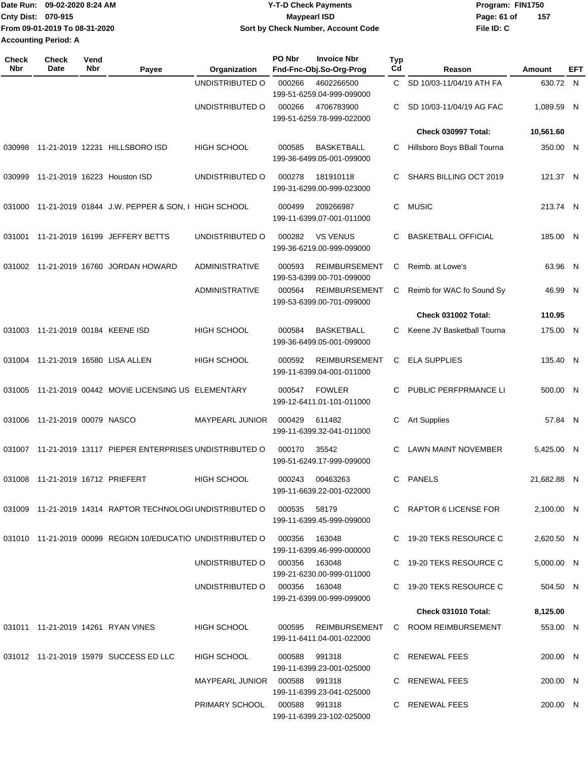Date Run: 09-02-2020 8:24 AM
Cnty Dist: 070-915
From 09-01-2019 To 08-31-2020
Accounting Period: A

# Y-T-D Check Payments
## Maypearl ISD
### Sort by Check Number, Account Code

Program: FIN1750
File ID: C

| Check Nbr | Check Date | Vend Nbr | Payee | Organization | PO Nbr / Invoice Nbr / Fnd-Fnc-Obj.So-Org-Prog | Typ Cd | Reason | Amount | EFT |
|---|---|---|---|---|---|---|---|---|---|
| | | | | UNDISTRIBUTED O | 000266 4602266500 199-51-6259.04-999-099000 | C | SD 10/03-11/04/19 ATH FA | 630.72 | N |
| | | | | UNDISTRIBUTED O | 000266 4706783900 199-51-6259.78-999-022000 | C | SD 10/03-11/04/19 AG FAC | 1,089.59 | N |
| | | | | | | | **Check 030997 Total:** | **10,561.60** | |
| 030998 | 11-21-2019 | 12231 | HILLSBORO ISD | HIGH SCHOOL | 000585 BASKETBALL 199-36-6499.05-001-099000 | C | Hillsboro Boys BBall Tourna | 350.00 | N |
| 030999 | 11-21-2019 | 16223 | Houston ISD | UNDISTRIBUTED O | 000278 181910118 199-31-6299.00-999-023000 | C | SHARS BILLING OCT 2019 | 121.37 | N |
| 031000 | 11-21-2019 | 01844 | J.W. PEPPER & SON, I | HIGH SCHOOL | 000499 209266987 199-11-6399.07-001-011000 | C | MUSIC | 213.74 | N |
| 031001 | 11-21-2019 | 16199 | JEFFERY BETTS | UNDISTRIBUTED O | 000282 VS VENUS 199-36-6219.00-999-099000 | C | BASKETBALL OFFICIAL | 185.00 | N |
| 031002 | 11-21-2019 | 16760 | JORDAN HOWARD | ADMINISTRATIVE | 000593 REIMBURSEMENT 199-53-6399.00-701-099000 | C | Reimb. at Lowe's | 63.96 | N |
| | | | | ADMINISTRATIVE | 000564 REIMBURSEMENT 199-53-6399.00-701-099000 | C | Reimb for WAC fo Sound Sy | 46.99 | N |
| | | | | | | | **Check 031002 Total:** | **110.95** | |
| 031003 | 11-21-2019 | 00184 | KEENE ISD | HIGH SCHOOL | 000584 BASKETBALL 199-36-6499.05-001-099000 | C | Keene JV Basketball Tourna | 175.00 | N |
| 031004 | 11-21-2019 | 16580 | LISA ALLEN | HIGH SCHOOL | 000592 REIMBURSEMENT 199-11-6399.04-001-011000 | C | ELA SUPPLIES | 135.40 | N |
| 031005 | 11-21-2019 | 00442 | MOVIE LICENSING US | ELEMENTARY | 000547 FOWLER 199-12-6411.01-101-011000 | C | PUBLIC PERFPRMANCE LI | 500.00 | N |
| 031006 | 11-21-2019 | 00079 | NASCO | MAYPEARL JUNIOR | 000429 611482 199-11-6399.32-041-011000 | C | Art Supplies | 57.84 | N |
| 031007 | 11-21-2019 | 13117 | PIEPER ENTERPRISES | UNDISTRIBUTED O | 000170 35542 199-51-6249.17-999-099000 | C | LAWN MAINT NOVEMBER | 5,425.00 | N |
| 031008 | 11-21-2019 | 16712 | PRIEFERT | HIGH SCHOOL | 000243 00463263 199-11-6639.22-001-022000 | C | PANELS | 21,682.88 | N |
| 031009 | 11-21-2019 | 14314 | RAPTOR TECHNOLOGI | UNDISTRIBUTED O | 000535 58179 199-11-6399.45-999-099000 | C | RAPTOR 6 LICENSE FOR | 2,100.00 | N |
| 031010 | 11-21-2019 | 00099 | REGION 10/EDUCATIO | UNDISTRIBUTED O | 000356 163048 199-11-6399.46-999-000000 | C | 19-20 TEKS RESOURCE C | 2,620.50 | N |
| | | | | UNDISTRIBUTED O | 000356 163048 199-21-6230.00-999-011000 | C | 19-20 TEKS RESOURCE C | 5,000.00 | N |
| | | | | UNDISTRIBUTED O | 000356 163048 199-21-6399.00-999-099000 | C | 19-20 TEKS RESOURCE C | 504.50 | N |
| | | | | | | | **Check 031010 Total:** | **8,125.00** | |
| 031011 | 11-21-2019 | 14261 | RYAN VINES | HIGH SCHOOL | 000595 REIMBURSEMENT 199-11-6411.04-001-022000 | C | ROOM REIMBURSEMENT | 553.00 | N |
| 031012 | 11-21-2019 | 15979 | SUCCESS ED LLC | HIGH SCHOOL | 000588 991318 199-11-6399.23-001-025000 | C | RENEWAL FEES | 200.00 | N |
| | | | | MAYPEARL JUNIOR | 000588 991318 199-11-6399.23-041-025000 | C | RENEWAL FEES | 200.00 | N |
| | | | | PRIMARY SCHOOL | 000588 991318 199-11-6399.23-102-025000 | C | RENEWAL FEES | 200.00 | N |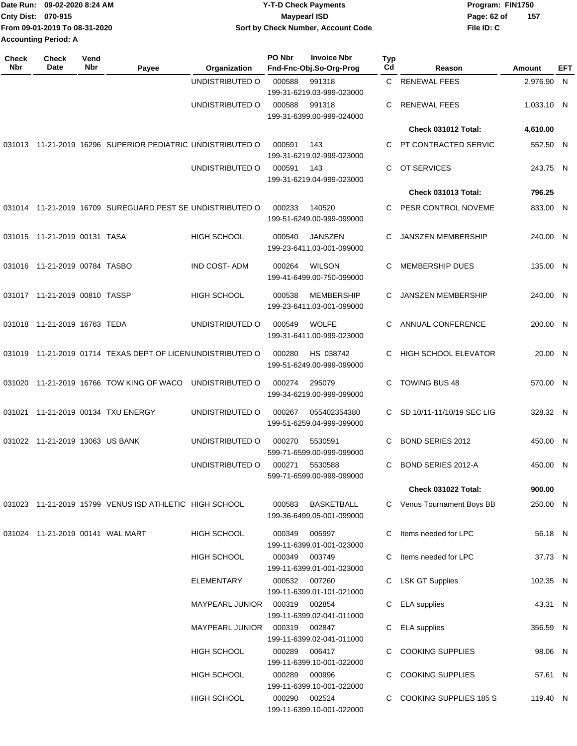Date Run: 09-02-2020 8:24 AM
Cnty Dist: 070-915
From 09-01-2019 To 08-31-2020
Accounting Period: A

**Y-T-D Check Payments**
**Maypearl ISD**
**Sort by Check Number, Account Code**

Program: FIN1750
File ID: C

| Check Nbr | Check Date | Vend Nbr | Payee | Organization | PO Nbr | Invoice Nbr / Fnd-Fnc-Obj.So-Org-Prog | Typ Cd | Reason | Amount | EFT |
|---|---|---|---|---|---|---|---|---|---|---|
| | | | | UNDISTRIBUTED O | 000588 | 991318 / 199-31-6219.03-999-023000 | C | RENEWAL FEES | 2,976.90 | N |
| | | | | UNDISTRIBUTED O | 000588 | 991318 / 199-31-6399.00-999-024000 | C | RENEWAL FEES | 1,033.10 | N |
| | | | | | | | | **Check 031012 Total:** | **4,610.00** | |
| 031013 | 11-21-2019 | 16296 | SUPERIOR PEDIATRIC | UNDISTRIBUTED O | 000591 | 143 / 199-31-6219.02-999-023000 | C | PT CONTRACTED SERVIC | 552.50 | N |
| | | | | UNDISTRIBUTED O | 000591 | 143 / 199-31-6219.04-999-023000 | C | OT SERVICES | 243.75 | N |
| | | | | | | | | **Check 031013 Total:** | **796.25** | |
| 031014 | 11-21-2019 | 16709 | SUREGUARD PEST SE | UNDISTRIBUTED O | 000233 | 140520 / 199-51-6249.00-999-099000 | C | PESR CONTROL NOVEME | 833.00 | N |
| 031015 | 11-21-2019 | 00131 | TASA | HIGH SCHOOL | 000540 | JANSZEN / 199-23-6411.03-001-099000 | C | JANSZEN MEMBERSHIP | 240.00 | N |
| 031016 | 11-21-2019 | 00784 | TASBO | IND COST- ADM | 000264 | WILSON / 199-41-6499.00-750-099000 | C | MEMBERSHIP DUES | 135.00 | N |
| 031017 | 11-21-2019 | 00810 | TASSP | HIGH SCHOOL | 000538 | MEMBERSHIP / 199-23-6411.03-001-099000 | C | JANSZEN MEMBERSHIP | 240.00 | N |
| 031018 | 11-21-2019 | 16763 | TEDA | UNDISTRIBUTED O | 000549 | WOLFE / 199-31-6411.00-999-023000 | C | ANNUAL CONFERENCE | 200.00 | N |
| 031019 | 11-21-2019 | 01714 | TEXAS DEPT OF LICEN | UNDISTRIBUTED O | 000280 | HS 038742 / 199-51-6249.00-999-099000 | C | HIGH SCHOOL ELEVATOR | 20.00 | N |
| 031020 | 11-21-2019 | 16766 | TOW KING OF WACO | UNDISTRIBUTED O | 000274 | 295079 / 199-34-6219.00-999-099000 | C | TOWING BUS 48 | 570.00 | N |
| 031021 | 11-21-2019 | 00134 | TXU ENERGY | UNDISTRIBUTED O | 000267 | 055402354380 / 199-51-6259.04-999-099000 | C | SD 10/11-11/10/19 SEC LIG | 328.32 | N |
| 031022 | 11-21-2019 | 13063 | US BANK | UNDISTRIBUTED O | 000270 | 5530591 / 599-71-6599.00-999-099000 | C | BOND SERIES 2012 | 450.00 | N |
| | | | | UNDISTRIBUTED O | 000271 | 5530588 / 599-71-6599.00-999-099000 | C | BOND SERIES 2012-A | 450.00 | N |
| | | | | | | | | **Check 031022 Total:** | **900.00** | |
| 031023 | 11-21-2019 | 15799 | VENUS ISD ATHLETIC | HIGH SCHOOL | 000583 | BASKETBALL / 199-36-6499.05-001-099000 | C | Venus Tournament Boys BB | 250.00 | N |
| 031024 | 11-21-2019 | 00141 | WAL MART | HIGH SCHOOL | 000349 | 005997 / 199-11-6399.01-001-023000 | C | Items needed for LPC | 56.18 | N |
| | | | | HIGH SCHOOL | 000349 | 003749 / 199-11-6399.01-001-023000 | C | Items needed for LPC | 37.73 | N |
| | | | | ELEMENTARY | 000532 | 007260 / 199-11-6399.01-101-021000 | C | LSK GT Supplies | 102.35 | N |
| | | | | MAYPEARL JUNIOR | 000319 | 002854 / 199-11-6399.02-041-011000 | C | ELA supplies | 43.31 | N |
| | | | | MAYPEARL JUNIOR | 000319 | 002847 / 199-11-6399.02-041-011000 | C | ELA supplies | 356.59 | N |
| | | | | HIGH SCHOOL | 000289 | 006417 / 199-11-6399.10-001-022000 | C | COOKING SUPPLIES | 98.06 | N |
| | | | | HIGH SCHOOL | 000289 | 000996 / 199-11-6399.10-001-022000 | C | COOKING SUPPLIES | 57.61 | N |
| | | | | HIGH SCHOOL | 000290 | 002524 / 199-11-6399.10-001-022000 | C | COOKING SUPPLIES 185 S | 119.40 | N |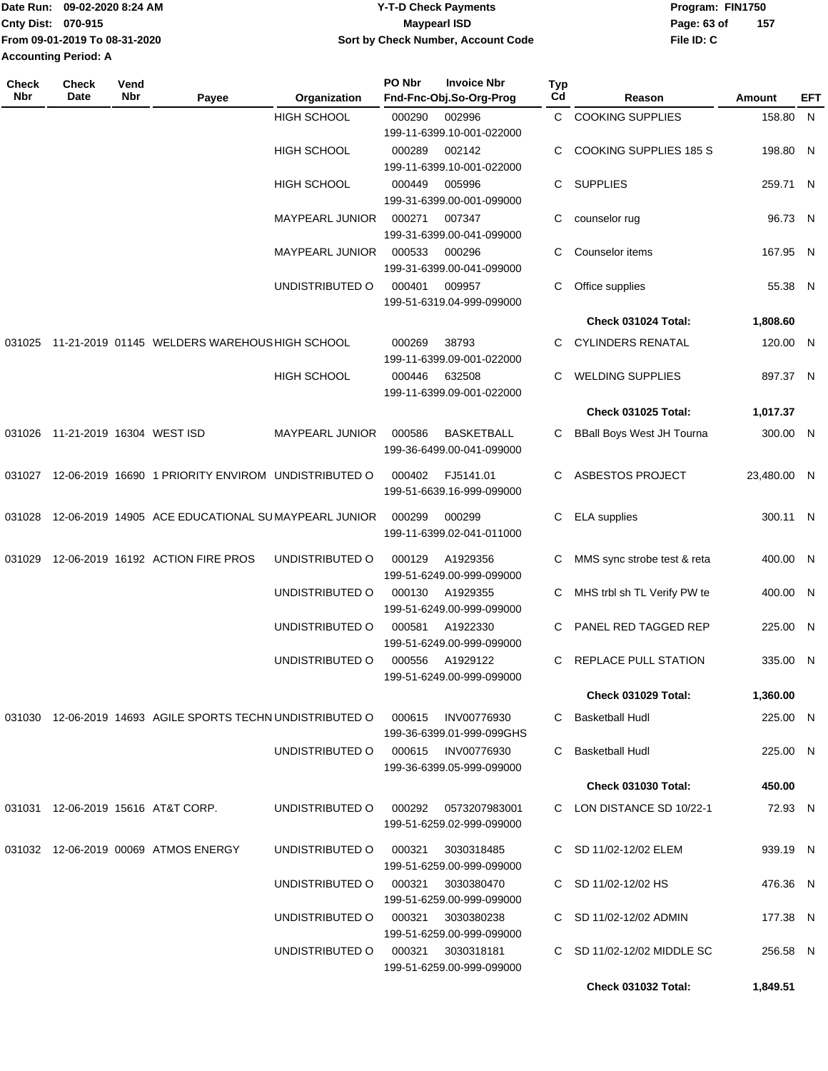Date Run: 09-02-2020 8:24 AM
Cnty Dist: 070-915
From 09-01-2019 To 08-31-2020
Accounting Period: A

**Y-T-D Check Payments**
**Maypearl ISD**
**Sort by Check Number, Account Code**

Program: FIN1750
File ID: C

| Check Nbr | Check Date | Vend Nbr | Payee | Organization | PO Nbr | Invoice Nbr / Fnd-Fnc-Obj.So-Org-Prog | Typ Cd | Reason | Amount | EFT |
|---|---|---|---|---|---|---|---|---|---|---|
| | | | | HIGH SCHOOL | 000290 | 002996 / 199-11-6399.10-001-022000 | C | COOKING SUPPLIES | 158.80 | N |
| | | | | HIGH SCHOOL | 000289 | 002142 / 199-11-6399.10-001-022000 | C | COOKING SUPPLIES 185 S | 198.80 | N |
| | | | | HIGH SCHOOL | 000449 | 005996 / 199-31-6399.00-001-099000 | C | SUPPLIES | 259.71 | N |
| | | | | MAYPEARL JUNIOR | 000271 | 007347 / 199-31-6399.00-041-099000 | C | counselor rug | 96.73 | N |
| | | | | MAYPEARL JUNIOR | 000533 | 000296 / 199-31-6399.00-041-099000 | C | Counselor items | 167.95 | N |
| | | | | UNDISTRIBUTED O | 000401 | 009957 / 199-51-6319.04-999-099000 | C | Office supplies | 55.38 | N |
| | | | | | | | | **Check 031024 Total:** | **1,808.60** | |
| 031025 | 11-21-2019 | 01145 | WELDERS WAREHOUS | HIGH SCHOOL | 000269 | 38793 / 199-11-6399.09-001-022000 | C | CYLINDERS RENATAL | 120.00 | N |
| | | | | HIGH SCHOOL | 000446 | 632508 / 199-11-6399.09-001-022000 | C | WELDING SUPPLIES | 897.37 | N |
| | | | | | | | | **Check 031025 Total:** | **1,017.37** | |
| 031026 | 11-21-2019 | 16304 | WEST ISD | MAYPEARL JUNIOR | 000586 | BASKETBALL / 199-36-6499.00-041-099000 | C | BBall Boys West JH Tourna | 300.00 | N |
| 031027 | 12-06-2019 | 16690 | 1 PRIORITY ENVIROM | UNDISTRIBUTED O | 000402 | FJ5141.01 / 199-51-6639.16-999-099000 | C | ASBESTOS PROJECT | 23,480.00 | N |
| 031028 | 12-06-2019 | 14905 | ACE EDUCATIONAL SU | MAYPEARL JUNIOR | 000299 | 000299 / 199-11-6399.02-041-011000 | C | ELA supplies | 300.11 | N |
| 031029 | 12-06-2019 | 16192 | ACTION FIRE PROS | UNDISTRIBUTED O | 000129 | A1929356 / 199-51-6249.00-999-099000 | C | MMS sync strobe test & reta | 400.00 | N |
| | | | | UNDISTRIBUTED O | 000130 | A1929355 / 199-51-6249.00-999-099000 | C | MHS trbl sh TL Verify PW te | 400.00 | N |
| | | | | UNDISTRIBUTED O | 000581 | A1922330 / 199-51-6249.00-999-099000 | C | PANEL RED TAGGED REP | 225.00 | N |
| | | | | UNDISTRIBUTED O | 000556 | A1929122 / 199-51-6249.00-999-099000 | C | REPLACE PULL STATION | 335.00 | N |
| | | | | | | | | **Check 031029 Total:** | **1,360.00** | |
| 031030 | 12-06-2019 | 14693 | AGILE SPORTS TECHN | UNDISTRIBUTED O | 000615 | INV00776930 / 199-36-6399.01-999-099GHS | C | Basketball Hudl | 225.00 | N |
| | | | | UNDISTRIBUTED O | 000615 | INV00776930 / 199-36-6399.05-999-099000 | C | Basketball Hudl | 225.00 | N |
| | | | | | | | | **Check 031030 Total:** | **450.00** | |
| 031031 | 12-06-2019 | 15616 | AT&T CORP. | UNDISTRIBUTED O | 000292 | 0573207983001 / 199-51-6259.02-999-099000 | C | LON DISTANCE SD 10/22-1 | 72.93 | N |
| 031032 | 12-06-2019 | 00069 | ATMOS ENERGY | UNDISTRIBUTED O | 000321 | 3030318485 / 199-51-6259.00-999-099000 | C | SD 11/02-12/02 ELEM | 939.19 | N |
| | | | | UNDISTRIBUTED O | 000321 | 3030380470 / 199-51-6259.00-999-099000 | C | SD 11/02-12/02 HS | 476.36 | N |
| | | | | UNDISTRIBUTED O | 000321 | 3030380238 / 199-51-6259.00-999-099000 | C | SD 11/02-12/02 ADMIN | 177.38 | N |
| | | | | UNDISTRIBUTED O | 000321 | 3030318181 / 199-51-6259.00-999-099000 | C | SD 11/02-12/02 MIDDLE SC | 256.58 | N |
| | | | | | | | | **Check 031032 Total:** | **1,849.51** | |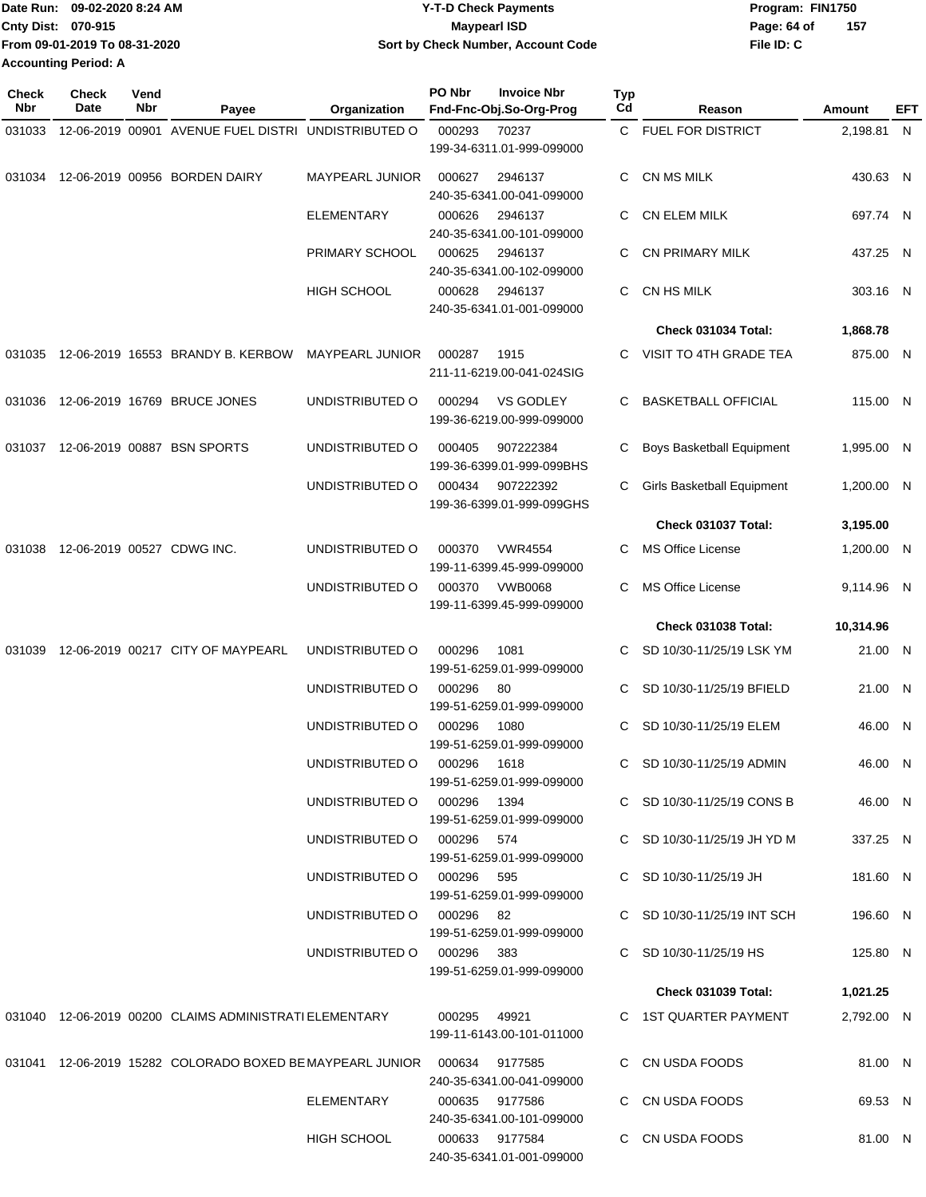Date Run: 09-02-2020 8:24 AM
Cnty Dist: 070-915
From 09-01-2019 To 08-31-2020
Accounting Period: A

# Y-T-D Check Payments
## Maypearl ISD
### Sort by Check Number, Account Code

Program: FIN1750
File ID: C

| Check Nbr | Check Date | Vend Nbr | Payee | Organization | PO Nbr / Invoice Nbr / Fnd-Fnc-Obj.So-Org-Prog | Typ Cd | Reason | Amount | EFT |
|---|---|---|---|---|---|---|---|---|---|
| 031033 | 12-06-2019 | 00901 | AVENUE FUEL DISTRI | UNDISTRIBUTED O | 000293 70237 199-34-6311.01-999-099000 | C | FUEL FOR DISTRICT | 2,198.81 | N |
| 031034 | 12-06-2019 | 00956 | BORDEN DAIRY | MAYPEARL JUNIOR | 000627 2946137 240-35-6341.00-041-099000 | C | CN MS MILK | 430.63 | N |
| | | | | ELEMENTARY | 000626 2946137 240-35-6341.00-101-099000 | C | CN ELEM MILK | 697.74 | N |
| | | | | PRIMARY SCHOOL | 000625 2946137 240-35-6341.00-102-099000 | C | CN PRIMARY MILK | 437.25 | N |
| | | | | HIGH SCHOOL | 000628 2946137 240-35-6341.01-001-099000 | C | CN HS MILK | 303.16 | N |
| | | | | | | | **Check 031034 Total:** | **1,868.78** | |
| 031035 | 12-06-2019 | 16553 | BRANDY B. KERBOW | MAYPEARL JUNIOR | 000287 1915 211-11-6219.00-041-024SIG | C | VISIT TO 4TH GRADE TEA | 875.00 | N |
| 031036 | 12-06-2019 | 16769 | BRUCE JONES | UNDISTRIBUTED O | 000294 VS GODLEY 199-36-6219.00-999-099000 | C | BASKETBALL OFFICIAL | 115.00 | N |
| 031037 | 12-06-2019 | 00887 | BSN SPORTS | UNDISTRIBUTED O | 000405 907222384 199-36-6399.01-999-099BHS | C | Boys Basketball Equipment | 1,995.00 | N |
| | | | | UNDISTRIBUTED O | 000434 907222392 199-36-6399.01-999-099GHS | C | Girls Basketball Equipment | 1,200.00 | N |
| | | | | | | | **Check 031037 Total:** | **3,195.00** | |
| 031038 | 12-06-2019 | 00527 | CDWG INC. | UNDISTRIBUTED O | 000370 VWR4554 199-11-6399.45-999-099000 | C | MS Office License | 1,200.00 | N |
| | | | | UNDISTRIBUTED O | 000370 VWB0068 199-11-6399.45-999-099000 | C | MS Office License | 9,114.96 | N |
| | | | | | | | **Check 031038 Total:** | **10,314.96** | |
| 031039 | 12-06-2019 | 00217 | CITY OF MAYPEARL | UNDISTRIBUTED O | 000296 1081 199-51-6259.01-999-099000 | C | SD 10/30-11/25/19 LSK YM | 21.00 | N |
| | | | | UNDISTRIBUTED O | 000296 80 199-51-6259.01-999-099000 | C | SD 10/30-11/25/19 BFIELD | 21.00 | N |
| | | | | UNDISTRIBUTED O | 000296 1080 199-51-6259.01-999-099000 | C | SD 10/30-11/25/19 ELEM | 46.00 | N |
| | | | | UNDISTRIBUTED O | 000296 1618 199-51-6259.01-999-099000 | C | SD 10/30-11/25/19 ADMIN | 46.00 | N |
| | | | | UNDISTRIBUTED O | 000296 1394 199-51-6259.01-999-099000 | C | SD 10/30-11/25/19 CONS B | 46.00 | N |
| | | | | UNDISTRIBUTED O | 000296 574 199-51-6259.01-999-099000 | C | SD 10/30-11/25/19 JH YD M | 337.25 | N |
| | | | | UNDISTRIBUTED O | 000296 595 199-51-6259.01-999-099000 | C | SD 10/30-11/25/19 JH | 181.60 | N |
| | | | | UNDISTRIBUTED O | 000296 82 199-51-6259.01-999-099000 | C | SD 10/30-11/25/19 INT SCH | 196.60 | N |
| | | | | UNDISTRIBUTED O | 000296 383 199-51-6259.01-999-099000 | C | SD 10/30-11/25/19 HS | 125.80 | N |
| | | | | | | | **Check 031039 Total:** | **1,021.25** | |
| 031040 | 12-06-2019 | 00200 | CLAIMS ADMINISTRATI | ELEMENTARY | 000295 49921 199-11-6143.00-101-011000 | C | 1ST QUARTER PAYMENT | 2,792.00 | N |
| 031041 | 12-06-2019 | 15282 | COLORADO BOXED BE | MAYPEARL JUNIOR | 000634 9177585 240-35-6341.00-041-099000 | C | CN USDA FOODS | 81.00 | N |
| | | | | ELEMENTARY | 000635 9177586 240-35-6341.00-101-099000 | C | CN USDA FOODS | 69.53 | N |
| | | | | HIGH SCHOOL | 000633 9177584 240-35-6341.01-001-099000 | C | CN USDA FOODS | 81.00 | N |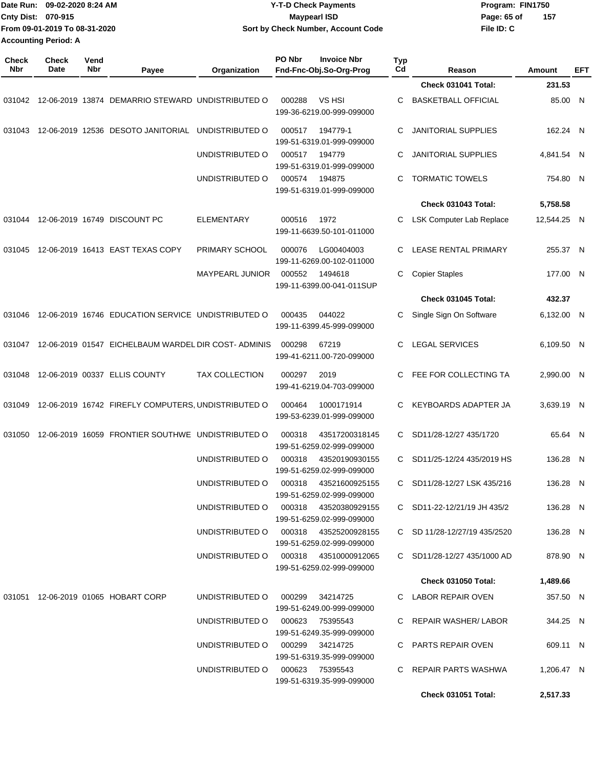Date Run: 09-02-2020 8:24 AM
Cnty Dist: 070-915
From 09-01-2019 To 08-31-2020
Accounting Period: A

# Y-T-D Check Payments
## Maypearl ISD
### Sort by Check Number, Account Code

Program: FIN1750
File ID: C

| Check Nbr | Check Date | Vend Nbr | Payee | Organization | PO Nbr | Invoice Nbr / Fnd-Fnc-Obj.So-Org-Prog | Typ Cd | Reason | Amount | EFT |
|---|---|---|---|---|---|---|---|---|---|---|
| | | | | | | | | **Check 031041 Total:** | **231.53** | |
| 031042 | 12-06-2019 | 13874 | DEMARRIO STEWARD | UNDISTRIBUTED O | 000288 | VS HSI 199-36-6219.00-999-099000 | C | BASKETBALL OFFICIAL | 85.00 | N |
| 031043 | 12-06-2019 | 12536 | DESOTO JANITORIAL | UNDISTRIBUTED O | 000517 | 194779-1 199-51-6319.01-999-099000 | C | JANITORIAL SUPPLIES | 162.24 | N |
| | | | | UNDISTRIBUTED O | 000517 | 194779 199-51-6319.01-999-099000 | C | JANITORIAL SUPPLIES | 4,841.54 | N |
| | | | | UNDISTRIBUTED O | 000574 | 194875 199-51-6319.01-999-099000 | C | TORMATIC TOWELS | 754.80 | N |
| | | | | | | | | **Check 031043 Total:** | **5,758.58** | |
| 031044 | 12-06-2019 | 16749 | DISCOUNT PC | ELEMENTARY | 000516 | 1972 199-11-6639.50-101-011000 | C | LSK Computer Lab Replace | 12,544.25 | N |
| 031045 | 12-06-2019 | 16413 | EAST TEXAS COPY | PRIMARY SCHOOL | 000076 | LG00404003 199-11-6269.00-102-011000 | C | LEASE RENTAL PRIMARY | 255.37 | N |
| | | | | MAYPEARL JUNIOR | 000552 | 1494618 199-11-6399.00-041-011SUP | C | Copier Staples | 177.00 | N |
| | | | | | | | | **Check 031045 Total:** | **432.37** | |
| 031046 | 12-06-2019 | 16746 | EDUCATION SERVICE | UNDISTRIBUTED O | 000435 | 044022 199-11-6399.45-999-099000 | C | Single Sign On Software | 6,132.00 | N |
| 031047 | 12-06-2019 | 01547 | EICHELBAUM WARDEL | DIR COST- ADMINIS | 000298 | 67219 199-41-6211.00-720-099000 | C | LEGAL SERVICES | 6,109.50 | N |
| 031048 | 12-06-2019 | 00337 | ELLIS COUNTY | TAX COLLECTION | 000297 | 2019 199-41-6219.04-703-099000 | C | FEE FOR COLLECTING TA | 2,990.00 | N |
| 031049 | 12-06-2019 | 16742 | FIREFLY COMPUTERS, | UNDISTRIBUTED O | 000464 | 1000171914 199-53-6239.01-999-099000 | C | KEYBOARDS ADAPTER JA | 3,639.19 | N |
| 031050 | 12-06-2019 | 16059 | FRONTIER SOUTHWE | UNDISTRIBUTED O | 000318 | 43517200318145 199-51-6259.02-999-099000 | C | SD11/28-12/27 435/1720 | 65.64 | N |
| | | | | UNDISTRIBUTED O | 000318 | 43520190930155 199-51-6259.02-999-099000 | C | SD11/25-12/24 435/2019 HS | 136.28 | N |
| | | | | UNDISTRIBUTED O | 000318 | 43521600925155 199-51-6259.02-999-099000 | C | SD11/28-12/27 LSK 435/216 | 136.28 | N |
| | | | | UNDISTRIBUTED O | 000318 | 43520380929155 199-51-6259.02-999-099000 | C | SD11-22-12/21/19 JH 435/2 | 136.28 | N |
| | | | | UNDISTRIBUTED O | 000318 | 43525200928155 199-51-6259.02-999-099000 | C | SD 11/28-12/27/19 435/2520 | 136.28 | N |
| | | | | UNDISTRIBUTED O | 000318 | 43510000912065 199-51-6259.02-999-099000 | C | SD11/28-12/27 435/1000 AD | 878.90 | N |
| | | | | | | | | **Check 031050 Total:** | **1,489.66** | |
| 031051 | 12-06-2019 | 01065 | HOBART CORP | UNDISTRIBUTED O | 000299 | 34214725 199-51-6249.00-999-099000 | C | LABOR REPAIR OVEN | 357.50 | N |
| | | | | UNDISTRIBUTED O | 000623 | 75395543 199-51-6249.35-999-099000 | C | REPAIR WASHER/ LABOR | 344.25 | N |
| | | | | UNDISTRIBUTED O | 000299 | 34214725 199-51-6319.35-999-099000 | C | PARTS REPAIR OVEN | 609.11 | N |
| | | | | UNDISTRIBUTED O | 000623 | 75395543 199-51-6319.35-999-099000 | C | REPAIR PARTS WASHWA | 1,206.47 | N |
| | | | | | | | | **Check 031051 Total:** | **2,517.33** | |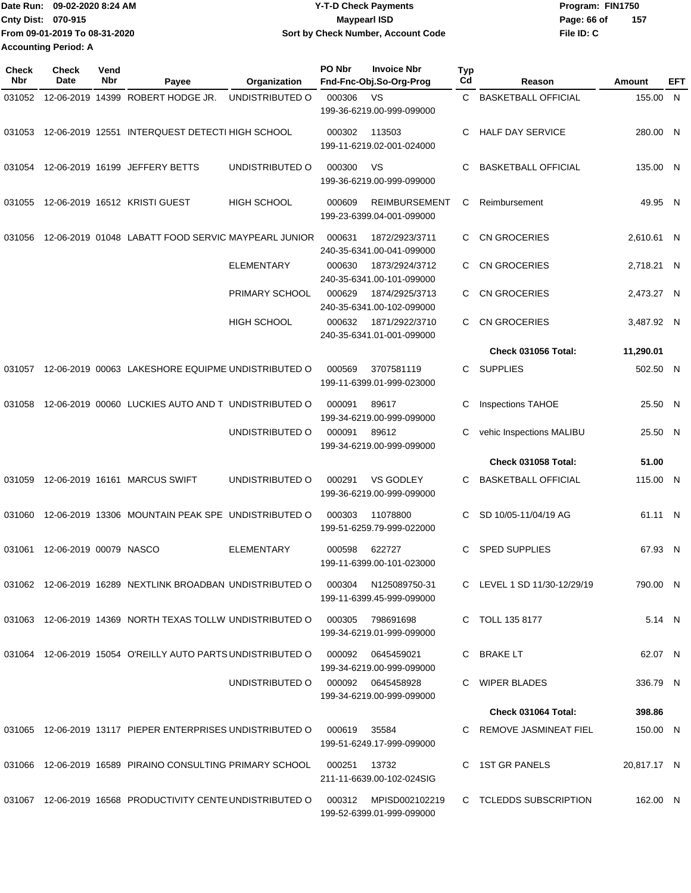Date Run: 09-02-2020 8:24 AM
Cnty Dist: 070-915
From 09-01-2019 To 08-31-2020
Accounting Period: A

**Y-T-D Check Payments**
**Maypearl ISD**
**Sort by Check Number, Account Code**

Program: FIN1750
File ID: C

| Check Nbr | Check Date | Vend Nbr | Payee | Organization | PO Nbr | Invoice Nbr / Fnd-Fnc-Obj.So-Org-Prog | Typ Cd | Reason | Amount | EFT |
|---|---|---|---|---|---|---|---|---|---|---|
| 031052 | 12-06-2019 | 14399 | ROBERT HODGE JR. | UNDISTRIBUTED O | 000306 | VS 199-36-6219.00-999-099000 | C | BASKETBALL OFFICIAL | 155.00 | N |
| 031053 | 12-06-2019 | 12551 | INTERQUEST DETECTI | HIGH SCHOOL | 000302 | 113503 199-11-6219.02-001-024000 | C | HALF DAY SERVICE | 280.00 | N |
| 031054 | 12-06-2019 | 16199 | JEFFERY BETTS | UNDISTRIBUTED O | 000300 | VS 199-36-6219.00-999-099000 | C | BASKETBALL OFFICIAL | 135.00 | N |
| 031055 | 12-06-2019 | 16512 | KRISTI GUEST | HIGH SCHOOL | 000609 | REIMBURSEMENT 199-23-6399.04-001-099000 | C | Reimbursement | 49.95 | N |
| 031056 | 12-06-2019 | 01048 | LABATT FOOD SERVIC | MAYPEARL JUNIOR | 000631 | 1872/2923/3711 240-35-6341.00-041-099000 | C | CN GROCERIES | 2,610.61 | N |
| | | | | ELEMENTARY | 000630 | 1873/2924/3712 240-35-6341.00-101-099000 | C | CN GROCERIES | 2,718.21 | N |
| | | | | PRIMARY SCHOOL | 000629 | 1874/2925/3713 240-35-6341.00-102-099000 | C | CN GROCERIES | 2,473.27 | N |
| | | | | HIGH SCHOOL | 000632 | 1871/2922/3710 240-35-6341.01-001-099000 | C | CN GROCERIES | 3,487.92 | N |
| | | | | | | | | **Check 031056 Total:** | **11,290.01** | |
| 031057 | 12-06-2019 | 00063 | LAKESHORE EQUIPME | UNDISTRIBUTED O | 000569 | 3707581119 199-11-6399.01-999-023000 | C | SUPPLIES | 502.50 | N |
| 031058 | 12-06-2019 | 00060 | LUCKIES AUTO AND T | UNDISTRIBUTED O | 000091 | 89617 199-34-6219.00-999-099000 | C | Inspections TAHOE | 25.50 | N |
| | | | | UNDISTRIBUTED O | 000091 | 89612 199-34-6219.00-999-099000 | C | vehic Inspections MALIBU | 25.50 | N |
| | | | | | | | | **Check 031058 Total:** | **51.00** | |
| 031059 | 12-06-2019 | 16161 | MARCUS SWIFT | UNDISTRIBUTED O | 000291 | VS GODLEY 199-36-6219.00-999-099000 | C | BASKETBALL OFFICIAL | 115.00 | N |
| 031060 | 12-06-2019 | 13306 | MOUNTAIN PEAK SPE | UNDISTRIBUTED O | 000303 | 11078800 199-51-6259.79-999-022000 | C | SD 10/05-11/04/19 AG | 61.11 | N |
| 031061 | 12-06-2019 | 00079 | NASCO | ELEMENTARY | 000598 | 622727 199-11-6399.00-101-023000 | C | SPED SUPPLIES | 67.93 | N |
| 031062 | 12-06-2019 | 16289 | NEXTLINK BROADBAN | UNDISTRIBUTED O | 000304 | N125089750-31 199-11-6399.45-999-099000 | C | LEVEL 1 SD 11/30-12/29/19 | 790.00 | N |
| 031063 | 12-06-2019 | 14369 | NORTH TEXAS TOLLW | UNDISTRIBUTED O | 000305 | 798691698 199-34-6219.01-999-099000 | C | TOLL 135 8177 | 5.14 | N |
| 031064 | 12-06-2019 | 15054 | O'REILLY AUTO PARTS | UNDISTRIBUTED O | 000092 | 0645459021 199-34-6219.00-999-099000 | C | BRAKE LT | 62.07 | N |
| | | | | UNDISTRIBUTED O | 000092 | 0645458928 199-34-6219.00-999-099000 | C | WIPER BLADES | 336.79 | N |
| | | | | | | | | **Check 031064 Total:** | **398.86** | |
| 031065 | 12-06-2019 | 13117 | PIEPER ENTERPRISES | UNDISTRIBUTED O | 000619 | 35584 199-51-6249.17-999-099000 | C | REMOVE JASMINEAT FIEL | 150.00 | N |
| 031066 | 12-06-2019 | 16589 | PIRAINO CONSULTING | PRIMARY SCHOOL | 000251 | 13732 211-11-6639.00-102-024SIG | C | 1ST GR PANELS | 20,817.17 | N |
| 031067 | 12-06-2019 | 16568 | PRODUCTIVITY CENTE | UNDISTRIBUTED O | 000312 | MPISD002102219 199-52-6399.01-999-099000 | C | TCLEDDS SUBSCRIPTION | 162.00 | N |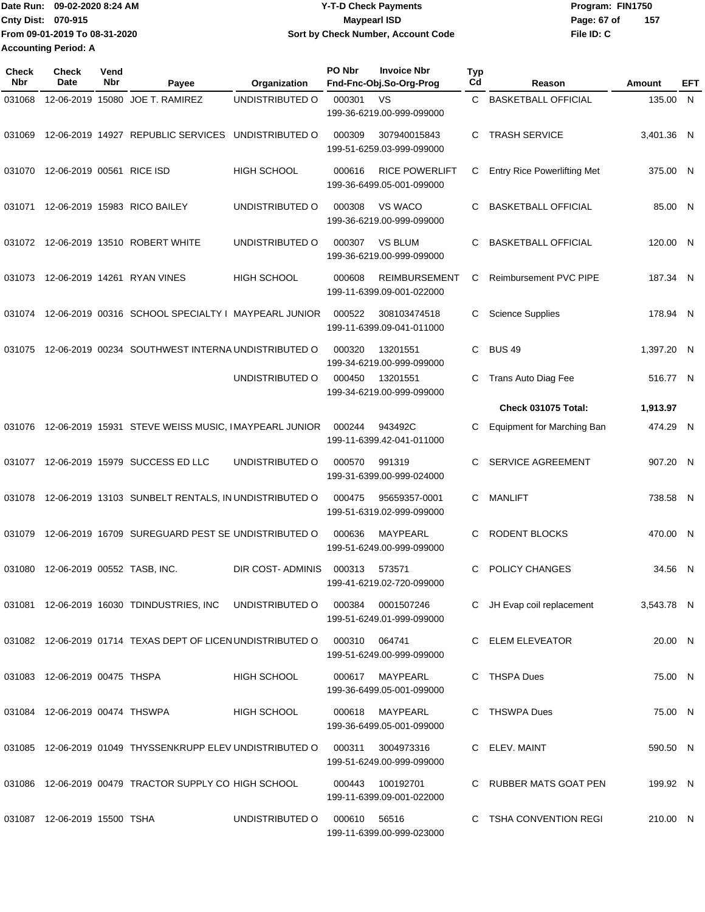Date Run: 09-02-2020 8:24 AM
Cnty Dist: 070-915
From 09-01-2019 To 08-31-2020
Accounting Period: A

**Y-T-D Check Payments**
**Maypearl ISD**
**Sort by Check Number, Account Code**

Program: FIN1750
File ID: C

| Check Nbr | Check Date | Vend Nbr | Payee | Organization | PO Nbr | Invoice Nbr / Fnd-Fnc-Obj.So-Org-Prog | Typ Cd | Reason | Amount | EFT |
|---|---|---|---|---|---|---|---|---|---|---|
| 031068 | 12-06-2019 | 15080 | JOE T. RAMIREZ | UNDISTRIBUTED O | 000301 | VS<br>199-36-6219.00-999-099000 | C | BASKETBALL OFFICIAL | 135.00 | N |
| 031069 | 12-06-2019 | 14927 | REPUBLIC SERVICES | UNDISTRIBUTED O | 000309 | 307940015843<br>199-51-6259.03-999-099000 | C | TRASH SERVICE | 3,401.36 | N |
| 031070 | 12-06-2019 | 00561 | RICE ISD | HIGH SCHOOL | 000616 | RICE POWERLIFT<br>199-36-6499.05-001-099000 | C | Entry Rice Powerlifting Met | 375.00 | N |
| 031071 | 12-06-2019 | 15983 | RICO BAILEY | UNDISTRIBUTED O | 000308 | VS WACO<br>199-36-6219.00-999-099000 | C | BASKETBALL OFFICIAL | 85.00 | N |
| 031072 | 12-06-2019 | 13510 | ROBERT WHITE | UNDISTRIBUTED O | 000307 | VS BLUM<br>199-36-6219.00-999-099000 | C | BASKETBALL OFFICIAL | 120.00 | N |
| 031073 | 12-06-2019 | 14261 | RYAN VINES | HIGH SCHOOL | 000608 | REIMBURSEMENT<br>199-11-6399.09-001-022000 | C | Reimbursement PVC PIPE | 187.34 | N |
| 031074 | 12-06-2019 | 00316 | SCHOOL SPECIALTY I | MAYPEARL JUNIOR | 000522 | 308103474518<br>199-11-6399.09-041-011000 | C | Science Supplies | 178.94 | N |
| 031075 | 12-06-2019 | 00234 | SOUTHWEST INTERNA | UNDISTRIBUTED O | 000320 | 13201551<br>199-34-6219.00-999-099000 | C | BUS 49 | 1,397.20 | N |
| | | | | UNDISTRIBUTED O | 000450 | 13201551<br>199-34-6219.00-999-099000 | C | Trans Auto Diag Fee | 516.77 | N |
| | | | | | | | | **Check 031075 Total:** | **1,913.97** | |
| 031076 | 12-06-2019 | 15931 | STEVE WEISS MUSIC, I | MAYPEARL JUNIOR | 000244 | 943492C<br>199-11-6399.42-041-011000 | C | Equipment for Marching Ban | 474.29 | N |
| 031077 | 12-06-2019 | 15979 | SUCCESS ED LLC | UNDISTRIBUTED O | 000570 | 991319<br>199-31-6399.00-999-024000 | C | SERVICE AGREEMENT | 907.20 | N |
| 031078 | 12-06-2019 | 13103 | SUNBELT RENTALS, IN | UNDISTRIBUTED O | 000475 | 95659357-0001<br>199-51-6319.02-999-099000 | C | MANLIFT | 738.58 | N |
| 031079 | 12-06-2019 | 16709 | SUREGUARD PEST SE | UNDISTRIBUTED O | 000636 | MAYPEARL<br>199-51-6249.00-999-099000 | C | RODENT BLOCKS | 470.00 | N |
| 031080 | 12-06-2019 | 00552 | TASB, INC. | DIR COST- ADMINIS | 000313 | 573571<br>199-41-6219.02-720-099000 | C | POLICY CHANGES | 34.56 | N |
| 031081 | 12-06-2019 | 16030 | TDINDUSTRIES, INC | UNDISTRIBUTED O | 000384 | 0001507246<br>199-51-6249.01-999-099000 | C | JH Evap coil replacement | 3,543.78 | N |
| 031082 | 12-06-2019 | 01714 | TEXAS DEPT OF LICEN | UNDISTRIBUTED O | 000310 | 064741<br>199-51-6249.00-999-099000 | C | ELEM ELEVATOR | 20.00 | N |
| 031083 | 12-06-2019 | 00475 | THSPA | HIGH SCHOOL | 000617 | MAYPEARL<br>199-36-6499.05-001-099000 | C | THSPA Dues | 75.00 | N |
| 031084 | 12-06-2019 | 00474 | THSWPA | HIGH SCHOOL | 000618 | MAYPEARL<br>199-36-6499.05-001-099000 | C | THSWPA Dues | 75.00 | N |
| 031085 | 12-06-2019 | 01049 | THYSSENKRUPP ELEV | UNDISTRIBUTED O | 000311 | 3004973316<br>199-51-6249.00-999-099000 | C | ELEV. MAINT | 590.50 | N |
| 031086 | 12-06-2019 | 00479 | TRACTOR SUPPLY CO | HIGH SCHOOL | 000443 | 100192701<br>199-11-6399.09-001-022000 | C | RUBBER MATS GOAT PEN | 199.92 | N |
| 031087 | 12-06-2019 | 15500 | TSHA | UNDISTRIBUTED O | 000610 | 56516<br>199-11-6399.00-999-023000 | C | TSHA CONVENTION REGI | 210.00 | N |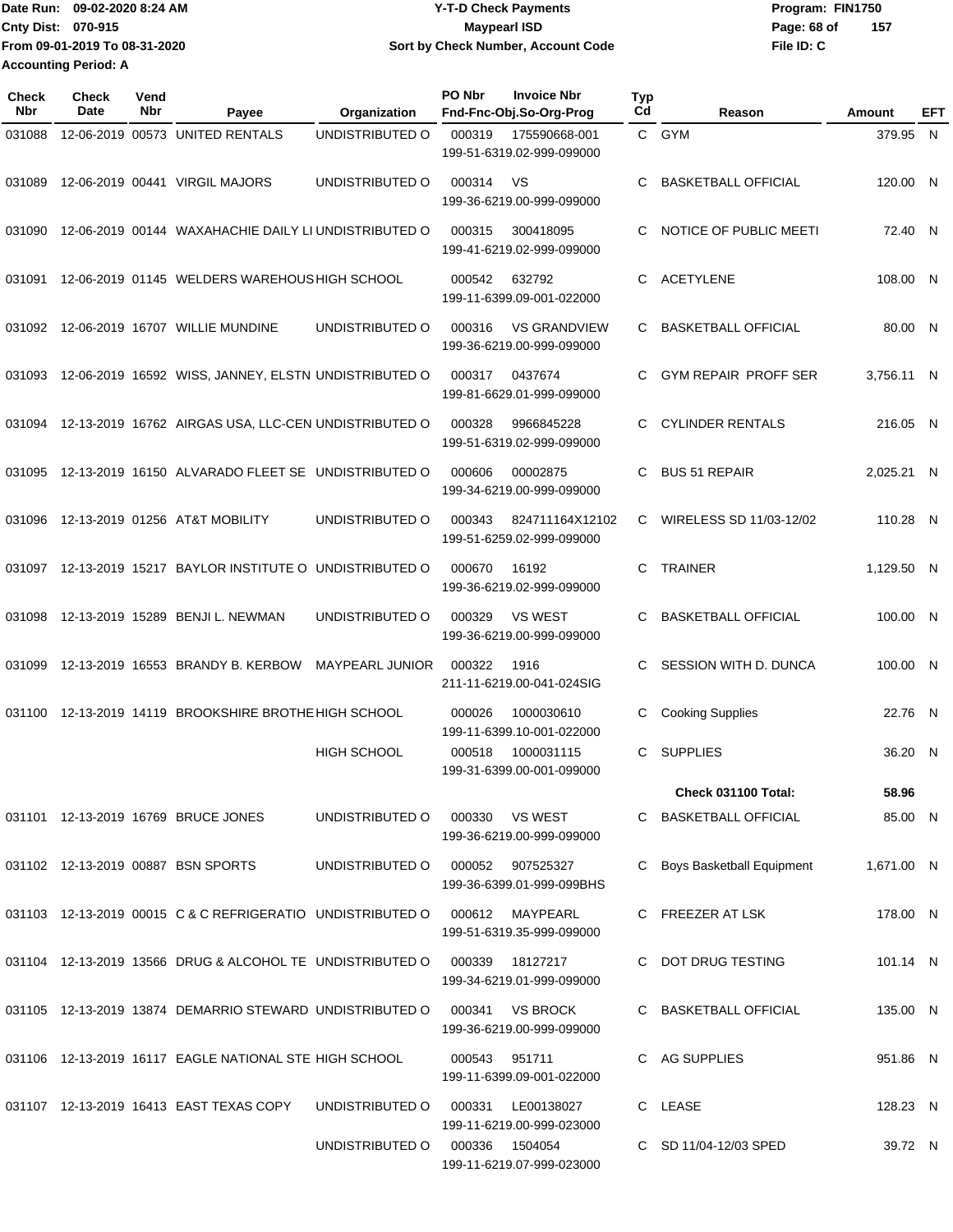Date Run: 09-02-2020 8:24 AM
Cnty Dist: 070-915
From 09-01-2019 To 08-31-2020
Accounting Period: A

# Y-T-D Check Payments
## Maypearl ISD
### Sort by Check Number, Account Code

Program: FIN1750
File ID: C

| Check Nbr | Check Date | Vend Nbr | Payee | Organization | PO Nbr | Invoice Nbr / Fnd-Fnc-Obj.So-Org-Prog | Typ Cd | Reason | Amount | EFT |
|---|---|---|---|---|---|---|---|---|---|---|
| 031088 | 12-06-2019 | 00573 | UNITED RENTALS | UNDISTRIBUTED O | 000319 | 175590668-001 199-51-6319.02-999-099000 | C | GYM | 379.95 | N |
| 031089 | 12-06-2019 | 00441 | VIRGIL MAJORS | UNDISTRIBUTED O | 000314 | VS 199-36-6219.00-999-099000 | C | BASKETBALL OFFICIAL | 120.00 | N |
| 031090 | 12-06-2019 | 00144 | WAXAHACHIE DAILY LI | UNDISTRIBUTED O | 000315 | 300418095 199-41-6219.02-999-099000 | C | NOTICE OF PUBLIC MEETI | 72.40 | N |
| 031091 | 12-06-2019 | 01145 | WELDERS WAREHOUS | HIGH SCHOOL | 000542 | 632792 199-11-6399.09-001-022000 | C | ACETYLENE | 108.00 | N |
| 031092 | 12-06-2019 | 16707 | WILLIE MUNDINE | UNDISTRIBUTED O | 000316 | VS GRANDVIEW 199-36-6219.00-999-099000 | C | BASKETBALL OFFICIAL | 80.00 | N |
| 031093 | 12-06-2019 | 16592 | WISS, JANNEY, ELSTN | UNDISTRIBUTED O | 000317 | 0437674 199-81-6629.01-999-099000 | C | GYM REPAIR PROFF SER | 3,756.11 | N |
| 031094 | 12-13-2019 | 16762 | AIRGAS USA, LLC-CEN | UNDISTRIBUTED O | 000328 | 9966845228 199-51-6319.02-999-099000 | C | CYLINDER RENTALS | 216.05 | N |
| 031095 | 12-13-2019 | 16150 | ALVARADO FLEET SE | UNDISTRIBUTED O | 000606 | 00002875 199-34-6219.00-999-099000 | C | BUS 51 REPAIR | 2,025.21 | N |
| 031096 | 12-13-2019 | 01256 | AT&T MOBILITY | UNDISTRIBUTED O | 000343 | 824711164X12102 199-51-6259.02-999-099000 | C | WIRELESS SD 11/03-12/02 | 110.28 | N |
| 031097 | 12-13-2019 | 15217 | BAYLOR INSTITUTE O | UNDISTRIBUTED O | 000670 | 16192 199-36-6219.02-999-099000 | C | TRAINER | 1,129.50 | N |
| 031098 | 12-13-2019 | 15289 | BENJI L. NEWMAN | UNDISTRIBUTED O | 000329 | VS WEST 199-36-6219.00-999-099000 | C | BASKETBALL OFFICIAL | 100.00 | N |
| 031099 | 12-13-2019 | 16553 | BRANDY B. KERBOW | MAYPEARL JUNIOR | 000322 | 1916 211-11-6219.00-041-024SIG | C | SESSION WITH D. DUNCA | 100.00 | N |
| 031100 | 12-13-2019 | 14119 | BROOKSHIRE BROTHE | HIGH SCHOOL | 000026 | 1000030610 199-11-6399.10-001-022000 | C | Cooking Supplies | 22.76 | N |
| | | | | HIGH SCHOOL | 000518 | 1000031115 199-31-6399.00-001-099000 | C | SUPPLIES | 36.20 | N |
| | | | | | | | | **Check 031100 Total:** | **58.96** | |
| 031101 | 12-13-2019 | 16769 | BRUCE JONES | UNDISTRIBUTED O | 000330 | VS WEST 199-36-6219.00-999-099000 | C | BASKETBALL OFFICIAL | 85.00 | N |
| 031102 | 12-13-2019 | 00887 | BSN SPORTS | UNDISTRIBUTED O | 000052 | 907525327 199-36-6399.01-999-099BHS | C | Boys Basketball Equipment | 1,671.00 | N |
| 031103 | 12-13-2019 | 00015 | C & C REFRIGERATIO | UNDISTRIBUTED O | 000612 | MAYPEARL 199-51-6319.35-999-099000 | C | FREEZER AT LSK | 178.00 | N |
| 031104 | 12-13-2019 | 13566 | DRUG & ALCOHOL TE | UNDISTRIBUTED O | 000339 | 18127217 199-34-6219.01-999-099000 | C | DOT DRUG TESTING | 101.14 | N |
| 031105 | 12-13-2019 | 13874 | DEMARRIO STEWARD | UNDISTRIBUTED O | 000341 | VS BROCK 199-36-6219.00-999-099000 | C | BASKETBALL OFFICIAL | 135.00 | N |
| 031106 | 12-13-2019 | 16117 | EAGLE NATIONAL STE | HIGH SCHOOL | 000543 | 951711 199-11-6399.09-001-022000 | C | AG SUPPLIES | 951.86 | N |
| 031107 | 12-13-2019 | 16413 | EAST TEXAS COPY | UNDISTRIBUTED O | 000331 | LE00138027 199-11-6219.00-999-023000 | C | LEASE | 128.23 | N |
| | | | | UNDISTRIBUTED O | 000336 | 1504054 199-11-6219.07-999-023000 | C | SD 11/04-12/03 SPED | 39.72 | N |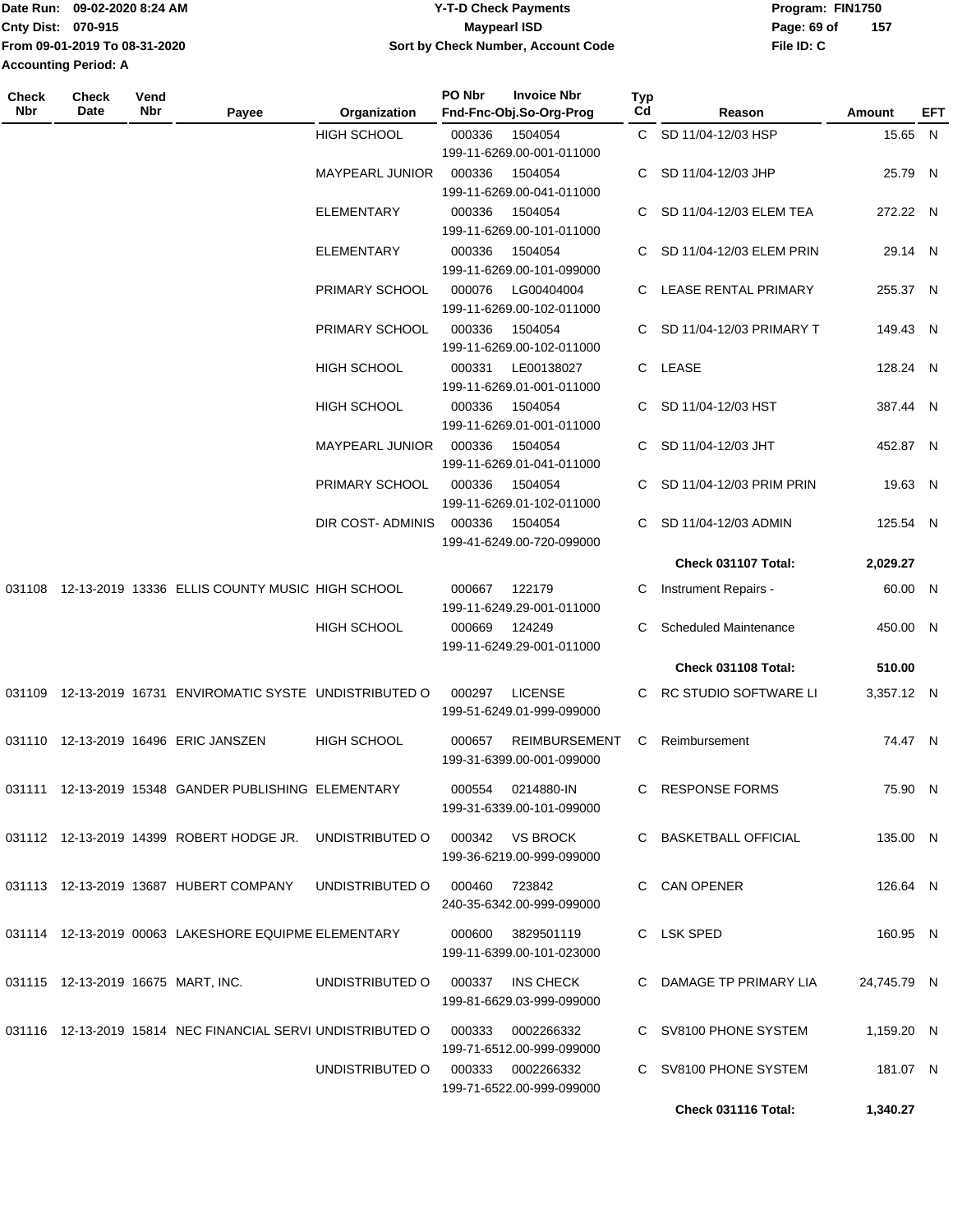| Check Nbr | Check Date | Vend Nbr | Payee | Organization | PO Nbr | Invoice Nbr / Fnd-Fnc-Obj.So-Org-Prog | Typ Cd | Reason | Amount | EFT |
|---|---|---|---|---|---|---|---|---|---|---|
| | | | | HIGH SCHOOL | 000336 | 1504054 199-11-6269.00-001-011000 | C | SD 11/04-12/03 HSP | 15.65 | N |
| | | | | MAYPEARL JUNIOR | 000336 | 1504054 199-11-6269.00-041-011000 | C | SD 11/04-12/03 JHP | 25.79 | N |
| | | | | ELEMENTARY | 000336 | 1504054 199-11-6269.00-101-011000 | C | SD 11/04-12/03 ELEM TEA | 272.22 | N |
| | | | | ELEMENTARY | 000336 | 1504054 199-11-6269.00-101-099000 | C | SD 11/04-12/03 ELEM PRIN | 29.14 | N |
| | | | | PRIMARY SCHOOL | 000076 | LG00404004 199-11-6269.00-102-011000 | C | LEASE RENTAL PRIMARY | 255.37 | N |
| | | | | PRIMARY SCHOOL | 000336 | 1504054 199-11-6269.00-102-011000 | C | SD 11/04-12/03 PRIMARY T | 149.43 | N |
| | | | | HIGH SCHOOL | 000331 | LE00138027 199-11-6269.01-001-011000 | C | LEASE | 128.24 | N |
| | | | | HIGH SCHOOL | 000336 | 1504054 199-11-6269.01-001-011000 | C | SD 11/04-12/03 HST | 387.44 | N |
| | | | | MAYPEARL JUNIOR | 000336 | 1504054 199-11-6269.01-041-011000 | C | SD 11/04-12/03 JHT | 452.87 | N |
| | | | | PRIMARY SCHOOL | 000336 | 1504054 199-11-6269.01-102-011000 | C | SD 11/04-12/03 PRIM PRIN | 19.63 | N |
| | | | | DIR COST- ADMINIS | 000336 | 1504054 199-41-6249.00-720-099000 | C | SD 11/04-12/03 ADMIN | 125.54 | N |
| | | | | | | | | **Check 031107 Total:** | **2,029.27** | |
| 031108 | 12-13-2019 | 13336 | ELLIS COUNTY MUSIC | HIGH SCHOOL | 000667 | 122179 199-11-6249.29-001-011000 | C | Instrument Repairs - | 60.00 | N |
| | | | | HIGH SCHOOL | 000669 | 124249 199-11-6249.29-001-011000 | C | Scheduled Maintenance | 450.00 | N |
| | | | | | | | | **Check 031108 Total:** | **510.00** | |
| 031109 | 12-13-2019 | 16731 | ENVIROMATIC SYSTE | UNDISTRIBUTED O | 000297 | LICENSE 199-51-6249.01-999-099000 | C | RC STUDIO SOFTWARE LI | 3,357.12 | N |
| 031110 | 12-13-2019 | 16496 | ERIC JANSZEN | HIGH SCHOOL | 000657 | REIMBURSEMENT 199-31-6399.00-001-099000 | C | Reimbursement | 74.47 | N |
| 031111 | 12-13-2019 | 15348 | GANDER PUBLISHING | ELEMENTARY | 000554 | 0214880-IN 199-31-6339.00-101-099000 | C | RESPONSE FORMS | 75.90 | N |
| 031112 | 12-13-2019 | 14399 | ROBERT HODGE JR. | UNDISTRIBUTED O | 000342 | VS BROCK 199-36-6219.00-999-099000 | C | BASKETBALL OFFICIAL | 135.00 | N |
| 031113 | 12-13-2019 | 13687 | HUBERT COMPANY | UNDISTRIBUTED O | 000460 | 723842 240-35-6342.00-999-099000 | C | CAN OPENER | 126.64 | N |
| 031114 | 12-13-2019 | 00063 | LAKESHORE EQUIPME | ELEMENTARY | 000600 | 3829501119 199-11-6399.00-101-023000 | C | LSK SPED | 160.95 | N |
| 031115 | 12-13-2019 | 16675 | MART, INC. | UNDISTRIBUTED O | 000337 | INS CHECK 199-81-6629.03-999-099000 | C | DAMAGE TP PRIMARY LIA | 24,745.79 | N |
| 031116 | 12-13-2019 | 15814 | NEC FINANCIAL SERVI | UNDISTRIBUTED O | 000333 | 0002266332 199-71-6512.00-999-099000 | C | SV8100 PHONE SYSTEM | 1,159.20 | N |
| | | | | UNDISTRIBUTED O | 000333 | 0002266332 199-71-6522.00-999-099000 | C | SV8100 PHONE SYSTEM | 181.07 | N |
| | | | | | | | | **Check 031116 Total:** | **1,340.27** | |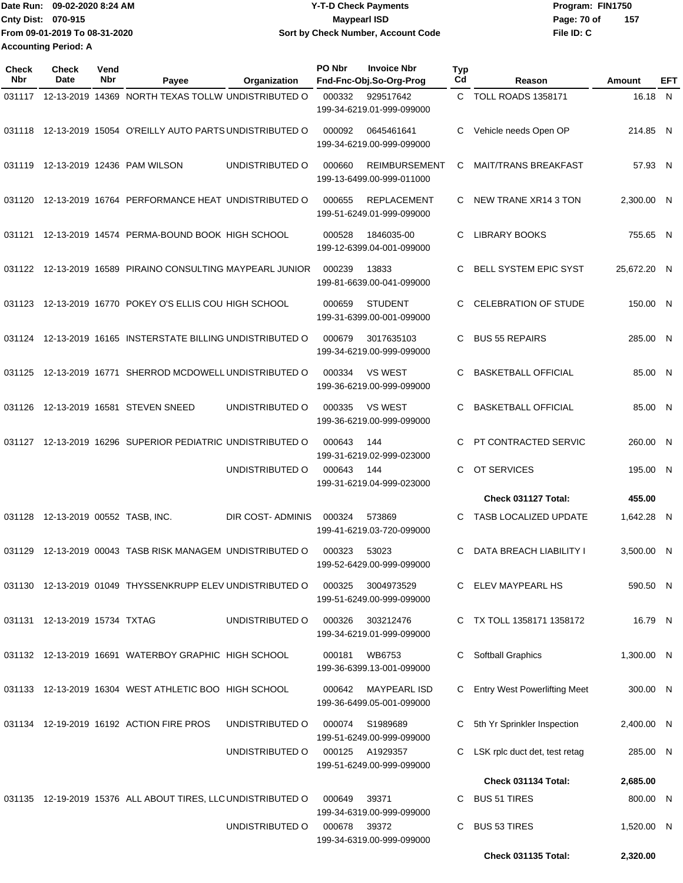Date Run: 09-02-2020 8:24 AM
Cnty Dist: 070-915
From 09-01-2019 To 08-31-2020
Accounting Period: A

# Y-T-D Check Payments
## Maypearl ISD
### Sort by Check Number, Account Code

Program: FIN1750
File ID: C

| Check Nbr | Check Date | Vend Nbr | Payee | Organization | PO Nbr | Invoice Nbr / Fnd-Fnc-Obj.So-Org-Prog | Typ Cd | Reason | Amount | EFT |
|---|---|---|---|---|---|---|---|---|---|---|
| 031117 | 12-13-2019 | 14369 | NORTH TEXAS TOLLW | UNDISTRIBUTED O | 000332 | 929517642 199-34-6219.01-999-099000 | C | TOLL ROADS 1358171 | 16.18 | N |
| 031118 | 12-13-2019 | 15054 | O'REILLY AUTO PARTS | UNDISTRIBUTED O | 000092 | 0645461641 199-34-6219.00-999-099000 | C | Vehicle needs Open OP | 214.85 | N |
| 031119 | 12-13-2019 | 12436 | PAM WILSON | UNDISTRIBUTED O | 000660 | REIMBURSEMENT 199-13-6499.00-999-011000 | C | MAIT/TRANS BREAKFAST | 57.93 | N |
| 031120 | 12-13-2019 | 16764 | PERFORMANCE HEAT | UNDISTRIBUTED O | 000655 | REPLACEMENT 199-51-6249.01-999-099000 | C | NEW TRANE XR14 3 TON | 2,300.00 | N |
| 031121 | 12-13-2019 | 14574 | PERMA-BOUND BOOK | HIGH SCHOOL | 000528 | 1846035-00 199-12-6399.04-001-099000 | C | LIBRARY BOOKS | 755.65 | N |
| 031122 | 12-13-2019 | 16589 | PIRAINO CONSULTING | MAYPEARL JUNIOR | 000239 | 13833 199-81-6639.00-041-099000 | C | BELL SYSTEM EPIC SYST | 25,672.20 | N |
| 031123 | 12-13-2019 | 16770 | POKEY O'S ELLIS COU | HIGH SCHOOL | 000659 | STUDENT 199-31-6399.00-001-099000 | C | CELEBRATION OF STUDE | 150.00 | N |
| 031124 | 12-13-2019 | 16165 | INSTERSTATE BILLING | UNDISTRIBUTED O | 000679 | 3017635103 199-34-6219.00-999-099000 | C | BUS 55 REPAIRS | 285.00 | N |
| 031125 | 12-13-2019 | 16771 | SHERROD MCDOWELL | UNDISTRIBUTED O | 000334 | VS WEST 199-36-6219.00-999-099000 | C | BASKETBALL OFFICIAL | 85.00 | N |
| 031126 | 12-13-2019 | 16581 | STEVEN SNEED | UNDISTRIBUTED O | 000335 | VS WEST 199-36-6219.00-999-099000 | C | BASKETBALL OFFICIAL | 85.00 | N |
| 031127 | 12-13-2019 | 16296 | SUPERIOR PEDIATRIC | UNDISTRIBUTED O | 000643 | 144 199-31-6219.02-999-023000 | C | PT CONTRACTED SERVIC | 260.00 | N |
| | | | | UNDISTRIBUTED O | 000643 | 144 199-31-6219.04-999-023000 | C | OT SERVICES | 195.00 | N |
| | | | | | | | | **Check 031127 Total:** | **455.00** | |
| 031128 | 12-13-2019 | 00552 | TASB, INC. | DIR COST- ADMINIS | 000324 | 573869 199-41-6219.03-720-099000 | C | TASB LOCALIZED UPDATE | 1,642.28 | N |
| 031129 | 12-13-2019 | 00043 | TASB RISK MANAGEM | UNDISTRIBUTED O | 000323 | 53023 199-52-6429.00-999-099000 | C | DATA BREACH LIABILITY I | 3,500.00 | N |
| 031130 | 12-13-2019 | 01049 | THYSSENKRUPP ELEV | UNDISTRIBUTED O | 000325 | 3004973529 199-51-6249.00-999-099000 | C | ELEV MAYPEARL HS | 590.50 | N |
| 031131 | 12-13-2019 | 15734 | TXTAG | UNDISTRIBUTED O | 000326 | 303212476 199-34-6219.01-999-099000 | C | TX TOLL 1358171 1358172 | 16.79 | N |
| 031132 | 12-13-2019 | 16691 | WATERBOY GRAPHIC | HIGH SCHOOL | 000181 | WB6753 199-36-6399.13-001-099000 | C | Softball Graphics | 1,300.00 | N |
| 031133 | 12-13-2019 | 16304 | WEST ATHLETIC BOO | HIGH SCHOOL | 000642 | MAYPEARL ISD 199-36-6499.05-001-099000 | C | Entry West Powerlifting Meet | 300.00 | N |
| 031134 | 12-19-2019 | 16192 | ACTION FIRE PROS | UNDISTRIBUTED O | 000074 | S1989689 199-51-6249.00-999-099000 | C | 5th Yr Sprinkler Inspection | 2,400.00 | N |
| | | | | UNDISTRIBUTED O | 000125 | A1929357 199-51-6249.00-999-099000 | C | LSK rplc duct det, test retag | 285.00 | N |
| | | | | | | | | **Check 031134 Total:** | **2,685.00** | |
| 031135 | 12-19-2019 | 15376 | ALL ABOUT TIRES, LLC | UNDISTRIBUTED O | 000649 | 39371 199-34-6319.00-999-099000 | C | BUS 51 TIRES | 800.00 | N |
| | | | | UNDISTRIBUTED O | 000678 | 39372 199-34-6319.00-999-099000 | C | BUS 53 TIRES | 1,520.00 | N |
| | | | | | | | | **Check 031135 Total:** | **2,320.00** | |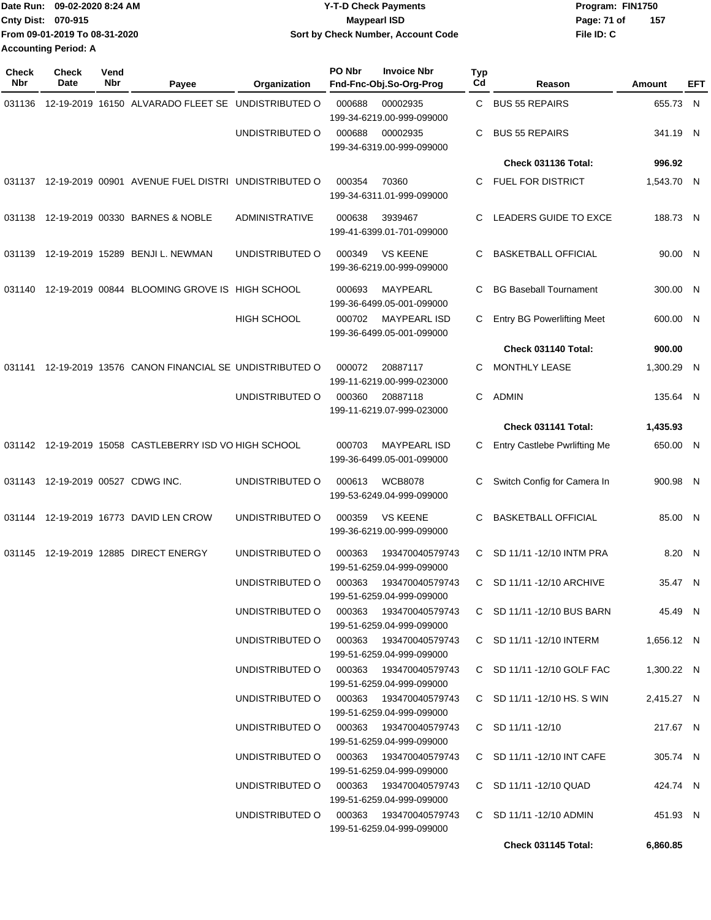Date Run: 09-02-2020 8:24 AM
Cnty Dist: 070-915
From 09-01-2019 To 08-31-2020
Accounting Period: A

# Y-T-D Check Payments
## Maypearl ISD
### Sort by Check Number, Account Code

Program: FIN1750
File ID: C

| Check Nbr | Check Date | Vend Nbr | Payee | Organization | PO Nbr | Invoice Nbr / Fnd-Fnc-Obj.So-Org-Prog | Typ Cd | Reason | Amount | EFT |
|---|---|---|---|---|---|---|---|---|---|---|
| 031136 | 12-19-2019 | 16150 | ALVARADO FLEET SE | UNDISTRIBUTED O | 000688 | 00002935 199-34-6219.00-999-099000 | C | BUS 55 REPAIRS | 655.73 | N |
| | | | | UNDISTRIBUTED O | 000688 | 00002935 199-34-6319.00-999-099000 | C | BUS 55 REPAIRS | 341.19 | N |
| | | | | | | | | **Check 031136 Total:** | **996.92** | |
| 031137 | 12-19-2019 | 00901 | AVENUE FUEL DISTRI | UNDISTRIBUTED O | 000354 | 70360 199-34-6311.01-999-099000 | C | FUEL FOR DISTRICT | 1,543.70 | N |
| 031138 | 12-19-2019 | 00330 | BARNES & NOBLE | ADMINISTRATIVE | 000638 | 3939467 199-41-6399.01-701-099000 | C | LEADERS GUIDE TO EXCE | 188.73 | N |
| 031139 | 12-19-2019 | 15289 | BENJI L. NEWMAN | UNDISTRIBUTED O | 000349 | VS KEENE 199-36-6219.00-999-099000 | C | BASKETBALL OFFICIAL | 90.00 | N |
| 031140 | 12-19-2019 | 00844 | BLOOMING GROVE IS | HIGH SCHOOL | 000693 | MAYPEARL 199-36-6499.05-001-099000 | C | BG Baseball Tournament | 300.00 | N |
| | | | | HIGH SCHOOL | 000702 | MAYPEARL ISD 199-36-6499.05-001-099000 | C | Entry BG Powerlifting Meet | 600.00 | N |
| | | | | | | | | **Check 031140 Total:** | **900.00** | |
| 031141 | 12-19-2019 | 13576 | CANON FINANCIAL SE | UNDISTRIBUTED O | 000072 | 20887117 199-11-6219.00-999-023000 | C | MONTHLY LEASE | 1,300.29 | N |
| | | | | UNDISTRIBUTED O | 000360 | 20887118 199-11-6219.07-999-023000 | C | ADMIN | 135.64 | N |
| | | | | | | | | **Check 031141 Total:** | **1,435.93** | |
| 031142 | 12-19-2019 | 15058 | CASTLEBERRY ISD VO | HIGH SCHOOL | 000703 | MAYPEARL ISD 199-36-6499.05-001-099000 | C | Entry Castlebe Pwrlifting Me | 650.00 | N |
| 031143 | 12-19-2019 | 00527 | CDWG INC. | UNDISTRIBUTED O | 000613 | WCB8078 199-53-6249.04-999-099000 | C | Switch Config for Camera In | 900.98 | N |
| 031144 | 12-19-2019 | 16773 | DAVID LEN CROW | UNDISTRIBUTED O | 000359 | VS KEENE 199-36-6219.00-999-099000 | C | BASKETBALL OFFICIAL | 85.00 | N |
| 031145 | 12-19-2019 | 12885 | DIRECT ENERGY | UNDISTRIBUTED O | 000363 | 193470040579743 199-51-6259.04-999-099000 | C | SD 11/11 -12/10 INTM PRA | 8.20 | N |
| | | | | UNDISTRIBUTED O | 000363 | 193470040579743 199-51-6259.04-999-099000 | C | SD 11/11 -12/10 ARCHIVE | 35.47 | N |
| | | | | UNDISTRIBUTED O | 000363 | 193470040579743 199-51-6259.04-999-099000 | C | SD 11/11 -12/10 BUS BARN | 45.49 | N |
| | | | | UNDISTRIBUTED O | 000363 | 193470040579743 199-51-6259.04-999-099000 | C | SD 11/11 -12/10 INTERM | 1,656.12 | N |
| | | | | UNDISTRIBUTED O | 000363 | 193470040579743 199-51-6259.04-999-099000 | C | SD 11/11 -12/10 GOLF FAC | 1,300.22 | N |
| | | | | UNDISTRIBUTED O | 000363 | 193470040579743 199-51-6259.04-999-099000 | C | SD 11/11 -12/10 HS. S WIN | 2,415.27 | N |
| | | | | UNDISTRIBUTED O | 000363 | 193470040579743 199-51-6259.04-999-099000 | C | SD 11/11 -12/10 | 217.67 | N |
| | | | | UNDISTRIBUTED O | 000363 | 193470040579743 199-51-6259.04-999-099000 | C | SD 11/11 -12/10 INT CAFE | 305.74 | N |
| | | | | UNDISTRIBUTED O | 000363 | 193470040579743 199-51-6259.04-999-099000 | C | SD 11/11 -12/10 QUAD | 424.74 | N |
| | | | | UNDISTRIBUTED O | 000363 | 193470040579743 199-51-6259.04-999-099000 | C | SD 11/11 -12/10 ADMIN | 451.93 | N |
| | | | | | | | | **Check 031145 Total:** | **6,860.85** | |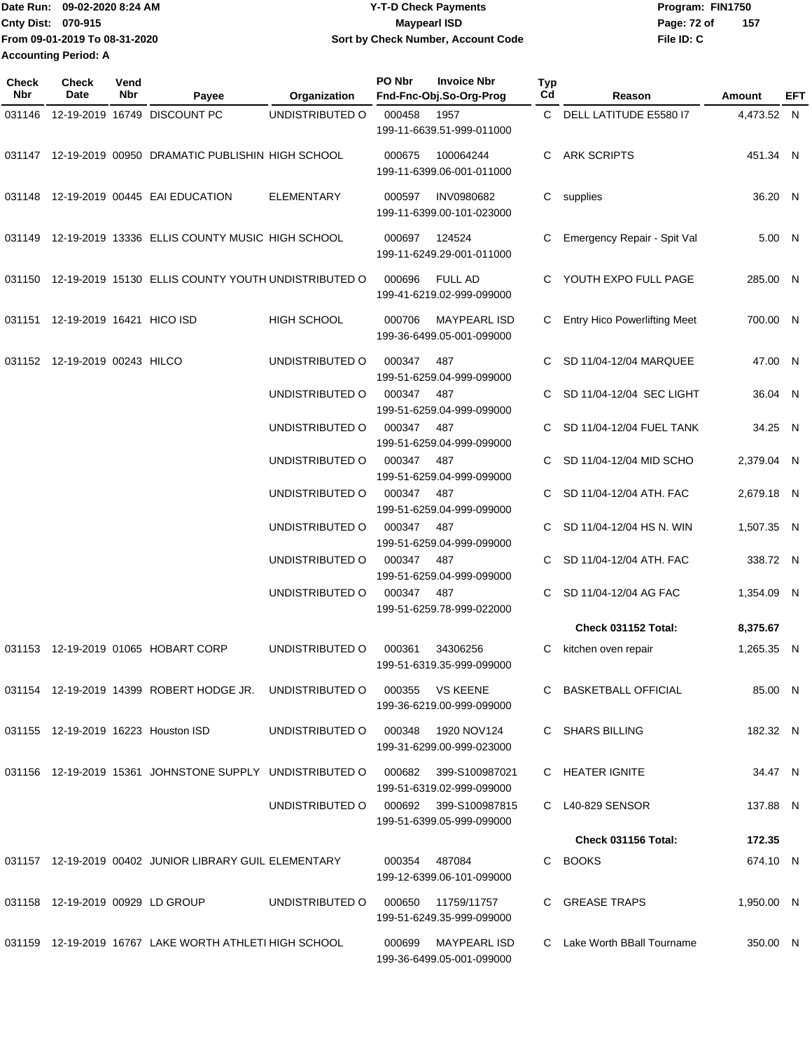Date Run: 09-02-2020 8:24 AM
Cnty Dist: 070-915
From 09-01-2019 To 08-31-2020
Accounting Period: A

**Y-T-D Check Payments**
**Maypearl ISD**
**Sort by Check Number, Account Code**

Program: FIN1750
File ID: C

| Check Nbr | Check Date | Vend Nbr | Payee | Organization | PO Nbr | Invoice Nbr / Fnd-Fnc-Obj.So-Org-Prog | Typ Cd | Reason | Amount | EFT |
|---|---|---|---|---|---|---|---|---|---|---|
| 031146 | 12-19-2019 | 16749 | DISCOUNT PC | UNDISTRIBUTED O | 000458 | 1957 / 199-11-6639.51-999-011000 | C | DELL LATITUDE E5580 I7 | 4,473.52 | N |
| 031147 | 12-19-2019 | 00950 | DRAMATIC PUBLISHIN | HIGH SCHOOL | 000675 | 100064244 / 199-11-6399.06-001-011000 | C | ARK SCRIPTS | 451.34 | N |
| 031148 | 12-19-2019 | 00445 | EAI EDUCATION | ELEMENTARY | 000597 | INV0980682 / 199-11-6399.00-101-023000 | C | supplies | 36.20 | N |
| 031149 | 12-19-2019 | 13336 | ELLIS COUNTY MUSIC | HIGH SCHOOL | 000697 | 124524 / 199-11-6249.29-001-011000 | C | Emergency Repair - Spit Val | 5.00 | N |
| 031150 | 12-19-2019 | 15130 | ELLIS COUNTY YOUTH | UNDISTRIBUTED O | 000696 | FULL AD / 199-41-6219.02-999-099000 | C | YOUTH EXPO FULL PAGE | 285.00 | N |
| 031151 | 12-19-2019 | 16421 | HICO ISD | HIGH SCHOOL | 000706 | MAYPEARL ISD / 199-36-6499.05-001-099000 | C | Entry Hico Powerlifting Meet | 700.00 | N |
| 031152 | 12-19-2019 | 00243 | HILCO | UNDISTRIBUTED O | 000347 | 487 / 199-51-6259.04-999-099000 | C | SD 11/04-12/04 MARQUEE | 47.00 | N |
| | | | | UNDISTRIBUTED O | 000347 | 487 / 199-51-6259.04-999-099000 | C | SD 11/04-12/04 SEC LIGHT | 36.04 | N |
| | | | | UNDISTRIBUTED O | 000347 | 487 / 199-51-6259.04-999-099000 | C | SD 11/04-12/04 FUEL TANK | 34.25 | N |
| | | | | UNDISTRIBUTED O | 000347 | 487 / 199-51-6259.04-999-099000 | C | SD 11/04-12/04 MID SCHO | 2,379.04 | N |
| | | | | UNDISTRIBUTED O | 000347 | 487 / 199-51-6259.04-999-099000 | C | SD 11/04-12/04 ATH. FAC | 2,679.18 | N |
| | | | | UNDISTRIBUTED O | 000347 | 487 / 199-51-6259.04-999-099000 | C | SD 11/04-12/04 HS N. WIN | 1,507.35 | N |
| | | | | UNDISTRIBUTED O | 000347 | 487 / 199-51-6259.04-999-099000 | C | SD 11/04-12/04 ATH. FAC | 338.72 | N |
| | | | | UNDISTRIBUTED O | 000347 | 487 / 199-51-6259.78-999-022000 | C | SD 11/04-12/04 AG FAC | 1,354.09 | N |
| | | | | | | | | **Check 031152 Total:** | **8,375.67** | |
| 031153 | 12-19-2019 | 01065 | HOBART CORP | UNDISTRIBUTED O | 000361 | 34306256 / 199-51-6319.35-999-099000 | C | kitchen oven repair | 1,265.35 | N |
| 031154 | 12-19-2019 | 14399 | ROBERT HODGE JR. | UNDISTRIBUTED O | 000355 | VS KEENE / 199-36-6219.00-999-099000 | C | BASKETBALL OFFICIAL | 85.00 | N |
| 031155 | 12-19-2019 | 16223 | Houston ISD | UNDISTRIBUTED O | 000348 | 1920 NOV124 / 199-31-6299.00-999-023000 | C | SHARS BILLING | 182.32 | N |
| 031156 | 12-19-2019 | 15361 | JOHNSTONE SUPPLY | UNDISTRIBUTED O | 000682 | 399-S100987021 / 199-51-6319.02-999-099000 | C | HEATER IGNITE | 34.47 | N |
| | | | | UNDISTRIBUTED O | 000692 | 399-S100987815 / 199-51-6399.05-999-099000 | C | L40-829 SENSOR | 137.88 | N |
| | | | | | | | | **Check 031156 Total:** | **172.35** | |
| 031157 | 12-19-2019 | 00402 | JUNIOR LIBRARY GUIL | ELEMENTARY | 000354 | 487084 / 199-12-6399.06-101-099000 | C | BOOKS | 674.10 | N |
| 031158 | 12-19-2019 | 00929 | LD GROUP | UNDISTRIBUTED O | 000650 | 11759/11757 / 199-51-6249.35-999-099000 | C | GREASE TRAPS | 1,950.00 | N |
| 031159 | 12-19-2019 | 16767 | LAKE WORTH ATHLETI | HIGH SCHOOL | 000699 | MAYPEARL ISD / 199-36-6499.05-001-099000 | C | Lake Worth BBall Tourname | 350.00 | N |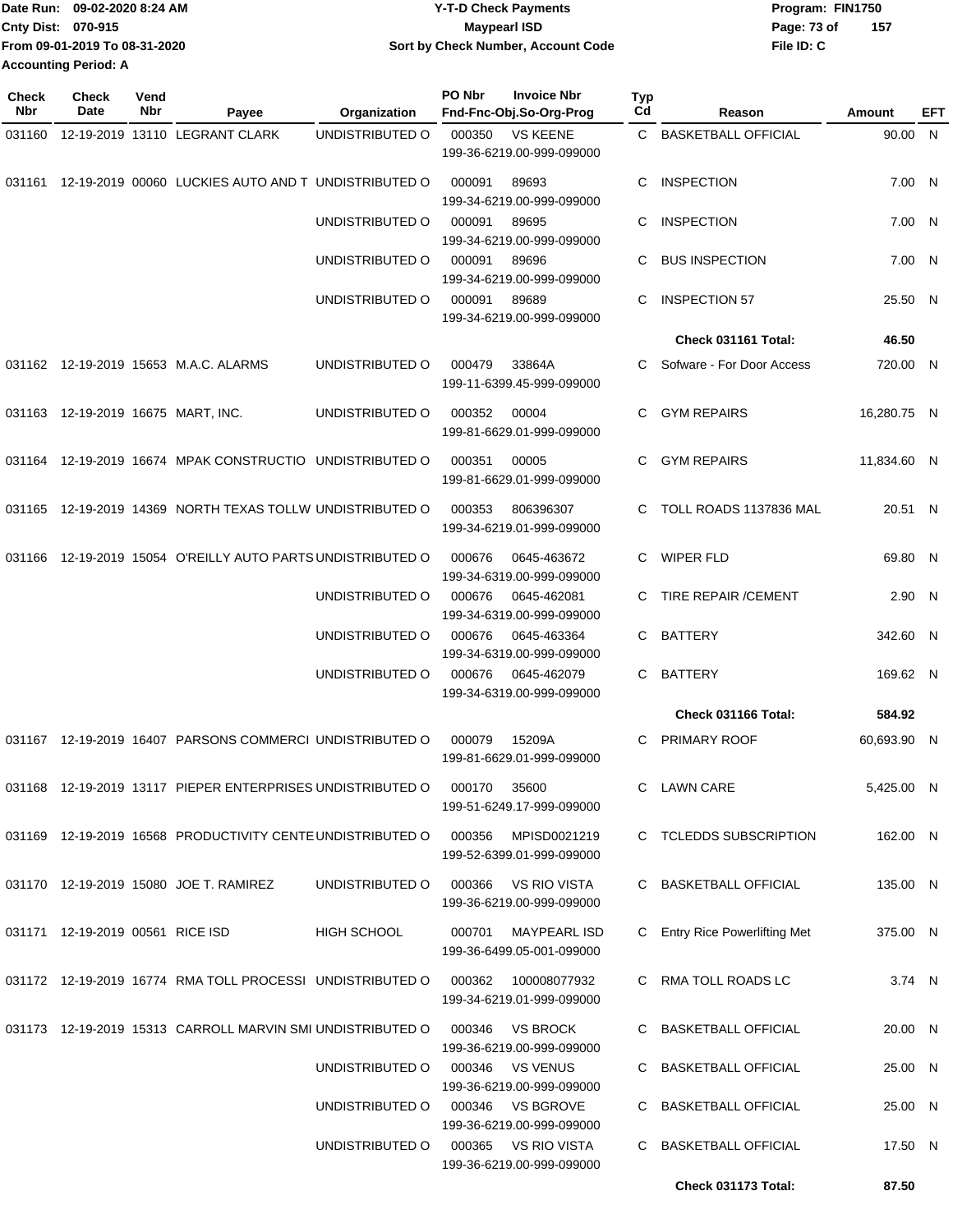Date Run: 09-02-2020 8:24 AM
Cnty Dist: 070-915
From 09-01-2019 To 08-31-2020
Accounting Period: A

**Y-T-D Check Payments**
**Maypearl ISD**
**Sort by Check Number, Account Code**

Program: FIN1750
File ID: C

| Check Nbr | Check Date | Vend Nbr | Payee | Organization | PO Nbr | Invoice Nbr / Fnd-Fnc-Obj.So-Org-Prog | Typ Cd | Reason | Amount | EFT |
|---|---|---|---|---|---|---|---|---|---|---|
| 031160 | 12-19-2019 | 13110 | LEGRANT CLARK | UNDISTRIBUTED O | 000350 | VS KEENE 199-36-6219.00-999-099000 | C | BASKETBALL OFFICIAL | 90.00 | N |
| 031161 | 12-19-2019 | 00060 | LUCKIES AUTO AND T | UNDISTRIBUTED O | 000091 | 89693 199-34-6219.00-999-099000 | C | INSPECTION | 7.00 | N |
| | | | | UNDISTRIBUTED O | 000091 | 89695 199-34-6219.00-999-099000 | C | INSPECTION | 7.00 | N |
| | | | | UNDISTRIBUTED O | 000091 | 89696 199-34-6219.00-999-099000 | C | BUS INSPECTION | 7.00 | N |
| | | | | UNDISTRIBUTED O | 000091 | 89689 199-34-6219.00-999-099000 | C | INSPECTION 57 | 25.50 | N |
| | | | | | | | | **Check 031161 Total:** | **46.50** | |
| 031162 | 12-19-2019 | 15653 | M.A.C. ALARMS | UNDISTRIBUTED O | 000479 | 33864A 199-11-6399.45-999-099000 | C | Sofware - For Door Access | 720.00 | N |
| 031163 | 12-19-2019 | 16675 | MART, INC. | UNDISTRIBUTED O | 000352 | 00004 199-81-6629.01-999-099000 | C | GYM REPAIRS | 16,280.75 | N |
| 031164 | 12-19-2019 | 16674 | MPAK CONSTRUCTIO | UNDISTRIBUTED O | 000351 | 00005 199-81-6629.01-999-099000 | C | GYM REPAIRS | 11,834.60 | N |
| 031165 | 12-19-2019 | 14369 | NORTH TEXAS TOLLW | UNDISTRIBUTED O | 000353 | 806396307 199-34-6219.01-999-099000 | C | TOLL ROADS 1137836 MAL | 20.51 | N |
| 031166 | 12-19-2019 | 15054 | O'REILLY AUTO PARTS | UNDISTRIBUTED O | 000676 | 0645-463672 199-34-6319.00-999-099000 | C | WIPER FLD | 69.80 | N |
| | | | | UNDISTRIBUTED O | 000676 | 0645-462081 199-34-6319.00-999-099000 | C | TIRE REPAIR /CEMENT | 2.90 | N |
| | | | | UNDISTRIBUTED O | 000676 | 0645-463364 199-34-6319.00-999-099000 | C | BATTERY | 342.60 | N |
| | | | | UNDISTRIBUTED O | 000676 | 0645-462079 199-34-6319.00-999-099000 | C | BATTERY | 169.62 | N |
| | | | | | | | | **Check 031166 Total:** | **584.92** | |
| 031167 | 12-19-2019 | 16407 | PARSONS COMMERCI | UNDISTRIBUTED O | 000079 | 15209A 199-81-6629.01-999-099000 | C | PRIMARY ROOF | 60,693.90 | N |
| 031168 | 12-19-2019 | 13117 | PIEPER ENTERPRISES | UNDISTRIBUTED O | 000170 | 35600 199-51-6249.17-999-099000 | C | LAWN CARE | 5,425.00 | N |
| 031169 | 12-19-2019 | 16568 | PRODUCTIVITY CENTE | UNDISTRIBUTED O | 000356 | MPISD0021219 199-52-6399.01-999-099000 | C | TCLEDDS SUBSCRIPTION | 162.00 | N |
| 031170 | 12-19-2019 | 15080 | JOE T. RAMIREZ | UNDISTRIBUTED O | 000366 | VS RIO VISTA 199-36-6219.00-999-099000 | C | BASKETBALL OFFICIAL | 135.00 | N |
| 031171 | 12-19-2019 | 00561 | RICE ISD | HIGH SCHOOL | 000701 | MAYPEARL ISD 199-36-6499.05-001-099000 | C | Entry Rice Powerlifting Met | 375.00 | N |
| 031172 | 12-19-2019 | 16774 | RMA TOLL PROCESSI | UNDISTRIBUTED O | 000362 | 100008077932 199-34-6219.01-999-099000 | C | RMA TOLL ROADS LC | 3.74 | N |
| 031173 | 12-19-2019 | 15313 | CARROLL MARVIN SMI | UNDISTRIBUTED O | 000346 | VS BROCK 199-36-6219.00-999-099000 | C | BASKETBALL OFFICIAL | 20.00 | N |
| | | | | UNDISTRIBUTED O | 000346 | VS VENUS 199-36-6219.00-999-099000 | C | BASKETBALL OFFICIAL | 25.00 | N |
| | | | | UNDISTRIBUTED O | 000346 | VS BGROVE 199-36-6219.00-999-099000 | C | BASKETBALL OFFICIAL | 25.00 | N |
| | | | | UNDISTRIBUTED O | 000365 | VS RIO VISTA 199-36-6219.00-999-099000 | C | BASKETBALL OFFICIAL | 17.50 | N |
| | | | | | | | | **Check 031173 Total:** | **87.50** | |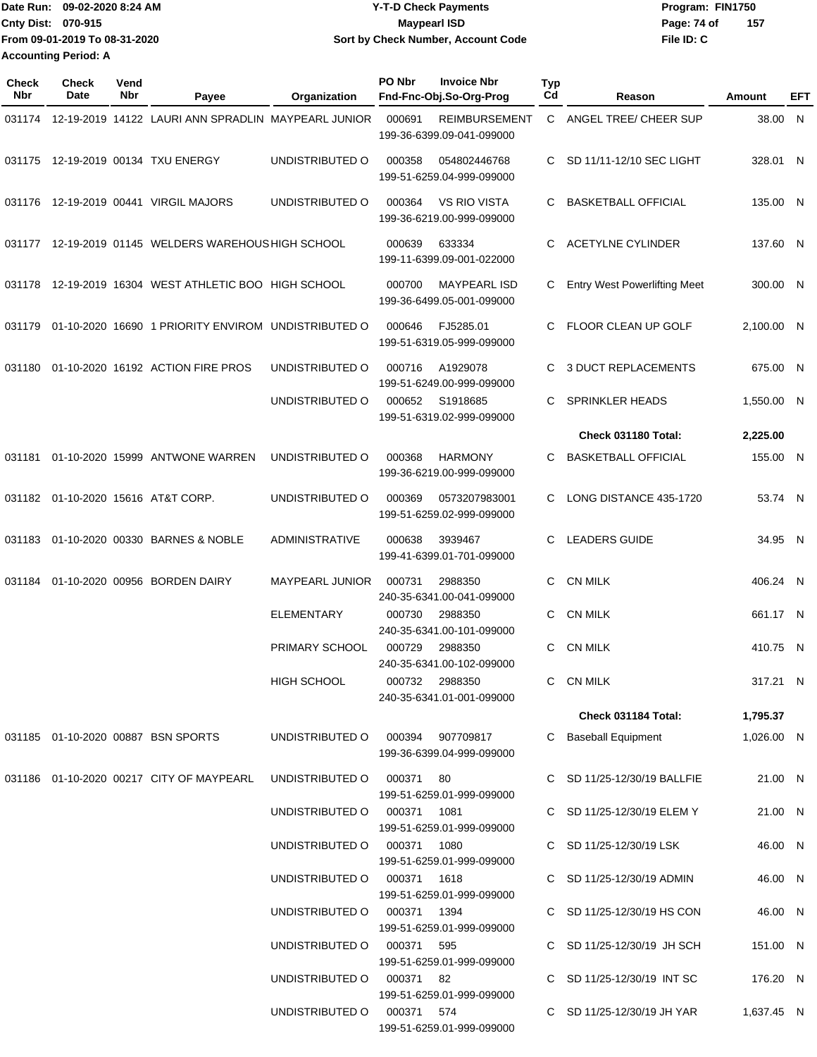Date Run: 09-02-2020 8:24 AM
Cnty Dist: 070-915
From 09-01-2019 To 08-31-2020
Accounting Period: A

**Y-T-D Check Payments**
**Maypearl ISD**
**Sort by Check Number, Account Code**

Program: FIN1750
File ID: C

| Check Nbr | Check Date | Vend Nbr | Payee | Organization | PO Nbr | Invoice Nbr / Fnd-Fnc-Obj.So-Org-Prog | Typ Cd | Reason | Amount | EFT |
|---|---|---|---|---|---|---|---|---|---|---|
| 031174 | 12-19-2019 | 14122 | LAURI ANN SPRADLIN | MAYPEARL JUNIOR | 000691 | REIMBURSEMENT 199-36-6399.09-041-099000 | C | ANGEL TREE/ CHEER SUP | 38.00 | N |
| 031175 | 12-19-2019 | 00134 | TXU ENERGY | UNDISTRIBUTED O | 000358 | 054802446768 199-51-6259.04-999-099000 | C | SD 11/11-12/10 SEC LIGHT | 328.01 | N |
| 031176 | 12-19-2019 | 00441 | VIRGIL MAJORS | UNDISTRIBUTED O | 000364 | VS RIO VISTA 199-36-6219.00-999-099000 | C | BASKETBALL OFFICIAL | 135.00 | N |
| 031177 | 12-19-2019 | 01145 | WELDERS WAREHOUS | HIGH SCHOOL | 000639 | 633334 199-11-6399.09-001-022000 | C | ACETYLNE CYLINDER | 137.60 | N |
| 031178 | 12-19-2019 | 16304 | WEST ATHLETIC BOO | HIGH SCHOOL | 000700 | MAYPEARL ISD 199-36-6499.05-001-099000 | C | Entry West Powerlifting Meet | 300.00 | N |
| 031179 | 01-10-2020 | 16690 | 1 PRIORITY ENVIROM | UNDISTRIBUTED O | 000646 | FJ5285.01 199-51-6319.05-999-099000 | C | FLOOR CLEAN UP GOLF | 2,100.00 | N |
| 031180 | 01-10-2020 | 16192 | ACTION FIRE PROS | UNDISTRIBUTED O | 000716 | A1929078 199-51-6249.00-999-099000 | C | 3 DUCT REPLACEMENTS | 675.00 | N |
| | | | | UNDISTRIBUTED O | 000652 | S1918685 199-51-6319.02-999-099000 | C | SPRINKLER HEADS | 1,550.00 | N |
| | | | | | | | | **Check 031180 Total:** | **2,225.00** | |
| 031181 | 01-10-2020 | 15999 | ANTWONE WARREN | UNDISTRIBUTED O | 000368 | HARMONY 199-36-6219.00-999-099000 | C | BASKETBALL OFFICIAL | 155.00 | N |
| 031182 | 01-10-2020 | 15616 | AT&T CORP. | UNDISTRIBUTED O | 000369 | 0573207983001 199-51-6259.02-999-099000 | C | LONG DISTANCE 435-1720 | 53.74 | N |
| 031183 | 01-10-2020 | 00330 | BARNES & NOBLE | ADMINISTRATIVE | 000638 | 3939467 199-41-6399.01-701-099000 | C | LEADERS GUIDE | 34.95 | N |
| 031184 | 01-10-2020 | 00956 | BORDEN DAIRY | MAYPEARL JUNIOR | 000731 | 2988350 240-35-6341.00-041-099000 | C | CN MILK | 406.24 | N |
| | | | | ELEMENTARY | 000730 | 2988350 240-35-6341.00-101-099000 | C | CN MILK | 661.17 | N |
| | | | | PRIMARY SCHOOL | 000729 | 2988350 240-35-6341.00-102-099000 | C | CN MILK | 410.75 | N |
| | | | | HIGH SCHOOL | 000732 | 2988350 240-35-6341.01-001-099000 | C | CN MILK | 317.21 | N |
| | | | | | | | | **Check 031184 Total:** | **1,795.37** | |
| 031185 | 01-10-2020 | 00887 | BSN SPORTS | UNDISTRIBUTED O | 000394 | 907709817 199-36-6399.04-999-099000 | C | Baseball Equipment | 1,026.00 | N |
| 031186 | 01-10-2020 | 00217 | CITY OF MAYPEARL | UNDISTRIBUTED O | 000371 | 80 199-51-6259.01-999-099000 | C | SD 11/25-12/30/19 BALLFIE | 21.00 | N |
| | | | | UNDISTRIBUTED O | 000371 | 1081 199-51-6259.01-999-099000 | C | SD 11/25-12/30/19 ELEM Y | 21.00 | N |
| | | | | UNDISTRIBUTED O | 000371 | 1080 199-51-6259.01-999-099000 | C | SD 11/25-12/30/19 LSK | 46.00 | N |
| | | | | UNDISTRIBUTED O | 000371 | 1618 199-51-6259.01-999-099000 | C | SD 11/25-12/30/19 ADMIN | 46.00 | N |
| | | | | UNDISTRIBUTED O | 000371 | 1394 199-51-6259.01-999-099000 | C | SD 11/25-12/30/19 HS CON | 46.00 | N |
| | | | | UNDISTRIBUTED O | 000371 | 595 199-51-6259.01-999-099000 | C | SD 11/25-12/30/19 JH SCH | 151.00 | N |
| | | | | UNDISTRIBUTED O | 000371 | 82 199-51-6259.01-999-099000 | C | SD 11/25-12/30/19 INT SC | 176.20 | N |
| | | | | UNDISTRIBUTED O | 000371 | 574 199-51-6259.01-999-099000 | C | SD 11/25-12/30/19 JH YAR | 1,637.45 | N |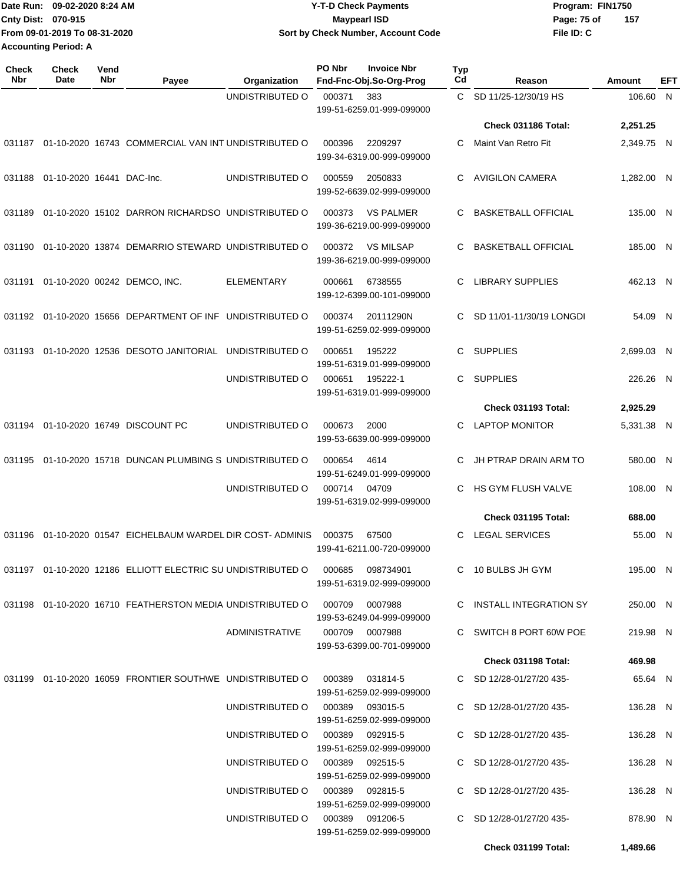Date Run: 09-02-2020 8:24 AM
Cnty Dist: 070-915
From 09-01-2019 To 08-31-2020
Accounting Period: A

**Y-T-D Check Payments**
**Maypearl ISD**
**Sort by Check Number, Account Code**

Program: FIN1750
File ID: C

| Check Nbr | Check Date | Vend Nbr | Payee | Organization | PO Nbr | Invoice Nbr / Fnd-Fnc-Obj.So-Org-Prog | Typ Cd | Reason | Amount | EFT |
|---|---|---|---|---|---|---|---|---|---|---|
| | | | | UNDISTRIBUTED O | 000371 | 383 / 199-51-6259.01-999-099000 | C | SD 11/25-12/30/19 HS | 106.60 | N |
| | | | | | | | | **Check 031186 Total:** | **2,251.25** | |
| 031187 | 01-10-2020 | 16743 | COMMERCIAL VAN INT | UNDISTRIBUTED O | 000396 | 2209297 / 199-34-6319.00-999-099000 | C | Maint Van Retro Fit | 2,349.75 | N |
| 031188 | 01-10-2020 | 16441 | DAC-Inc. | UNDISTRIBUTED O | 000559 | 2050833 / 199-52-6639.02-999-099000 | C | AVIGILON CAMERA | 1,282.00 | N |
| 031189 | 01-10-2020 | 15102 | DARRON RICHARDSO | UNDISTRIBUTED O | 000373 | VS PALMER / 199-36-6219.00-999-099000 | C | BASKETBALL OFFICIAL | 135.00 | N |
| 031190 | 01-10-2020 | 13874 | DEMARRIO STEWARD | UNDISTRIBUTED O | 000372 | VS MILSAP / 199-36-6219.00-999-099000 | C | BASKETBALL OFFICIAL | 185.00 | N |
| 031191 | 01-10-2020 | 00242 | DEMCO, INC. | ELEMENTARY | 000661 | 6738555 / 199-12-6399.00-101-099000 | C | LIBRARY SUPPLIES | 462.13 | N |
| 031192 | 01-10-2020 | 15656 | DEPARTMENT OF INF | UNDISTRIBUTED O | 000374 | 20111290N / 199-51-6259.02-999-099000 | C | SD 11/01-11/30/19 LONGDI | 54.09 | N |
| 031193 | 01-10-2020 | 12536 | DESOTO JANITORIAL | UNDISTRIBUTED O | 000651 | 195222 / 199-51-6319.01-999-099000 | C | SUPPLIES | 2,699.03 | N |
| | | | | UNDISTRIBUTED O | 000651 | 195222-1 / 199-51-6319.01-999-099000 | C | SUPPLIES | 226.26 | N |
| | | | | | | | | **Check 031193 Total:** | **2,925.29** | |
| 031194 | 01-10-2020 | 16749 | DISCOUNT PC | UNDISTRIBUTED O | 000673 | 2000 / 199-53-6639.00-999-099000 | C | LAPTOP MONITOR | 5,331.38 | N |
| 031195 | 01-10-2020 | 15718 | DUNCAN PLUMBING S | UNDISTRIBUTED O | 000654 | 4614 / 199-51-6249.01-999-099000 | C | JH PTRAP DRAIN ARM TO | 580.00 | N |
| | | | | UNDISTRIBUTED O | 000714 | 04709 / 199-51-6319.02-999-099000 | C | HS GYM FLUSH VALVE | 108.00 | N |
| | | | | | | | | **Check 031195 Total:** | **688.00** | |
| 031196 | 01-10-2020 | 01547 | EICHELBAUM WARDEL | DIR COST- ADMINIS | 000375 | 67500 / 199-41-6211.00-720-099000 | C | LEGAL SERVICES | 55.00 | N |
| 031197 | 01-10-2020 | 12186 | ELLIOTT ELECTRIC SU | UNDISTRIBUTED O | 000685 | 098734901 / 199-51-6319.02-999-099000 | C | 10 BULBS JH GYM | 195.00 | N |
| 031198 | 01-10-2020 | 16710 | FEATHERSTON MEDIA | UNDISTRIBUTED O | 000709 | 0007988 / 199-53-6249.04-999-099000 | C | INSTALL INTEGRATION SY | 250.00 | N |
| | | | | ADMINISTRATIVE | 000709 | 0007988 / 199-53-6399.00-701-099000 | C | SWITCH 8 PORT 60W POE | 219.98 | N |
| | | | | | | | | **Check 031198 Total:** | **469.98** | |
| 031199 | 01-10-2020 | 16059 | FRONTIER SOUTHWE | UNDISTRIBUTED O | 000389 | 031814-5 / 199-51-6259.02-999-099000 | C | SD 12/28-01/27/20 435- | 65.64 | N |
| | | | | UNDISTRIBUTED O | 000389 | 093015-5 / 199-51-6259.02-999-099000 | C | SD 12/28-01/27/20 435- | 136.28 | N |
| | | | | UNDISTRIBUTED O | 000389 | 092915-5 / 199-51-6259.02-999-099000 | C | SD 12/28-01/27/20 435- | 136.28 | N |
| | | | | UNDISTRIBUTED O | 000389 | 092515-5 / 199-51-6259.02-999-099000 | C | SD 12/28-01/27/20 435- | 136.28 | N |
| | | | | UNDISTRIBUTED O | 000389 | 092815-5 / 199-51-6259.02-999-099000 | C | SD 12/28-01/27/20 435- | 136.28 | N |
| | | | | UNDISTRIBUTED O | 000389 | 091206-5 / 199-51-6259.02-999-099000 | C | SD 12/28-01/27/20 435- | 878.90 | N |
| | | | | | | | | **Check 031199 Total:** | **1,489.66** | |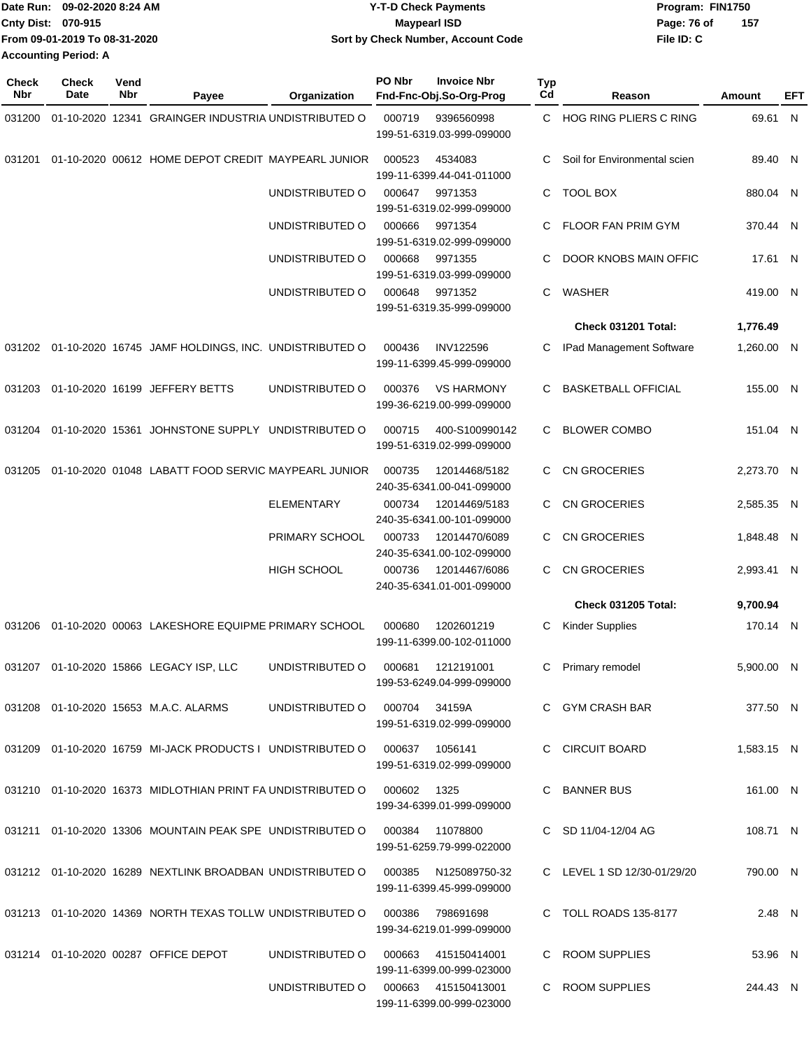Date Run: 09-02-2020 8:24 AM
Cnty Dist: 070-915
From 09-01-2019 To 08-31-2020
Accounting Period: A

**Y-T-D Check Payments**
**Maypearl ISD**
**Sort by Check Number, Account Code**

Program: FIN1750
File ID: C

| Check Nbr | Check Date | Vend Nbr | Payee | Organization | PO Nbr | Invoice Nbr / Fnd-Fnc-Obj.So-Org-Prog | Typ Cd | Reason | Amount | EFT |
|---|---|---|---|---|---|---|---|---|---|---|
| 031200 | 01-10-2020 | 12341 | GRAINGER INDUSTRIA | UNDISTRIBUTED O | 000719 | 9396560998 199-51-6319.03-999-099000 | C | HOG RING PLIERS C RING | 69.61 | N |
| 031201 | 01-10-2020 | 00612 | HOME DEPOT CREDIT | MAYPEARL JUNIOR | 000523 | 4534083 199-11-6399.44-041-011000 | C | Soil for Environmental scien | 89.40 | N |
| | | | | UNDISTRIBUTED O | 000647 | 9971353 199-51-6319.02-999-099000 | C | TOOL BOX | 880.04 | N |
| | | | | UNDISTRIBUTED O | 000666 | 9971354 199-51-6319.02-999-099000 | C | FLOOR FAN PRIM GYM | 370.44 | N |
| | | | | UNDISTRIBUTED O | 000668 | 9971355 199-51-6319.03-999-099000 | C | DOOR KNOBS MAIN OFFIC | 17.61 | N |
| | | | | UNDISTRIBUTED O | 000648 | 9971352 199-51-6319.35-999-099000 | C | WASHER | 419.00 | N |
| | | | | | | | | **Check 031201 Total:** | **1,776.49** | |
| 031202 | 01-10-2020 | 16745 | JAMF HOLDINGS, INC. | UNDISTRIBUTED O | 000436 | INV122596 199-11-6399.45-999-099000 | C | IPad Management Software | 1,260.00 | N |
| 031203 | 01-10-2020 | 16199 | JEFFERY BETTS | UNDISTRIBUTED O | 000376 | VS HARMONY 199-36-6219.00-999-099000 | C | BASKETBALL OFFICIAL | 155.00 | N |
| 031204 | 01-10-2020 | 15361 | JOHNSTONE SUPPLY | UNDISTRIBUTED O | 000715 | 400-S100990142 199-51-6319.02-999-099000 | C | BLOWER COMBO | 151.04 | N |
| 031205 | 01-10-2020 | 01048 | LABATT FOOD SERVIC | MAYPEARL JUNIOR | 000735 | 12014468/5182 240-35-6341.00-041-099000 | C | CN GROCERIES | 2,273.70 | N |
| | | | | ELEMENTARY | 000734 | 12014469/5183 240-35-6341.00-101-099000 | C | CN GROCERIES | 2,585.35 | N |
| | | | | PRIMARY SCHOOL | 000733 | 12014470/6089 240-35-6341.00-102-099000 | C | CN GROCERIES | 1,848.48 | N |
| | | | | HIGH SCHOOL | 000736 | 12014467/6086 240-35-6341.01-001-099000 | C | CN GROCERIES | 2,993.41 | N |
| | | | | | | | | **Check 031205 Total:** | **9,700.94** | |
| 031206 | 01-10-2020 | 00063 | LAKESHORE EQUIPME | PRIMARY SCHOOL | 000680 | 1202601219 199-11-6399.00-102-011000 | C | Kinder Supplies | 170.14 | N |
| 031207 | 01-10-2020 | 15866 | LEGACY ISP, LLC | UNDISTRIBUTED O | 000681 | 1212191001 199-53-6249.04-999-099000 | C | Primary remodel | 5,900.00 | N |
| 031208 | 01-10-2020 | 15653 | M.A.C. ALARMS | UNDISTRIBUTED O | 000704 | 34159A 199-51-6319.02-999-099000 | C | GYM CRASH BAR | 377.50 | N |
| 031209 | 01-10-2020 | 16759 | MI-JACK PRODUCTS I | UNDISTRIBUTED O | 000637 | 1056141 199-51-6319.02-999-099000 | C | CIRCUIT BOARD | 1,583.15 | N |
| 031210 | 01-10-2020 | 16373 | MIDLOTHIAN PRINT FA | UNDISTRIBUTED O | 000602 | 1325 199-34-6399.01-999-099000 | C | BANNER BUS | 161.00 | N |
| 031211 | 01-10-2020 | 13306 | MOUNTAIN PEAK SPE | UNDISTRIBUTED O | 000384 | 11078800 199-51-6259.79-999-022000 | C | SD 11/04-12/04 AG | 108.71 | N |
| 031212 | 01-10-2020 | 16289 | NEXTLINK BROADBAN | UNDISTRIBUTED O | 000385 | N125089750-32 199-11-6399.45-999-099000 | C | LEVEL 1 SD 12/30-01/29/20 | 790.00 | N |
| 031213 | 01-10-2020 | 14369 | NORTH TEXAS TOLLW | UNDISTRIBUTED O | 000386 | 798691698 199-34-6219.01-999-099000 | C | TOLL ROADS 135-8177 | 2.48 | N |
| 031214 | 01-10-2020 | 00287 | OFFICE DEPOT | UNDISTRIBUTED O | 000663 | 415150414001 199-11-6399.00-999-023000 | C | ROOM SUPPLIES | 53.96 | N |
| | | | | UNDISTRIBUTED O | 000663 | 415150413001 199-11-6399.00-999-023000 | C | ROOM SUPPLIES | 244.43 | N |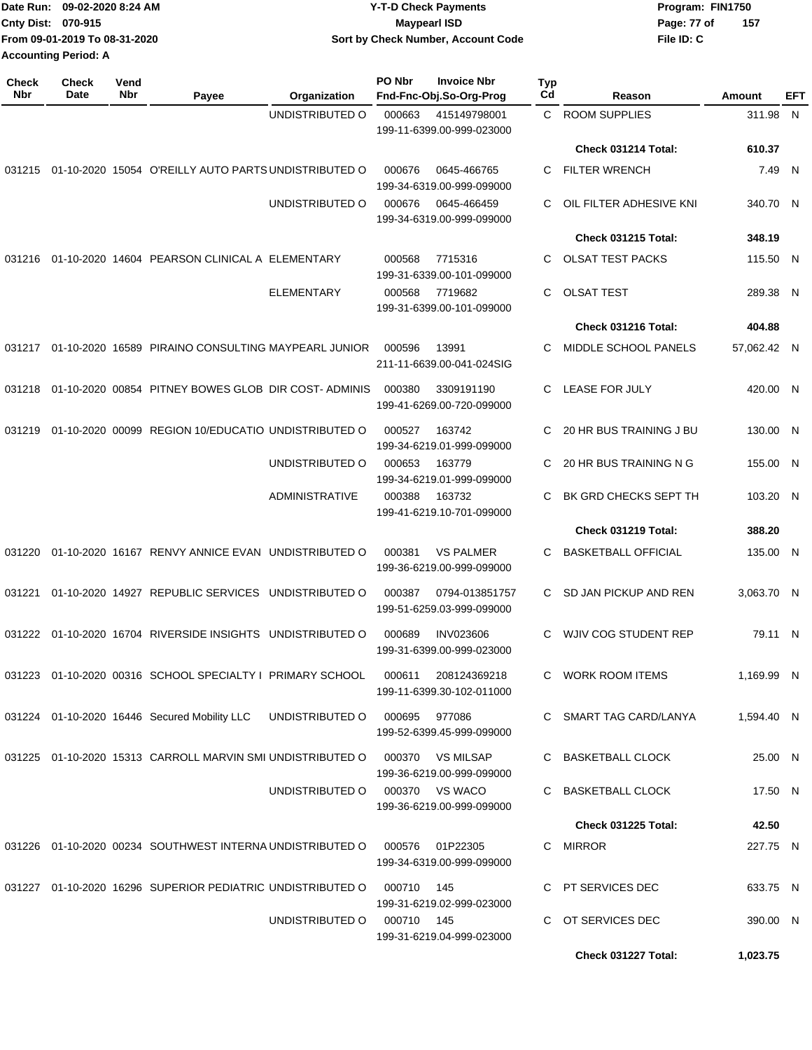Date Run: 09-02-2020 8:24 AM
Cnty Dist: 070-915
From 09-01-2019 To 08-31-2020
Accounting Period: A

# Y-T-D Check Payments
## Maypearl ISD
### Sort by Check Number, Account Code

Program: FIN1750
File ID: C

| Check Nbr | Check Date | Vend Nbr | Payee | Organization | PO Nbr | Invoice Nbr / Fnd-Fnc-Obj.So-Org-Prog | Typ Cd | Reason | Amount | EFT |
|---|---|---|---|---|---|---|---|---|---|---|
| | | | | UNDISTRIBUTED O | 000663 | 415149798001 / 199-11-6399.00-999-023000 | C | ROOM SUPPLIES | 311.98 | N |
| | | | | | | | | **Check 031214 Total:** | **610.37** | |
| 031215 | 01-10-2020 | 15054 | O'REILLY AUTO PARTS | UNDISTRIBUTED O | 000676 | 0645-466765 / 199-34-6319.00-999-099000 | C | FILTER WRENCH | 7.49 | N |
| | | | | UNDISTRIBUTED O | 000676 | 0645-466459 / 199-34-6319.00-999-099000 | C | OIL FILTER ADHESIVE KNI | 340.70 | N |
| | | | | | | | | **Check 031215 Total:** | **348.19** | |
| 031216 | 01-10-2020 | 14604 | PEARSON CLINICAL A | ELEMENTARY | 000568 | 7715316 / 199-31-6339.00-101-099000 | C | OLSAT TEST PACKS | 115.50 | N |
| | | | | ELEMENTARY | 000568 | 7719682 / 199-31-6399.00-101-099000 | C | OLSAT TEST | 289.38 | N |
| | | | | | | | | **Check 031216 Total:** | **404.88** | |
| 031217 | 01-10-2020 | 16589 | PIRAINO CONSULTING | MAYPEARL JUNIOR | 000596 | 13991 / 211-11-6639.00-041-024SIG | C | MIDDLE SCHOOL PANELS | 57,062.42 | N |
| 031218 | 01-10-2020 | 00854 | PITNEY BOWES GLOB | DIR COST- ADMINIS | 000380 | 3309191190 / 199-41-6269.00-720-099000 | C | LEASE FOR JULY | 420.00 | N |
| 031219 | 01-10-2020 | 00099 | REGION 10/EDUCATIO | UNDISTRIBUTED O | 000527 | 163742 / 199-34-6219.01-999-099000 | C | 20 HR BUS TRAINING J BU | 130.00 | N |
| | | | | UNDISTRIBUTED O | 000653 | 163779 / 199-34-6219.01-999-099000 | C | 20 HR BUS TRAINING N G | 155.00 | N |
| | | | | ADMINISTRATIVE | 000388 | 163732 / 199-41-6219.10-701-099000 | C | BK GRD CHECKS SEPT TH | 103.20 | N |
| | | | | | | | | **Check 031219 Total:** | **388.20** | |
| 031220 | 01-10-2020 | 16167 | RENVY ANNICE EVAN | UNDISTRIBUTED O | 000381 | VS PALMER / 199-36-6219.00-999-099000 | C | BASKETBALL OFFICIAL | 135.00 | N |
| 031221 | 01-10-2020 | 14927 | REPUBLIC SERVICES | UNDISTRIBUTED O | 000387 | 0794-013851757 / 199-51-6259.03-999-099000 | C | SD JAN PICKUP AND REN | 3,063.70 | N |
| 031222 | 01-10-2020 | 16704 | RIVERSIDE INSIGHTS | UNDISTRIBUTED O | 000689 | INV023606 / 199-31-6399.00-999-023000 | C | WJIV COG STUDENT REP | 79.11 | N |
| 031223 | 01-10-2020 | 00316 | SCHOOL SPECIALTY I | PRIMARY SCHOOL | 000611 | 208124369218 / 199-11-6399.30-102-011000 | C | WORK ROOM ITEMS | 1,169.99 | N |
| 031224 | 01-10-2020 | 16446 | Secured Mobility LLC | UNDISTRIBUTED O | 000695 | 977086 / 199-52-6399.45-999-099000 | C | SMART TAG CARD/LANYA | 1,594.40 | N |
| 031225 | 01-10-2020 | 15313 | CARROLL MARVIN SMI | UNDISTRIBUTED O | 000370 | VS MILSAP / 199-36-6219.00-999-099000 | C | BASKETBALL CLOCK | 25.00 | N |
| | | | | UNDISTRIBUTED O | 000370 | VS WACO / 199-36-6219.00-999-099000 | C | BASKETBALL CLOCK | 17.50 | N |
| | | | | | | | | **Check 031225 Total:** | **42.50** | |
| 031226 | 01-10-2020 | 00234 | SOUTHWEST INTERNA | UNDISTRIBUTED O | 000576 | 01P22305 / 199-34-6319.00-999-099000 | C | MIRROR | 227.75 | N |
| 031227 | 01-10-2020 | 16296 | SUPERIOR PEDIATRIC | UNDISTRIBUTED O | 000710 | 145 / 199-31-6219.02-999-023000 | C | PT SERVICES DEC | 633.75 | N |
| | | | | UNDISTRIBUTED O | 000710 | 145 / 199-31-6219.04-999-023000 | C | OT SERVICES DEC | 390.00 | N |
| | | | | | | | | **Check 031227 Total:** | **1,023.75** | |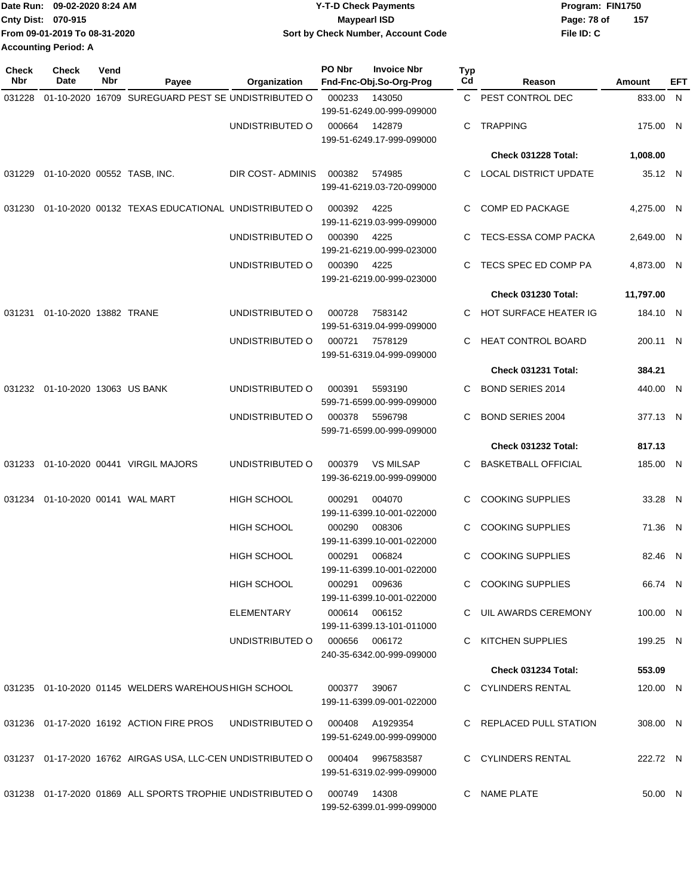Date Run: 09-02-2020 8:24 AM
Cnty Dist: 070-915
From 09-01-2019 To 08-31-2020
Accounting Period: A

**Y-T-D Check Payments**
**Maypearl ISD**
**Sort by Check Number, Account Code**

Program: FIN1750
File ID: C

| Check Nbr | Check Date | Vend Nbr | Payee | Organization | PO Nbr | Invoice Nbr / Fnd-Fnc-Obj.So-Org-Prog | Typ Cd | Reason | Amount | EFT |
|---|---|---|---|---|---|---|---|---|---|---|
| 031228 | 01-10-2020 | 16709 | SUREGUARD PEST SE | UNDISTRIBUTED O | 000233 | 143050 199-51-6249.00-999-099000 | C | PEST CONTROL DEC | 833.00 | N |
| | | | | UNDISTRIBUTED O | 000664 | 142879 199-51-6249.17-999-099000 | C | TRAPPING | 175.00 | N |
| | | | | | | | | **Check 031228 Total:** | **1,008.00** | |
| 031229 | 01-10-2020 | 00552 | TASB, INC. | DIR COST- ADMINIS | 000382 | 574985 199-41-6219.03-720-099000 | C | LOCAL DISTRICT UPDATE | 35.12 | N |
| 031230 | 01-10-2020 | 00132 | TEXAS EDUCATIONAL | UNDISTRIBUTED O | 000392 | 4225 199-11-6219.03-999-099000 | C | COMP ED PACKAGE | 4,275.00 | N |
| | | | | UNDISTRIBUTED O | 000390 | 4225 199-21-6219.00-999-023000 | C | TECS-ESSA COMP PACKA | 2,649.00 | N |
| | | | | UNDISTRIBUTED O | 000390 | 4225 199-21-6219.00-999-023000 | C | TECS SPEC ED COMP PA | 4,873.00 | N |
| | | | | | | | | **Check 031230 Total:** | **11,797.00** | |
| 031231 | 01-10-2020 | 13882 | TRANE | UNDISTRIBUTED O | 000728 | 7583142 199-51-6319.04-999-099000 | C | HOT SURFACE HEATER IG | 184.10 | N |
| | | | | UNDISTRIBUTED O | 000721 | 7578129 199-51-6319.04-999-099000 | C | HEAT CONTROL BOARD | 200.11 | N |
| | | | | | | | | **Check 031231 Total:** | **384.21** | |
| 031232 | 01-10-2020 | 13063 | US BANK | UNDISTRIBUTED O | 000391 | 5593190 599-71-6599.00-999-099000 | C | BOND SERIES 2014 | 440.00 | N |
| | | | | UNDISTRIBUTED O | 000378 | 5596798 599-71-6599.00-999-099000 | C | BOND SERIES 2004 | 377.13 | N |
| | | | | | | | | **Check 031232 Total:** | **817.13** | |
| 031233 | 01-10-2020 | 00441 | VIRGIL MAJORS | UNDISTRIBUTED O | 000379 | VS MILSAP 199-36-6219.00-999-099000 | C | BASKETBALL OFFICIAL | 185.00 | N |
| 031234 | 01-10-2020 | 00141 | WAL MART | HIGH SCHOOL | 000291 | 004070 199-11-6399.10-001-022000 | C | COOKING SUPPLIES | 33.28 | N |
| | | | | HIGH SCHOOL | 000290 | 008306 199-11-6399.10-001-022000 | C | COOKING SUPPLIES | 71.36 | N |
| | | | | HIGH SCHOOL | 000291 | 006824 199-11-6399.10-001-022000 | C | COOKING SUPPLIES | 82.46 | N |
| | | | | HIGH SCHOOL | 000291 | 009636 199-11-6399.10-001-022000 | C | COOKING SUPPLIES | 66.74 | N |
| | | | | ELEMENTARY | 000614 | 006152 199-11-6399.13-101-011000 | C | UIL AWARDS CEREMONY | 100.00 | N |
| | | | | UNDISTRIBUTED O | 000656 | 006172 240-35-6342.00-999-099000 | C | KITCHEN SUPPLIES | 199.25 | N |
| | | | | | | | | **Check 031234 Total:** | **553.09** | |
| 031235 | 01-10-2020 | 01145 | WELDERS WAREHOUS | HIGH SCHOOL | 000377 | 39067 199-11-6399.09-001-022000 | C | CYLINDERS RENTAL | 120.00 | N |
| 031236 | 01-17-2020 | 16192 | ACTION FIRE PROS | UNDISTRIBUTED O | 000408 | A1929354 199-51-6249.00-999-099000 | C | REPLACED PULL STATION | 308.00 | N |
| 031237 | 01-17-2020 | 16762 | AIRGAS USA, LLC-CEN | UNDISTRIBUTED O | 000404 | 9967583587 199-51-6319.02-999-099000 | C | CYLINDERS RENTAL | 222.72 | N |
| 031238 | 01-17-2020 | 01869 | ALL SPORTS TROPHIE | UNDISTRIBUTED O | 000749 | 14308 199-52-6399.01-999-099000 | C | NAME PLATE | 50.00 | N |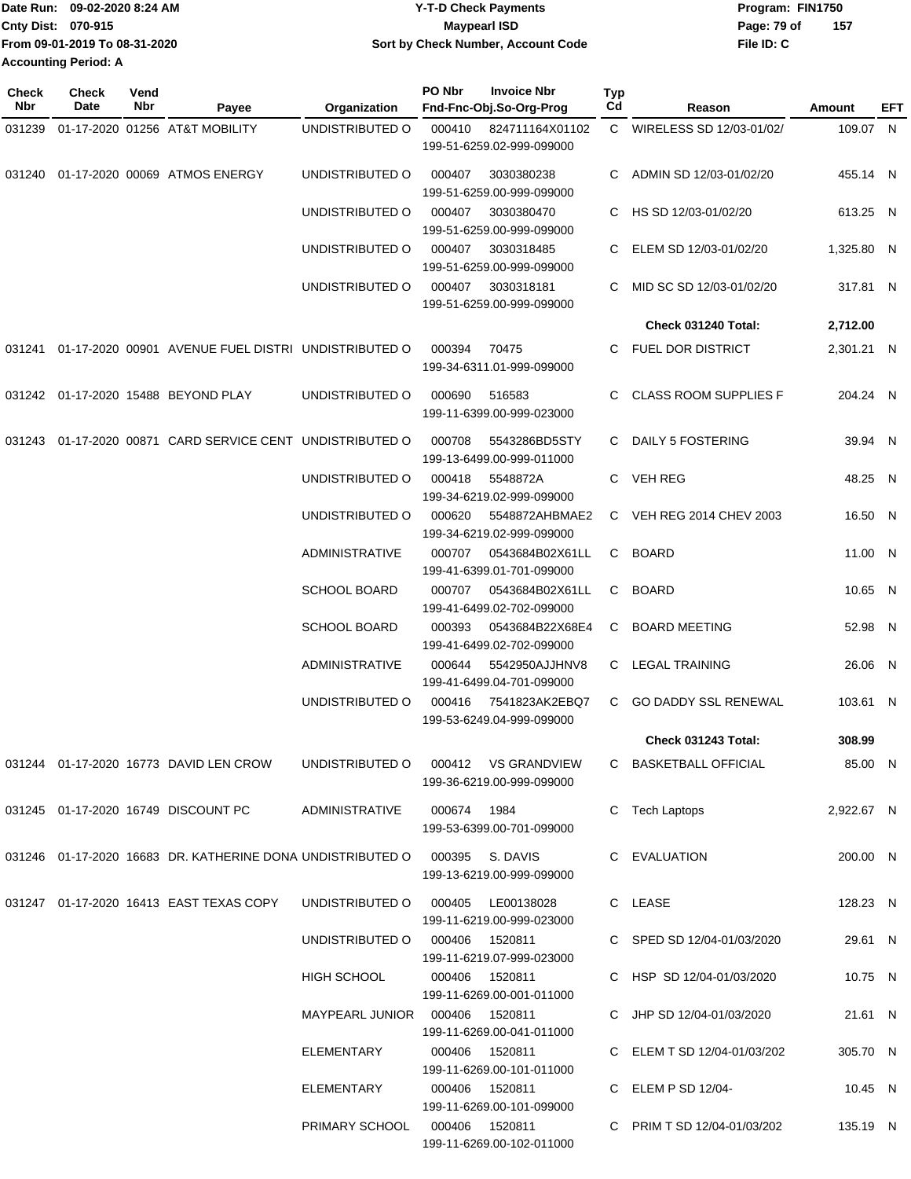Date Run: 09-02-2020 8:24 AM
Cnty Dist: 070-915
From 09-01-2019 To 08-31-2020
Accounting Period: A

# Y-T-D Check Payments
## Maypearl ISD
### Sort by Check Number, Account Code

Program: FIN1750
File ID: C

| Check Nbr | Check Date | Vend Nbr | Payee | Organization | PO Nbr | Invoice Nbr / Fnd-Fnc-Obj.So-Org-Prog | Typ Cd | Reason | Amount | EFT |
|---|---|---|---|---|---|---|---|---|---|---|
| 031239 | 01-17-2020 | 01256 | AT&T MOBILITY | UNDISTRIBUTED O | 000410 | 824711164X01102 199-51-6259.02-999-099000 | C | WIRELESS SD 12/03-01/02/ | 109.07 | N |
| 031240 | 01-17-2020 | 00069 | ATMOS ENERGY | UNDISTRIBUTED O | 000407 | 3030380238 199-51-6259.00-999-099000 | C | ADMIN SD 12/03-01/02/20 | 455.14 | N |
| | | | | UNDISTRIBUTED O | 000407 | 3030380470 199-51-6259.00-999-099000 | C | HS SD 12/03-01/02/20 | 613.25 | N |
| | | | | UNDISTRIBUTED O | 000407 | 3030318485 199-51-6259.00-999-099000 | C | ELEM SD 12/03-01/02/20 | 1,325.80 | N |
| | | | | UNDISTRIBUTED O | 000407 | 3030318181 199-51-6259.00-999-099000 | C | MID SC SD 12/03-01/02/20 | 317.81 | N |
| | | | | | | | | **Check 031240 Total:** | **2,712.00** | |
| 031241 | 01-17-2020 | 00901 | AVENUE FUEL DISTRI | UNDISTRIBUTED O | 000394 | 70475 199-34-6311.01-999-099000 | C | FUEL DOR DISTRICT | 2,301.21 | N |
| 031242 | 01-17-2020 | 15488 | BEYOND PLAY | UNDISTRIBUTED O | 000690 | 516583 199-11-6399.00-999-023000 | C | CLASS ROOM SUPPLIES F | 204.24 | N |
| 031243 | 01-17-2020 | 00871 | CARD SERVICE CENT | UNDISTRIBUTED O | 000708 | 5543286BD5STY 199-13-6499.00-999-011000 | C | DAILY 5 FOSTERING | 39.94 | N |
| | | | | UNDISTRIBUTED O | 000418 | 5548872A 199-34-6219.02-999-099000 | C | VEH REG | 48.25 | N |
| | | | | UNDISTRIBUTED O | 000620 | 5548872AHBMAE2 199-34-6219.02-999-099000 | C | VEH REG 2014 CHEV 2003 | 16.50 | N |
| | | | | ADMINISTRATIVE | 000707 | 0543684B02X61LL 199-41-6399.01-701-099000 | C | BOARD | 11.00 | N |
| | | | | SCHOOL BOARD | 000707 | 0543684B02X61LL 199-41-6499.02-702-099000 | C | BOARD | 10.65 | N |
| | | | | SCHOOL BOARD | 000393 | 0543684B22X68E4 199-41-6499.02-702-099000 | C | BOARD MEETING | 52.98 | N |
| | | | | ADMINISTRATIVE | 000644 | 5542950AJJHNV8 199-41-6499.04-701-099000 | C | LEGAL TRAINING | 26.06 | N |
| | | | | UNDISTRIBUTED O | 000416 | 7541823AK2EBQ7 199-53-6249.04-999-099000 | C | GO DADDY SSL RENEWAL | 103.61 | N |
| | | | | | | | | **Check 031243 Total:** | **308.99** | |
| 031244 | 01-17-2020 | 16773 | DAVID LEN CROW | UNDISTRIBUTED O | 000412 | VS GRANDVIEW 199-36-6219.00-999-099000 | C | BASKETBALL OFFICIAL | 85.00 | N |
| 031245 | 01-17-2020 | 16749 | DISCOUNT PC | ADMINISTRATIVE | 000674 | 1984 199-53-6399.00-701-099000 | C | Tech Laptops | 2,922.67 | N |
| 031246 | 01-17-2020 | 16683 | DR. KATHERINE DONA | UNDISTRIBUTED O | 000395 | S. DAVIS 199-13-6219.00-999-099000 | C | EVALUATION | 200.00 | N |
| 031247 | 01-17-2020 | 16413 | EAST TEXAS COPY | UNDISTRIBUTED O | 000405 | LE00138028 199-11-6219.00-999-023000 | C | LEASE | 128.23 | N |
| | | | | UNDISTRIBUTED O | 000406 | 1520811 199-11-6219.07-999-023000 | C | SPED SD 12/04-01/03/2020 | 29.61 | N |
| | | | | HIGH SCHOOL | 000406 | 1520811 199-11-6269.00-001-011000 | C | HSP SD 12/04-01/03/2020 | 10.75 | N |
| | | | | MAYPEARL JUNIOR | 000406 | 1520811 199-11-6269.00-041-011000 | C | JHP SD 12/04-01/03/2020 | 21.61 | N |
| | | | | ELEMENTARY | 000406 | 1520811 199-11-6269.00-101-011000 | C | ELEM T SD 12/04-01/03/202 | 305.70 | N |
| | | | | ELEMENTARY | 000406 | 1520811 199-11-6269.00-101-099000 | C | ELEM P SD 12/04- | 10.45 | N |
| | | | | PRIMARY SCHOOL | 000406 | 1520811 199-11-6269.00-102-011000 | C | PRIM T SD 12/04-01/03/202 | 135.19 | N |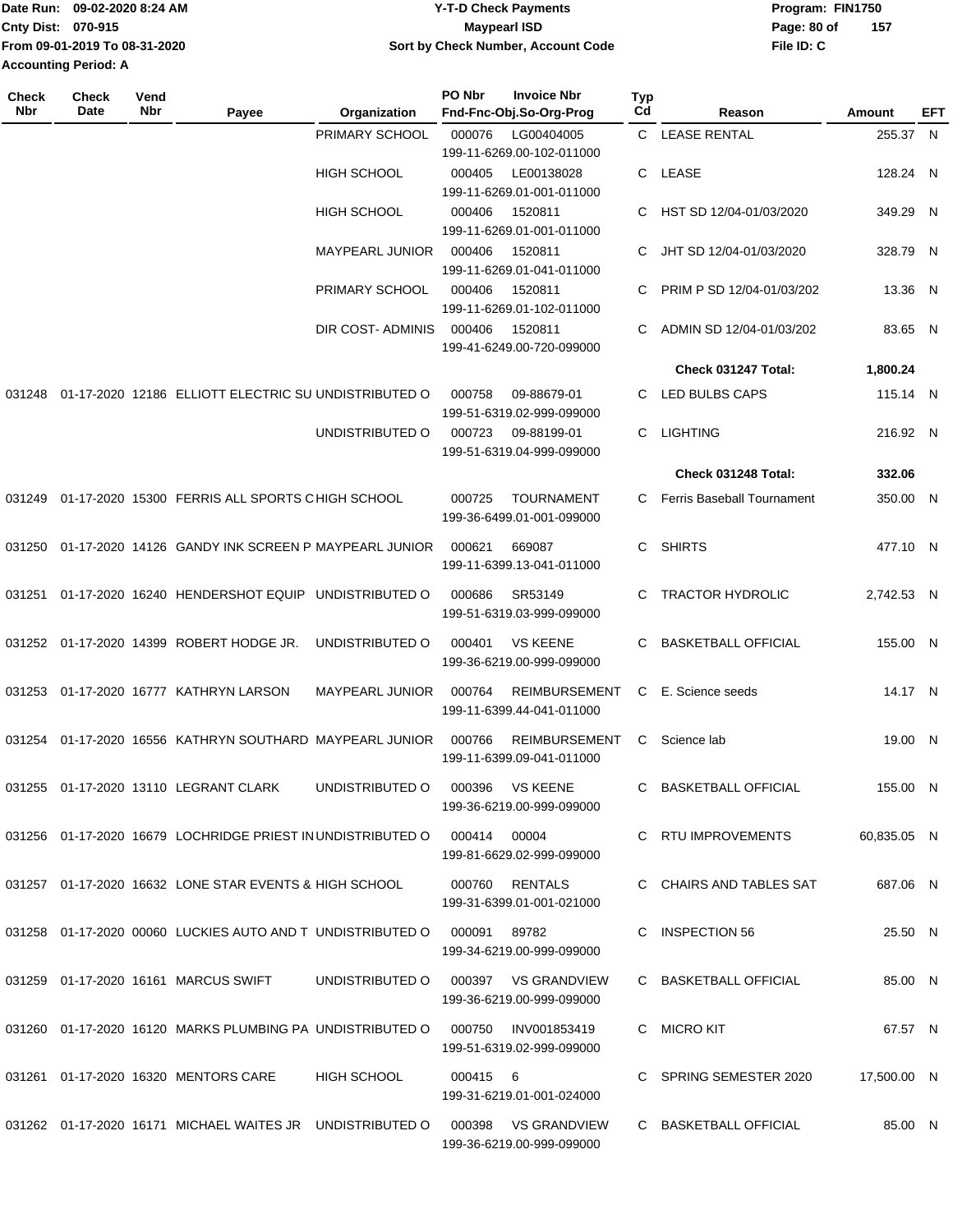Date Run: 09-02-2020 8:24 AM
Cnty Dist: 070-915
From 09-01-2019 To 08-31-2020
Accounting Period: A

# Y-T-D Check Payments
## Maypearl ISD
### Sort by Check Number, Account Code

Program: FIN1750
File ID: C

| Check Nbr | Check Date | Vend Nbr | Payee | Organization | PO Nbr | Invoice Nbr / Fnd-Fnc-Obj.So-Org-Prog | Typ Cd | Reason | Amount | EFT |
|---|---|---|---|---|---|---|---|---|---|---|
| | | | | PRIMARY SCHOOL | 000076 | LG00404005 199-11-6269.00-102-011000 | C | LEASE RENTAL | 255.37 | N |
| | | | | HIGH SCHOOL | 000405 | LE00138028 199-11-6269.01-001-011000 | C | LEASE | 128.24 | N |
| | | | | HIGH SCHOOL | 000406 | 1520811 199-11-6269.01-001-011000 | C | HST SD 12/04-01/03/2020 | 349.29 | N |
| | | | | MAYPEARL JUNIOR | 000406 | 1520811 199-11-6269.01-041-011000 | C | JHT SD 12/04-01/03/2020 | 328.79 | N |
| | | | | PRIMARY SCHOOL | 000406 | 1520811 199-11-6269.01-102-011000 | C | PRIM P SD 12/04-01/03/202 | 13.36 | N |
| | | | | DIR COST- ADMINIS | 000406 | 1520811 199-41-6249.00-720-099000 | C | ADMIN SD 12/04-01/03/202 | 83.65 | N |
| | | | | | | | | **Check 031247 Total:** | **1,800.24** | |
| 031248 | 01-17-2020 | 12186 | ELLIOTT ELECTRIC SU | UNDISTRIBUTED O | 000758 | 09-88679-01 199-51-6319.02-999-099000 | C | LED BULBS CAPS | 115.14 | N |
| | | | | UNDISTRIBUTED O | 000723 | 09-88199-01 199-51-6319.04-999-099000 | C | LIGHTING | 216.92 | N |
| | | | | | | | | **Check 031248 Total:** | **332.06** | |
| 031249 | 01-17-2020 | 15300 | FERRIS ALL SPORTS C | HIGH SCHOOL | 000725 | TOURNAMENT 199-36-6499.01-001-099000 | C | Ferris Baseball Tournament | 350.00 | N |
| 031250 | 01-17-2020 | 14126 | GANDY INK SCREEN P | MAYPEARL JUNIOR | 000621 | 669087 199-11-6399.13-041-011000 | C | SHIRTS | 477.10 | N |
| 031251 | 01-17-2020 | 16240 | HENDERSHOT EQUIP | UNDISTRIBUTED O | 000686 | SR53149 199-51-6319.03-999-099000 | C | TRACTOR HYDROLIC | 2,742.53 | N |
| 031252 | 01-17-2020 | 14399 | ROBERT HODGE JR. | UNDISTRIBUTED O | 000401 | VS KEENE 199-36-6219.00-999-099000 | C | BASKETBALL OFFICIAL | 155.00 | N |
| 031253 | 01-17-2020 | 16777 | KATHRYN LARSON | MAYPEARL JUNIOR | 000764 | REIMBURSEMENT 199-11-6399.44-041-011000 | C | E. Science seeds | 14.17 | N |
| 031254 | 01-17-2020 | 16556 | KATHRYN SOUTHARD | MAYPEARL JUNIOR | 000766 | REIMBURSEMENT 199-11-6399.09-041-011000 | C | Science lab | 19.00 | N |
| 031255 | 01-17-2020 | 13110 | LEGRANT CLARK | UNDISTRIBUTED O | 000396 | VS KEENE 199-36-6219.00-999-099000 | C | BASKETBALL OFFICIAL | 155.00 | N |
| 031256 | 01-17-2020 | 16679 | LOCHRIDGE PRIEST IN | UNDISTRIBUTED O | 000414 | 00004 199-81-6629.02-999-099000 | C | RTU IMPROVEMENTS | 60,835.05 | N |
| 031257 | 01-17-2020 | 16632 | LONE STAR EVENTS & | HIGH SCHOOL | 000760 | RENTALS 199-31-6399.01-001-021000 | C | CHAIRS AND TABLES SAT | 687.06 | N |
| 031258 | 01-17-2020 | 00060 | LUCKIES AUTO AND T | UNDISTRIBUTED O | 000091 | 89782 199-34-6219.00-999-099000 | C | INSPECTION 56 | 25.50 | N |
| 031259 | 01-17-2020 | 16161 | MARCUS SWIFT | UNDISTRIBUTED O | 000397 | VS GRANDVIEW 199-36-6219.00-999-099000 | C | BASKETBALL OFFICIAL | 85.00 | N |
| 031260 | 01-17-2020 | 16120 | MARKS PLUMBING PA | UNDISTRIBUTED O | 000750 | INV001853419 199-51-6319.02-999-099000 | C | MICRO KIT | 67.57 | N |
| 031261 | 01-17-2020 | 16320 | MENTORS CARE | HIGH SCHOOL | 000415 | 6 199-31-6219.01-001-024000 | C | SPRING SEMESTER 2020 | 17,500.00 | N |
| 031262 | 01-17-2020 | 16171 | MICHAEL WAITES JR | UNDISTRIBUTED O | 000398 | VS GRANDVIEW 199-36-6219.00-999-099000 | C | BASKETBALL OFFICIAL | 85.00 | N |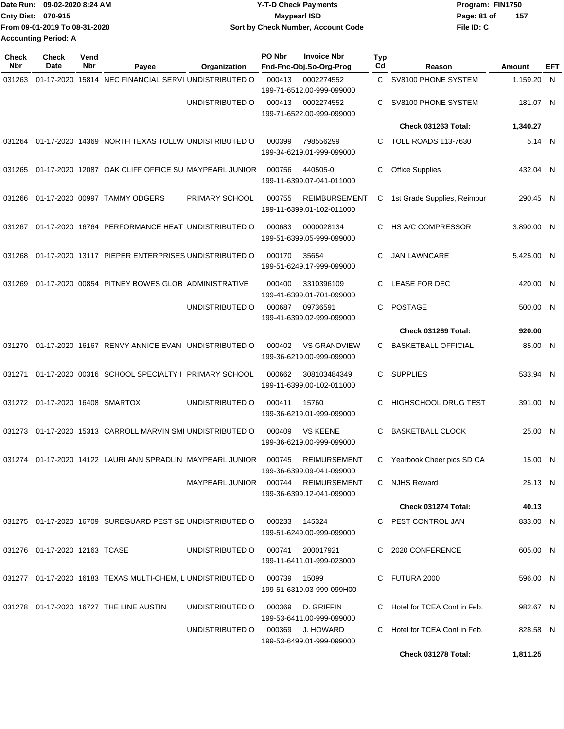Date Run: 09-02-2020 8:24 AM
Cnty Dist: 070-915
From 09-01-2019 To 08-31-2020
Accounting Period: A

**Y-T-D Check Payments**
**Maypearl ISD**
**Sort by Check Number, Account Code**

Program: FIN1750
File ID: C

| Check Nbr | Check Date | Vend Nbr | Payee | Organization | PO Nbr | Invoice Nbr / Fnd-Fnc-Obj.So-Org-Prog | Typ Cd | Reason | Amount | EFT |
|---|---|---|---|---|---|---|---|---|---|---|
| 031263 | 01-17-2020 | 15814 | NEC FINANCIAL SERVI | UNDISTRIBUTED O | 000413 | 0002274552 199-71-6512.00-999-099000 | C | SV8100 PHONE SYSTEM | 1,159.20 | N |
| | | | | UNDISTRIBUTED O | 000413 | 0002274552 199-71-6522.00-999-099000 | C | SV8100 PHONE SYSTEM | 181.07 | N |
| | | | | | | | | **Check 031263 Total:** | **1,340.27** | |
| 031264 | 01-17-2020 | 14369 | NORTH TEXAS TOLLW | UNDISTRIBUTED O | 000399 | 798556299 199-34-6219.01-999-099000 | C | TOLL ROADS 113-7630 | 5.14 | N |
| 031265 | 01-17-2020 | 12087 | OAK CLIFF OFFICE SU | MAYPEARL JUNIOR | 000756 | 440505-0 199-11-6399.07-041-011000 | C | Office Supplies | 432.04 | N |
| 031266 | 01-17-2020 | 00997 | TAMMY ODGERS | PRIMARY SCHOOL | 000755 | REIMBURSEMENT 199-11-6399.01-102-011000 | C | 1st Grade Supplies, Reimbur | 290.45 | N |
| 031267 | 01-17-2020 | 16764 | PERFORMANCE HEAT | UNDISTRIBUTED O | 000683 | 0000028134 199-51-6399.05-999-099000 | C | HS A/C COMPRESSOR | 3,890.00 | N |
| 031268 | 01-17-2020 | 13117 | PIEPER ENTERPRISES | UNDISTRIBUTED O | 000170 | 35654 199-51-6249.17-999-099000 | C | JAN LAWNCARE | 5,425.00 | N |
| 031269 | 01-17-2020 | 00854 | PITNEY BOWES GLOB | ADMINISTRATIVE | 000400 | 3310396109 199-41-6399.01-701-099000 | C | LEASE FOR DEC | 420.00 | N |
| | | | | UNDISTRIBUTED O | 000687 | 09736591 199-41-6399.02-999-099000 | C | POSTAGE | 500.00 | N |
| | | | | | | | | **Check 031269 Total:** | **920.00** | |
| 031270 | 01-17-2020 | 16167 | RENVY ANNICE EVAN | UNDISTRIBUTED O | 000402 | VS GRANDVIEW 199-36-6219.00-999-099000 | C | BASKETBALL OFFICIAL | 85.00 | N |
| 031271 | 01-17-2020 | 00316 | SCHOOL SPECIALTY I | PRIMARY SCHOOL | 000662 | 308103484349 199-11-6399.00-102-011000 | C | SUPPLIES | 533.94 | N |
| 031272 | 01-17-2020 | 16408 | SMARTOX | UNDISTRIBUTED O | 000411 | 15760 199-36-6219.01-999-099000 | C | HIGHSCHOOL DRUG TEST | 391.00 | N |
| 031273 | 01-17-2020 | 15313 | CARROLL MARVIN SMI | UNDISTRIBUTED O | 000409 | VS KEENE 199-36-6219.00-999-099000 | C | BASKETBALL CLOCK | 25.00 | N |
| 031274 | 01-17-2020 | 14122 | LAURI ANN SPRADLIN | MAYPEARL JUNIOR | 000745 | REIMURSEMENT 199-36-6399.09-041-099000 | C | Yearbook Cheer pics SD CA | 15.00 | N |
| | | | | MAYPEARL JUNIOR | 000744 | REIMBURSEMENT 199-36-6399.12-041-099000 | C | NJHS Reward | 25.13 | N |
| | | | | | | | | **Check 031274 Total:** | **40.13** | |
| 031275 | 01-17-2020 | 16709 | SUREGUARD PEST SE | UNDISTRIBUTED O | 000233 | 145324 199-51-6249.00-999-099000 | C | PEST CONTROL JAN | 833.00 | N |
| 031276 | 01-17-2020 | 12163 | TCASE | UNDISTRIBUTED O | 000741 | 200017921 199-11-6411.01-999-023000 | C | 2020 CONFERENCE | 605.00 | N |
| 031277 | 01-17-2020 | 16183 | TEXAS MULTI-CHEM, L | UNDISTRIBUTED O | 000739 | 15099 199-51-6319.03-999-099H00 | C | FUTURA 2000 | 596.00 | N |
| 031278 | 01-17-2020 | 16727 | THE LINE AUSTIN | UNDISTRIBUTED O | 000369 | D. GRIFFIN 199-53-6411.00-999-099000 | C | Hotel for TCEA Conf in Feb. | 982.67 | N |
| | | | | UNDISTRIBUTED O | 000369 | J. HOWARD 199-53-6499.01-999-099000 | C | Hotel for TCEA Conf in Feb. | 828.58 | N |
| | | | | | | | | **Check 031278 Total:** | **1,811.25** | |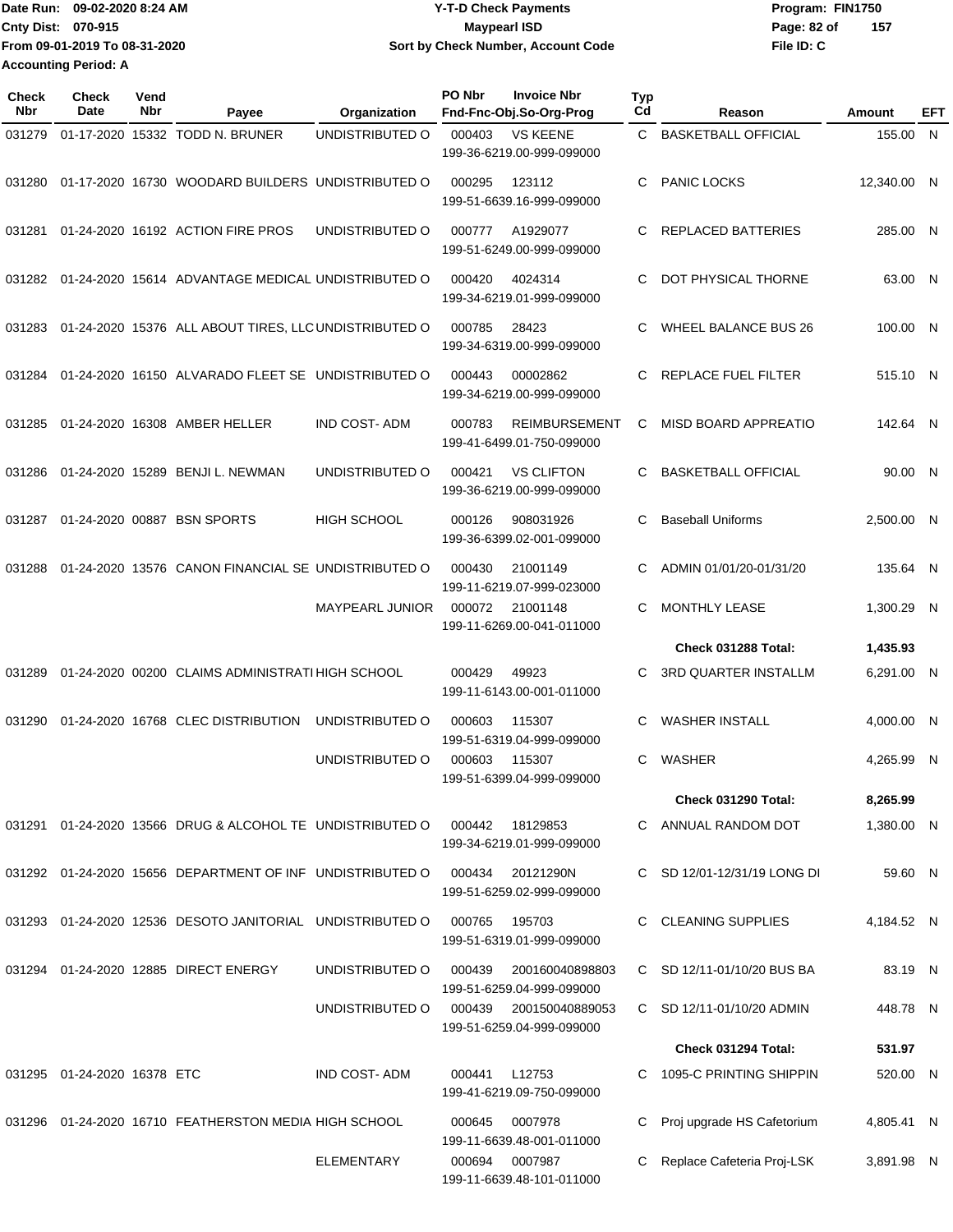Date Run: 09-02-2020 8:24 AM
Cnty Dist: 070-915
From 09-01-2019 To 08-31-2020
Accounting Period: A

**Y-T-D Check Payments**
**Maypearl ISD**
**Sort by Check Number, Account Code**

Program: FIN1750
File ID: C

| Check Nbr | Check Date | Vend Nbr | Payee | Organization | PO Nbr | Invoice Nbr / Fnd-Fnc-Obj.So-Org-Prog | Typ Cd | Reason | Amount | EFT |
|---|---|---|---|---|---|---|---|---|---|---|
| 031279 | 01-17-2020 | 15332 | TODD N. BRUNER | UNDISTRIBUTED O | 000403 | VS KEENE 199-36-6219.00-999-099000 | C | BASKETBALL OFFICIAL | 155.00 | N |
| 031280 | 01-17-2020 | 16730 | WOODARD BUILDERS | UNDISTRIBUTED O | 000295 | 123112 199-51-6639.16-999-099000 | C | PANIC LOCKS | 12,340.00 | N |
| 031281 | 01-24-2020 | 16192 | ACTION FIRE PROS | UNDISTRIBUTED O | 000777 | A1929077 199-51-6249.00-999-099000 | C | REPLACED BATTERIES | 285.00 | N |
| 031282 | 01-24-2020 | 15614 | ADVANTAGE MEDICAL | UNDISTRIBUTED O | 000420 | 4024314 199-34-6219.01-999-099000 | C | DOT PHYSICAL THORNE | 63.00 | N |
| 031283 | 01-24-2020 | 15376 | ALL ABOUT TIRES, LLC | UNDISTRIBUTED O | 000785 | 28423 199-34-6319.00-999-099000 | C | WHEEL BALANCE BUS 26 | 100.00 | N |
| 031284 | 01-24-2020 | 16150 | ALVARADO FLEET SE | UNDISTRIBUTED O | 000443 | 00002862 199-34-6219.00-999-099000 | C | REPLACE FUEL FILTER | 515.10 | N |
| 031285 | 01-24-2020 | 16308 | AMBER HELLER | IND COST- ADM | 000783 | REIMBURSEMENT 199-41-6499.01-750-099000 | C | MISD BOARD APPREATIO | 142.64 | N |
| 031286 | 01-24-2020 | 15289 | BENJI L. NEWMAN | UNDISTRIBUTED O | 000421 | VS CLIFTON 199-36-6219.00-999-099000 | C | BASKETBALL OFFICIAL | 90.00 | N |
| 031287 | 01-24-2020 | 00887 | BSN SPORTS | HIGH SCHOOL | 000126 | 908031926 199-36-6399.02-001-099000 | C | Baseball Uniforms | 2,500.00 | N |
| 031288 | 01-24-2020 | 13576 | CANON FINANCIAL SE | UNDISTRIBUTED O | 000430 | 21001149 199-11-6219.07-999-023000 | C | ADMIN 01/01/20-01/31/20 | 135.64 | N |
| | | | | MAYPEARL JUNIOR | 000072 | 21001148 199-11-6269.00-041-011000 | C | MONTHLY LEASE | 1,300.29 | N |
| | | | | | | | | **Check 031288 Total:** | **1,435.93** | |
| 031289 | 01-24-2020 | 00200 | CLAIMS ADMINISTRATI | HIGH SCHOOL | 000429 | 49923 199-11-6143.00-001-011000 | C | 3RD QUARTER INSTALLM | 6,291.00 | N |
| 031290 | 01-24-2020 | 16768 | CLEC DISTRIBUTION | UNDISTRIBUTED O | 000603 | 115307 199-51-6319.04-999-099000 | C | WASHER INSTALL | 4,000.00 | N |
| | | | | UNDISTRIBUTED O | 000603 | 115307 199-51-6399.04-999-099000 | C | WASHER | 4,265.99 | N |
| | | | | | | | | **Check 031290 Total:** | **8,265.99** | |
| 031291 | 01-24-2020 | 13566 | DRUG & ALCOHOL TE | UNDISTRIBUTED O | 000442 | 18129853 199-34-6219.01-999-099000 | C | ANNUAL RANDOM DOT | 1,380.00 | N |
| 031292 | 01-24-2020 | 15656 | DEPARTMENT OF INF | UNDISTRIBUTED O | 000434 | 20121290N 199-51-6259.02-999-099000 | C | SD 12/01-12/31/19 LONG DI | 59.60 | N |
| 031293 | 01-24-2020 | 12536 | DESOTO JANITORIAL | UNDISTRIBUTED O | 000765 | 195703 199-51-6319.01-999-099000 | C | CLEANING SUPPLIES | 4,184.52 | N |
| 031294 | 01-24-2020 | 12885 | DIRECT ENERGY | UNDISTRIBUTED O | 000439 | 200160040898803 199-51-6259.04-999-099000 | C | SD 12/11-01/10/20 BUS BA | 83.19 | N |
| | | | | UNDISTRIBUTED O | 000439 | 200150040889053 199-51-6259.04-999-099000 | C | SD 12/11-01/10/20 ADMIN | 448.78 | N |
| | | | | | | | | **Check 031294 Total:** | **531.97** | |
| 031295 | 01-24-2020 | 16378 | ETC | IND COST- ADM | 000441 | L12753 199-41-6219.09-750-099000 | C | 1095-C PRINTING SHIPPIN | 520.00 | N |
| 031296 | 01-24-2020 | 16710 | FEATHERSTON MEDIA | HIGH SCHOOL | 000645 | 0007978 199-11-6639.48-001-011000 | C | Proj upgrade HS Cafetorium | 4,805.41 | N |
| | | | | ELEMENTARY | 000694 | 0007987 199-11-6639.48-101-011000 | C | Replace Cafeteria Proj-LSK | 3,891.98 | N |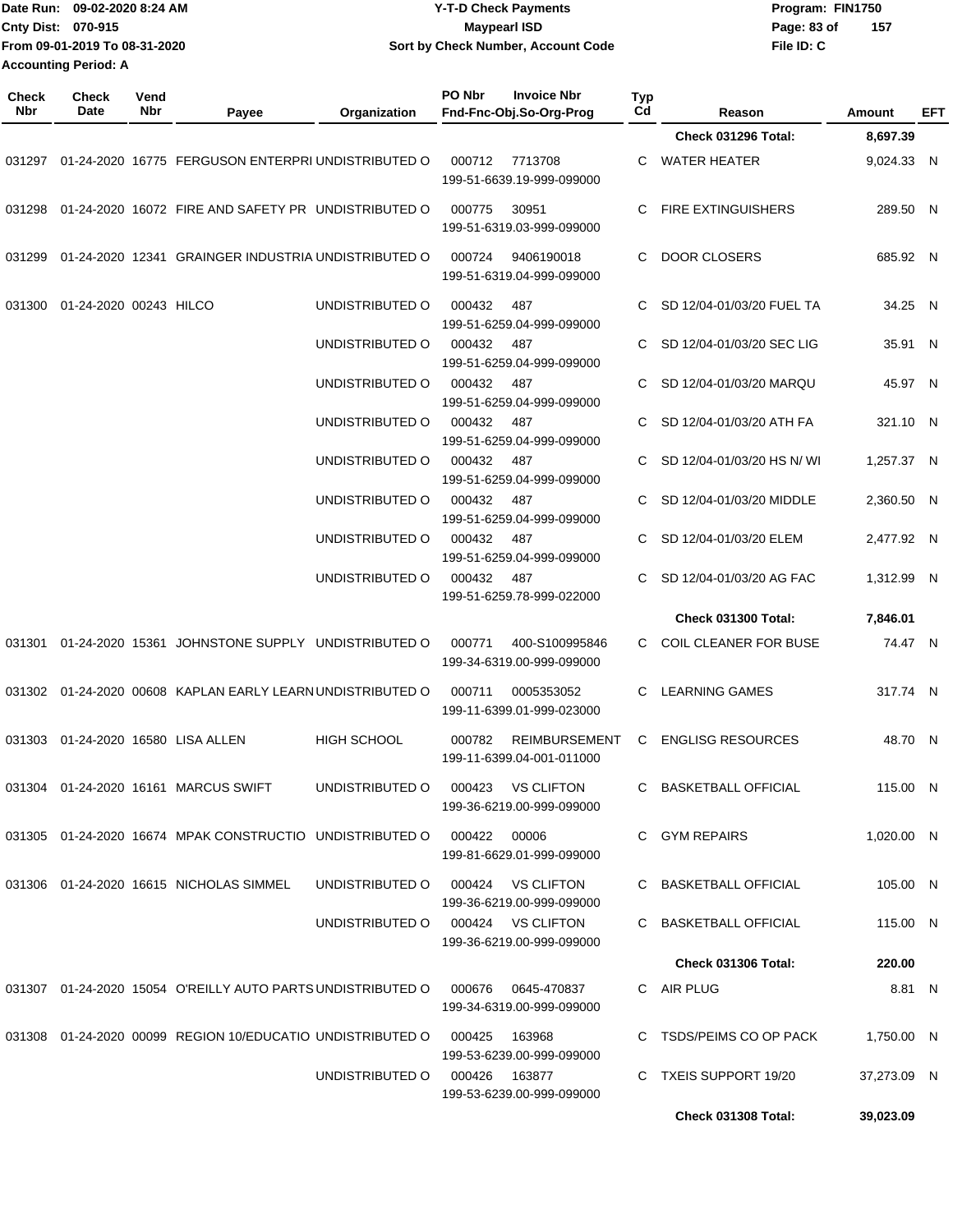Date Run: 09-02-2020 8:24 AM
Cnty Dist: 070-915
From 09-01-2019 To 08-31-2020
Accounting Period: A

**Y-T-D Check Payments**
**Maypearl ISD**
**Sort by Check Number, Account Code**

Program: FIN1750
File ID: C

| Check Nbr | Check Date | Vend Nbr | Payee | Organization | PO Nbr | Invoice Nbr / Fnd-Fnc-Obj.So-Org-Prog | Typ Cd | Reason | Amount | EFT |
|---|---|---|---|---|---|---|---|---|---|---|
| | | | | | | | | **Check 031296 Total:** | **8,697.39** | |
| 031297 | 01-24-2020 | 16775 | FERGUSON ENTERPRI | UNDISTRIBUTED O | 000712 | 7713708 199-51-6639.19-999-099000 | C | WATER HEATER | 9,024.33 | N |
| 031298 | 01-24-2020 | 16072 | FIRE AND SAFETY PR | UNDISTRIBUTED O | 000775 | 30951 199-51-6319.03-999-099000 | C | FIRE EXTINGUISHERS | 289.50 | N |
| 031299 | 01-24-2020 | 12341 | GRAINGER INDUSTRIA | UNDISTRIBUTED O | 000724 | 9406190018 199-51-6319.04-999-099000 | C | DOOR CLOSERS | 685.92 | N |
| 031300 | 01-24-2020 | 00243 | HILCO | UNDISTRIBUTED O | 000432 | 487 199-51-6259.04-999-099000 | C | SD 12/04-01/03/20 FUEL TA | 34.25 | N |
| | | | | UNDISTRIBUTED O | 000432 | 487 199-51-6259.04-999-099000 | C | SD 12/04-01/03/20 SEC LIG | 35.91 | N |
| | | | | UNDISTRIBUTED O | 000432 | 487 199-51-6259.04-999-099000 | C | SD 12/04-01/03/20 MARQU | 45.97 | N |
| | | | | UNDISTRIBUTED O | 000432 | 487 199-51-6259.04-999-099000 | C | SD 12/04-01/03/20 ATH FA | 321.10 | N |
| | | | | UNDISTRIBUTED O | 000432 | 487 199-51-6259.04-999-099000 | C | SD 12/04-01/03/20 HS N/ WI | 1,257.37 | N |
| | | | | UNDISTRIBUTED O | 000432 | 487 199-51-6259.04-999-099000 | C | SD 12/04-01/03/20 MIDDLE | 2,360.50 | N |
| | | | | UNDISTRIBUTED O | 000432 | 487 199-51-6259.04-999-099000 | C | SD 12/04-01/03/20 ELEM | 2,477.92 | N |
| | | | | UNDISTRIBUTED O | 000432 | 487 199-51-6259.78-999-022000 | C | SD 12/04-01/03/20 AG FAC | 1,312.99 | N |
| | | | | | | | | **Check 031300 Total:** | **7,846.01** | |
| 031301 | 01-24-2020 | 15361 | JOHNSTONE SUPPLY | UNDISTRIBUTED O | 000771 | 400-S100995846 199-34-6319.00-999-099000 | C | COIL CLEANER FOR BUSE | 74.47 | N |
| 031302 | 01-24-2020 | 00608 | KAPLAN EARLY LEARN | UNDISTRIBUTED O | 000711 | 0005353052 199-11-6399.01-999-023000 | C | LEARNING GAMES | 317.74 | N |
| 031303 | 01-24-2020 | 16580 | LISA ALLEN | HIGH SCHOOL | 000782 | REIMBURSEMENT 199-11-6399.04-001-011000 | C | ENGLISG RESOURCES | 48.70 | N |
| 031304 | 01-24-2020 | 16161 | MARCUS SWIFT | UNDISTRIBUTED O | 000423 | VS CLIFTON 199-36-6219.00-999-099000 | C | BASKETBALL OFFICIAL | 115.00 | N |
| 031305 | 01-24-2020 | 16674 | MPAK CONSTRUCTIO | UNDISTRIBUTED O | 000422 | 00006 199-81-6629.01-999-099000 | C | GYM REPAIRS | 1,020.00 | N |
| 031306 | 01-24-2020 | 16615 | NICHOLAS SIMMEL | UNDISTRIBUTED O | 000424 | VS CLIFTON 199-36-6219.00-999-099000 | C | BASKETBALL OFFICIAL | 105.00 | N |
| | | | | UNDISTRIBUTED O | 000424 | VS CLIFTON 199-36-6219.00-999-099000 | C | BASKETBALL OFFICIAL | 115.00 | N |
| | | | | | | | | **Check 031306 Total:** | **220.00** | |
| 031307 | 01-24-2020 | 15054 | O'REILLY AUTO PARTS | UNDISTRIBUTED O | 000676 | 0645-470837 199-34-6319.00-999-099000 | C | AIR PLUG | 8.81 | N |
| 031308 | 01-24-2020 | 00099 | REGION 10/EDUCATIO | UNDISTRIBUTED O | 000425 | 163968 199-53-6239.00-999-099000 | C | TSDS/PEIMS CO OP PACK | 1,750.00 | N |
| | | | | UNDISTRIBUTED O | 000426 | 163877 199-53-6239.00-999-099000 | C | TXEIS SUPPORT 19/20 | 37,273.09 | N |
| | | | | | | | | **Check 031308 Total:** | **39,023.09** | |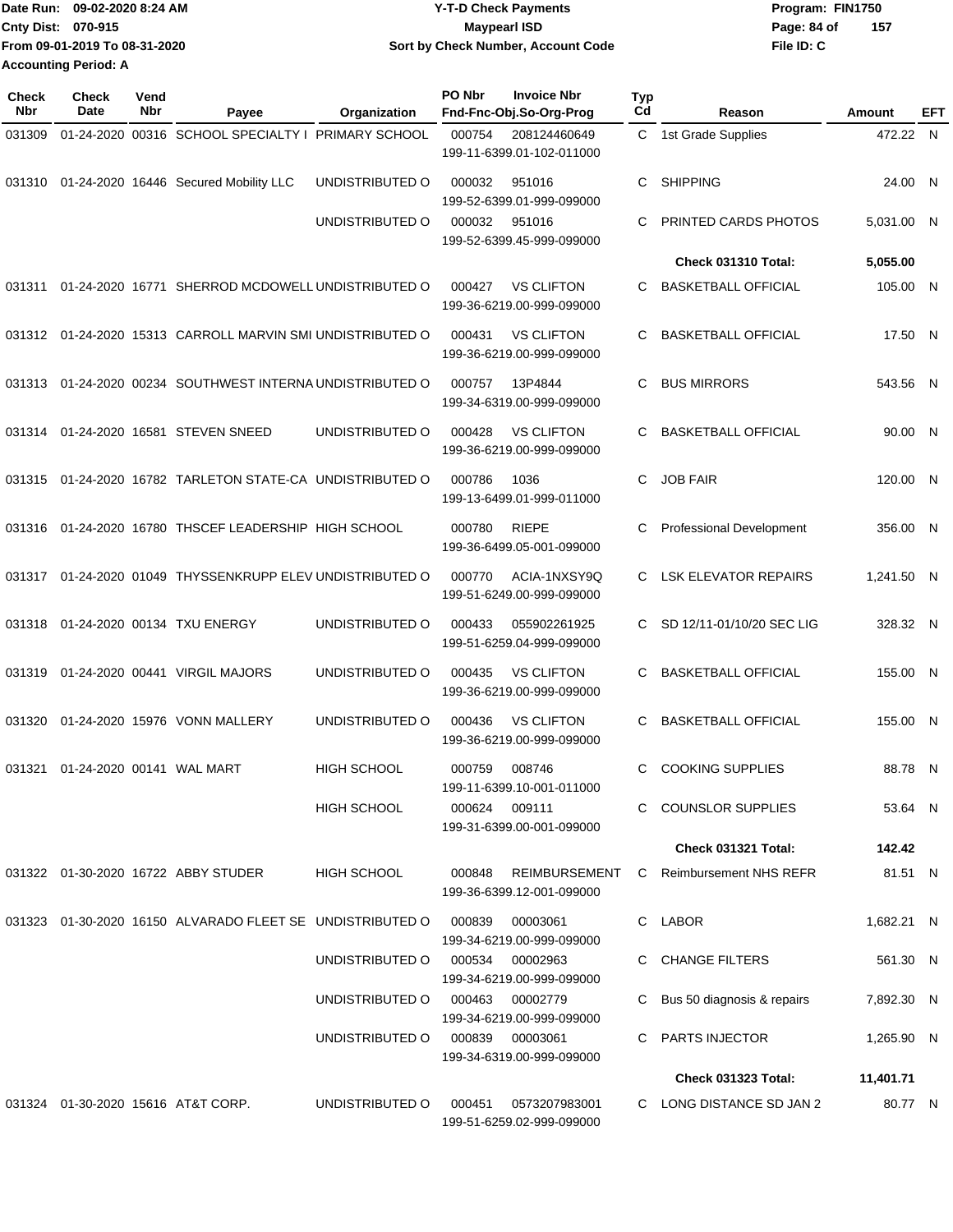Date Run: 09-02-2020 8:24 AM
Cnty Dist: 070-915
From 09-01-2019 To 08-31-2020
Accounting Period: A

**Y-T-D Check Payments**
**Maypearl ISD**
**Sort by Check Number, Account Code**

Program: FIN1750
File ID: C

| Check Nbr | Check Date | Vend Nbr | Payee | Organization | PO Nbr | Invoice Nbr / Fnd-Fnc-Obj.So-Org-Prog | Typ Cd | Reason | Amount | EFT |
|---|---|---|---|---|---|---|---|---|---|---|
| 031309 | 01-24-2020 | 00316 | SCHOOL SPECIALTY I | PRIMARY SCHOOL | 000754 | 208124460649 / 199-11-6399.01-102-011000 | C | 1st Grade Supplies | 472.22 | N |
| 031310 | 01-24-2020 | 16446 | Secured Mobility LLC | UNDISTRIBUTED O | 000032 | 951016 / 199-52-6399.01-999-099000 | C | SHIPPING | 24.00 | N |
| | | | | UNDISTRIBUTED O | 000032 | 951016 / 199-52-6399.45-999-099000 | C | PRINTED CARDS PHOTOS | 5,031.00 | N |
| | | | | | | | | **Check 031310 Total:** | **5,055.00** | |
| 031311 | 01-24-2020 | 16771 | SHERROD MCDOWELL | UNDISTRIBUTED O | 000427 | VS CLIFTON / 199-36-6219.00-999-099000 | C | BASKETBALL OFFICIAL | 105.00 | N |
| 031312 | 01-24-2020 | 15313 | CARROLL MARVIN SMI | UNDISTRIBUTED O | 000431 | VS CLIFTON / 199-36-6219.00-999-099000 | C | BASKETBALL OFFICIAL | 17.50 | N |
| 031313 | 01-24-2020 | 00234 | SOUTHWEST INTERNA | UNDISTRIBUTED O | 000757 | 13P4844 / 199-34-6319.00-999-099000 | C | BUS MIRRORS | 543.56 | N |
| 031314 | 01-24-2020 | 16581 | STEVEN SNEED | UNDISTRIBUTED O | 000428 | VS CLIFTON / 199-36-6219.00-999-099000 | C | BASKETBALL OFFICIAL | 90.00 | N |
| 031315 | 01-24-2020 | 16782 | TARLETON STATE-CA | UNDISTRIBUTED O | 000786 | 1036 / 199-13-6499.01-999-011000 | C | JOB FAIR | 120.00 | N |
| 031316 | 01-24-2020 | 16780 | THSCEF LEADERSHIP | HIGH SCHOOL | 000780 | RIEPE / 199-36-6499.05-001-099000 | C | Professional Development | 356.00 | N |
| 031317 | 01-24-2020 | 01049 | THYSSENKRUPP ELEV | UNDISTRIBUTED O | 000770 | ACIA-1NXSY9Q / 199-51-6249.00-999-099000 | C | LSK ELEVATOR REPAIRS | 1,241.50 | N |
| 031318 | 01-24-2020 | 00134 | TXU ENERGY | UNDISTRIBUTED O | 000433 | 055902261925 / 199-51-6259.04-999-099000 | C | SD 12/11-01/10/20 SEC LIG | 328.32 | N |
| 031319 | 01-24-2020 | 00441 | VIRGIL MAJORS | UNDISTRIBUTED O | 000435 | VS CLIFTON / 199-36-6219.00-999-099000 | C | BASKETBALL OFFICIAL | 155.00 | N |
| 031320 | 01-24-2020 | 15976 | VONN MALLERY | UNDISTRIBUTED O | 000436 | VS CLIFTON / 199-36-6219.00-999-099000 | C | BASKETBALL OFFICIAL | 155.00 | N |
| 031321 | 01-24-2020 | 00141 | WAL MART | HIGH SCHOOL | 000759 | 008746 / 199-11-6399.10-001-011000 | C | COOKING SUPPLIES | 88.78 | N |
| | | | | HIGH SCHOOL | 000624 | 009111 / 199-31-6399.00-001-099000 | C | COUNSLOR SUPPLIES | 53.64 | N |
| | | | | | | | | **Check 031321 Total:** | **142.42** | |
| 031322 | 01-30-2020 | 16722 | ABBY STUDER | HIGH SCHOOL | 000848 | REIMBURSEMENT / 199-36-6399.12-001-099000 | C | Reimbursement NHS REFR | 81.51 | N |
| 031323 | 01-30-2020 | 16150 | ALVARADO FLEET SE | UNDISTRIBUTED O | 000839 | 00003061 / 199-34-6219.00-999-099000 | C | LABOR | 1,682.21 | N |
| | | | | UNDISTRIBUTED O | 000534 | 00002963 / 199-34-6219.00-999-099000 | C | CHANGE FILTERS | 561.30 | N |
| | | | | UNDISTRIBUTED O | 000463 | 00002779 / 199-34-6219.00-999-099000 | C | Bus 50 diagnosis & repairs | 7,892.30 | N |
| | | | | UNDISTRIBUTED O | 000839 | 00003061 / 199-34-6319.00-999-099000 | C | PARTS INJECTOR | 1,265.90 | N |
| | | | | | | | | **Check 031323 Total:** | **11,401.71** | |
| 031324 | 01-30-2020 | 15616 | AT&T CORP. | UNDISTRIBUTED O | 000451 | 0573207983001 / 199-51-6259.02-999-099000 | C | LONG DISTANCE SD JAN 2 | 80.77 | N |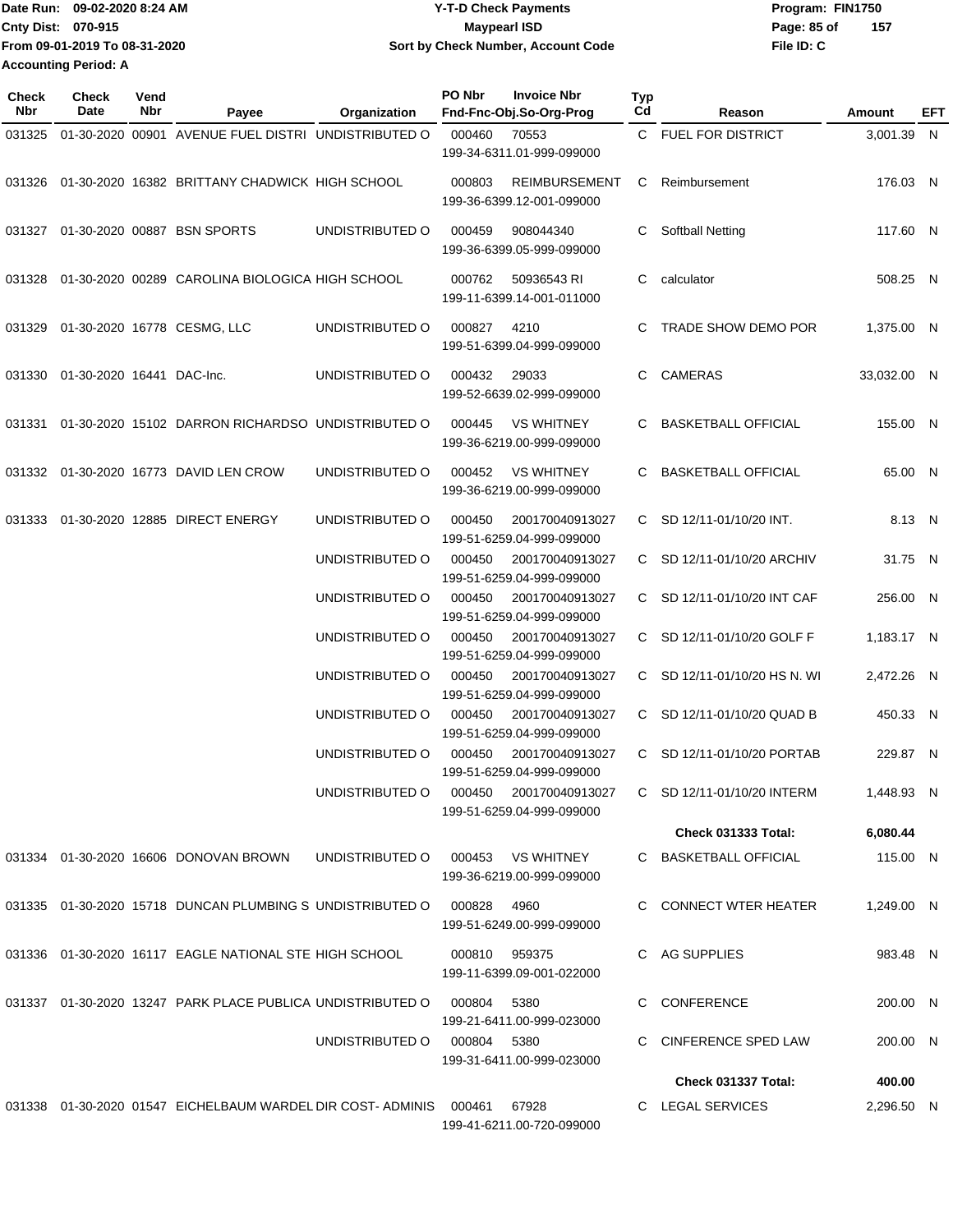Date Run: 09-02-2020 8:24 AM
Cnty Dist: 070-915
From 09-01-2019 To 08-31-2020
Accounting Period: A

# Y-T-D Check Payments
## Maypearl ISD
### Sort by Check Number, Account Code

Program: FIN1750
File ID: C

| Check Nbr | Check Date | Vend Nbr | Payee | Organization | PO Nbr | Invoice Nbr / Fnd-Fnc-Obj.So-Org-Prog | Typ Cd | Reason | Amount | EFT |
|---|---|---|---|---|---|---|---|---|---|---|
| 031325 | 01-30-2020 | 00901 | AVENUE FUEL DISTRI | UNDISTRIBUTED O | 000460 | 70553 / 199-34-6311.01-999-099000 | C | FUEL FOR DISTRICT | 3,001.39 | N |
| 031326 | 01-30-2020 | 16382 | BRITTANY CHADWICK | HIGH SCHOOL | 000803 | REIMBURSEMENT / 199-36-6399.12-001-099000 | C | Reimbursement | 176.03 | N |
| 031327 | 01-30-2020 | 00887 | BSN SPORTS | UNDISTRIBUTED O | 000459 | 908044340 / 199-36-6399.05-999-099000 | C | Softball Netting | 117.60 | N |
| 031328 | 01-30-2020 | 00289 | CAROLINA BIOLOGICA | HIGH SCHOOL | 000762 | 50936543 RI / 199-11-6399.14-001-011000 | C | calculator | 508.25 | N |
| 031329 | 01-30-2020 | 16778 | CESMG, LLC | UNDISTRIBUTED O | 000827 | 4210 / 199-51-6399.04-999-099000 | C | TRADE SHOW DEMO POR | 1,375.00 | N |
| 031330 | 01-30-2020 | 16441 | DAC-Inc. | UNDISTRIBUTED O | 000432 | 29033 / 199-52-6639.02-999-099000 | C | CAMERAS | 33,032.00 | N |
| 031331 | 01-30-2020 | 15102 | DARRON RICHARDSO | UNDISTRIBUTED O | 000445 | VS WHITNEY / 199-36-6219.00-999-099000 | C | BASKETBALL OFFICIAL | 155.00 | N |
| 031332 | 01-30-2020 | 16773 | DAVID LEN CROW | UNDISTRIBUTED O | 000452 | VS WHITNEY / 199-36-6219.00-999-099000 | C | BASKETBALL OFFICIAL | 65.00 | N |
| 031333 | 01-30-2020 | 12885 | DIRECT ENERGY | UNDISTRIBUTED O | 000450 | 200170040913027 / 199-51-6259.04-999-099000 | C | SD 12/11-01/10/20 INT. | 8.13 | N |
| | | | | UNDISTRIBUTED O | 000450 | 200170040913027 / 199-51-6259.04-999-099000 | C | SD 12/11-01/10/20 ARCHIV | 31.75 | N |
| | | | | UNDISTRIBUTED O | 000450 | 200170040913027 / 199-51-6259.04-999-099000 | C | SD 12/11-01/10/20 INT CAF | 256.00 | N |
| | | | | UNDISTRIBUTED O | 000450 | 200170040913027 / 199-51-6259.04-999-099000 | C | SD 12/11-01/10/20 GOLF F | 1,183.17 | N |
| | | | | UNDISTRIBUTED O | 000450 | 200170040913027 / 199-51-6259.04-999-099000 | C | SD 12/11-01/10/20 HS N. WI | 2,472.26 | N |
| | | | | UNDISTRIBUTED O | 000450 | 200170040913027 / 199-51-6259.04-999-099000 | C | SD 12/11-01/10/20 QUAD B | 450.33 | N |
| | | | | UNDISTRIBUTED O | 000450 | 200170040913027 / 199-51-6259.04-999-099000 | C | SD 12/11-01/10/20 PORTAB | 229.87 | N |
| | | | | UNDISTRIBUTED O | 000450 | 200170040913027 / 199-51-6259.04-999-099000 | C | SD 12/11-01/10/20 INTERM | 1,448.93 | N |
| | | | | | | | | **Check 031333 Total:** | **6,080.44** | |
| 031334 | 01-30-2020 | 16606 | DONOVAN BROWN | UNDISTRIBUTED O | 000453 | VS WHITNEY / 199-36-6219.00-999-099000 | C | BASKETBALL OFFICIAL | 115.00 | N |
| 031335 | 01-30-2020 | 15718 | DUNCAN PLUMBING S | UNDISTRIBUTED O | 000828 | 4960 / 199-51-6249.00-999-099000 | C | CONNECT WTER HEATER | 1,249.00 | N |
| 031336 | 01-30-2020 | 16117 | EAGLE NATIONAL STE | HIGH SCHOOL | 000810 | 959375 / 199-11-6399.09-001-022000 | C | AG SUPPLIES | 983.48 | N |
| 031337 | 01-30-2020 | 13247 | PARK PLACE PUBLICA | UNDISTRIBUTED O | 000804 | 5380 / 199-21-6411.00-999-023000 | C | CONFERENCE | 200.00 | N |
| | | | | UNDISTRIBUTED O | 000804 | 5380 / 199-31-6411.00-999-023000 | C | CINFERENCE SPED LAW | 200.00 | N |
| | | | | | | | | **Check 031337 Total:** | **400.00** | |
| 031338 | 01-30-2020 | 01547 | EICHELBAUM WARDEL | DIR COST- ADMINIS | 000461 | 67928 / 199-41-6211.00-720-099000 | C | LEGAL SERVICES | 2,296.50 | N |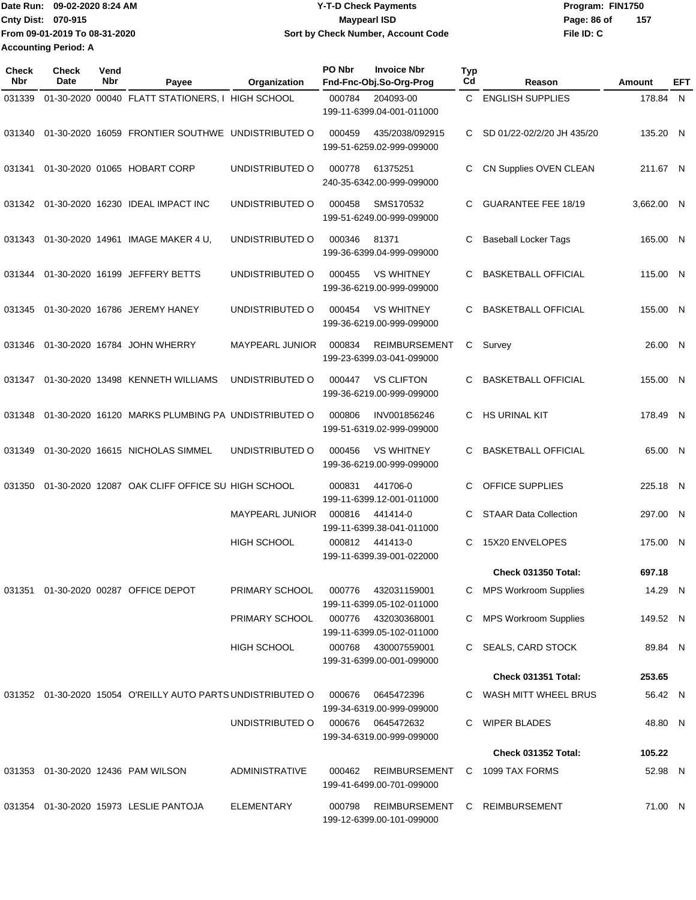Date Run: 09-02-2020 8:24 AM
Cnty Dist: 070-915
From 09-01-2019 To 08-31-2020
Accounting Period: A

**Y-T-D Check Payments**
**Maypearl ISD**
**Sort by Check Number, Account Code**

Program: FIN1750
File ID: C

| Check Nbr | Check Date | Vend Nbr | Payee | Organization | PO Nbr | Invoice Nbr / Fnd-Fnc-Obj.So-Org-Prog | Typ Cd | Reason | Amount | EFT |
|---|---|---|---|---|---|---|---|---|---|---|
| 031339 | 01-30-2020 | 00040 | FLATT STATIONERS, I | HIGH SCHOOL | 000784 | 204093-00 199-11-6399.04-001-011000 | C | ENGLISH SUPPLIES | 178.84 | N |
| 031340 | 01-30-2020 | 16059 | FRONTIER SOUTHWE | UNDISTRIBUTED O | 000459 | 435/2038/092915 199-51-6259.02-999-099000 | C | SD 01/22-02/2/20 JH 435/20 | 135.20 | N |
| 031341 | 01-30-2020 | 01065 | HOBART CORP | UNDISTRIBUTED O | 000778 | 61375251 240-35-6342.00-999-099000 | C | CN Supplies OVEN CLEAN | 211.67 | N |
| 031342 | 01-30-2020 | 16230 | IDEAL IMPACT INC | UNDISTRIBUTED O | 000458 | SMS170532 199-51-6249.00-999-099000 | C | GUARANTEE FEE 18/19 | 3,662.00 | N |
| 031343 | 01-30-2020 | 14961 | IMAGE MAKER 4 U, | UNDISTRIBUTED O | 000346 | 81371 199-36-6399.04-999-099000 | C | Baseball Locker Tags | 165.00 | N |
| 031344 | 01-30-2020 | 16199 | JEFFERY BETTS | UNDISTRIBUTED O | 000455 | VS WHITNEY 199-36-6219.00-999-099000 | C | BASKETBALL OFFICIAL | 115.00 | N |
| 031345 | 01-30-2020 | 16786 | JEREMY HANEY | UNDISTRIBUTED O | 000454 | VS WHITNEY 199-36-6219.00-999-099000 | C | BASKETBALL OFFICIAL | 155.00 | N |
| 031346 | 01-30-2020 | 16784 | JOHN WHERRY | MAYPEARL JUNIOR | 000834 | REIMBURSEMENT 199-23-6399.03-041-099000 | C | Survey | 26.00 | N |
| 031347 | 01-30-2020 | 13498 | KENNETH WILLIAMS | UNDISTRIBUTED O | 000447 | VS CLIFTON 199-36-6219.00-999-099000 | C | BASKETBALL OFFICIAL | 155.00 | N |
| 031348 | 01-30-2020 | 16120 | MARKS PLUMBING PA | UNDISTRIBUTED O | 000806 | INV001856246 199-51-6319.02-999-099000 | C | HS URINAL KIT | 178.49 | N |
| 031349 | 01-30-2020 | 16615 | NICHOLAS SIMMEL | UNDISTRIBUTED O | 000456 | VS WHITNEY 199-36-6219.00-999-099000 | C | BASKETBALL OFFICIAL | 65.00 | N |
| 031350 | 01-30-2020 | 12087 | OAK CLIFF OFFICE SU | HIGH SCHOOL | 000831 | 441706-0 199-11-6399.12-001-011000 | C | OFFICE SUPPLIES | 225.18 | N |
| | | | | MAYPEARL JUNIOR | 000816 | 441414-0 199-11-6399.38-041-011000 | C | STAAR Data Collection | 297.00 | N |
| | | | | HIGH SCHOOL | 000812 | 441413-0 199-11-6399.39-001-022000 | C | 15X20 ENVELOPES | 175.00 | N |
| | | | | | | | | **Check 031350 Total:** | **697.18** | |
| 031351 | 01-30-2020 | 00287 | OFFICE DEPOT | PRIMARY SCHOOL | 000776 | 432031159001 199-11-6399.05-102-011000 | C | MPS Workroom Supplies | 14.29 | N |
| | | | | PRIMARY SCHOOL | 000776 | 432030368001 199-11-6399.05-102-011000 | C | MPS Workroom Supplies | 149.52 | N |
| | | | | HIGH SCHOOL | 000768 | 430007559001 199-31-6399.00-001-099000 | C | SEALS, CARD STOCK | 89.84 | N |
| | | | | | | | | **Check 031351 Total:** | **253.65** | |
| 031352 | 01-30-2020 | 15054 | O'REILLY AUTO PARTS | UNDISTRIBUTED O | 000676 | 0645472396 199-34-6319.00-999-099000 | C | WASH MITT WHEEL BRUS | 56.42 | N |
| | | | | UNDISTRIBUTED O | 000676 | 0645472632 199-34-6319.00-999-099000 | C | WIPER BLADES | 48.80 | N |
| | | | | | | | | **Check 031352 Total:** | **105.22** | |
| 031353 | 01-30-2020 | 12436 | PAM WILSON | ADMINISTRATIVE | 000462 | REIMBURSEMENT 199-41-6499.00-701-099000 | C | 1099 TAX FORMS | 52.98 | N |
| 031354 | 01-30-2020 | 15973 | LESLIE PANTOJA | ELEMENTARY | 000798 | REIMBURSEMENT 199-12-6399.00-101-099000 | C | REIMBURSEMENT | 71.00 | N |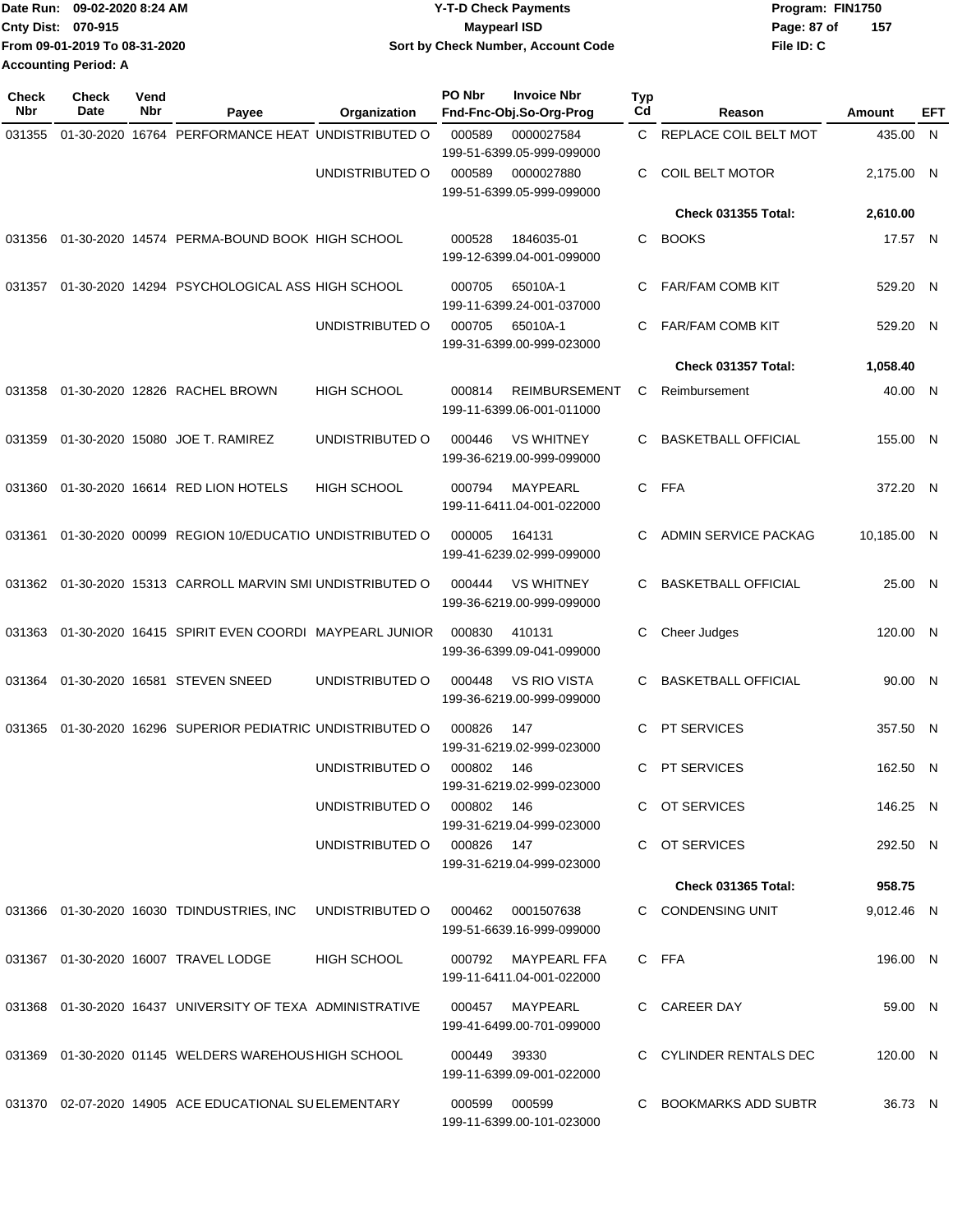Date Run: 09-02-2020 8:24 AM
Cnty Dist: 070-915
From 09-01-2019 To 08-31-2020
Accounting Period: A

**Y-T-D Check Payments**
**Maypearl ISD**
**Sort by Check Number, Account Code**

Program: FIN1750
File ID: C

| Check Nbr | Check Date | Vend Nbr | Payee | Organization | PO Nbr | Invoice Nbr / Fnd-Fnc-Obj.So-Org-Prog | Typ Cd | Reason | Amount | EFT |
|---|---|---|---|---|---|---|---|---|---|---|
| 031355 | 01-30-2020 | 16764 | PERFORMANCE HEAT | UNDISTRIBUTED O | 000589 | 0000027584 / 199-51-6399.05-999-099000 | C | REPLACE COIL BELT MOT | 435.00 | N |
| | | | | UNDISTRIBUTED O | 000589 | 0000027880 / 199-51-6399.05-999-099000 | C | COIL BELT MOTOR | 2,175.00 | N |
| | | | | | | | | **Check 031355 Total:** | **2,610.00** | |
| 031356 | 01-30-2020 | 14574 | PERMA-BOUND BOOK | HIGH SCHOOL | 000528 | 1846035-01 / 199-12-6399.04-001-099000 | C | BOOKS | 17.57 | N |
| 031357 | 01-30-2020 | 14294 | PSYCHOLOGICAL ASS | HIGH SCHOOL | 000705 | 65010A-1 / 199-11-6399.24-001-037000 | C | FAR/FAM COMB KIT | 529.20 | N |
| | | | | UNDISTRIBUTED O | 000705 | 65010A-1 / 199-31-6399.00-999-023000 | C | FAR/FAM COMB KIT | 529.20 | N |
| | | | | | | | | **Check 031357 Total:** | **1,058.40** | |
| 031358 | 01-30-2020 | 12826 | RACHEL BROWN | HIGH SCHOOL | 000814 | REIMBURSEMENT / 199-11-6399.06-001-011000 | C | Reimbursement | 40.00 | N |
| 031359 | 01-30-2020 | 15080 | JOE T. RAMIREZ | UNDISTRIBUTED O | 000446 | VS WHITNEY / 199-36-6219.00-999-099000 | C | BASKETBALL OFFICIAL | 155.00 | N |
| 031360 | 01-30-2020 | 16614 | RED LION HOTELS | HIGH SCHOOL | 000794 | MAYPEARL / 199-11-6411.04-001-022000 | C | FFA | 372.20 | N |
| 031361 | 01-30-2020 | 00099 | REGION 10/EDUCATIO | UNDISTRIBUTED O | 000005 | 164131 / 199-41-6239.02-999-099000 | C | ADMIN SERVICE PACKAG | 10,185.00 | N |
| 031362 | 01-30-2020 | 15313 | CARROLL MARVIN SMI | UNDISTRIBUTED O | 000444 | VS WHITNEY / 199-36-6219.00-999-099000 | C | BASKETBALL OFFICIAL | 25.00 | N |
| 031363 | 01-30-2020 | 16415 | SPIRIT EVEN COORDI | MAYPEARL JUNIOR | 000830 | 410131 / 199-36-6399.09-041-099000 | C | Cheer Judges | 120.00 | N |
| 031364 | 01-30-2020 | 16581 | STEVEN SNEED | UNDISTRIBUTED O | 000448 | VS RIO VISTA / 199-36-6219.00-999-099000 | C | BASKETBALL OFFICIAL | 90.00 | N |
| 031365 | 01-30-2020 | 16296 | SUPERIOR PEDIATRIC | UNDISTRIBUTED O | 000826 | 147 / 199-31-6219.02-999-023000 | C | PT SERVICES | 357.50 | N |
| | | | | UNDISTRIBUTED O | 000802 | 146 / 199-31-6219.02-999-023000 | C | PT SERVICES | 162.50 | N |
| | | | | UNDISTRIBUTED O | 000802 | 146 / 199-31-6219.04-999-023000 | C | OT SERVICES | 146.25 | N |
| | | | | UNDISTRIBUTED O | 000826 | 147 / 199-31-6219.04-999-023000 | C | OT SERVICES | 292.50 | N |
| | | | | | | | | **Check 031365 Total:** | **958.75** | |
| 031366 | 01-30-2020 | 16030 | TDINDUSTRIES, INC | UNDISTRIBUTED O | 000462 | 0001507638 / 199-51-6639.16-999-099000 | C | CONDENSING UNIT | 9,012.46 | N |
| 031367 | 01-30-2020 | 16007 | TRAVEL LODGE | HIGH SCHOOL | 000792 | MAYPEARL FFA / 199-11-6411.04-001-022000 | C | FFA | 196.00 | N |
| 031368 | 01-30-2020 | 16437 | UNIVERSITY OF TEXA | ADMINISTRATIVE | 000457 | MAYPEARL / 199-41-6499.00-701-099000 | C | CAREER DAY | 59.00 | N |
| 031369 | 01-30-2020 | 01145 | WELDERS WAREHOUS | HIGH SCHOOL | 000449 | 39330 / 199-11-6399.09-001-022000 | C | CYLINDER RENTALS DEC | 120.00 | N |
| 031370 | 02-07-2020 | 14905 | ACE EDUCATIONAL SU | ELEMENTARY | 000599 | 000599 / 199-11-6399.00-101-023000 | C | BOOKMARKS ADD SUBTR | 36.73 | N |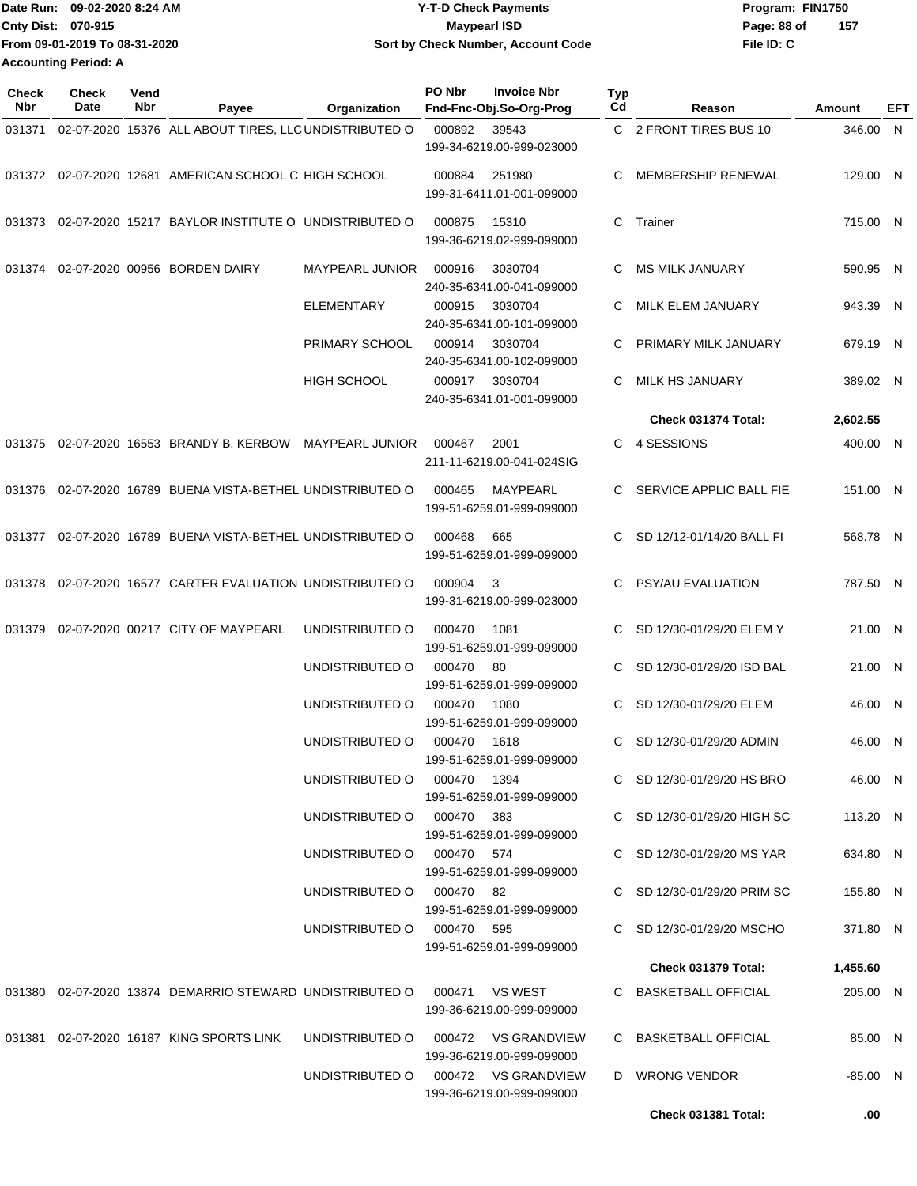Date Run: 09-02-2020 8:24 AM
Cnty Dist: 070-915
From 09-01-2019 To 08-31-2020
Accounting Period: A

**Y-T-D Check Payments**
**Maypearl ISD**
**Sort by Check Number, Account Code**

Program: FIN1750
File ID: C

| Check Nbr | Check Date | Vend Nbr | Payee | Organization | PO Nbr | Invoice Nbr / Fnd-Fnc-Obj.So-Org-Prog | Typ Cd | Reason | Amount | EFT |
|---|---|---|---|---|---|---|---|---|---|---|
| 031371 | 02-07-2020 | 15376 | ALL ABOUT TIRES, LLC | UNDISTRIBUTED O | 000892 | 39543 / 199-34-6219.00-999-023000 | C | 2 FRONT TIRES BUS 10 | 346.00 | N |
| 031372 | 02-07-2020 | 12681 | AMERICAN SCHOOL C | HIGH SCHOOL | 000884 | 251980 / 199-31-6411.01-001-099000 | C | MEMBERSHIP RENEWAL | 129.00 | N |
| 031373 | 02-07-2020 | 15217 | BAYLOR INSTITUTE O | UNDISTRIBUTED O | 000875 | 15310 / 199-36-6219.02-999-099000 | C | Trainer | 715.00 | N |
| 031374 | 02-07-2020 | 00956 | BORDEN DAIRY | MAYPEARL JUNIOR | 000916 | 3030704 / 240-35-6341.00-041-099000 | C | MS MILK JANUARY | 590.95 | N |
| | | | | ELEMENTARY | 000915 | 3030704 / 240-35-6341.00-101-099000 | C | MILK ELEM JANUARY | 943.39 | N |
| | | | | PRIMARY SCHOOL | 000914 | 3030704 / 240-35-6341.00-102-099000 | C | PRIMARY MILK JANUARY | 679.19 | N |
| | | | | HIGH SCHOOL | 000917 | 3030704 / 240-35-6341.01-001-099000 | C | MILK HS JANUARY | 389.02 | N |
| | | | | | | | | **Check 031374 Total:** | **2,602.55** | |
| 031375 | 02-07-2020 | 16553 | BRANDY B. KERBOW | MAYPEARL JUNIOR | 000467 | 2001 / 211-11-6219.00-041-024SIG | C | 4 SESSIONS | 400.00 | N |
| 031376 | 02-07-2020 | 16789 | BUENA VISTA-BETHEL | UNDISTRIBUTED O | 000465 | MAYPEARL / 199-51-6259.01-999-099000 | C | SERVICE APPLIC BALL FIE | 151.00 | N |
| 031377 | 02-07-2020 | 16789 | BUENA VISTA-BETHEL | UNDISTRIBUTED O | 000468 | 665 / 199-51-6259.01-999-099000 | C | SD 12/12-01/14/20 BALL FI | 568.78 | N |
| 031378 | 02-07-2020 | 16577 | CARTER EVALUATION | UNDISTRIBUTED O | 000904 | 3 / 199-31-6219.00-999-023000 | C | PSY/AU EVALUATION | 787.50 | N |
| 031379 | 02-07-2020 | 00217 | CITY OF MAYPEARL | UNDISTRIBUTED O | 000470 | 1081 / 199-51-6259.01-999-099000 | C | SD 12/30-01/29/20 ELEM Y | 21.00 | N |
| | | | | UNDISTRIBUTED O | 000470 | 80 / 199-51-6259.01-999-099000 | C | SD 12/30-01/29/20 ISD BAL | 21.00 | N |
| | | | | UNDISTRIBUTED O | 000470 | 1080 / 199-51-6259.01-999-099000 | C | SD 12/30-01/29/20 ELEM | 46.00 | N |
| | | | | UNDISTRIBUTED O | 000470 | 1618 / 199-51-6259.01-999-099000 | C | SD 12/30-01/29/20 ADMIN | 46.00 | N |
| | | | | UNDISTRIBUTED O | 000470 | 1394 / 199-51-6259.01-999-099000 | C | SD 12/30-01/29/20 HS BRO | 46.00 | N |
| | | | | UNDISTRIBUTED O | 000470 | 383 / 199-51-6259.01-999-099000 | C | SD 12/30-01/29/20 HIGH SC | 113.20 | N |
| | | | | UNDISTRIBUTED O | 000470 | 574 / 199-51-6259.01-999-099000 | C | SD 12/30-01/29/20 MS YAR | 634.80 | N |
| | | | | UNDISTRIBUTED O | 000470 | 82 / 199-51-6259.01-999-099000 | C | SD 12/30-01/29/20 PRIM SC | 155.80 | N |
| | | | | UNDISTRIBUTED O | 000470 | 595 / 199-51-6259.01-999-099000 | C | SD 12/30-01/29/20 MSCHO | 371.80 | N |
| | | | | | | | | **Check 031379 Total:** | **1,455.60** | |
| 031380 | 02-07-2020 | 13874 | DEMARRIO STEWARD | UNDISTRIBUTED O | 000471 | VS WEST / 199-36-6219.00-999-099000 | C | BASKETBALL OFFICIAL | 205.00 | N |
| 031381 | 02-07-2020 | 16187 | KING SPORTS LINK | UNDISTRIBUTED O | 000472 | VS GRANDVIEW / 199-36-6219.00-999-099000 | C | BASKETBALL OFFICIAL | 85.00 | N |
| | | | | UNDISTRIBUTED O | 000472 | VS GRANDVIEW / 199-36-6219.00-999-099000 | D | WRONG VENDOR | -85.00 | N |
| | | | | | | | | **Check 031381 Total:** | **.00** | |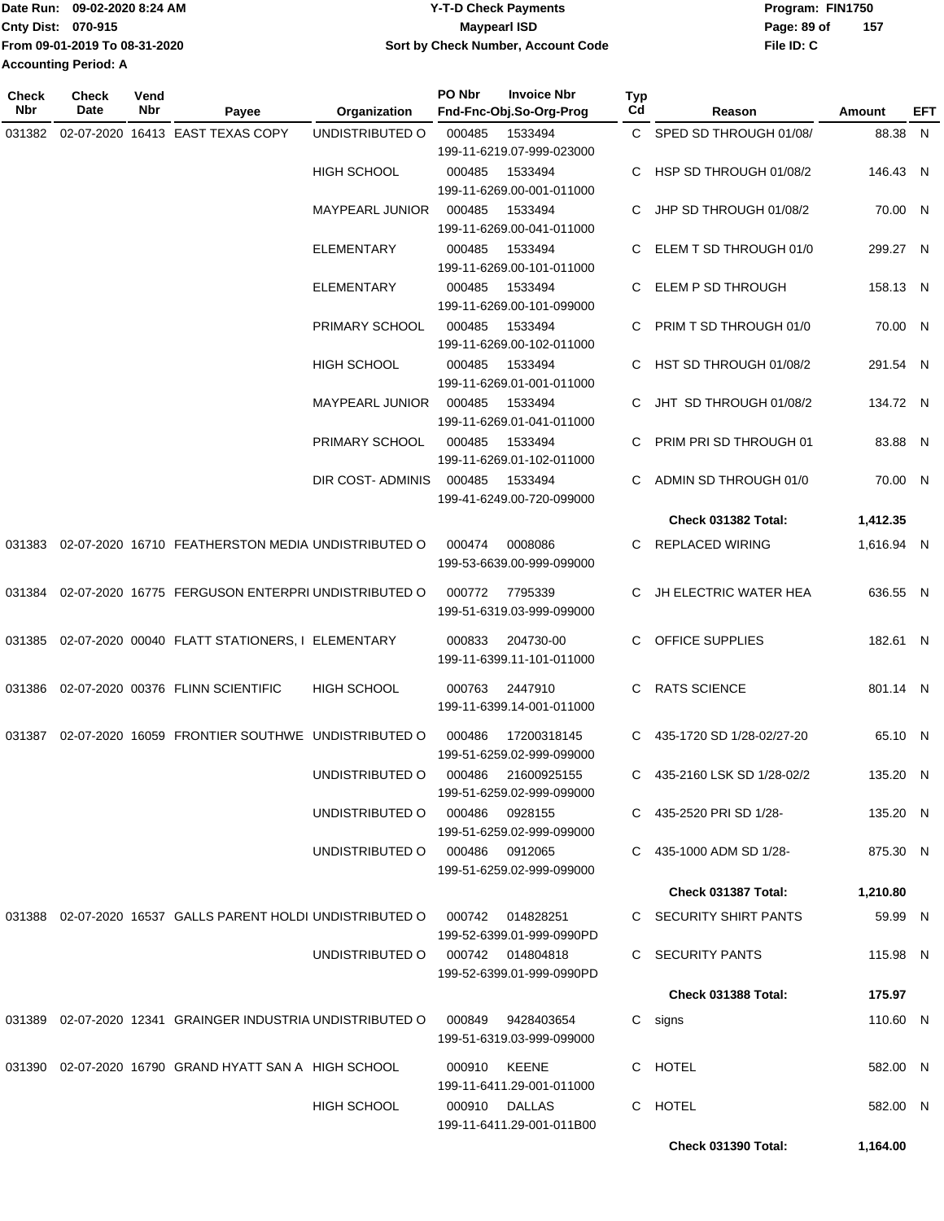Date Run: 09-02-2020 8:24 AM
Cnty Dist: 070-915
From 09-01-2019 To 08-31-2020
Accounting Period: A

# Y-T-D Check Payments
## Maypearl ISD
### Sort by Check Number, Account Code

Program: FIN1750
File ID: C

| Check Nbr | Check Date | Vend Nbr | Payee | Organization | PO Nbr | Invoice Nbr / Fnd-Fnc-Obj.So-Org-Prog | Typ Cd | Reason | Amount | EFT |
|---|---|---|---|---|---|---|---|---|---|---|
| 031382 | 02-07-2020 | 16413 | EAST TEXAS COPY | UNDISTRIBUTED O | 000485 | 1533494 199-11-6219.07-999-023000 | C | SPED SD THROUGH 01/08/ | 88.38 | N |
| | | | | HIGH SCHOOL | 000485 | 1533494 199-11-6269.00-001-011000 | C | HSP SD THROUGH 01/08/2 | 146.43 | N |
| | | | | MAYPEARL JUNIOR | 000485 | 1533494 199-11-6269.00-041-011000 | C | JHP SD THROUGH 01/08/2 | 70.00 | N |
| | | | | ELEMENTARY | 000485 | 1533494 199-11-6269.00-101-011000 | C | ELEM T SD THROUGH 01/0 | 299.27 | N |
| | | | | ELEMENTARY | 000485 | 1533494 199-11-6269.00-101-099000 | C | ELEM P SD THROUGH | 158.13 | N |
| | | | | PRIMARY SCHOOL | 000485 | 1533494 199-11-6269.00-102-011000 | C | PRIM T SD THROUGH 01/0 | 70.00 | N |
| | | | | HIGH SCHOOL | 000485 | 1533494 199-11-6269.01-001-011000 | C | HST SD THROUGH 01/08/2 | 291.54 | N |
| | | | | MAYPEARL JUNIOR | 000485 | 1533494 199-11-6269.01-041-011000 | C | JHT SD THROUGH 01/08/2 | 134.72 | N |
| | | | | PRIMARY SCHOOL | 000485 | 1533494 199-11-6269.01-102-011000 | C | PRIM PRI SD THROUGH 01 | 83.88 | N |
| | | | | DIR COST- ADMINIS | 000485 | 1533494 199-41-6249.00-720-099000 | C | ADMIN SD THROUGH 01/0 | 70.00 | N |
| | | | | | | | | **Check 031382 Total:** | **1,412.35** | |
| 031383 | 02-07-2020 | 16710 | FEATHERSTON MEDIA | UNDISTRIBUTED O | 000474 | 0008086 199-53-6639.00-999-099000 | C | REPLACED WIRING | 1,616.94 | N |
| 031384 | 02-07-2020 | 16775 | FERGUSON ENTERPRI | UNDISTRIBUTED O | 000772 | 7795339 199-51-6319.03-999-099000 | C | JH ELECTRIC WATER HEA | 636.55 | N |
| 031385 | 02-07-2020 | 00040 | FLATT STATIONERS, I | ELEMENTARY | 000833 | 204730-00 199-11-6399.11-101-011000 | C | OFFICE SUPPLIES | 182.61 | N |
| 031386 | 02-07-2020 | 00376 | FLINN SCIENTIFIC | HIGH SCHOOL | 000763 | 2447910 199-11-6399.14-001-011000 | C | RATS SCIENCE | 801.14 | N |
| 031387 | 02-07-2020 | 16059 | FRONTIER SOUTHWE | UNDISTRIBUTED O | 000486 | 17200318145 199-51-6259.02-999-099000 | C | 435-1720 SD 1/28-02/27-20 | 65.10 | N |
| | | | | UNDISTRIBUTED O | 000486 | 21600925155 199-51-6259.02-999-099000 | C | 435-2160 LSK SD 1/28-02/2 | 135.20 | N |
| | | | | UNDISTRIBUTED O | 000486 | 0928155 199-51-6259.02-999-099000 | C | 435-2520 PRI SD 1/28- | 135.20 | N |
| | | | | UNDISTRIBUTED O | 000486 | 0912065 199-51-6259.02-999-099000 | C | 435-1000 ADM SD 1/28- | 875.30 | N |
| | | | | | | | | **Check 031387 Total:** | **1,210.80** | |
| 031388 | 02-07-2020 | 16537 | GALLS PARENT HOLDI | UNDISTRIBUTED O | 000742 | 014828251 199-52-6399.01-999-0990PD | C | SECURITY SHIRT PANTS | 59.99 | N |
| | | | | UNDISTRIBUTED O | 000742 | 014804818 199-52-6399.01-999-0990PD | C | SECURITY PANTS | 115.98 | N |
| | | | | | | | | **Check 031388 Total:** | **175.97** | |
| 031389 | 02-07-2020 | 12341 | GRAINGER INDUSTRIA | UNDISTRIBUTED O | 000849 | 9428403654 199-51-6319.03-999-099000 | C | signs | 110.60 | N |
| 031390 | 02-07-2020 | 16790 | GRAND HYATT SAN A | HIGH SCHOOL | 000910 | KEENE 199-11-6411.29-001-011000 | C | HOTEL | 582.00 | N |
| | | | | HIGH SCHOOL | 000910 | DALLAS 199-11-6411.29-001-011B00 | C | HOTEL | 582.00 | N |
| | | | | | | | | **Check 031390 Total:** | **1,164.00** | |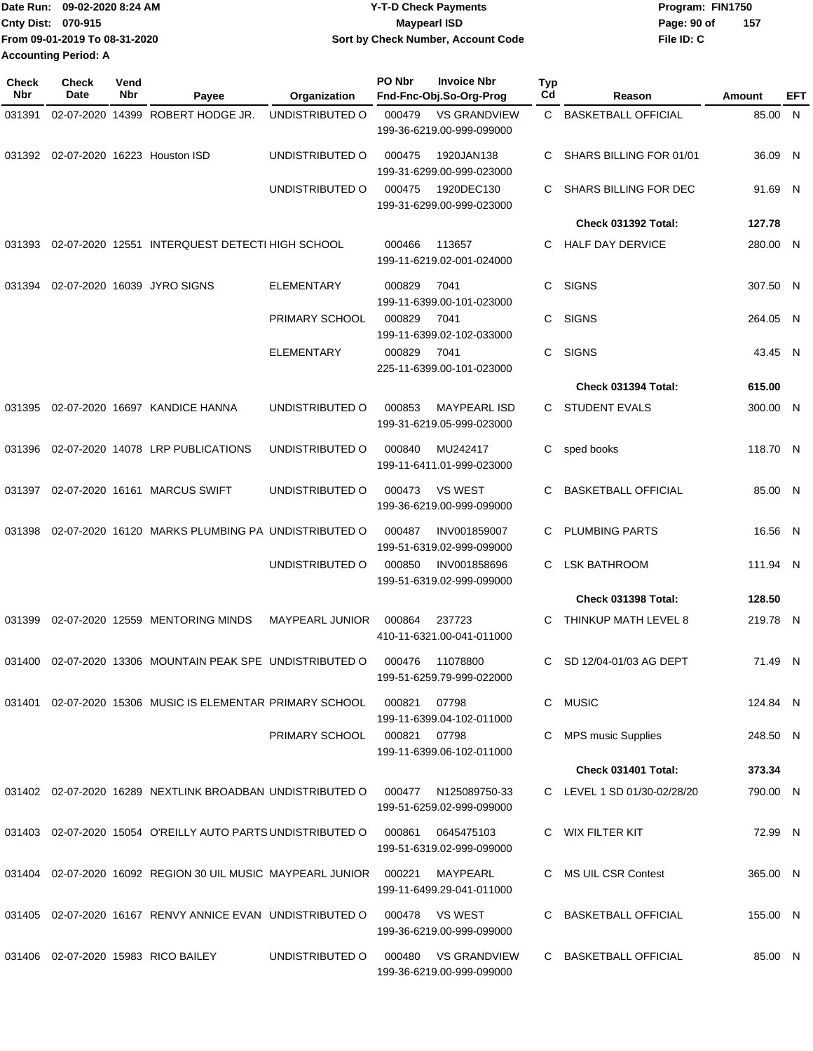Date Run: 09-02-2020 8:24 AM
Cnty Dist: 070-915
From 09-01-2019 To 08-31-2020
Accounting Period: A

**Y-T-D Check Payments**
**Maypearl ISD**
**Sort by Check Number, Account Code**

Program: FIN1750
File ID: C

| Check Nbr | Check Date | Vend Nbr | Payee | Organization | PO Nbr | Invoice Nbr / Fnd-Fnc-Obj.So-Org-Prog | Typ Cd | Reason | Amount | EFT |
|---|---|---|---|---|---|---|---|---|---|---|
| 031391 | 02-07-2020 | 14399 | ROBERT HODGE JR. | UNDISTRIBUTED O | 000479 | VS GRANDVIEW 199-36-6219.00-999-099000 | C | BASKETBALL OFFICIAL | 85.00 | N |
| 031392 | 02-07-2020 | 16223 | Houston ISD | UNDISTRIBUTED O | 000475 | 1920JAN138 199-31-6299.00-999-023000 | C | SHARS BILLING FOR 01/01 | 36.09 | N |
| | | | | UNDISTRIBUTED O | 000475 | 1920DEC130 199-31-6299.00-999-023000 | C | SHARS BILLING FOR DEC | 91.69 | N |
| | | | | | | | | **Check 031392 Total:** | **127.78** | |
| 031393 | 02-07-2020 | 12551 | INTERQUEST DETECTI | HIGH SCHOOL | 000466 | 113657 199-11-6219.02-001-024000 | C | HALF DAY DERVICE | 280.00 | N |
| 031394 | 02-07-2020 | 16039 | JYRO SIGNS | ELEMENTARY | 000829 | 7041 199-11-6399.00-101-023000 | C | SIGNS | 307.50 | N |
| | | | | PRIMARY SCHOOL | 000829 | 7041 199-11-6399.02-102-033000 | C | SIGNS | 264.05 | N |
| | | | | ELEMENTARY | 000829 | 7041 225-11-6399.00-101-023000 | C | SIGNS | 43.45 | N |
| | | | | | | | | **Check 031394 Total:** | **615.00** | |
| 031395 | 02-07-2020 | 16697 | KANDICE HANNA | UNDISTRIBUTED O | 000853 | MAYPEARL ISD 199-31-6219.05-999-023000 | C | STUDENT EVALS | 300.00 | N |
| 031396 | 02-07-2020 | 14078 | LRP PUBLICATIONS | UNDISTRIBUTED O | 000840 | MU242417 199-11-6411.01-999-023000 | C | sped books | 118.70 | N |
| 031397 | 02-07-2020 | 16161 | MARCUS SWIFT | UNDISTRIBUTED O | 000473 | VS WEST 199-36-6219.00-999-099000 | C | BASKETBALL OFFICIAL | 85.00 | N |
| 031398 | 02-07-2020 | 16120 | MARKS PLUMBING PA | UNDISTRIBUTED O | 000487 | INV001859007 199-51-6319.02-999-099000 | C | PLUMBING PARTS | 16.56 | N |
| | | | | UNDISTRIBUTED O | 000850 | INV001858696 199-51-6319.02-999-099000 | C | LSK BATHROOM | 111.94 | N |
| | | | | | | | | **Check 031398 Total:** | **128.50** | |
| 031399 | 02-07-2020 | 12559 | MENTORING MINDS | MAYPEARL JUNIOR | 000864 | 237723 410-11-6321.00-041-011000 | C | THINKUP MATH LEVEL 8 | 219.78 | N |
| 031400 | 02-07-2020 | 13306 | MOUNTAIN PEAK SPE | UNDISTRIBUTED O | 000476 | 11078800 199-51-6259.79-999-022000 | C | SD 12/04-01/03 AG DEPT | 71.49 | N |
| 031401 | 02-07-2020 | 15306 | MUSIC IS ELEMENTAR | PRIMARY SCHOOL | 000821 | 07798 199-11-6399.04-102-011000 | C | MUSIC | 124.84 | N |
| | | | | PRIMARY SCHOOL | 000821 | 07798 199-11-6399.06-102-011000 | C | MPS music Supplies | 248.50 | N |
| | | | | | | | | **Check 031401 Total:** | **373.34** | |
| 031402 | 02-07-2020 | 16289 | NEXTLINK BROADBAN | UNDISTRIBUTED O | 000477 | N125089750-33 199-51-6259.02-999-099000 | C | LEVEL 1 SD 01/30-02/28/20 | 790.00 | N |
| 031403 | 02-07-2020 | 15054 | O'REILLY AUTO PARTS | UNDISTRIBUTED O | 000861 | 0645475103 199-51-6319.02-999-099000 | C | WIX FILTER KIT | 72.99 | N |
| 031404 | 02-07-2020 | 16092 | REGION 30 UIL MUSIC | MAYPEARL JUNIOR | 000221 | MAYPEARL 199-11-6499.29-041-011000 | C | MS UIL CSR Contest | 365.00 | N |
| 031405 | 02-07-2020 | 16167 | RENVY ANNICE EVAN | UNDISTRIBUTED O | 000478 | VS WEST 199-36-6219.00-999-099000 | C | BASKETBALL OFFICIAL | 155.00 | N |
| 031406 | 02-07-2020 | 15983 | RICO BAILEY | UNDISTRIBUTED O | 000480 | VS GRANDVIEW 199-36-6219.00-999-099000 | C | BASKETBALL OFFICIAL | 85.00 | N |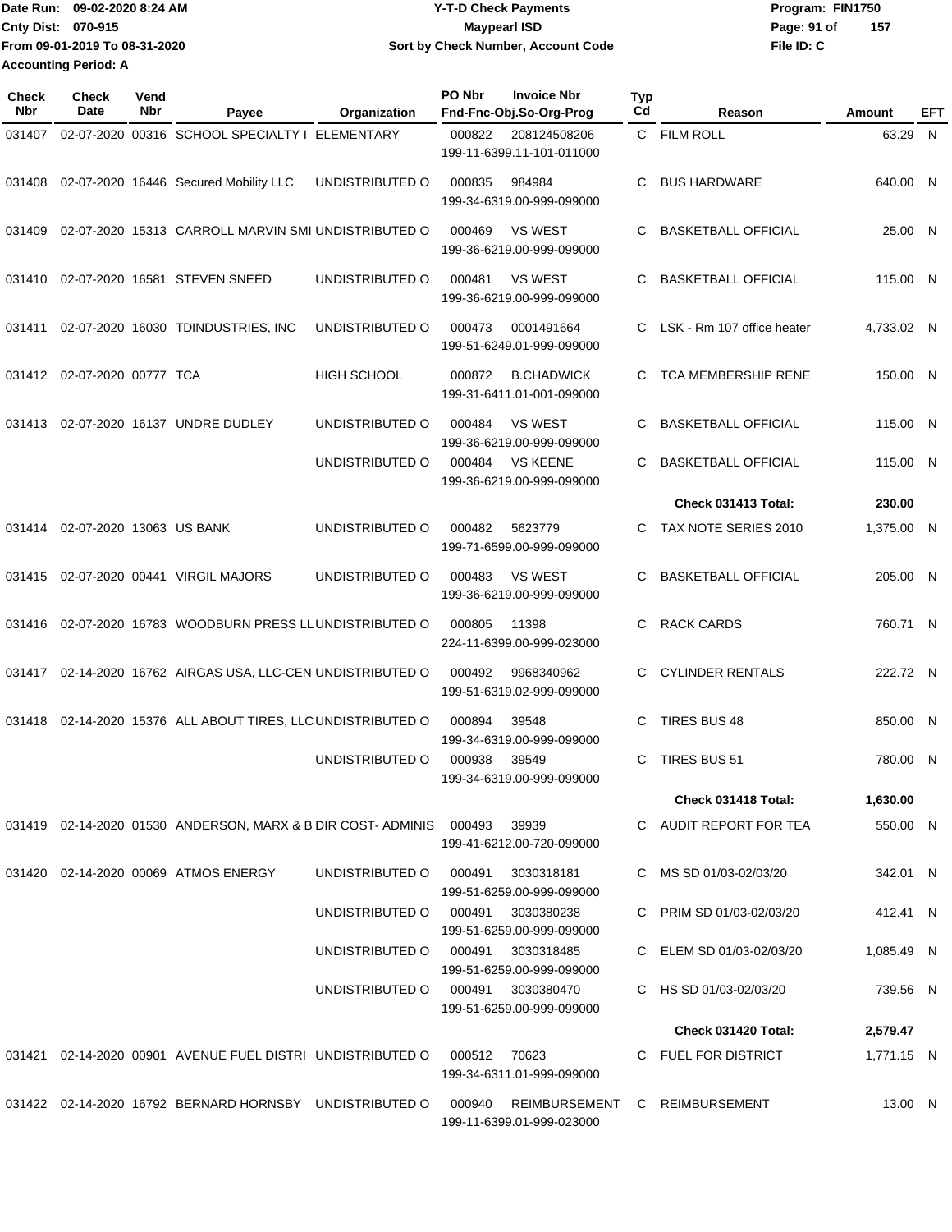Date Run: 09-02-2020 8:24 AM
Cnty Dist: 070-915
From 09-01-2019 To 08-31-2020
Accounting Period: A

**Y-T-D Check Payments**
**Maypearl ISD**
**Sort by Check Number, Account Code**

Program: FIN1750
File ID: C

| Check Nbr | Check Date | Vend Nbr | Payee | Organization | PO Nbr | Invoice Nbr / Fnd-Fnc-Obj.So-Org-Prog | Typ Cd | Reason | Amount | EFT |
|---|---|---|---|---|---|---|---|---|---|---|
| 031407 | 02-07-2020 | 00316 | SCHOOL SPECIALTY I | ELEMENTARY | 000822 | 208124508206 199-11-6399.11-101-011000 | C | FILM ROLL | 63.29 | N |
| 031408 | 02-07-2020 | 16446 | Secured Mobility LLC | UNDISTRIBUTED O | 000835 | 984984 199-34-6319.00-999-099000 | C | BUS HARDWARE | 640.00 | N |
| 031409 | 02-07-2020 | 15313 | CARROLL MARVIN SMI | UNDISTRIBUTED O | 000469 | VS WEST 199-36-6219.00-999-099000 | C | BASKETBALL OFFICIAL | 25.00 | N |
| 031410 | 02-07-2020 | 16581 | STEVEN SNEED | UNDISTRIBUTED O | 000481 | VS WEST 199-36-6219.00-999-099000 | C | BASKETBALL OFFICIAL | 115.00 | N |
| 031411 | 02-07-2020 | 16030 | TDINDUSTRIES, INC | UNDISTRIBUTED O | 000473 | 0001491664 199-51-6249.01-999-099000 | C | LSK - Rm 107 office heater | 4,733.02 | N |
| 031412 | 02-07-2020 | 00777 | TCA | HIGH SCHOOL | 000872 | B.CHADWICK 199-31-6411.01-001-099000 | C | TCA MEMBERSHIP RENE | 150.00 | N |
| 031413 | 02-07-2020 | 16137 | UNDRE DUDLEY | UNDISTRIBUTED O | 000484 | VS WEST 199-36-6219.00-999-099000 | C | BASKETBALL OFFICIAL | 115.00 | N |
| | | | | UNDISTRIBUTED O | 000484 | VS KEENE 199-36-6219.00-999-099000 | C | BASKETBALL OFFICIAL | 115.00 | N |
| | | | | | | | | **Check 031413 Total:** | **230.00** | |
| 031414 | 02-07-2020 | 13063 | US BANK | UNDISTRIBUTED O | 000482 | 5623779 199-71-6599.00-999-099000 | C | TAX NOTE SERIES 2010 | 1,375.00 | N |
| 031415 | 02-07-2020 | 00441 | VIRGIL MAJORS | UNDISTRIBUTED O | 000483 | VS WEST 199-36-6219.00-999-099000 | C | BASKETBALL OFFICIAL | 205.00 | N |
| 031416 | 02-07-2020 | 16783 | WOODBURN PRESS LL | UNDISTRIBUTED O | 000805 | 11398 224-11-6399.00-999-023000 | C | RACK CARDS | 760.71 | N |
| 031417 | 02-14-2020 | 16762 | AIRGAS USA, LLC-CEN | UNDISTRIBUTED O | 000492 | 9968340962 199-51-6319.02-999-099000 | C | CYLINDER RENTALS | 222.72 | N |
| 031418 | 02-14-2020 | 15376 | ALL ABOUT TIRES, LLC | UNDISTRIBUTED O | 000894 | 39548 199-34-6319.00-999-099000 | C | TIRES BUS 48 | 850.00 | N |
| | | | | UNDISTRIBUTED O | 000938 | 39549 199-34-6319.00-999-099000 | C | TIRES BUS 51 | 780.00 | N |
| | | | | | | | | **Check 031418 Total:** | **1,630.00** | |
| 031419 | 02-14-2020 | 01530 | ANDERSON, MARX & B | DIR COST- ADMINIS | 000493 | 39939 199-41-6212.00-720-099000 | C | AUDIT REPORT FOR TEA | 550.00 | N |
| 031420 | 02-14-2020 | 00069 | ATMOS ENERGY | UNDISTRIBUTED O | 000491 | 3030318181 199-51-6259.00-999-099000 | C | MS SD 01/03-02/03/20 | 342.01 | N |
| | | | | UNDISTRIBUTED O | 000491 | 3030380238 199-51-6259.00-999-099000 | C | PRIM SD 01/03-02/03/20 | 412.41 | N |
| | | | | UNDISTRIBUTED O | 000491 | 3030318485 199-51-6259.00-999-099000 | C | ELEM SD 01/03-02/03/20 | 1,085.49 | N |
| | | | | UNDISTRIBUTED O | 000491 | 3030380470 199-51-6259.00-999-099000 | C | HS SD 01/03-02/03/20 | 739.56 | N |
| | | | | | | | | **Check 031420 Total:** | **2,579.47** | |
| 031421 | 02-14-2020 | 00901 | AVENUE FUEL DISTRI | UNDISTRIBUTED O | 000512 | 70623 199-34-6311.01-999-099000 | C | FUEL FOR DISTRICT | 1,771.15 | N |
| 031422 | 02-14-2020 | 16792 | BERNARD HORNSBY | UNDISTRIBUTED O | 000940 | REIMBURSEMENT 199-11-6399.01-999-023000 | C | REIMBURSEMENT | 13.00 | N |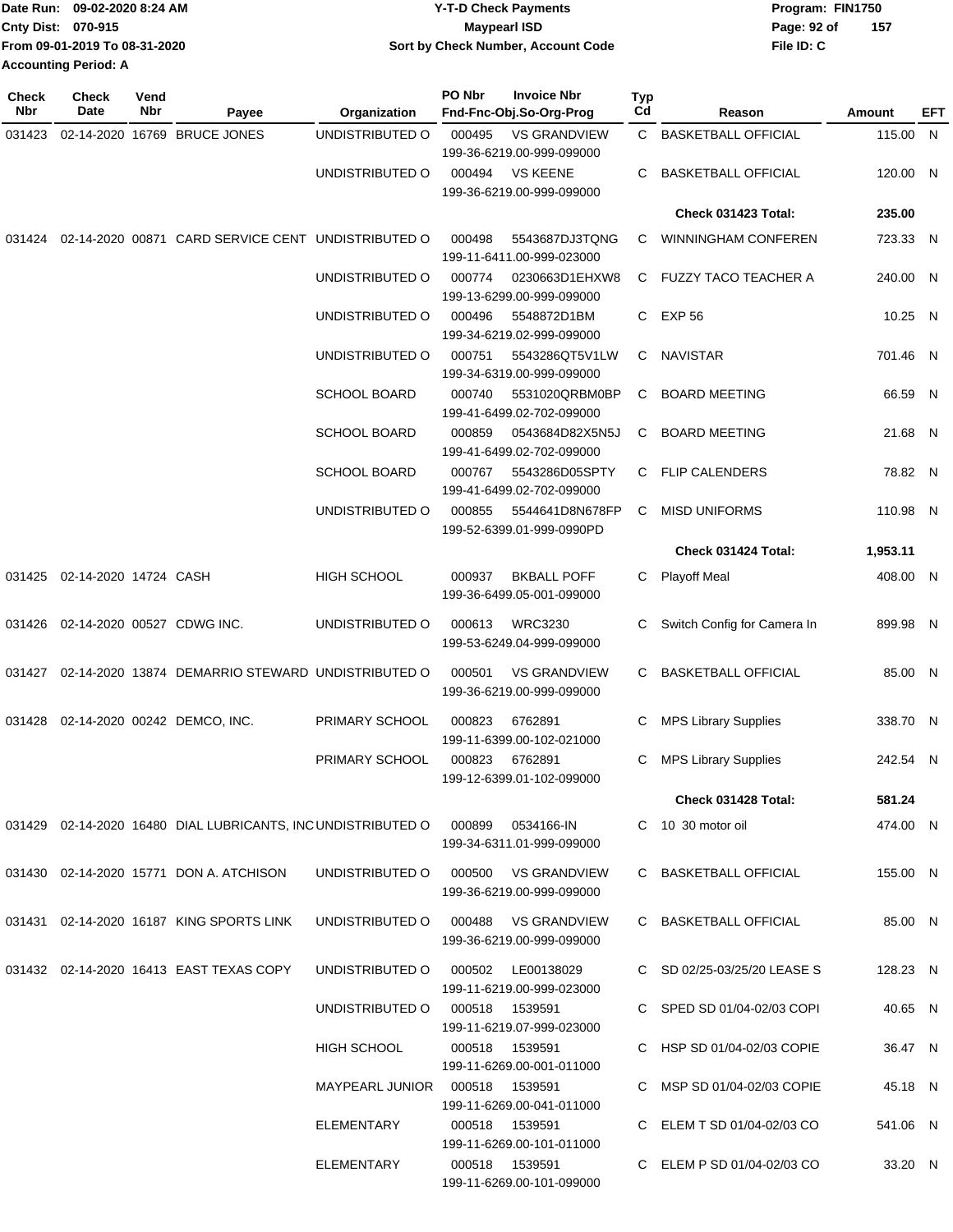Date Run: 09-02-2020 8:24 AM
Cnty Dist: 070-915
From 09-01-2019 To 08-31-2020
Accounting Period: A

**Y-T-D Check Payments**
**Maypearl ISD**
**Sort by Check Number, Account Code**

Program: FIN1750
File ID: C

| Check Nbr | Check Date | Vend Nbr | Payee | Organization | PO Nbr / Invoice Nbr / Fnd-Fnc-Obj.So-Org-Prog | Typ Cd | Reason | Amount | EFT |
|---|---|---|---|---|---|---|---|---|---|
| 031423 | 02-14-2020 | 16769 | BRUCE JONES | UNDISTRIBUTED O | 000495 VS GRANDVIEW 199-36-6219.00-999-099000 | C | BASKETBALL OFFICIAL | 115.00 | N |
| | | | | UNDISTRIBUTED O | 000494 VS KEENE 199-36-6219.00-999-099000 | C | BASKETBALL OFFICIAL | 120.00 | N |
| | | | | | | | **Check 031423 Total:** | **235.00** | |
| 031424 | 02-14-2020 | 00871 | CARD SERVICE CENT | UNDISTRIBUTED O | 000498 5543687DJ3TQNG 199-11-6411.00-999-023000 | C | WINNINGHAM CONFEREN | 723.33 | N |
| | | | | UNDISTRIBUTED O | 000774 0230663D1EHXW8 199-13-6299.00-999-099000 | C | FUZZY TACO TEACHER A | 240.00 | N |
| | | | | UNDISTRIBUTED O | 000496 5548872D1BM 199-34-6219.02-999-099000 | C | EXP 56 | 10.25 | N |
| | | | | UNDISTRIBUTED O | 000751 5543286QT5V1LW 199-34-6319.00-999-099000 | C | NAVISTAR | 701.46 | N |
| | | | | SCHOOL BOARD | 000740 5531020QRBM0BP 199-41-6499.02-702-099000 | C | BOARD MEETING | 66.59 | N |
| | | | | SCHOOL BOARD | 000859 0543684D82X5N5J 199-41-6499.02-702-099000 | C | BOARD MEETING | 21.68 | N |
| | | | | SCHOOL BOARD | 000767 5543286D05SPTY 199-41-6499.02-702-099000 | C | FLIP CALENDERS | 78.82 | N |
| | | | | UNDISTRIBUTED O | 000855 5544641D8N678FP 199-52-6399.01-999-0990PD | C | MISD UNIFORMS | 110.98 | N |
| | | | | | | | **Check 031424 Total:** | **1,953.11** | |
| 031425 | 02-14-2020 | 14724 | CASH | HIGH SCHOOL | 000937 BKBALL POFF 199-36-6499.05-001-099000 | C | Playoff Meal | 408.00 | N |
| 031426 | 02-14-2020 | 00527 | CDWG INC. | UNDISTRIBUTED O | 000613 WRC3230 199-53-6249.04-999-099000 | C | Switch Config for Camera In | 899.98 | N |
| 031427 | 02-14-2020 | 13874 | DEMARRIO STEWARD | UNDISTRIBUTED O | 000501 VS GRANDVIEW 199-36-6219.00-999-099000 | C | BASKETBALL OFFICIAL | 85.00 | N |
| 031428 | 02-14-2020 | 00242 | DEMCO, INC. | PRIMARY SCHOOL | 000823 6762891 199-11-6399.00-102-021000 | C | MPS Library Supplies | 338.70 | N |
| | | | | PRIMARY SCHOOL | 000823 6762891 199-12-6399.01-102-099000 | C | MPS Library Supplies | 242.54 | N |
| | | | | | | | **Check 031428 Total:** | **581.24** | |
| 031429 | 02-14-2020 | 16480 | DIAL LUBRICANTS, INC | UNDISTRIBUTED O | 000899 0534166-IN 199-34-6311.01-999-099000 | C | 10 30 motor oil | 474.00 | N |
| 031430 | 02-14-2020 | 15771 | DON A. ATCHISON | UNDISTRIBUTED O | 000500 VS GRANDVIEW 199-36-6219.00-999-099000 | C | BASKETBALL OFFICIAL | 155.00 | N |
| 031431 | 02-14-2020 | 16187 | KING SPORTS LINK | UNDISTRIBUTED O | 000488 VS GRANDVIEW 199-36-6219.00-999-099000 | C | BASKETBALL OFFICIAL | 85.00 | N |
| 031432 | 02-14-2020 | 16413 | EAST TEXAS COPY | UNDISTRIBUTED O | 000502 LE00138029 199-11-6219.00-999-023000 | C | SD 02/25-03/25/20 LEASE S | 128.23 | N |
| | | | | UNDISTRIBUTED O | 000518 1539591 199-11-6219.07-999-023000 | C | SPED SD 01/04-02/03 COPI | 40.65 | N |
| | | | | HIGH SCHOOL | 000518 1539591 199-11-6269.00-001-011000 | C | HSP SD 01/04-02/03 COPIE | 36.47 | N |
| | | | | MAYPEARL JUNIOR | 000518 1539591 199-11-6269.00-041-011000 | C | MSP SD 01/04-02/03 COPIE | 45.18 | N |
| | | | | ELEMENTARY | 000518 1539591 199-11-6269.00-101-011000 | C | ELEM T SD 01/04-02/03 CO | 541.06 | N |
| | | | | ELEMENTARY | 000518 1539591 199-11-6269.00-101-099000 | C | ELEM P SD 01/04-02/03 CO | 33.20 | N |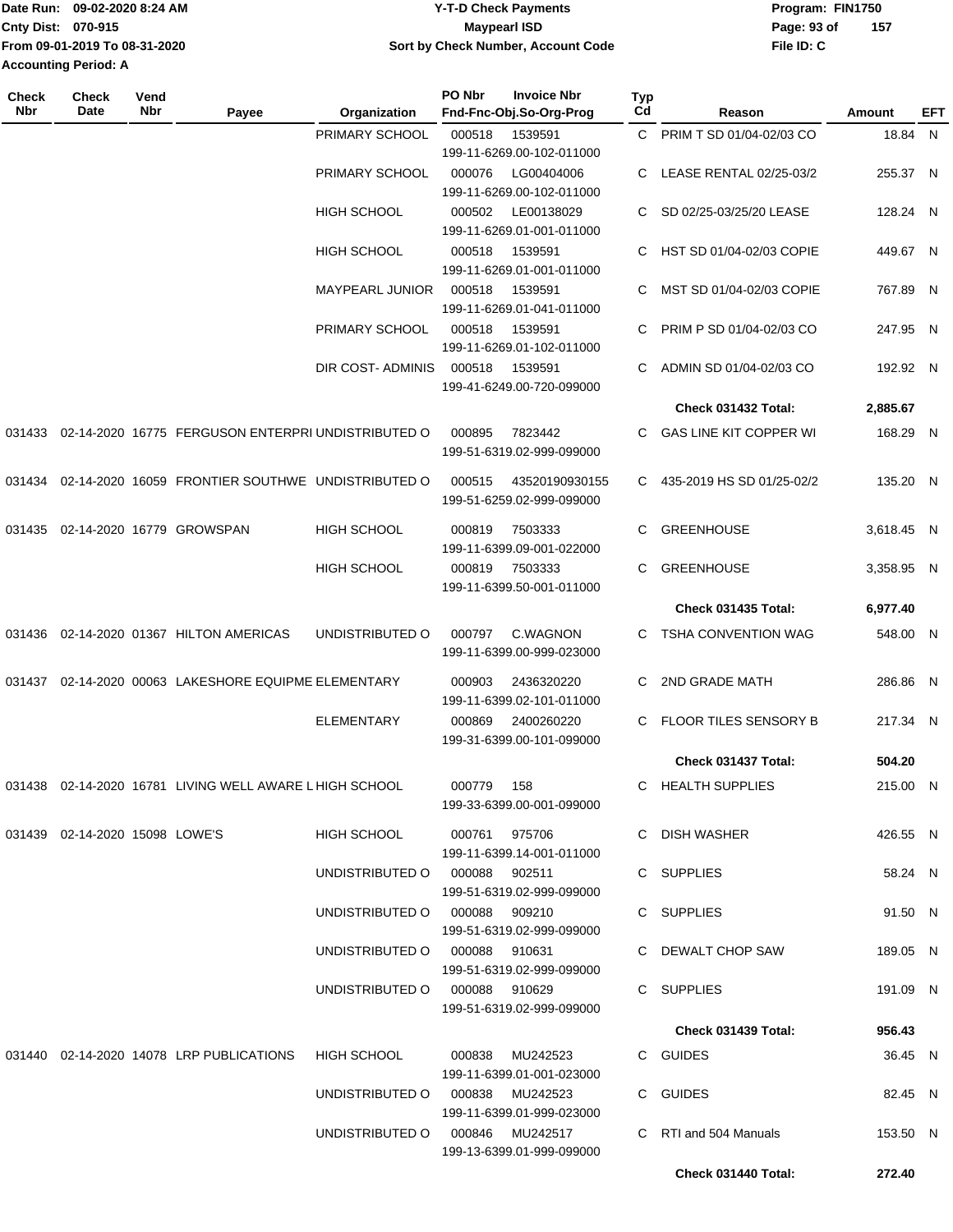Date Run: 09-02-2020 8:24 AM
Cnty Dist: 070-915
From 09-01-2019 To 08-31-2020
Accounting Period: A

**Y-T-D Check Payments**
**Maypearl ISD**
**Sort by Check Number, Account Code**

Program: FIN1750
File ID: C

| Check Nbr | Check Date | Vend Nbr | Payee | Organization | PO Nbr / Fnd-Fnc-Obj.So-Org-Prog | Invoice Nbr | Typ Cd | Reason | Amount | EFT |
|---|---|---|---|---|---|---|---|---|---|---|
| | | | | PRIMARY SCHOOL | 000518 199-11-6269.00-102-011000 | 1539591 | C | PRIM T SD 01/04-02/03 CO | 18.84 | N |
| | | | | PRIMARY SCHOOL | 000076 199-11-6269.00-102-011000 | LG00404006 | C | LEASE RENTAL 02/25-03/2 | 255.37 | N |
| | | | | HIGH SCHOOL | 000502 199-11-6269.01-001-011000 | LE00138029 | C | SD 02/25-03/25/20 LEASE | 128.24 | N |
| | | | | HIGH SCHOOL | 000518 199-11-6269.01-001-011000 | 1539591 | C | HST SD 01/04-02/03 COPIE | 449.67 | N |
| | | | | MAYPEARL JUNIOR | 000518 199-11-6269.01-041-011000 | 1539591 | C | MST SD 01/04-02/03 COPIE | 767.89 | N |
| | | | | PRIMARY SCHOOL | 000518 199-11-6269.01-102-011000 | 1539591 | C | PRIM P SD 01/04-02/03 CO | 247.95 | N |
| | | | | DIR COST- ADMINIS | 000518 199-41-6249.00-720-099000 | 1539591 | C | ADMIN SD 01/04-02/03 CO | 192.92 | N |
| | | | | | | | | **Check 031432 Total:** | **2,885.67** | |
| 031433 | 02-14-2020 | 16775 | FERGUSON ENTERPRI | UNDISTRIBUTED O | 000895 199-51-6319.02-999-099000 | 7823442 | C | GAS LINE KIT COPPER WI | 168.29 | N |
| 031434 | 02-14-2020 | 16059 | FRONTIER SOUTHWE | UNDISTRIBUTED O | 000515 199-51-6259.02-999-099000 | 43520190930155 | C | 435-2019 HS SD 01/25-02/2 | 135.20 | N |
| 031435 | 02-14-2020 | 16779 | GROWSPAN | HIGH SCHOOL | 000819 199-11-6399.09-001-022000 | 7503333 | C | GREENHOUSE | 3,618.45 | N |
| | | | | HIGH SCHOOL | 000819 199-11-6399.50-001-011000 | 7503333 | C | GREENHOUSE | 3,358.95 | N |
| | | | | | | | | **Check 031435 Total:** | **6,977.40** | |
| 031436 | 02-14-2020 | 01367 | HILTON AMERICAS | UNDISTRIBUTED O | 000797 199-11-6399.00-999-023000 | C.WAGNON | C | TSHA CONVENTION WAG | 548.00 | N |
| 031437 | 02-14-2020 | 00063 | LAKESHORE EQUIPME | ELEMENTARY | 000903 199-11-6399.02-101-011000 | 2436320220 | C | 2ND GRADE MATH | 286.86 | N |
| | | | | ELEMENTARY | 000869 199-31-6399.00-101-099000 | 2400260220 | C | FLOOR TILES SENSORY B | 217.34 | N |
| | | | | | | | | **Check 031437 Total:** | **504.20** | |
| 031438 | 02-14-2020 | 16781 | LIVING WELL AWARE L | HIGH SCHOOL | 000779 199-33-6399.00-001-099000 | 158 | C | HEALTH SUPPLIES | 215.00 | N |
| 031439 | 02-14-2020 | 15098 | LOWE'S | HIGH SCHOOL | 000761 199-11-6399.14-001-011000 | 975706 | C | DISH WASHER | 426.55 | N |
| | | | | UNDISTRIBUTED O | 000088 199-51-6319.02-999-099000 | 902511 | C | SUPPLIES | 58.24 | N |
| | | | | UNDISTRIBUTED O | 000088 199-51-6319.02-999-099000 | 909210 | C | SUPPLIES | 91.50 | N |
| | | | | UNDISTRIBUTED O | 000088 199-51-6319.02-999-099000 | 910631 | C | DEWALT CHOP SAW | 189.05 | N |
| | | | | UNDISTRIBUTED O | 000088 199-51-6319.02-999-099000 | 910629 | C | SUPPLIES | 191.09 | N |
| | | | | | | | | **Check 031439 Total:** | **956.43** | |
| 031440 | 02-14-2020 | 14078 | LRP PUBLICATIONS | HIGH SCHOOL | 000838 199-11-6399.01-001-023000 | MU242523 | C | GUIDES | 36.45 | N |
| | | | | UNDISTRIBUTED O | 000838 199-11-6399.01-999-023000 | MU242523 | C | GUIDES | 82.45 | N |
| | | | | UNDISTRIBUTED O | 000846 199-13-6399.01-999-099000 | MU242517 | C | RTI and 504 Manuals | 153.50 | N |
| | | | | | | | | **Check 031440 Total:** | **272.40** | |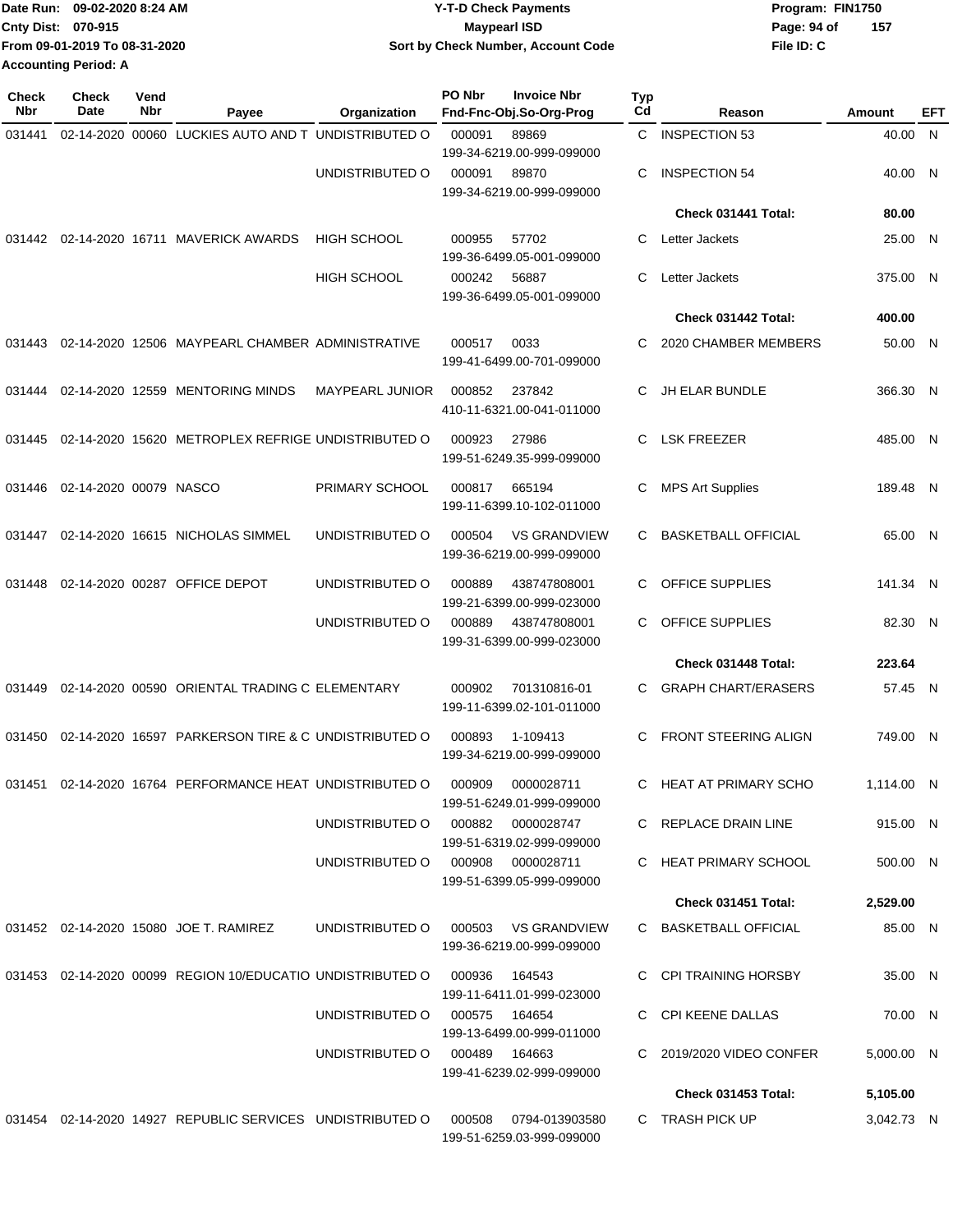Date Run: 09-02-2020 8:24 AM
Cnty Dist: 070-915
From 09-01-2019 To 08-31-2020
Accounting Period: A

# Y-T-D Check Payments
## Maypearl ISD
### Sort by Check Number, Account Code

Program: FIN1750
File ID: C

| Check Nbr | Check Date | Vend Nbr | Payee | Organization | PO Nbr | Invoice Nbr / Fnd-Fnc-Obj.So-Org-Prog | Typ Cd | Reason | Amount | EFT |
|---|---|---|---|---|---|---|---|---|---|---|
| 031441 | 02-14-2020 | 00060 | LUCKIES AUTO AND T | UNDISTRIBUTED O | 000091 | 89869 199-34-6219.00-999-099000 | C | INSPECTION 53 | 40.00 | N |
| | | | | UNDISTRIBUTED O | 000091 | 89870 199-34-6219.00-999-099000 | C | INSPECTION 54 | 40.00 | N |
| | | | | | | | | **Check 031441 Total:** | **80.00** | |
| 031442 | 02-14-2020 | 16711 | MAVERICK AWARDS | HIGH SCHOOL | 000955 | 57702 199-36-6499.05-001-099000 | C | Letter Jackets | 25.00 | N |
| | | | | HIGH SCHOOL | 000242 | 56887 199-36-6499.05-001-099000 | C | Letter Jackets | 375.00 | N |
| | | | | | | | | **Check 031442 Total:** | **400.00** | |
| 031443 | 02-14-2020 | 12506 | MAYPEARL CHAMBER | ADMINISTRATIVE | 000517 | 0033 199-41-6499.00-701-099000 | C | 2020 CHAMBER MEMBERS | 50.00 | N |
| 031444 | 02-14-2020 | 12559 | MENTORING MINDS | MAYPEARL JUNIOR | 000852 | 237842 410-11-6321.00-041-011000 | C | JH ELAR BUNDLE | 366.30 | N |
| 031445 | 02-14-2020 | 15620 | METROPLEX REFRIGE | UNDISTRIBUTED O | 000923 | 27986 199-51-6249.35-999-099000 | C | LSK FREEZER | 485.00 | N |
| 031446 | 02-14-2020 | 00079 | NASCO | PRIMARY SCHOOL | 000817 | 665194 199-11-6399.10-102-011000 | C | MPS Art Supplies | 189.48 | N |
| 031447 | 02-14-2020 | 16615 | NICHOLAS SIMMEL | UNDISTRIBUTED O | 000504 | VS GRANDVIEW 199-36-6219.00-999-099000 | C | BASKETBALL OFFICIAL | 65.00 | N |
| 031448 | 02-14-2020 | 00287 | OFFICE DEPOT | UNDISTRIBUTED O | 000889 | 438747808001 199-21-6399.00-999-023000 | C | OFFICE SUPPLIES | 141.34 | N |
| | | | | UNDISTRIBUTED O | 000889 | 438747808001 199-31-6399.00-999-023000 | C | OFFICE SUPPLIES | 82.30 | N |
| | | | | | | | | **Check 031448 Total:** | **223.64** | |
| 031449 | 02-14-2020 | 00590 | ORIENTAL TRADING C | ELEMENTARY | 000902 | 701310816-01 199-11-6399.02-101-011000 | C | GRAPH CHART/ERASERS | 57.45 | N |
| 031450 | 02-14-2020 | 16597 | PARKERSON TIRE & C | UNDISTRIBUTED O | 000893 | 1-109413 199-34-6219.00-999-099000 | C | FRONT STEERING ALIGN | 749.00 | N |
| 031451 | 02-14-2020 | 16764 | PERFORMANCE HEAT | UNDISTRIBUTED O | 000909 | 0000028711 199-51-6249.01-999-099000 | C | HEAT AT PRIMARY SCHO | 1,114.00 | N |
| | | | | UNDISTRIBUTED O | 000882 | 0000028747 199-51-6319.02-999-099000 | C | REPLACE DRAIN LINE | 915.00 | N |
| | | | | UNDISTRIBUTED O | 000908 | 0000028711 199-51-6399.05-999-099000 | C | HEAT PRIMARY SCHOOL | 500.00 | N |
| | | | | | | | | **Check 031451 Total:** | **2,529.00** | |
| 031452 | 02-14-2020 | 15080 | JOE T. RAMIREZ | UNDISTRIBUTED O | 000503 | VS GRANDVIEW 199-36-6219.00-999-099000 | C | BASKETBALL OFFICIAL | 85.00 | N |
| 031453 | 02-14-2020 | 00099 | REGION 10/EDUCATIO | UNDISTRIBUTED O | 000936 | 164543 199-11-6411.01-999-023000 | C | CPI TRAINING HORSBY | 35.00 | N |
| | | | | UNDISTRIBUTED O | 000575 | 164654 199-13-6499.00-999-011000 | C | CPI KEENE DALLAS | 70.00 | N |
| | | | | UNDISTRIBUTED O | 000489 | 164663 199-41-6239.02-999-099000 | C | 2019/2020 VIDEO CONFER | 5,000.00 | N |
| | | | | | | | | **Check 031453 Total:** | **5,105.00** | |
| 031454 | 02-14-2020 | 14927 | REPUBLIC SERVICES | UNDISTRIBUTED O | 000508 | 0794-013903580 199-51-6259.03-999-099000 | C | TRASH PICK UP | 3,042.73 | N |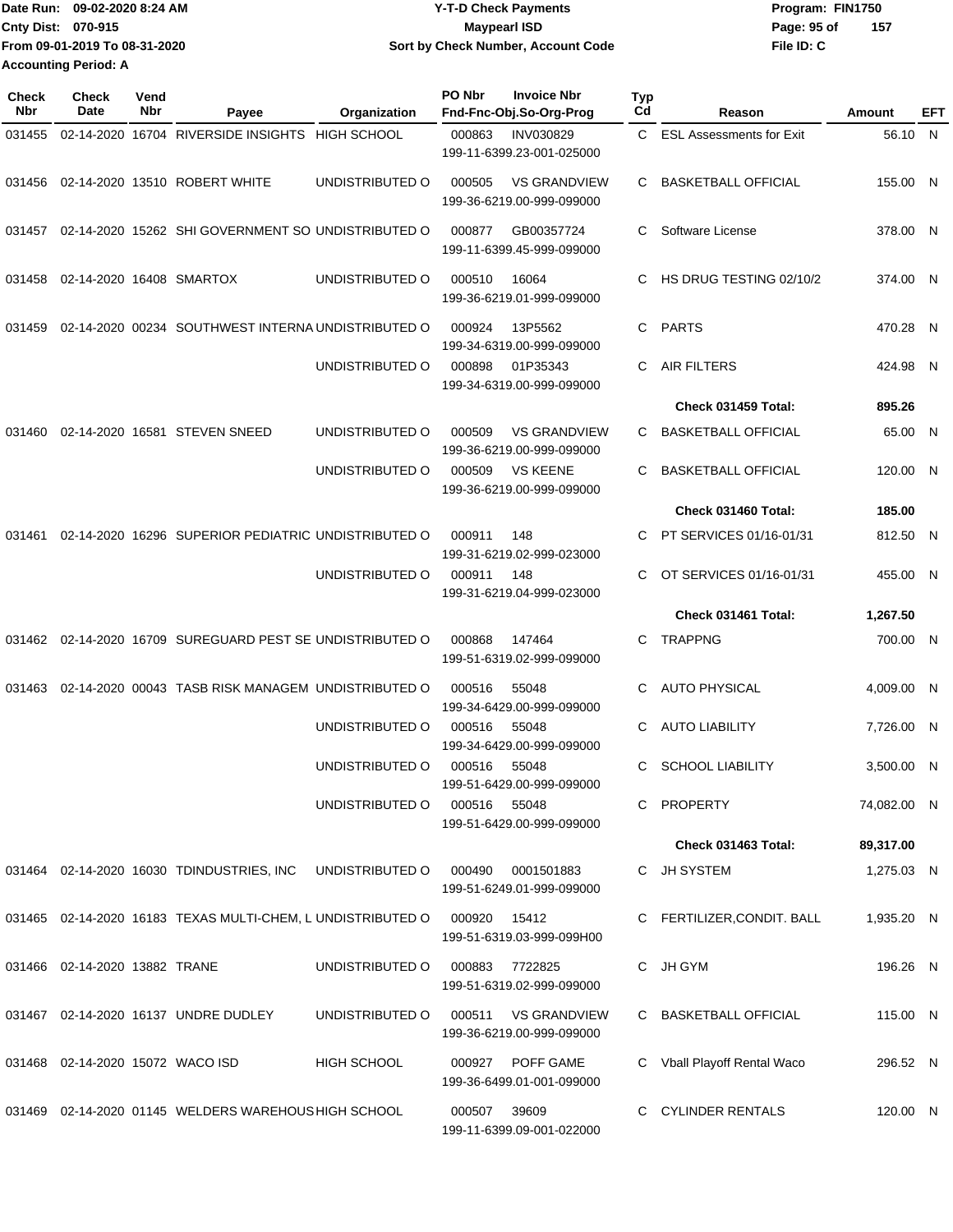Date Run: 09-02-2020 8:24 AM
Cnty Dist: 070-915
From 09-01-2019 To 08-31-2020
Accounting Period: A

**Y-T-D Check Payments**
**Maypearl ISD**
**Sort by Check Number, Account Code**

Program: FIN1750
File ID: C

| Check Nbr | Check Date | Vend Nbr | Payee | Organization | PO Nbr | Invoice Nbr / Fnd-Fnc-Obj.So-Org-Prog | Typ Cd | Reason | Amount | EFT |
|---|---|---|---|---|---|---|---|---|---|---|
| 031455 | 02-14-2020 | 16704 | RIVERSIDE INSIGHTS | HIGH SCHOOL | 000863 | INV030829 199-11-6399.23-001-025000 | C | ESL Assessments for Exit | 56.10 | N |
| 031456 | 02-14-2020 | 13510 | ROBERT WHITE | UNDISTRIBUTED O | 000505 | VS GRANDVIEW 199-36-6219.00-999-099000 | C | BASKETBALL OFFICIAL | 155.00 | N |
| 031457 | 02-14-2020 | 15262 | SHI GOVERNMENT SO | UNDISTRIBUTED O | 000877 | GB00357724 199-11-6399.45-999-099000 | C | Software License | 378.00 | N |
| 031458 | 02-14-2020 | 16408 | SMARTOX | UNDISTRIBUTED O | 000510 | 16064 199-36-6219.01-999-099000 | C | HS DRUG TESTING 02/10/2 | 374.00 | N |
| 031459 | 02-14-2020 | 00234 | SOUTHWEST INTERNA | UNDISTRIBUTED O | 000924 | 13P5562 199-34-6319.00-999-099000 | C | PARTS | 470.28 | N |
| | | | | UNDISTRIBUTED O | 000898 | 01P35343 199-34-6319.00-999-099000 | C | AIR FILTERS | 424.98 | N |
| | | | | | | | | **Check 031459 Total:** | **895.26** | |
| 031460 | 02-14-2020 | 16581 | STEVEN SNEED | UNDISTRIBUTED O | 000509 | VS GRANDVIEW 199-36-6219.00-999-099000 | C | BASKETBALL OFFICIAL | 65.00 | N |
| | | | | UNDISTRIBUTED O | 000509 | VS KEENE 199-36-6219.00-999-099000 | C | BASKETBALL OFFICIAL | 120.00 | N |
| | | | | | | | | **Check 031460 Total:** | **185.00** | |
| 031461 | 02-14-2020 | 16296 | SUPERIOR PEDIATRIC | UNDISTRIBUTED O | 000911 | 148 199-31-6219.02-999-023000 | C | PT SERVICES 01/16-01/31 | 812.50 | N |
| | | | | UNDISTRIBUTED O | 000911 | 148 199-31-6219.04-999-023000 | C | OT SERVICES 01/16-01/31 | 455.00 | N |
| | | | | | | | | **Check 031461 Total:** | **1,267.50** | |
| 031462 | 02-14-2020 | 16709 | SUREGUARD PEST SE | UNDISTRIBUTED O | 000868 | 147464 199-51-6319.02-999-099000 | C | TRAPPNG | 700.00 | N |
| 031463 | 02-14-2020 | 00043 | TASB RISK MANAGEM | UNDISTRIBUTED O | 000516 | 55048 199-34-6429.00-999-099000 | C | AUTO PHYSICAL | 4,009.00 | N |
| | | | | UNDISTRIBUTED O | 000516 | 55048 199-34-6429.00-999-099000 | C | AUTO LIABILITY | 7,726.00 | N |
| | | | | UNDISTRIBUTED O | 000516 | 55048 199-51-6429.00-999-099000 | C | SCHOOL LIABILITY | 3,500.00 | N |
| | | | | UNDISTRIBUTED O | 000516 | 55048 199-51-6429.00-999-099000 | C | PROPERTY | 74,082.00 | N |
| | | | | | | | | **Check 031463 Total:** | **89,317.00** | |
| 031464 | 02-14-2020 | 16030 | TDINDUSTRIES, INC | UNDISTRIBUTED O | 000490 | 0001501883 199-51-6249.01-999-099000 | C | JH SYSTEM | 1,275.03 | N |
| 031465 | 02-14-2020 | 16183 | TEXAS MULTI-CHEM, L | UNDISTRIBUTED O | 000920 | 15412 199-51-6319.03-999-099H00 | C | FERTILIZER,CONDIT. BALL | 1,935.20 | N |
| 031466 | 02-14-2020 | 13882 | TRANE | UNDISTRIBUTED O | 000883 | 7722825 199-51-6319.02-999-099000 | C | JH GYM | 196.26 | N |
| 031467 | 02-14-2020 | 16137 | UNDRE DUDLEY | UNDISTRIBUTED O | 000511 | VS GRANDVIEW 199-36-6219.00-999-099000 | C | BASKETBALL OFFICIAL | 115.00 | N |
| 031468 | 02-14-2020 | 15072 | WACO ISD | HIGH SCHOOL | 000927 | POFF GAME 199-36-6499.01-001-099000 | C | Vball Playoff Rental Waco | 296.52 | N |
| 031469 | 02-14-2020 | 01145 | WELDERS WAREHOUS | HIGH SCHOOL | 000507 | 39609 199-11-6399.09-001-022000 | C | CYLINDER RENTALS | 120.00 | N |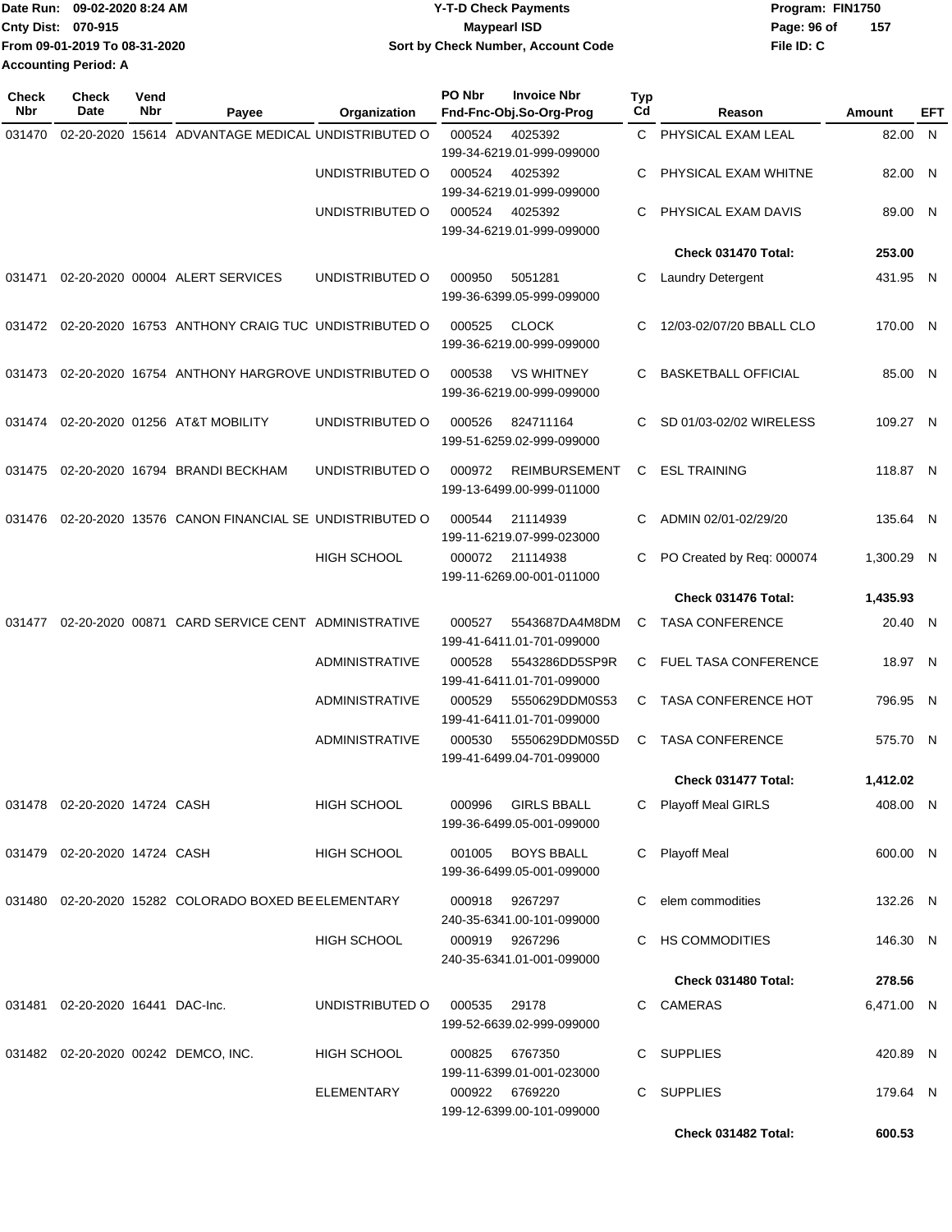Date Run: 09-02-2020 8:24 AM
Cnty Dist: 070-915
From 09-01-2019 To 08-31-2020
Accounting Period: A

**Y-T-D Check Payments**
**Maypearl ISD**
**Sort by Check Number, Account Code**

Program: FIN1750
File ID: C

| Check Nbr | Check Date | Vend Nbr | Payee | Organization | PO Nbr | Invoice Nbr / Fnd-Fnc-Obj.So-Org-Prog | Typ Cd | Reason | Amount | EFT |
|---|---|---|---|---|---|---|---|---|---|---|
| 031470 | 02-20-2020 | 15614 | ADVANTAGE MEDICAL | UNDISTRIBUTED O | 000524 | 4025392 / 199-34-6219.01-999-099000 | C | PHYSICAL EXAM LEAL | 82.00 | N |
| | | | | UNDISTRIBUTED O | 000524 | 4025392 / 199-34-6219.01-999-099000 | C | PHYSICAL EXAM WHITNE | 82.00 | N |
| | | | | UNDISTRIBUTED O | 000524 | 4025392 / 199-34-6219.01-999-099000 | C | PHYSICAL EXAM DAVIS | 89.00 | N |
| | | | | | | | | **Check 031470 Total:** | **253.00** | |
| 031471 | 02-20-2020 | 00004 | ALERT SERVICES | UNDISTRIBUTED O | 000950 | 5051281 / 199-36-6399.05-999-099000 | C | Laundry Detergent | 431.95 | N |
| 031472 | 02-20-2020 | 16753 | ANTHONY CRAIG TUC | UNDISTRIBUTED O | 000525 | CLOCK / 199-36-6219.00-999-099000 | C | 12/03-02/07/20 BBALL CLO | 170.00 | N |
| 031473 | 02-20-2020 | 16754 | ANTHONY HARGROVE | UNDISTRIBUTED O | 000538 | VS WHITNEY / 199-36-6219.00-999-099000 | C | BASKETBALL OFFICIAL | 85.00 | N |
| 031474 | 02-20-2020 | 01256 | AT&T MOBILITY | UNDISTRIBUTED O | 000526 | 824711164 / 199-51-6259.02-999-099000 | C | SD 01/03-02/02 WIRELESS | 109.27 | N |
| 031475 | 02-20-2020 | 16794 | BRANDI BECKHAM | UNDISTRIBUTED O | 000972 | REIMBURSEMENT / 199-13-6499.00-999-011000 | C | ESL TRAINING | 118.87 | N |
| 031476 | 02-20-2020 | 13576 | CANON FINANCIAL SE | UNDISTRIBUTED O | 000544 | 21114939 / 199-11-6219.07-999-023000 | C | ADMIN 02/01-02/29/20 | 135.64 | N |
| | | | | HIGH SCHOOL | 000072 | 21114938 / 199-11-6269.00-001-011000 | C | PO Created by Req: 000074 | 1,300.29 | N |
| | | | | | | | | **Check 031476 Total:** | **1,435.93** | |
| 031477 | 02-20-2020 | 00871 | CARD SERVICE CENT | ADMINISTRATIVE | 000527 | 5543687DA4M8DM / 199-41-6411.01-701-099000 | C | TASA CONFERENCE | 20.40 | N |
| | | | | ADMINISTRATIVE | 000528 | 5543286DD5SP9R / 199-41-6411.01-701-099000 | C | FUEL TASA CONFERENCE | 18.97 | N |
| | | | | ADMINISTRATIVE | 000529 | 5550629DDM0S53 / 199-41-6411.01-701-099000 | C | TASA CONFERENCE HOT | 796.95 | N |
| | | | | ADMINISTRATIVE | 000530 | 5550629DDM0S5D / 199-41-6499.04-701-099000 | C | TASA CONFERENCE | 575.70 | N |
| | | | | | | | | **Check 031477 Total:** | **1,412.02** | |
| 031478 | 02-20-2020 | 14724 | CASH | HIGH SCHOOL | 000996 | GIRLS BBALL / 199-36-6499.05-001-099000 | C | Playoff Meal GIRLS | 408.00 | N |
| 031479 | 02-20-2020 | 14724 | CASH | HIGH SCHOOL | 001005 | BOYS BBALL / 199-36-6499.05-001-099000 | C | Playoff Meal | 600.00 | N |
| 031480 | 02-20-2020 | 15282 | COLORADO BOXED BE | ELEMENTARY | 000918 | 9267297 / 240-35-6341.00-101-099000 | C | elem commodities | 132.26 | N |
| | | | | HIGH SCHOOL | 000919 | 9267296 / 240-35-6341.01-001-099000 | C | HS COMMODITIES | 146.30 | N |
| | | | | | | | | **Check 031480 Total:** | **278.56** | |
| 031481 | 02-20-2020 | 16441 | DAC-Inc. | UNDISTRIBUTED O | 000535 | 29178 / 199-52-6639.02-999-099000 | C | CAMERAS | 6,471.00 | N |
| 031482 | 02-20-2020 | 00242 | DEMCO, INC. | HIGH SCHOOL | 000825 | 6767350 / 199-11-6399.01-001-023000 | C | SUPPLIES | 420.89 | N |
| | | | | ELEMENTARY | 000922 | 6769220 / 199-12-6399.00-101-099000 | C | SUPPLIES | 179.64 | N |
| | | | | | | | | **Check 031482 Total:** | **600.53** | |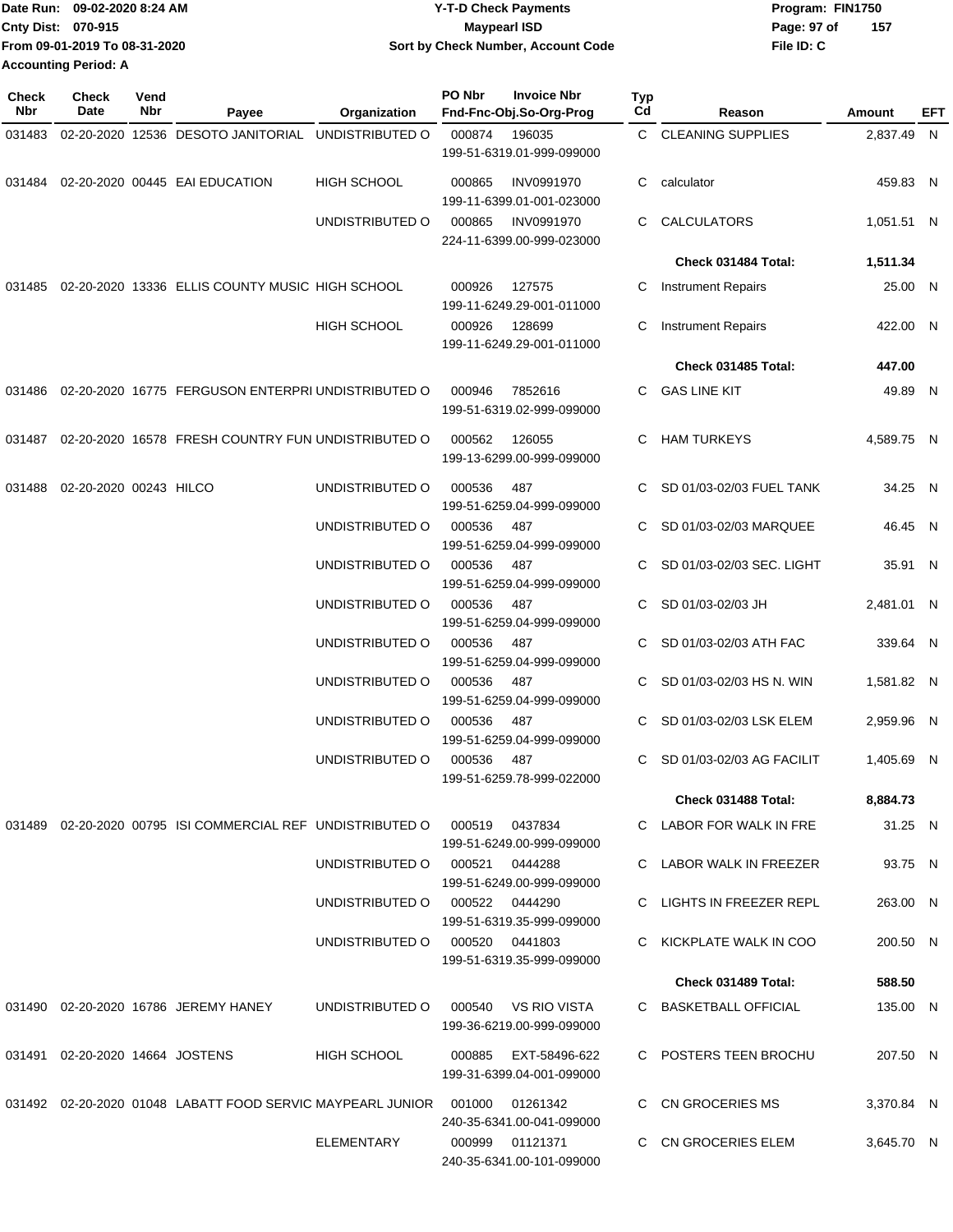Date Run: 09-02-2020 8:24 AM
Cnty Dist: 070-915
From 09-01-2019 To 08-31-2020
Accounting Period: A

# Y-T-D Check Payments
## Maypearl ISD
### Sort by Check Number, Account Code

Program: FIN1750
File ID: C

| Check Nbr | Check Date | Vend Nbr | Payee | Organization | PO Nbr | Invoice Nbr / Fnd-Fnc-Obj.So-Org-Prog | Typ Cd | Reason | Amount | EFT |
|---|---|---|---|---|---|---|---|---|---|---|
| 031483 | 02-20-2020 | 12536 | DESOTO JANITORIAL | UNDISTRIBUTED O | 000874 | 196035 199-51-6319.01-999-099000 | C | CLEANING SUPPLIES | 2,837.49 | N |
| 031484 | 02-20-2020 | 00445 | EAI EDUCATION | HIGH SCHOOL | 000865 | INV0991970 199-11-6399.01-001-023000 | C | calculator | 459.83 | N |
| | | | | UNDISTRIBUTED O | 000865 | INV0991970 224-11-6399.00-999-023000 | C | CALCULATORS | 1,051.51 | N |
| | | | | | | | | **Check 031484 Total:** | **1,511.34** | |
| 031485 | 02-20-2020 | 13336 | ELLIS COUNTY MUSIC | HIGH SCHOOL | 000926 | 127575 199-11-6249.29-001-011000 | C | Instrument Repairs | 25.00 | N |
| | | | | HIGH SCHOOL | 000926 | 128699 199-11-6249.29-001-011000 | C | Instrument Repairs | 422.00 | N |
| | | | | | | | | **Check 031485 Total:** | **447.00** | |
| 031486 | 02-20-2020 | 16775 | FERGUSON ENTERPRI | UNDISTRIBUTED O | 000946 | 7852616 199-51-6319.02-999-099000 | C | GAS LINE KIT | 49.89 | N |
| 031487 | 02-20-2020 | 16578 | FRESH COUNTRY FUN | UNDISTRIBUTED O | 000562 | 126055 199-13-6299.00-999-099000 | C | HAM TURKEYS | 4,589.75 | N |
| 031488 | 02-20-2020 | 00243 | HILCO | UNDISTRIBUTED O | 000536 | 487 199-51-6259.04-999-099000 | C | SD 01/03-02/03 FUEL TANK | 34.25 | N |
| | | | | UNDISTRIBUTED O | 000536 | 487 199-51-6259.04-999-099000 | C | SD 01/03-02/03 MARQUEE | 46.45 | N |
| | | | | UNDISTRIBUTED O | 000536 | 487 199-51-6259.04-999-099000 | C | SD 01/03-02/03 SEC. LIGHT | 35.91 | N |
| | | | | UNDISTRIBUTED O | 000536 | 487 199-51-6259.04-999-099000 | C | SD 01/03-02/03 JH | 2,481.01 | N |
| | | | | UNDISTRIBUTED O | 000536 | 487 199-51-6259.04-999-099000 | C | SD 01/03-02/03 ATH FAC | 339.64 | N |
| | | | | UNDISTRIBUTED O | 000536 | 487 199-51-6259.04-999-099000 | C | SD 01/03-02/03 HS N. WIN | 1,581.82 | N |
| | | | | UNDISTRIBUTED O | 000536 | 487 199-51-6259.04-999-099000 | C | SD 01/03-02/03 LSK ELEM | 2,959.96 | N |
| | | | | UNDISTRIBUTED O | 000536 | 487 199-51-6259.78-999-022000 | C | SD 01/03-02/03 AG FACILIT | 1,405.69 | N |
| | | | | | | | | **Check 031488 Total:** | **8,884.73** | |
| 031489 | 02-20-2020 | 00795 | ISI COMMERCIAL REF | UNDISTRIBUTED O | 000519 | 0437834 199-51-6249.00-999-099000 | C | LABOR FOR WALK IN FRE | 31.25 | N |
| | | | | UNDISTRIBUTED O | 000521 | 0444288 199-51-6249.00-999-099000 | C | LABOR WALK IN FREEZER | 93.75 | N |
| | | | | UNDISTRIBUTED O | 000522 | 0444290 199-51-6319.35-999-099000 | C | LIGHTS IN FREEZER REPL | 263.00 | N |
| | | | | UNDISTRIBUTED O | 000520 | 0441803 199-51-6319.35-999-099000 | C | KICKPLATE WALK IN COO | 200.50 | N |
| | | | | | | | | **Check 031489 Total:** | **588.50** | |
| 031490 | 02-20-2020 | 16786 | JEREMY HANEY | UNDISTRIBUTED O | 000540 | VS RIO VISTA 199-36-6219.00-999-099000 | C | BASKETBALL OFFICIAL | 135.00 | N |
| 031491 | 02-20-2020 | 14664 | JOSTENS | HIGH SCHOOL | 000885 | EXT-58496-622 199-31-6399.04-001-099000 | C | POSTERS TEEN BROCHU | 207.50 | N |
| 031492 | 02-20-2020 | 01048 | LABATT FOOD SERVIC | MAYPEARL JUNIOR | 001000 | 01261342 240-35-6341.00-041-099000 | C | CN GROCERIES MS | 3,370.84 | N |
| | | | | ELEMENTARY | 000999 | 01121371 240-35-6341.00-101-099000 | C | CN GROCERIES ELEM | 3,645.70 | N |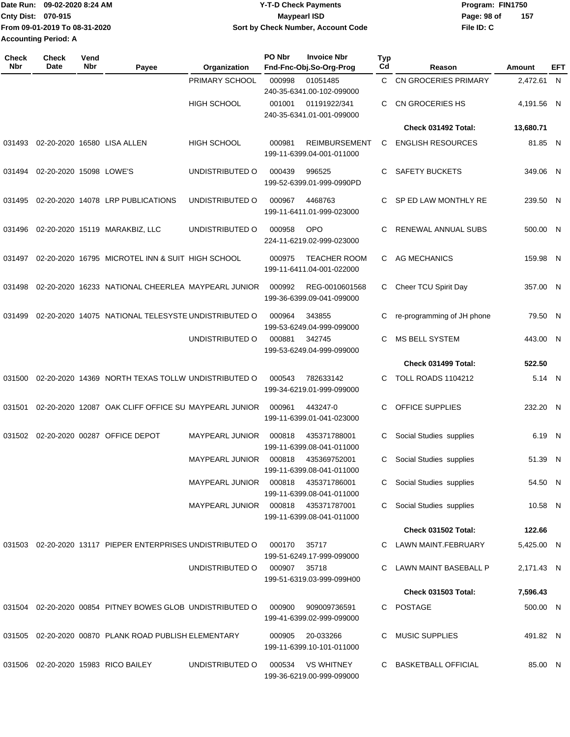| Check Nbr | Check Date | Vend Nbr | Payee | Organization | PO Nbr | Invoice Nbr / Fnd-Fnc-Obj.So-Org-Prog | Typ Cd | Reason | Amount | EFT |
|---|---|---|---|---|---|---|---|---|---|---|
| | | | | PRIMARY SCHOOL | 000998 | 01051485<br>240-35-6341.00-102-099000 | C | CN GROCERIES PRIMARY | 2,472.61 | N |
| | | | | HIGH SCHOOL | 001001 | 01191922/341<br>240-35-6341.01-001-099000 | C | CN GROCERIES HS | 4,191.56 | N |
| | | | | | | | | **Check 031492 Total:** | **13,680.71** | |
| 031493 | 02-20-2020 | 16580 | LISA ALLEN | HIGH SCHOOL | 000981 | REIMBURSEMENT<br>199-11-6399.04-001-011000 | C | ENGLISH RESOURCES | 81.85 | N |
| 031494 | 02-20-2020 | 15098 | LOWE'S | UNDISTRIBUTED O | 000439 | 996525<br>199-52-6399.01-999-0990PD | C | SAFETY BUCKETS | 349.06 | N |
| 031495 | 02-20-2020 | 14078 | LRP PUBLICATIONS | UNDISTRIBUTED O | 000967 | 4468763<br>199-11-6411.01-999-023000 | C | SP ED LAW MONTHLY RE | 239.50 | N |
| 031496 | 02-20-2020 | 15119 | MARAKBIZ, LLC | UNDISTRIBUTED O | 000958 | OPO<br>224-11-6219.02-999-023000 | C | RENEWAL ANNUAL SUBS | 500.00 | N |
| 031497 | 02-20-2020 | 16795 | MICROTEL INN & SUIT | HIGH SCHOOL | 000975 | TEACHER ROOM<br>199-11-6411.04-001-022000 | C | AG MECHANICS | 159.98 | N |
| 031498 | 02-20-2020 | 16233 | NATIONAL CHEERLEA | MAYPEARL JUNIOR | 000992 | REG-0010601568<br>199-36-6399.09-041-099000 | C | Cheer TCU Spirit Day | 357.00 | N |
| 031499 | 02-20-2020 | 14075 | NATIONAL TELESYSTE | UNDISTRIBUTED O | 000964 | 343855<br>199-53-6249.04-999-099000 | C | re-programming of JH phone | 79.50 | N |
| | | | | UNDISTRIBUTED O | 000881 | 342745<br>199-53-6249.04-999-099000 | C | MS BELL SYSTEM | 443.00 | N |
| | | | | | | | | **Check 031499 Total:** | **522.50** | |
| 031500 | 02-20-2020 | 14369 | NORTH TEXAS TOLLW | UNDISTRIBUTED O | 000543 | 782633142<br>199-34-6219.01-999-099000 | C | TOLL ROADS 1104212 | 5.14 | N |
| 031501 | 02-20-2020 | 12087 | OAK CLIFF OFFICE SU | MAYPEARL JUNIOR | 000961 | 443247-0<br>199-11-6399.01-041-023000 | C | OFFICE SUPPLIES | 232.20 | N |
| 031502 | 02-20-2020 | 00287 | OFFICE DEPOT | MAYPEARL JUNIOR | 000818 | 435371788001<br>199-11-6399.08-041-011000 | C | Social Studies supplies | 6.19 | N |
| | | | | MAYPEARL JUNIOR | 000818 | 435369752001<br>199-11-6399.08-041-011000 | C | Social Studies supplies | 51.39 | N |
| | | | | MAYPEARL JUNIOR | 000818 | 435371786001<br>199-11-6399.08-041-011000 | C | Social Studies supplies | 54.50 | N |
| | | | | MAYPEARL JUNIOR | 000818 | 435371787001<br>199-11-6399.08-041-011000 | C | Social Studies supplies | 10.58 | N |
| | | | | | | | | **Check 031502 Total:** | **122.66** | |
| 031503 | 02-20-2020 | 13117 | PIEPER ENTERPRISES | UNDISTRIBUTED O | 000170 | 35717<br>199-51-6249.17-999-099000 | C | LAWN MAINT.FEBRUARY | 5,425.00 | N |
| | | | | UNDISTRIBUTED O | 000907 | 35718<br>199-51-6319.03-999-099H00 | C | LAWN MAINT BASEBALL P | 2,171.43 | N |
| | | | | | | | | **Check 031503 Total:** | **7,596.43** | |
| 031504 | 02-20-2020 | 00854 | PITNEY BOWES GLOB | UNDISTRIBUTED O | 000900 | 909009736591<br>199-41-6399.02-999-099000 | C | POSTAGE | 500.00 | N |
| 031505 | 02-20-2020 | 00870 | PLANK ROAD PUBLISH | ELEMENTARY | 000905 | 20-033266<br>199-11-6399.10-101-011000 | C | MUSIC SUPPLIES | 491.82 | N |
| 031506 | 02-20-2020 | 15983 | RICO BAILEY | UNDISTRIBUTED O | 000534 | VS WHITNEY<br>199-36-6219.00-999-099000 | C | BASKETBALL OFFICIAL | 85.00 | N |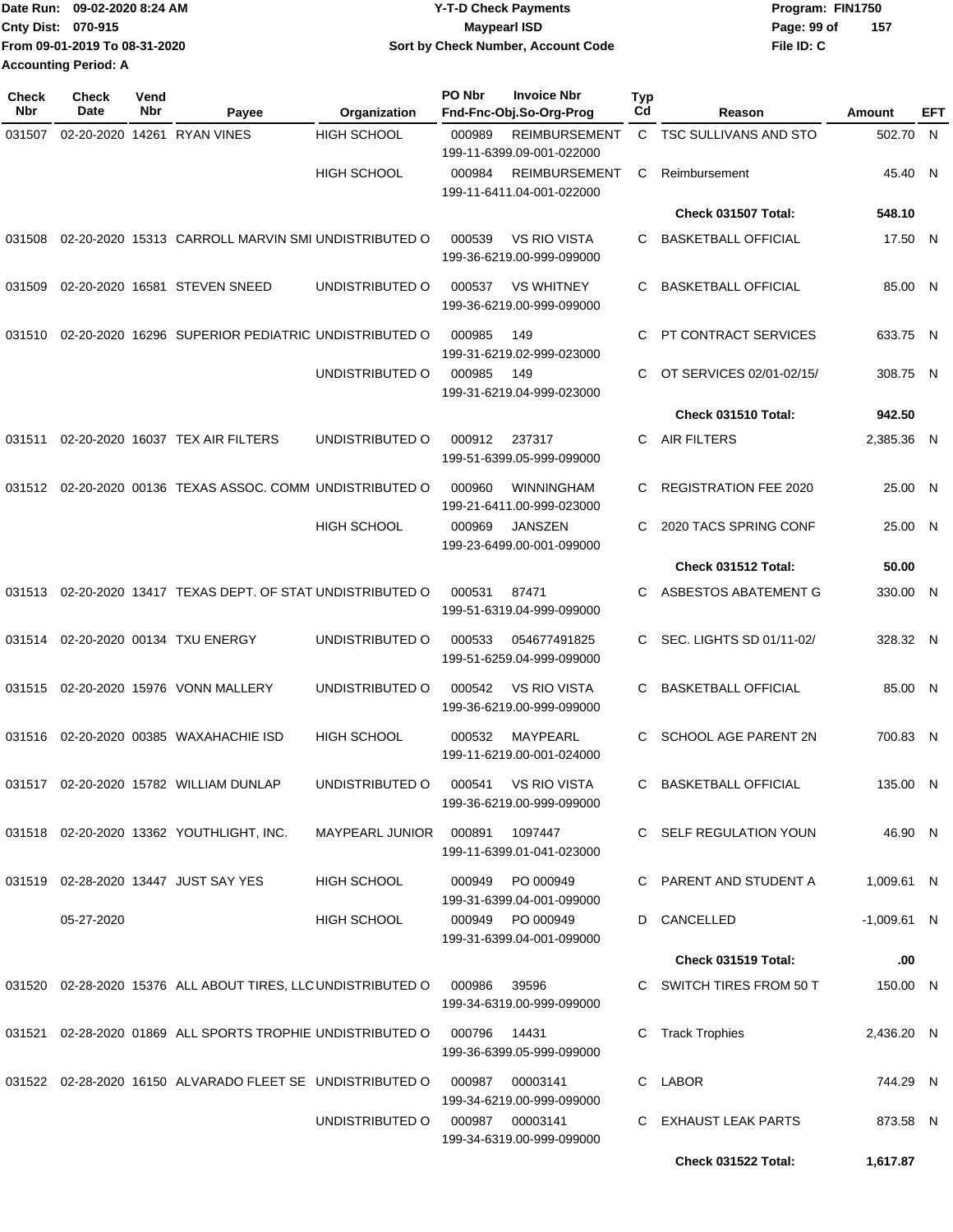Date Run: 09-02-2020 8:24 AM
Cnty Dist: 070-915
From 09-01-2019 To 08-31-2020
Accounting Period: A

**Y-T-D Check Payments**
**Maypearl ISD**
**Sort by Check Number, Account Code**

Program: FIN1750
File ID: C

| Check Nbr | Check Date | Vend Nbr | Payee | Organization | PO Nbr | Invoice Nbr Fnd-Fnc-Obj.So-Org-Prog | Typ Cd | Reason | Amount | EFT |
|---|---|---|---|---|---|---|---|---|---|---|
| 031507 | 02-20-2020 | 14261 | RYAN VINES | HIGH SCHOOL | 000989 | REIMBURSEMENT 199-11-6399.09-001-022000 | C | TSC SULLIVANS AND STO | 502.70 | N |
| | | | | HIGH SCHOOL | 000984 | REIMBURSEMENT 199-11-6411.04-001-022000 | C | Reimbursement | 45.40 | N |
| | | | | | | | | **Check 031507 Total:** | **548.10** | |
| 031508 | 02-20-2020 | 15313 | CARROLL MARVIN SMI | UNDISTRIBUTED O | 000539 | VS RIO VISTA 199-36-6219.00-999-099000 | C | BASKETBALL OFFICIAL | 17.50 | N |
| 031509 | 02-20-2020 | 16581 | STEVEN SNEED | UNDISTRIBUTED O | 000537 | VS WHITNEY 199-36-6219.00-999-099000 | C | BASKETBALL OFFICIAL | 85.00 | N |
| 031510 | 02-20-2020 | 16296 | SUPERIOR PEDIATRIC | UNDISTRIBUTED O | 000985 | 149 199-31-6219.02-999-023000 | C | PT CONTRACT SERVICES | 633.75 | N |
| | | | | UNDISTRIBUTED O | 000985 | 149 199-31-6219.04-999-023000 | C | OT SERVICES 02/01-02/15/ | 308.75 | N |
| | | | | | | | | **Check 031510 Total:** | **942.50** | |
| 031511 | 02-20-2020 | 16037 | TEX AIR FILTERS | UNDISTRIBUTED O | 000912 | 237317 199-51-6399.05-999-099000 | C | AIR FILTERS | 2,385.36 | N |
| 031512 | 02-20-2020 | 00136 | TEXAS ASSOC. COMM | UNDISTRIBUTED O | 000960 | WINNINGHAM 199-21-6411.00-999-023000 | C | REGISTRATION FEE 2020 | 25.00 | N |
| | | | | HIGH SCHOOL | 000969 | JANSZEN 199-23-6499.00-001-099000 | C | 2020 TACS SPRING CONF | 25.00 | N |
| | | | | | | | | **Check 031512 Total:** | **50.00** | |
| 031513 | 02-20-2020 | 13417 | TEXAS DEPT. OF STAT | UNDISTRIBUTED O | 000531 | 87471 199-51-6319.04-999-099000 | C | ASBESTOS ABATEMENT G | 330.00 | N |
| 031514 | 02-20-2020 | 00134 | TXU ENERGY | UNDISTRIBUTED O | 000533 | 054677491825 199-51-6259.04-999-099000 | C | SEC. LIGHTS SD 01/11-02/ | 328.32 | N |
| 031515 | 02-20-2020 | 15976 | VONN MALLERY | UNDISTRIBUTED O | 000542 | VS RIO VISTA 199-36-6219.00-999-099000 | C | BASKETBALL OFFICIAL | 85.00 | N |
| 031516 | 02-20-2020 | 00385 | WAXAHACHIE ISD | HIGH SCHOOL | 000532 | MAYPEARL 199-11-6219.00-001-024000 | C | SCHOOL AGE PARENT 2N | 700.83 | N |
| 031517 | 02-20-2020 | 15782 | WILLIAM DUNLAP | UNDISTRIBUTED O | 000541 | VS RIO VISTA 199-36-6219.00-999-099000 | C | BASKETBALL OFFICIAL | 135.00 | N |
| 031518 | 02-20-2020 | 13362 | YOUTHLIGHT, INC. | MAYPEARL JUNIOR | 000891 | 1097447 199-11-6399.01-041-023000 | C | SELF REGULATION YOUN | 46.90 | N |
| 031519 | 02-28-2020 | 13447 | JUST SAY YES | HIGH SCHOOL | 000949 | PO 000949 199-31-6399.04-001-099000 | C | PARENT AND STUDENT A | 1,009.61 | N |
| | 05-27-2020 | | | HIGH SCHOOL | 000949 | PO 000949 199-31-6399.04-001-099000 | D | CANCELLED | -1,009.61 | N |
| | | | | | | | | **Check 031519 Total:** | **.00** | |
| 031520 | 02-28-2020 | 15376 | ALL ABOUT TIRES, LLC | UNDISTRIBUTED O | 000986 | 39596 199-34-6319.00-999-099000 | C | SWITCH TIRES FROM 50 T | 150.00 | N |
| 031521 | 02-28-2020 | 01869 | ALL SPORTS TROPHIE | UNDISTRIBUTED O | 000796 | 14431 199-36-6399.05-999-099000 | C | Track Trophies | 2,436.20 | N |
| 031522 | 02-28-2020 | 16150 | ALVARADO FLEET SE | UNDISTRIBUTED O | 000987 | 00003141 199-34-6219.00-999-099000 | C | LABOR | 744.29 | N |
| | | | | UNDISTRIBUTED O | 000987 | 00003141 199-34-6319.00-999-099000 | C | EXHAUST LEAK PARTS | 873.58 | N |
| | | | | | | | | **Check 031522 Total:** | **1,617.87** | |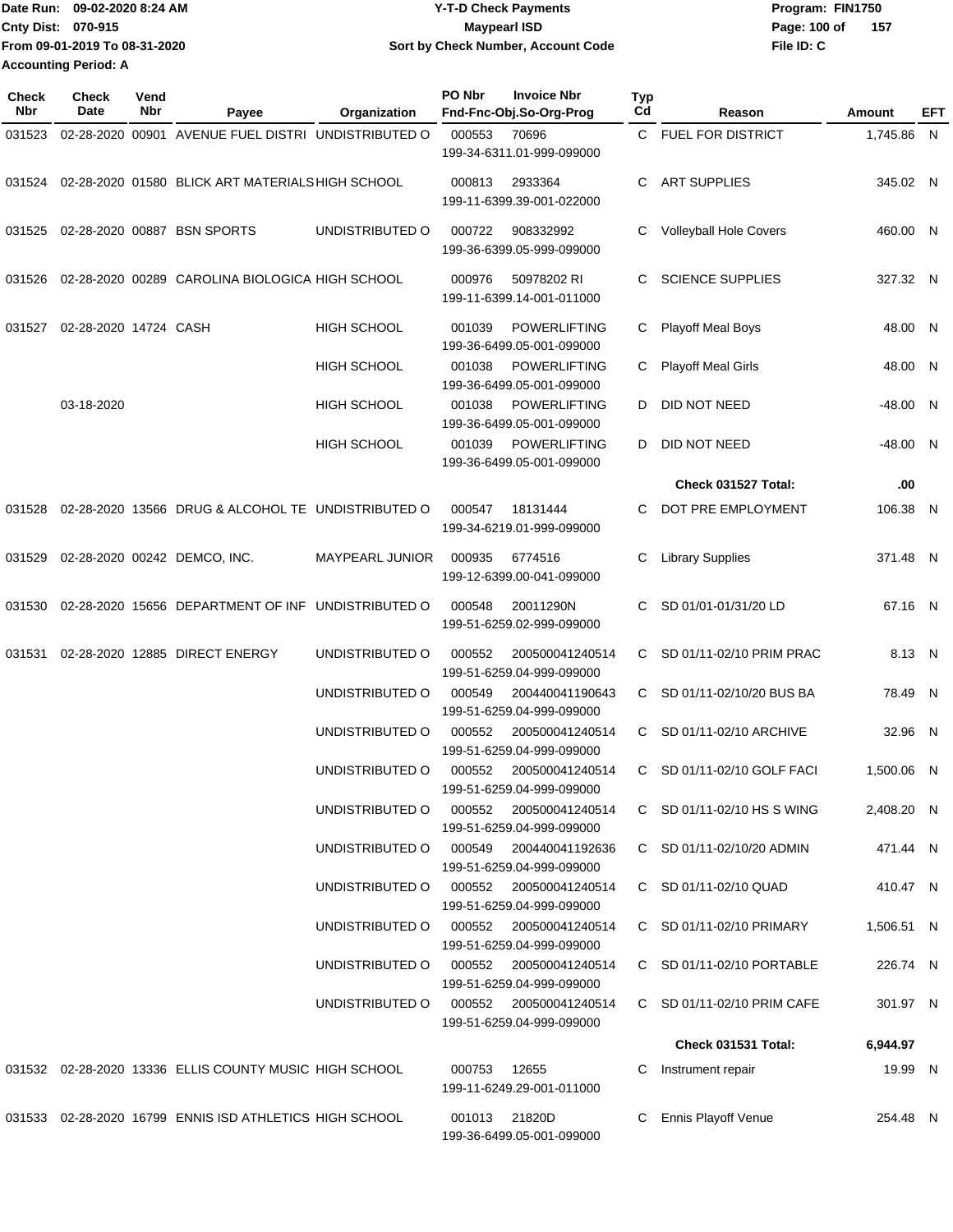Date Run: 09-02-2020 8:24 AM
Cnty Dist: 070-915
From 09-01-2019 To 08-31-2020
Accounting Period: A

**Y-T-D Check Payments**
**Maypearl ISD**
**Sort by Check Number, Account Code**

Program: FIN1750
File ID: C

| Check Nbr | Check Date | Vend Nbr | Payee | Organization | PO Nbr | Invoice Nbr / Fnd-Fnc-Obj.So-Org-Prog | Typ Cd | Reason | Amount | EFT |
|---|---|---|---|---|---|---|---|---|---|---|
| 031523 | 02-28-2020 | 00901 | AVENUE FUEL DISTRI | UNDISTRIBUTED O | 000553 | 70696 199-34-6311.01-999-099000 | C | FUEL FOR DISTRICT | 1,745.86 | N |
| 031524 | 02-28-2020 | 01580 | BLICK ART MATERIALS | HIGH SCHOOL | 000813 | 2933364 199-11-6399.39-001-022000 | C | ART SUPPLIES | 345.02 | N |
| 031525 | 02-28-2020 | 00887 | BSN SPORTS | UNDISTRIBUTED O | 000722 | 908332992 199-36-6399.05-999-099000 | C | Volleyball Hole Covers | 460.00 | N |
| 031526 | 02-28-2020 | 00289 | CAROLINA BIOLOGICA | HIGH SCHOOL | 000976 | 50978202 RI 199-11-6399.14-001-011000 | C | SCIENCE SUPPLIES | 327.32 | N |
| 031527 | 02-28-2020 | 14724 | CASH | HIGH SCHOOL | 001039 | POWERLIFTING 199-36-6499.05-001-099000 | C | Playoff Meal Boys | 48.00 | N |
| | | | | HIGH SCHOOL | 001038 | POWERLIFTING 199-36-6499.05-001-099000 | C | Playoff Meal Girls | 48.00 | N |
| | 03-18-2020 | | | HIGH SCHOOL | 001038 | POWERLIFTING 199-36-6499.05-001-099000 | D | DID NOT NEED | -48.00 | N |
| | | | | HIGH SCHOOL | 001039 | POWERLIFTING 199-36-6499.05-001-099000 | D | DID NOT NEED | -48.00 | N |
| | | | | | | | | **Check 031527 Total:** | **.00** | |
| 031528 | 02-28-2020 | 13566 | DRUG & ALCOHOL TE | UNDISTRIBUTED O | 000547 | 18131444 199-34-6219.01-999-099000 | C | DOT PRE EMPLOYMENT | 106.38 | N |
| 031529 | 02-28-2020 | 00242 | DEMCO, INC. | MAYPEARL JUNIOR | 000935 | 6774516 199-12-6399.00-041-099000 | C | Library Supplies | 371.48 | N |
| 031530 | 02-28-2020 | 15656 | DEPARTMENT OF INF | UNDISTRIBUTED O | 000548 | 20011290N 199-51-6259.02-999-099000 | C | SD 01/01-01/31/20 LD | 67.16 | N |
| 031531 | 02-28-2020 | 12885 | DIRECT ENERGY | UNDISTRIBUTED O | 000552 | 200500041240514 199-51-6259.04-999-099000 | C | SD 01/11-02/10 PRIM PRAC | 8.13 | N |
| | | | | UNDISTRIBUTED O | 000549 | 200440041190643 199-51-6259.04-999-099000 | C | SD 01/11-02/10/20 BUS BA | 78.49 | N |
| | | | | UNDISTRIBUTED O | 000552 | 200500041240514 199-51-6259.04-999-099000 | C | SD 01/11-02/10 ARCHIVE | 32.96 | N |
| | | | | UNDISTRIBUTED O | 000552 | 200500041240514 199-51-6259.04-999-099000 | C | SD 01/11-02/10 GOLF FACI | 1,500.06 | N |
| | | | | UNDISTRIBUTED O | 000552 | 200500041240514 199-51-6259.04-999-099000 | C | SD 01/11-02/10 HS S WING | 2,408.20 | N |
| | | | | UNDISTRIBUTED O | 000549 | 200440041192636 199-51-6259.04-999-099000 | C | SD 01/11-02/10/20 ADMIN | 471.44 | N |
| | | | | UNDISTRIBUTED O | 000552 | 200500041240514 199-51-6259.04-999-099000 | C | SD 01/11-02/10 QUAD | 410.47 | N |
| | | | | UNDISTRIBUTED O | 000552 | 200500041240514 199-51-6259.04-999-099000 | C | SD 01/11-02/10 PRIMARY | 1,506.51 | N |
| | | | | UNDISTRIBUTED O | 000552 | 200500041240514 199-51-6259.04-999-099000 | C | SD 01/11-02/10 PORTABLE | 226.74 | N |
| | | | | UNDISTRIBUTED O | 000552 | 200500041240514 199-51-6259.04-999-099000 | C | SD 01/11-02/10 PRIM CAFE | 301.97 | N |
| | | | | | | | | **Check 031531 Total:** | **6,944.97** | |
| 031532 | 02-28-2020 | 13336 | ELLIS COUNTY MUSIC | HIGH SCHOOL | 000753 | 12655 199-11-6249.29-001-011000 | C | Instrument repair | 19.99 | N |
| 031533 | 02-28-2020 | 16799 | ENNIS ISD ATHLETICS | HIGH SCHOOL | 001013 | 21820D 199-36-6499.05-001-099000 | C | Ennis Playoff Venue | 254.48 | N |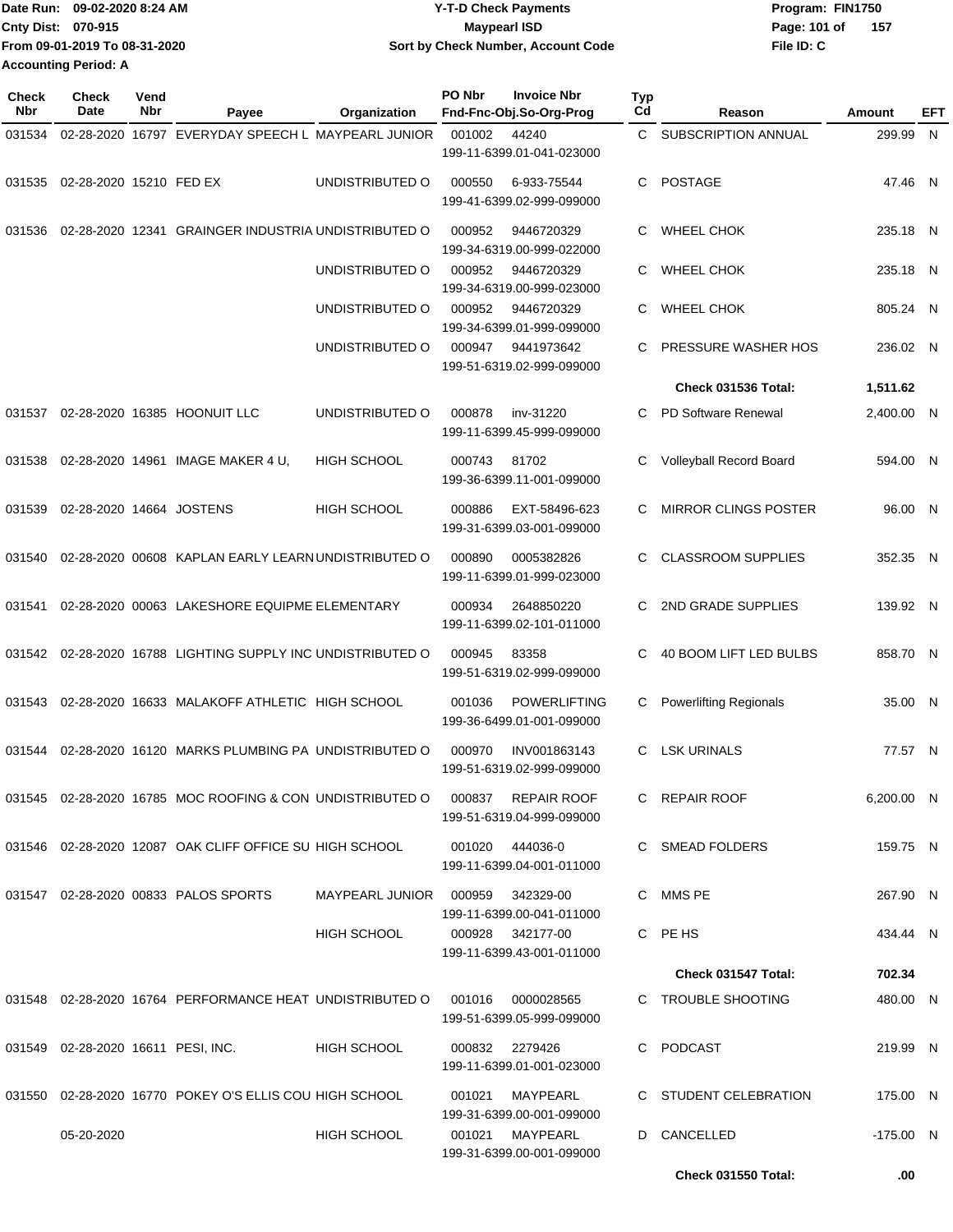Date Run: 09-02-2020 8:24 AM
Cnty Dist: 070-915
From 09-01-2019 To 08-31-2020
Accounting Period: A

**Y-T-D Check Payments**
**Maypearl ISD**
**Sort by Check Number, Account Code**

Program: FIN1750
File ID: C

| Check Nbr | Check Date | Vend Nbr | Payee | Organization | PO Nbr | Invoice Nbr / Fnd-Fnc-Obj.So-Org-Prog | Typ Cd | Reason | Amount | EFT |
|---|---|---|---|---|---|---|---|---|---|---|
| 031534 | 02-28-2020 | 16797 | EVERYDAY SPEECH L | MAYPEARL JUNIOR | 001002 | 44240 199-11-6399.01-041-023000 | C | SUBSCRIPTION ANNUAL | 299.99 | N |
| 031535 | 02-28-2020 | 15210 | FED EX | UNDISTRIBUTED O | 000550 | 6-933-75544 199-41-6399.02-999-099000 | C | POSTAGE | 47.46 | N |
| 031536 | 02-28-2020 | 12341 | GRAINGER INDUSTRIA | UNDISTRIBUTED O | 000952 | 9446720329 199-34-6319.00-999-022000 | C | WHEEL CHOK | 235.18 | N |
| | | | | UNDISTRIBUTED O | 000952 | 9446720329 199-34-6319.00-999-023000 | C | WHEEL CHOK | 235.18 | N |
| | | | | UNDISTRIBUTED O | 000952 | 9446720329 199-34-6399.01-999-099000 | C | WHEEL CHOK | 805.24 | N |
| | | | | UNDISTRIBUTED O | 000947 | 9441973642 199-51-6319.02-999-099000 | C | PRESSURE WASHER HOS | 236.02 | N |
| | | | | | | | | **Check 031536 Total:** | **1,511.62** | |
| 031537 | 02-28-2020 | 16385 | HOONUIT LLC | UNDISTRIBUTED O | 000878 | inv-31220 199-11-6399.45-999-099000 | C | PD Software Renewal | 2,400.00 | N |
| 031538 | 02-28-2020 | 14961 | IMAGE MAKER 4 U, | HIGH SCHOOL | 000743 | 81702 199-36-6399.11-001-099000 | C | Volleyball Record Board | 594.00 | N |
| 031539 | 02-28-2020 | 14664 | JOSTENS | HIGH SCHOOL | 000886 | EXT-58496-623 199-31-6399.03-001-099000 | C | MIRROR CLINGS POSTER | 96.00 | N |
| 031540 | 02-28-2020 | 00608 | KAPLAN EARLY LEARN | UNDISTRIBUTED O | 000890 | 0005382826 199-11-6399.01-999-023000 | C | CLASSROOM SUPPLIES | 352.35 | N |
| 031541 | 02-28-2020 | 00063 | LAKESHORE EQUIPME | ELEMENTARY | 000934 | 2648850220 199-11-6399.02-101-011000 | C | 2ND GRADE SUPPLIES | 139.92 | N |
| 031542 | 02-28-2020 | 16788 | LIGHTING SUPPLY INC | UNDISTRIBUTED O | 000945 | 83358 199-51-6319.02-999-099000 | C | 40 BOOM LIFT LED BULBS | 858.70 | N |
| 031543 | 02-28-2020 | 16633 | MALAKOFF ATHLETIC | HIGH SCHOOL | 001036 | POWERLIFTING 199-36-6499.01-001-099000 | C | Powerlifting Regionals | 35.00 | N |
| 031544 | 02-28-2020 | 16120 | MARKS PLUMBING PA | UNDISTRIBUTED O | 000970 | INV001863143 199-51-6319.02-999-099000 | C | LSK URINALS | 77.57 | N |
| 031545 | 02-28-2020 | 16785 | MOC ROOFING & CON | UNDISTRIBUTED O | 000837 | REPAIR ROOF 199-51-6319.04-999-099000 | C | REPAIR ROOF | 6,200.00 | N |
| 031546 | 02-28-2020 | 12087 | OAK CLIFF OFFICE SU | HIGH SCHOOL | 001020 | 444036-0 199-11-6399.04-001-011000 | C | SMEAD FOLDERS | 159.75 | N |
| 031547 | 02-28-2020 | 00833 | PALOS SPORTS | MAYPEARL JUNIOR | 000959 | 342329-00 199-11-6399.00-041-011000 | C | MMS PE | 267.90 | N |
| | | | | HIGH SCHOOL | 000928 | 342177-00 199-11-6399.43-001-011000 | C | PE HS | 434.44 | N |
| | | | | | | | | **Check 031547 Total:** | **702.34** | |
| 031548 | 02-28-2020 | 16764 | PERFORMANCE HEAT | UNDISTRIBUTED O | 001016 | 0000028565 199-51-6399.05-999-099000 | C | TROUBLE SHOOTING | 480.00 | N |
| 031549 | 02-28-2020 | 16611 | PESI, INC. | HIGH SCHOOL | 000832 | 2279426 199-11-6399.01-001-023000 | C | PODCAST | 219.99 | N |
| 031550 | 02-28-2020 | 16770 | POKEY O'S ELLIS COU | HIGH SCHOOL | 001021 | MAYPEARL 199-31-6399.00-001-099000 | C | STUDENT CELEBRATION | 175.00 | N |
| | 05-20-2020 | | | HIGH SCHOOL | 001021 | MAYPEARL 199-31-6399.00-001-099000 | D | CANCELLED | -175.00 | N |
| | | | | | | | | **Check 031550 Total:** | **.00** | |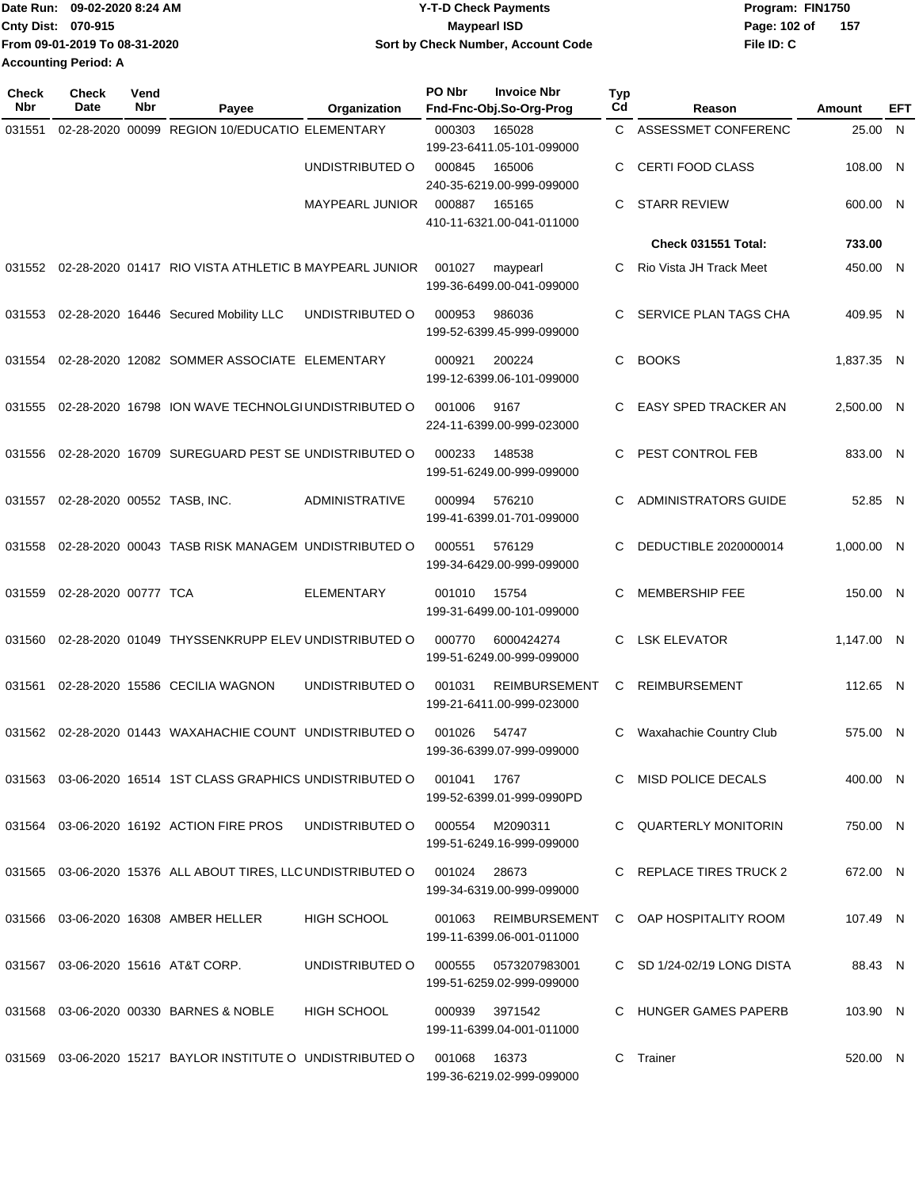Date Run: 09-02-2020 8:24 AM
Cnty Dist: 070-915
From 09-01-2019 To 08-31-2020
Accounting Period: A

**Y-T-D Check Payments**
**Maypearl ISD**
**Sort by Check Number, Account Code**

Program: FIN1750
File ID: C

| Check Nbr | Check Date | Vend Nbr | Payee | Organization | PO Nbr | Invoice Nbr / Fnd-Fnc-Obj.So-Org-Prog | Typ Cd | Reason | Amount | EFT |
|---|---|---|---|---|---|---|---|---|---|---|
| 031551 | 02-28-2020 | 00099 | REGION 10/EDUCATIO | ELEMENTARY | 000303 | 165028 / 199-23-6411.05-101-099000 | C | ASSESSMET CONFERENC | 25.00 | N |
| | | | | UNDISTRIBUTED O | 000845 | 165006 / 240-35-6219.00-999-099000 | C | CERTI FOOD CLASS | 108.00 | N |
| | | | | MAYPEARL JUNIOR | 000887 | 165165 / 410-11-6321.00-041-011000 | C | STARR REVIEW | 600.00 | N |
| | | | | | | | | **Check 031551 Total:** | **733.00** | |
| 031552 | 02-28-2020 | 01417 | RIO VISTA ATHLETIC B | MAYPEARL JUNIOR | 001027 | maypearl / 199-36-6499.00-041-099000 | C | Rio Vista JH Track Meet | 450.00 | N |
| 031553 | 02-28-2020 | 16446 | Secured Mobility LLC | UNDISTRIBUTED O | 000953 | 986036 / 199-52-6399.45-999-099000 | C | SERVICE PLAN TAGS CHA | 409.95 | N |
| 031554 | 02-28-2020 | 12082 | SOMMER ASSOCIATE | ELEMENTARY | 000921 | 200224 / 199-12-6399.06-101-099000 | C | BOOKS | 1,837.35 | N |
| 031555 | 02-28-2020 | 16798 | ION WAVE TECHNOLGI | UNDISTRIBUTED O | 001006 | 9167 / 224-11-6399.00-999-023000 | C | EASY SPED TRACKER AN | 2,500.00 | N |
| 031556 | 02-28-2020 | 16709 | SUREGUARD PEST SE | UNDISTRIBUTED O | 000233 | 148538 / 199-51-6249.00-999-099000 | C | PEST CONTROL FEB | 833.00 | N |
| 031557 | 02-28-2020 | 00552 | TASB, INC. | ADMINISTRATIVE | 000994 | 576210 / 199-41-6399.01-701-099000 | C | ADMINISTRATORS GUIDE | 52.85 | N |
| 031558 | 02-28-2020 | 00043 | TASB RISK MANAGEM | UNDISTRIBUTED O | 000551 | 576129 / 199-34-6429.00-999-099000 | C | DEDUCTIBLE 2020000014 | 1,000.00 | N |
| 031559 | 02-28-2020 | 00777 | TCA | ELEMENTARY | 001010 | 15754 / 199-31-6499.00-101-099000 | C | MEMBERSHIP FEE | 150.00 | N |
| 031560 | 02-28-2020 | 01049 | THYSSENKRUPP ELEV | UNDISTRIBUTED O | 000770 | 6000424274 / 199-51-6249.00-999-099000 | C | LSK ELEVATOR | 1,147.00 | N |
| 031561 | 02-28-2020 | 15586 | CECILIA WAGNON | UNDISTRIBUTED O | 001031 | REIMBURSEMENT / 199-21-6411.00-999-023000 | C | REIMBURSEMENT | 112.65 | N |
| 031562 | 02-28-2020 | 01443 | WAXAHACHIE COUNT | UNDISTRIBUTED O | 001026 | 54747 / 199-36-6399.07-999-099000 | C | Waxahachie Country Club | 575.00 | N |
| 031563 | 03-06-2020 | 16514 | 1ST CLASS GRAPHICS | UNDISTRIBUTED O | 001041 | 1767 / 199-52-6399.01-999-0990PD | C | MISD POLICE DECALS | 400.00 | N |
| 031564 | 03-06-2020 | 16192 | ACTION FIRE PROS | UNDISTRIBUTED O | 000554 | M2090311 / 199-51-6249.16-999-099000 | C | QUARTERLY MONITORIN | 750.00 | N |
| 031565 | 03-06-2020 | 15376 | ALL ABOUT TIRES, LLC | UNDISTRIBUTED O | 001024 | 28673 / 199-34-6319.00-999-099000 | C | REPLACE TIRES TRUCK 2 | 672.00 | N |
| 031566 | 03-06-2020 | 16308 | AMBER HELLER | HIGH SCHOOL | 001063 | REIMBURSEMENT / 199-11-6399.06-001-011000 | C | OAP HOSPITALITY ROOM | 107.49 | N |
| 031567 | 03-06-2020 | 15616 | AT&T CORP. | UNDISTRIBUTED O | 000555 | 0573207983001 / 199-51-6259.02-999-099000 | C | SD 1/24-02/19 LONG DISTA | 88.43 | N |
| 031568 | 03-06-2020 | 00330 | BARNES & NOBLE | HIGH SCHOOL | 000939 | 3971542 / 199-11-6399.04-001-011000 | C | HUNGER GAMES PAPERB | 103.90 | N |
| 031569 | 03-06-2020 | 15217 | BAYLOR INSTITUTE O | UNDISTRIBUTED O | 001068 | 16373 / 199-36-6219.02-999-099000 | C | Trainer | 520.00 | N |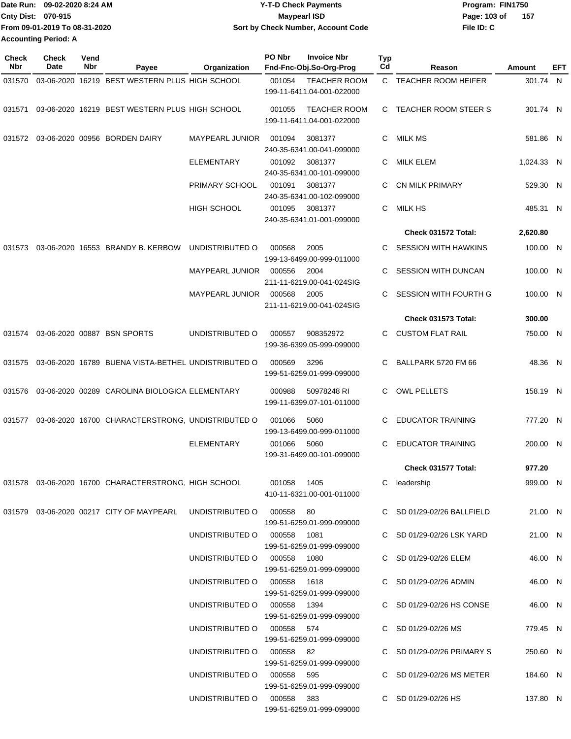Date Run: 09-02-2020 8:24 AM
Cnty Dist: 070-915
From 09-01-2019 To 08-31-2020
Accounting Period: A

**Y-T-D Check Payments**
**Maypearl ISD**
**Sort by Check Number, Account Code**

Program: FIN1750
File ID: C

| Check Nbr | Check Date | Vend Nbr | Payee | Organization | PO Nbr | Invoice Nbr / Fnd-Fnc-Obj.So-Org-Prog | Typ Cd | Reason | Amount | EFT |
|---|---|---|---|---|---|---|---|---|---|---|
| 031570 | 03-06-2020 | 16219 | BEST WESTERN PLUS | HIGH SCHOOL | 001054 | TEACHER ROOM 199-11-6411.04-001-022000 | C | TEACHER ROOM HEIFER | 301.74 | N |
| 031571 | 03-06-2020 | 16219 | BEST WESTERN PLUS | HIGH SCHOOL | 001055 | TEACHER ROOM 199-11-6411.04-001-022000 | C | TEACHER ROOM STEER S | 301.74 | N |
| 031572 | 03-06-2020 | 00956 | BORDEN DAIRY | MAYPEARL JUNIOR | 001094 | 3081377 240-35-6341.00-041-099000 | C | MILK MS | 581.86 | N |
| | | | | ELEMENTARY | 001092 | 3081377 240-35-6341.00-101-099000 | C | MILK ELEM | 1,024.33 | N |
| | | | | PRIMARY SCHOOL | 001091 | 3081377 240-35-6341.00-102-099000 | C | CN MILK PRIMARY | 529.30 | N |
| | | | | HIGH SCHOOL | 001095 | 3081377 240-35-6341.01-001-099000 | C | MILK HS | 485.31 | N |
| | | | | | | | | **Check 031572 Total:** | **2,620.80** | |
| 031573 | 03-06-2020 | 16553 | BRANDY B. KERBOW | UNDISTRIBUTED O | 000568 | 2005 199-13-6499.00-999-011000 | C | SESSION WITH HAWKINS | 100.00 | N |
| | | | | MAYPEARL JUNIOR | 000556 | 2004 211-11-6219.00-041-024SIG | C | SESSION WITH DUNCAN | 100.00 | N |
| | | | | MAYPEARL JUNIOR | 000568 | 2005 211-11-6219.00-041-024SIG | C | SESSION WITH FOURTH G | 100.00 | N |
| | | | | | | | | **Check 031573 Total:** | **300.00** | |
| 031574 | 03-06-2020 | 00887 | BSN SPORTS | UNDISTRIBUTED O | 000557 | 908352972 199-36-6399.05-999-099000 | C | CUSTOM FLAT RAIL | 750.00 | N |
| 031575 | 03-06-2020 | 16789 | BUENA VISTA-BETHEL | UNDISTRIBUTED O | 000569 | 3296 199-51-6259.01-999-099000 | C | BALLPARK 5720 FM 66 | 48.36 | N |
| 031576 | 03-06-2020 | 00289 | CAROLINA BIOLOGICA | ELEMENTARY | 000988 | 50978248 RI 199-11-6399.07-101-011000 | C | OWL PELLETS | 158.19 | N |
| 031577 | 03-06-2020 | 16700 | CHARACTERSTRONG, | UNDISTRIBUTED O | 001066 | 5060 199-13-6499.00-999-011000 | C | EDUCATOR TRAINING | 777.20 | N |
| | | | | ELEMENTARY | 001066 | 5060 199-31-6499.00-101-099000 | C | EDUCATOR TRAINING | 200.00 | N |
| | | | | | | | | **Check 031577 Total:** | **977.20** | |
| 031578 | 03-06-2020 | 16700 | CHARACTERSTRONG, | HIGH SCHOOL | 001058 | 1405 410-11-6321.00-001-011000 | C | leadership | 999.00 | N |
| 031579 | 03-06-2020 | 00217 | CITY OF MAYPEARL | UNDISTRIBUTED O | 000558 | 80 199-51-6259.01-999-099000 | C | SD 01/29-02/26 BALLFIELD | 21.00 | N |
| | | | | UNDISTRIBUTED O | 000558 | 1081 199-51-6259.01-999-099000 | C | SD 01/29-02/26 LSK YARD | 21.00 | N |
| | | | | UNDISTRIBUTED O | 000558 | 1080 199-51-6259.01-999-099000 | C | SD 01/29-02/26 ELEM | 46.00 | N |
| | | | | UNDISTRIBUTED O | 000558 | 1618 199-51-6259.01-999-099000 | C | SD 01/29-02/26 ADMIN | 46.00 | N |
| | | | | UNDISTRIBUTED O | 000558 | 1394 199-51-6259.01-999-099000 | C | SD 01/29-02/26 HS CONSE | 46.00 | N |
| | | | | UNDISTRIBUTED O | 000558 | 574 199-51-6259.01-999-099000 | C | SD 01/29-02/26 MS | 779.45 | N |
| | | | | UNDISTRIBUTED O | 000558 | 82 199-51-6259.01-999-099000 | C | SD 01/29-02/26 PRIMARY S | 250.60 | N |
| | | | | UNDISTRIBUTED O | 000558 | 595 199-51-6259.01-999-099000 | C | SD 01/29-02/26 MS METER | 184.60 | N |
| | | | | UNDISTRIBUTED O | 000558 | 383 199-51-6259.01-999-099000 | C | SD 01/29-02/26 HS | 137.80 | N |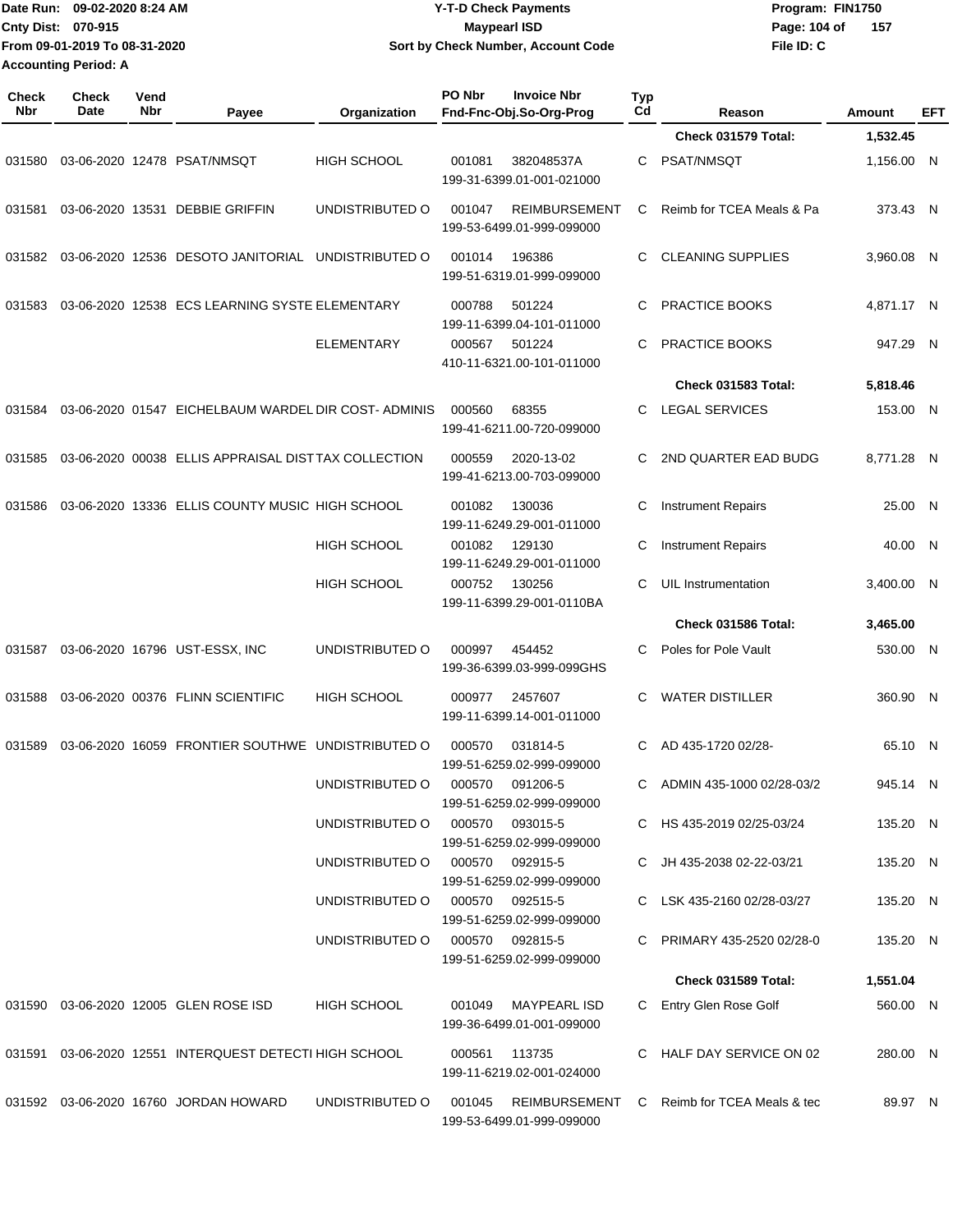Date Run: 09-02-2020 8:24 AM
Cnty Dist: 070-915
From 09-01-2019 To 08-31-2020
Accounting Period: A

**Y-T-D Check Payments**
**Maypearl ISD**
**Sort by Check Number, Account Code**

Program: FIN1750
File ID: C

| Check Nbr | Check Date | Vend Nbr | Payee | Organization | PO Nbr | Invoice Nbr / Fnd-Fnc-Obj.So-Org-Prog | Typ Cd | Reason | Amount | EFT |
|---|---|---|---|---|---|---|---|---|---|---|
| | | | | | | | | **Check 031579 Total:** | **1,532.45** | |
| 031580 | 03-06-2020 | 12478 | PSAT/NMSQT | HIGH SCHOOL | 001081 | 382048537A 199-31-6399.01-001-021000 | C | PSAT/NMSQT | 1,156.00 | N |
| 031581 | 03-06-2020 | 13531 | DEBBIE GRIFFIN | UNDISTRIBUTED O | 001047 | REIMBURSEMENT 199-53-6499.01-999-099000 | C | Reimb for TCEA Meals & Pa | 373.43 | N |
| 031582 | 03-06-2020 | 12536 | DESOTO JANITORIAL | UNDISTRIBUTED O | 001014 | 196386 199-51-6319.01-999-099000 | C | CLEANING SUPPLIES | 3,960.08 | N |
| 031583 | 03-06-2020 | 12538 | ECS LEARNING SYSTE | ELEMENTARY | 000788 | 501224 199-11-6399.04-101-011000 | C | PRACTICE BOOKS | 4,871.17 | N |
| | | | | ELEMENTARY | 000567 | 501224 410-11-6321.00-101-011000 | C | PRACTICE BOOKS | 947.29 | N |
| | | | | | | | | **Check 031583 Total:** | **5,818.46** | |
| 031584 | 03-06-2020 | 01547 | EICHELBAUM WARDEL | DIR COST- ADMINIS | 000560 | 68355 199-41-6211.00-720-099000 | C | LEGAL SERVICES | 153.00 | N |
| 031585 | 03-06-2020 | 00038 | ELLIS APPRAISAL DIST | TAX COLLECTION | 000559 | 2020-13-02 199-41-6213.00-703-099000 | C | 2ND QUARTER EAD BUDG | 8,771.28 | N |
| 031586 | 03-06-2020 | 13336 | ELLIS COUNTY MUSIC | HIGH SCHOOL | 001082 | 130036 199-11-6249.29-001-011000 | C | Instrument Repairs | 25.00 | N |
| | | | | HIGH SCHOOL | 001082 | 129130 199-11-6249.29-001-011000 | C | Instrument Repairs | 40.00 | N |
| | | | | HIGH SCHOOL | 000752 | 130256 199-11-6399.29-001-0110BA | C | UIL Instrumentation | 3,400.00 | N |
| | | | | | | | | **Check 031586 Total:** | **3,465.00** | |
| 031587 | 03-06-2020 | 16796 | UST-ESSX, INC | UNDISTRIBUTED O | 000997 | 454452 199-36-6399.03-999-099GHS | C | Poles for Pole Vault | 530.00 | N |
| 031588 | 03-06-2020 | 00376 | FLINN SCIENTIFIC | HIGH SCHOOL | 000977 | 2457607 199-11-6399.14-001-011000 | C | WATER DISTILLER | 360.90 | N |
| 031589 | 03-06-2020 | 16059 | FRONTIER SOUTHWE | UNDISTRIBUTED O | 000570 | 031814-5 199-51-6259.02-999-099000 | C | AD 435-1720 02/28- | 65.10 | N |
| | | | | UNDISTRIBUTED O | 000570 | 091206-5 199-51-6259.02-999-099000 | C | ADMIN 435-1000 02/28-03/2 | 945.14 | N |
| | | | | UNDISTRIBUTED O | 000570 | 093015-5 199-51-6259.02-999-099000 | C | HS 435-2019 02/25-03/24 | 135.20 | N |
| | | | | UNDISTRIBUTED O | 000570 | 092915-5 199-51-6259.02-999-099000 | C | JH 435-2038 02-22-03/21 | 135.20 | N |
| | | | | UNDISTRIBUTED O | 000570 | 092515-5 199-51-6259.02-999-099000 | C | LSK 435-2160 02/28-03/27 | 135.20 | N |
| | | | | UNDISTRIBUTED O | 000570 | 092815-5 199-51-6259.02-999-099000 | C | PRIMARY 435-2520 02/28-0 | 135.20 | N |
| | | | | | | | | **Check 031589 Total:** | **1,551.04** | |
| 031590 | 03-06-2020 | 12005 | GLEN ROSE ISD | HIGH SCHOOL | 001049 | MAYPEARL ISD 199-36-6499.01-001-099000 | C | Entry Glen Rose Golf | 560.00 | N |
| 031591 | 03-06-2020 | 12551 | INTERQUEST DETECTI | HIGH SCHOOL | 000561 | 113735 199-11-6219.02-001-024000 | C | HALF DAY SERVICE ON 02 | 280.00 | N |
| 031592 | 03-06-2020 | 16760 | JORDAN HOWARD | UNDISTRIBUTED O | 001045 | REIMBURSEMENT 199-53-6499.01-999-099000 | C | Reimb for TCEA Meals & tec | 89.97 | N |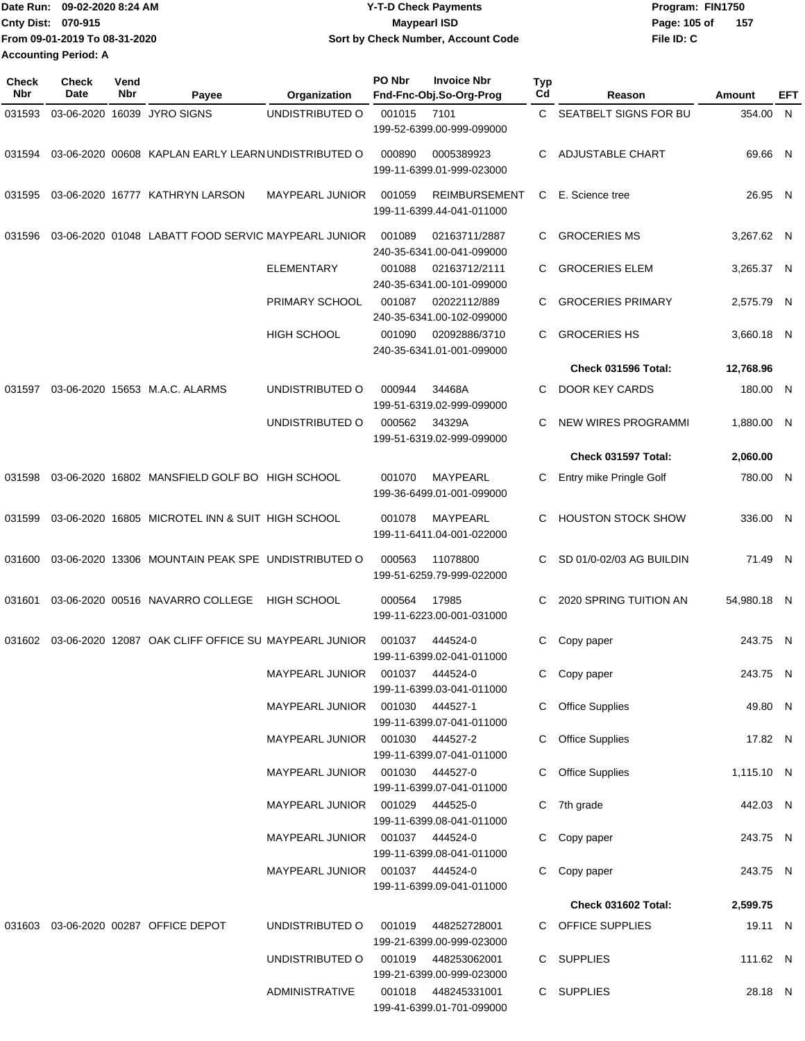Date Run: 09-02-2020 8:24 AM
Cnty Dist: 070-915
From 09-01-2019 To 08-31-2020
Accounting Period: A

# Y-T-D Check Payments
## Maypearl ISD
### Sort by Check Number, Account Code

Program: FIN1750
File ID: C

| Check Nbr | Check Date | Vend Nbr | Payee | Organization | PO Nbr | Invoice Nbr / Fnd-Fnc-Obj.So-Org-Prog | Typ Cd | Reason | Amount | EFT |
|---|---|---|---|---|---|---|---|---|---|---|
| 031593 | 03-06-2020 | 16039 | JYRO SIGNS | UNDISTRIBUTED O | 001015 | 7101 / 199-52-6399.00-999-099000 | C | SEATBELT SIGNS FOR BU | 354.00 | N |
| 031594 | 03-06-2020 | 00608 | KAPLAN EARLY LEARN | UNDISTRIBUTED O | 000890 | 0005389923 / 199-11-6399.01-999-023000 | C | ADJUSTABLE CHART | 69.66 | N |
| 031595 | 03-06-2020 | 16777 | KATHRYN LARSON | MAYPEARL JUNIOR | 001059 | REIMBURSEMENT / 199-11-6399.44-041-011000 | C | E. Science tree | 26.95 | N |
| 031596 | 03-06-2020 | 01048 | LABATT FOOD SERVIC | MAYPEARL JUNIOR | 001089 | 02163711/2887 / 240-35-6341.00-041-099000 | C | GROCERIES MS | 3,267.62 | N |
| | | | | ELEMENTARY | 001088 | 02163712/2111 / 240-35-6341.00-101-099000 | C | GROCERIES ELEM | 3,265.37 | N |
| | | | | PRIMARY SCHOOL | 001087 | 02022112/889 / 240-35-6341.00-102-099000 | C | GROCERIES PRIMARY | 2,575.79 | N |
| | | | | HIGH SCHOOL | 001090 | 02092886/3710 / 240-35-6341.01-001-099000 | C | GROCERIES HS | 3,660.18 | N |
| | | | | | | | | **Check 031596 Total:** | **12,768.96** | |
| 031597 | 03-06-2020 | 15653 | M.A.C. ALARMS | UNDISTRIBUTED O | 000944 | 34468A / 199-51-6319.02-999-099000 | C | DOOR KEY CARDS | 180.00 | N |
| | | | | UNDISTRIBUTED O | 000562 | 34329A / 199-51-6319.02-999-099000 | C | NEW WIRES PROGRAMMI | 1,880.00 | N |
| | | | | | | | | **Check 031597 Total:** | **2,060.00** | |
| 031598 | 03-06-2020 | 16802 | MANSFIELD GOLF BO | HIGH SCHOOL | 001070 | MAYPEARL / 199-36-6499.01-001-099000 | C | Entry mike Pringle Golf | 780.00 | N |
| 031599 | 03-06-2020 | 16805 | MICROTEL INN & SUIT | HIGH SCHOOL | 001078 | MAYPEARL / 199-11-6411.04-001-022000 | C | HOUSTON STOCK SHOW | 336.00 | N |
| 031600 | 03-06-2020 | 13306 | MOUNTAIN PEAK SPE | UNDISTRIBUTED O | 000563 | 11078800 / 199-51-6259.79-999-022000 | C | SD 01/0-02/03 AG BUILDIN | 71.49 | N |
| 031601 | 03-06-2020 | 00516 | NAVARRO COLLEGE | HIGH SCHOOL | 000564 | 17985 / 199-11-6223.00-001-031000 | C | 2020 SPRING TUITION AN | 54,980.18 | N |
| 031602 | 03-06-2020 | 12087 | OAK CLIFF OFFICE SU | MAYPEARL JUNIOR | 001037 | 444524-0 / 199-11-6399.02-041-011000 | C | Copy paper | 243.75 | N |
| | | | | MAYPEARL JUNIOR | 001037 | 444524-0 / 199-11-6399.03-041-011000 | C | Copy paper | 243.75 | N |
| | | | | MAYPEARL JUNIOR | 001030 | 444527-1 / 199-11-6399.07-041-011000 | C | Office Supplies | 49.80 | N |
| | | | | MAYPEARL JUNIOR | 001030 | 444527-2 / 199-11-6399.07-041-011000 | C | Office Supplies | 17.82 | N |
| | | | | MAYPEARL JUNIOR | 001030 | 444527-0 / 199-11-6399.07-041-011000 | C | Office Supplies | 1,115.10 | N |
| | | | | MAYPEARL JUNIOR | 001029 | 444525-0 / 199-11-6399.08-041-011000 | C | 7th grade | 442.03 | N |
| | | | | MAYPEARL JUNIOR | 001037 | 444524-0 / 199-11-6399.08-041-011000 | C | Copy paper | 243.75 | N |
| | | | | MAYPEARL JUNIOR | 001037 | 444524-0 / 199-11-6399.09-041-011000 | C | Copy paper | 243.75 | N |
| | | | | | | | | **Check 031602 Total:** | **2,599.75** | |
| 031603 | 03-06-2020 | 00287 | OFFICE DEPOT | UNDISTRIBUTED O | 001019 | 448252728001 / 199-21-6399.00-999-023000 | C | OFFICE SUPPLIES | 19.11 | N |
| | | | | UNDISTRIBUTED O | 001019 | 448253062001 / 199-21-6399.00-999-023000 | C | SUPPLIES | 111.62 | N |
| | | | | ADMINISTRATIVE | 001018 | 448245331001 / 199-41-6399.01-701-099000 | C | SUPPLIES | 28.18 | N |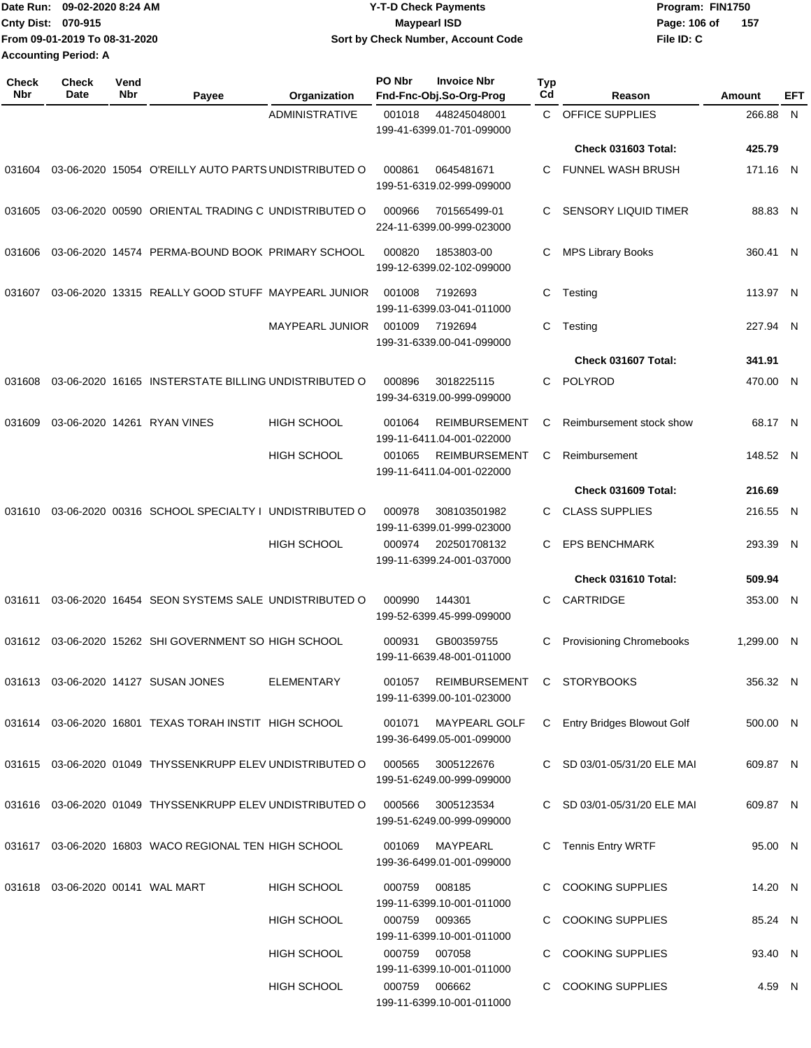Date Run: 09-02-2020 8:24 AM
Cnty Dist: 070-915
From 09-01-2019 To 08-31-2020
Accounting Period: A

# Y-T-D Check Payments
## Maypearl ISD
### Sort by Check Number, Account Code

Program: FIN1750
File ID: C

| Check Nbr | Check Date | Vend Nbr | Payee | Organization | PO Nbr | Invoice Nbr / Fnd-Fnc-Obj.So-Org-Prog | Typ Cd | Reason | Amount | EFT |
|---|---|---|---|---|---|---|---|---|---|---|
| | | | | ADMINISTRATIVE | 001018 | 448245048001 / 199-41-6399.01-701-099000 | C | OFFICE SUPPLIES | 266.88 | N |
| | | | | | | | | **Check 031603 Total:** | **425.79** | |
| 031604 | 03-06-2020 | 15054 | O'REILLY AUTO PARTS | UNDISTRIBUTED O | 000861 | 0645481671 / 199-51-6319.02-999-099000 | C | FUNNEL WASH BRUSH | 171.16 | N |
| 031605 | 03-06-2020 | 00590 | ORIENTAL TRADING C | UNDISTRIBUTED O | 000966 | 701565499-01 / 224-11-6399.00-999-023000 | C | SENSORY LIQUID TIMER | 88.83 | N |
| 031606 | 03-06-2020 | 14574 | PERMA-BOUND BOOK | PRIMARY SCHOOL | 000820 | 1853803-00 / 199-12-6399.02-102-099000 | C | MPS Library Books | 360.41 | N |
| 031607 | 03-06-2020 | 13315 | REALLY GOOD STUFF | MAYPEARL JUNIOR | 001008 | 7192693 / 199-11-6399.03-041-011000 | C | Testing | 113.97 | N |
| | | | | MAYPEARL JUNIOR | 001009 | 7192694 / 199-31-6339.00-041-099000 | C | Testing | 227.94 | N |
| | | | | | | | | **Check 031607 Total:** | **341.91** | |
| 031608 | 03-06-2020 | 16165 | INSERSTATE BILLING | UNDISTRIBUTED O | 000896 | 3018225115 / 199-34-6319.00-999-099000 | C | POLYROD | 470.00 | N |
| 031609 | 03-06-2020 | 14261 | RYAN VINES | HIGH SCHOOL | 001064 | REIMBURSEMENT / 199-11-6411.04-001-022000 | C | Reimbursement stock show | 68.17 | N |
| | | | | HIGH SCHOOL | 001065 | REIMBURSEMENT / 199-11-6411.04-001-022000 | C | Reimbursement | 148.52 | N |
| | | | | | | | | **Check 031609 Total:** | **216.69** | |
| 031610 | 03-06-2020 | 00316 | SCHOOL SPECIALTY I | UNDISTRIBUTED O | 000978 | 308103501982 / 199-11-6399.01-999-023000 | C | CLASS SUPPLIES | 216.55 | N |
| | | | | HIGH SCHOOL | 000974 | 202501708132 / 199-11-6399.24-001-037000 | C | EPS BENCHMARK | 293.39 | N |
| | | | | | | | | **Check 031610 Total:** | **509.94** | |
| 031611 | 03-06-2020 | 16454 | SEON SYSTEMS SALE | UNDISTRIBUTED O | 000990 | 144301 / 199-52-6399.45-999-099000 | C | CARTRIDGE | 353.00 | N |
| 031612 | 03-06-2020 | 15262 | SHI GOVERNMENT SO | HIGH SCHOOL | 000931 | GB00359755 / 199-11-6639.48-001-011000 | C | Provisioning Chromebooks | 1,299.00 | N |
| 031613 | 03-06-2020 | 14127 | SUSAN JONES | ELEMENTARY | 001057 | REIMBURSEMENT / 199-11-6399.00-101-023000 | C | STORYBOOKS | 356.32 | N |
| 031614 | 03-06-2020 | 16801 | TEXAS TORAH INSTIT | HIGH SCHOOL | 001071 | MAYPEARL GOLF / 199-36-6499.05-001-099000 | C | Entry Bridges Blowout Golf | 500.00 | N |
| 031615 | 03-06-2020 | 01049 | THYSSENKRUPP ELEV | UNDISTRIBUTED O | 000565 | 3005122676 / 199-51-6249.00-999-099000 | C | SD 03/01-05/31/20 ELE MAI | 609.87 | N |
| 031616 | 03-06-2020 | 01049 | THYSSENKRUPP ELEV | UNDISTRIBUTED O | 000566 | 3005123534 / 199-51-6249.00-999-099000 | C | SD 03/01-05/31/20 ELE MAI | 609.87 | N |
| 031617 | 03-06-2020 | 16803 | WACO REGIONAL TEN | HIGH SCHOOL | 001069 | MAYPEARL / 199-36-6499.01-001-099000 | C | Tennis Entry WRTF | 95.00 | N |
| 031618 | 03-06-2020 | 00141 | WAL MART | HIGH SCHOOL | 000759 | 008185 / 199-11-6399.10-001-011000 | C | COOKING SUPPLIES | 14.20 | N |
| | | | | HIGH SCHOOL | 000759 | 009365 / 199-11-6399.10-001-011000 | C | COOKING SUPPLIES | 85.24 | N |
| | | | | HIGH SCHOOL | 000759 | 007058 / 199-11-6399.10-001-011000 | C | COOKING SUPPLIES | 93.40 | N |
| | | | | HIGH SCHOOL | 000759 | 006662 / 199-11-6399.10-001-011000 | C | COOKING SUPPLIES | 4.59 | N |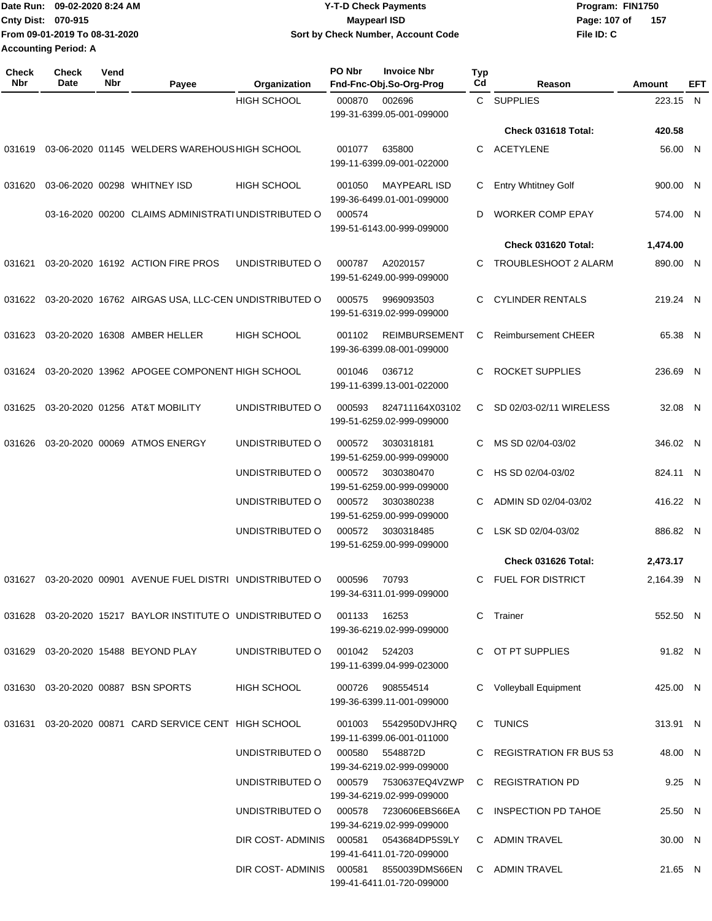Date Run: 09-02-2020 8:24 AM
Cnty Dist: 070-915
From 09-01-2019 To 08-31-2020
Accounting Period: A

# Y-T-D Check Payments
## Maypearl ISD
### Sort by Check Number, Account Code

Program: FIN1750
File ID: C

| Check Nbr | Check Date | Vend Nbr | Payee | Organization | PO Nbr | Invoice Nbr / Fnd-Fnc-Obj.So-Org-Prog | Typ Cd | Reason | Amount | EFT |
|---|---|---|---|---|---|---|---|---|---|---|
| | | | | HIGH SCHOOL | 000870 | 002696 199-31-6399.05-001-099000 | C | SUPPLIES | 223.15 | N |
| | | | | | | | | **Check 031618 Total:** | **420.58** | |
| 031619 | 03-06-2020 | 01145 | WELDERS WAREHOUS | HIGH SCHOOL | 001077 | 635800 199-11-6399.09-001-022000 | C | ACETYLENE | 56.00 | N |
| 031620 | 03-06-2020 | 00298 | WHITNEY ISD | HIGH SCHOOL | 001050 | MAYPEARL ISD 199-36-6499.01-001-099000 | C | Entry Whtitney Golf | 900.00 | N |
| | 03-16-2020 | 00200 | CLAIMS ADMINISTRATI | UNDISTRIBUTED O | 000574 | 199-51-6143.00-999-099000 | D | WORKER COMP EPAY | 574.00 | N |
| | | | | | | | | **Check 031620 Total:** | **1,474.00** | |
| 031621 | 03-20-2020 | 16192 | ACTION FIRE PROS | UNDISTRIBUTED O | 000787 | A2020157 199-51-6249.00-999-099000 | C | TROUBLESHOOT 2 ALARM | 890.00 | N |
| 031622 | 03-20-2020 | 16762 | AIRGAS USA, LLC-CEN | UNDISTRIBUTED O | 000575 | 9969093503 199-51-6319.02-999-099000 | C | CYLINDER RENTALS | 219.24 | N |
| 031623 | 03-20-2020 | 16308 | AMBER HELLER | HIGH SCHOOL | 001102 | REIMBURSEMENT 199-36-6399.08-001-099000 | C | Reimbursement CHEER | 65.38 | N |
| 031624 | 03-20-2020 | 13962 | APOGEE COMPONENT | HIGH SCHOOL | 001046 | 036712 199-11-6399.13-001-022000 | C | ROCKET SUPPLIES | 236.69 | N |
| 031625 | 03-20-2020 | 01256 | AT&T MOBILITY | UNDISTRIBUTED O | 000593 | 824711164X03102 199-51-6259.02-999-099000 | C | SD 02/03-02/11 WIRELESS | 32.08 | N |
| 031626 | 03-20-2020 | 00069 | ATMOS ENERGY | UNDISTRIBUTED O | 000572 | 3030318181 199-51-6259.00-999-099000 | C | MS SD 02/04-03/02 | 346.02 | N |
| | | | | UNDISTRIBUTED O | 000572 | 3030380470 199-51-6259.00-999-099000 | C | HS SD 02/04-03/02 | 824.11 | N |
| | | | | UNDISTRIBUTED O | 000572 | 3030380238 199-51-6259.00-999-099000 | C | ADMIN SD 02/04-03/02 | 416.22 | N |
| | | | | UNDISTRIBUTED O | 000572 | 3030318485 199-51-6259.00-999-099000 | C | LSK SD 02/04-03/02 | 886.82 | N |
| | | | | | | | | **Check 031626 Total:** | **2,473.17** | |
| 031627 | 03-20-2020 | 00901 | AVENUE FUEL DISTRI | UNDISTRIBUTED O | 000596 | 70793 199-34-6311.01-999-099000 | C | FUEL FOR DISTRICT | 2,164.39 | N |
| 031628 | 03-20-2020 | 15217 | BAYLOR INSTITUTE O | UNDISTRIBUTED O | 001133 | 16253 199-36-6219.02-999-099000 | C | Trainer | 552.50 | N |
| 031629 | 03-20-2020 | 15488 | BEYOND PLAY | UNDISTRIBUTED O | 001042 | 524203 199-11-6399.04-999-023000 | C | OT PT SUPPLIES | 91.82 | N |
| 031630 | 03-20-2020 | 00887 | BSN SPORTS | HIGH SCHOOL | 000726 | 908554514 199-36-6399.11-001-099000 | C | Volleyball Equipment | 425.00 | N |
| 031631 | 03-20-2020 | 00871 | CARD SERVICE CENT | HIGH SCHOOL | 001003 | 5542950DVJHRQ 199-11-6399.06-001-011000 | C | TUNICS | 313.91 | N |
| | | | | UNDISTRIBUTED O | 000580 | 5548872D 199-34-6219.02-999-099000 | C | REGISTRATION FR BUS 53 | 48.00 | N |
| | | | | UNDISTRIBUTED O | 000579 | 7530637EQ4VZWP 199-34-6219.02-999-099000 | C | REGISTRATION PD | 9.25 | N |
| | | | | UNDISTRIBUTED O | 000578 | 7230606EBS66EA 199-34-6219.02-999-099000 | C | INSPECTION PD TAHOE | 25.50 | N |
| | | | | DIR COST- ADMINIS | 000581 | 0543684DP5S9LY 199-41-6411.01-720-099000 | C | ADMIN TRAVEL | 30.00 | N |
| | | | | DIR COST- ADMINIS | 000581 | 8550039DMS66EN 199-41-6411.01-720-099000 | C | ADMIN TRAVEL | 21.65 | N |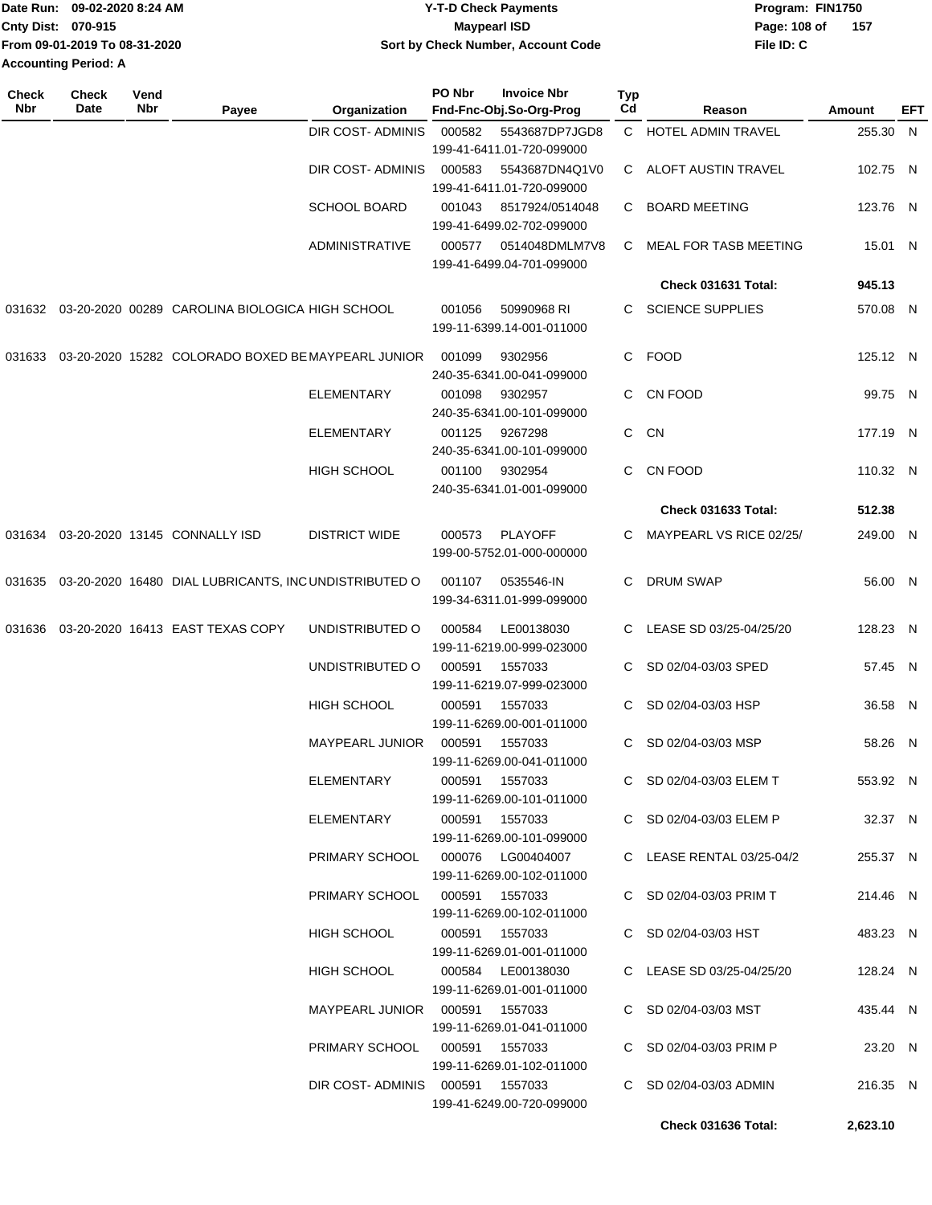Date Run: 09-02-2020 8:24 AM
Cnty Dist: 070-915
From 09-01-2019 To 08-31-2020
Accounting Period: A

# Y-T-D Check Payments
## Maypearl ISD
### Sort by Check Number, Account Code

Program: FIN1750
File ID: C

| Check Nbr | Check Date | Vend Nbr | Payee | Organization | PO Nbr | Invoice Nbr / Fnd-Fnc-Obj.So-Org-Prog | Typ Cd | Reason | Amount | EFT |
|---|---|---|---|---|---|---|---|---|---|---|
| | | | | DIR COST- ADMINIS | 000582 | 5543687DP7JGD8 199-41-6411.01-720-099000 | C | HOTEL ADMIN TRAVEL | 255.30 | N |
| | | | | DIR COST- ADMINIS | 000583 | 5543687DN4Q1V0 199-41-6411.01-720-099000 | C | ALOFT AUSTIN TRAVEL | 102.75 | N |
| | | | | SCHOOL BOARD | 001043 | 8517924/0514048 199-41-6499.02-702-099000 | C | BOARD MEETING | 123.76 | N |
| | | | | ADMINISTRATIVE | 000577 | 0514048DMLM7V8 199-41-6499.04-701-099000 | C | MEAL FOR TASB MEETING | 15.01 | N |
| | | | | | | | | **Check 031631 Total:** | **945.13** | |
| 031632 | 03-20-2020 | 00289 | CAROLINA BIOLOGICA | HIGH SCHOOL | 001056 | 50990968 RI 199-11-6399.14-001-011000 | C | SCIENCE SUPPLIES | 570.08 | N |
| 031633 | 03-20-2020 | 15282 | COLORADO BOXED BE | MAYPEARL JUNIOR | 001099 | 9302956 240-35-6341.00-041-099000 | C | FOOD | 125.12 | N |
| | | | | ELEMENTARY | 001098 | 9302957 240-35-6341.00-101-099000 | C | CN FOOD | 99.75 | N |
| | | | | ELEMENTARY | 001125 | 9267298 240-35-6341.00-101-099000 | C | CN | 177.19 | N |
| | | | | HIGH SCHOOL | 001100 | 9302954 240-35-6341.01-001-099000 | C | CN FOOD | 110.32 | N |
| | | | | | | | | **Check 031633 Total:** | **512.38** | |
| 031634 | 03-20-2020 | 13145 | CONNALLY ISD | DISTRICT WIDE | 000573 | PLAYOFF 199-00-5752.01-000-000000 | C | MAYPEARL VS RICE 02/25/ | 249.00 | N |
| 031635 | 03-20-2020 | 16480 | DIAL LUBRICANTS, INC | UNDISTRIBUTED O | 001107 | 0535546-IN 199-34-6311.01-999-099000 | C | DRUM SWAP | 56.00 | N |
| 031636 | 03-20-2020 | 16413 | EAST TEXAS COPY | UNDISTRIBUTED O | 000584 | LE00138030 199-11-6219.00-999-023000 | C | LEASE SD 03/25-04/25/20 | 128.23 | N |
| | | | | UNDISTRIBUTED O | 000591 | 1557033 199-11-6219.07-999-023000 | C | SD 02/04-03/03 SPED | 57.45 | N |
| | | | | HIGH SCHOOL | 000591 | 1557033 199-11-6269.00-001-011000 | C | SD 02/04-03/03 HSP | 36.58 | N |
| | | | | MAYPEARL JUNIOR | 000591 | 1557033 199-11-6269.00-041-011000 | C | SD 02/04-03/03 MSP | 58.26 | N |
| | | | | ELEMENTARY | 000591 | 1557033 199-11-6269.00-101-011000 | C | SD 02/04-03/03 ELEM T | 553.92 | N |
| | | | | ELEMENTARY | 000591 | 1557033 199-11-6269.00-101-099000 | C | SD 02/04-03/03 ELEM P | 32.37 | N |
| | | | | PRIMARY SCHOOL | 000076 | LG00404007 199-11-6269.00-102-011000 | C | LEASE RENTAL 03/25-04/2 | 255.37 | N |
| | | | | PRIMARY SCHOOL | 000591 | 1557033 199-11-6269.00-102-011000 | C | SD 02/04-03/03 PRIM T | 214.46 | N |
| | | | | HIGH SCHOOL | 000591 | 1557033 199-11-6269.01-001-011000 | C | SD 02/04-03/03 HST | 483.23 | N |
| | | | | HIGH SCHOOL | 000584 | LE00138030 199-11-6269.01-001-011000 | C | LEASE SD 03/25-04/25/20 | 128.24 | N |
| | | | | MAYPEARL JUNIOR | 000591 | 1557033 199-11-6269.01-041-011000 | C | SD 02/04-03/03 MST | 435.44 | N |
| | | | | PRIMARY SCHOOL | 000591 | 1557033 199-11-6269.01-102-011000 | C | SD 02/04-03/03 PRIM P | 23.20 | N |
| | | | | DIR COST- ADMINIS | 000591 | 1557033 199-41-6249.00-720-099000 | C | SD 02/04-03/03 ADMIN | 216.35 | N |
| | | | | | | | | **Check 031636 Total:** | **2,623.10** | |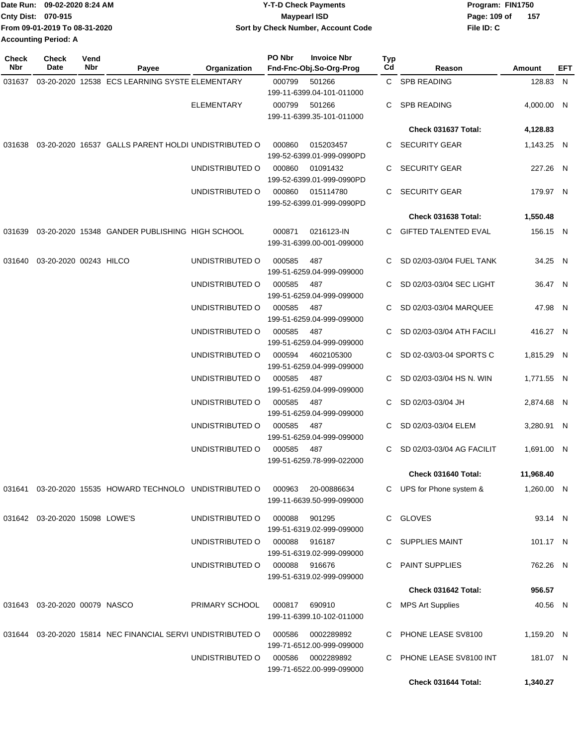Date Run: 09-02-2020 8:24 AM
Cnty Dist: 070-915
From 09-01-2019 To 08-31-2020
Accounting Period: A

# Y-T-D Check Payments
## Maypearl ISD
### Sort by Check Number, Account Code

Program: FIN1750
File ID: C

| Check Nbr | Check Date | Vend Nbr | Payee | Organization | PO Nbr | Invoice Nbr / Fnd-Fnc-Obj.So-Org-Prog | Typ Cd | Reason | Amount | EFT |
|---|---|---|---|---|---|---|---|---|---|---|
| 031637 | 03-20-2020 | 12538 | ECS LEARNING SYSTE | ELEMENTARY | 000799 | 501266 199-11-6399.04-101-011000 | C | SPB READING | 128.83 | N |
| | | | | ELEMENTARY | 000799 | 501266 199-11-6399.35-101-011000 | C | SPB READING | 4,000.00 | N |
| | | | | | | | | **Check 031637 Total:** | **4,128.83** | |
| 031638 | 03-20-2020 | 16537 | GALLS PARENT HOLDI | UNDISTRIBUTED O | 000860 | 015203457 199-52-6399.01-999-0990PD | C | SECURITY GEAR | 1,143.25 | N |
| | | | | UNDISTRIBUTED O | 000860 | 01091432 199-52-6399.01-999-0990PD | C | SECURITY GEAR | 227.26 | N |
| | | | | UNDISTRIBUTED O | 000860 | 015114780 199-52-6399.01-999-0990PD | C | SECURITY GEAR | 179.97 | N |
| | | | | | | | | **Check 031638 Total:** | **1,550.48** | |
| 031639 | 03-20-2020 | 15348 | GANDER PUBLISHING | HIGH SCHOOL | 000871 | 0216123-IN 199-31-6399.00-001-099000 | C | GIFTED TALENTED EVAL | 156.15 | N |
| 031640 | 03-20-2020 | 00243 | HILCO | UNDISTRIBUTED O | 000585 | 487 199-51-6259.04-999-099000 | C | SD 02/03-03/04 FUEL TANK | 34.25 | N |
| | | | | UNDISTRIBUTED O | 000585 | 487 199-51-6259.04-999-099000 | C | SD 02/03-03/04 SEC LIGHT | 36.47 | N |
| | | | | UNDISTRIBUTED O | 000585 | 487 199-51-6259.04-999-099000 | C | SD 02/03-03/04 MARQUEE | 47.98 | N |
| | | | | UNDISTRIBUTED O | 000585 | 487 199-51-6259.04-999-099000 | C | SD 02/03-03/04 ATH FACILI | 416.27 | N |
| | | | | UNDISTRIBUTED O | 000594 | 4602105300 199-51-6259.04-999-099000 | C | SD 02-03/03-04 SPORTS C | 1,815.29 | N |
| | | | | UNDISTRIBUTED O | 000585 | 487 199-51-6259.04-999-099000 | C | SD 02/03-03/04 HS N. WIN | 1,771.55 | N |
| | | | | UNDISTRIBUTED O | 000585 | 487 199-51-6259.04-999-099000 | C | SD 02/03-03/04 JH | 2,874.68 | N |
| | | | | UNDISTRIBUTED O | 000585 | 487 199-51-6259.04-999-099000 | C | SD 02/03-03/04 ELEM | 3,280.91 | N |
| | | | | UNDISTRIBUTED O | 000585 | 487 199-51-6259.78-999-022000 | C | SD 02/03-03/04 AG FACILIT | 1,691.00 | N |
| | | | | | | | | **Check 031640 Total:** | **11,968.40** | |
| 031641 | 03-20-2020 | 15535 | HOWARD TECHNOLO | UNDISTRIBUTED O | 000963 | 20-00886634 199-11-6639.50-999-099000 | C | UPS for Phone system & | 1,260.00 | N |
| 031642 | 03-20-2020 | 15098 | LOWE'S | UNDISTRIBUTED O | 000088 | 901295 199-51-6319.02-999-099000 | C | GLOVES | 93.14 | N |
| | | | | UNDISTRIBUTED O | 000088 | 916187 199-51-6319.02-999-099000 | C | SUPPLIES MAINT | 101.17 | N |
| | | | | UNDISTRIBUTED O | 000088 | 916676 199-51-6319.02-999-099000 | C | PAINT SUPPLIES | 762.26 | N |
| | | | | | | | | **Check 031642 Total:** | **956.57** | |
| 031643 | 03-20-2020 | 00079 | NASCO | PRIMARY SCHOOL | 000817 | 690910 199-11-6399.10-102-011000 | C | MPS Art Supplies | 40.56 | N |
| 031644 | 03-20-2020 | 15814 | NEC FINANCIAL SERVI | UNDISTRIBUTED O | 000586 | 0002289892 199-71-6512.00-999-099000 | C | PHONE LEASE SV8100 | 1,159.20 | N |
| | | | | UNDISTRIBUTED O | 000586 | 0002289892 199-71-6522.00-999-099000 | C | PHONE LEASE SV8100 INT | 181.07 | N |
| | | | | | | | | **Check 031644 Total:** | **1,340.27** | |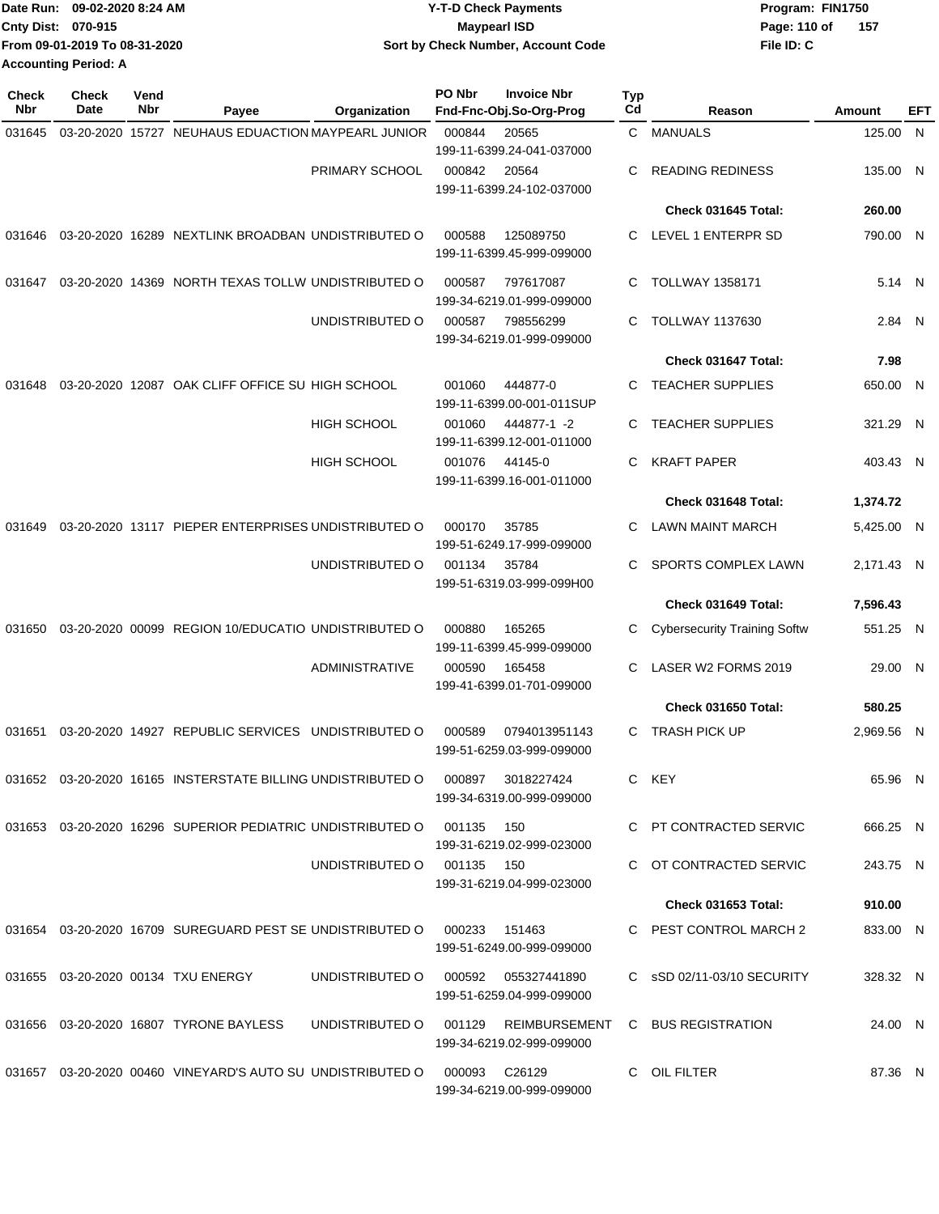Date Run: 09-02-2020 8:24 AM
Cnty Dist: 070-915
From 09-01-2019 To 08-31-2020
Accounting Period: A

# Y-T-D Check Payments
## Maypearl ISD
### Sort by Check Number, Account Code

Program: FIN1750
File ID: C

| Check Nbr | Check Date | Vend Nbr | Payee | Organization | PO Nbr | Invoice Nbr / Fnd-Fnc-Obj.So-Org-Prog | Typ Cd | Reason | Amount | EFT |
|---|---|---|---|---|---|---|---|---|---|---|
| 031645 | 03-20-2020 | 15727 | NEUHAUS EDUACTION | MAYPEARL JUNIOR | 000844 | 20565 / 199-11-6399.24-041-037000 | C | MANUALS | 125.00 | N |
| | | | | PRIMARY SCHOOL | 000842 | 20564 / 199-11-6399.24-102-037000 | C | READING REDINESS | 135.00 | N |
| | | | | | | | | Check 031645 Total: | 260.00 | |
| 031646 | 03-20-2020 | 16289 | NEXTLINK BROADBAN | UNDISTRIBUTED O | 000588 | 125089750 / 199-11-6399.45-999-099000 | C | LEVEL 1 ENTERPR SD | 790.00 | N |
| 031647 | 03-20-2020 | 14369 | NORTH TEXAS TOLLW | UNDISTRIBUTED O | 000587 | 797617087 / 199-34-6219.01-999-099000 | C | TOLLWAY 1358171 | 5.14 | N |
| | | | | UNDISTRIBUTED O | 000587 | 798556299 / 199-34-6219.01-999-099000 | C | TOLLWAY 1137630 | 2.84 | N |
| | | | | | | | | Check 031647 Total: | 7.98 | |
| 031648 | 03-20-2020 | 12087 | OAK CLIFF OFFICE SU | HIGH SCHOOL | 001060 | 444877-0 / 199-11-6399.00-001-011SUP | C | TEACHER SUPPLIES | 650.00 | N |
| | | | | HIGH SCHOOL | 001060 | 444877-1 -2 / 199-11-6399.12-001-011000 | C | TEACHER SUPPLIES | 321.29 | N |
| | | | | HIGH SCHOOL | 001076 | 44145-0 / 199-11-6399.16-001-011000 | C | KRAFT PAPER | 403.43 | N |
| | | | | | | | | Check 031648 Total: | 1,374.72 | |
| 031649 | 03-20-2020 | 13117 | PIEPER ENTERPRISES | UNDISTRIBUTED O | 000170 | 35785 / 199-51-6249.17-999-099000 | C | LAWN MAINT MARCH | 5,425.00 | N |
| | | | | UNDISTRIBUTED O | 001134 | 35784 / 199-51-6319.03-999-099H00 | C | SPORTS COMPLEX LAWN | 2,171.43 | N |
| | | | | | | | | Check 031649 Total: | 7,596.43 | |
| 031650 | 03-20-2020 | 00099 | REGION 10/EDUCATIO | UNDISTRIBUTED O | 000880 | 165265 / 199-11-6399.45-999-099000 | C | Cybersecurity Training Softw | 551.25 | N |
| | | | | ADMINISTRATIVE | 000590 | 165458 / 199-41-6399.01-701-099000 | C | LASER W2 FORMS 2019 | 29.00 | N |
| | | | | | | | | Check 031650 Total: | 580.25 | |
| 031651 | 03-20-2020 | 14927 | REPUBLIC SERVICES | UNDISTRIBUTED O | 000589 | 0794013951143 / 199-51-6259.03-999-099000 | C | TRASH PICK UP | 2,969.56 | N |
| 031652 | 03-20-2020 | 16165 | INSTERSTATE BILLING | UNDISTRIBUTED O | 000897 | 3018227424 / 199-34-6319.00-999-099000 | C | KEY | 65.96 | N |
| 031653 | 03-20-2020 | 16296 | SUPERIOR PEDIATRIC | UNDISTRIBUTED O | 001135 | 150 / 199-31-6219.02-999-023000 | C | PT CONTRACTED SERVIC | 666.25 | N |
| | | | | UNDISTRIBUTED O | 001135 | 150 / 199-31-6219.04-999-023000 | C | OT CONTRACTED SERVIC | 243.75 | N |
| | | | | | | | | Check 031653 Total: | 910.00 | |
| 031654 | 03-20-2020 | 16709 | SUREGUARD PEST SE | UNDISTRIBUTED O | 000233 | 151463 / 199-51-6249.00-999-099000 | C | PEST CONTROL MARCH 2 | 833.00 | N |
| 031655 | 03-20-2020 | 00134 | TXU ENERGY | UNDISTRIBUTED O | 000592 | 055327441890 / 199-51-6259.04-999-099000 | C | sSD 02/11-03/10 SECURITY | 328.32 | N |
| 031656 | 03-20-2020 | 16807 | TYRONE BAYLESS | UNDISTRIBUTED O | 001129 | REIMBURSEMENT / 199-34-6219.02-999-099000 | C | BUS REGISTRATION | 24.00 | N |
| 031657 | 03-20-2020 | 00460 | VINEYARD'S AUTO SU | UNDISTRIBUTED O | 000093 | C26129 / 199-34-6219.00-999-099000 | C | OIL FILTER | 87.36 | N |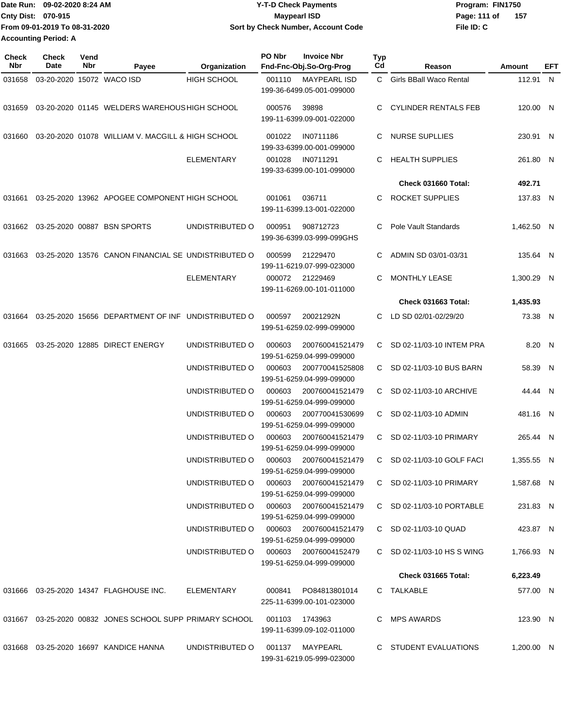Date Run: 09-02-2020 8:24 AM
Cnty Dist: 070-915
From 09-01-2019 To 08-31-2020
Accounting Period: A

**Y-T-D Check Payments**
**Maypearl ISD**
**Sort by Check Number, Account Code**

Program: FIN1750
File ID: C

| Check Nbr | Check Date | Vend Nbr | Payee | Organization | PO Nbr | Invoice Nbr / Fnd-Fnc-Obj.So-Org-Prog | Typ Cd | Reason | Amount | EFT |
|---|---|---|---|---|---|---|---|---|---|---|
| 031658 | 03-20-2020 | 15072 | WACO ISD | HIGH SCHOOL | 001110 | MAYPEARL ISD 199-36-6499.05-001-099000 | C | Girls BBall Waco Rental | 112.91 | N |
| 031659 | 03-20-2020 | 01145 | WELDERS WAREHOUS | HIGH SCHOOL | 000576 | 39898 199-11-6399.09-001-022000 | C | CYLINDER RENTALS FEB | 120.00 | N |
| 031660 | 03-20-2020 | 01078 | WILLIAM V. MACGILL & | HIGH SCHOOL | 001022 | IN0711186 199-33-6399.00-001-099000 | C | NURSE SUPLLIES | 230.91 | N |
| | | | | ELEMENTARY | 001028 | IN0711291 199-33-6399.00-101-099000 | C | HEALTH SUPPLIES | 261.80 | N |
| | | | | | | | | **Check 031660 Total:** | **492.71** | |
| 031661 | 03-25-2020 | 13962 | APOGEE COMPONENT | HIGH SCHOOL | 001061 | 036711 199-11-6399.13-001-022000 | C | ROCKET SUPPLIES | 137.83 | N |
| 031662 | 03-25-2020 | 00887 | BSN SPORTS | UNDISTRIBUTED O | 000951 | 908712723 199-36-6399.03-999-099GHS | C | Pole Vault Standards | 1,462.50 | N |
| 031663 | 03-25-2020 | 13576 | CANON FINANCIAL SE | UNDISTRIBUTED O | 000599 | 21229470 199-11-6219.07-999-023000 | C | ADMIN SD 03/01-03/31 | 135.64 | N |
| | | | | ELEMENTARY | 000072 | 21229469 199-11-6269.00-101-011000 | C | MONTHLY LEASE | 1,300.29 | N |
| | | | | | | | | **Check 031663 Total:** | **1,435.93** | |
| 031664 | 03-25-2020 | 15656 | DEPARTMENT OF INF | UNDISTRIBUTED O | 000597 | 20021292N 199-51-6259.02-999-099000 | C | LD SD 02/01-02/29/20 | 73.38 | N |
| 031665 | 03-25-2020 | 12885 | DIRECT ENERGY | UNDISTRIBUTED O | 000603 | 200760041521479 199-51-6259.04-999-099000 | C | SD 02-11/03-10 INTEM PRA | 8.20 | N |
| | | | | UNDISTRIBUTED O | 000603 | 200770041525808 199-51-6259.04-999-099000 | C | SD 02-11/03-10 BUS BARN | 58.39 | N |
| | | | | UNDISTRIBUTED O | 000603 | 200760041521479 199-51-6259.04-999-099000 | C | SD 02-11/03-10 ARCHIVE | 44.44 | N |
| | | | | UNDISTRIBUTED O | 000603 | 200770041530699 199-51-6259.04-999-099000 | C | SD 02-11/03-10 ADMIN | 481.16 | N |
| | | | | UNDISTRIBUTED O | 000603 | 200760041521479 199-51-6259.04-999-099000 | C | SD 02-11/03-10 PRIMARY | 265.44 | N |
| | | | | UNDISTRIBUTED O | 000603 | 200760041521479 199-51-6259.04-999-099000 | C | SD 02-11/03-10 GOLF FACI | 1,355.55 | N |
| | | | | UNDISTRIBUTED O | 000603 | 200760041521479 199-51-6259.04-999-099000 | C | SD 02-11/03-10 PRIMARY | 1,587.68 | N |
| | | | | UNDISTRIBUTED O | 000603 | 200760041521479 199-51-6259.04-999-099000 | C | SD 02-11/03-10 PORTABLE | 231.83 | N |
| | | | | UNDISTRIBUTED O | 000603 | 200760041521479 199-51-6259.04-999-099000 | C | SD 02-11/03-10 QUAD | 423.87 | N |
| | | | | UNDISTRIBUTED O | 000603 | 20076004152479 199-51-6259.04-999-099000 | C | SD 02-11/03-10 HS S WING | 1,766.93 | N |
| | | | | | | | | **Check 031665 Total:** | **6,223.49** | |
| 031666 | 03-25-2020 | 14347 | FLAGHOUSE INC. | ELEMENTARY | 000841 | PO84813801014 225-11-6399.00-101-023000 | C | TALKABLE | 577.00 | N |
| 031667 | 03-25-2020 | 00832 | JONES SCHOOL SUPP | PRIMARY SCHOOL | 001103 | 1743963 199-11-6399.09-102-011000 | C | MPS AWARDS | 123.90 | N |
| 031668 | 03-25-2020 | 16697 | KANDICE HANNA | UNDISTRIBUTED O | 001137 | MAYPEARL 199-31-6219.05-999-023000 | C | STUDENT EVALUATIONS | 1,200.00 | N |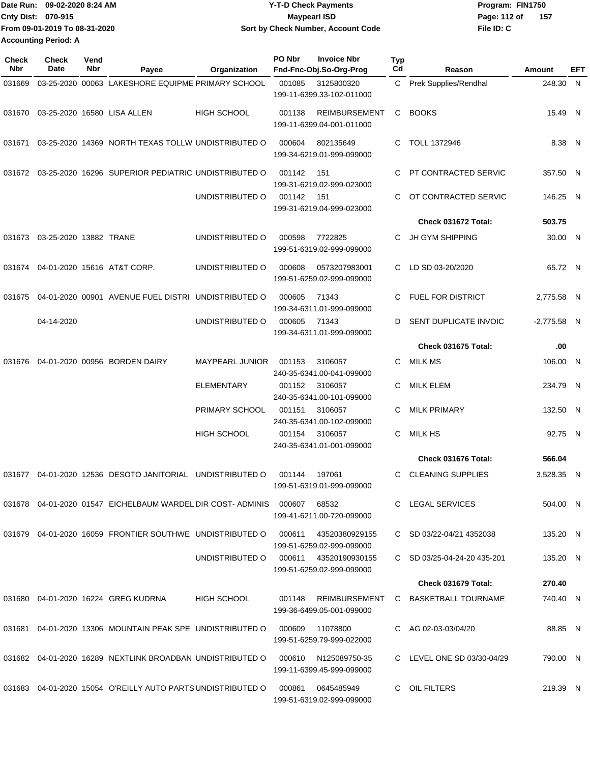Date Run: 09-02-2020 8:24 AM
Cnty Dist: 070-915
From 09-01-2019 To 08-31-2020
Accounting Period: A

**Y-T-D Check Payments**
**Maypearl ISD**
**Sort by Check Number, Account Code**

Program: FIN1750
File ID: C

| Check Nbr | Check Date | Vend Nbr | Payee | Organization | PO Nbr | Invoice Nbr / Fnd-Fnc-Obj.So-Org-Prog | Typ Cd | Reason | Amount | EFT |
|---|---|---|---|---|---|---|---|---|---|---|
| 031669 | 03-25-2020 | 00063 | LAKESHORE EQUIPME | PRIMARY SCHOOL | 001085 | 3125800320 199-11-6399.33-102-011000 | C | Prek Supplies/Rendhal | 248.30 | N |
| 031670 | 03-25-2020 | 16580 | LISA ALLEN | HIGH SCHOOL | 001138 | REIMBURSEMENT 199-11-6399.04-001-011000 | C | BOOKS | 15.49 | N |
| 031671 | 03-25-2020 | 14369 | NORTH TEXAS TOLLW | UNDISTRIBUTED O | 000604 | 802135649 199-34-6219.01-999-099000 | C | TOLL 1372946 | 8.38 | N |
| 031672 | 03-25-2020 | 16296 | SUPERIOR PEDIATRIC | UNDISTRIBUTED O | 001142 | 151 199-31-6219.02-999-023000 | C | PT CONTRACTED SERVIC | 357.50 | N |
| | | | | UNDISTRIBUTED O | 001142 | 151 199-31-6219.04-999-023000 | C | OT CONTRACTED SERVIC | 146.25 | N |
| | | | | | | | | **Check 031672 Total:** | **503.75** | |
| 031673 | 03-25-2020 | 13882 | TRANE | UNDISTRIBUTED O | 000598 | 7722825 199-51-6319.02-999-099000 | C | JH GYM SHIPPING | 30.00 | N |
| 031674 | 04-01-2020 | 15616 | AT&T CORP. | UNDISTRIBUTED O | 000608 | 0573207983001 199-51-6259.02-999-099000 | C | LD SD 03-20/2020 | 65.72 | N |
| 031675 | 04-01-2020 | 00901 | AVENUE FUEL DISTRI | UNDISTRIBUTED O | 000605 | 71343 199-34-6311.01-999-099000 | C | FUEL FOR DISTRICT | 2,775.58 | N |
| | 04-14-2020 | | | UNDISTRIBUTED O | 000605 | 71343 199-34-6311.01-999-099000 | D | SENT DUPLICATE INVOIC | -2,775.58 | N |
| | | | | | | | | **Check 031675 Total:** | **.00** | |
| 031676 | 04-01-2020 | 00956 | BORDEN DAIRY | MAYPEARL JUNIOR | 001153 | 3106057 240-35-6341.00-041-099000 | C | MILK MS | 106.00 | N |
| | | | | ELEMENTARY | 001152 | 3106057 240-35-6341.00-101-099000 | C | MILK ELEM | 234.79 | N |
| | | | | PRIMARY SCHOOL | 001151 | 3106057 240-35-6341.00-102-099000 | C | MILK PRIMARY | 132.50 | N |
| | | | | HIGH SCHOOL | 001154 | 3106057 240-35-6341.01-001-099000 | C | MILK HS | 92.75 | N |
| | | | | | | | | **Check 031676 Total:** | **566.04** | |
| 031677 | 04-01-2020 | 12536 | DESOTO JANITORIAL | UNDISTRIBUTED O | 001144 | 197061 199-51-6319.01-999-099000 | C | CLEANING SUPPLIES | 3,528.35 | N |
| 031678 | 04-01-2020 | 01547 | EICHELBAUM WARDEL | DIR COST- ADMINIS | 000607 | 68532 199-41-6211.00-720-099000 | C | LEGAL SERVICES | 504.00 | N |
| 031679 | 04-01-2020 | 16059 | FRONTIER SOUTHWE | UNDISTRIBUTED O | 000611 | 43520380929155 199-51-6259.02-999-099000 | C | SD 03/22-04/21 4352038 | 135.20 | N |
| | | | | UNDISTRIBUTED O | 000611 | 43520190930155 199-51-6259.02-999-099000 | C | SD 03/25-04-24-20 435-201 | 135.20 | N |
| | | | | | | | | **Check 031679 Total:** | **270.40** | |
| 031680 | 04-01-2020 | 16224 | GREG KUDRNA | HIGH SCHOOL | 001148 | REIMBURSEMENT 199-36-6499.05-001-099000 | C | BASKETBALL TOURNAME | 740.40 | N |
| 031681 | 04-01-2020 | 13306 | MOUNTAIN PEAK SPE | UNDISTRIBUTED O | 000609 | 11078800 199-51-6259.79-999-022000 | C | AG 02-03-03/04/20 | 88.85 | N |
| 031682 | 04-01-2020 | 16289 | NEXTLINK BROADBAN | UNDISTRIBUTED O | 000610 | N125089750-35 199-11-6399.45-999-099000 | C | LEVEL ONE SD 03/30-04/29 | 790.00 | N |
| 031683 | 04-01-2020 | 15054 | O'REILLY AUTO PARTS | UNDISTRIBUTED O | 000861 | 0645485949 199-51-6319.02-999-099000 | C | OIL FILTERS | 219.39 | N |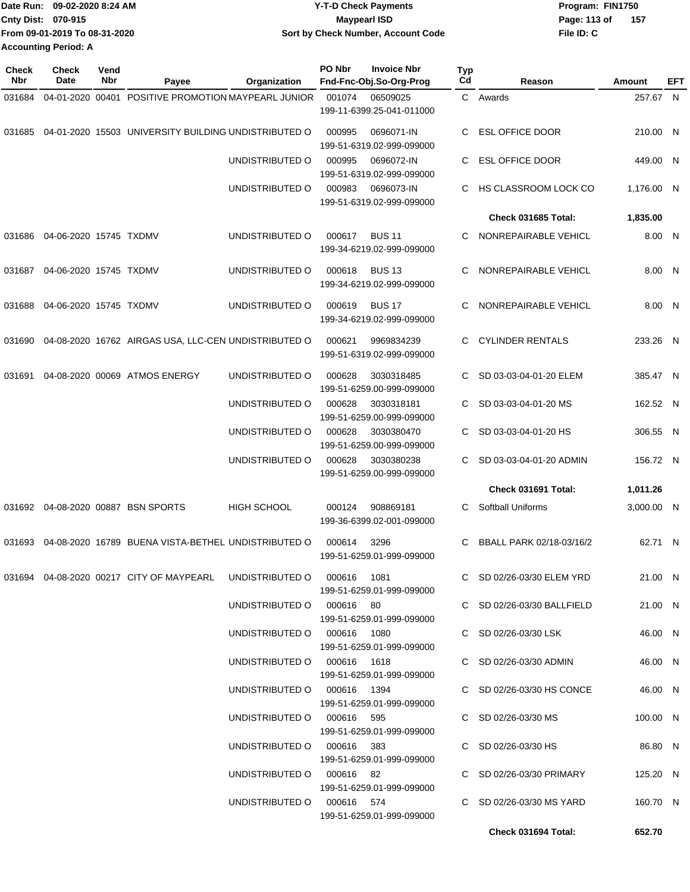Date Run: 09-02-2020 8:24 AM
Cnty Dist: 070-915
From 09-01-2019 To 08-31-2020
Accounting Period: A

# Y-T-D Check Payments
## Maypearl ISD
### Sort by Check Number, Account Code

Program: FIN1750
File ID: C

| Check Nbr | Check Date | Vend Nbr | Payee | Organization | PO Nbr | Invoice Nbr / Fnd-Fnc-Obj.So-Org-Prog | Typ Cd | Reason | Amount | EFT |
|---|---|---|---|---|---|---|---|---|---|---|
| 031684 | 04-01-2020 | 00401 | POSITIVE PROMOTION | MAYPEARL JUNIOR | 001074 | 06509025 199-11-6399.25-041-011000 | C | Awards | 257.67 | N |
| 031685 | 04-01-2020 | 15503 | UNIVERSITY BUILDING | UNDISTRIBUTED O | 000995 | 0696071-IN 199-51-6319.02-999-099000 | C | ESL OFFICE DOOR | 210.00 | N |
| | | | | UNDISTRIBUTED O | 000995 | 0696072-IN 199-51-6319.02-999-099000 | C | ESL OFFICE DOOR | 449.00 | N |
| | | | | UNDISTRIBUTED O | 000983 | 0696073-IN 199-51-6319.02-999-099000 | C | HS CLASSROOM LOCK CO | 1,176.00 | N |
| | | | | | | | | **Check 031685 Total:** | **1,835.00** | |
| 031686 | 04-06-2020 | 15745 | TXDMV | UNDISTRIBUTED O | 000617 | BUS 11 199-34-6219.02-999-099000 | C | NONREPAIRABLE VEHICL | 8.00 | N |
| 031687 | 04-06-2020 | 15745 | TXDMV | UNDISTRIBUTED O | 000618 | BUS 13 199-34-6219.02-999-099000 | C | NONREPAIRABLE VEHICL | 8.00 | N |
| 031688 | 04-06-2020 | 15745 | TXDMV | UNDISTRIBUTED O | 000619 | BUS 17 199-34-6219.02-999-099000 | C | NONREPAIRABLE VEHICL | 8.00 | N |
| 031690 | 04-08-2020 | 16762 | AIRGAS USA, LLC-CEN | UNDISTRIBUTED O | 000621 | 9969834239 199-51-6319.02-999-099000 | C | CYLINDER RENTALS | 233.26 | N |
| 031691 | 04-08-2020 | 00069 | ATMOS ENERGY | UNDISTRIBUTED O | 000628 | 3030318485 199-51-6259.00-999-099000 | C | SD 03-03-04-01-20 ELEM | 385.47 | N |
| | | | | UNDISTRIBUTED O | 000628 | 3030318181 199-51-6259.00-999-099000 | C | SD 03-03-04-01-20 MS | 162.52 | N |
| | | | | UNDISTRIBUTED O | 000628 | 3030380470 199-51-6259.00-999-099000 | C | SD 03-03-04-01-20 HS | 306.55 | N |
| | | | | UNDISTRIBUTED O | 000628 | 3030380238 199-51-6259.00-999-099000 | C | SD 03-03-04-01-20 ADMIN | 156.72 | N |
| | | | | | | | | **Check 031691 Total:** | **1,011.26** | |
| 031692 | 04-08-2020 | 00887 | BSN SPORTS | HIGH SCHOOL | 000124 | 908869181 199-36-6399.02-001-099000 | C | Softball Uniforms | 3,000.00 | N |
| 031693 | 04-08-2020 | 16789 | BUENA VISTA-BETHEL | UNDISTRIBUTED O | 000614 | 3296 199-51-6259.01-999-099000 | C | BBALL PARK 02/18-03/16/2 | 62.71 | N |
| 031694 | 04-08-2020 | 00217 | CITY OF MAYPEARL | UNDISTRIBUTED O | 000616 | 1081 199-51-6259.01-999-099000 | C | SD 02/26-03/30 ELEM YRD | 21.00 | N |
| | | | | UNDISTRIBUTED O | 000616 | 80 199-51-6259.01-999-099000 | C | SD 02/26-03/30 BALLFIELD | 21.00 | N |
| | | | | UNDISTRIBUTED O | 000616 | 1080 199-51-6259.01-999-099000 | C | SD 02/26-03/30 LSK | 46.00 | N |
| | | | | UNDISTRIBUTED O | 000616 | 1618 199-51-6259.01-999-099000 | C | SD 02/26-03/30 ADMIN | 46.00 | N |
| | | | | UNDISTRIBUTED O | 000616 | 1394 199-51-6259.01-999-099000 | C | SD 02/26-03/30 HS CONCE | 46.00 | N |
| | | | | UNDISTRIBUTED O | 000616 | 595 199-51-6259.01-999-099000 | C | SD 02/26-03/30 MS | 100.00 | N |
| | | | | UNDISTRIBUTED O | 000616 | 383 199-51-6259.01-999-099000 | C | SD 02/26-03/30 HS | 86.80 | N |
| | | | | UNDISTRIBUTED O | 000616 | 82 199-51-6259.01-999-099000 | C | SD 02/26-03/30 PRIMARY | 125.20 | N |
| | | | | UNDISTRIBUTED O | 000616 | 574 199-51-6259.01-999-099000 | C | SD 02/26-03/30 MS YARD | 160.70 | N |
| | | | | | | | | **Check 031694 Total:** | **652.70** | |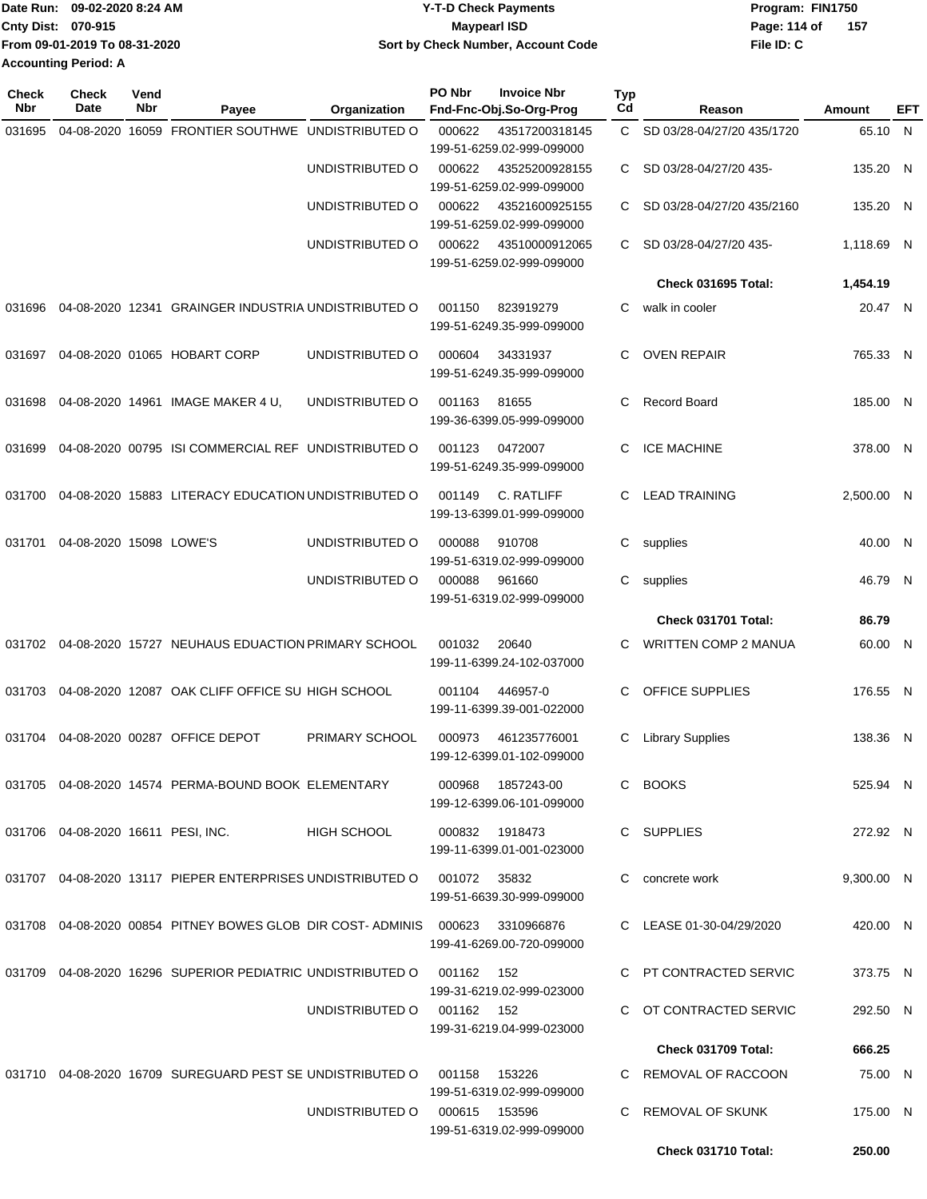Date Run: 09-02-2020 8:24 AM
Cnty Dist: 070-915
From 09-01-2019 To 08-31-2020
Accounting Period: A

# Y-T-D Check Payments
## Maypearl ISD
### Sort by Check Number, Account Code

Program: FIN1750
File ID: C

| Check Nbr | Check Date | Vend Nbr | Payee | Organization | PO Nbr | Invoice Nbr / Fnd-Fnc-Obj.So-Org-Prog | Typ Cd | Reason | Amount | EFT |
|---|---|---|---|---|---|---|---|---|---|---|
| 031695 | 04-08-2020 | 16059 | FRONTIER SOUTHWE | UNDISTRIBUTED O | 000622 | 43517200318145 / 199-51-6259.02-999-099000 | C | SD 03/28-04/27/20 435/1720 | 65.10 | N |
| | | | | UNDISTRIBUTED O | 000622 | 43525200928155 / 199-51-6259.02-999-099000 | C | SD 03/28-04/27/20 435- | 135.20 | N |
| | | | | UNDISTRIBUTED O | 000622 | 43521600925155 / 199-51-6259.02-999-099000 | C | SD 03/28-04/27/20 435/2160 | 135.20 | N |
| | | | | UNDISTRIBUTED O | 000622 | 43510000912065 / 199-51-6259.02-999-099000 | C | SD 03/28-04/27/20 435- | 1,118.69 | N |
| | | | | | | | | **Check 031695 Total:** | **1,454.19** | |
| 031696 | 04-08-2020 | 12341 | GRAINGER INDUSTRIA | UNDISTRIBUTED O | 001150 | 823919279 / 199-51-6249.35-999-099000 | C | walk in cooler | 20.47 | N |
| 031697 | 04-08-2020 | 01065 | HOBART CORP | UNDISTRIBUTED O | 000604 | 34331937 / 199-51-6249.35-999-099000 | C | OVEN REPAIR | 765.33 | N |
| 031698 | 04-08-2020 | 14961 | IMAGE MAKER 4 U, | UNDISTRIBUTED O | 001163 | 81655 / 199-36-6399.05-999-099000 | C | Record Board | 185.00 | N |
| 031699 | 04-08-2020 | 00795 | ISI COMMERCIAL REF | UNDISTRIBUTED O | 001123 | 0472007 / 199-51-6249.35-999-099000 | C | ICE MACHINE | 378.00 | N |
| 031700 | 04-08-2020 | 15883 | LITERACY EDUCATION | UNDISTRIBUTED O | 001149 | C. RATLIFF / 199-13-6399.01-999-099000 | C | LEAD TRAINING | 2,500.00 | N |
| 031701 | 04-08-2020 | 15098 | LOWE'S | UNDISTRIBUTED O | 000088 | 910708 / 199-51-6319.02-999-099000 | C | supplies | 40.00 | N |
| | | | | UNDISTRIBUTED O | 000088 | 961660 / 199-51-6319.02-999-099000 | C | supplies | 46.79 | N |
| | | | | | | | | **Check 031701 Total:** | **86.79** | |
| 031702 | 04-08-2020 | 15727 | NEUHAUS EDUACTION | PRIMARY SCHOOL | 001032 | 20640 / 199-11-6399.24-102-037000 | C | WRITTEN COMP 2 MANUA | 60.00 | N |
| 031703 | 04-08-2020 | 12087 | OAK CLIFF OFFICE SU | HIGH SCHOOL | 001104 | 446957-0 / 199-11-6399.39-001-022000 | C | OFFICE SUPPLIES | 176.55 | N |
| 031704 | 04-08-2020 | 00287 | OFFICE DEPOT | PRIMARY SCHOOL | 000973 | 461235776001 / 199-12-6399.01-102-099000 | C | Library Supplies | 138.36 | N |
| 031705 | 04-08-2020 | 14574 | PERMA-BOUND BOOK | ELEMENTARY | 000968 | 1857243-00 / 199-12-6399.06-101-099000 | C | BOOKS | 525.94 | N |
| 031706 | 04-08-2020 | 16611 | PESI, INC. | HIGH SCHOOL | 000832 | 1918473 / 199-11-6399.01-001-023000 | C | SUPPLIES | 272.92 | N |
| 031707 | 04-08-2020 | 13117 | PIEPER ENTERPRISES | UNDISTRIBUTED O | 001072 | 35832 / 199-51-6639.30-999-099000 | C | concrete work | 9,300.00 | N |
| 031708 | 04-08-2020 | 00854 | PITNEY BOWES GLOB | DIR COST- ADMINIS | 000623 | 3310966876 / 199-41-6269.00-720-099000 | C | LEASE 01-30-04/29/2020 | 420.00 | N |
| 031709 | 04-08-2020 | 16296 | SUPERIOR PEDIATRIC | UNDISTRIBUTED O | 001162 | 152 / 199-31-6219.02-999-023000 | C | PT CONTRACTED SERVIC | 373.75 | N |
| | | | | UNDISTRIBUTED O | 001162 | 152 / 199-31-6219.04-999-023000 | C | OT CONTRACTED SERVIC | 292.50 | N |
| | | | | | | | | **Check 031709 Total:** | **666.25** | |
| 031710 | 04-08-2020 | 16709 | SUREGUARD PEST SE | UNDISTRIBUTED O | 001158 | 153226 / 199-51-6319.02-999-099000 | C | REMOVAL OF RACCOON | 75.00 | N |
| | | | | UNDISTRIBUTED O | 000615 | 153596 / 199-51-6319.02-999-099000 | C | REMOVAL OF SKUNK | 175.00 | N |
| | | | | | | | | **Check 031710 Total:** | **250.00** | |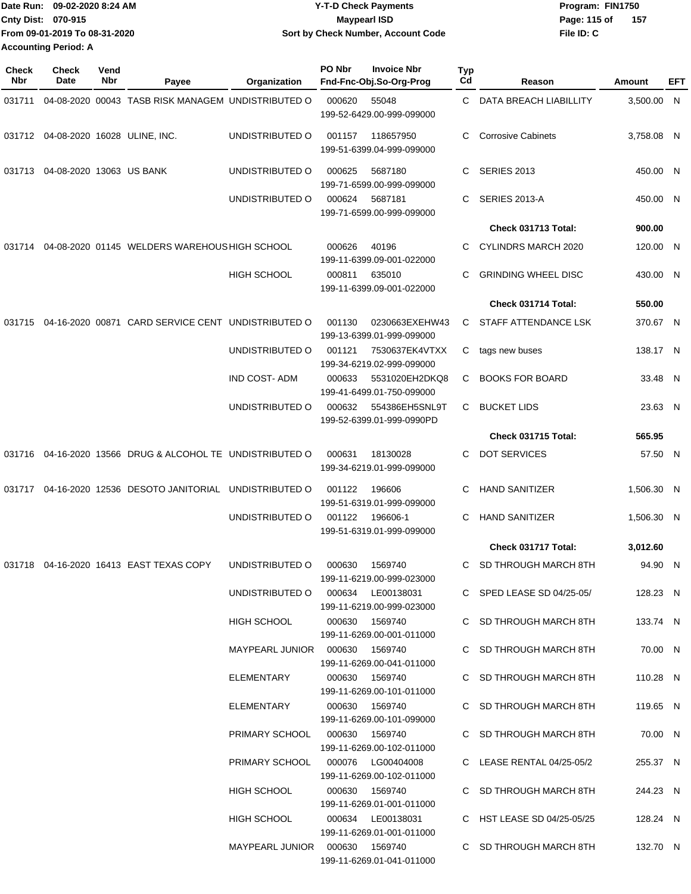Date Run: 09-02-2020 8:24 AM
Cnty Dist: 070-915
From 09-01-2019 To 08-31-2020
Accounting Period: A

**Y-T-D Check Payments**
**Maypearl ISD**
**Sort by Check Number, Account Code**

Program: FIN1750
File ID: C

| Check Nbr | Check Date | Vend Nbr | Payee | Organization | PO Nbr / Fnd-Fnc-Obj.So-Org-Prog | Invoice Nbr | Typ Cd | Reason | Amount | EFT |
|---|---|---|---|---|---|---|---|---|---|---|
| 031711 | 04-08-2020 | 00043 | TASB RISK MANAGEM | UNDISTRIBUTED O | 000620 199-52-6429.00-999-099000 | 55048 | C | DATA BREACH LIABILLITY | 3,500.00 | N |
| 031712 | 04-08-2020 | 16028 | ULINE, INC. | UNDISTRIBUTED O | 001157 199-51-6399.04-999-099000 | 118657950 | C | Corrosive Cabinets | 3,758.08 | N |
| 031713 | 04-08-2020 | 13063 | US BANK | UNDISTRIBUTED O | 000625 199-71-6599.00-999-099000 | 5687180 | C | SERIES 2013 | 450.00 | N |
| | | | | UNDISTRIBUTED O | 000624 199-71-6599.00-999-099000 | 5687181 | C | SERIES 2013-A | 450.00 | N |
| | | | | | | | | **Check 031713 Total:** | **900.00** | |
| 031714 | 04-08-2020 | 01145 | WELDERS WAREHOUS | HIGH SCHOOL | 000626 199-11-6399.09-001-022000 | 40196 | C | CYLINDRS MARCH 2020 | 120.00 | N |
| | | | | HIGH SCHOOL | 000811 199-11-6399.09-001-022000 | 635010 | C | GRINDING WHEEL DISC | 430.00 | N |
| | | | | | | | | **Check 031714 Total:** | **550.00** | |
| 031715 | 04-16-2020 | 00871 | CARD SERVICE CENT | UNDISTRIBUTED O | 001130 199-13-6399.01-999-099000 | 0230663EXEHW43 | C | STAFF ATTENDANCE LSK | 370.67 | N |
| | | | | UNDISTRIBUTED O | 001121 199-34-6219.02-999-099000 | 7530637EK4VTXX | C | tags new buses | 138.17 | N |
| | | | | IND COST- ADM | 000633 199-41-6499.01-750-099000 | 5531020EH2DKQ8 | C | BOOKS FOR BOARD | 33.48 | N |
| | | | | UNDISTRIBUTED O | 000632 199-52-6399.01-999-0990PD | 554386EH5SNL9T | C | BUCKET LIDS | 23.63 | N |
| | | | | | | | | **Check 031715 Total:** | **565.95** | |
| 031716 | 04-16-2020 | 13566 | DRUG & ALCOHOL TE | UNDISTRIBUTED O | 000631 199-34-6219.01-999-099000 | 18130028 | C | DOT SERVICES | 57.50 | N |
| 031717 | 04-16-2020 | 12536 | DESOTO JANITORIAL | UNDISTRIBUTED O | 001122 199-51-6319.01-999-099000 | 196606 | C | HAND SANITIZER | 1,506.30 | N |
| | | | | UNDISTRIBUTED O | 001122 199-51-6319.01-999-099000 | 196606-1 | C | HAND SANITIZER | 1,506.30 | N |
| | | | | | | | | **Check 031717 Total:** | **3,012.60** | |
| 031718 | 04-16-2020 | 16413 | EAST TEXAS COPY | UNDISTRIBUTED O | 000630 199-11-6219.00-999-023000 | 1569740 | C | SD THROUGH MARCH 8TH | 94.90 | N |
| | | | | UNDISTRIBUTED O | 000634 199-11-6219.00-999-023000 | LE00138031 | C | SPED LEASE SD 04/25-05/ | 128.23 | N |
| | | | | HIGH SCHOOL | 000630 199-11-6269.00-001-011000 | 1569740 | C | SD THROUGH MARCH 8TH | 133.74 | N |
| | | | | MAYPEARL JUNIOR | 000630 199-11-6269.00-041-011000 | 1569740 | C | SD THROUGH MARCH 8TH | 70.00 | N |
| | | | | ELEMENTARY | 000630 199-11-6269.00-101-011000 | 1569740 | C | SD THROUGH MARCH 8TH | 110.28 | N |
| | | | | ELEMENTARY | 000630 199-11-6269.00-101-099000 | 1569740 | C | SD THROUGH MARCH 8TH | 119.65 | N |
| | | | | PRIMARY SCHOOL | 000630 199-11-6269.00-102-011000 | 1569740 | C | SD THROUGH MARCH 8TH | 70.00 | N |
| | | | | PRIMARY SCHOOL | 000076 199-11-6269.00-102-011000 | LG00404008 | C | LEASE RENTAL 04/25-05/2 | 255.37 | N |
| | | | | HIGH SCHOOL | 000630 199-11-6269.01-001-011000 | 1569740 | C | SD THROUGH MARCH 8TH | 244.23 | N |
| | | | | HIGH SCHOOL | 000634 199-11-6269.01-001-011000 | LE00138031 | C | HST LEASE SD 04/25-05/25 | 128.24 | N |
| | | | | MAYPEARL JUNIOR | 000630 199-11-6269.01-041-011000 | 1569740 | C | SD THROUGH MARCH 8TH | 132.70 | N |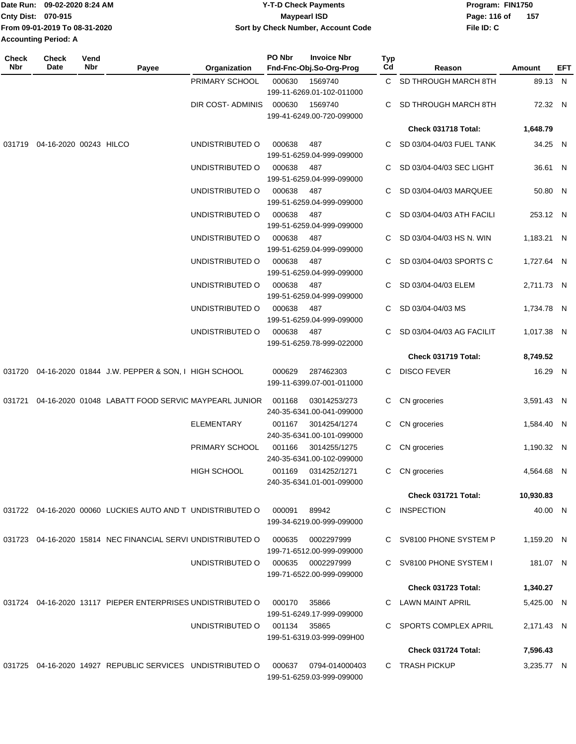Date Run: 09-02-2020 8:24 AM
Cnty Dist: 070-915
From 09-01-2019 To 08-31-2020
Accounting Period: A

**Y-T-D Check Payments**
**Maypearl ISD**
**Sort by Check Number, Account Code**

Program: FIN1750
File ID: C

| Check Nbr | Check Date | Vend Nbr | Payee | Organization | PO Nbr / Invoice Nbr / Fnd-Fnc-Obj.So-Org-Prog | Typ Cd | Reason | Amount | EFT |
|---|---|---|---|---|---|---|---|---|---|
| | | | | PRIMARY SCHOOL | 000630 1569740 199-11-6269.01-102-011000 | C | SD THROUGH MARCH 8TH | 89.13 | N |
| | | | | DIR COST- ADMINIS | 000630 1569740 199-41-6249.00-720-099000 | C | SD THROUGH MARCH 8TH | 72.32 | N |
| | | | | | | | **Check 031718 Total:** | **1,648.79** | |
| 031719 | 04-16-2020 | 00243 | HILCO | UNDISTRIBUTED O | 000638 487 199-51-6259.04-999-099000 | C | SD 03/04-04/03 FUEL TANK | 34.25 | N |
| | | | | UNDISTRIBUTED O | 000638 487 199-51-6259.04-999-099000 | C | SD 03/04-04/03 SEC LIGHT | 36.61 | N |
| | | | | UNDISTRIBUTED O | 000638 487 199-51-6259.04-999-099000 | C | SD 03/04-04/03 MARQUEE | 50.80 | N |
| | | | | UNDISTRIBUTED O | 000638 487 199-51-6259.04-999-099000 | C | SD 03/04-04/03 ATH FACILI | 253.12 | N |
| | | | | UNDISTRIBUTED O | 000638 487 199-51-6259.04-999-099000 | C | SD 03/04-04/03 HS N. WIN | 1,183.21 | N |
| | | | | UNDISTRIBUTED O | 000638 487 199-51-6259.04-999-099000 | C | SD 03/04-04/03 SPORTS C | 1,727.64 | N |
| | | | | UNDISTRIBUTED O | 000638 487 199-51-6259.04-999-099000 | C | SD 03/04-04/03 ELEM | 2,711.73 | N |
| | | | | UNDISTRIBUTED O | 000638 487 199-51-6259.04-999-099000 | C | SD 03/04-04/03 MS | 1,734.78 | N |
| | | | | UNDISTRIBUTED O | 000638 487 199-51-6259.78-999-022000 | C | SD 03/04-04/03 AG FACILIT | 1,017.38 | N |
| | | | | | | | **Check 031719 Total:** | **8,749.52** | |
| 031720 | 04-16-2020 | 01844 | J.W. PEPPER & SON, I | HIGH SCHOOL | 000629 287462303 199-11-6399.07-001-011000 | C | DISCO FEVER | 16.29 | N |
| 031721 | 04-16-2020 | 01048 | LABATT FOOD SERVIC | MAYPEARL JUNIOR | 001168 03014253/273 240-35-6341.00-041-099000 | C | CN groceries | 3,591.43 | N |
| | | | | ELEMENTARY | 001167 3014254/1274 240-35-6341.00-101-099000 | C | CN groceries | 1,584.40 | N |
| | | | | PRIMARY SCHOOL | 001166 3014255/1275 240-35-6341.00-102-099000 | C | CN groceries | 1,190.32 | N |
| | | | | HIGH SCHOOL | 001169 0314252/1271 240-35-6341.01-001-099000 | C | CN groceries | 4,564.68 | N |
| | | | | | | | **Check 031721 Total:** | **10,930.83** | |
| 031722 | 04-16-2020 | 00060 | LUCKIES AUTO AND T | UNDISTRIBUTED O | 000091 89942 199-34-6219.00-999-099000 | C | INSPECTION | 40.00 | N |
| 031723 | 04-16-2020 | 15814 | NEC FINANCIAL SERVI | UNDISTRIBUTED O | 000635 0002297999 199-71-6512.00-999-099000 | C | SV8100 PHONE SYSTEM P | 1,159.20 | N |
| | | | | UNDISTRIBUTED O | 000635 0002297999 199-71-6522.00-999-099000 | C | SV8100 PHONE SYSTEM I | 181.07 | N |
| | | | | | | | **Check 031723 Total:** | **1,340.27** | |
| 031724 | 04-16-2020 | 13117 | PIEPER ENTERPRISES | UNDISTRIBUTED O | 000170 35866 199-51-6249.17-999-099000 | C | LAWN MAINT APRIL | 5,425.00 | N |
| | | | | UNDISTRIBUTED O | 001134 35865 199-51-6319.03-999-099H00 | C | SPORTS COMPLEX APRIL | 2,171.43 | N |
| | | | | | | | **Check 031724 Total:** | **7,596.43** | |
| 031725 | 04-16-2020 | 14927 | REPUBLIC SERVICES | UNDISTRIBUTED O | 000637 0794-014000403 199-51-6259.03-999-099000 | C | TRASH PICKUP | 3,235.77 | N |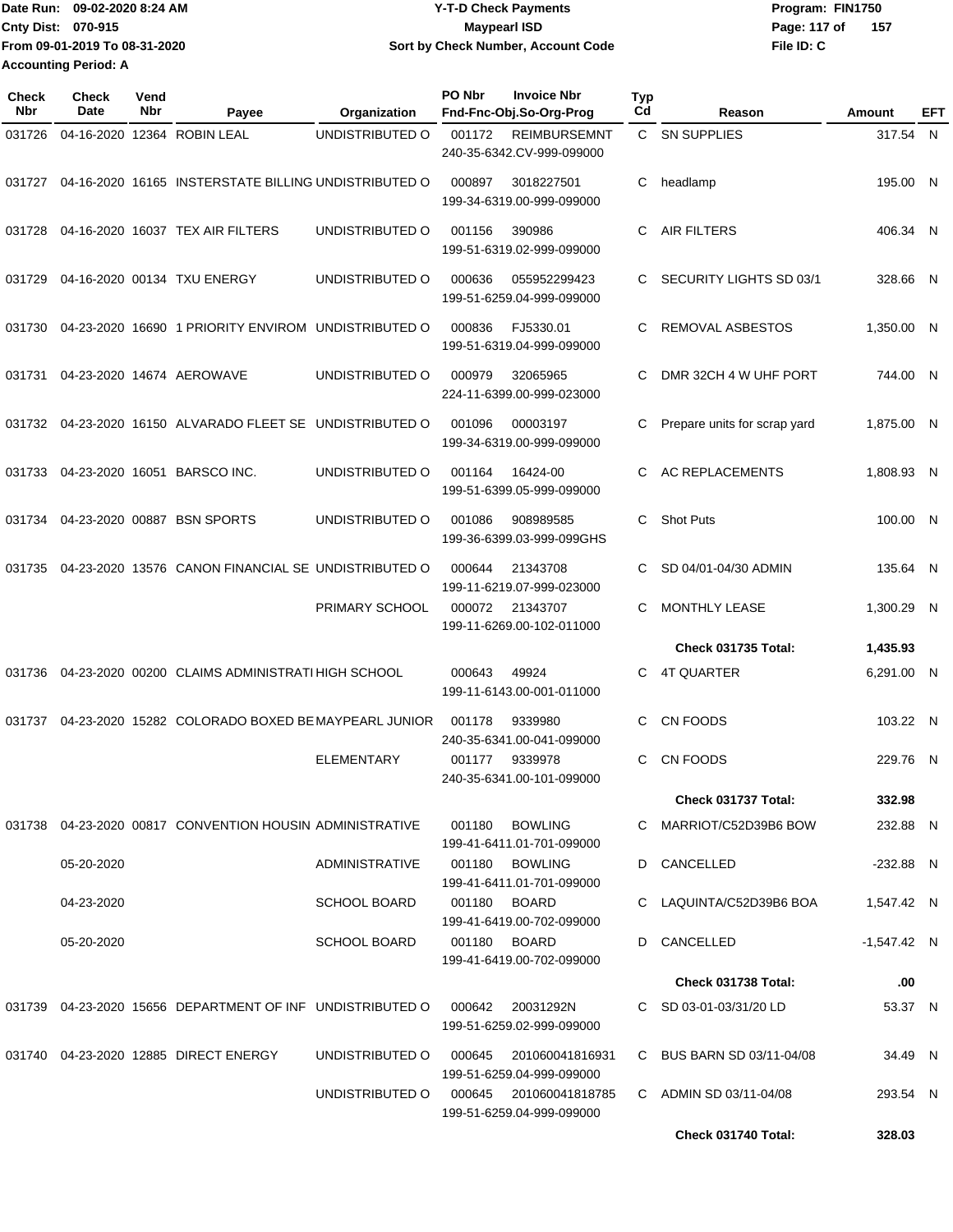Date Run: 09-02-2020 8:24 AM
Cnty Dist: 070-915
From 09-01-2019 To 08-31-2020
Accounting Period: A

# Y-T-D Check Payments
## Maypearl ISD
### Sort by Check Number, Account Code

Program: FIN1750
File ID: C

| Check Nbr | Check Date | Vend Nbr | Payee | Organization | PO Nbr | Invoice Nbr / Fnd-Fnc-Obj.So-Org-Prog | Typ Cd | Reason | Amount | EFT |
|---|---|---|---|---|---|---|---|---|---|---|
| 031726 | 04-16-2020 | 12364 | ROBIN LEAL | UNDISTRIBUTED O | 001172 | REIMBURSEMNT 240-35-6342.CV-999-099000 | C | SN SUPPLIES | 317.54 | N |
| 031727 | 04-16-2020 | 16165 | INSERSTATE BILLING | UNDISTRIBUTED O | 000897 | 3018227501 199-34-6319.00-999-099000 | C | headlamp | 195.00 | N |
| 031728 | 04-16-2020 | 16037 | TEX AIR FILTERS | UNDISTRIBUTED O | 001156 | 390986 199-51-6319.02-999-099000 | C | AIR FILTERS | 406.34 | N |
| 031729 | 04-16-2020 | 00134 | TXU ENERGY | UNDISTRIBUTED O | 000636 | 055952299423 199-51-6259.04-999-099000 | C | SECURITY LIGHTS SD 03/1 | 328.66 | N |
| 031730 | 04-23-2020 | 16690 | 1 PRIORITY ENVIROM | UNDISTRIBUTED O | 000836 | FJ5330.01 199-51-6319.04-999-099000 | C | REMOVAL ASBESTOS | 1,350.00 | N |
| 031731 | 04-23-2020 | 14674 | AEROWAVE | UNDISTRIBUTED O | 000979 | 32065965 224-11-6399.00-999-023000 | C | DMR 32CH 4 W UHF PORT | 744.00 | N |
| 031732 | 04-23-2020 | 16150 | ALVARADO FLEET SE | UNDISTRIBUTED O | 001096 | 00003197 199-34-6319.00-999-099000 | C | Prepare units for scrap yard | 1,875.00 | N |
| 031733 | 04-23-2020 | 16051 | BARSCO INC. | UNDISTRIBUTED O | 001164 | 16424-00 199-51-6399.05-999-099000 | C | AC REPLACEMENTS | 1,808.93 | N |
| 031734 | 04-23-2020 | 00887 | BSN SPORTS | UNDISTRIBUTED O | 001086 | 908989585 199-36-6399.03-999-099GHS | C | Shot Puts | 100.00 | N |
| 031735 | 04-23-2020 | 13576 | CANON FINANCIAL SE | UNDISTRIBUTED O | 000644 | 21343708 199-11-6219.07-999-023000 | C | SD 04/01-04/30 ADMIN | 135.64 | N |
| | | | | PRIMARY SCHOOL | 000072 | 21343707 199-11-6269.00-102-011000 | C | MONTHLY LEASE | 1,300.29 | N |
| | | | | | | | | **Check 031735 Total:** | **1,435.93** | |
| 031736 | 04-23-2020 | 00200 | CLAIMS ADMINISTRATI | HIGH SCHOOL | 000643 | 49924 199-11-6143.00-001-011000 | C | 4T QUARTER | 6,291.00 | N |
| 031737 | 04-23-2020 | 15282 | COLORADO BOXED BE | MAYPEARL JUNIOR | 001178 | 9339980 240-35-6341.00-041-099000 | C | CN FOODS | 103.22 | N |
| | | | | ELEMENTARY | 001177 | 9339978 240-35-6341.00-101-099000 | C | CN FOODS | 229.76 | N |
| | | | | | | | | **Check 031737 Total:** | **332.98** | |
| 031738 | 04-23-2020 | 00817 | CONVENTION HOUSIN | ADMINISTRATIVE | 001180 | BOWLING 199-41-6411.01-701-099000 | C | MARRIOT/C52D39B6 BOW | 232.88 | N |
| | 05-20-2020 | | | ADMINISTRATIVE | 001180 | BOWLING 199-41-6411.01-701-099000 | D | CANCELLED | -232.88 | N |
| | 04-23-2020 | | | SCHOOL BOARD | 001180 | BOARD 199-41-6419.00-702-099000 | C | LAQUINTA/C52D39B6 BOA | 1,547.42 | N |
| | 05-20-2020 | | | SCHOOL BOARD | 001180 | BOARD 199-41-6419.00-702-099000 | D | CANCELLED | -1,547.42 | N |
| | | | | | | | | **Check 031738 Total:** | **.00** | |
| 031739 | 04-23-2020 | 15656 | DEPARTMENT OF INF | UNDISTRIBUTED O | 000642 | 20031292N 199-51-6259.02-999-099000 | C | SD 03-01-03/31/20 LD | 53.37 | N |
| 031740 | 04-23-2020 | 12885 | DIRECT ENERGY | UNDISTRIBUTED O | 000645 | 201060041816931 199-51-6259.04-999-099000 | C | BUS BARN SD 03/11-04/08 | 34.49 | N |
| | | | | UNDISTRIBUTED O | 000645 | 201060041818785 199-51-6259.04-999-099000 | C | ADMIN SD 03/11-04/08 | 293.54 | N |
| | | | | | | | | **Check 031740 Total:** | **328.03** | |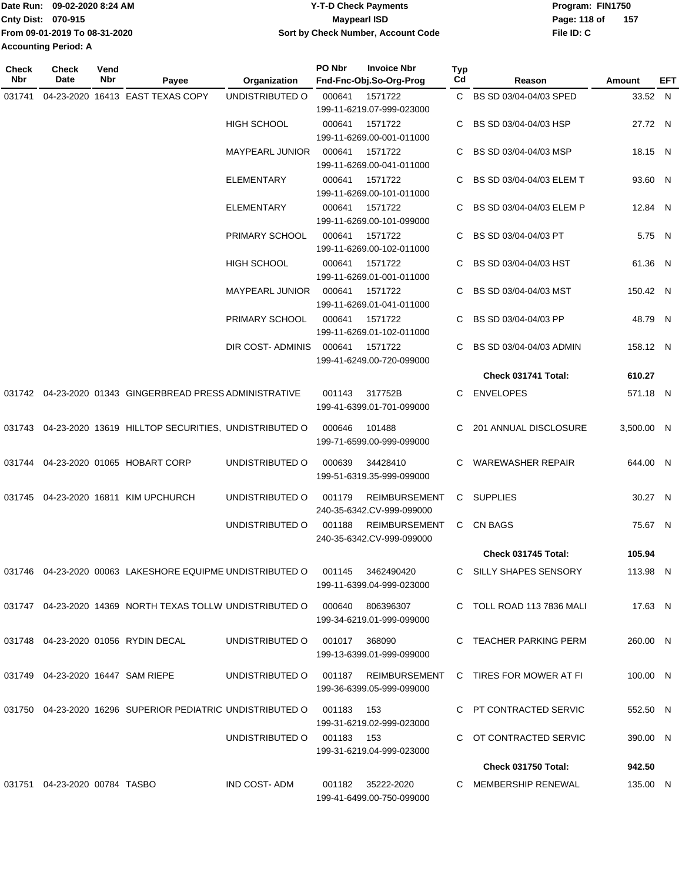Date Run: 09-02-2020 8:24 AM
Cnty Dist: 070-915
From 09-01-2019 To 08-31-2020
Accounting Period: A

**Y-T-D Check Payments**
**Maypearl ISD**
**Sort by Check Number, Account Code**

Program: FIN1750
File ID: C

| Check Nbr | Check Date | Vend Nbr | Payee | Organization | PO Nbr | Invoice Nbr / Fnd-Fnc-Obj.So-Org-Prog | Typ Cd | Reason | Amount | EFT |
|---|---|---|---|---|---|---|---|---|---|---|
| 031741 | 04-23-2020 | 16413 | EAST TEXAS COPY | UNDISTRIBUTED O | 000641 | 1571722 199-11-6219.07-999-023000 | C | BS SD 03/04-04/03 SPED | 33.52 | N |
| | | | | HIGH SCHOOL | 000641 | 1571722 199-11-6269.00-001-011000 | C | BS SD 03/04-04/03 HSP | 27.72 | N |
| | | | | MAYPEARL JUNIOR | 000641 | 1571722 199-11-6269.00-041-011000 | C | BS SD 03/04-04/03 MSP | 18.15 | N |
| | | | | ELEMENTARY | 000641 | 1571722 199-11-6269.00-101-011000 | C | BS SD 03/04-04/03 ELEM T | 93.60 | N |
| | | | | ELEMENTARY | 000641 | 1571722 199-11-6269.00-101-099000 | C | BS SD 03/04-04/03 ELEM P | 12.84 | N |
| | | | | PRIMARY SCHOOL | 000641 | 1571722 199-11-6269.00-102-011000 | C | BS SD 03/04-04/03 PT | 5.75 | N |
| | | | | HIGH SCHOOL | 000641 | 1571722 199-11-6269.01-001-011000 | C | BS SD 03/04-04/03 HST | 61.36 | N |
| | | | | MAYPEARL JUNIOR | 000641 | 1571722 199-11-6269.01-041-011000 | C | BS SD 03/04-04/03 MST | 150.42 | N |
| | | | | PRIMARY SCHOOL | 000641 | 1571722 199-11-6269.01-102-011000 | C | BS SD 03/04-04/03 PP | 48.79 | N |
| | | | | DIR COST- ADMINIS | 000641 | 1571722 199-41-6249.00-720-099000 | C | BS SD 03/04-04/03 ADMIN | 158.12 | N |
| | | | | | | | | **Check 031741 Total:** | **610.27** | |
| 031742 | 04-23-2020 | 01343 | GINGERBREAD PRESS | ADMINISTRATIVE | 001143 | 317752B 199-41-6399.01-701-099000 | C | ENVELOPES | 571.18 | N |
| 031743 | 04-23-2020 | 13619 | HILLTOP SECURITIES, | UNDISTRIBUTED O | 000646 | 101488 199-71-6599.00-999-099000 | C | 201 ANNUAL DISCLOSURE | 3,500.00 | N |
| 031744 | 04-23-2020 | 01065 | HOBART CORP | UNDISTRIBUTED O | 000639 | 34428410 199-51-6319.35-999-099000 | C | WAREWASHER REPAIR | 644.00 | N |
| 031745 | 04-23-2020 | 16811 | KIM UPCHURCH | UNDISTRIBUTED O | 001179 | REIMBURSEMENT 240-35-6342.CV-999-099000 | C | SUPPLIES | 30.27 | N |
| | | | | UNDISTRIBUTED O | 001188 | REIMBURSEMENT 240-35-6342.CV-999-099000 | C | CN BAGS | 75.67 | N |
| | | | | | | | | **Check 031745 Total:** | **105.94** | |
| 031746 | 04-23-2020 | 00063 | LAKESHORE EQUIPME | UNDISTRIBUTED O | 001145 | 3462490420 199-11-6399.04-999-023000 | C | SILLY SHAPES SENSORY | 113.98 | N |
| 031747 | 04-23-2020 | 14369 | NORTH TEXAS TOLLW | UNDISTRIBUTED O | 000640 | 806396307 199-34-6219.01-999-099000 | C | TOLL ROAD 113 7836 MALI | 17.63 | N |
| 031748 | 04-23-2020 | 01056 | RYDIN DECAL | UNDISTRIBUTED O | 001017 | 368090 199-13-6399.01-999-099000 | C | TEACHER PARKING PERM | 260.00 | N |
| 031749 | 04-23-2020 | 16447 | SAM RIEPE | UNDISTRIBUTED O | 001187 | REIMBURSEMENT 199-36-6399.05-999-099000 | C | TIRES FOR MOWER AT FI | 100.00 | N |
| 031750 | 04-23-2020 | 16296 | SUPERIOR PEDIATRIC | UNDISTRIBUTED O | 001183 | 153 199-31-6219.02-999-023000 | C | PT CONTRACTED SERVIC | 552.50 | N |
| | | | | UNDISTRIBUTED O | 001183 | 153 199-31-6219.04-999-023000 | C | OT CONTRACTED SERVIC | 390.00 | N |
| | | | | | | | | **Check 031750 Total:** | **942.50** | |
| 031751 | 04-23-2020 | 00784 | TASBO | IND COST- ADM | 001182 | 35222-2020 199-41-6499.00-750-099000 | C | MEMBERSHIP RENEWAL | 135.00 | N |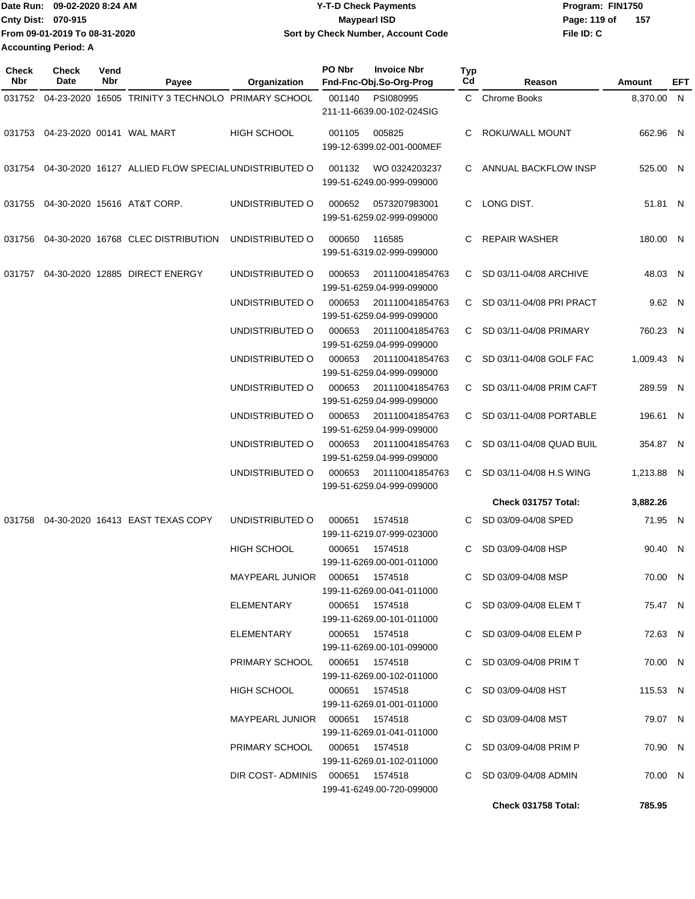Date Run: 09-02-2020 8:24 AM
Cnty Dist: 070-915
From 09-01-2019 To 08-31-2020
Accounting Period: A

# Y-T-D Check Payments
## Maypearl ISD
### Sort by Check Number, Account Code

Program: FIN1750
File ID: C

| Check Nbr | Check Date | Vend Nbr | Payee | Organization | PO Nbr | Invoice Nbr / Fnd-Fnc-Obj.So-Org-Prog | Typ Cd | Reason | Amount | EFT |
|---|---|---|---|---|---|---|---|---|---|---|
| 031752 | 04-23-2020 | 16505 | TRINITY 3 TECHNOLO | PRIMARY SCHOOL | 001140 | PSI080995 211-11-6639.00-102-024SIG | C | Chrome Books | 8,370.00 | N |
| 031753 | 04-23-2020 | 00141 | WAL MART | HIGH SCHOOL | 001105 | 005825 199-12-6399.02-001-000MEF | C | ROKU/WALL MOUNT | 662.96 | N |
| 031754 | 04-30-2020 | 16127 | ALLIED FLOW SPECIAL | UNDISTRIBUTED O | 001132 | WO 0324203237 199-51-6249.00-999-099000 | C | ANNUAL BACKFLOW INSP | 525.00 | N |
| 031755 | 04-30-2020 | 15616 | AT&T CORP. | UNDISTRIBUTED O | 000652 | 0573207983001 199-51-6259.02-999-099000 | C | LONG DIST. | 51.81 | N |
| 031756 | 04-30-2020 | 16768 | CLEC DISTRIBUTION | UNDISTRIBUTED O | 000650 | 116585 199-51-6319.02-999-099000 | C | REPAIR WASHER | 180.00 | N |
| 031757 | 04-30-2020 | 12885 | DIRECT ENERGY | UNDISTRIBUTED O | 000653 | 201110041854763 199-51-6259.04-999-099000 | C | SD 03/11-04/08 ARCHIVE | 48.03 | N |
| | | | | UNDISTRIBUTED O | 000653 | 201110041854763 199-51-6259.04-999-099000 | C | SD 03/11-04/08 PRI PRACT | 9.62 | N |
| | | | | UNDISTRIBUTED O | 000653 | 201110041854763 199-51-6259.04-999-099000 | C | SD 03/11-04/08 PRIMARY | 760.23 | N |
| | | | | UNDISTRIBUTED O | 000653 | 201110041854763 199-51-6259.04-999-099000 | C | SD 03/11-04/08 GOLF FAC | 1,009.43 | N |
| | | | | UNDISTRIBUTED O | 000653 | 201110041854763 199-51-6259.04-999-099000 | C | SD 03/11-04/08 PRIM CAFT | 289.59 | N |
| | | | | UNDISTRIBUTED O | 000653 | 201110041854763 199-51-6259.04-999-099000 | C | SD 03/11-04/08 PORTABLE | 196.61 | N |
| | | | | UNDISTRIBUTED O | 000653 | 201110041854763 199-51-6259.04-999-099000 | C | SD 03/11-04/08 QUAD BUIL | 354.87 | N |
| | | | | UNDISTRIBUTED O | 000653 | 201110041854763 199-51-6259.04-999-099000 | C | SD 03/11-04/08 H.S WING | 1,213.88 | N |
| | | | | | | | | **Check 031757 Total:** | **3,882.26** | |
| 031758 | 04-30-2020 | 16413 | EAST TEXAS COPY | UNDISTRIBUTED O | 000651 | 1574518 199-11-6219.07-999-023000 | C | SD 03/09-04/08 SPED | 71.95 | N |
| | | | | HIGH SCHOOL | 000651 | 1574518 199-11-6269.00-001-011000 | C | SD 03/09-04/08 HSP | 90.40 | N |
| | | | | MAYPEARL JUNIOR | 000651 | 1574518 199-11-6269.00-041-011000 | C | SD 03/09-04/08 MSP | 70.00 | N |
| | | | | ELEMENTARY | 000651 | 1574518 199-11-6269.00-101-011000 | C | SD 03/09-04/08 ELEM T | 75.47 | N |
| | | | | ELEMENTARY | 000651 | 1574518 199-11-6269.00-101-099000 | C | SD 03/09-04/08 ELEM P | 72.63 | N |
| | | | | PRIMARY SCHOOL | 000651 | 1574518 199-11-6269.00-102-011000 | C | SD 03/09-04/08 PRIM T | 70.00 | N |
| | | | | HIGH SCHOOL | 000651 | 1574518 199-11-6269.01-001-011000 | C | SD 03/09-04/08 HST | 115.53 | N |
| | | | | MAYPEARL JUNIOR | 000651 | 1574518 199-11-6269.01-041-011000 | C | SD 03/09-04/08 MST | 79.07 | N |
| | | | | PRIMARY SCHOOL | 000651 | 1574518 199-11-6269.01-102-011000 | C | SD 03/09-04/08 PRIM P | 70.90 | N |
| | | | | DIR COST- ADMINIS | 000651 | 1574518 199-41-6249.00-720-099000 | C | SD 03/09-04/08 ADMIN | 70.00 | N |
| | | | | | | | | **Check 031758 Total:** | **785.95** | |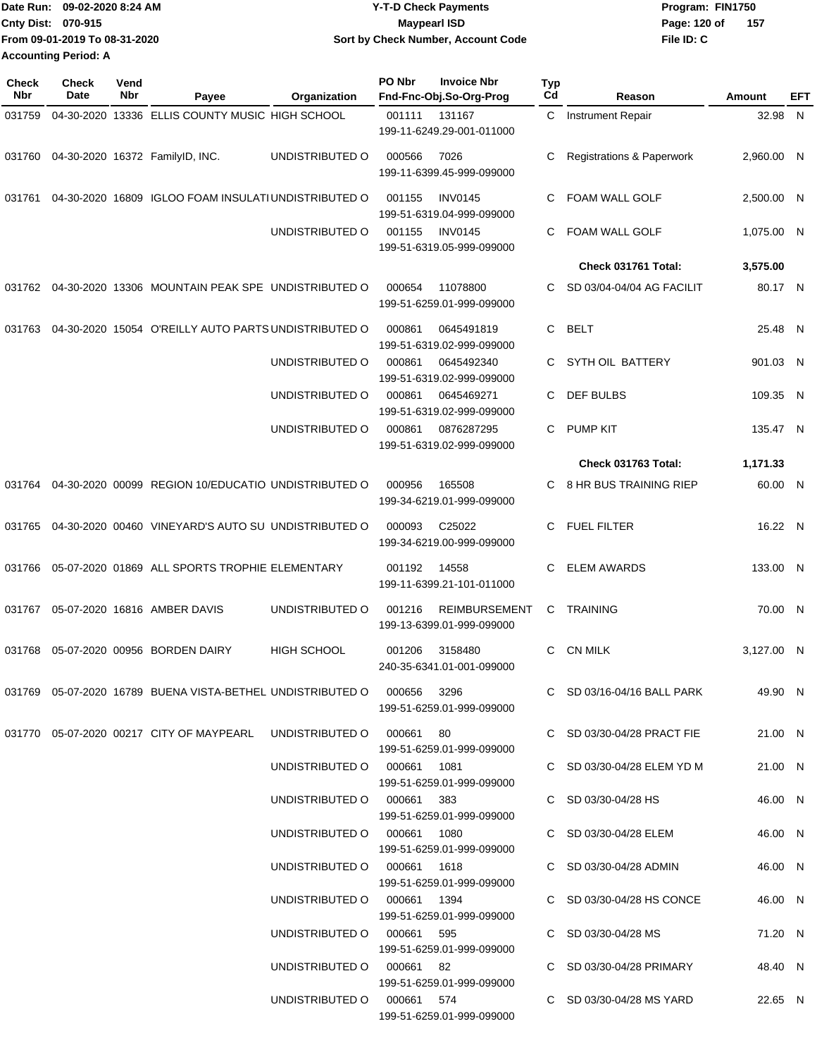Date Run: 09-02-2020 8:24 AM
Cnty Dist: 070-915
From 09-01-2019 To 08-31-2020
Accounting Period: A

# Y-T-D Check Payments
## Maypearl ISD
### Sort by Check Number, Account Code

Program: FIN1750
File ID: C

| Check Nbr | Check Date | Vend Nbr | Payee | Organization | PO Nbr | Invoice Nbr / Fnd-Fnc-Obj.So-Org-Prog | Typ Cd | Reason | Amount | EFT |
|---|---|---|---|---|---|---|---|---|---|---|
| 031759 | 04-30-2020 | 13336 | ELLIS COUNTY MUSIC | HIGH SCHOOL | 001111 | 131167 / 199-11-6249.29-001-011000 | C | Instrument Repair | 32.98 | N |
| 031760 | 04-30-2020 | 16372 | FamilyID, INC. | UNDISTRIBUTED O | 000566 | 7026 / 199-11-6399.45-999-099000 | C | Registrations & Paperwork | 2,960.00 | N |
| 031761 | 04-30-2020 | 16809 | IGLOO FOAM INSULATI | UNDISTRIBUTED O | 001155 | INV0145 / 199-51-6319.04-999-099000 | C | FOAM WALL GOLF | 2,500.00 | N |
| | | | | UNDISTRIBUTED O | 001155 | INV0145 / 199-51-6319.05-999-099000 | C | FOAM WALL GOLF | 1,075.00 | N |
| | | | | | | | | **Check 031761 Total:** | **3,575.00** | |
| 031762 | 04-30-2020 | 13306 | MOUNTAIN PEAK SPE | UNDISTRIBUTED O | 000654 | 11078800 / 199-51-6259.01-999-099000 | C | SD 03/04-04/04 AG FACILIT | 80.17 | N |
| 031763 | 04-30-2020 | 15054 | O'REILLY AUTO PARTS | UNDISTRIBUTED O | 000861 | 0645491819 / 199-51-6319.02-999-099000 | C | BELT | 25.48 | N |
| | | | | UNDISTRIBUTED O | 000861 | 0645492340 / 199-51-6319.02-999-099000 | C | SYTH OIL BATTERY | 901.03 | N |
| | | | | UNDISTRIBUTED O | 000861 | 0645469271 / 199-51-6319.02-999-099000 | C | DEF BULBS | 109.35 | N |
| | | | | UNDISTRIBUTED O | 000861 | 0876287295 / 199-51-6319.02-999-099000 | C | PUMP KIT | 135.47 | N |
| | | | | | | | | **Check 031763 Total:** | **1,171.33** | |
| 031764 | 04-30-2020 | 00099 | REGION 10/EDUCATIO | UNDISTRIBUTED O | 000956 | 165508 / 199-34-6219.01-999-099000 | C | 8 HR BUS TRAINING RIEP | 60.00 | N |
| 031765 | 04-30-2020 | 00460 | VINEYARD'S AUTO SU | UNDISTRIBUTED O | 000093 | C25022 / 199-34-6219.00-999-099000 | C | FUEL FILTER | 16.22 | N |
| 031766 | 05-07-2020 | 01869 | ALL SPORTS TROPHIE | ELEMENTARY | 001192 | 14558 / 199-11-6399.21-101-011000 | C | ELEM AWARDS | 133.00 | N |
| 031767 | 05-07-2020 | 16816 | AMBER DAVIS | UNDISTRIBUTED O | 001216 | REIMBURSEMENT / 199-13-6399.01-999-099000 | C | TRAINING | 70.00 | N |
| 031768 | 05-07-2020 | 00956 | BORDEN DAIRY | HIGH SCHOOL | 001206 | 3158480 / 240-35-6341.01-001-099000 | C | CN MILK | 3,127.00 | N |
| 031769 | 05-07-2020 | 16789 | BUENA VISTA-BETHEL | UNDISTRIBUTED O | 000656 | 3296 / 199-51-6259.01-999-099000 | C | SD 03/16-04/16 BALL PARK | 49.90 | N |
| 031770 | 05-07-2020 | 00217 | CITY OF MAYPEARL | UNDISTRIBUTED O | 000661 | 80 / 199-51-6259.01-999-099000 | C | SD 03/30-04/28 PRACT FIE | 21.00 | N |
| | | | | UNDISTRIBUTED O | 000661 | 1081 / 199-51-6259.01-999-099000 | C | SD 03/30-04/28 ELEM YD M | 21.00 | N |
| | | | | UNDISTRIBUTED O | 000661 | 383 / 199-51-6259.01-999-099000 | C | SD 03/30-04/28 HS | 46.00 | N |
| | | | | UNDISTRIBUTED O | 000661 | 1080 / 199-51-6259.01-999-099000 | C | SD 03/30-04/28 ELEM | 46.00 | N |
| | | | | UNDISTRIBUTED O | 000661 | 1618 / 199-51-6259.01-999-099000 | C | SD 03/30-04/28 ADMIN | 46.00 | N |
| | | | | UNDISTRIBUTED O | 000661 | 1394 / 199-51-6259.01-999-099000 | C | SD 03/30-04/28 HS CONCE | 46.00 | N |
| | | | | UNDISTRIBUTED O | 000661 | 595 / 199-51-6259.01-999-099000 | C | SD 03/30-04/28 MS | 71.20 | N |
| | | | | UNDISTRIBUTED O | 000661 | 82 / 199-51-6259.01-999-099000 | C | SD 03/30-04/28 PRIMARY | 48.40 | N |
| | | | | UNDISTRIBUTED O | 000661 | 574 / 199-51-6259.01-999-099000 | C | SD 03/30-04/28 MS YARD | 22.65 | N |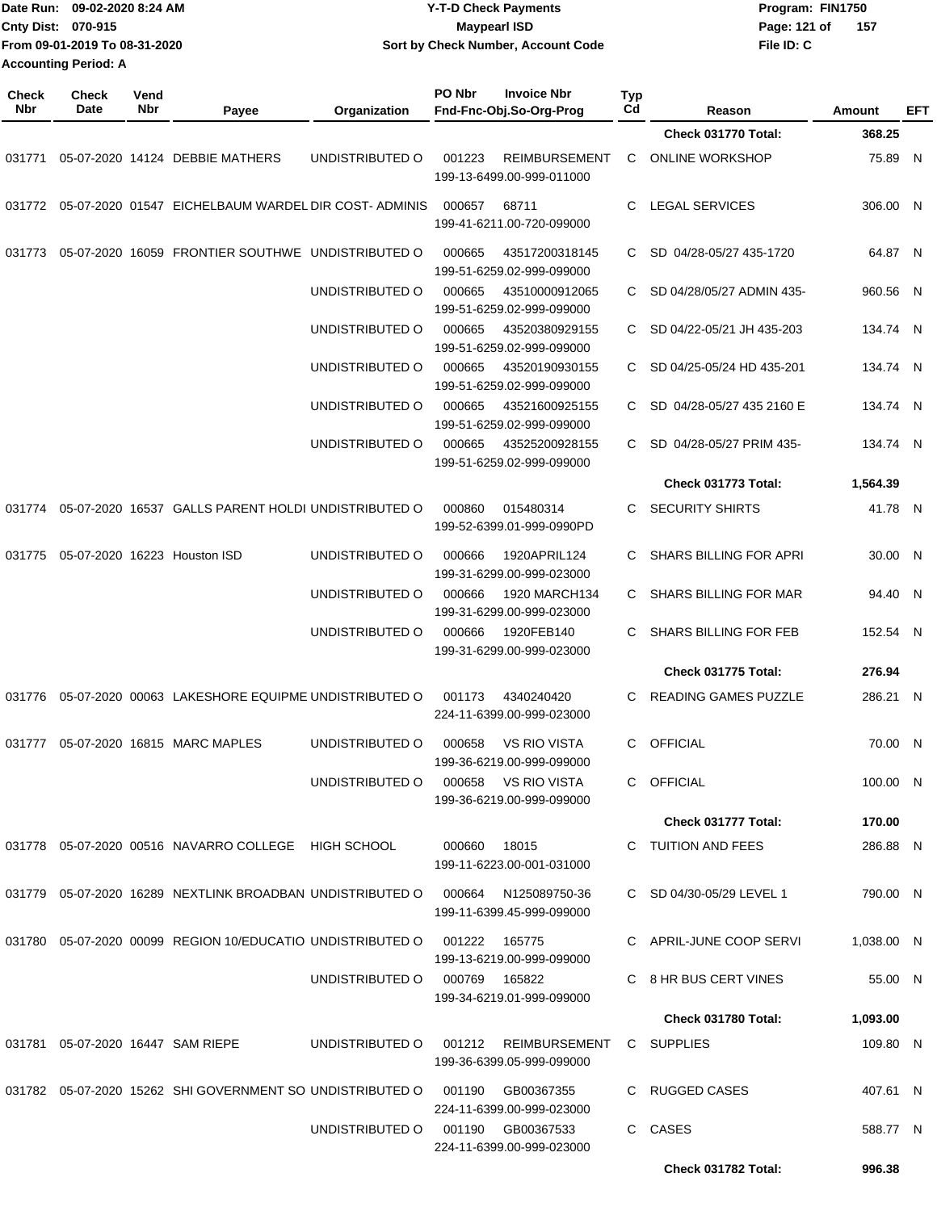| Check Nbr | Check Date | Vend Nbr | Payee | Organization | PO Nbr | Invoice Nbr Fnd-Fnc-Obj.So-Org-Prog | Typ Cd | Reason | Amount | EFT |
|---|---|---|---|---|---|---|---|---|---|---|
| | | | | | | | | **Check 031770 Total:** | **368.25** | |
| 031771 | 05-07-2020 | 14124 | DEBBIE MATHERS | UNDISTRIBUTED O | 001223 | REIMBURSEMENT 199-13-6499.00-999-011000 | C | ONLINE WORKSHOP | 75.89 | N |
| 031772 | 05-07-2020 | 01547 | EICHELBAUM WARDEL | DIR COST- ADMINIS | 000657 | 68711 199-41-6211.00-720-099000 | C | LEGAL SERVICES | 306.00 | N |
| 031773 | 05-07-2020 | 16059 | FRONTIER SOUTHWE | UNDISTRIBUTED O | 000665 | 43517200318145 199-51-6259.02-999-099000 | C | SD 04/28-05/27 435-1720 | 64.87 | N |
| | | | | UNDISTRIBUTED O | 000665 | 43510000912065 199-51-6259.02-999-099000 | C | SD 04/28/05/27 ADMIN 435- | 960.56 | N |
| | | | | UNDISTRIBUTED O | 000665 | 43520380929155 199-51-6259.02-999-099000 | C | SD 04/22-05/21 JH 435-203 | 134.74 | N |
| | | | | UNDISTRIBUTED O | 000665 | 43520190930155 199-51-6259.02-999-099000 | C | SD 04/25-05/24 HD 435-201 | 134.74 | N |
| | | | | UNDISTRIBUTED O | 000665 | 43521600925155 199-51-6259.02-999-099000 | C | SD 04/28-05/27 435 2160 E | 134.74 | N |
| | | | | UNDISTRIBUTED O | 000665 | 43525200928155 199-51-6259.02-999-099000 | C | SD 04/28-05/27 PRIM 435- | 134.74 | N |
| | | | | | | | | **Check 031773 Total:** | **1,564.39** | |
| 031774 | 05-07-2020 | 16537 | GALLS PARENT HOLDI | UNDISTRIBUTED O | 000860 | 015480314 199-52-6399.01-999-0990PD | C | SECURITY SHIRTS | 41.78 | N |
| 031775 | 05-07-2020 | 16223 | Houston ISD | UNDISTRIBUTED O | 000666 | 1920APRIL124 199-31-6299.00-999-023000 | C | SHARS BILLING FOR APRI | 30.00 | N |
| | | | | UNDISTRIBUTED O | 000666 | 1920 MARCH134 199-31-6299.00-999-023000 | C | SHARS BILLING FOR MAR | 94.40 | N |
| | | | | UNDISTRIBUTED O | 000666 | 1920FEB140 199-31-6299.00-999-023000 | C | SHARS BILLING FOR FEB | 152.54 | N |
| | | | | | | | | **Check 031775 Total:** | **276.94** | |
| 031776 | 05-07-2020 | 00063 | LAKESHORE EQUIPME | UNDISTRIBUTED O | 001173 | 4340240420 224-11-6399.00-999-023000 | C | READING GAMES PUZZLE | 286.21 | N |
| 031777 | 05-07-2020 | 16815 | MARC MAPLES | UNDISTRIBUTED O | 000658 | VS RIO VISTA 199-36-6219.00-999-099000 | C | OFFICIAL | 70.00 | N |
| | | | | UNDISTRIBUTED O | 000658 | VS RIO VISTA 199-36-6219.00-999-099000 | C | OFFICIAL | 100.00 | N |
| | | | | | | | | **Check 031777 Total:** | **170.00** | |
| 031778 | 05-07-2020 | 00516 | NAVARRO COLLEGE | HIGH SCHOOL | 000660 | 18015 199-11-6223.00-001-031000 | C | TUITION AND FEES | 286.88 | N |
| 031779 | 05-07-2020 | 16289 | NEXTLINK BROADBAN | UNDISTRIBUTED O | 000664 | N125089750-36 199-11-6399.45-999-099000 | C | SD 04/30-05/29 LEVEL 1 | 790.00 | N |
| 031780 | 05-07-2020 | 00099 | REGION 10/EDUCATIO | UNDISTRIBUTED O | 001222 | 165775 199-13-6219.00-999-099000 | C | APRIL-JUNE COOP SERVI | 1,038.00 | N |
| | | | | UNDISTRIBUTED O | 000769 | 165822 199-34-6219.01-999-099000 | C | 8 HR BUS CERT VINES | 55.00 | N |
| | | | | | | | | **Check 031780 Total:** | **1,093.00** | |
| 031781 | 05-07-2020 | 16447 | SAM RIEPE | UNDISTRIBUTED O | 001212 | REIMBURSEMENT 199-36-6399.05-999-099000 | C | SUPPLIES | 109.80 | N |
| 031782 | 05-07-2020 | 15262 | SHI GOVERNMENT SO | UNDISTRIBUTED O | 001190 | GB00367355 224-11-6399.00-999-023000 | C | RUGGED CASES | 407.61 | N |
| | | | | UNDISTRIBUTED O | 001190 | GB00367533 224-11-6399.00-999-023000 | C | CASES | 588.77 | N |
| | | | | | | | | **Check 031782 Total:** | **996.38** | |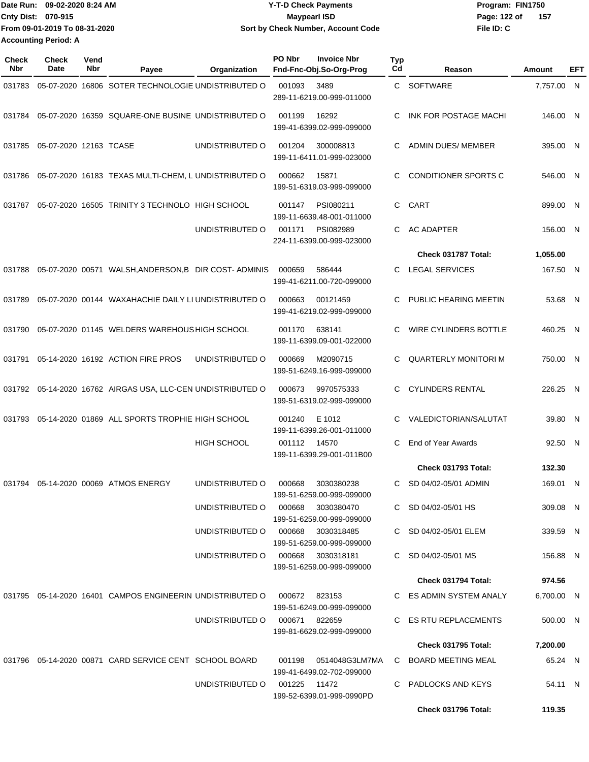Date Run: 09-02-2020 8:24 AM
Cnty Dist: 070-915
From 09-01-2019 To 08-31-2020
Accounting Period: A

**Y-T-D Check Payments**
**Maypearl ISD**
**Sort by Check Number, Account Code**

Program: FIN1750
File ID: C

| Check Nbr | Check Date | Vend Nbr | Payee | Organization | PO Nbr | Invoice Nbr / Fnd-Fnc-Obj.So-Org-Prog | Typ Cd | Reason | Amount | EFT |
|---|---|---|---|---|---|---|---|---|---|---|
| 031783 | 05-07-2020 | 16806 | SOTER TECHNOLOGIE | UNDISTRIBUTED O | 001093 | 3489 / 289-11-6219.00-999-011000 | C | SOFTWARE | 7,757.00 | N |
| 031784 | 05-07-2020 | 16359 | SQUARE-ONE BUSINE | UNDISTRIBUTED O | 001199 | 16292 / 199-41-6399.02-999-099000 | C | INK FOR POSTAGE MACHI | 146.00 | N |
| 031785 | 05-07-2020 | 12163 | TCASE | UNDISTRIBUTED O | 001204 | 300008813 / 199-11-6411.01-999-023000 | C | ADMIN DUES/ MEMBER | 395.00 | N |
| 031786 | 05-07-2020 | 16183 | TEXAS MULTI-CHEM, L | UNDISTRIBUTED O | 000662 | 15871 / 199-51-6319.03-999-099000 | C | CONDITIONER SPORTS C | 546.00 | N |
| 031787 | 05-07-2020 | 16505 | TRINITY 3 TECHNOLO | HIGH SCHOOL | 001147 | PSI080211 / 199-11-6639.48-001-011000 | C | CART | 899.00 | N |
| | | | | UNDISTRIBUTED O | 001171 | PSI082989 / 224-11-6399.00-999-023000 | C | AC ADAPTER | 156.00 | N |
| | | | | | | | | **Check 031787 Total:** | **1,055.00** | |
| 031788 | 05-07-2020 | 00571 | WALSH,ANDERSON,B | DIR COST- ADMINIS | 000659 | 586444 / 199-41-6211.00-720-099000 | C | LEGAL SERVICES | 167.50 | N |
| 031789 | 05-07-2020 | 00144 | WAXAHACHIE DAILY LI | UNDISTRIBUTED O | 000663 | 00121459 / 199-41-6219.02-999-099000 | C | PUBLIC HEARING MEETIN | 53.68 | N |
| 031790 | 05-07-2020 | 01145 | WELDERS WAREHOUS | HIGH SCHOOL | 001170 | 638141 / 199-11-6399.09-001-022000 | C | WIRE CYLINDERS BOTTLE | 460.25 | N |
| 031791 | 05-14-2020 | 16192 | ACTION FIRE PROS | UNDISTRIBUTED O | 000669 | M2090715 / 199-51-6249.16-999-099000 | C | QUARTERLY MONITORI M | 750.00 | N |
| 031792 | 05-14-2020 | 16762 | AIRGAS USA, LLC-CEN | UNDISTRIBUTED O | 000673 | 9970575333 / 199-51-6319.02-999-099000 | C | CYLINDERS RENTAL | 226.25 | N |
| 031793 | 05-14-2020 | 01869 | ALL SPORTS TROPHIE | HIGH SCHOOL | 001240 | E 1012 / 199-11-6399.26-001-011000 | C | VALEDICTORIAN/SALUTAT | 39.80 | N |
| | | | | HIGH SCHOOL | 001112 | 14570 / 199-11-6399.29-001-011B00 | C | End of Year Awards | 92.50 | N |
| | | | | | | | | **Check 031793 Total:** | **132.30** | |
| 031794 | 05-14-2020 | 00069 | ATMOS ENERGY | UNDISTRIBUTED O | 000668 | 3030380238 / 199-51-6259.00-999-099000 | C | SD 04/02-05/01 ADMIN | 169.01 | N |
| | | | | UNDISTRIBUTED O | 000668 | 3030380470 / 199-51-6259.00-999-099000 | C | SD 04/02-05/01 HS | 309.08 | N |
| | | | | UNDISTRIBUTED O | 000668 | 3030318485 / 199-51-6259.00-999-099000 | C | SD 04/02-05/01 ELEM | 339.59 | N |
| | | | | UNDISTRIBUTED O | 000668 | 3030318181 / 199-51-6259.00-999-099000 | C | SD 04/02-05/01 MS | 156.88 | N |
| | | | | | | | | **Check 031794 Total:** | **974.56** | |
| 031795 | 05-14-2020 | 16401 | CAMPOS ENGINEERIN | UNDISTRIBUTED O | 000672 | 823153 / 199-51-6249.00-999-099000 | C | ES ADMIN SYSTEM ANALY | 6,700.00 | N |
| | | | | UNDISTRIBUTED O | 000671 | 822659 / 199-81-6629.02-999-099000 | C | ES RTU REPLACEMENTS | 500.00 | N |
| | | | | | | | | **Check 031795 Total:** | **7,200.00** | |
| 031796 | 05-14-2020 | 00871 | CARD SERVICE CENT | SCHOOL BOARD | 001198 | 0514048G3LM7MA / 199-41-6499.02-702-099000 | C | BOARD MEETING MEAL | 65.24 | N |
| | | | | UNDISTRIBUTED O | 001225 | 11472 / 199-52-6399.01-999-0990PD | C | PADLOCKS AND KEYS | 54.11 | N |
| | | | | | | | | **Check 031796 Total:** | **119.35** | |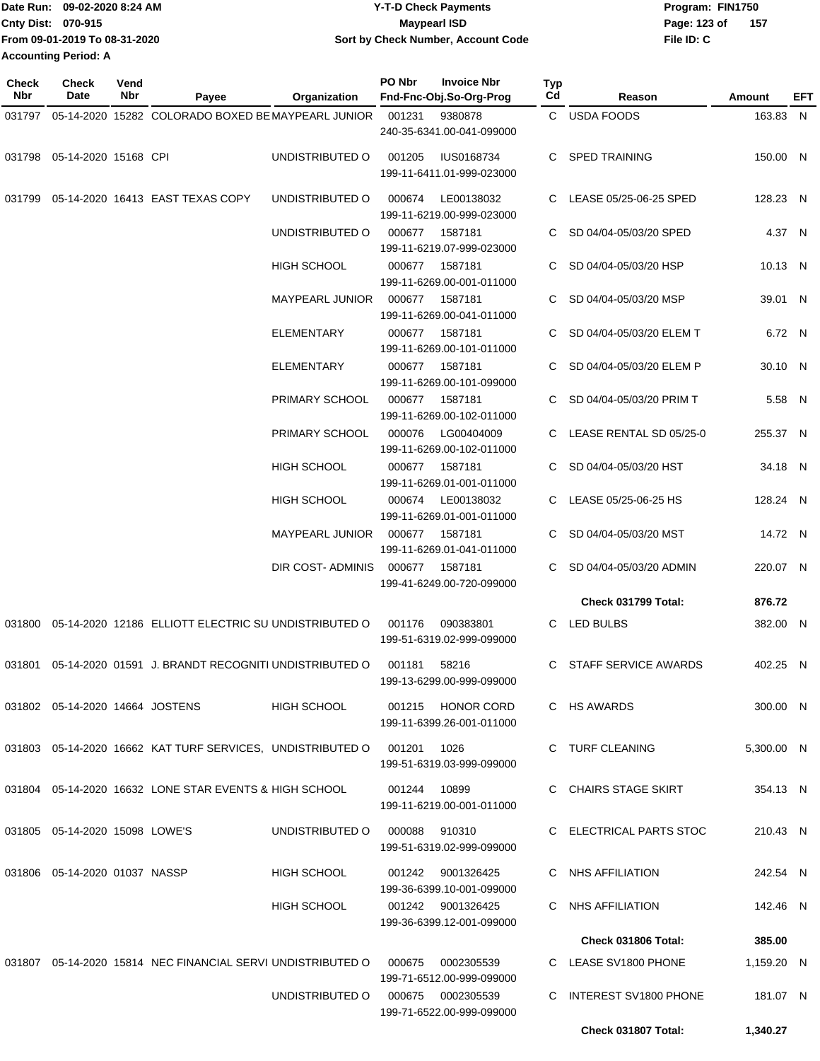Date Run: 09-02-2020 8:24 AM
Cnty Dist: 070-915
From 09-01-2019 To 08-31-2020
Accounting Period: A

**Y-T-D Check Payments**
**Maypearl ISD**
**Sort by Check Number, Account Code**

Program: FIN1750
File ID: C

| Check Nbr | Check Date | Vend Nbr | Payee | Organization | PO Nbr | Invoice Nbr / Fnd-Fnc-Obj.So-Org-Prog | Typ Cd | Reason | Amount | EFT |
|---|---|---|---|---|---|---|---|---|---|---|
| 031797 | 05-14-2020 | 15282 | COLORADO BOXED BE | MAYPEARL JUNIOR | 001231 | 9380878<br>240-35-6341.00-041-099000 | C | USDA FOODS | 163.83 | N |
| 031798 | 05-14-2020 | 15168 | CPI | UNDISTRIBUTED O | 001205 | IUS0168734<br>199-11-6411.01-999-023000 | C | SPED TRAINING | 150.00 | N |
| 031799 | 05-14-2020 | 16413 | EAST TEXAS COPY | UNDISTRIBUTED O | 000674 | LE00138032<br>199-11-6219.00-999-023000 | C | LEASE 05/25-06-25 SPED | 128.23 | N |
| | | | | UNDISTRIBUTED O | 000677 | 1587181<br>199-11-6219.07-999-023000 | C | SD 04/04-05/03/20 SPED | 4.37 | N |
| | | | | HIGH SCHOOL | 000677 | 1587181<br>199-11-6269.00-001-011000 | C | SD 04/04-05/03/20 HSP | 10.13 | N |
| | | | | MAYPEARL JUNIOR | 000677 | 1587181<br>199-11-6269.00-041-011000 | C | SD 04/04-05/03/20 MSP | 39.01 | N |
| | | | | ELEMENTARY | 000677 | 1587181<br>199-11-6269.00-101-011000 | C | SD 04/04-05/03/20 ELEM T | 6.72 | N |
| | | | | ELEMENTARY | 000677 | 1587181<br>199-11-6269.00-101-099000 | C | SD 04/04-05/03/20 ELEM P | 30.10 | N |
| | | | | PRIMARY SCHOOL | 000677 | 1587181<br>199-11-6269.00-102-011000 | C | SD 04/04-05/03/20 PRIM T | 5.58 | N |
| | | | | PRIMARY SCHOOL | 000076 | LG00404009<br>199-11-6269.00-102-011000 | C | LEASE RENTAL SD 05/25-0 | 255.37 | N |
| | | | | HIGH SCHOOL | 000677 | 1587181<br>199-11-6269.01-001-011000 | C | SD 04/04-05/03/20 HST | 34.18 | N |
| | | | | HIGH SCHOOL | 000674 | LE00138032<br>199-11-6269.01-001-011000 | C | LEASE 05/25-06-25 HS | 128.24 | N |
| | | | | MAYPEARL JUNIOR | 000677 | 1587181<br>199-11-6269.01-041-011000 | C | SD 04/04-05/03/20 MST | 14.72 | N |
| | | | | DIR COST- ADMINIS | 000677 | 1587181<br>199-41-6249.00-720-099000 | C | SD 04/04-05/03/20 ADMIN | 220.07 | N |
| | | | | | | | | **Check 031799 Total:** | **876.72** | |
| 031800 | 05-14-2020 | 12186 | ELLIOTT ELECTRIC SU | UNDISTRIBUTED O | 001176 | 090383801<br>199-51-6319.02-999-099000 | C | LED BULBS | 382.00 | N |
| 031801 | 05-14-2020 | 01591 | J. BRANDT RECOGNITI | UNDISTRIBUTED O | 001181 | 58216<br>199-13-6299.00-999-099000 | C | STAFF SERVICE AWARDS | 402.25 | N |
| 031802 | 05-14-2020 | 14664 | JOSTENS | HIGH SCHOOL | 001215 | HONOR CORD<br>199-11-6399.26-001-011000 | C | HS AWARDS | 300.00 | N |
| 031803 | 05-14-2020 | 16662 | KAT TURF SERVICES, | UNDISTRIBUTED O | 001201 | 1026<br>199-51-6319.03-999-099000 | C | TURF CLEANING | 5,300.00 | N |
| 031804 | 05-14-2020 | 16632 | LONE STAR EVENTS & | HIGH SCHOOL | 001244 | 10899<br>199-11-6219.00-001-011000 | C | CHAIRS STAGE SKIRT | 354.13 | N |
| 031805 | 05-14-2020 | 15098 | LOWE'S | UNDISTRIBUTED O | 000088 | 910310<br>199-51-6319.02-999-099000 | C | ELECTRICAL PARTS STOC | 210.43 | N |
| 031806 | 05-14-2020 | 01037 | NASSP | HIGH SCHOOL | 001242 | 9001326425<br>199-36-6399.10-001-099000 | C | NHS AFFILIATION | 242.54 | N |
| | | | | HIGH SCHOOL | 001242 | 9001326425<br>199-36-6399.12-001-099000 | C | NHS AFFILIATION | 142.46 | N |
| | | | | | | | | **Check 031806 Total:** | **385.00** | |
| 031807 | 05-14-2020 | 15814 | NEC FINANCIAL SERVI | UNDISTRIBUTED O | 000675 | 0002305539<br>199-71-6512.00-999-099000 | C | LEASE SV1800 PHONE | 1,159.20 | N |
| | | | | UNDISTRIBUTED O | 000675 | 0002305539<br>199-71-6522.00-999-099000 | C | INTEREST SV1800 PHONE | 181.07 | N |
| | | | | | | | | **Check 031807 Total:** | **1,340.27** | |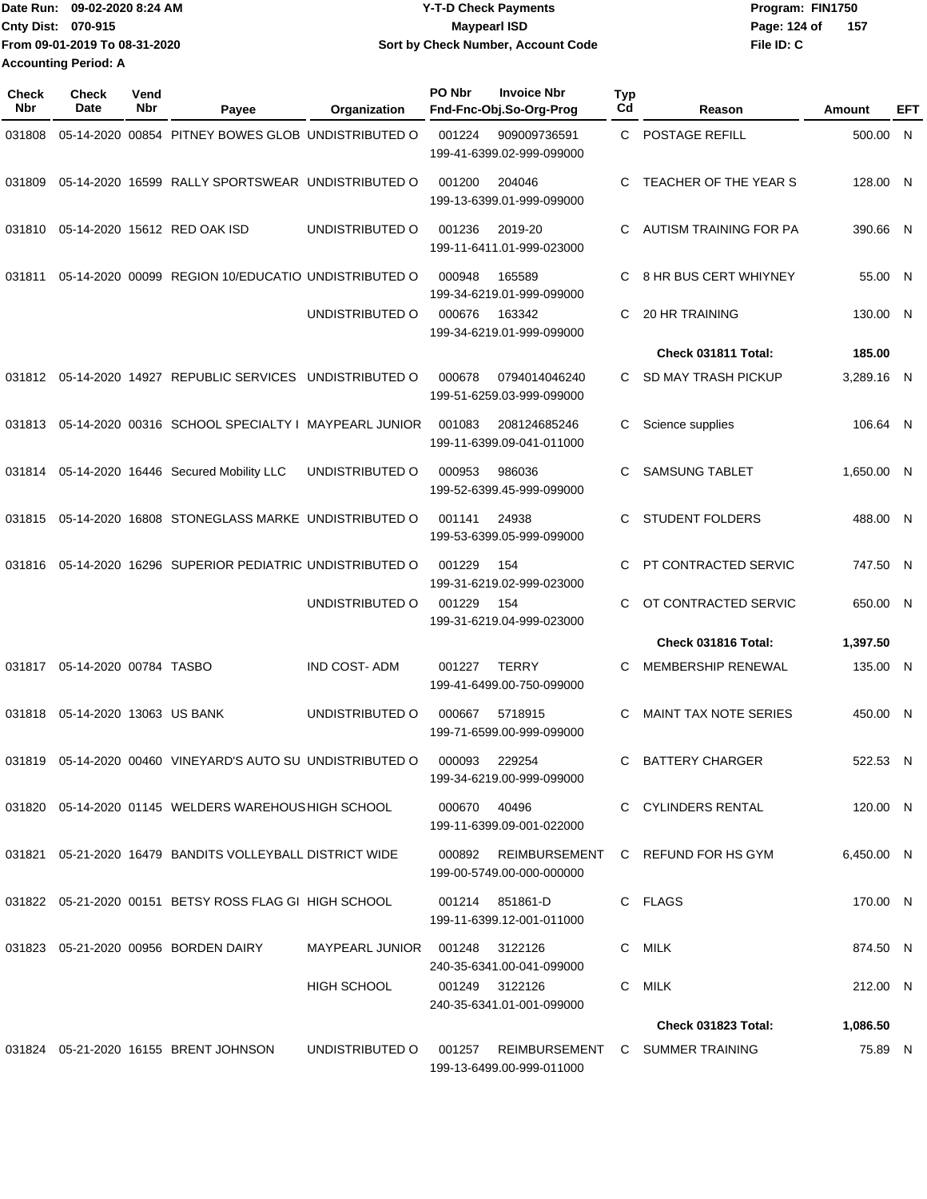Date Run: 09-02-2020 8:24 AM
Cnty Dist: 070-915
From 09-01-2019 To 08-31-2020
Accounting Period: A

**Y-T-D Check Payments**
**Maypearl ISD**
**Sort by Check Number, Account Code**

Program: FIN1750
File ID: C

| Check Nbr | Check Date | Vend Nbr | Payee | Organization | PO Nbr | Invoice Nbr / Fnd-Fnc-Obj.So-Org-Prog | Typ Cd | Reason | Amount | EFT |
|---|---|---|---|---|---|---|---|---|---|---|
| 031808 | 05-14-2020 | 00854 | PITNEY BOWES GLOB | UNDISTRIBUTED O | 001224 | 909009736591 199-41-6399.02-999-099000 | C | POSTAGE REFILL | 500.00 | N |
| 031809 | 05-14-2020 | 16599 | RALLY SPORTSWEAR | UNDISTRIBUTED O | 001200 | 204046 199-13-6399.01-999-099000 | C | TEACHER OF THE YEAR S | 128.00 | N |
| 031810 | 05-14-2020 | 15612 | RED OAK ISD | UNDISTRIBUTED O | 001236 | 2019-20 199-11-6411.01-999-023000 | C | AUTISM TRAINING FOR PA | 390.66 | N |
| 031811 | 05-14-2020 | 00099 | REGION 10/EDUCATIO | UNDISTRIBUTED O | 000948 | 165589 199-34-6219.01-999-099000 | C | 8 HR BUS CERT WHIYNEY | 55.00 | N |
| | | | | UNDISTRIBUTED O | 000676 | 163342 199-34-6219.01-999-099000 | C | 20 HR TRAINING | 130.00 | N |
| | | | | | | | | **Check 031811 Total:** | **185.00** | |
| 031812 | 05-14-2020 | 14927 | REPUBLIC SERVICES | UNDISTRIBUTED O | 000678 | 0794014046240 199-51-6259.03-999-099000 | C | SD MAY TRASH PICKUP | 3,289.16 | N |
| 031813 | 05-14-2020 | 00316 | SCHOOL SPECIALTY I | MAYPEARL JUNIOR | 001083 | 208124685246 199-11-6399.09-041-011000 | C | Science supplies | 106.64 | N |
| 031814 | 05-14-2020 | 16446 | Secured Mobility LLC | UNDISTRIBUTED O | 000953 | 986036 199-52-6399.45-999-099000 | C | SAMSUNG TABLET | 1,650.00 | N |
| 031815 | 05-14-2020 | 16808 | STONEGLASS MARKE | UNDISTRIBUTED O | 001141 | 24938 199-53-6399.05-999-099000 | C | STUDENT FOLDERS | 488.00 | N |
| 031816 | 05-14-2020 | 16296 | SUPERIOR PEDIATRIC | UNDISTRIBUTED O | 001229 | 154 199-31-6219.02-999-023000 | C | PT CONTRACTED SERVIC | 747.50 | N |
| | | | | UNDISTRIBUTED O | 001229 | 154 199-31-6219.04-999-023000 | C | OT CONTRACTED SERVIC | 650.00 | N |
| | | | | | | | | **Check 031816 Total:** | **1,397.50** | |
| 031817 | 05-14-2020 | 00784 | TASBO | IND COST- ADM | 001227 | TERRY 199-41-6499.00-750-099000 | C | MEMBERSHIP RENEWAL | 135.00 | N |
| 031818 | 05-14-2020 | 13063 | US BANK | UNDISTRIBUTED O | 000667 | 5718915 199-71-6599.00-999-099000 | C | MAINT TAX NOTE SERIES | 450.00 | N |
| 031819 | 05-14-2020 | 00460 | VINEYARD'S AUTO SU | UNDISTRIBUTED O | 000093 | 229254 199-34-6219.00-999-099000 | C | BATTERY CHARGER | 522.53 | N |
| 031820 | 05-14-2020 | 01145 | WELDERS WAREHOUS | HIGH SCHOOL | 000670 | 40496 199-11-6399.09-001-022000 | C | CYLINDERS RENTAL | 120.00 | N |
| 031821 | 05-21-2020 | 16479 | BANDITS VOLLEYBALL | DISTRICT WIDE | 000892 | REIMBURSEMENT 199-00-5749.00-000-000000 | C | REFUND FOR HS GYM | 6,450.00 | N |
| 031822 | 05-21-2020 | 00151 | BETSY ROSS FLAG GI | HIGH SCHOOL | 001214 | 851861-D 199-11-6399.12-001-011000 | C | FLAGS | 170.00 | N |
| 031823 | 05-21-2020 | 00956 | BORDEN DAIRY | MAYPEARL JUNIOR | 001248 | 3122126 240-35-6341.00-041-099000 | C | MILK | 874.50 | N |
| | | | | HIGH SCHOOL | 001249 | 3122126 240-35-6341.01-001-099000 | C | MILK | 212.00 | N |
| | | | | | | | | **Check 031823 Total:** | **1,086.50** | |
| 031824 | 05-21-2020 | 16155 | BRENT JOHNSON | UNDISTRIBUTED O | 001257 | REIMBURSEMENT 199-13-6499.00-999-011000 | C | SUMMER TRAINING | 75.89 | N |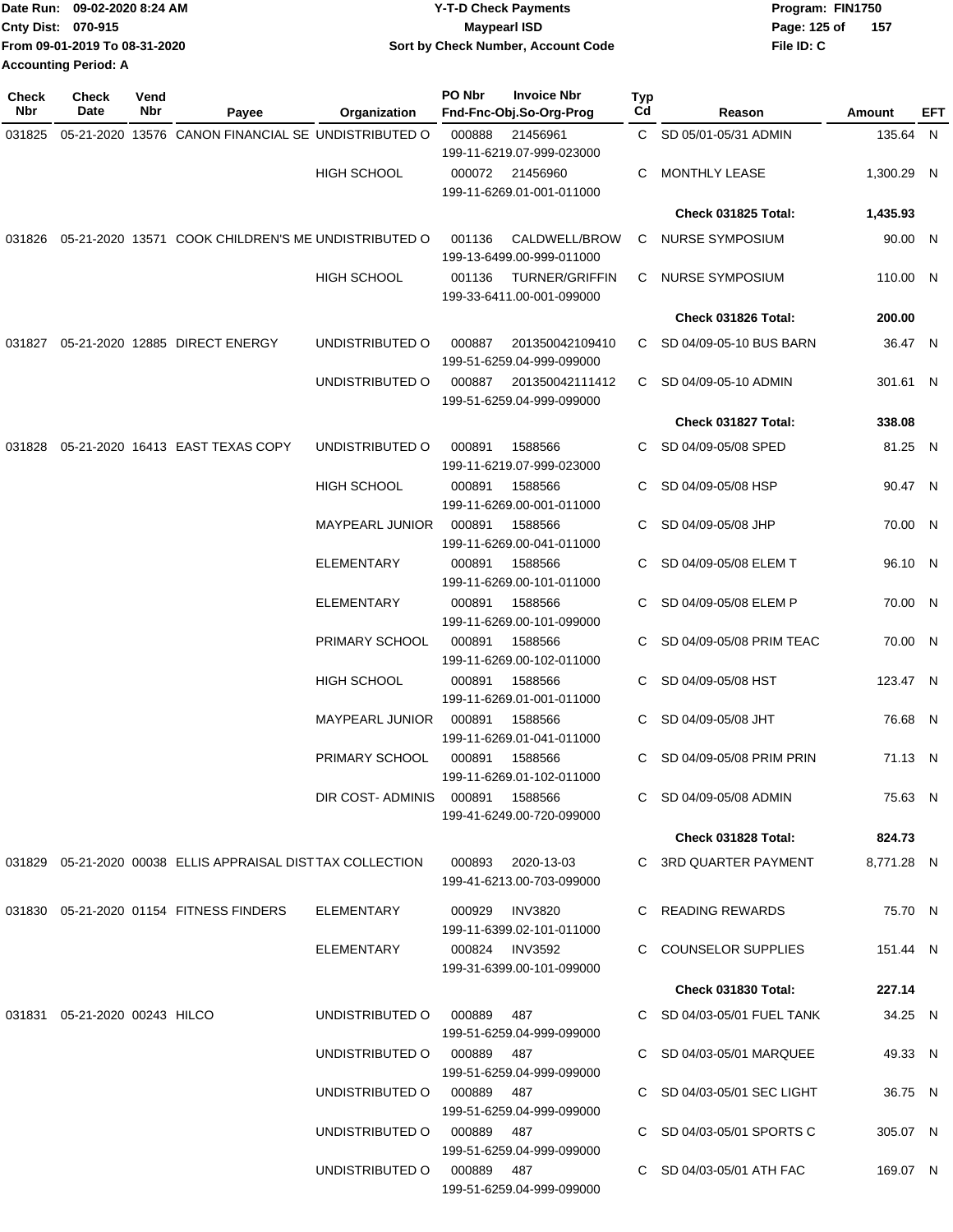Date Run: 09-02-2020 8:24 AM
Cnty Dist: 070-915
From 09-01-2019 To 08-31-2020
Accounting Period: A

**Y-T-D Check Payments**
**Maypearl ISD**
**Sort by Check Number, Account Code**

Program: FIN1750
File ID: C

| Check Nbr | Check Date | Vend Nbr | Payee | Organization | PO Nbr | Invoice Nbr / Fnd-Fnc-Obj.So-Org-Prog | Typ Cd | Reason | Amount | EFT |
|---|---|---|---|---|---|---|---|---|---|---|
| 031825 | 05-21-2020 | 13576 | CANON FINANCIAL SE | UNDISTRIBUTED O | 000888 | 21456961 199-11-6219.07-999-023000 | C | SD 05/01-05/31 ADMIN | 135.64 | N |
| | | | | HIGH SCHOOL | 000072 | 21456960 199-11-6269.01-001-011000 | C | MONTHLY LEASE | 1,300.29 | N |
| | | | | | | | | **Check 031825 Total:** | **1,435.93** | |
| 031826 | 05-21-2020 | 13571 | COOK CHILDREN'S ME | UNDISTRIBUTED O | 001136 | CALDWELL/BROW 199-13-6499.00-999-011000 | C | NURSE SYMPOSIUM | 90.00 | N |
| | | | | HIGH SCHOOL | 001136 | TURNER/GRIFFIN 199-33-6411.00-001-099000 | C | NURSE SYMPOSIUM | 110.00 | N |
| | | | | | | | | **Check 031826 Total:** | **200.00** | |
| 031827 | 05-21-2020 | 12885 | DIRECT ENERGY | UNDISTRIBUTED O | 000887 | 201350042109410 199-51-6259.04-999-099000 | C | SD 04/09-05-10 BUS BARN | 36.47 | N |
| | | | | UNDISTRIBUTED O | 000887 | 201350042111412 199-51-6259.04-999-099000 | C | SD 04/09-05-10 ADMIN | 301.61 | N |
| | | | | | | | | **Check 031827 Total:** | **338.08** | |
| 031828 | 05-21-2020 | 16413 | EAST TEXAS COPY | UNDISTRIBUTED O | 000891 | 1588566 199-11-6219.07-999-023000 | C | SD 04/09-05/08 SPED | 81.25 | N |
| | | | | HIGH SCHOOL | 000891 | 1588566 199-11-6269.00-001-011000 | C | SD 04/09-05/08 HSP | 90.47 | N |
| | | | | MAYPEARL JUNIOR | 000891 | 1588566 199-11-6269.00-041-011000 | C | SD 04/09-05/08 JHP | 70.00 | N |
| | | | | ELEMENTARY | 000891 | 1588566 199-11-6269.00-101-011000 | C | SD 04/09-05/08 ELEM T | 96.10 | N |
| | | | | ELEMENTARY | 000891 | 1588566 199-11-6269.00-101-099000 | C | SD 04/09-05/08 ELEM P | 70.00 | N |
| | | | | PRIMARY SCHOOL | 000891 | 1588566 199-11-6269.00-102-011000 | C | SD 04/09-05/08 PRIM TEAC | 70.00 | N |
| | | | | HIGH SCHOOL | 000891 | 1588566 199-11-6269.01-001-011000 | C | SD 04/09-05/08 HST | 123.47 | N |
| | | | | MAYPEARL JUNIOR | 000891 | 1588566 199-11-6269.01-041-011000 | C | SD 04/09-05/08 JHT | 76.68 | N |
| | | | | PRIMARY SCHOOL | 000891 | 1588566 199-11-6269.01-102-011000 | C | SD 04/09-05/08 PRIM PRIN | 71.13 | N |
| | | | | DIR COST- ADMINIS | 000891 | 1588566 199-41-6249.00-720-099000 | C | SD 04/09-05/08 ADMIN | 75.63 | N |
| | | | | | | | | **Check 031828 Total:** | **824.73** | |
| 031829 | 05-21-2020 | 00038 | ELLIS APPRAISAL DIST | TAX COLLECTION | 000893 | 2020-13-03 199-41-6213.00-703-099000 | C | 3RD QUARTER PAYMENT | 8,771.28 | N |
| 031830 | 05-21-2020 | 01154 | FITNESS FINDERS | ELEMENTARY | 000929 | INV3820 199-11-6399.02-101-011000 | C | READING REWARDS | 75.70 | N |
| | | | | ELEMENTARY | 000824 | INV3592 199-31-6399.00-101-099000 | C | COUNSELOR SUPPLIES | 151.44 | N |
| | | | | | | | | **Check 031830 Total:** | **227.14** | |
| 031831 | 05-21-2020 | 00243 | HILCO | UNDISTRIBUTED O | 000889 | 487 199-51-6259.04-999-099000 | C | SD 04/03-05/01 FUEL TANK | 34.25 | N |
| | | | | UNDISTRIBUTED O | 000889 | 487 199-51-6259.04-999-099000 | C | SD 04/03-05/01 MARQUEE | 49.33 | N |
| | | | | UNDISTRIBUTED O | 000889 | 487 199-51-6259.04-999-099000 | C | SD 04/03-05/01 SEC LIGHT | 36.75 | N |
| | | | | UNDISTRIBUTED O | 000889 | 487 199-51-6259.04-999-099000 | C | SD 04/03-05/01 SPORTS C | 305.07 | N |
| | | | | UNDISTRIBUTED O | 000889 | 487 199-51-6259.04-999-099000 | C | SD 04/03-05/01 ATH FAC | 169.07 | N |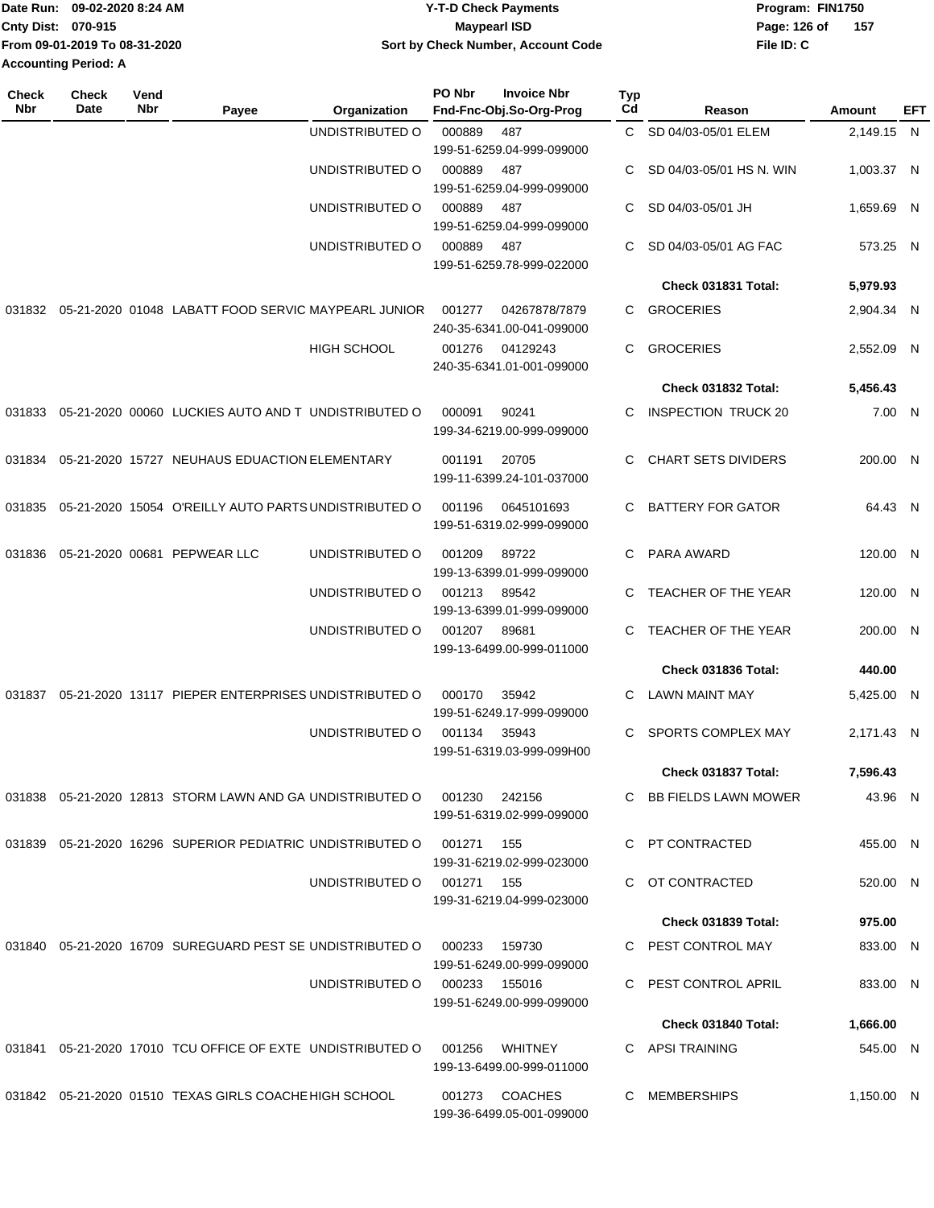Date Run: 09-02-2020 8:24 AM
Cnty Dist: 070-915
From 09-01-2019 To 08-31-2020
Accounting Period: A

# Y-T-D Check Payments
## Maypearl ISD
### Sort by Check Number, Account Code

Program: FIN1750
File ID: C

| Check Nbr | Check Date | Vend Nbr | Payee | Organization | PO Nbr | Invoice Nbr / Fnd-Fnc-Obj.So-Org-Prog | Typ Cd | Reason | Amount | EFT |
|---|---|---|---|---|---|---|---|---|---|---|
| | | | | UNDISTRIBUTED O | 000889 | 487 / 199-51-6259.04-999-099000 | C | SD 04/03-05/01 ELEM | 2,149.15 | N |
| | | | | UNDISTRIBUTED O | 000889 | 487 / 199-51-6259.04-999-099000 | C | SD 04/03-05/01 HS N. WIN | 1,003.37 | N |
| | | | | UNDISTRIBUTED O | 000889 | 487 / 199-51-6259.04-999-099000 | C | SD 04/03-05/01 JH | 1,659.69 | N |
| | | | | UNDISTRIBUTED O | 000889 | 487 / 199-51-6259.78-999-022000 | C | SD 04/03-05/01 AG FAC | 573.25 | N |
| | | | | | | | | **Check 031831 Total:** | **5,979.93** | |
| 031832 | 05-21-2020 | 01048 | LABATT FOOD SERVIC | MAYPEARL JUNIOR | 001277 | 04267878/7879 / 240-35-6341.00-041-099000 | C | GROCERIES | 2,904.34 | N |
| | | | | HIGH SCHOOL | 001276 | 04129243 / 240-35-6341.01-001-099000 | C | GROCERIES | 2,552.09 | N |
| | | | | | | | | **Check 031832 Total:** | **5,456.43** | |
| 031833 | 05-21-2020 | 00060 | LUCKIES AUTO AND T | UNDISTRIBUTED O | 000091 | 90241 / 199-34-6219.00-999-099000 | C | INSPECTION TRUCK 20 | 7.00 | N |
| 031834 | 05-21-2020 | 15727 | NEUHAUS EDUACTION | ELEMENTARY | 001191 | 20705 / 199-11-6399.24-101-037000 | C | CHART SETS DIVIDERS | 200.00 | N |
| 031835 | 05-21-2020 | 15054 | O'REILLY AUTO PARTS | UNDISTRIBUTED O | 001196 | 0645101693 / 199-51-6319.02-999-099000 | C | BATTERY FOR GATOR | 64.43 | N |
| 031836 | 05-21-2020 | 00681 | PEPWEAR LLC | UNDISTRIBUTED O | 001209 | 89722 / 199-13-6399.01-999-099000 | C | PARA AWARD | 120.00 | N |
| | | | | UNDISTRIBUTED O | 001213 | 89542 / 199-13-6399.01-999-099000 | C | TEACHER OF THE YEAR | 120.00 | N |
| | | | | UNDISTRIBUTED O | 001207 | 89681 / 199-13-6499.00-999-011000 | C | TEACHER OF THE YEAR | 200.00 | N |
| | | | | | | | | **Check 031836 Total:** | **440.00** | |
| 031837 | 05-21-2020 | 13117 | PIEPER ENTERPRISES | UNDISTRIBUTED O | 000170 | 35942 / 199-51-6249.17-999-099000 | C | LAWN MAINT MAY | 5,425.00 | N |
| | | | | UNDISTRIBUTED O | 001134 | 35943 / 199-51-6319.03-999-099H00 | C | SPORTS COMPLEX MAY | 2,171.43 | N |
| | | | | | | | | **Check 031837 Total:** | **7,596.43** | |
| 031838 | 05-21-2020 | 12813 | STORM LAWN AND GA | UNDISTRIBUTED O | 001230 | 242156 / 199-51-6319.02-999-099000 | C | BB FIELDS LAWN MOWER | 43.96 | N |
| 031839 | 05-21-2020 | 16296 | SUPERIOR PEDIATRIC | UNDISTRIBUTED O | 001271 | 155 / 199-31-6219.02-999-023000 | C | PT CONTRACTED | 455.00 | N |
| | | | | UNDISTRIBUTED O | 001271 | 155 / 199-31-6219.04-999-023000 | C | OT CONTRACTED | 520.00 | N |
| | | | | | | | | **Check 031839 Total:** | **975.00** | |
| 031840 | 05-21-2020 | 16709 | SUREGUARD PEST SE | UNDISTRIBUTED O | 000233 | 159730 / 199-51-6249.00-999-099000 | C | PEST CONTROL MAY | 833.00 | N |
| | | | | UNDISTRIBUTED O | 000233 | 155016 / 199-51-6249.00-999-099000 | C | PEST CONTROL APRIL | 833.00 | N |
| | | | | | | | | **Check 031840 Total:** | **1,666.00** | |
| 031841 | 05-21-2020 | 17010 | TCU OFFICE OF EXTE | UNDISTRIBUTED O | 001256 | WHITNEY / 199-13-6499.00-999-011000 | C | APSI TRAINING | 545.00 | N |
| 031842 | 05-21-2020 | 01510 | TEXAS GIRLS COACHE | HIGH SCHOOL | 001273 | COACHES / 199-36-6499.05-001-099000 | C | MEMBERSHIPS | 1,150.00 | N |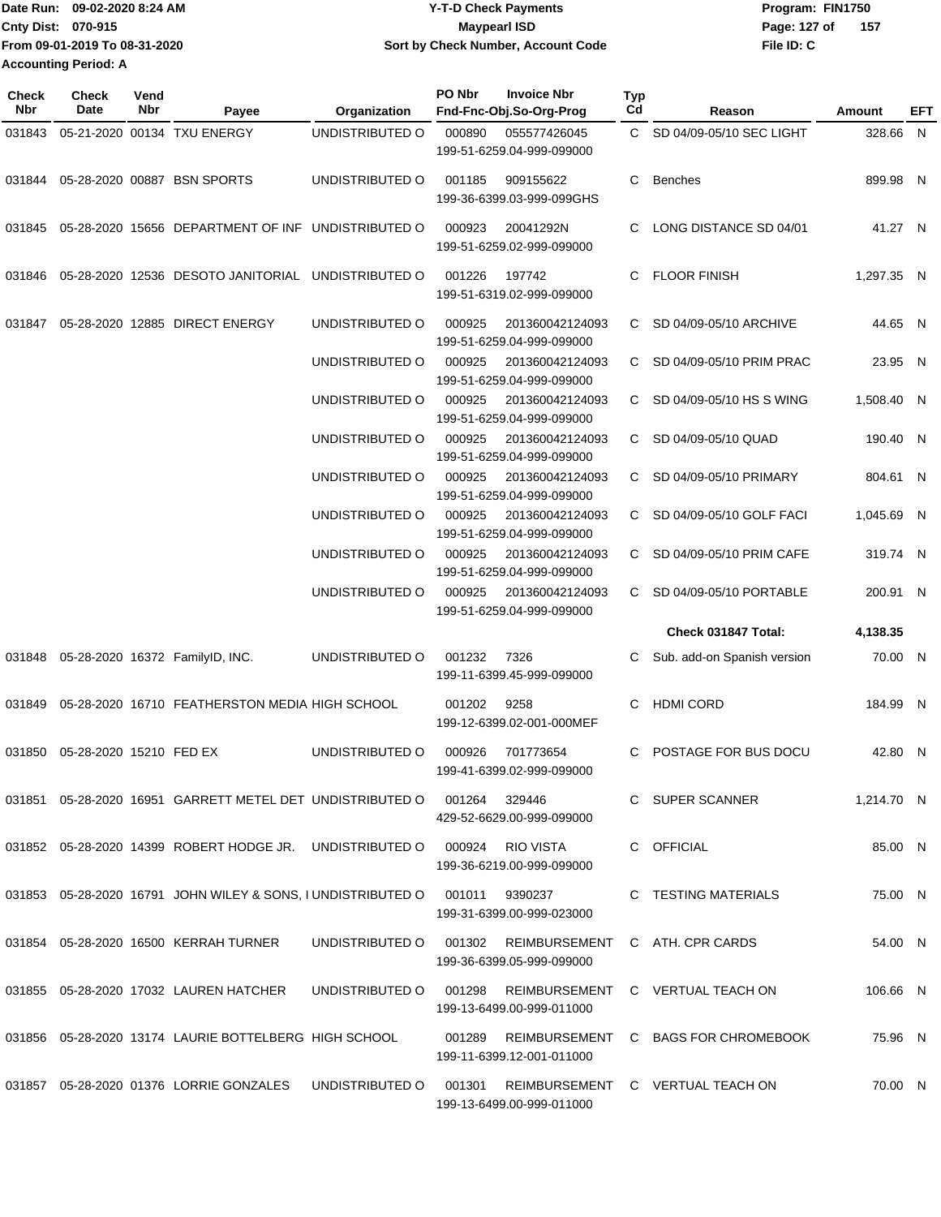Date Run: 09-02-2020 8:24 AM
Cnty Dist: 070-915
From 09-01-2019 To 08-31-2020
Accounting Period: A

**Y-T-D Check Payments**
**Maypearl ISD**
**Sort by Check Number, Account Code**

Program: FIN1750
File ID: C

| Check Nbr | Check Date | Vend Nbr | Payee | Organization | PO Nbr | Invoice Nbr / Fnd-Fnc-Obj.So-Org-Prog | Typ Cd | Reason | Amount | EFT |
|---|---|---|---|---|---|---|---|---|---|---|
| 031843 | 05-21-2020 | 00134 | TXU ENERGY | UNDISTRIBUTED O | 000890 | 055577426045 199-51-6259.04-999-099000 | C | SD 04/09-05/10 SEC LIGHT | 328.66 | N |
| 031844 | 05-28-2020 | 00887 | BSN SPORTS | UNDISTRIBUTED O | 001185 | 909155622 199-36-6399.03-999-099GHS | C | Benches | 899.98 | N |
| 031845 | 05-28-2020 | 15656 | DEPARTMENT OF INF | UNDISTRIBUTED O | 000923 | 20041292N 199-51-6259.02-999-099000 | C | LONG DISTANCE SD 04/01 | 41.27 | N |
| 031846 | 05-28-2020 | 12536 | DESOTO JANITORIAL | UNDISTRIBUTED O | 001226 | 197742 199-51-6319.02-999-099000 | C | FLOOR FINISH | 1,297.35 | N |
| 031847 | 05-28-2020 | 12885 | DIRECT ENERGY | UNDISTRIBUTED O | 000925 | 201360042124093 199-51-6259.04-999-099000 | C | SD 04/09-05/10 ARCHIVE | 44.65 | N |
| | | | | UNDISTRIBUTED O | 000925 | 201360042124093 199-51-6259.04-999-099000 | C | SD 04/09-05/10 PRIM PRAC | 23.95 | N |
| | | | | UNDISTRIBUTED O | 000925 | 201360042124093 199-51-6259.04-999-099000 | C | SD 04/09-05/10 HS S WING | 1,508.40 | N |
| | | | | UNDISTRIBUTED O | 000925 | 201360042124093 199-51-6259.04-999-099000 | C | SD 04/09-05/10 QUAD | 190.40 | N |
| | | | | UNDISTRIBUTED O | 000925 | 201360042124093 199-51-6259.04-999-099000 | C | SD 04/09-05/10 PRIMARY | 804.61 | N |
| | | | | UNDISTRIBUTED O | 000925 | 201360042124093 199-51-6259.04-999-099000 | C | SD 04/09-05/10 GOLF FACI | 1,045.69 | N |
| | | | | UNDISTRIBUTED O | 000925 | 201360042124093 199-51-6259.04-999-099000 | C | SD 04/09-05/10 PRIM CAFE | 319.74 | N |
| | | | | UNDISTRIBUTED O | 000925 | 201360042124093 199-51-6259.04-999-099000 | C | SD 04/09-05/10 PORTABLE | 200.91 | N |
| | | | | | | | | **Check 031847 Total:** | **4,138.35** | |
| 031848 | 05-28-2020 | 16372 | FamilyID, INC. | UNDISTRIBUTED O | 001232 | 7326 199-11-6399.45-999-099000 | C | Sub. add-on Spanish version | 70.00 | N |
| 031849 | 05-28-2020 | 16710 | FEATHERSTON MEDIA | HIGH SCHOOL | 001202 | 9258 199-12-6399.02-001-000MEF | C | HDMI CORD | 184.99 | N |
| 031850 | 05-28-2020 | 15210 | FED EX | UNDISTRIBUTED O | 000926 | 701773654 199-41-6399.02-999-099000 | C | POSTAGE FOR BUS DOCU | 42.80 | N |
| 031851 | 05-28-2020 | 16951 | GARRETT METEL DET | UNDISTRIBUTED O | 001264 | 329446 429-52-6629.00-999-099000 | C | SUPER SCANNER | 1,214.70 | N |
| 031852 | 05-28-2020 | 14399 | ROBERT HODGE JR. | UNDISTRIBUTED O | 000924 | RIO VISTA 199-36-6219.00-999-099000 | C | OFFICIAL | 85.00 | N |
| 031853 | 05-28-2020 | 16791 | JOHN WILEY & SONS, I | UNDISTRIBUTED O | 001011 | 9390237 199-31-6399.00-999-023000 | C | TESTING MATERIALS | 75.00 | N |
| 031854 | 05-28-2020 | 16500 | KERRAH TURNER | UNDISTRIBUTED O | 001302 | REIMBURSEMENT 199-36-6399.05-999-099000 | C | ATH. CPR CARDS | 54.00 | N |
| 031855 | 05-28-2020 | 17032 | LAUREN HATCHER | UNDISTRIBUTED O | 001298 | REIMBURSEMENT 199-13-6499.00-999-011000 | C | VERTUAL TEACH ON | 106.66 | N |
| 031856 | 05-28-2020 | 13174 | LAURIE BOTTELBERG | HIGH SCHOOL | 001289 | REIMBURSEMENT 199-11-6399.12-001-011000 | C | BAGS FOR CHROMEBOOK | 75.96 | N |
| 031857 | 05-28-2020 | 01376 | LORRIE GONZALES | UNDISTRIBUTED O | 001301 | REIMBURSEMENT 199-13-6499.00-999-011000 | C | VERTUAL TEACH ON | 70.00 | N |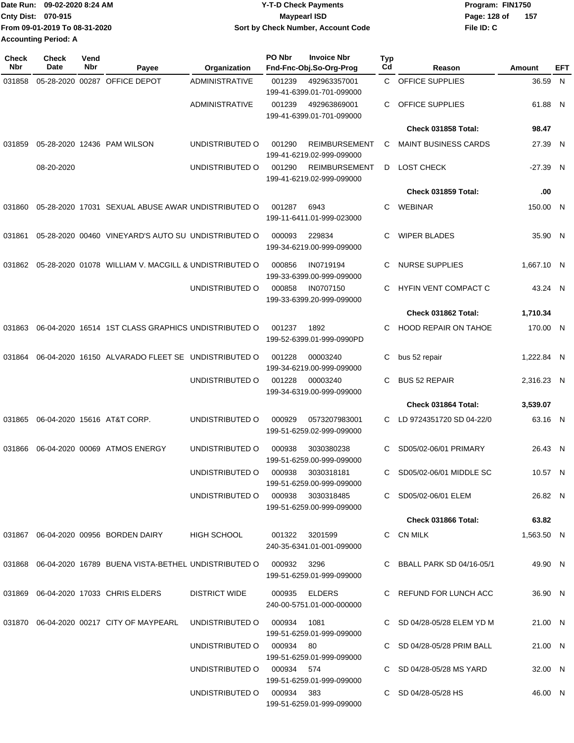Date Run: 09-02-2020 8:24 AM
Cnty Dist: 070-915
From 09-01-2019 To 08-31-2020
Accounting Period: A

# Y-T-D Check Payments
## Maypearl ISD
### Sort by Check Number, Account Code

Program: FIN1750
File ID: C

| Check Nbr | Check Date | Vend Nbr | Payee | Organization | PO Nbr | Invoice Nbr / Fnd-Fnc-Obj.So-Org-Prog | Typ Cd | Reason | Amount | EFT |
|---|---|---|---|---|---|---|---|---|---|---|
| 031858 | 05-28-2020 | 00287 | OFFICE DEPOT | ADMINISTRATIVE | 001239 | 492963357001 199-41-6399.01-701-099000 | C | OFFICE SUPPLIES | 36.59 | N |
| | | | | ADMINISTRATIVE | 001239 | 492963869001 199-41-6399.01-701-099000 | C | OFFICE SUPPLIES | 61.88 | N |
| | | | | | | | | **Check 031858 Total:** | **98.47** | |
| 031859 | 05-28-2020 | 12436 | PAM WILSON | UNDISTRIBUTED O | 001290 | REIMBURSEMENT 199-41-6219.02-999-099000 | C | MAINT BUSINESS CARDS | 27.39 | N |
| | 08-20-2020 | | | UNDISTRIBUTED O | 001290 | REIMBURSEMENT 199-41-6219.02-999-099000 | D | LOST CHECK | -27.39 | N |
| | | | | | | | | **Check 031859 Total:** | **.00** | |
| 031860 | 05-28-2020 | 17031 | SEXUAL ABUSE AWAR | UNDISTRIBUTED O | 001287 | 6943 199-11-6411.01-999-023000 | C | WEBINAR | 150.00 | N |
| 031861 | 05-28-2020 | 00460 | VINEYARD'S AUTO SU | UNDISTRIBUTED O | 000093 | 229834 199-34-6219.00-999-099000 | C | WIPER BLADES | 35.90 | N |
| 031862 | 05-28-2020 | 01078 | WILLIAM V. MACGILL & | UNDISTRIBUTED O | 000856 | IN0719194 199-33-6399.00-999-099000 | C | NURSE SUPPLIES | 1,667.10 | N |
| | | | | UNDISTRIBUTED O | 000858 | IN0707150 199-33-6399.20-999-099000 | C | HYFIN VENT COMPACT C | 43.24 | N |
| | | | | | | | | **Check 031862 Total:** | **1,710.34** | |
| 031863 | 06-04-2020 | 16514 | 1ST CLASS GRAPHICS | UNDISTRIBUTED O | 001237 | 1892 199-52-6399.01-999-0990PD | C | HOOD REPAIR ON TAHOE | 170.00 | N |
| 031864 | 06-04-2020 | 16150 | ALVARADO FLEET SE | UNDISTRIBUTED O | 001228 | 00003240 199-34-6219.00-999-099000 | C | bus 52 repair | 1,222.84 | N |
| | | | | UNDISTRIBUTED O | 001228 | 00003240 199-34-6319.00-999-099000 | C | BUS 52 REPAIR | 2,316.23 | N |
| | | | | | | | | **Check 031864 Total:** | **3,539.07** | |
| 031865 | 06-04-2020 | 15616 | AT&T CORP. | UNDISTRIBUTED O | 000929 | 0573207983001 199-51-6259.02-999-099000 | C | LD 9724351720 SD 04-22/0 | 63.16 | N |
| 031866 | 06-04-2020 | 00069 | ATMOS ENERGY | UNDISTRIBUTED O | 000938 | 3030380238 199-51-6259.00-999-099000 | C | SD05/02-06/01 PRIMARY | 26.43 | N |
| | | | | UNDISTRIBUTED O | 000938 | 3030318181 199-51-6259.00-999-099000 | C | SD05/02-06/01 MIDDLE SC | 10.57 | N |
| | | | | UNDISTRIBUTED O | 000938 | 3030318485 199-51-6259.00-999-099000 | C | SD05/02-06/01 ELEM | 26.82 | N |
| | | | | | | | | **Check 031866 Total:** | **63.82** | |
| 031867 | 06-04-2020 | 00956 | BORDEN DAIRY | HIGH SCHOOL | 001322 | 3201599 240-35-6341.01-001-099000 | C | CN MILK | 1,563.50 | N |
| 031868 | 06-04-2020 | 16789 | BUENA VISTA-BETHEL | UNDISTRIBUTED O | 000932 | 3296 199-51-6259.01-999-099000 | C | BBALL PARK SD 04/16-05/1 | 49.90 | N |
| 031869 | 06-04-2020 | 17033 | CHRIS ELDERS | DISTRICT WIDE | 000935 | ELDERS 240-00-5751.01-000-000000 | C | REFUND FOR LUNCH ACC | 36.90 | N |
| 031870 | 06-04-2020 | 00217 | CITY OF MAYPEARL | UNDISTRIBUTED O | 000934 | 1081 199-51-6259.01-999-099000 | C | SD 04/28-05/28 ELEM YD M | 21.00 | N |
| | | | | UNDISTRIBUTED O | 000934 | 80 199-51-6259.01-999-099000 | C | SD 04/28-05/28 PRIM BALL | 21.00 | N |
| | | | | UNDISTRIBUTED O | 000934 | 574 199-51-6259.01-999-099000 | C | SD 04/28-05/28 MS YARD | 32.00 | N |
| | | | | UNDISTRIBUTED O | 000934 | 383 199-51-6259.01-999-099000 | C | SD 04/28-05/28 HS | 46.00 | N |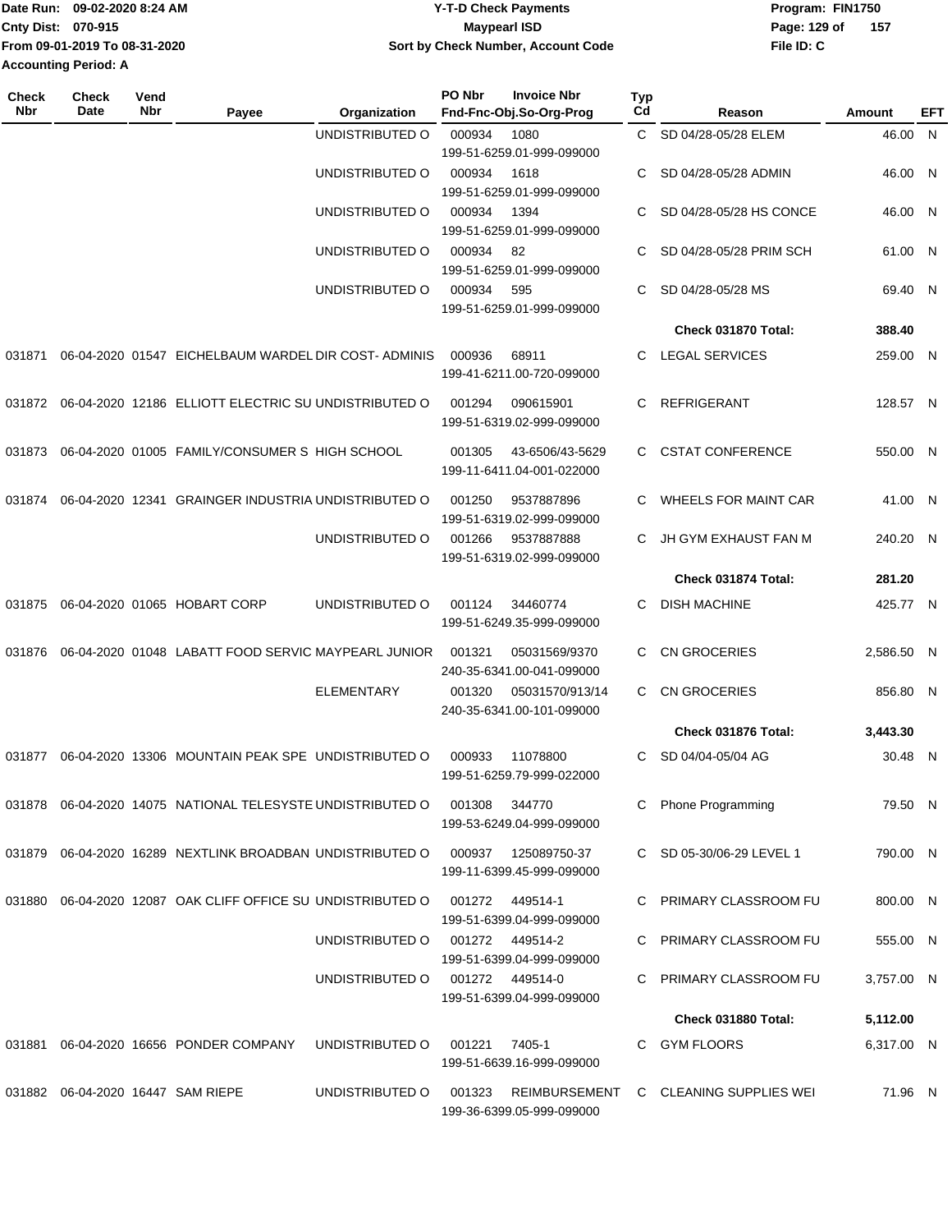Date Run: 09-02-2020 8:24 AM
Cnty Dist: 070-915
From 09-01-2019 To 08-31-2020
Accounting Period: A

# Y-T-D Check Payments
## Maypearl ISD
### Sort by Check Number, Account Code

Program: FIN1750
File ID: C

| Check Nbr | Check Date | Vend Nbr | Payee | Organization | PO Nbr | Invoice Nbr / Fnd-Fnc-Obj.So-Org-Prog | Typ Cd | Reason | Amount | EFT |
|---|---|---|---|---|---|---|---|---|---|---|
| | | | | UNDISTRIBUTED O | 000934 | 1080 / 199-51-6259.01-999-099000 | C | SD 04/28-05/28 ELEM | 46.00 | N |
| | | | | UNDISTRIBUTED O | 000934 | 1618 / 199-51-6259.01-999-099000 | C | SD 04/28-05/28 ADMIN | 46.00 | N |
| | | | | UNDISTRIBUTED O | 000934 | 1394 / 199-51-6259.01-999-099000 | C | SD 04/28-05/28 HS CONCE | 46.00 | N |
| | | | | UNDISTRIBUTED O | 000934 | 82 / 199-51-6259.01-999-099000 | C | SD 04/28-05/28 PRIM SCH | 61.00 | N |
| | | | | UNDISTRIBUTED O | 000934 | 595 / 199-51-6259.01-999-099000 | C | SD 04/28-05/28 MS | 69.40 | N |
| | | | | | | | | **Check 031870 Total:** | **388.40** | |
| 031871 | 06-04-2020 | 01547 | EICHELBAUM WARDEL | DIR COST- ADMINIS | 000936 | 68911 / 199-41-6211.00-720-099000 | C | LEGAL SERVICES | 259.00 | N |
| 031872 | 06-04-2020 | 12186 | ELLIOTT ELECTRIC SU | UNDISTRIBUTED O | 001294 | 090615901 / 199-51-6319.02-999-099000 | C | REFRIGERANT | 128.57 | N |
| 031873 | 06-04-2020 | 01005 | FAMILY/CONSUMER S | HIGH SCHOOL | 001305 | 43-6506/43-5629 / 199-11-6411.04-001-022000 | C | CSTAT CONFERENCE | 550.00 | N |
| 031874 | 06-04-2020 | 12341 | GRAINGER INDUSTRIA | UNDISTRIBUTED O | 001250 | 9537887896 / 199-51-6319.02-999-099000 | C | WHEELS FOR MAINT CAR | 41.00 | N |
| | | | | UNDISTRIBUTED O | 001266 | 9537887888 / 199-51-6319.02-999-099000 | C | JH GYM EXHAUST FAN M | 240.20 | N |
| | | | | | | | | **Check 031874 Total:** | **281.20** | |
| 031875 | 06-04-2020 | 01065 | HOBART CORP | UNDISTRIBUTED O | 001124 | 34460774 / 199-51-6249.35-999-099000 | C | DISH MACHINE | 425.77 | N |
| 031876 | 06-04-2020 | 01048 | LABATT FOOD SERVIC | MAYPEARL JUNIOR | 001321 | 05031569/9370 / 240-35-6341.00-041-099000 | C | CN GROCERIES | 2,586.50 | N |
| | | | | ELEMENTARY | 001320 | 05031570/913/14 / 240-35-6341.00-101-099000 | C | CN GROCERIES | 856.80 | N |
| | | | | | | | | **Check 031876 Total:** | **3,443.30** | |
| 031877 | 06-04-2020 | 13306 | MOUNTAIN PEAK SPE | UNDISTRIBUTED O | 000933 | 11078800 / 199-51-6259.79-999-022000 | C | SD 04/04-05/04 AG | 30.48 | N |
| 031878 | 06-04-2020 | 14075 | NATIONAL TELESYSTE | UNDISTRIBUTED O | 001308 | 344770 / 199-53-6249.04-999-099000 | C | Phone Programming | 79.50 | N |
| 031879 | 06-04-2020 | 16289 | NEXTLINK BROADBAN | UNDISTRIBUTED O | 000937 | 125089750-37 / 199-11-6399.45-999-099000 | C | SD 05-30/06-29 LEVEL 1 | 790.00 | N |
| 031880 | 06-04-2020 | 12087 | OAK CLIFF OFFICE SU | UNDISTRIBUTED O | 001272 | 449514-1 / 199-51-6399.04-999-099000 | C | PRIMARY CLASSROOM FU | 800.00 | N |
| | | | | UNDISTRIBUTED O | 001272 | 449514-2 / 199-51-6399.04-999-099000 | C | PRIMARY CLASSROOM FU | 555.00 | N |
| | | | | UNDISTRIBUTED O | 001272 | 449514-0 / 199-51-6399.04-999-099000 | C | PRIMARY CLASSROOM FU | 3,757.00 | N |
| | | | | | | | | **Check 031880 Total:** | **5,112.00** | |
| 031881 | 06-04-2020 | 16656 | PONDER COMPANY | UNDISTRIBUTED O | 001221 | 7405-1 / 199-51-6639.16-999-099000 | C | GYM FLOORS | 6,317.00 | N |
| 031882 | 06-04-2020 | 16447 | SAM RIEPE | UNDISTRIBUTED O | 001323 | REIMBURSEMENT / 199-36-6399.05-999-099000 | C | CLEANING SUPPLIES WEI | 71.96 | N |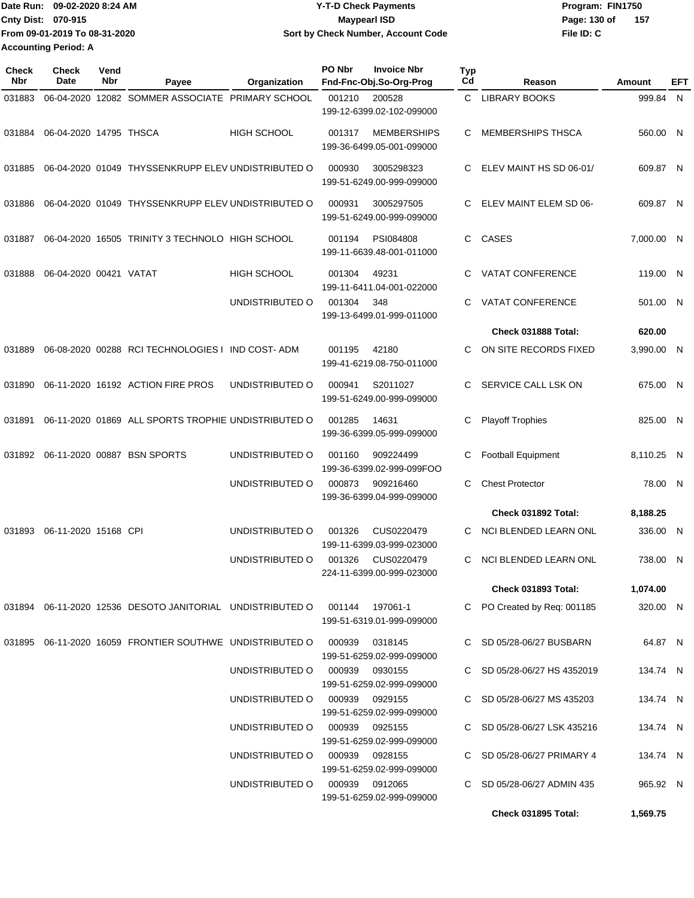Date Run: 09-02-2020 8:24 AM
Cnty Dist: 070-915
From 09-01-2019 To 08-31-2020
Accounting Period: A

**Y-T-D Check Payments**
**Maypearl ISD**
**Sort by Check Number, Account Code**

Program: FIN1750
File ID: C

| Check Nbr | Check Date | Vend Nbr | Payee | Organization | PO Nbr | Invoice Nbr / Fnd-Fnc-Obj.So-Org-Prog | Typ Cd | Reason | Amount | EFT |
|---|---|---|---|---|---|---|---|---|---|---|
| 031883 | 06-04-2020 | 12082 | SOMMER ASSOCIATE | PRIMARY SCHOOL | 001210 | 200528 / 199-12-6399.02-102-099000 | C | LIBRARY BOOKS | 999.84 | N |
| 031884 | 06-04-2020 | 14795 | THSCA | HIGH SCHOOL | 001317 | MEMBERSHIPS / 199-36-6499.05-001-099000 | C | MEMBERSHIPS THSCA | 560.00 | N |
| 031885 | 06-04-2020 | 01049 | THYSSENKRUPP ELEV | UNDISTRIBUTED O | 000930 | 3005298323 / 199-51-6249.00-999-099000 | C | ELEV MAINT HS SD 06-01/ | 609.87 | N |
| 031886 | 06-04-2020 | 01049 | THYSSENKRUPP ELEV | UNDISTRIBUTED O | 000931 | 3005297505 / 199-51-6249.00-999-099000 | C | ELEV MAINT ELEM SD 06- | 609.87 | N |
| 031887 | 06-04-2020 | 16505 | TRINITY 3 TECHNOLO | HIGH SCHOOL | 001194 | PSI084808 / 199-11-6639.48-001-011000 | C | CASES | 7,000.00 | N |
| 031888 | 06-04-2020 | 00421 | VATAT | HIGH SCHOOL | 001304 | 49231 / 199-11-6411.04-001-022000 | C | VATAT CONFERENCE | 119.00 | N |
| | | | | UNDISTRIBUTED O | 001304 | 348 / 199-13-6499.01-999-011000 | C | VATAT CONFERENCE | 501.00 | N |
| | | | | | | | | **Check 031888 Total:** | **620.00** | |
| 031889 | 06-08-2020 | 00288 | RCI TECHNOLOGIES I | IND COST- ADM | 001195 | 42180 / 199-41-6219.08-750-011000 | C | ON SITE RECORDS FIXED | 3,990.00 | N |
| 031890 | 06-11-2020 | 16192 | ACTION FIRE PROS | UNDISTRIBUTED O | 000941 | S2011027 / 199-51-6249.00-999-099000 | C | SERVICE CALL LSK ON | 675.00 | N |
| 031891 | 06-11-2020 | 01869 | ALL SPORTS TROPHIE | UNDISTRIBUTED O | 001285 | 14631 / 199-36-6399.05-999-099000 | C | Playoff Trophies | 825.00 | N |
| 031892 | 06-11-2020 | 00887 | BSN SPORTS | UNDISTRIBUTED O | 001160 | 909224499 / 199-36-6399.02-999-099FOO | C | Football Equipment | 8,110.25 | N |
| | | | | UNDISTRIBUTED O | 000873 | 909216460 / 199-36-6399.04-999-099000 | C | Chest Protector | 78.00 | N |
| | | | | | | | | **Check 031892 Total:** | **8,188.25** | |
| 031893 | 06-11-2020 | 15168 | CPI | UNDISTRIBUTED O | 001326 | CUS0220479 / 199-11-6399.03-999-023000 | C | NCI BLENDED LEARN ONL | 336.00 | N |
| | | | | UNDISTRIBUTED O | 001326 | CUS0220479 / 224-11-6399.00-999-023000 | C | NCI BLENDED LEARN ONL | 738.00 | N |
| | | | | | | | | **Check 031893 Total:** | **1,074.00** | |
| 031894 | 06-11-2020 | 12536 | DESOTO JANITORIAL | UNDISTRIBUTED O | 001144 | 197061-1 / 199-51-6319.01-999-099000 | C | PO Created by Req: 001185 | 320.00 | N |
| 031895 | 06-11-2020 | 16059 | FRONTIER SOUTHWE | UNDISTRIBUTED O | 000939 | 0318145 / 199-51-6259.02-999-099000 | C | SD 05/28-06/27 BUSBARN | 64.87 | N |
| | | | | UNDISTRIBUTED O | 000939 | 0930155 / 199-51-6259.02-999-099000 | C | SD 05/28-06/27 HS 4352019 | 134.74 | N |
| | | | | UNDISTRIBUTED O | 000939 | 0929155 / 199-51-6259.02-999-099000 | C | SD 05/28-06/27 MS 435203 | 134.74 | N |
| | | | | UNDISTRIBUTED O | 000939 | 0925155 / 199-51-6259.02-999-099000 | C | SD 05/28-06/27 LSK 435216 | 134.74 | N |
| | | | | UNDISTRIBUTED O | 000939 | 0928155 / 199-51-6259.02-999-099000 | C | SD 05/28-06/27 PRIMARY 4 | 134.74 | N |
| | | | | UNDISTRIBUTED O | 000939 | 0912065 / 199-51-6259.02-999-099000 | C | SD 05/28-06/27 ADMIN 435 | 965.92 | N |
| | | | | | | | | **Check 031895 Total:** | **1,569.75** | |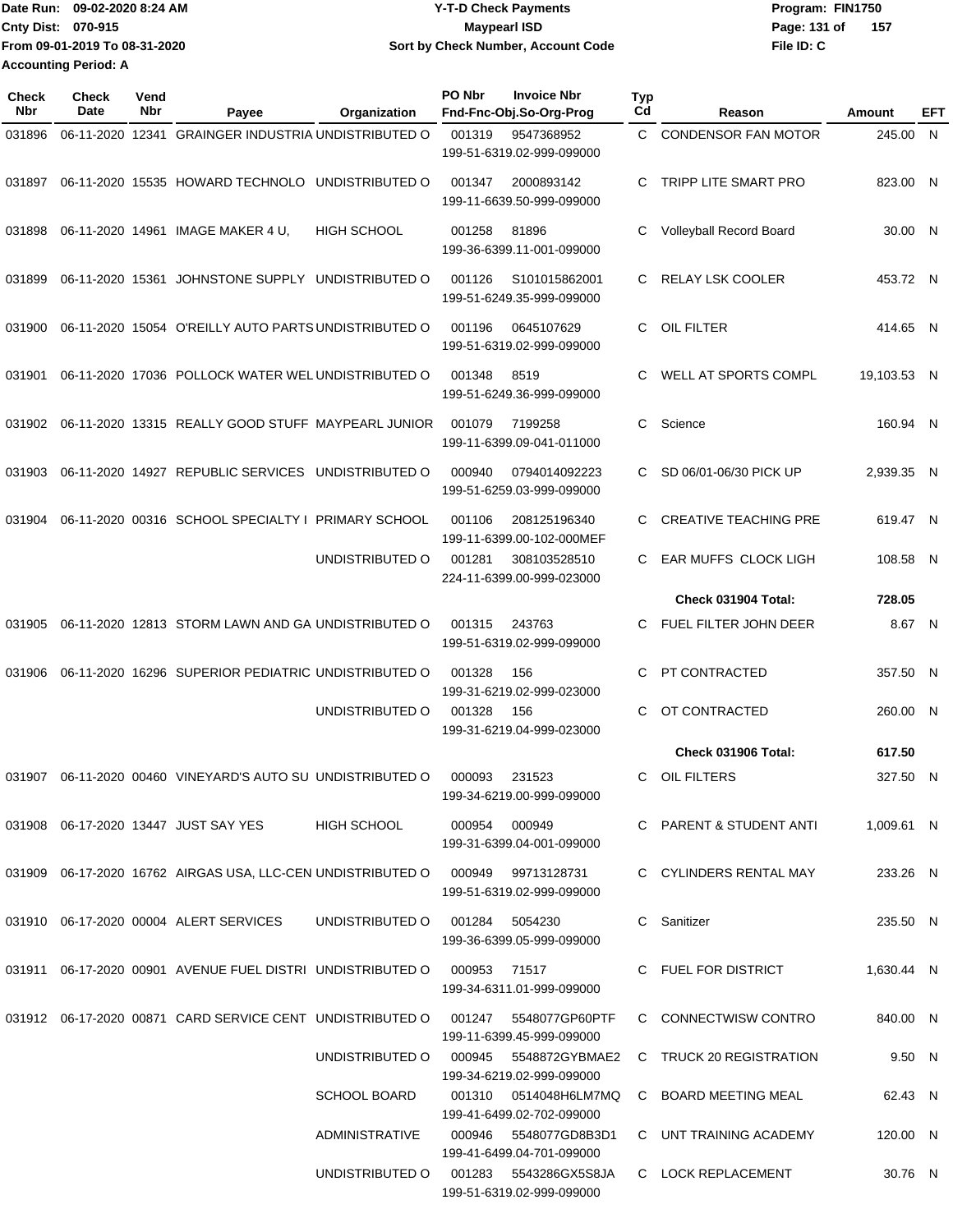Date Run: 09-02-2020 8:24 AM
Cnty Dist: 070-915
From 09-01-2019 To 08-31-2020
Accounting Period: A

# Y-T-D Check Payments
## Maypearl ISD
### Sort by Check Number, Account Code

Program: FIN1750
File ID: C

| Check Nbr | Check Date | Vend Nbr | Payee | Organization | PO Nbr | Invoice Nbr / Fnd-Fnc-Obj.So-Org-Prog | Typ Cd | Reason | Amount | EFT |
|---|---|---|---|---|---|---|---|---|---|---|
| 031896 | 06-11-2020 | 12341 | GRAINGER INDUSTRIA | UNDISTRIBUTED O | 001319 | 9547368952 199-51-6319.02-999-099000 | C | CONDENSOR FAN MOTOR | 245.00 | N |
| 031897 | 06-11-2020 | 15535 | HOWARD TECHNOLO | UNDISTRIBUTED O | 001347 | 2000893142 199-11-6639.50-999-099000 | C | TRIPP LITE SMART PRO | 823.00 | N |
| 031898 | 06-11-2020 | 14961 | IMAGE MAKER 4 U, | HIGH SCHOOL | 001258 | 81896 199-36-6399.11-001-099000 | C | Volleyball Record Board | 30.00 | N |
| 031899 | 06-11-2020 | 15361 | JOHNSTONE SUPPLY | UNDISTRIBUTED O | 001126 | S101015862001 199-51-6249.35-999-099000 | C | RELAY LSK COOLER | 453.72 | N |
| 031900 | 06-11-2020 | 15054 | O'REILLY AUTO PARTS | UNDISTRIBUTED O | 001196 | 0645107629 199-51-6319.02-999-099000 | C | OIL FILTER | 414.65 | N |
| 031901 | 06-11-2020 | 17036 | POLLOCK WATER WEL | UNDISTRIBUTED O | 001348 | 8519 199-51-6249.36-999-099000 | C | WELL AT SPORTS COMPL | 19,103.53 | N |
| 031902 | 06-11-2020 | 13315 | REALLY GOOD STUFF | MAYPEARL JUNIOR | 001079 | 7199258 199-11-6399.09-041-011000 | C | Science | 160.94 | N |
| 031903 | 06-11-2020 | 14927 | REPUBLIC SERVICES | UNDISTRIBUTED O | 000940 | 0794014092223 199-51-6259.03-999-099000 | C | SD 06/01-06/30 PICK UP | 2,939.35 | N |
| 031904 | 06-11-2020 | 00316 | SCHOOL SPECIALTY I | PRIMARY SCHOOL | 001106 | 208125196340 199-11-6399.00-102-000MEF | C | CREATIVE TEACHING PRE | 619.47 | N |
| | | | | UNDISTRIBUTED O | 001281 | 308103528510 224-11-6399.00-999-023000 | C | EAR MUFFS CLOCK LIGH | 108.58 | N |
| | | | | | | | | **Check 031904 Total:** | **728.05** | |
| 031905 | 06-11-2020 | 12813 | STORM LAWN AND GA | UNDISTRIBUTED O | 001315 | 243763 199-51-6319.02-999-099000 | C | FUEL FILTER JOHN DEER | 8.67 | N |
| 031906 | 06-11-2020 | 16296 | SUPERIOR PEDIATRIC | UNDISTRIBUTED O | 001328 | 156 199-31-6219.02-999-023000 | C | PT CONTRACTED | 357.50 | N |
| | | | | UNDISTRIBUTED O | 001328 | 156 199-31-6219.04-999-023000 | C | OT CONTRACTED | 260.00 | N |
| | | | | | | | | **Check 031906 Total:** | **617.50** | |
| 031907 | 06-11-2020 | 00460 | VINEYARD'S AUTO SU | UNDISTRIBUTED O | 000093 | 231523 199-34-6219.00-999-099000 | C | OIL FILTERS | 327.50 | N |
| 031908 | 06-17-2020 | 13447 | JUST SAY YES | HIGH SCHOOL | 000954 | 000949 199-31-6399.04-001-099000 | C | PARENT & STUDENT ANTI | 1,009.61 | N |
| 031909 | 06-17-2020 | 16762 | AIRGAS USA, LLC-CEN | UNDISTRIBUTED O | 000949 | 99713128731 199-51-6319.02-999-099000 | C | CYLINDERS RENTAL MAY | 233.26 | N |
| 031910 | 06-17-2020 | 00004 | ALERT SERVICES | UNDISTRIBUTED O | 001284 | 5054230 199-36-6399.05-999-099000 | C | Sanitizer | 235.50 | N |
| 031911 | 06-17-2020 | 00901 | AVENUE FUEL DISTRI | UNDISTRIBUTED O | 000953 | 71517 199-34-6311.01-999-099000 | C | FUEL FOR DISTRICT | 1,630.44 | N |
| 031912 | 06-17-2020 | 00871 | CARD SERVICE CENT | UNDISTRIBUTED O | 001247 | 5548077GP60PTF 199-11-6399.45-999-099000 | C | CONNECTWISW CONTRO | 840.00 | N |
| | | | | UNDISTRIBUTED O | 000945 | 5548872GYBMAE2 199-34-6219.02-999-099000 | C | TRUCK 20 REGISTRATION | 9.50 | N |
| | | | | SCHOOL BOARD | 001310 | 0514048H6LM7MQ 199-41-6499.02-702-099000 | C | BOARD MEETING MEAL | 62.43 | N |
| | | | | ADMINISTRATIVE | 000946 | 5548077GD8B3D1 199-41-6499.04-701-099000 | C | UNT TRAINING ACADEMY | 120.00 | N |
| | | | | UNDISTRIBUTED O | 001283 | 5543286GX5S8JA 199-51-6319.02-999-099000 | C | LOCK REPLACEMENT | 30.76 | N |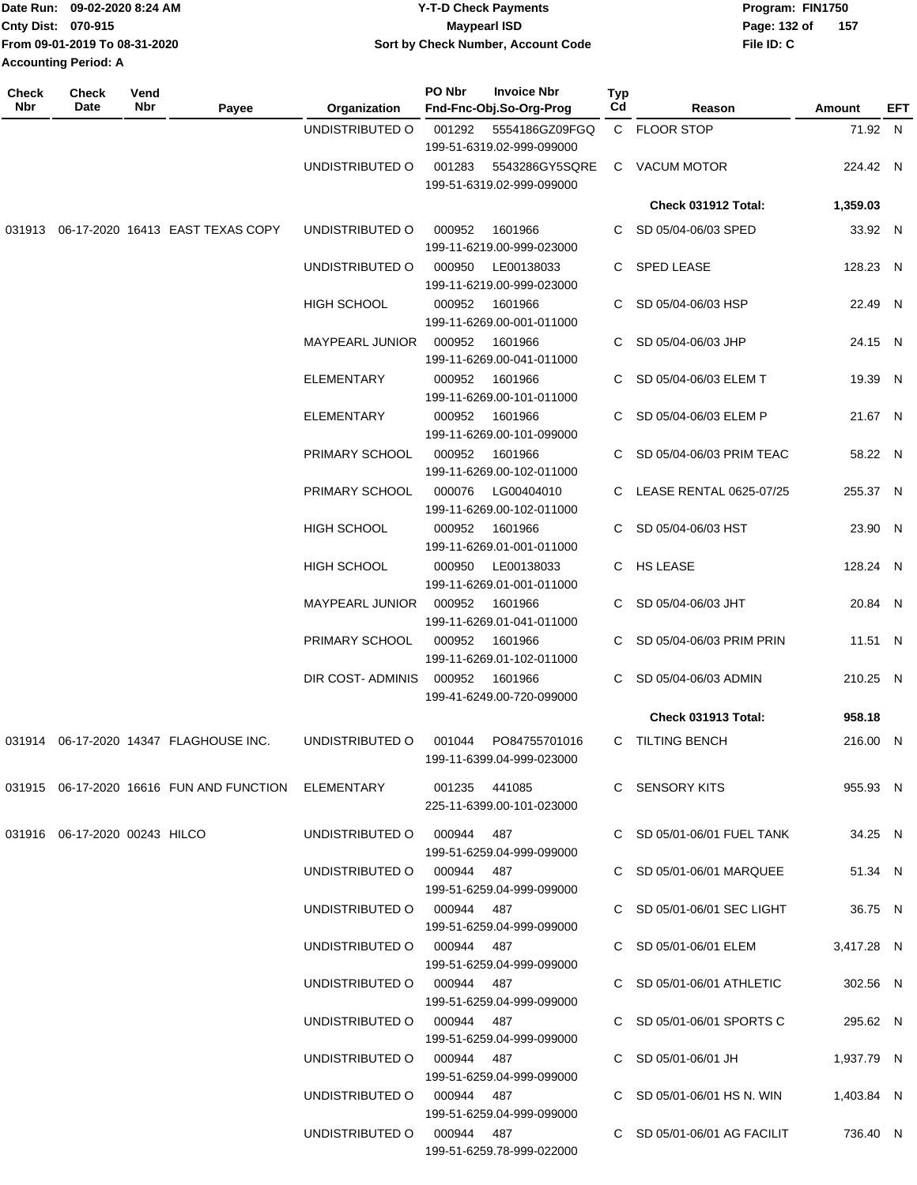Date Run: 09-02-2020 8:24 AM
Cnty Dist: 070-915
From 09-01-2019 To 08-31-2020
Accounting Period: A

**Y-T-D Check Payments**
**Maypearl ISD**
**Sort by Check Number, Account Code**

Program: FIN1750
File ID: C

| Check Nbr | Check Date | Vend Nbr | Payee | Organization | PO Nbr | Invoice Nbr / Fnd-Fnc-Obj.So-Org-Prog | Typ Cd | Reason | Amount | EFT |
|---|---|---|---|---|---|---|---|---|---|---|
| | | | | UNDISTRIBUTED O | 001292 | 5554186GZ09FGQ 199-51-6319.02-999-099000 | C | FLOOR STOP | 71.92 | N |
| | | | | UNDISTRIBUTED O | 001283 | 5543286GY5SQRE 199-51-6319.02-999-099000 | C | VACUM MOTOR | 224.42 | N |
| | | | | | | | | **Check 031912 Total:** | **1,359.03** | |
| 031913 | 06-17-2020 | 16413 | EAST TEXAS COPY | UNDISTRIBUTED O | 000952 | 1601966 199-11-6219.00-999-023000 | C | SD 05/04-06/03 SPED | 33.92 | N |
| | | | | UNDISTRIBUTED O | 000950 | LE00138033 199-11-6219.00-999-023000 | C | SPED LEASE | 128.23 | N |
| | | | | HIGH SCHOOL | 000952 | 1601966 199-11-6269.00-001-011000 | C | SD 05/04-06/03 HSP | 22.49 | N |
| | | | | MAYPEARL JUNIOR | 000952 | 1601966 199-11-6269.00-041-011000 | C | SD 05/04-06/03 JHP | 24.15 | N |
| | | | | ELEMENTARY | 000952 | 1601966 199-11-6269.00-101-011000 | C | SD 05/04-06/03 ELEM T | 19.39 | N |
| | | | | ELEMENTARY | 000952 | 1601966 199-11-6269.00-101-099000 | C | SD 05/04-06/03 ELEM P | 21.67 | N |
| | | | | PRIMARY SCHOOL | 000952 | 1601966 199-11-6269.00-102-011000 | C | SD 05/04-06/03 PRIM TEAC | 58.22 | N |
| | | | | PRIMARY SCHOOL | 000076 | LG00404010 199-11-6269.00-102-011000 | C | LEASE RENTAL 0625-07/25 | 255.37 | N |
| | | | | HIGH SCHOOL | 000952 | 1601966 199-11-6269.01-001-011000 | C | SD 05/04-06/03 HST | 23.90 | N |
| | | | | HIGH SCHOOL | 000950 | LE00138033 199-11-6269.01-001-011000 | C | HS LEASE | 128.24 | N |
| | | | | MAYPEARL JUNIOR | 000952 | 1601966 199-11-6269.01-041-011000 | C | SD 05/04-06/03 JHT | 20.84 | N |
| | | | | PRIMARY SCHOOL | 000952 | 1601966 199-11-6269.01-102-011000 | C | SD 05/04-06/03 PRIM PRIN | 11.51 | N |
| | | | | DIR COST- ADMINIS | 000952 | 1601966 199-41-6249.00-720-099000 | C | SD 05/04-06/03 ADMIN | 210.25 | N |
| | | | | | | | | **Check 031913 Total:** | **958.18** | |
| 031914 | 06-17-2020 | 14347 | FLAGHOUSE INC. | UNDISTRIBUTED O | 001044 | PO84755701016 199-11-6399.04-999-023000 | C | TILTING BENCH | 216.00 | N |
| 031915 | 06-17-2020 | 16616 | FUN AND FUNCTION | ELEMENTARY | 001235 | 441085 225-11-6399.00-101-023000 | C | SENSORY KITS | 955.93 | N |
| 031916 | 06-17-2020 | 00243 | HILCO | UNDISTRIBUTED O | 000944 | 487 199-51-6259.04-999-099000 | C | SD 05/01-06/01 FUEL TANK | 34.25 | N |
| | | | | UNDISTRIBUTED O | 000944 | 487 199-51-6259.04-999-099000 | C | SD 05/01-06/01 MARQUEE | 51.34 | N |
| | | | | UNDISTRIBUTED O | 000944 | 487 199-51-6259.04-999-099000 | C | SD 05/01-06/01 SEC LIGHT | 36.75 | N |
| | | | | UNDISTRIBUTED O | 000944 | 487 199-51-6259.04-999-099000 | C | SD 05/01-06/01 ELEM | 3,417.28 | N |
| | | | | UNDISTRIBUTED O | 000944 | 487 199-51-6259.04-999-099000 | C | SD 05/01-06/01 ATHLETIC | 302.56 | N |
| | | | | UNDISTRIBUTED O | 000944 | 487 199-51-6259.04-999-099000 | C | SD 05/01-06/01 SPORTS C | 295.62 | N |
| | | | | UNDISTRIBUTED O | 000944 | 487 199-51-6259.04-999-099000 | C | SD 05/01-06/01 JH | 1,937.79 | N |
| | | | | UNDISTRIBUTED O | 000944 | 487 199-51-6259.04-999-099000 | C | SD 05/01-06/01 HS N. WIN | 1,403.84 | N |
| | | | | UNDISTRIBUTED O | 000944 | 487 199-51-6259.78-999-022000 | C | SD 05/01-06/01 AG FACILIT | 736.40 | N |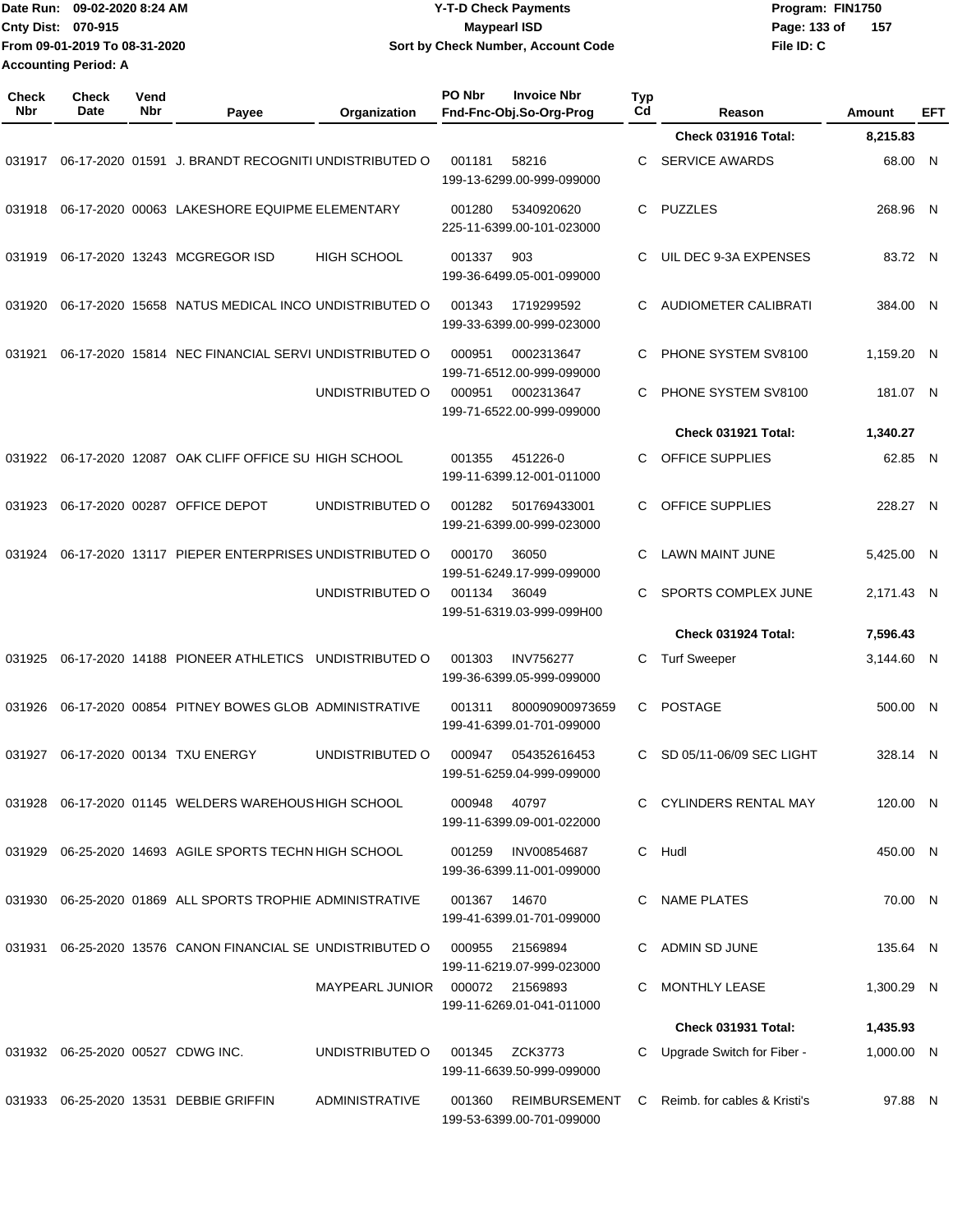Date Run: 09-02-2020 8:24 AM
Cnty Dist: 070-915
From 09-01-2019 To 08-31-2020
Accounting Period: A

**Y-T-D Check Payments**
**Maypearl ISD**
**Sort by Check Number, Account Code**

Program: FIN1750
File ID: C

| Check Nbr | Check Date | Vend Nbr | Payee | Organization | PO Nbr | Invoice Nbr / Fnd-Fnc-Obj.So-Org-Prog | Typ Cd | Reason | Amount | EFT |
|---|---|---|---|---|---|---|---|---|---|---|
| | | | | | | | | **Check 031916 Total:** | **8,215.83** | |
| 031917 | 06-17-2020 | 01591 | J. BRANDT RECOGNITI | UNDISTRIBUTED O | 001181 | 58216 / 199-13-6299.00-999-099000 | C | SERVICE AWARDS | 68.00 | N |
| 031918 | 06-17-2020 | 00063 | LAKESHORE EQUIPME | ELEMENTARY | 001280 | 5340920620 / 225-11-6399.00-101-023000 | C | PUZZLES | 268.96 | N |
| 031919 | 06-17-2020 | 13243 | MCGREGOR ISD | HIGH SCHOOL | 001337 | 903 / 199-36-6499.05-001-099000 | C | UIL DEC 9-3A EXPENSES | 83.72 | N |
| 031920 | 06-17-2020 | 15658 | NATUS MEDICAL INCO | UNDISTRIBUTED O | 001343 | 1719299592 / 199-33-6399.00-999-023000 | C | AUDIOMETER CALIBRATI | 384.00 | N |
| 031921 | 06-17-2020 | 15814 | NEC FINANCIAL SERVI | UNDISTRIBUTED O | 000951 | 0002313647 / 199-71-6512.00-999-099000 | C | PHONE SYSTEM SV8100 | 1,159.20 | N |
| | | | | UNDISTRIBUTED O | 000951 | 0002313647 / 199-71-6522.00-999-099000 | C | PHONE SYSTEM SV8100 | 181.07 | N |
| | | | | | | | | **Check 031921 Total:** | **1,340.27** | |
| 031922 | 06-17-2020 | 12087 | OAK CLIFF OFFICE SU | HIGH SCHOOL | 001355 | 451226-0 / 199-11-6399.12-001-011000 | C | OFFICE SUPPLIES | 62.85 | N |
| 031923 | 06-17-2020 | 00287 | OFFICE DEPOT | UNDISTRIBUTED O | 001282 | 501769433001 / 199-21-6399.00-999-023000 | C | OFFICE SUPPLIES | 228.27 | N |
| 031924 | 06-17-2020 | 13117 | PIEPER ENTERPRISES | UNDISTRIBUTED O | 000170 | 36050 / 199-51-6249.17-999-099000 | C | LAWN MAINT JUNE | 5,425.00 | N |
| | | | | UNDISTRIBUTED O | 001134 | 36049 / 199-51-6319.03-999-099H00 | C | SPORTS COMPLEX JUNE | 2,171.43 | N |
| | | | | | | | | **Check 031924 Total:** | **7,596.43** | |
| 031925 | 06-17-2020 | 14188 | PIONEER ATHLETICS | UNDISTRIBUTED O | 001303 | INV756277 / 199-36-6399.05-999-099000 | C | Turf Sweeper | 3,144.60 | N |
| 031926 | 06-17-2020 | 00854 | PITNEY BOWES GLOB | ADMINISTRATIVE | 001311 | 800090900973659 / 199-41-6399.01-701-099000 | C | POSTAGE | 500.00 | N |
| 031927 | 06-17-2020 | 00134 | TXU ENERGY | UNDISTRIBUTED O | 000947 | 054352616453 / 199-51-6259.04-999-099000 | C | SD 05/11-06/09 SEC LIGHT | 328.14 | N |
| 031928 | 06-17-2020 | 01145 | WELDERS WAREHOUS | HIGH SCHOOL | 000948 | 40797 / 199-11-6399.09-001-022000 | C | CYLINDERS RENTAL MAY | 120.00 | N |
| 031929 | 06-25-2020 | 14693 | AGILE SPORTS TECHN | HIGH SCHOOL | 001259 | INV00854687 / 199-36-6399.11-001-099000 | C | Hudl | 450.00 | N |
| 031930 | 06-25-2020 | 01869 | ALL SPORTS TROPHIE | ADMINISTRATIVE | 001367 | 14670 / 199-41-6399.01-701-099000 | C | NAME PLATES | 70.00 | N |
| 031931 | 06-25-2020 | 13576 | CANON FINANCIAL SE | UNDISTRIBUTED O | 000955 | 21569894 / 199-11-6219.07-999-023000 | C | ADMIN SD JUNE | 135.64 | N |
| | | | | MAYPEARL JUNIOR | 000072 | 21569893 / 199-11-6269.01-041-011000 | C | MONTHLY LEASE | 1,300.29 | N |
| | | | | | | | | **Check 031931 Total:** | **1,435.93** | |
| 031932 | 06-25-2020 | 00527 | CDWG INC. | UNDISTRIBUTED O | 001345 | ZCK3773 / 199-11-6639.50-999-099000 | C | Upgrade Switch for Fiber - | 1,000.00 | N |
| 031933 | 06-25-2020 | 13531 | DEBBIE GRIFFIN | ADMINISTRATIVE | 001360 | REIMBURSEMENT / 199-53-6399.00-701-099000 | C | Reimb. for cables & Kristi's | 97.88 | N |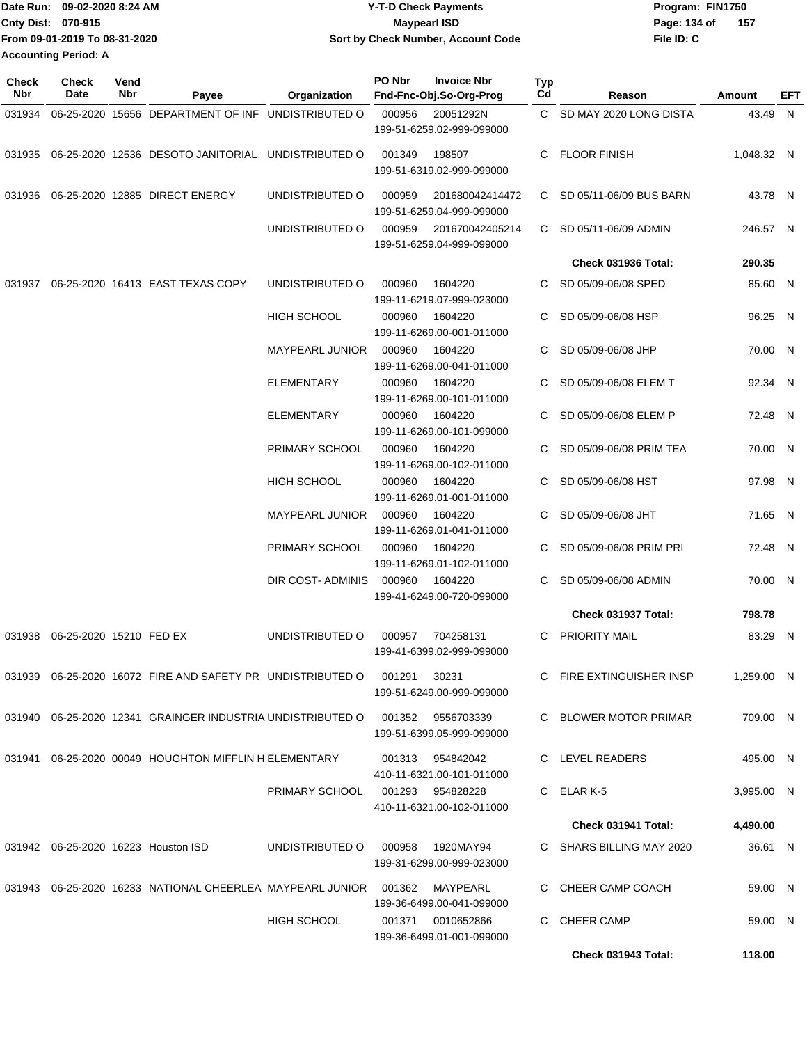Date Run: 09-02-2020 8:24 AM
Cnty Dist: 070-915
From 09-01-2019 To 08-31-2020
Accounting Period: A

**Y-T-D Check Payments**
**Maypearl ISD**
**Sort by Check Number, Account Code**

Program: FIN1750
File ID: C

| Check Nbr | Check Date | Vend Nbr | Payee | Organization | PO Nbr | Invoice Nbr / Fnd-Fnc-Obj.So-Org-Prog | Typ Cd | Reason | Amount | EFT |
|---|---|---|---|---|---|---|---|---|---|---|
| 031934 | 06-25-2020 | 15656 | DEPARTMENT OF INF | UNDISTRIBUTED O | 000956 | 20051292N 199-51-6259.02-999-099000 | C | SD MAY 2020 LONG DISTA | 43.49 | N |
| 031935 | 06-25-2020 | 12536 | DESOTO JANITORIAL | UNDISTRIBUTED O | 001349 | 198507 199-51-6319.02-999-099000 | C | FLOOR FINISH | 1,048.32 | N |
| 031936 | 06-25-2020 | 12885 | DIRECT ENERGY | UNDISTRIBUTED O | 000959 | 201680042414472 199-51-6259.04-999-099000 | C | SD 05/11-06/09 BUS BARN | 43.78 | N |
| | | | | UNDISTRIBUTED O | 000959 | 201670042405214 199-51-6259.04-999-099000 | C | SD 05/11-06/09 ADMIN | 246.57 | N |
| | | | | | | | | **Check 031936 Total:** | **290.35** | |
| 031937 | 06-25-2020 | 16413 | EAST TEXAS COPY | UNDISTRIBUTED O | 000960 | 1604220 199-11-6219.07-999-023000 | C | SD 05/09-06/08 SPED | 85.60 | N |
| | | | | HIGH SCHOOL | 000960 | 1604220 199-11-6269.00-001-011000 | C | SD 05/09-06/08 HSP | 96.25 | N |
| | | | | MAYPEARL JUNIOR | 000960 | 1604220 199-11-6269.00-041-011000 | C | SD 05/09-06/08 JHP | 70.00 | N |
| | | | | ELEMENTARY | 000960 | 1604220 199-11-6269.00-101-011000 | C | SD 05/09-06/08 ELEM T | 92.34 | N |
| | | | | ELEMENTARY | 000960 | 1604220 199-11-6269.00-101-099000 | C | SD 05/09-06/08 ELEM P | 72.48 | N |
| | | | | PRIMARY SCHOOL | 000960 | 1604220 199-11-6269.00-102-011000 | C | SD 05/09-06/08 PRIM TEA | 70.00 | N |
| | | | | HIGH SCHOOL | 000960 | 1604220 199-11-6269.01-001-011000 | C | SD 05/09-06/08 HST | 97.98 | N |
| | | | | MAYPEARL JUNIOR | 000960 | 1604220 199-11-6269.01-041-011000 | C | SD 05/09-06/08 JHT | 71.65 | N |
| | | | | PRIMARY SCHOOL | 000960 | 1604220 199-11-6269.01-102-011000 | C | SD 05/09-06/08 PRIM PRI | 72.48 | N |
| | | | | DIR COST- ADMINIS | 000960 | 1604220 199-41-6249.00-720-099000 | C | SD 05/09-06/08 ADMIN | 70.00 | N |
| | | | | | | | | **Check 031937 Total:** | **798.78** | |
| 031938 | 06-25-2020 | 15210 | FED EX | UNDISTRIBUTED O | 000957 | 704258131 199-41-6399.02-999-099000 | C | PRIORITY MAIL | 83.29 | N |
| 031939 | 06-25-2020 | 16072 | FIRE AND SAFETY PR | UNDISTRIBUTED O | 001291 | 30231 199-51-6249.00-999-099000 | C | FIRE EXTINGUISHER INSP | 1,259.00 | N |
| 031940 | 06-25-2020 | 12341 | GRAINGER INDUSTRIA | UNDISTRIBUTED O | 001352 | 9556703339 199-51-6399.05-999-099000 | C | BLOWER MOTOR PRIMAR | 709.00 | N |
| 031941 | 06-25-2020 | 00049 | HOUGHTON MIFFLIN H | ELEMENTARY | 001313 | 954842042 410-11-6321.00-101-011000 | C | LEVEL READERS | 495.00 | N |
| | | | | PRIMARY SCHOOL | 001293 | 954828228 410-11-6321.00-102-011000 | C | ELAR K-5 | 3,995.00 | N |
| | | | | | | | | **Check 031941 Total:** | **4,490.00** | |
| 031942 | 06-25-2020 | 16223 | Houston ISD | UNDISTRIBUTED O | 000958 | 1920MAY94 199-31-6299.00-999-023000 | C | SHARS BILLING MAY 2020 | 36.61 | N |
| 031943 | 06-25-2020 | 16233 | NATIONAL CHEERLEA | MAYPEARL JUNIOR | 001362 | MAYPEARL 199-36-6499.00-041-099000 | C | CHEER CAMP COACH | 59.00 | N |
| | | | | HIGH SCHOOL | 001371 | 0010652866 199-36-6499.01-001-099000 | C | CHEER CAMP | 59.00 | N |
| | | | | | | | | **Check 031943 Total:** | **118.00** | |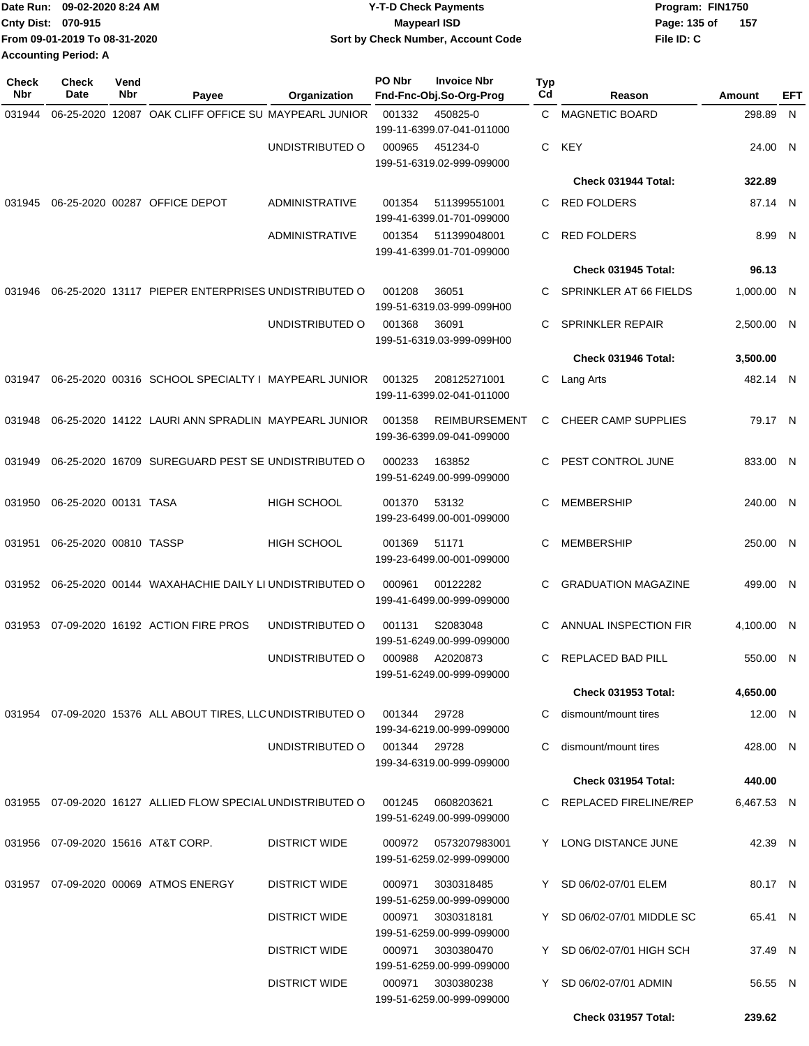Date Run: 09-02-2020 8:24 AM
Cnty Dist: 070-915
From 09-01-2019 To 08-31-2020
Accounting Period: A

**Y-T-D Check Payments**
**Maypearl ISD**
**Sort by Check Number, Account Code**

Program: FIN1750
File ID: C

| Check Nbr | Check Date | Vend Nbr | Payee | Organization | PO Nbr | Invoice Nbr / Fnd-Fnc-Obj.So-Org-Prog | Typ Cd | Reason | Amount | EFT |
|---|---|---|---|---|---|---|---|---|---|---|
| 031944 | 06-25-2020 | 12087 | OAK CLIFF OFFICE SU | MAYPEARL JUNIOR | 001332 | 450825-0<br>199-11-6399.07-041-011000 | C | MAGNETIC BOARD | 298.89 | N |
| | | | | UNDISTRIBUTED O | 000965 | 451234-0<br>199-51-6319.02-999-099000 | C | KEY | 24.00 | N |
| | | | | | | | | **Check 031944 Total:** | **322.89** | |
| 031945 | 06-25-2020 | 00287 | OFFICE DEPOT | ADMINISTRATIVE | 001354 | 511399551001<br>199-41-6399.01-701-099000 | C | RED FOLDERS | 87.14 | N |
| | | | | ADMINISTRATIVE | 001354 | 511399048001<br>199-41-6399.01-701-099000 | C | RED FOLDERS | 8.99 | N |
| | | | | | | | | **Check 031945 Total:** | **96.13** | |
| 031946 | 06-25-2020 | 13117 | PIEPER ENTERPRISES | UNDISTRIBUTED O | 001208 | 36051<br>199-51-6319.03-999-099H00 | C | SPRINKLER AT 66 FIELDS | 1,000.00 | N |
| | | | | UNDISTRIBUTED O | 001368 | 36091<br>199-51-6319.03-999-099H00 | C | SPRINKLER REPAIR | 2,500.00 | N |
| | | | | | | | | **Check 031946 Total:** | **3,500.00** | |
| 031947 | 06-25-2020 | 00316 | SCHOOL SPECIALTY I | MAYPEARL JUNIOR | 001325 | 208125271001<br>199-11-6399.02-041-011000 | C | Lang Arts | 482.14 | N |
| 031948 | 06-25-2020 | 14122 | LAURI ANN SPRADLIN | MAYPEARL JUNIOR | 001358 | REIMBURSEMENT<br>199-36-6399.09-041-099000 | C | CHEER CAMP SUPPLIES | 79.17 | N |
| 031949 | 06-25-2020 | 16709 | SUREGUARD PEST SE | UNDISTRIBUTED O | 000233 | 163852<br>199-51-6249.00-999-099000 | C | PEST CONTROL JUNE | 833.00 | N |
| 031950 | 06-25-2020 | 00131 | TASA | HIGH SCHOOL | 001370 | 53132<br>199-23-6499.00-001-099000 | C | MEMBERSHIP | 240.00 | N |
| 031951 | 06-25-2020 | 00810 | TASSP | HIGH SCHOOL | 001369 | 51171<br>199-23-6499.00-001-099000 | C | MEMBERSHIP | 250.00 | N |
| 031952 | 06-25-2020 | 00144 | WAXAHACHIE DAILY LI | UNDISTRIBUTED O | 000961 | 00122282<br>199-41-6499.00-999-099000 | C | GRADUATION MAGAZINE | 499.00 | N |
| 031953 | 07-09-2020 | 16192 | ACTION FIRE PROS | UNDISTRIBUTED O | 001131 | S2083048<br>199-51-6249.00-999-099000 | C | ANNUAL INSPECTION FIR | 4,100.00 | N |
| | | | | UNDISTRIBUTED O | 000988 | A2020873<br>199-51-6249.00-999-099000 | C | REPLACED BAD PILL | 550.00 | N |
| | | | | | | | | **Check 031953 Total:** | **4,650.00** | |
| 031954 | 07-09-2020 | 15376 | ALL ABOUT TIRES, LLC | UNDISTRIBUTED O | 001344 | 29728<br>199-34-6219.00-999-099000 | C | dismount/mount tires | 12.00 | N |
| | | | | UNDISTRIBUTED O | 001344 | 29728<br>199-34-6319.00-999-099000 | C | dismount/mount tires | 428.00 | N |
| | | | | | | | | **Check 031954 Total:** | **440.00** | |
| 031955 | 07-09-2020 | 16127 | ALLIED FLOW SPECIAL | UNDISTRIBUTED O | 001245 | 0608203621<br>199-51-6249.00-999-099000 | C | REPLACED FIRELINE/REP | 6,467.53 | N |
| 031956 | 07-09-2020 | 15616 | AT&T CORP. | DISTRICT WIDE | 000972 | 0573207983001<br>199-51-6259.02-999-099000 | Y | LONG DISTANCE JUNE | 42.39 | N |
| 031957 | 07-09-2020 | 00069 | ATMOS ENERGY | DISTRICT WIDE | 000971 | 3030318485<br>199-51-6259.00-999-099000 | Y | SD 06/02-07/01 ELEM | 80.17 | N |
| | | | | DISTRICT WIDE | 000971 | 3030318181<br>199-51-6259.00-999-099000 | Y | SD 06/02-07/01 MIDDLE SC | 65.41 | N |
| | | | | DISTRICT WIDE | 000971 | 3030380470<br>199-51-6259.00-999-099000 | Y | SD 06/02-07/01 HIGH SCH | 37.49 | N |
| | | | | DISTRICT WIDE | 000971 | 3030380238<br>199-51-6259.00-999-099000 | Y | SD 06/02-07/01 ADMIN | 56.55 | N |
| | | | | | | | | **Check 031957 Total:** | **239.62** | |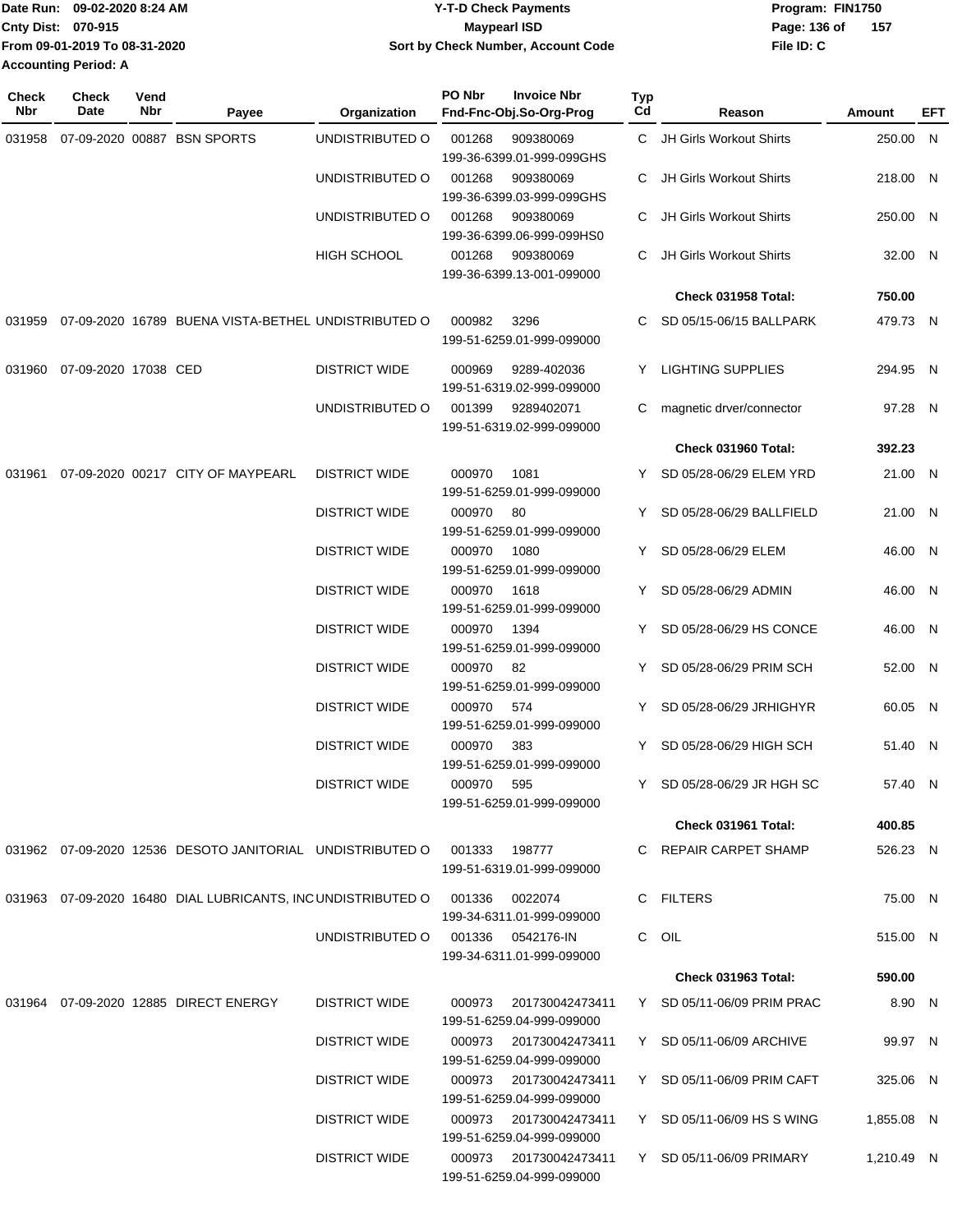Date Run: 09-02-2020 8:24 AM
Cnty Dist: 070-915
From 09-01-2019 To 08-31-2020
Accounting Period: A

# Y-T-D Check Payments
## Maypearl ISD
### Sort by Check Number, Account Code

Program: FIN1750
File ID: C

| Check Nbr | Check Date | Vend Nbr | Payee | Organization | PO Nbr / Fnd-Fnc-Obj.So-Org-Prog | Invoice Nbr | Typ Cd | Reason | Amount | EFT |
|---|---|---|---|---|---|---|---|---|---|---|
| 031958 | 07-09-2020 | 00887 | BSN SPORTS | UNDISTRIBUTED O | 001268 199-36-6399.01-999-099GHS | 909380069 | C | JH Girls Workout Shirts | 250.00 | N |
| | | | | UNDISTRIBUTED O | 001268 199-36-6399.03-999-099GHS | 909380069 | C | JH Girls Workout Shirts | 218.00 | N |
| | | | | UNDISTRIBUTED O | 001268 199-36-6399.06-999-099HS0 | 909380069 | C | JH Girls Workout Shirts | 250.00 | N |
| | | | | HIGH SCHOOL | 001268 199-36-6399.13-001-099000 | 909380069 | C | JH Girls Workout Shirts | 32.00 | N |
| | | | | | | | | **Check 031958 Total:** | **750.00** | |
| 031959 | 07-09-2020 | 16789 | BUENA VISTA-BETHEL | UNDISTRIBUTED O | 000982 199-51-6259.01-999-099000 | 3296 | C | SD 05/15-06/15 BALLPARK | 479.73 | N |
| 031960 | 07-09-2020 | 17038 | CED | DISTRICT WIDE | 000969 199-51-6319.02-999-099000 | 9289-402036 | Y | LIGHTING SUPPLIES | 294.95 | N |
| | | | | UNDISTRIBUTED O | 001399 199-51-6319.02-999-099000 | 9289402071 | C | magnetic drver/connector | 97.28 | N |
| | | | | | | | | **Check 031960 Total:** | **392.23** | |
| 031961 | 07-09-2020 | 00217 | CITY OF MAYPEARL | DISTRICT WIDE | 000970 199-51-6259.01-999-099000 | 1081 | Y | SD 05/28-06/29 ELEM YRD | 21.00 | N |
| | | | | DISTRICT WIDE | 000970 199-51-6259.01-999-099000 | 80 | Y | SD 05/28-06/29 BALLFIELD | 21.00 | N |
| | | | | DISTRICT WIDE | 000970 199-51-6259.01-999-099000 | 1080 | Y | SD 05/28-06/29 ELEM | 46.00 | N |
| | | | | DISTRICT WIDE | 000970 199-51-6259.01-999-099000 | 1618 | Y | SD 05/28-06/29 ADMIN | 46.00 | N |
| | | | | DISTRICT WIDE | 000970 199-51-6259.01-999-099000 | 1394 | Y | SD 05/28-06/29 HS CONCE | 46.00 | N |
| | | | | DISTRICT WIDE | 000970 199-51-6259.01-999-099000 | 82 | Y | SD 05/28-06/29 PRIM SCH | 52.00 | N |
| | | | | DISTRICT WIDE | 000970 199-51-6259.01-999-099000 | 574 | Y | SD 05/28-06/29 JRHIGHYR | 60.05 | N |
| | | | | DISTRICT WIDE | 000970 199-51-6259.01-999-099000 | 383 | Y | SD 05/28-06/29 HIGH SCH | 51.40 | N |
| | | | | DISTRICT WIDE | 000970 199-51-6259.01-999-099000 | 595 | Y | SD 05/28-06/29 JR HGH SC | 57.40 | N |
| | | | | | | | | **Check 031961 Total:** | **400.85** | |
| 031962 | 07-09-2020 | 12536 | DESOTO JANITORIAL | UNDISTRIBUTED O | 001333 199-51-6319.01-999-099000 | 198777 | C | REPAIR CARPET SHAMP | 526.23 | N |
| 031963 | 07-09-2020 | 16480 | DIAL LUBRICANTS, INC | UNDISTRIBUTED O | 001336 199-34-6311.01-999-099000 | 0022074 | C | FILTERS | 75.00 | N |
| | | | | UNDISTRIBUTED O | 001336 199-34-6311.01-999-099000 | 0542176-IN | C | OIL | 515.00 | N |
| | | | | | | | | **Check 031963 Total:** | **590.00** | |
| 031964 | 07-09-2020 | 12885 | DIRECT ENERGY | DISTRICT WIDE | 000973 199-51-6259.04-999-099000 | 201730042473411 | Y | SD 05/11-06/09 PRIM PRAC | 8.90 | N |
| | | | | DISTRICT WIDE | 000973 199-51-6259.04-999-099000 | 201730042473411 | Y | SD 05/11-06/09 ARCHIVE | 99.97 | N |
| | | | | DISTRICT WIDE | 000973 199-51-6259.04-999-099000 | 201730042473411 | Y | SD 05/11-06/09 PRIM CAFT | 325.06 | N |
| | | | | DISTRICT WIDE | 000973 199-51-6259.04-999-099000 | 201730042473411 | Y | SD 05/11-06/09 HS S WING | 1,855.08 | N |
| | | | | DISTRICT WIDE | 000973 199-51-6259.04-999-099000 | 201730042473411 | Y | SD 05/11-06/09 PRIMARY | 1,210.49 | N |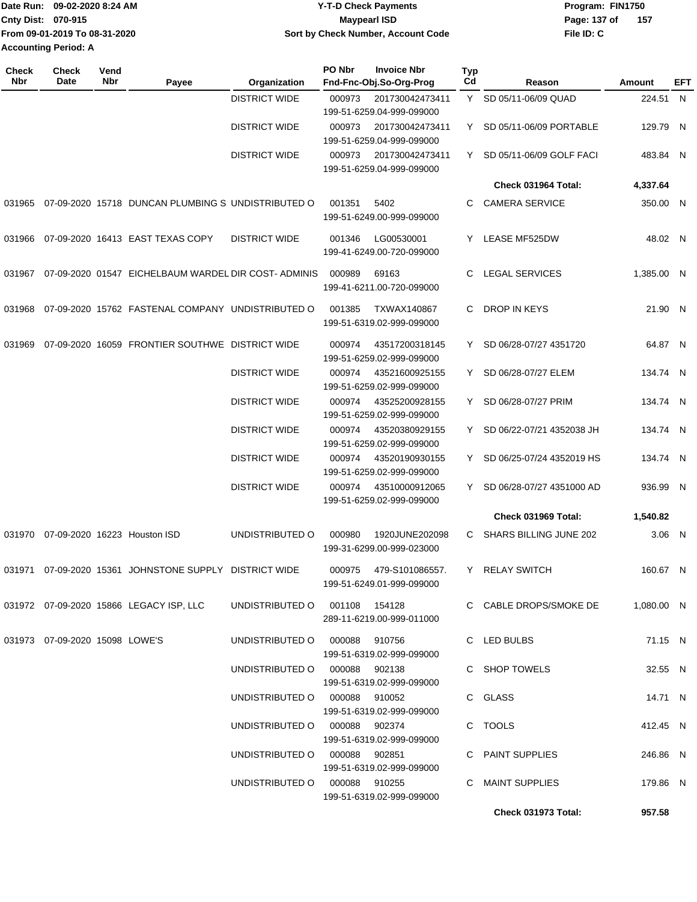Date Run: 09-02-2020 8:24 AM
Cnty Dist: 070-915
From 09-01-2019 To 08-31-2020
Accounting Period: A

# Y-T-D Check Payments
## Maypearl ISD
### Sort by Check Number, Account Code

Program: FIN1750
File ID: C

| Check Nbr | Check Date | Vend Nbr | Payee | Organization | PO Nbr | Invoice Nbr / Fnd-Fnc-Obj.So-Org-Prog | Typ Cd | Reason | Amount | EFT |
|---|---|---|---|---|---|---|---|---|---|---|
| | | | | DISTRICT WIDE | 000973 | 201730042473411 199-51-6259.04-999-099000 | Y | SD 05/11-06/09 QUAD | 224.51 | N |
| | | | | DISTRICT WIDE | 000973 | 201730042473411 199-51-6259.04-999-099000 | Y | SD 05/11-06/09 PORTABLE | 129.79 | N |
| | | | | DISTRICT WIDE | 000973 | 201730042473411 199-51-6259.04-999-099000 | Y | SD 05/11-06/09 GOLF FACI | 483.84 | N |
| | | | | | | | | **Check 031964 Total:** | **4,337.64** | |
| 031965 | 07-09-2020 | 15718 | DUNCAN PLUMBING S | UNDISTRIBUTED O | 001351 | 5402 199-51-6249.00-999-099000 | C | CAMERA SERVICE | 350.00 | N |
| 031966 | 07-09-2020 | 16413 | EAST TEXAS COPY | DISTRICT WIDE | 001346 | LG00530001 199-41-6249.00-720-099000 | Y | LEASE MF525DW | 48.02 | N |
| 031967 | 07-09-2020 | 01547 | EICHELBAUM WARDEL | DIR COST- ADMINIS | 000989 | 69163 199-41-6211.00-720-099000 | C | LEGAL SERVICES | 1,385.00 | N |
| 031968 | 07-09-2020 | 15762 | FASTENAL COMPANY | UNDISTRIBUTED O | 001385 | TXWAX140867 199-51-6319.02-999-099000 | C | DROP IN KEYS | 21.90 | N |
| 031969 | 07-09-2020 | 16059 | FRONTIER SOUTHWE | DISTRICT WIDE | 000974 | 43517200318145 199-51-6259.02-999-099000 | Y | SD 06/28-07/27 4351720 | 64.87 | N |
| | | | | DISTRICT WIDE | 000974 | 43521600925155 199-51-6259.02-999-099000 | Y | SD 06/28-07/27 ELEM | 134.74 | N |
| | | | | DISTRICT WIDE | 000974 | 43525200928155 199-51-6259.02-999-099000 | Y | SD 06/28-07/27 PRIM | 134.74 | N |
| | | | | DISTRICT WIDE | 000974 | 43520380929155 199-51-6259.02-999-099000 | Y | SD 06/22-07/21 4352038 JH | 134.74 | N |
| | | | | DISTRICT WIDE | 000974 | 43520190930155 199-51-6259.02-999-099000 | Y | SD 06/25-07/24 4352019 HS | 134.74 | N |
| | | | | DISTRICT WIDE | 000974 | 43510000912065 199-51-6259.02-999-099000 | Y | SD 06/28-07/27 4351000 AD | 936.99 | N |
| | | | | | | | | **Check 031969 Total:** | **1,540.82** | |
| 031970 | 07-09-2020 | 16223 | Houston ISD | UNDISTRIBUTED O | 000980 | 1920JUNE202098 199-31-6299.00-999-023000 | C | SHARS BILLING JUNE 202 | 3.06 | N |
| 031971 | 07-09-2020 | 15361 | JOHNSTONE SUPPLY | DISTRICT WIDE | 000975 | 479-S101086557. 199-51-6249.01-999-099000 | Y | RELAY SWITCH | 160.67 | N |
| 031972 | 07-09-2020 | 15866 | LEGACY ISP, LLC | UNDISTRIBUTED O | 001108 | 154128 289-11-6219.00-999-011000 | C | CABLE DROPS/SMOKE DE | 1,080.00 | N |
| 031973 | 07-09-2020 | 15098 | LOWE'S | UNDISTRIBUTED O | 000088 | 910756 199-51-6319.02-999-099000 | C | LED BULBS | 71.15 | N |
| | | | | UNDISTRIBUTED O | 000088 | 902138 199-51-6319.02-999-099000 | C | SHOP TOWELS | 32.55 | N |
| | | | | UNDISTRIBUTED O | 000088 | 910052 199-51-6319.02-999-099000 | C | GLASS | 14.71 | N |
| | | | | UNDISTRIBUTED O | 000088 | 902374 199-51-6319.02-999-099000 | C | TOOLS | 412.45 | N |
| | | | | UNDISTRIBUTED O | 000088 | 902851 199-51-6319.02-999-099000 | C | PAINT SUPPLIES | 246.86 | N |
| | | | | UNDISTRIBUTED O | 000088 | 910255 199-51-6319.02-999-099000 | C | MAINT SUPPLIES | 179.86 | N |
| | | | | | | | | **Check 031973 Total:** | **957.58** | |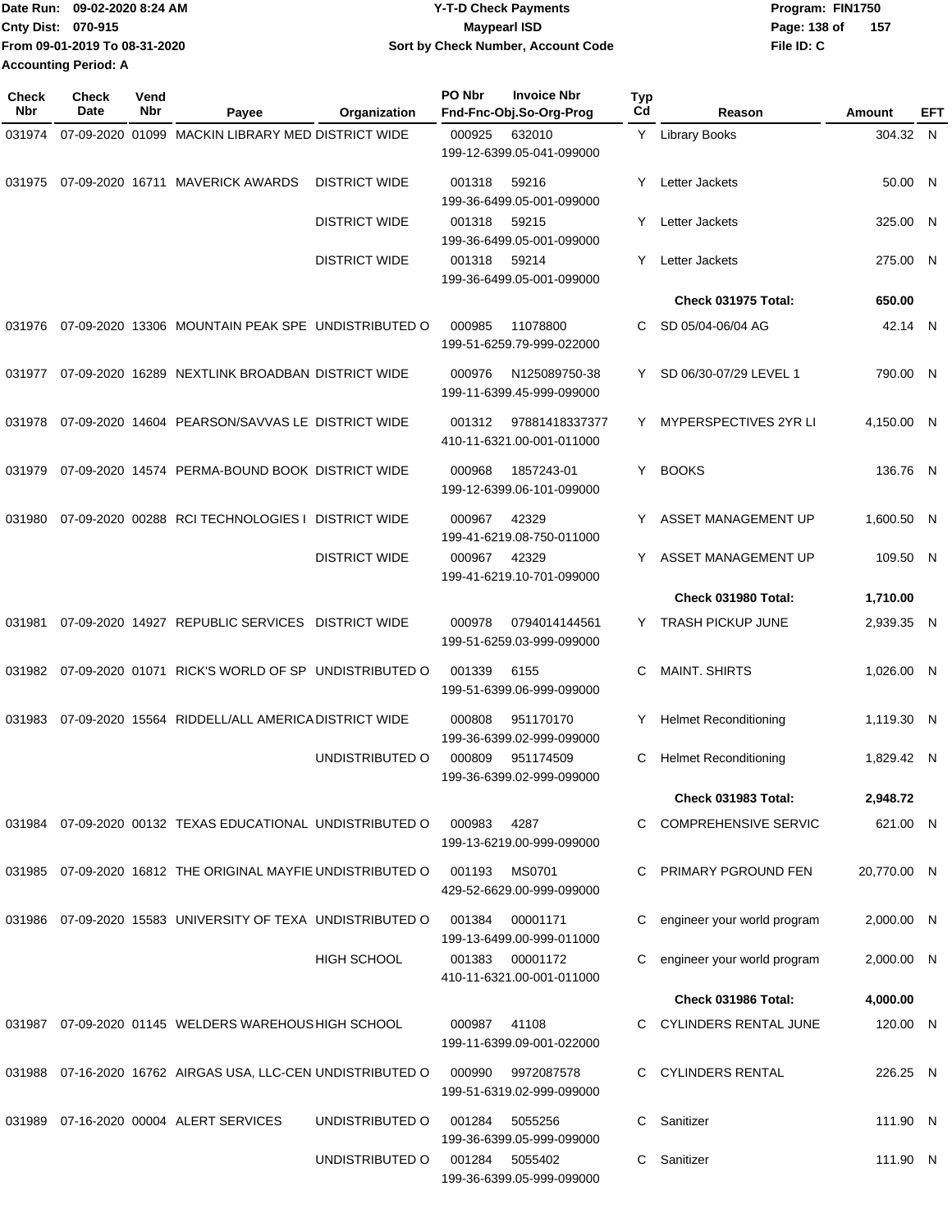Date Run: 09-02-2020 8:24 AM
Cnty Dist: 070-915
From 09-01-2019 To 08-31-2020
Accounting Period: A

**Y-T-D Check Payments**
**Maypearl ISD**
**Sort by Check Number, Account Code**

Program: FIN1750
File ID: C

| Check Nbr | Check Date | Vend Nbr | Payee | Organization | PO Nbr | Invoice Nbr / Fnd-Fnc-Obj.So-Org-Prog | Typ Cd | Reason | Amount | EFT |
|---|---|---|---|---|---|---|---|---|---|---|
| 031974 | 07-09-2020 | 01099 | MACKIN LIBRARY MED | DISTRICT WIDE | 000925 | 632010 / 199-12-6399.05-041-099000 | Y | Library Books | 304.32 | N |
| 031975 | 07-09-2020 | 16711 | MAVERICK AWARDS | DISTRICT WIDE | 001318 | 59216 / 199-36-6499.05-001-099000 | Y | Letter Jackets | 50.00 | N |
| | | | | DISTRICT WIDE | 001318 | 59215 / 199-36-6499.05-001-099000 | Y | Letter Jackets | 325.00 | N |
| | | | | DISTRICT WIDE | 001318 | 59214 / 199-36-6499.05-001-099000 | Y | Letter Jackets | 275.00 | N |
| | | | | | | | | **Check 031975 Total:** | **650.00** | |
| 031976 | 07-09-2020 | 13306 | MOUNTAIN PEAK SPE | UNDISTRIBUTED O | 000985 | 11078800 / 199-51-6259.79-999-022000 | C | SD 05/04-06/04 AG | 42.14 | N |
| 031977 | 07-09-2020 | 16289 | NEXTLINK BROADBAN | DISTRICT WIDE | 000976 | N125089750-38 / 199-11-6399.45-999-099000 | Y | SD 06/30-07/29 LEVEL 1 | 790.00 | N |
| 031978 | 07-09-2020 | 14604 | PEARSON/SAVVAS LE | DISTRICT WIDE | 001312 | 97881418337377 / 410-11-6321.00-001-011000 | Y | MYPERSPECTIVES 2YR LI | 4,150.00 | N |
| 031979 | 07-09-2020 | 14574 | PERMA-BOUND BOOK | DISTRICT WIDE | 000968 | 1857243-01 / 199-12-6399.06-101-099000 | Y | BOOKS | 136.76 | N |
| 031980 | 07-09-2020 | 00288 | RCI TECHNOLOGIES I | DISTRICT WIDE | 000967 | 42329 / 199-41-6219.08-750-011000 | Y | ASSET MANAGEMENT UP | 1,600.50 | N |
| | | | | DISTRICT WIDE | 000967 | 42329 / 199-41-6219.10-701-099000 | Y | ASSET MANAGEMENT UP | 109.50 | N |
| | | | | | | | | **Check 031980 Total:** | **1,710.00** | |
| 031981 | 07-09-2020 | 14927 | REPUBLIC SERVICES | DISTRICT WIDE | 000978 | 0794014144561 / 199-51-6259.03-999-099000 | Y | TRASH PICKUP JUNE | 2,939.35 | N |
| 031982 | 07-09-2020 | 01071 | RICK'S WORLD OF SP | UNDISTRIBUTED O | 001339 | 6155 / 199-51-6399.06-999-099000 | C | MAINT. SHIRTS | 1,026.00 | N |
| 031983 | 07-09-2020 | 15564 | RIDDELL/ALL AMERICA | DISTRICT WIDE | 000808 | 951170170 / 199-36-6399.02-999-099000 | Y | Helmet Reconditioning | 1,119.30 | N |
| | | | | UNDISTRIBUTED O | 000809 | 951174509 / 199-36-6399.02-999-099000 | C | Helmet Reconditioning | 1,829.42 | N |
| | | | | | | | | **Check 031983 Total:** | **2,948.72** | |
| 031984 | 07-09-2020 | 00132 | TEXAS EDUCATIONAL | UNDISTRIBUTED O | 000983 | 4287 / 199-13-6219.00-999-099000 | C | COMPREHENSIVE SERVIC | 621.00 | N |
| 031985 | 07-09-2020 | 16812 | THE ORIGINAL MAYFIE | UNDISTRIBUTED O | 001193 | MS0701 / 429-52-6629.00-999-099000 | C | PRIMARY PGROUND FEN | 20,770.00 | N |
| 031986 | 07-09-2020 | 15583 | UNIVERSITY OF TEXA | UNDISTRIBUTED O | 001384 | 00001171 / 199-13-6499.00-999-011000 | C | engineer your world program | 2,000.00 | N |
| | | | | HIGH SCHOOL | 001383 | 00001172 / 410-11-6321.00-001-011000 | C | engineer your world program | 2,000.00 | N |
| | | | | | | | | **Check 031986 Total:** | **4,000.00** | |
| 031987 | 07-09-2020 | 01145 | WELDERS WAREHOUS | HIGH SCHOOL | 000987 | 41108 / 199-11-6399.09-001-022000 | C | CYLINDERS RENTAL JUNE | 120.00 | N |
| 031988 | 07-16-2020 | 16762 | AIRGAS USA, LLC-CEN | UNDISTRIBUTED O | 000990 | 9972087578 / 199-51-6319.02-999-099000 | C | CYLINDERS RENTAL | 226.25 | N |
| 031989 | 07-16-2020 | 00004 | ALERT SERVICES | UNDISTRIBUTED O | 001284 | 5055256 / 199-36-6399.05-999-099000 | C | Sanitizer | 111.90 | N |
| | | | | UNDISTRIBUTED O | 001284 | 5055402 / 199-36-6399.05-999-099000 | C | Sanitizer | 111.90 | N |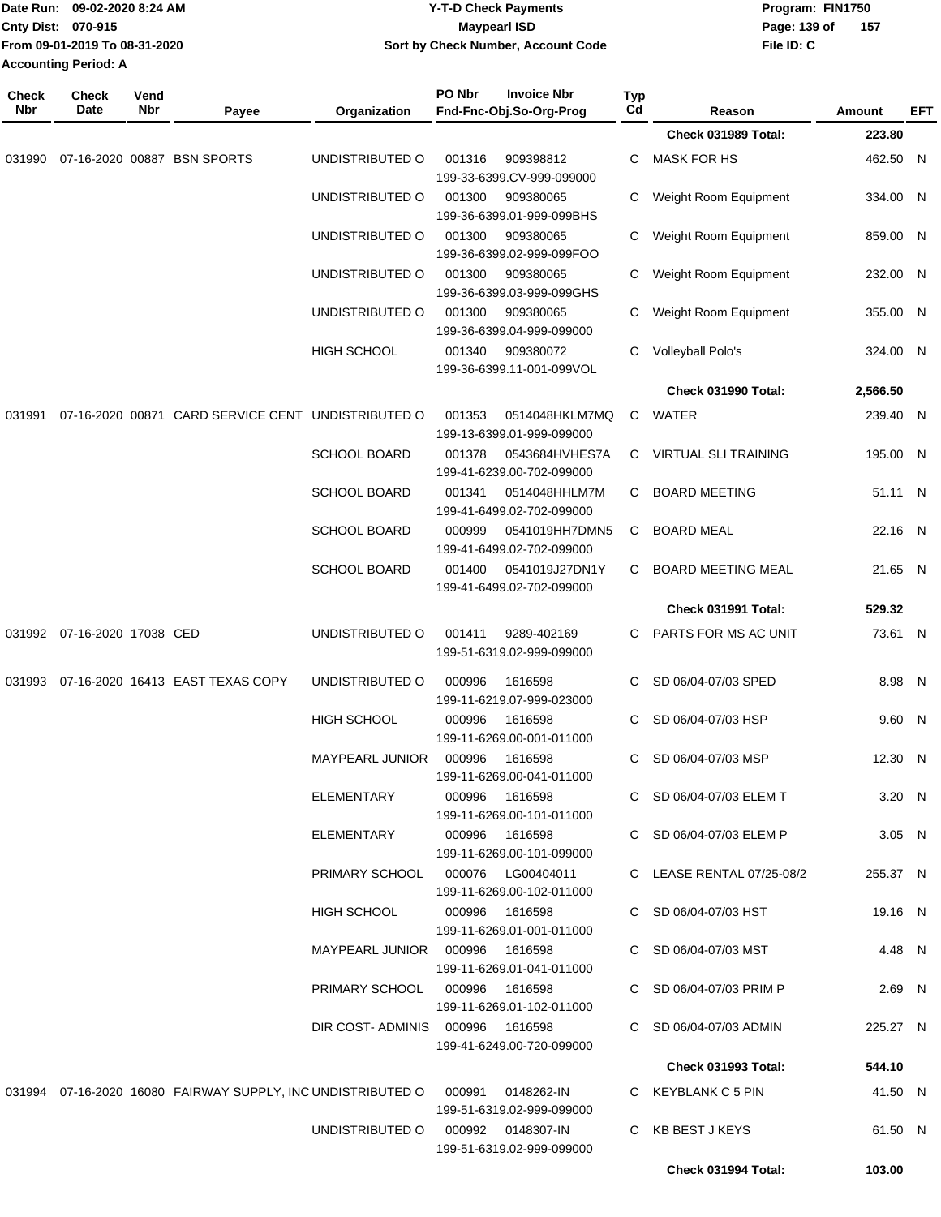| Check Nbr | Check Date | Vend Nbr | Payee | Organization | PO Nbr / Invoice Nbr / Fnd-Fnc-Obj.So-Org-Prog | Typ Cd | Reason | Amount | EFT |
|---|---|---|---|---|---|---|---|---|---|
| | | | | | | | **Check 031989 Total:** | **223.80** | |
| 031990 | 07-16-2020 | 00887 | BSN SPORTS | UNDISTRIBUTED O | 001316 909398812 199-33-6399.CV-999-099000 | C | MASK FOR HS | 462.50 | N |
| | | | | UNDISTRIBUTED O | 001300 909380065 199-36-6399.01-999-099BHS | C | Weight Room Equipment | 334.00 | N |
| | | | | UNDISTRIBUTED O | 001300 909380065 199-36-6399.02-999-099FOO | C | Weight Room Equipment | 859.00 | N |
| | | | | UNDISTRIBUTED O | 001300 909380065 199-36-6399.03-999-099GHS | C | Weight Room Equipment | 232.00 | N |
| | | | | UNDISTRIBUTED O | 001300 909380065 199-36-6399.04-999-099000 | C | Weight Room Equipment | 355.00 | N |
| | | | | HIGH SCHOOL | 001340 909380072 199-36-6399.11-001-099VOL | C | Volleyball Polo's | 324.00 | N |
| | | | | | | | **Check 031990 Total:** | **2,566.50** | |
| 031991 | 07-16-2020 | 00871 | CARD SERVICE CENT | UNDISTRIBUTED O | 001353 0514048HKLM7MQ 199-13-6399.01-999-099000 | C | WATER | 239.40 | N |
| | | | | SCHOOL BOARD | 001378 0543684HVHES7A 199-41-6239.00-702-099000 | C | VIRTUAL SLI TRAINING | 195.00 | N |
| | | | | SCHOOL BOARD | 001341 0514048HHLM7M 199-41-6499.02-702-099000 | C | BOARD MEETING | 51.11 | N |
| | | | | SCHOOL BOARD | 000999 0541019HH7DMN5 199-41-6499.02-702-099000 | C | BOARD MEAL | 22.16 | N |
| | | | | SCHOOL BOARD | 001400 0541019J27DN1Y 199-41-6499.02-702-099000 | C | BOARD MEETING MEAL | 21.65 | N |
| | | | | | | | **Check 031991 Total:** | **529.32** | |
| 031992 | 07-16-2020 | 17038 | CED | UNDISTRIBUTED O | 001411 9289-402169 199-51-6319.02-999-099000 | C | PARTS FOR MS AC UNIT | 73.61 | N |
| 031993 | 07-16-2020 | 16413 | EAST TEXAS COPY | UNDISTRIBUTED O | 000996 1616598 199-11-6219.07-999-023000 | C | SD 06/04-07/03 SPED | 8.98 | N |
| | | | | HIGH SCHOOL | 000996 1616598 199-11-6269.00-001-011000 | C | SD 06/04-07/03 HSP | 9.60 | N |
| | | | | MAYPEARL JUNIOR | 000996 1616598 199-11-6269.00-041-011000 | C | SD 06/04-07/03 MSP | 12.30 | N |
| | | | | ELEMENTARY | 000996 1616598 199-11-6269.00-101-011000 | C | SD 06/04-07/03 ELEM T | 3.20 | N |
| | | | | ELEMENTARY | 000996 1616598 199-11-6269.00-101-099000 | C | SD 06/04-07/03 ELEM P | 3.05 | N |
| | | | | PRIMARY SCHOOL | 000076 LG00404011 199-11-6269.00-102-011000 | C | LEASE RENTAL 07/25-08/2 | 255.37 | N |
| | | | | HIGH SCHOOL | 000996 1616598 199-11-6269.01-001-011000 | C | SD 06/04-07/03 HST | 19.16 | N |
| | | | | MAYPEARL JUNIOR | 000996 1616598 199-11-6269.01-041-011000 | C | SD 06/04-07/03 MST | 4.48 | N |
| | | | | PRIMARY SCHOOL | 000996 1616598 199-11-6269.01-102-011000 | C | SD 06/04-07/03 PRIM P | 2.69 | N |
| | | | | DIR COST- ADMINIS | 000996 1616598 199-41-6249.00-720-099000 | C | SD 06/04-07/03 ADMIN | 225.27 | N |
| | | | | | | | **Check 031993 Total:** | **544.10** | |
| 031994 | 07-16-2020 | 16080 | FAIRWAY SUPPLY, INC | UNDISTRIBUTED O | 000991 0148262-IN 199-51-6319.02-999-099000 | C | KEYBLANK C 5 PIN | 41.50 | N |
| | | | | UNDISTRIBUTED O | 000992 0148307-IN 199-51-6319.02-999-099000 | C | KB BEST J KEYS | 61.50 | N |
| | | | | | | | **Check 031994 Total:** | **103.00** | |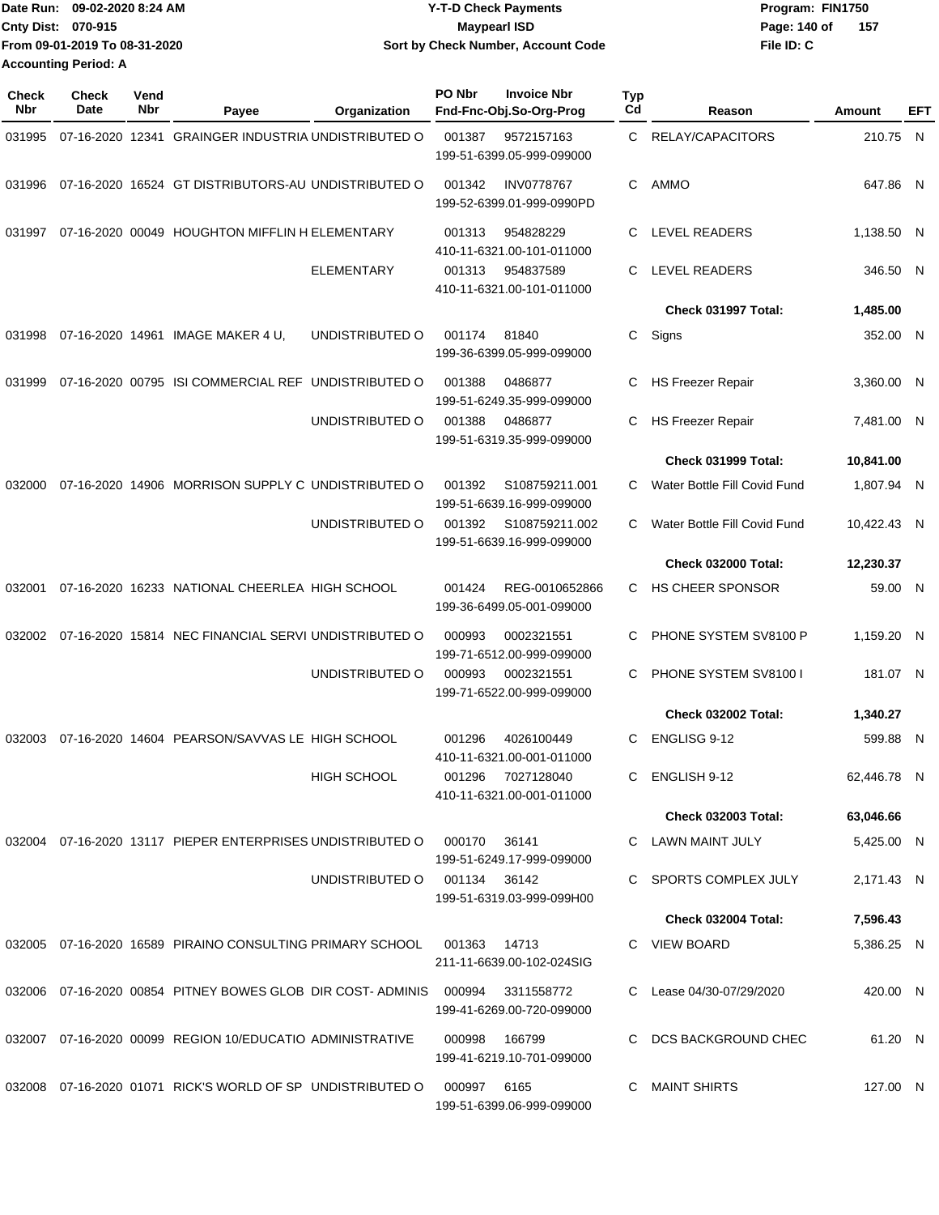Date Run: 09-02-2020 8:24 AM
Cnty Dist: 070-915
From 09-01-2019 To 08-31-2020
Accounting Period: A

**Y-T-D Check Payments**
**Maypearl ISD**
**Sort by Check Number, Account Code**

Program: FIN1750
File ID: C

| Check Nbr | Check Date | Vend Nbr | Payee | Organization | PO Nbr | Invoice Nbr / Fnd-Fnc-Obj.So-Org-Prog | Typ Cd | Reason | Amount | EFT |
|---|---|---|---|---|---|---|---|---|---|---|
| 031995 | 07-16-2020 | 12341 | GRAINGER INDUSTRIA | UNDISTRIBUTED O | 001387 | 9572157163 / 199-51-6399.05-999-099000 | C | RELAY/CAPACITORS | 210.75 | N |
| 031996 | 07-16-2020 | 16524 | GT DISTRIBUTORS-AU | UNDISTRIBUTED O | 001342 | INV0778767 / 199-52-6399.01-999-0990PD | C | AMMO | 647.86 | N |
| 031997 | 07-16-2020 | 00049 | HOUGHTON MIFFLIN H | ELEMENTARY | 001313 | 954828229 / 410-11-6321.00-101-011000 | C | LEVEL READERS | 1,138.50 | N |
| | | | | ELEMENTARY | 001313 | 954837589 / 410-11-6321.00-101-011000 | C | LEVEL READERS | 346.50 | N |
| | | | | | | | | **Check 031997 Total:** | **1,485.00** | |
| 031998 | 07-16-2020 | 14961 | IMAGE MAKER 4 U, | UNDISTRIBUTED O | 001174 | 81840 / 199-36-6399.05-999-099000 | C | Signs | 352.00 | N |
| 031999 | 07-16-2020 | 00795 | ISI COMMERCIAL REF | UNDISTRIBUTED O | 001388 | 0486877 / 199-51-6249.35-999-099000 | C | HS Freezer Repair | 3,360.00 | N |
| | | | | UNDISTRIBUTED O | 001388 | 0486877 / 199-51-6319.35-999-099000 | C | HS Freezer Repair | 7,481.00 | N |
| | | | | | | | | **Check 031999 Total:** | **10,841.00** | |
| 032000 | 07-16-2020 | 14906 | MORRISON SUPPLY C | UNDISTRIBUTED O | 001392 | S108759211.001 / 199-51-6639.16-999-099000 | C | Water Bottle Fill Covid Fund | 1,807.94 | N |
| | | | | UNDISTRIBUTED O | 001392 | S108759211.002 / 199-51-6639.16-999-099000 | C | Water Bottle Fill Covid Fund | 10,422.43 | N |
| | | | | | | | | **Check 032000 Total:** | **12,230.37** | |
| 032001 | 07-16-2020 | 16233 | NATIONAL CHEERLEA | HIGH SCHOOL | 001424 | REG-0010652866 / 199-36-6499.05-001-099000 | C | HS CHEER SPONSOR | 59.00 | N |
| 032002 | 07-16-2020 | 15814 | NEC FINANCIAL SERVI | UNDISTRIBUTED O | 000993 | 0002321551 / 199-71-6512.00-999-099000 | C | PHONE SYSTEM SV8100 P | 1,159.20 | N |
| | | | | UNDISTRIBUTED O | 000993 | 0002321551 / 199-71-6522.00-999-099000 | C | PHONE SYSTEM SV8100 I | 181.07 | N |
| | | | | | | | | **Check 032002 Total:** | **1,340.27** | |
| 032003 | 07-16-2020 | 14604 | PEARSON/SAVVAS LE | HIGH SCHOOL | 001296 | 4026100449 / 410-11-6321.00-001-011000 | C | ENGLISG 9-12 | 599.88 | N |
| | | | | HIGH SCHOOL | 001296 | 7027128040 / 410-11-6321.00-001-011000 | C | ENGLISH 9-12 | 62,446.78 | N |
| | | | | | | | | **Check 032003 Total:** | **63,046.66** | |
| 032004 | 07-16-2020 | 13117 | PIEPER ENTERPRISES | UNDISTRIBUTED O | 000170 | 36141 / 199-51-6249.17-999-099000 | C | LAWN MAINT JULY | 5,425.00 | N |
| | | | | UNDISTRIBUTED O | 001134 | 36142 / 199-51-6319.03-999-099H00 | C | SPORTS COMPLEX JULY | 2,171.43 | N |
| | | | | | | | | **Check 032004 Total:** | **7,596.43** | |
| 032005 | 07-16-2020 | 16589 | PIRAINO CONSULTING | PRIMARY SCHOOL | 001363 | 14713 / 211-11-6639.00-102-024SIG | C | VIEW BOARD | 5,386.25 | N |
| 032006 | 07-16-2020 | 00854 | PITNEY BOWES GLOB | DIR COST- ADMINIS | 000994 | 3311558772 / 199-41-6269.00-720-099000 | C | Lease 04/30-07/29/2020 | 420.00 | N |
| 032007 | 07-16-2020 | 00099 | REGION 10/EDUCATIO | ADMINISTRATIVE | 000998 | 166799 / 199-41-6219.10-701-099000 | C | DCS BACKGROUND CHEC | 61.20 | N |
| 032008 | 07-16-2020 | 01071 | RICK'S WORLD OF SP | UNDISTRIBUTED O | 000997 | 6165 / 199-51-6399.06-999-099000 | C | MAINT SHIRTS | 127.00 | N |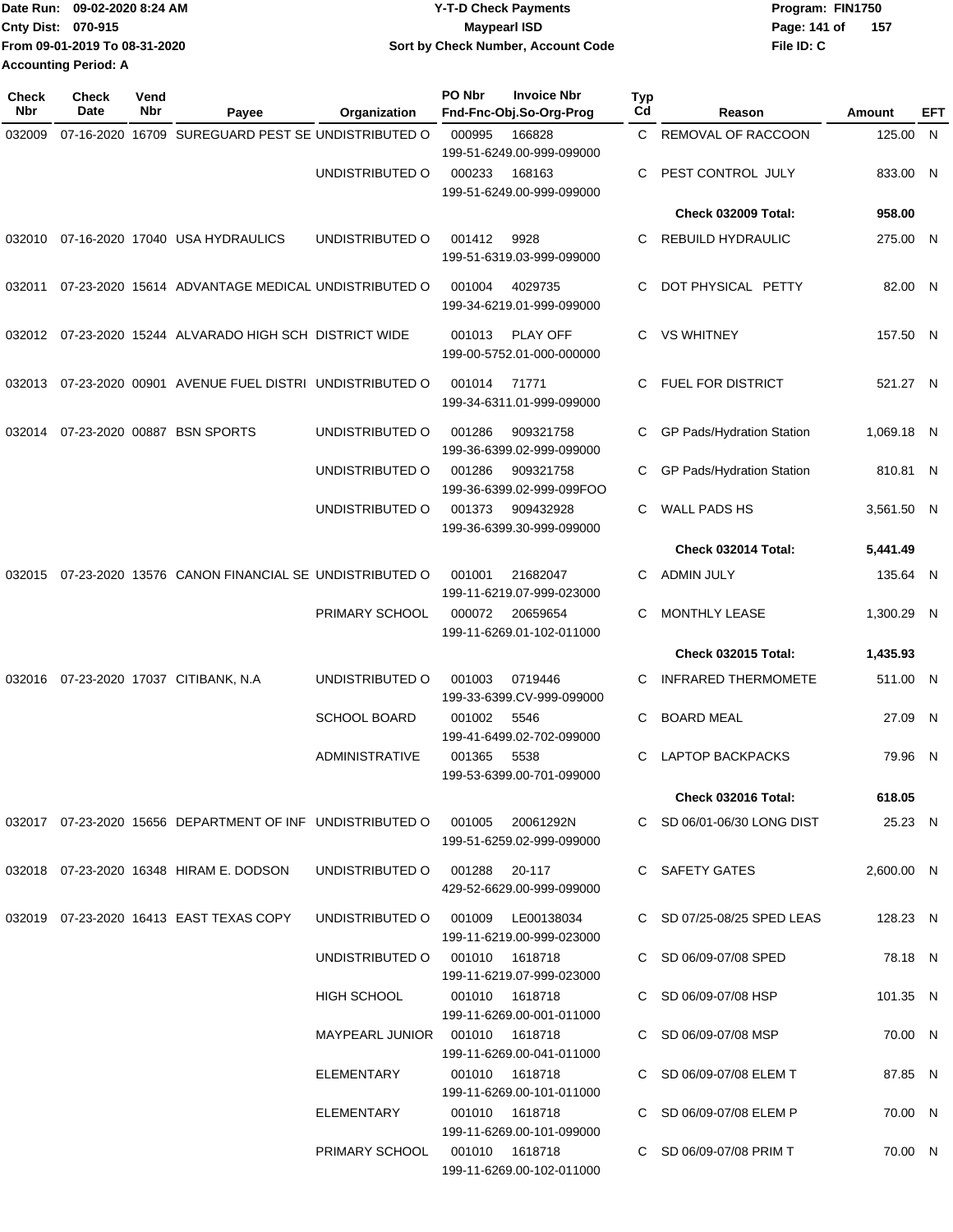Date Run: 09-02-2020 8:24 AM
Cnty Dist: 070-915
From 09-01-2019 To 08-31-2020
Accounting Period: A

# Y-T-D Check Payments
## Maypearl ISD
### Sort by Check Number, Account Code

Program: FIN1750
File ID: C

| Check Nbr | Check Date | Vend Nbr | Payee | Organization | PO Nbr | Invoice Nbr Fnd-Fnc-Obj.So-Org-Prog | Typ Cd | Reason | Amount | EFT |
|---|---|---|---|---|---|---|---|---|---|---|
| 032009 | 07-16-2020 | 16709 | SUREGUARD PEST SE | UNDISTRIBUTED O | 000995 | 166828 199-51-6249.00-999-099000 | C | REMOVAL OF RACCOON | 125.00 | N |
| | | | | UNDISTRIBUTED O | 000233 | 168163 199-51-6249.00-999-099000 | C | PEST CONTROL JULY | 833.00 | N |
| | | | | | | | | **Check 032009 Total:** | **958.00** | |
| 032010 | 07-16-2020 | 17040 | USA HYDRAULICS | UNDISTRIBUTED O | 001412 | 9928 199-51-6319.03-999-099000 | C | REBUILD HYDRAULIC | 275.00 | N |
| 032011 | 07-23-2020 | 15614 | ADVANTAGE MEDICAL | UNDISTRIBUTED O | 001004 | 4029735 199-34-6219.01-999-099000 | C | DOT PHYSICAL PETTY | 82.00 | N |
| 032012 | 07-23-2020 | 15244 | ALVARADO HIGH SCH | DISTRICT WIDE | 001013 | PLAY OFF 199-00-5752.01-000-000000 | C | VS WHITNEY | 157.50 | N |
| 032013 | 07-23-2020 | 00901 | AVENUE FUEL DISTRI | UNDISTRIBUTED O | 001014 | 71771 199-34-6311.01-999-099000 | C | FUEL FOR DISTRICT | 521.27 | N |
| 032014 | 07-23-2020 | 00887 | BSN SPORTS | UNDISTRIBUTED O | 001286 | 909321758 199-36-6399.02-999-099000 | C | GP Pads/Hydration Station | 1,069.18 | N |
| | | | | UNDISTRIBUTED O | 001286 | 909321758 199-36-6399.02-999-099FOO | C | GP Pads/Hydration Station | 810.81 | N |
| | | | | UNDISTRIBUTED O | 001373 | 909432928 199-36-6399.30-999-099000 | C | WALL PADS HS | 3,561.50 | N |
| | | | | | | | | **Check 032014 Total:** | **5,441.49** | |
| 032015 | 07-23-2020 | 13576 | CANON FINANCIAL SE | UNDISTRIBUTED O | 001001 | 21682047 199-11-6219.07-999-023000 | C | ADMIN JULY | 135.64 | N |
| | | | | PRIMARY SCHOOL | 000072 | 20659654 199-11-6269.01-102-011000 | C | MONTHLY LEASE | 1,300.29 | N |
| | | | | | | | | **Check 032015 Total:** | **1,435.93** | |
| 032016 | 07-23-2020 | 17037 | CITIBANK, N.A | UNDISTRIBUTED O | 001003 | 0719446 199-33-6399.CV-999-099000 | C | INFRARED THERMOMETE | 511.00 | N |
| | | | | SCHOOL BOARD | 001002 | 5546 199-41-6499.02-702-099000 | C | BOARD MEAL | 27.09 | N |
| | | | | ADMINISTRATIVE | 001365 | 5538 199-53-6399.00-701-099000 | C | LAPTOP BACKPACKS | 79.96 | N |
| | | | | | | | | **Check 032016 Total:** | **618.05** | |
| 032017 | 07-23-2020 | 15656 | DEPARTMENT OF INF | UNDISTRIBUTED O | 001005 | 20061292N 199-51-6259.02-999-099000 | C | SD 06/01-06/30 LONG DIST | 25.23 | N |
| 032018 | 07-23-2020 | 16348 | HIRAM E. DODSON | UNDISTRIBUTED O | 001288 | 20-117 429-52-6629.00-999-099000 | C | SAFETY GATES | 2,600.00 | N |
| 032019 | 07-23-2020 | 16413 | EAST TEXAS COPY | UNDISTRIBUTED O | 001009 | LE00138034 199-11-6219.00-999-023000 | C | SD 07/25-08/25 SPED LEAS | 128.23 | N |
| | | | | UNDISTRIBUTED O | 001010 | 1618718 199-11-6219.07-999-023000 | C | SD 06/09-07/08 SPED | 78.18 | N |
| | | | | HIGH SCHOOL | 001010 | 1618718 199-11-6269.00-001-011000 | C | SD 06/09-07/08 HSP | 101.35 | N |
| | | | | MAYPEARL JUNIOR | 001010 | 1618718 199-11-6269.00-041-011000 | C | SD 06/09-07/08 MSP | 70.00 | N |
| | | | | ELEMENTARY | 001010 | 1618718 199-11-6269.00-101-011000 | C | SD 06/09-07/08 ELEM T | 87.85 | N |
| | | | | ELEMENTARY | 001010 | 1618718 199-11-6269.00-101-099000 | C | SD 06/09-07/08 ELEM P | 70.00 | N |
| | | | | PRIMARY SCHOOL | 001010 | 1618718 199-11-6269.00-102-011000 | C | SD 06/09-07/08 PRIM T | 70.00 | N |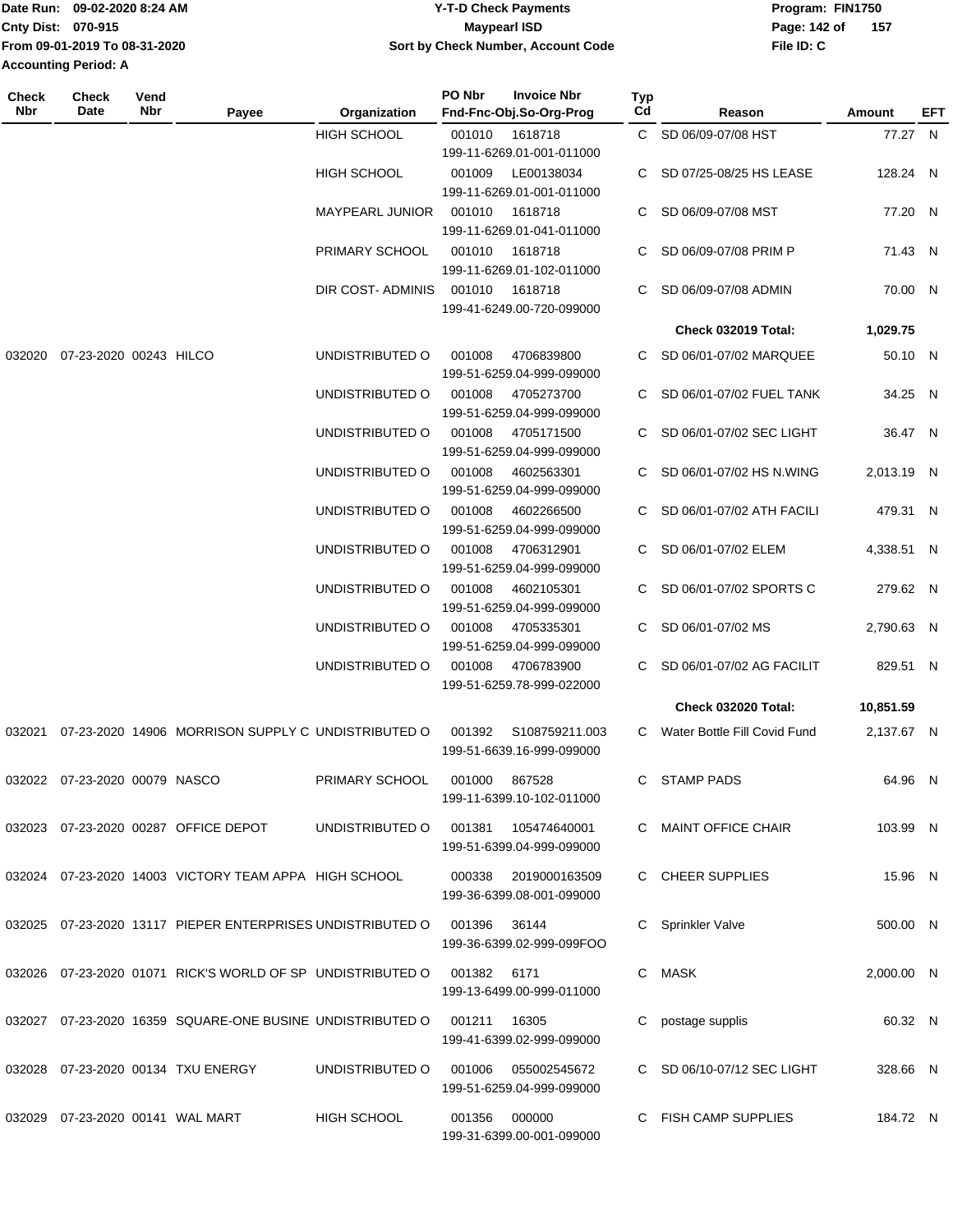Date Run: 09-02-2020 8:24 AM
Cnty Dist: 070-915
From 09-01-2019 To 08-31-2020
Accounting Period: A

# Y-T-D Check Payments
## Maypearl ISD
### Sort by Check Number, Account Code

Program: FIN1750
File ID: C

| Check Nbr | Check Date | Vend Nbr | Payee | Organization | PO Nbr | Invoice Nbr / Fnd-Fnc-Obj.So-Org-Prog | Typ Cd | Reason | Amount | EFT |
|---|---|---|---|---|---|---|---|---|---|---|
| | | | | HIGH SCHOOL | 001010 | 1618718 199-11-6269.01-001-011000 | C | SD 06/09-07/08 HST | 77.27 | N |
| | | | | HIGH SCHOOL | 001009 | LE00138034 199-11-6269.01-001-011000 | C | SD 07/25-08/25 HS LEASE | 128.24 | N |
| | | | | MAYPEARL JUNIOR | 001010 | 1618718 199-11-6269.01-041-011000 | C | SD 06/09-07/08 MST | 77.20 | N |
| | | | | PRIMARY SCHOOL | 001010 | 1618718 199-11-6269.01-102-011000 | C | SD 06/09-07/08 PRIM P | 71.43 | N |
| | | | | DIR COST- ADMINIS | 001010 | 1618718 199-41-6249.00-720-099000 | C | SD 06/09-07/08 ADMIN | 70.00 | N |
| | | | | | | | | **Check 032019 Total:** | **1,029.75** | |
| 032020 | 07-23-2020 | 00243 | HILCO | UNDISTRIBUTED O | 001008 | 4706839800 199-51-6259.04-999-099000 | C | SD 06/01-07/02 MARQUEE | 50.10 | N |
| | | | | UNDISTRIBUTED O | 001008 | 4705273700 199-51-6259.04-999-099000 | C | SD 06/01-07/02 FUEL TANK | 34.25 | N |
| | | | | UNDISTRIBUTED O | 001008 | 4705171500 199-51-6259.04-999-099000 | C | SD 06/01-07/02 SEC LIGHT | 36.47 | N |
| | | | | UNDISTRIBUTED O | 001008 | 4602563301 199-51-6259.04-999-099000 | C | SD 06/01-07/02 HS N.WING | 2,013.19 | N |
| | | | | UNDISTRIBUTED O | 001008 | 4602266500 199-51-6259.04-999-099000 | C | SD 06/01-07/02 ATH FACILI | 479.31 | N |
| | | | | UNDISTRIBUTED O | 001008 | 4706312901 199-51-6259.04-999-099000 | C | SD 06/01-07/02 ELEM | 4,338.51 | N |
| | | | | UNDISTRIBUTED O | 001008 | 4602105301 199-51-6259.04-999-099000 | C | SD 06/01-07/02 SPORTS C | 279.62 | N |
| | | | | UNDISTRIBUTED O | 001008 | 4705335301 199-51-6259.04-999-099000 | C | SD 06/01-07/02 MS | 2,790.63 | N |
| | | | | UNDISTRIBUTED O | 001008 | 4706783900 199-51-6259.78-999-022000 | C | SD 06/01-07/02 AG FACILIT | 829.51 | N |
| | | | | | | | | **Check 032020 Total:** | **10,851.59** | |
| 032021 | 07-23-2020 | 14906 | MORRISON SUPPLY C | UNDISTRIBUTED O | 001392 | S108759211.003 199-51-6639.16-999-099000 | C | Water Bottle Fill Covid Fund | 2,137.67 | N |
| 032022 | 07-23-2020 | 00079 | NASCO | PRIMARY SCHOOL | 001000 | 867528 199-11-6399.10-102-011000 | C | STAMP PADS | 64.96 | N |
| 032023 | 07-23-2020 | 00287 | OFFICE DEPOT | UNDISTRIBUTED O | 001381 | 105474640001 199-51-6399.04-999-099000 | C | MAINT OFFICE CHAIR | 103.99 | N |
| 032024 | 07-23-2020 | 14003 | VICTORY TEAM APPA | HIGH SCHOOL | 000338 | 2019000163509 199-36-6399.08-001-099000 | C | CHEER SUPPLIES | 15.96 | N |
| 032025 | 07-23-2020 | 13117 | PIEPER ENTERPRISES | UNDISTRIBUTED O | 001396 | 36144 199-36-6399.02-999-099FOO | C | Sprinkler Valve | 500.00 | N |
| 032026 | 07-23-2020 | 01071 | RICK'S WORLD OF SP | UNDISTRIBUTED O | 001382 | 6171 199-13-6499.00-999-011000 | C | MASK | 2,000.00 | N |
| 032027 | 07-23-2020 | 16359 | SQUARE-ONE BUSINE | UNDISTRIBUTED O | 001211 | 16305 199-41-6399.02-999-099000 | C | postage supplis | 60.32 | N |
| 032028 | 07-23-2020 | 00134 | TXU ENERGY | UNDISTRIBUTED O | 001006 | 055002545672 199-51-6259.04-999-099000 | C | SD 06/10-07/12 SEC LIGHT | 328.66 | N |
| 032029 | 07-23-2020 | 00141 | WAL MART | HIGH SCHOOL | 001356 | 000000 199-31-6399.00-001-099000 | C | FISH CAMP SUPPLIES | 184.72 | N |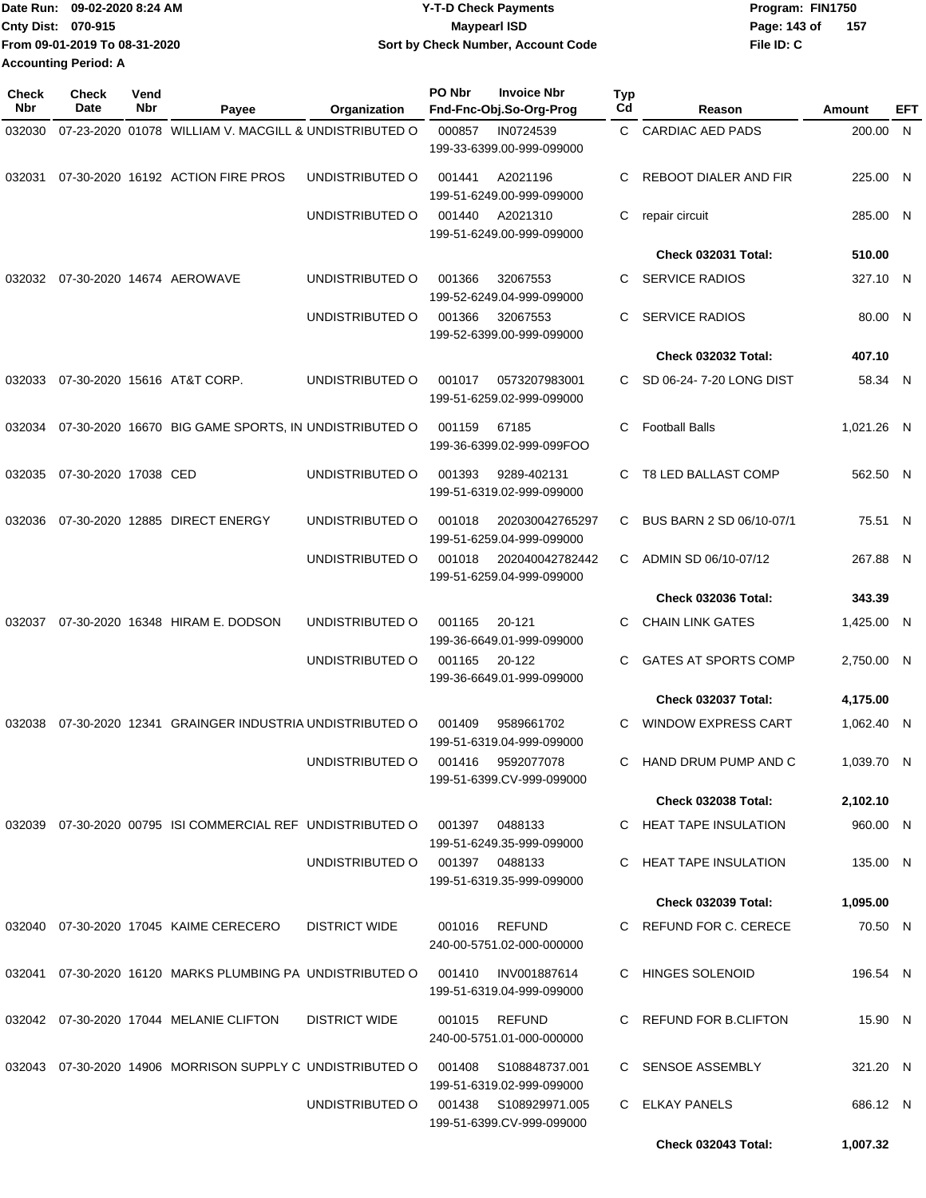Date Run: 09-02-2020 8:24 AM
Cnty Dist: 070-915
From 09-01-2019 To 08-31-2020
Accounting Period: A

**Y-T-D Check Payments**
**Maypearl ISD**
**Sort by Check Number, Account Code**

Program: FIN1750
File ID: C

| Check Nbr | Check Date | Vend Nbr | Payee | Organization | PO Nbr | Invoice Nbr / Fnd-Fnc-Obj.So-Org-Prog | Typ Cd | Reason | Amount | EFT |
|---|---|---|---|---|---|---|---|---|---|---|
| 032030 | 07-23-2020 | 01078 | WILLIAM V. MACGILL & | UNDISTRIBUTED O | 000857 | IN0724539 199-33-6399.00-999-099000 | C | CARDIAC AED PADS | 200.00 | N |
| 032031 | 07-30-2020 | 16192 | ACTION FIRE PROS | UNDISTRIBUTED O | 001441 | A2021196 199-51-6249.00-999-099000 | C | REBOOT DIALER AND FIR | 225.00 | N |
| | | | | UNDISTRIBUTED O | 001440 | A2021310 199-51-6249.00-999-099000 | C | repair circuit | 285.00 | N |
| | | | | | | | | **Check 032031 Total:** | **510.00** | |
| 032032 | 07-30-2020 | 14674 | AEROWAVE | UNDISTRIBUTED O | 001366 | 32067553 199-52-6249.04-999-099000 | C | SERVICE RADIOS | 327.10 | N |
| | | | | UNDISTRIBUTED O | 001366 | 32067553 199-52-6399.00-999-099000 | C | SERVICE RADIOS | 80.00 | N |
| | | | | | | | | **Check 032032 Total:** | **407.10** | |
| 032033 | 07-30-2020 | 15616 | AT&T CORP. | UNDISTRIBUTED O | 001017 | 0573207983001 199-51-6259.02-999-099000 | C | SD 06-24- 7-20 LONG DIST | 58.34 | N |
| 032034 | 07-30-2020 | 16670 | BIG GAME SPORTS, IN | UNDISTRIBUTED O | 001159 | 67185 199-36-6399.02-999-099FOO | C | Football Balls | 1,021.26 | N |
| 032035 | 07-30-2020 | 17038 | CED | UNDISTRIBUTED O | 001393 | 9289-402131 199-51-6319.02-999-099000 | C | T8 LED BALLAST COMP | 562.50 | N |
| 032036 | 07-30-2020 | 12885 | DIRECT ENERGY | UNDISTRIBUTED O | 001018 | 202030042765297 199-51-6259.04-999-099000 | C | BUS BARN 2 SD 06/10-07/1 | 75.51 | N |
| | | | | UNDISTRIBUTED O | 001018 | 202040042782442 199-51-6259.04-999-099000 | C | ADMIN SD 06/10-07/12 | 267.88 | N |
| | | | | | | | | **Check 032036 Total:** | **343.39** | |
| 032037 | 07-30-2020 | 16348 | HIRAM E. DODSON | UNDISTRIBUTED O | 001165 | 20-121 199-36-6649.01-999-099000 | C | CHAIN LINK GATES | 1,425.00 | N |
| | | | | UNDISTRIBUTED O | 001165 | 20-122 199-36-6649.01-999-099000 | C | GATES AT SPORTS COMP | 2,750.00 | N |
| | | | | | | | | **Check 032037 Total:** | **4,175.00** | |
| 032038 | 07-30-2020 | 12341 | GRAINGER INDUSTRIA | UNDISTRIBUTED O | 001409 | 9589661702 199-51-6319.04-999-099000 | C | WINDOW EXPRESS CART | 1,062.40 | N |
| | | | | UNDISTRIBUTED O | 001416 | 9592077078 199-51-6399.CV-999-099000 | C | HAND DRUM PUMP AND C | 1,039.70 | N |
| | | | | | | | | **Check 032038 Total:** | **2,102.10** | |
| 032039 | 07-30-2020 | 00795 | ISI COMMERCIAL REF | UNDISTRIBUTED O | 001397 | 0488133 199-51-6249.35-999-099000 | C | HEAT TAPE INSULATION | 960.00 | N |
| | | | | UNDISTRIBUTED O | 001397 | 0488133 199-51-6319.35-999-099000 | C | HEAT TAPE INSULATION | 135.00 | N |
| | | | | | | | | **Check 032039 Total:** | **1,095.00** | |
| 032040 | 07-30-2020 | 17045 | KAIME CERECERO | DISTRICT WIDE | 001016 | REFUND 240-00-5751.02-000-000000 | C | REFUND FOR C. CERECE | 70.50 | N |
| 032041 | 07-30-2020 | 16120 | MARKS PLUMBING PA | UNDISTRIBUTED O | 001410 | INV001887614 199-51-6319.04-999-099000 | C | HINGES SOLENOID | 196.54 | N |
| 032042 | 07-30-2020 | 17044 | MELANIE CLIFTON | DISTRICT WIDE | 001015 | REFUND 240-00-5751.01-000-000000 | C | REFUND FOR B.CLIFTON | 15.90 | N |
| 032043 | 07-30-2020 | 14906 | MORRISON SUPPLY C | UNDISTRIBUTED O | 001408 | S108848737.001 199-51-6319.02-999-099000 | C | SENSOE ASSEMBLY | 321.20 | N |
| | | | | UNDISTRIBUTED O | 001438 | S108929971.005 199-51-6399.CV-999-099000 | C | ELKAY PANELS | 686.12 | N |
| | | | | | | | | **Check 032043 Total:** | **1,007.32** | |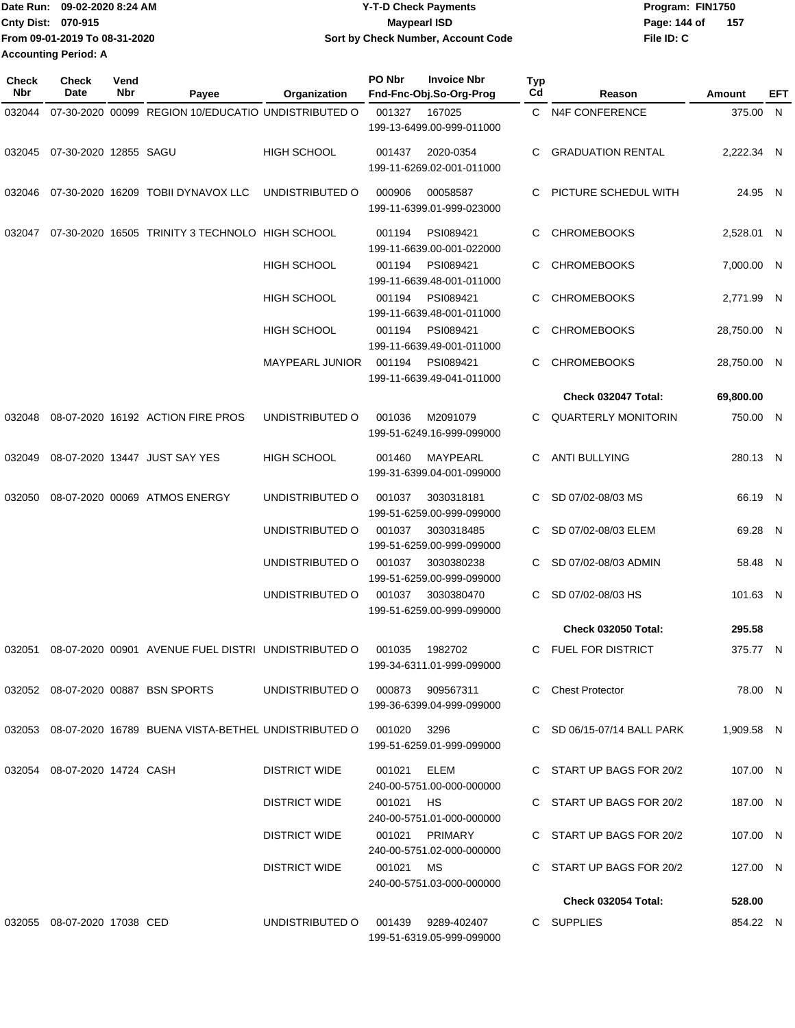Date Run: 09-02-2020 8:24 AM
Cnty Dist: 070-915
From 09-01-2019 To 08-31-2020
Accounting Period: A

**Y-T-D Check Payments**
**Maypearl ISD**
**Sort by Check Number, Account Code**

Program: FIN1750
File ID: C

| Check Nbr | Check Date | Vend Nbr | Payee | Organization | PO Nbr | Invoice Nbr / Fnd-Fnc-Obj.So-Org-Prog | Typ Cd | Reason | Amount | EFT |
|---|---|---|---|---|---|---|---|---|---|---|
| 032044 | 07-30-2020 | 00099 | REGION 10/EDUCATIO | UNDISTRIBUTED O | 001327 | 167025 199-13-6499.00-999-011000 | C | N4F CONFERENCE | 375.00 | N |
| 032045 | 07-30-2020 | 12855 | SAGU | HIGH SCHOOL | 001437 | 2020-0354 199-11-6269.02-001-011000 | C | GRADUATION RENTAL | 2,222.34 | N |
| 032046 | 07-30-2020 | 16209 | TOBII DYNAVOX LLC | UNDISTRIBUTED O | 000906 | 00058587 199-11-6399.01-999-023000 | C | PICTURE SCHEDUL WITH | 24.95 | N |
| 032047 | 07-30-2020 | 16505 | TRINITY 3 TECHNOLO | HIGH SCHOOL | 001194 | PSI089421 199-11-6639.00-001-022000 | C | CHROMEBOOKS | 2,528.01 | N |
| | | | | HIGH SCHOOL | 001194 | PSI089421 199-11-6639.48-001-011000 | C | CHROMEBOOKS | 7,000.00 | N |
| | | | | HIGH SCHOOL | 001194 | PSI089421 199-11-6639.48-001-011000 | C | CHROMEBOOKS | 2,771.99 | N |
| | | | | HIGH SCHOOL | 001194 | PSI089421 199-11-6639.49-001-011000 | C | CHROMEBOOKS | 28,750.00 | N |
| | | | | MAYPEARL JUNIOR | 001194 | PSI089421 199-11-6639.49-041-011000 | C | CHROMEBOOKS | 28,750.00 | N |
| | | | | | | | | **Check 032047 Total:** | **69,800.00** | |
| 032048 | 08-07-2020 | 16192 | ACTION FIRE PROS | UNDISTRIBUTED O | 001036 | M2091079 199-51-6249.16-999-099000 | C | QUARTERLY MONITORIN | 750.00 | N |
| 032049 | 08-07-2020 | 13447 | JUST SAY YES | HIGH SCHOOL | 001460 | MAYPEARL 199-31-6399.04-001-099000 | C | ANTI BULLYING | 280.13 | N |
| 032050 | 08-07-2020 | 00069 | ATMOS ENERGY | UNDISTRIBUTED O | 001037 | 3030318181 199-51-6259.00-999-099000 | C | SD 07/02-08/03 MS | 66.19 | N |
| | | | | UNDISTRIBUTED O | 001037 | 3030318485 199-51-6259.00-999-099000 | C | SD 07/02-08/03 ELEM | 69.28 | N |
| | | | | UNDISTRIBUTED O | 001037 | 3030380238 199-51-6259.00-999-099000 | C | SD 07/02-08/03 ADMIN | 58.48 | N |
| | | | | UNDISTRIBUTED O | 001037 | 3030380470 199-51-6259.00-999-099000 | C | SD 07/02-08/03 HS | 101.63 | N |
| | | | | | | | | **Check 032050 Total:** | **295.58** | |
| 032051 | 08-07-2020 | 00901 | AVENUE FUEL DISTRI | UNDISTRIBUTED O | 001035 | 1982702 199-34-6311.01-999-099000 | C | FUEL FOR DISTRICT | 375.77 | N |
| 032052 | 08-07-2020 | 00887 | BSN SPORTS | UNDISTRIBUTED O | 000873 | 909567311 199-36-6399.04-999-099000 | C | Chest Protector | 78.00 | N |
| 032053 | 08-07-2020 | 16789 | BUENA VISTA-BETHEL | UNDISTRIBUTED O | 001020 | 3296 199-51-6259.01-999-099000 | C | SD 06/15-07/14 BALL PARK | 1,909.58 | N |
| 032054 | 08-07-2020 | 14724 | CASH | DISTRICT WIDE | 001021 | ELEM 240-00-5751.00-000-000000 | C | START UP BAGS FOR 20/2 | 107.00 | N |
| | | | | DISTRICT WIDE | 001021 | HS 240-00-5751.01-000-000000 | C | START UP BAGS FOR 20/2 | 187.00 | N |
| | | | | DISTRICT WIDE | 001021 | PRIMARY 240-00-5751.02-000-000000 | C | START UP BAGS FOR 20/2 | 107.00 | N |
| | | | | DISTRICT WIDE | 001021 | MS 240-00-5751.03-000-000000 | C | START UP BAGS FOR 20/2 | 127.00 | N |
| | | | | | | | | **Check 032054 Total:** | **528.00** | |
| 032055 | 08-07-2020 | 17038 | CED | UNDISTRIBUTED O | 001439 | 9289-402407 199-51-6319.05-999-099000 | C | SUPPLIES | 854.22 | N |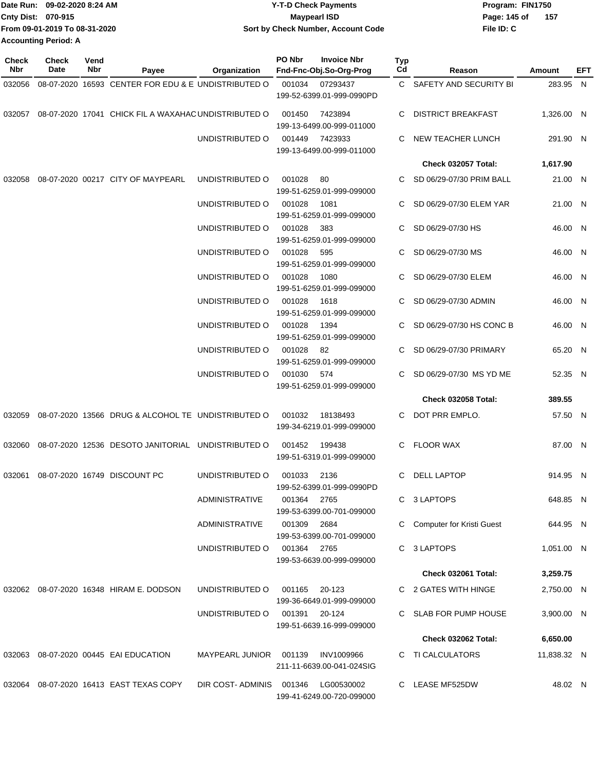Date Run: 09-02-2020 8:24 AM
Cnty Dist: 070-915
From 09-01-2019 To 08-31-2020
Accounting Period: A

**Y-T-D Check Payments**
**Maypearl ISD**
**Sort by Check Number, Account Code**

Program: FIN1750
File ID: C

| Check Nbr | Check Date | Vend Nbr | Payee | Organization | PO Nbr | Invoice Nbr / Fnd-Fnc-Obj.So-Org-Prog | Typ Cd | Reason | Amount | EFT |
|---|---|---|---|---|---|---|---|---|---|---|
| 032056 | 08-07-2020 | 16593 | CENTER FOR EDU & E | UNDISTRIBUTED O | 001034 | 07293437 199-52-6399.01-999-0990PD | C | SAFETY AND SECURITY BI | 283.95 | N |
| 032057 | 08-07-2020 | 17041 | CHICK FIL A WAXAHAC | UNDISTRIBUTED O | 001450 | 7423894 199-13-6499.00-999-011000 | C | DISTRICT BREAKFAST | 1,326.00 | N |
| | | | | UNDISTRIBUTED O | 001449 | 7423933 199-13-6499.00-999-011000 | C | NEW TEACHER LUNCH | 291.90 | N |
| | | | | | | | | **Check 032057 Total:** | **1,617.90** | |
| 032058 | 08-07-2020 | 00217 | CITY OF MAYPEARL | UNDISTRIBUTED O | 001028 | 80 199-51-6259.01-999-099000 | C | SD 06/29-07/30 PRIM BALL | 21.00 | N |
| | | | | UNDISTRIBUTED O | 001028 | 1081 199-51-6259.01-999-099000 | C | SD 06/29-07/30 ELEM YAR | 21.00 | N |
| | | | | UNDISTRIBUTED O | 001028 | 383 199-51-6259.01-999-099000 | C | SD 06/29-07/30 HS | 46.00 | N |
| | | | | UNDISTRIBUTED O | 001028 | 595 199-51-6259.01-999-099000 | C | SD 06/29-07/30 MS | 46.00 | N |
| | | | | UNDISTRIBUTED O | 001028 | 1080 199-51-6259.01-999-099000 | C | SD 06/29-07/30 ELEM | 46.00 | N |
| | | | | UNDISTRIBUTED O | 001028 | 1618 199-51-6259.01-999-099000 | C | SD 06/29-07/30 ADMIN | 46.00 | N |
| | | | | UNDISTRIBUTED O | 001028 | 1394 199-51-6259.01-999-099000 | C | SD 06/29-07/30 HS CONC B | 46.00 | N |
| | | | | UNDISTRIBUTED O | 001028 | 82 199-51-6259.01-999-099000 | C | SD 06/29-07/30 PRIMARY | 65.20 | N |
| | | | | UNDISTRIBUTED O | 001030 | 574 199-51-6259.01-999-099000 | C | SD 06/29-07/30 MS YD ME | 52.35 | N |
| | | | | | | | | **Check 032058 Total:** | **389.55** | |
| 032059 | 08-07-2020 | 13566 | DRUG & ALCOHOL TE | UNDISTRIBUTED O | 001032 | 18138493 199-34-6219.01-999-099000 | C | DOT PRR EMPLO. | 57.50 | N |
| 032060 | 08-07-2020 | 12536 | DESOTO JANITORIAL | UNDISTRIBUTED O | 001452 | 199438 199-51-6319.01-999-099000 | C | FLOOR WAX | 87.00 | N |
| 032061 | 08-07-2020 | 16749 | DISCOUNT PC | UNDISTRIBUTED O | 001033 | 2136 199-52-6399.01-999-0990PD | C | DELL LAPTOP | 914.95 | N |
| | | | | ADMINISTRATIVE | 001364 | 2765 199-53-6399.00-701-099000 | C | 3 LAPTOPS | 648.85 | N |
| | | | | ADMINISTRATIVE | 001309 | 2684 199-53-6399.00-701-099000 | C | Computer for Kristi Guest | 644.95 | N |
| | | | | UNDISTRIBUTED O | 001364 | 2765 199-53-6639.00-999-099000 | C | 3 LAPTOPS | 1,051.00 | N |
| | | | | | | | | **Check 032061 Total:** | **3,259.75** | |
| 032062 | 08-07-2020 | 16348 | HIRAM E. DODSON | UNDISTRIBUTED O | 001165 | 20-123 199-36-6649.01-999-099000 | C | 2 GATES WITH HINGE | 2,750.00 | N |
| | | | | UNDISTRIBUTED O | 001391 | 20-124 199-51-6639.16-999-099000 | C | SLAB FOR PUMP HOUSE | 3,900.00 | N |
| | | | | | | | | **Check 032062 Total:** | **6,650.00** | |
| 032063 | 08-07-2020 | 00445 | EAI EDUCATION | MAYPEARL JUNIOR | 001139 | INV1009966 211-11-6639.00-041-024SIG | C | TI CALCULATORS | 11,838.32 | N |
| 032064 | 08-07-2020 | 16413 | EAST TEXAS COPY | DIR COST- ADMINIS | 001346 | LG00530002 199-41-6249.00-720-099000 | C | LEASE MF525DW | 48.02 | N |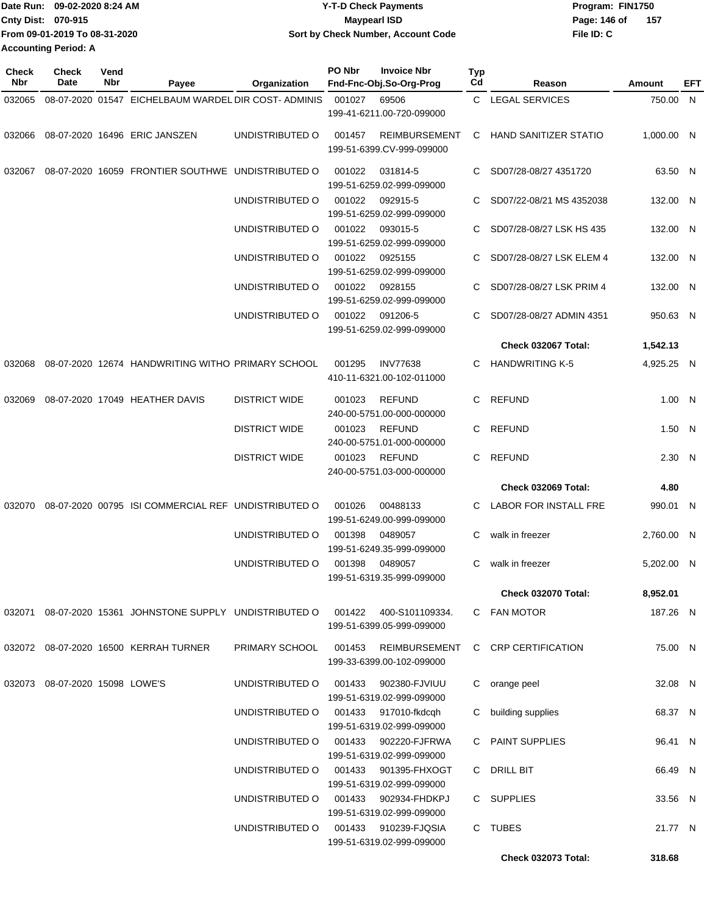Date Run: 09-02-2020 8:24 AM
Cnty Dist: 070-915
From 09-01-2019 To 08-31-2020
Accounting Period: A

**Y-T-D Check Payments**
**Maypearl ISD**
**Sort by Check Number, Account Code**

Program: FIN1750
File ID: C

| Check Nbr | Check Date | Vend Nbr | Payee | Organization | PO Nbr | Invoice Nbr / Fnd-Fnc-Obj.So-Org-Prog | Typ Cd | Reason | Amount | EFT |
|---|---|---|---|---|---|---|---|---|---|---|
| 032065 | 08-07-2020 | 01547 | EICHELBAUM WARDEL | DIR COST- ADMINIS | 001027 | 69506<br>199-41-6211.00-720-099000 | C | LEGAL SERVICES | 750.00 | N |
| 032066 | 08-07-2020 | 16496 | ERIC JANSZEN | UNDISTRIBUTED O | 001457 | REIMBURSEMENT<br>199-51-6399.CV-999-099000 | C | HAND SANITIZER STATIO | 1,000.00 | N |
| 032067 | 08-07-2020 | 16059 | FRONTIER SOUTHWE | UNDISTRIBUTED O | 001022 | 031814-5<br>199-51-6259.02-999-099000 | C | SD07/28-08/27 4351720 | 63.50 | N |
| | | | | UNDISTRIBUTED O | 001022 | 092915-5<br>199-51-6259.02-999-099000 | C | SD07/22-08/21 MS 4352038 | 132.00 | N |
| | | | | UNDISTRIBUTED O | 001022 | 093015-5<br>199-51-6259.02-999-099000 | C | SD07/28-08/27 LSK HS 435 | 132.00 | N |
| | | | | UNDISTRIBUTED O | 001022 | 0925155<br>199-51-6259.02-999-099000 | C | SD07/28-08/27 LSK ELEM 4 | 132.00 | N |
| | | | | UNDISTRIBUTED O | 001022 | 0928155<br>199-51-6259.02-999-099000 | C | SD07/28-08/27 LSK PRIM 4 | 132.00 | N |
| | | | | UNDISTRIBUTED O | 001022 | 091206-5<br>199-51-6259.02-999-099000 | C | SD07/28-08/27 ADMIN 4351 | 950.63 | N |
| | | | | | | | | **Check 032067 Total:** | **1,542.13** | |
| 032068 | 08-07-2020 | 12674 | HANDWRITING WITHO | PRIMARY SCHOOL | 001295 | INV77638<br>410-11-6321.00-102-011000 | C | HANDWRITING K-5 | 4,925.25 | N |
| 032069 | 08-07-2020 | 17049 | HEATHER DAVIS | DISTRICT WIDE | 001023 | REFUND<br>240-00-5751.00-000-000000 | C | REFUND | 1.00 | N |
| | | | | DISTRICT WIDE | 001023 | REFUND<br>240-00-5751.01-000-000000 | C | REFUND | 1.50 | N |
| | | | | DISTRICT WIDE | 001023 | REFUND<br>240-00-5751.03-000-000000 | C | REFUND | 2.30 | N |
| | | | | | | | | **Check 032069 Total:** | **4.80** | |
| 032070 | 08-07-2020 | 00795 | ISI COMMERCIAL REF | UNDISTRIBUTED O | 001026 | 00488133<br>199-51-6249.00-999-099000 | C | LABOR FOR INSTALL FRE | 990.01 | N |
| | | | | UNDISTRIBUTED O | 001398 | 0489057<br>199-51-6249.35-999-099000 | C | walk in freezer | 2,760.00 | N |
| | | | | UNDISTRIBUTED O | 001398 | 0489057<br>199-51-6319.35-999-099000 | C | walk in freezer | 5,202.00 | N |
| | | | | | | | | **Check 032070 Total:** | **8,952.01** | |
| 032071 | 08-07-2020 | 15361 | JOHNSTONE SUPPLY | UNDISTRIBUTED O | 001422 | 400-S101109334.<br>199-51-6399.05-999-099000 | C | FAN MOTOR | 187.26 | N |
| 032072 | 08-07-2020 | 16500 | KERRAH TURNER | PRIMARY SCHOOL | 001453 | REIMBURSEMENT<br>199-33-6399.00-102-099000 | C | CRP CERTIFICATION | 75.00 | N |
| 032073 | 08-07-2020 | 15098 | LOWE'S | UNDISTRIBUTED O | 001433 | 902380-FJVIUU<br>199-51-6319.02-999-099000 | C | orange peel | 32.08 | N |
| | | | | UNDISTRIBUTED O | 001433 | 917010-fkdcqh<br>199-51-6319.02-999-099000 | C | building supplies | 68.37 | N |
| | | | | UNDISTRIBUTED O | 001433 | 902220-FJFRWA<br>199-51-6319.02-999-099000 | C | PAINT SUPPLIES | 96.41 | N |
| | | | | UNDISTRIBUTED O | 001433 | 901395-FHXOGT<br>199-51-6319.02-999-099000 | C | DRILL BIT | 66.49 | N |
| | | | | UNDISTRIBUTED O | 001433 | 902934-FHDKPJ<br>199-51-6319.02-999-099000 | C | SUPPLIES | 33.56 | N |
| | | | | UNDISTRIBUTED O | 001433 | 910239-FJQSIA<br>199-51-6319.02-999-099000 | C | TUBES | 21.77 | N |
| | | | | | | | | **Check 032073 Total:** | **318.68** | |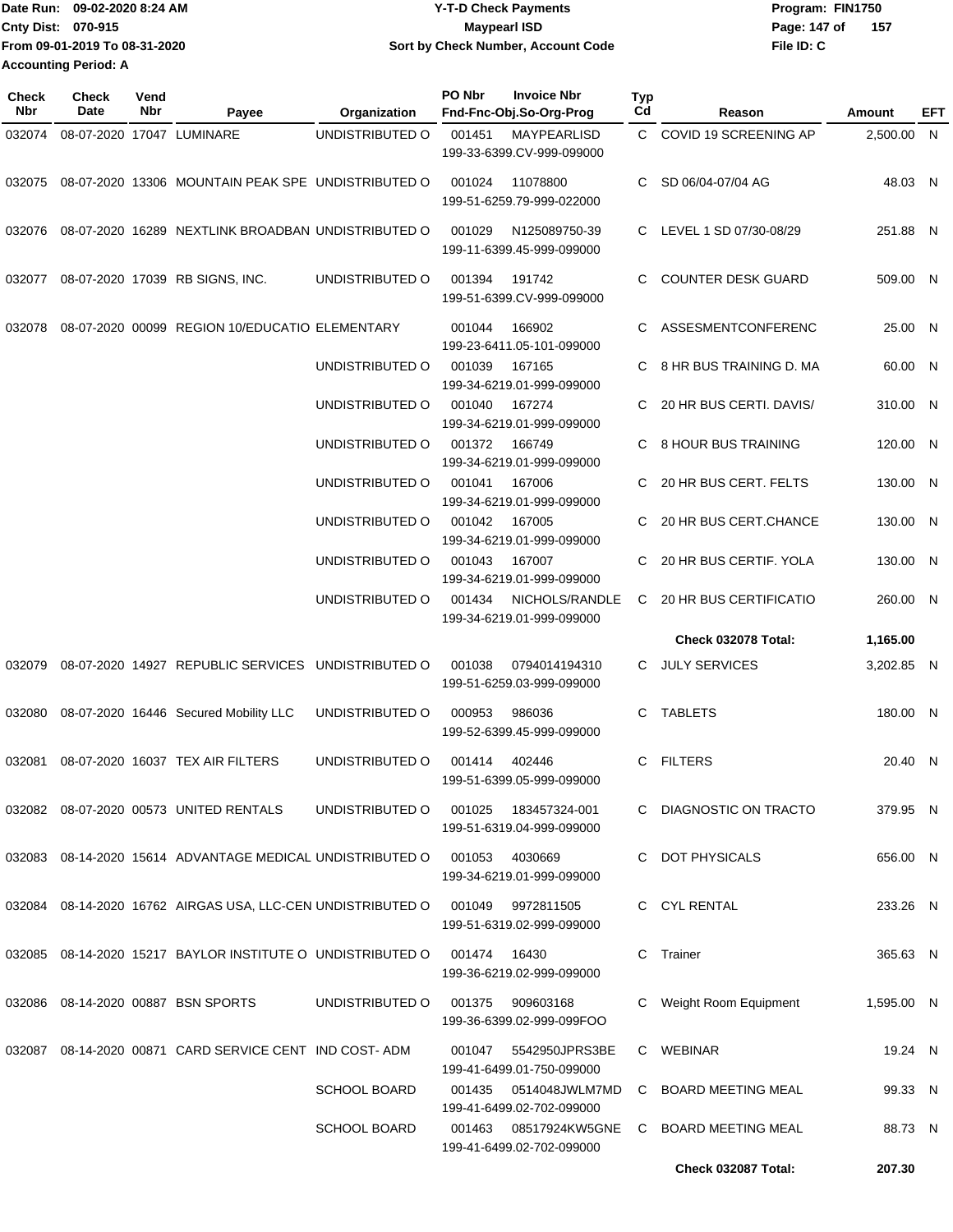Date Run: 09-02-2020 8:24 AM
Cnty Dist: 070-915
From 09-01-2019 To 08-31-2020
Accounting Period: A

**Y-T-D Check Payments**
**Maypearl ISD**
**Sort by Check Number, Account Code**

Program: FIN1750
File ID: C

| Check Nbr | Check Date | Vend Nbr | Payee | Organization | PO Nbr | Invoice Nbr / Fnd-Fnc-Obj.So-Org-Prog | Typ Cd | Reason | Amount | EFT |
|---|---|---|---|---|---|---|---|---|---|---|
| 032074 | 08-07-2020 | 17047 | LUMINARE | UNDISTRIBUTED O | 001451 | MAYPEARLISD 199-33-6399.CV-999-099000 | C | COVID 19 SCREENING AP | 2,500.00 | N |
| 032075 | 08-07-2020 | 13306 | MOUNTAIN PEAK SPE | UNDISTRIBUTED O | 001024 | 11078800 199-51-6259.79-999-022000 | C | SD 06/04-07/04 AG | 48.03 | N |
| 032076 | 08-07-2020 | 16289 | NEXTLINK BROADBAN | UNDISTRIBUTED O | 001029 | N125089750-39 199-11-6399.45-999-099000 | C | LEVEL 1 SD 07/30-08/29 | 251.88 | N |
| 032077 | 08-07-2020 | 17039 | RB SIGNS, INC. | UNDISTRIBUTED O | 001394 | 191742 199-51-6399.CV-999-099000 | C | COUNTER DESK GUARD | 509.00 | N |
| 032078 | 08-07-2020 | 00099 | REGION 10/EDUCATIO | ELEMENTARY | 001044 | 166902 199-23-6411.05-101-099000 | C | ASSESMENTCONFERENC | 25.00 | N |
| | | | | UNDISTRIBUTED O | 001039 | 167165 199-34-6219.01-999-099000 | C | 8 HR BUS TRAINING D. MA | 60.00 | N |
| | | | | UNDISTRIBUTED O | 001040 | 167274 199-34-6219.01-999-099000 | C | 20 HR BUS CERTI. DAVIS/ | 310.00 | N |
| | | | | UNDISTRIBUTED O | 001372 | 166749 199-34-6219.01-999-099000 | C | 8 HOUR BUS TRAINING | 120.00 | N |
| | | | | UNDISTRIBUTED O | 001041 | 167006 199-34-6219.01-999-099000 | C | 20 HR BUS CERT. FELTS | 130.00 | N |
| | | | | UNDISTRIBUTED O | 001042 | 167005 199-34-6219.01-999-099000 | C | 20 HR BUS CERT.CHANCE | 130.00 | N |
| | | | | UNDISTRIBUTED O | 001043 | 167007 199-34-6219.01-999-099000 | C | 20 HR BUS CERTIF. YOLA | 130.00 | N |
| | | | | UNDISTRIBUTED O | 001434 | NICHOLS/RANDLE 199-34-6219.01-999-099000 | C | 20 HR BUS CERTIFICATIO | 260.00 | N |
| | | | | | | | | **Check 032078 Total:** | **1,165.00** | |
| 032079 | 08-07-2020 | 14927 | REPUBLIC SERVICES | UNDISTRIBUTED O | 001038 | 0794014194310 199-51-6259.03-999-099000 | C | JULY SERVICES | 3,202.85 | N |
| 032080 | 08-07-2020 | 16446 | Secured Mobility LLC | UNDISTRIBUTED O | 000953 | 986036 199-52-6399.45-999-099000 | C | TABLETS | 180.00 | N |
| 032081 | 08-07-2020 | 16037 | TEX AIR FILTERS | UNDISTRIBUTED O | 001414 | 402446 199-51-6399.05-999-099000 | C | FILTERS | 20.40 | N |
| 032082 | 08-07-2020 | 00573 | UNITED RENTALS | UNDISTRIBUTED O | 001025 | 183457324-001 199-51-6319.04-999-099000 | C | DIAGNOSTIC ON TRACTO | 379.95 | N |
| 032083 | 08-14-2020 | 15614 | ADVANTAGE MEDICAL | UNDISTRIBUTED O | 001053 | 4030669 199-34-6219.01-999-099000 | C | DOT PHYSICALS | 656.00 | N |
| 032084 | 08-14-2020 | 16762 | AIRGAS USA, LLC-CEN | UNDISTRIBUTED O | 001049 | 9972811505 199-51-6319.02-999-099000 | C | CYL RENTAL | 233.26 | N |
| 032085 | 08-14-2020 | 15217 | BAYLOR INSTITUTE O | UNDISTRIBUTED O | 001474 | 16430 199-36-6219.02-999-099000 | C | Trainer | 365.63 | N |
| 032086 | 08-14-2020 | 00887 | BSN SPORTS | UNDISTRIBUTED O | 001375 | 909603168 199-36-6399.02-999-099FOO | C | Weight Room Equipment | 1,595.00 | N |
| 032087 | 08-14-2020 | 00871 | CARD SERVICE CENT | IND COST- ADM | 001047 | 5542950JPRS3BE 199-41-6499.01-750-099000 | C | WEBINAR | 19.24 | N |
| | | | | SCHOOL BOARD | 001435 | 0514048JWLM7MD 199-41-6499.02-702-099000 | C | BOARD MEETING MEAL | 99.33 | N |
| | | | | SCHOOL BOARD | 001463 | 08517924KW5GNE 199-41-6499.02-702-099000 | C | BOARD MEETING MEAL | 88.73 | N |
| | | | | | | | | **Check 032087 Total:** | **207.30** | |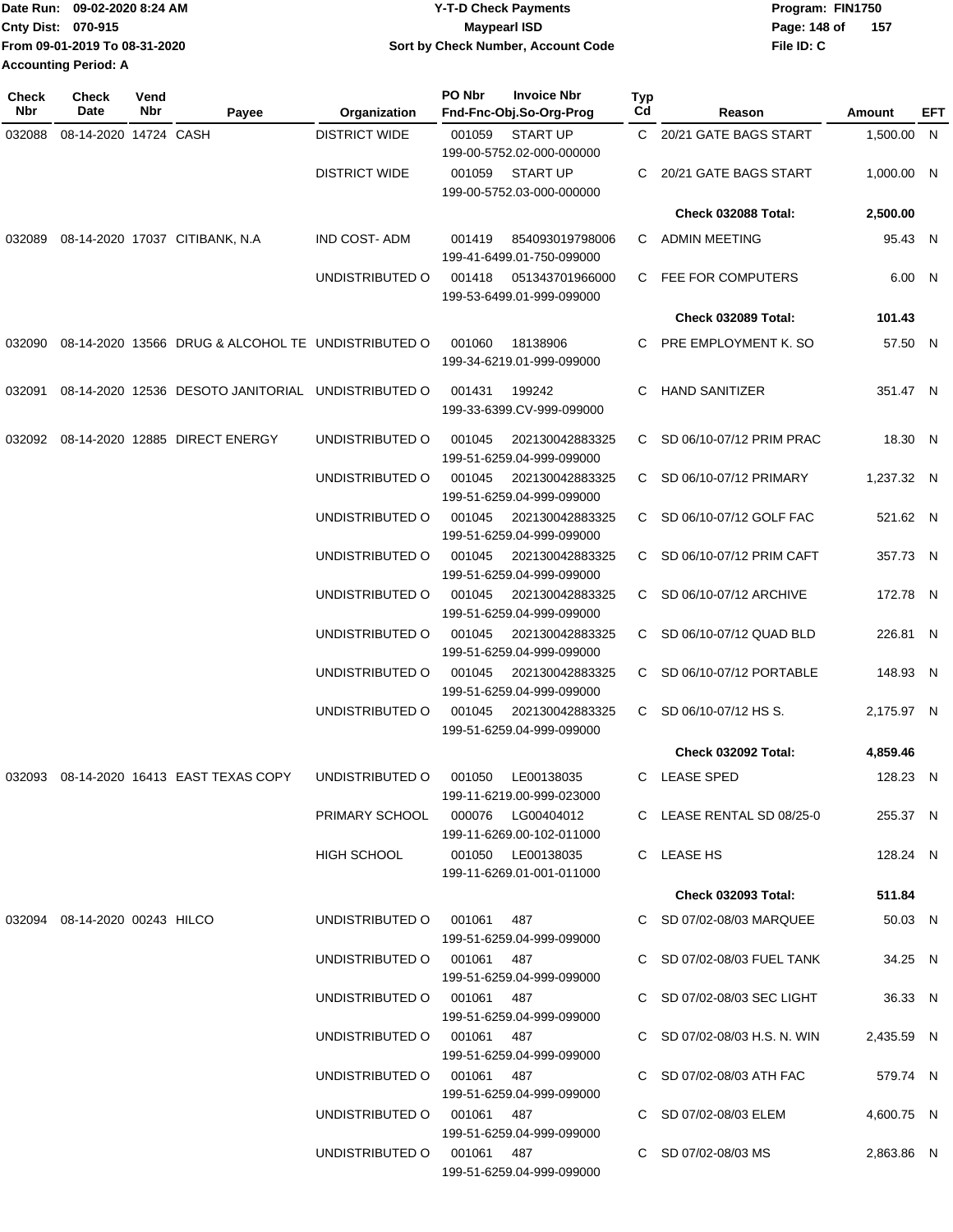Date Run: 09-02-2020 8:24 AM
Cnty Dist: 070-915
From 09-01-2019 To 08-31-2020
Accounting Period: A

# Y-T-D Check Payments
## Maypearl ISD
### Sort by Check Number, Account Code

Program: FIN1750
File ID: C

| Check Nbr | Check Date | Vend Nbr | Payee | Organization | PO Nbr | Invoice Nbr / Fnd-Fnc-Obj.So-Org-Prog | Typ Cd | Reason | Amount | EFT |
|---|---|---|---|---|---|---|---|---|---|---|
| 032088 | 08-14-2020 | 14724 | CASH | DISTRICT WIDE | 001059 | START UP 199-00-5752.02-000-000000 | C | 20/21 GATE BAGS START | 1,500.00 | N |
| | | | | DISTRICT WIDE | 001059 | START UP 199-00-5752.03-000-000000 | C | 20/21 GATE BAGS START | 1,000.00 | N |
| | | | | | | | | **Check 032088 Total:** | **2,500.00** | |
| 032089 | 08-14-2020 | 17037 | CITIBANK, N.A | IND COST- ADM | 001419 | 854093019798006 199-41-6499.01-750-099000 | C | ADMIN MEETING | 95.43 | N |
| | | | | UNDISTRIBUTED O | 001418 | 051343701966000 199-53-6499.01-999-099000 | C | FEE FOR COMPUTERS | 6.00 | N |
| | | | | | | | | **Check 032089 Total:** | **101.43** | |
| 032090 | 08-14-2020 | 13566 | DRUG & ALCOHOL TE | UNDISTRIBUTED O | 001060 | 18138906 199-34-6219.01-999-099000 | C | PRE EMPLOYMENT K. SO | 57.50 | N |
| 032091 | 08-14-2020 | 12536 | DESOTO JANITORIAL | UNDISTRIBUTED O | 001431 | 199242 199-33-6399.CV-999-099000 | C | HAND SANITIZER | 351.47 | N |
| 032092 | 08-14-2020 | 12885 | DIRECT ENERGY | UNDISTRIBUTED O | 001045 | 202130042883325 199-51-6259.04-999-099000 | C | SD 06/10-07/12 PRIM PRAC | 18.30 | N |
| | | | | UNDISTRIBUTED O | 001045 | 202130042883325 199-51-6259.04-999-099000 | C | SD 06/10-07/12 PRIMARY | 1,237.32 | N |
| | | | | UNDISTRIBUTED O | 001045 | 202130042883325 199-51-6259.04-999-099000 | C | SD 06/10-07/12 GOLF FAC | 521.62 | N |
| | | | | UNDISTRIBUTED O | 001045 | 202130042883325 199-51-6259.04-999-099000 | C | SD 06/10-07/12 PRIM CAFT | 357.73 | N |
| | | | | UNDISTRIBUTED O | 001045 | 202130042883325 199-51-6259.04-999-099000 | C | SD 06/10-07/12 ARCHIVE | 172.78 | N |
| | | | | UNDISTRIBUTED O | 001045 | 202130042883325 199-51-6259.04-999-099000 | C | SD 06/10-07/12 QUAD BLD | 226.81 | N |
| | | | | UNDISTRIBUTED O | 001045 | 202130042883325 199-51-6259.04-999-099000 | C | SD 06/10-07/12 PORTABLE | 148.93 | N |
| | | | | UNDISTRIBUTED O | 001045 | 202130042883325 199-51-6259.04-999-099000 | C | SD 06/10-07/12 HS S. | 2,175.97 | N |
| | | | | | | | | **Check 032092 Total:** | **4,859.46** | |
| 032093 | 08-14-2020 | 16413 | EAST TEXAS COPY | UNDISTRIBUTED O | 001050 | LE00138035 199-11-6219.00-999-023000 | C | LEASE SPED | 128.23 | N |
| | | | | PRIMARY SCHOOL | 000076 | LG00404012 199-11-6269.00-102-011000 | C | LEASE RENTAL SD 08/25-0 | 255.37 | N |
| | | | | HIGH SCHOOL | 001050 | LE00138035 199-11-6269.01-001-011000 | C | LEASE HS | 128.24 | N |
| | | | | | | | | **Check 032093 Total:** | **511.84** | |
| 032094 | 08-14-2020 | 00243 | HILCO | UNDISTRIBUTED O | 001061 | 487 199-51-6259.04-999-099000 | C | SD 07/02-08/03 MARQUEE | 50.03 | N |
| | | | | UNDISTRIBUTED O | 001061 | 487 199-51-6259.04-999-099000 | C | SD 07/02-08/03 FUEL TANK | 34.25 | N |
| | | | | UNDISTRIBUTED O | 001061 | 487 199-51-6259.04-999-099000 | C | SD 07/02-08/03 SEC LIGHT | 36.33 | N |
| | | | | UNDISTRIBUTED O | 001061 | 487 199-51-6259.04-999-099000 | C | SD 07/02-08/03 H.S. N. WIN | 2,435.59 | N |
| | | | | UNDISTRIBUTED O | 001061 | 487 199-51-6259.04-999-099000 | C | SD 07/02-08/03 ATH FAC | 579.74 | N |
| | | | | UNDISTRIBUTED O | 001061 | 487 199-51-6259.04-999-099000 | C | SD 07/02-08/03 ELEM | 4,600.75 | N |
| | | | | UNDISTRIBUTED O | 001061 | 487 199-51-6259.04-999-099000 | C | SD 07/02-08/03 MS | 2,863.86 | N |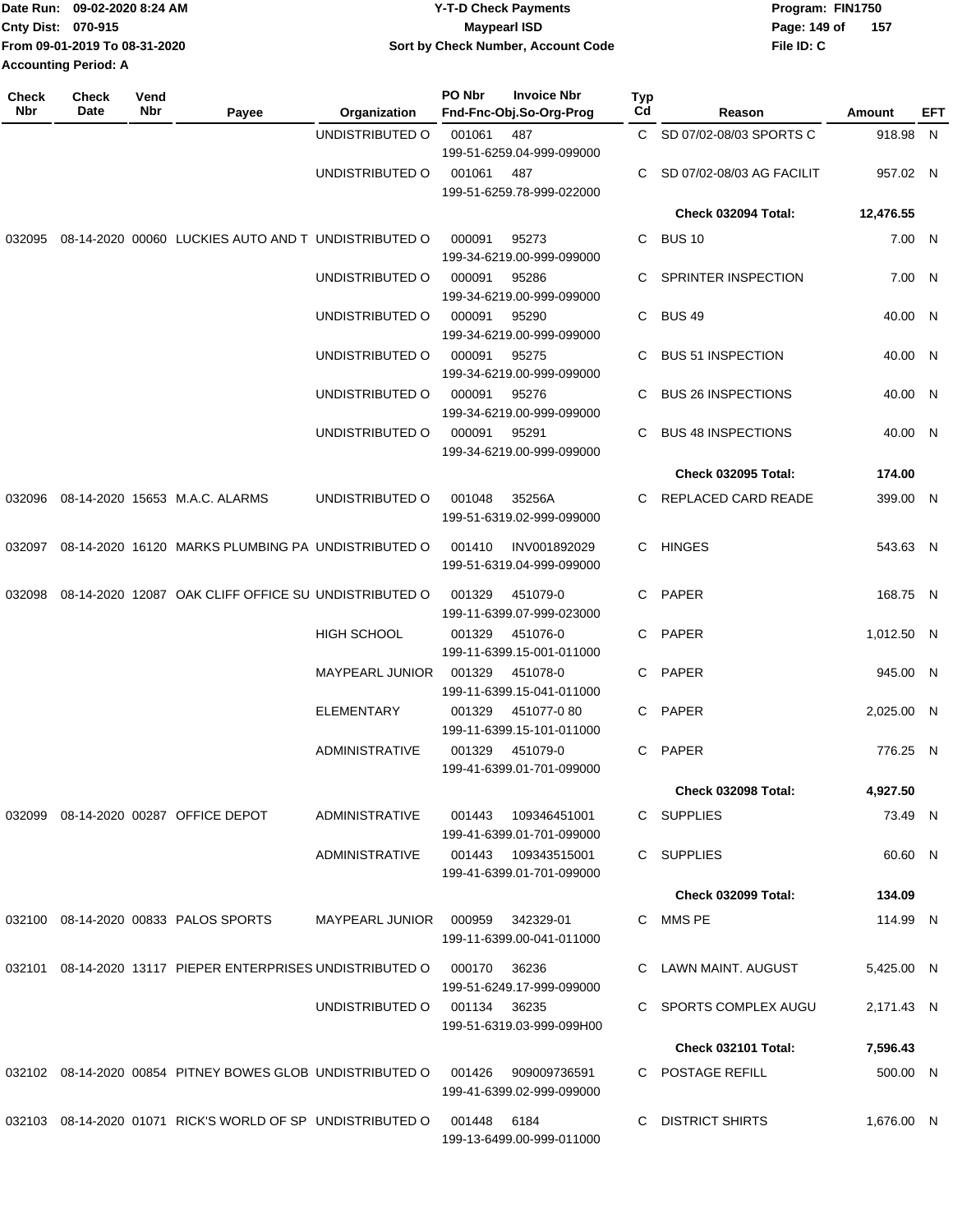Date Run: 09-02-2020 8:24 AM
Cnty Dist: 070-915
From 09-01-2019 To 08-31-2020
Accounting Period: A

# Y-T-D Check Payments
## Maypearl ISD
### Sort by Check Number, Account Code

Program: FIN1750
File ID: C

| Check Nbr | Check Date | Vend Nbr | Payee | Organization | PO Nbr | Invoice Nbr / Fnd-Fnc-Obj.So-Org-Prog | Typ Cd | Reason | Amount | EFT |
|---|---|---|---|---|---|---|---|---|---|---|
| | | | | UNDISTRIBUTED O | 001061 | 487 / 199-51-6259.04-999-099000 | C | SD 07/02-08/03 SPORTS C | 918.98 | N |
| | | | | UNDISTRIBUTED O | 001061 | 487 / 199-51-6259.78-999-022000 | C | SD 07/02-08/03 AG FACILIT | 957.02 | N |
| | | | | | | | | **Check 032094 Total:** | **12,476.55** | |
| 032095 | 08-14-2020 | 00060 | LUCKIES AUTO AND T | UNDISTRIBUTED O | 000091 | 95273 / 199-34-6219.00-999-099000 | C | BUS 10 | 7.00 | N |
| | | | | UNDISTRIBUTED O | 000091 | 95286 / 199-34-6219.00-999-099000 | C | SPRINTER INSPECTION | 7.00 | N |
| | | | | UNDISTRIBUTED O | 000091 | 95290 / 199-34-6219.00-999-099000 | C | BUS 49 | 40.00 | N |
| | | | | UNDISTRIBUTED O | 000091 | 95275 / 199-34-6219.00-999-099000 | C | BUS 51 INSPECTION | 40.00 | N |
| | | | | UNDISTRIBUTED O | 000091 | 95276 / 199-34-6219.00-999-099000 | C | BUS 26 INSPECTIONS | 40.00 | N |
| | | | | UNDISTRIBUTED O | 000091 | 95291 / 199-34-6219.00-999-099000 | C | BUS 48 INSPECTIONS | 40.00 | N |
| | | | | | | | | **Check 032095 Total:** | **174.00** | |
| 032096 | 08-14-2020 | 15653 | M.A.C. ALARMS | UNDISTRIBUTED O | 001048 | 35256A / 199-51-6319.02-999-099000 | C | REPLACED CARD READE | 399.00 | N |
| 032097 | 08-14-2020 | 16120 | MARKS PLUMBING PA | UNDISTRIBUTED O | 001410 | INV001892029 / 199-51-6319.04-999-099000 | C | HINGES | 543.63 | N |
| 032098 | 08-14-2020 | 12087 | OAK CLIFF OFFICE SU | UNDISTRIBUTED O | 001329 | 451079-0 / 199-11-6399.07-999-023000 | C | PAPER | 168.75 | N |
| | | | | HIGH SCHOOL | 001329 | 451076-0 / 199-11-6399.15-001-011000 | C | PAPER | 1,012.50 | N |
| | | | | MAYPEARL JUNIOR | 001329 | 451078-0 / 199-11-6399.15-041-011000 | C | PAPER | 945.00 | N |
| | | | | ELEMENTARY | 001329 | 451077-0 80 / 199-11-6399.15-101-011000 | C | PAPER | 2,025.00 | N |
| | | | | ADMINISTRATIVE | 001329 | 451079-0 / 199-41-6399.01-701-099000 | C | PAPER | 776.25 | N |
| | | | | | | | | **Check 032098 Total:** | **4,927.50** | |
| 032099 | 08-14-2020 | 00287 | OFFICE DEPOT | ADMINISTRATIVE | 001443 | 109346451001 / 199-41-6399.01-701-099000 | C | SUPPLIES | 73.49 | N |
| | | | | ADMINISTRATIVE | 001443 | 109343515001 / 199-41-6399.01-701-099000 | C | SUPPLIES | 60.60 | N |
| | | | | | | | | **Check 032099 Total:** | **134.09** | |
| 032100 | 08-14-2020 | 00833 | PALOS SPORTS | MAYPEARL JUNIOR | 000959 | 342329-01 / 199-11-6399.00-041-011000 | C | MMS PE | 114.99 | N |
| 032101 | 08-14-2020 | 13117 | PIEPER ENTERPRISES | UNDISTRIBUTED O | 000170 | 36236 / 199-51-6249.17-999-099000 | C | LAWN MAINT. AUGUST | 5,425.00 | N |
| | | | | UNDISTRIBUTED O | 001134 | 36235 / 199-51-6319.03-999-099H00 | C | SPORTS COMPLEX AUGU | 2,171.43 | N |
| | | | | | | | | **Check 032101 Total:** | **7,596.43** | |
| 032102 | 08-14-2020 | 00854 | PITNEY BOWES GLOB | UNDISTRIBUTED O | 001426 | 909009736591 / 199-41-6399.02-999-099000 | C | POSTAGE REFILL | 500.00 | N |
| 032103 | 08-14-2020 | 01071 | RICK'S WORLD OF SP | UNDISTRIBUTED O | 001448 | 6184 / 199-13-6499.00-999-011000 | C | DISTRICT SHIRTS | 1,676.00 | N |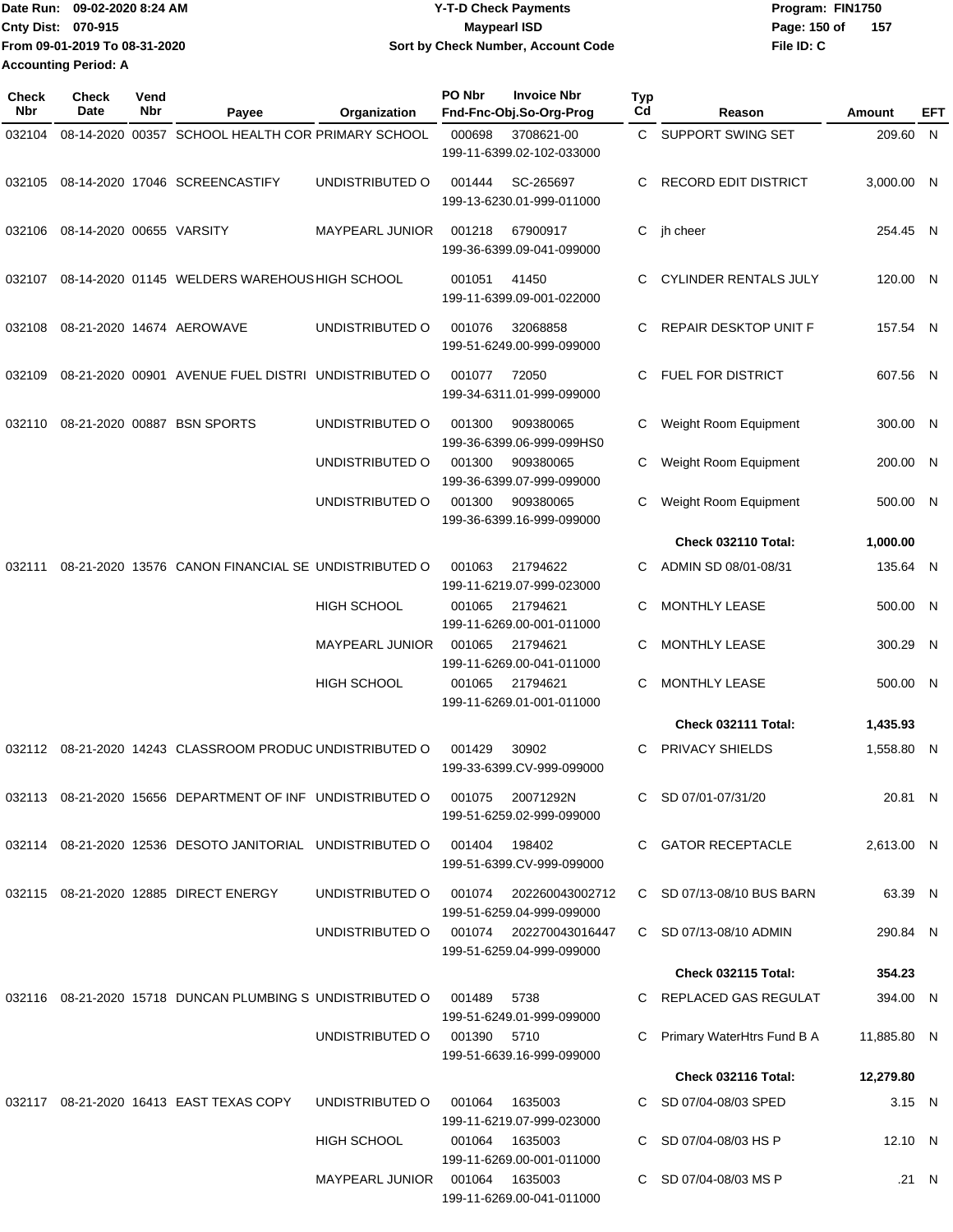Date Run: 09-02-2020 8:24 AM
Cnty Dist: 070-915
From 09-01-2019 To 08-31-2020
Accounting Period: A

# Y-T-D Check Payments
## Maypearl ISD
### Sort by Check Number, Account Code

Program: FIN1750
File ID: C

| Check Nbr | Check Date | Vend Nbr | Payee | Organization | PO Nbr | Invoice Nbr / Fnd-Fnc-Obj.So-Org-Prog | Typ Cd | Reason | Amount | EFT |
|---|---|---|---|---|---|---|---|---|---|---|
| 032104 | 08-14-2020 | 00357 | SCHOOL HEALTH COR | PRIMARY SCHOOL | 000698 | 3708621-00 199-11-6399.02-102-033000 | C | SUPPORT SWING SET | 209.60 | N |
| 032105 | 08-14-2020 | 17046 | SCREENCASTIFY | UNDISTRIBUTED O | 001444 | SC-265697 199-13-6230.01-999-011000 | C | RECORD EDIT DISTRICT | 3,000.00 | N |
| 032106 | 08-14-2020 | 00655 | VARSITY | MAYPEARL JUNIOR | 001218 | 67900917 199-36-6399.09-041-099000 | C | jh cheer | 254.45 | N |
| 032107 | 08-14-2020 | 01145 | WELDERS WAREHOUS | HIGH SCHOOL | 001051 | 41450 199-11-6399.09-001-022000 | C | CYLINDER RENTALS JULY | 120.00 | N |
| 032108 | 08-21-2020 | 14674 | AEROWAVE | UNDISTRIBUTED O | 001076 | 32068858 199-51-6249.00-999-099000 | C | REPAIR DESKTOP UNIT F | 157.54 | N |
| 032109 | 08-21-2020 | 00901 | AVENUE FUEL DISTRI | UNDISTRIBUTED O | 001077 | 72050 199-34-6311.01-999-099000 | C | FUEL FOR DISTRICT | 607.56 | N |
| 032110 | 08-21-2020 | 00887 | BSN SPORTS | UNDISTRIBUTED O | 001300 | 909380065 199-36-6399.06-999-099HS0 | C | Weight Room Equipment | 300.00 | N |
| | | | | UNDISTRIBUTED O | 001300 | 909380065 199-36-6399.07-999-099000 | C | Weight Room Equipment | 200.00 | N |
| | | | | UNDISTRIBUTED O | 001300 | 909380065 199-36-6399.16-999-099000 | C | Weight Room Equipment | 500.00 | N |
| | | | | | | | | **Check 032110 Total:** | **1,000.00** | |
| 032111 | 08-21-2020 | 13576 | CANON FINANCIAL SE | UNDISTRIBUTED O | 001063 | 21794622 199-11-6219.07-999-023000 | C | ADMIN SD 08/01-08/31 | 135.64 | N |
| | | | | HIGH SCHOOL | 001065 | 21794621 199-11-6269.00-001-011000 | C | MONTHLY LEASE | 500.00 | N |
| | | | | MAYPEARL JUNIOR | 001065 | 21794621 199-11-6269.00-041-011000 | C | MONTHLY LEASE | 300.29 | N |
| | | | | HIGH SCHOOL | 001065 | 21794621 199-11-6269.01-001-011000 | C | MONTHLY LEASE | 500.00 | N |
| | | | | | | | | **Check 032111 Total:** | **1,435.93** | |
| 032112 | 08-21-2020 | 14243 | CLASSROOM PRODUC | UNDISTRIBUTED O | 001429 | 30902 199-33-6399.CV-999-099000 | C | PRIVACY SHIELDS | 1,558.80 | N |
| 032113 | 08-21-2020 | 15656 | DEPARTMENT OF INF | UNDISTRIBUTED O | 001075 | 20071292N 199-51-6259.02-999-099000 | C | SD 07/01-07/31/20 | 20.81 | N |
| 032114 | 08-21-2020 | 12536 | DESOTO JANITORIAL | UNDISTRIBUTED O | 001404 | 198402 199-51-6399.CV-999-099000 | C | GATOR RECEPTACLE | 2,613.00 | N |
| 032115 | 08-21-2020 | 12885 | DIRECT ENERGY | UNDISTRIBUTED O | 001074 | 202260043002712 199-51-6259.04-999-099000 | C | SD 07/13-08/10 BUS BARN | 63.39 | N |
| | | | | UNDISTRIBUTED O | 001074 | 202270043016447 199-51-6259.04-999-099000 | C | SD 07/13-08/10 ADMIN | 290.84 | N |
| | | | | | | | | **Check 032115 Total:** | **354.23** | |
| 032116 | 08-21-2020 | 15718 | DUNCAN PLUMBING S | UNDISTRIBUTED O | 001489 | 5738 199-51-6249.01-999-099000 | C | REPLACED GAS REGULAT | 394.00 | N |
| | | | | UNDISTRIBUTED O | 001390 | 5710 199-51-6639.16-999-099000 | C | Primary WaterHtrs Fund B A | 11,885.80 | N |
| | | | | | | | | **Check 032116 Total:** | **12,279.80** | |
| 032117 | 08-21-2020 | 16413 | EAST TEXAS COPY | UNDISTRIBUTED O | 001064 | 1635003 199-11-6219.07-999-023000 | C | SD 07/04-08/03 SPED | 3.15 | N |
| | | | | HIGH SCHOOL | 001064 | 1635003 199-11-6269.00-001-011000 | C | SD 07/04-08/03 HS P | 12.10 | N |
| | | | | MAYPEARL JUNIOR | 001064 | 1635003 199-11-6269.00-041-011000 | C | SD 07/04-08/03 MS P | .21 | N |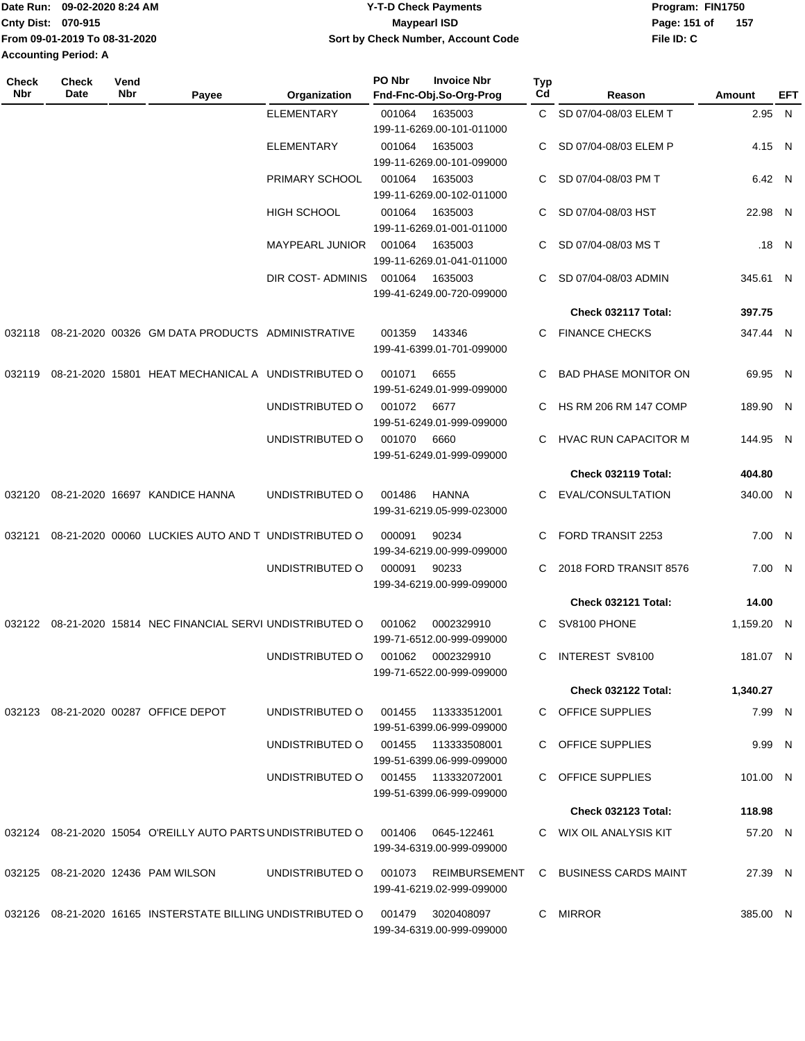Date Run: 09-02-2020 8:24 AM
Cnty Dist: 070-915
From 09-01-2019 To 08-31-2020
Accounting Period: A

# Y-T-D Check Payments
## Maypearl ISD
### Sort by Check Number, Account Code

Program: FIN1750
File ID: C

| Check Nbr | Check Date | Vend Nbr | Payee | Organization | PO Nbr | Invoice Nbr / Fnd-Fnc-Obj.So-Org-Prog | Typ Cd | Reason | Amount | EFT |
|---|---|---|---|---|---|---|---|---|---|---|
| | | | | ELEMENTARY | 001064 | 1635003 199-11-6269.00-101-011000 | C | SD 07/04-08/03 ELEM T | 2.95 | N |
| | | | | ELEMENTARY | 001064 | 1635003 199-11-6269.00-101-099000 | C | SD 07/04-08/03 ELEM P | 4.15 | N |
| | | | | PRIMARY SCHOOL | 001064 | 1635003 199-11-6269.00-102-011000 | C | SD 07/04-08/03 PM T | 6.42 | N |
| | | | | HIGH SCHOOL | 001064 | 1635003 199-11-6269.01-001-011000 | C | SD 07/04-08/03 HST | 22.98 | N |
| | | | | MAYPEARL JUNIOR | 001064 | 1635003 199-11-6269.01-041-011000 | C | SD 07/04-08/03 MS T | .18 | N |
| | | | | DIR COST- ADMINIS | 001064 | 1635003 199-41-6249.00-720-099000 | C | SD 07/04-08/03 ADMIN | 345.61 | N |
| | | | | | | | | **Check 032117 Total:** | **397.75** | |
| 032118 | 08-21-2020 | 00326 | GM DATA PRODUCTS | ADMINISTRATIVE | 001359 | 143346 199-41-6399.01-701-099000 | C | FINANCE CHECKS | 347.44 | N |
| 032119 | 08-21-2020 | 15801 | HEAT MECHANICAL A | UNDISTRIBUTED O | 001071 | 6655 199-51-6249.01-999-099000 | C | BAD PHASE MONITOR ON | 69.95 | N |
| | | | | UNDISTRIBUTED O | 001072 | 6677 199-51-6249.01-999-099000 | C | HS RM 206 RM 147 COMP | 189.90 | N |
| | | | | UNDISTRIBUTED O | 001070 | 6660 199-51-6249.01-999-099000 | C | HVAC RUN CAPACITOR M | 144.95 | N |
| | | | | | | | | **Check 032119 Total:** | **404.80** | |
| 032120 | 08-21-2020 | 16697 | KANDICE HANNA | UNDISTRIBUTED O | 001486 | HANNA 199-31-6219.05-999-023000 | C | EVAL/CONSULTATION | 340.00 | N |
| 032121 | 08-21-2020 | 00060 | LUCKIES AUTO AND T | UNDISTRIBUTED O | 000091 | 90234 199-34-6219.00-999-099000 | C | FORD TRANSIT 2253 | 7.00 | N |
| | | | | UNDISTRIBUTED O | 000091 | 90233 199-34-6219.00-999-099000 | C | 2018 FORD TRANSIT 8576 | 7.00 | N |
| | | | | | | | | **Check 032121 Total:** | **14.00** | |
| 032122 | 08-21-2020 | 15814 | NEC FINANCIAL SERVI | UNDISTRIBUTED O | 001062 | 0002329910 199-71-6512.00-999-099000 | C | SV8100 PHONE | 1,159.20 | N |
| | | | | UNDISTRIBUTED O | 001062 | 0002329910 199-71-6522.00-999-099000 | C | INTEREST SV8100 | 181.07 | N |
| | | | | | | | | **Check 032122 Total:** | **1,340.27** | |
| 032123 | 08-21-2020 | 00287 | OFFICE DEPOT | UNDISTRIBUTED O | 001455 | 113333512001 199-51-6399.06-999-099000 | C | OFFICE SUPPLIES | 7.99 | N |
| | | | | UNDISTRIBUTED O | 001455 | 113333508001 199-51-6399.06-999-099000 | C | OFFICE SUPPLIES | 9.99 | N |
| | | | | UNDISTRIBUTED O | 001455 | 113332072001 199-51-6399.06-999-099000 | C | OFFICE SUPPLIES | 101.00 | N |
| | | | | | | | | **Check 032123 Total:** | **118.98** | |
| 032124 | 08-21-2020 | 15054 | O'REILLY AUTO PARTS | UNDISTRIBUTED O | 001406 | 0645-122461 199-34-6319.00-999-099000 | C | WIX OIL ANALYSIS KIT | 57.20 | N |
| 032125 | 08-21-2020 | 12436 | PAM WILSON | UNDISTRIBUTED O | 001073 | REIMBURSEMENT 199-41-6219.02-999-099000 | C | BUSINESS CARDS MAINT | 27.39 | N |
| 032126 | 08-21-2020 | 16165 | INSTERSTATE BILLING | UNDISTRIBUTED O | 001479 | 3020408097 199-34-6319.00-999-099000 | C | MIRROR | 385.00 | N |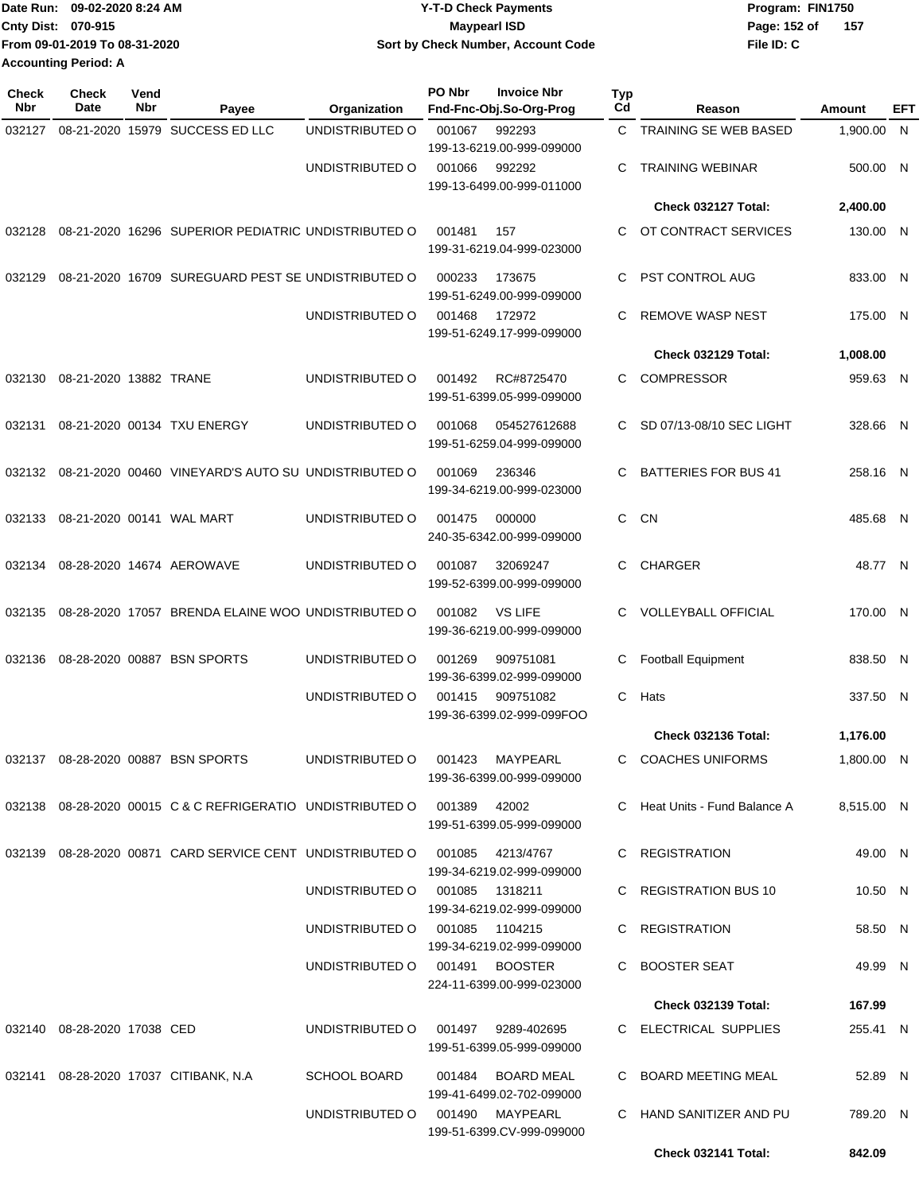Date Run: 09-02-2020 8:24 AM
Cnty Dist: 070-915
From 09-01-2019 To 08-31-2020
Accounting Period: A

# Y-T-D Check Payments
## Maypearl ISD
### Sort by Check Number, Account Code

Program: FIN1750
File ID: C

| Check Nbr | Check Date | Vend Nbr | Payee | Organization | PO Nbr | Invoice Nbr / Fnd-Fnc-Obj.So-Org-Prog | Typ Cd | Reason | Amount | EFT |
|---|---|---|---|---|---|---|---|---|---|---|
| 032127 | 08-21-2020 | 15979 | SUCCESS ED LLC | UNDISTRIBUTED O | 001067 | 992293 199-13-6219.00-999-099000 | C | TRAINING SE WEB BASED | 1,900.00 | N |
| | | | | UNDISTRIBUTED O | 001066 | 992292 199-13-6499.00-999-011000 | C | TRAINING WEBINAR | 500.00 | N |
| | | | | | | | | **Check 032127 Total:** | **2,400.00** | |
| 032128 | 08-21-2020 | 16296 | SUPERIOR PEDIATRIC | UNDISTRIBUTED O | 001481 | 157 199-31-6219.04-999-023000 | C | OT CONTRACT SERVICES | 130.00 | N |
| 032129 | 08-21-2020 | 16709 | SUREGUARD PEST SE | UNDISTRIBUTED O | 000233 | 173675 199-51-6249.00-999-099000 | C | PST CONTROL AUG | 833.00 | N |
| | | | | UNDISTRIBUTED O | 001468 | 172972 199-51-6249.17-999-099000 | C | REMOVE WASP NEST | 175.00 | N |
| | | | | | | | | **Check 032129 Total:** | **1,008.00** | |
| 032130 | 08-21-2020 | 13882 | TRANE | UNDISTRIBUTED O | 001492 | RC#8725470 199-51-6399.05-999-099000 | C | COMPRESSOR | 959.63 | N |
| 032131 | 08-21-2020 | 00134 | TXU ENERGY | UNDISTRIBUTED O | 001068 | 054527612688 199-51-6259.04-999-099000 | C | SD 07/13-08/10 SEC LIGHT | 328.66 | N |
| 032132 | 08-21-2020 | 00460 | VINEYARD'S AUTO SU | UNDISTRIBUTED O | 001069 | 236346 199-34-6219.00-999-023000 | C | BATTERIES FOR BUS 41 | 258.16 | N |
| 032133 | 08-21-2020 | 00141 | WAL MART | UNDISTRIBUTED O | 001475 | 000000 240-35-6342.00-999-099000 | C | CN | 485.68 | N |
| 032134 | 08-28-2020 | 14674 | AEROWAVE | UNDISTRIBUTED O | 001087 | 32069247 199-52-6399.00-999-099000 | C | CHARGER | 48.77 | N |
| 032135 | 08-28-2020 | 17057 | BRENDA ELAINE WOO | UNDISTRIBUTED O | 001082 | VS LIFE 199-36-6219.00-999-099000 | C | VOLLEYBALL OFFICIAL | 170.00 | N |
| 032136 | 08-28-2020 | 00887 | BSN SPORTS | UNDISTRIBUTED O | 001269 | 909751081 199-36-6399.02-999-099000 | C | Football Equipment | 838.50 | N |
| | | | | UNDISTRIBUTED O | 001415 | 909751082 199-36-6399.02-999-099FOO | C | Hats | 337.50 | N |
| | | | | | | | | **Check 032136 Total:** | **1,176.00** | |
| 032137 | 08-28-2020 | 00887 | BSN SPORTS | UNDISTRIBUTED O | 001423 | MAYPEARL 199-36-6399.00-999-099000 | C | COACHES UNIFORMS | 1,800.00 | N |
| 032138 | 08-28-2020 | 00015 | C & C REFRIGERATIO | UNDISTRIBUTED O | 001389 | 42002 199-51-6399.05-999-099000 | C | Heat Units - Fund Balance A | 8,515.00 | N |
| 032139 | 08-28-2020 | 00871 | CARD SERVICE CENT | UNDISTRIBUTED O | 001085 | 4213/4767 199-34-6219.02-999-099000 | C | REGISTRATION | 49.00 | N |
| | | | | UNDISTRIBUTED O | 001085 | 1318211 199-34-6219.02-999-099000 | C | REGISTRATION BUS 10 | 10.50 | N |
| | | | | UNDISTRIBUTED O | 001085 | 1104215 199-34-6219.02-999-099000 | C | REGISTRATION | 58.50 | N |
| | | | | UNDISTRIBUTED O | 001491 | BOOSTER 224-11-6399.00-999-023000 | C | BOOSTER SEAT | 49.99 | N |
| | | | | | | | | **Check 032139 Total:** | **167.99** | |
| 032140 | 08-28-2020 | 17038 | CED | UNDISTRIBUTED O | 001497 | 9289-402695 199-51-6399.05-999-099000 | C | ELECTRICAL SUPPLIES | 255.41 | N |
| 032141 | 08-28-2020 | 17037 | CITIBANK, N.A | SCHOOL BOARD | 001484 | BOARD MEAL 199-41-6499.02-702-099000 | C | BOARD MEETING MEAL | 52.89 | N |
| | | | | UNDISTRIBUTED O | 001490 | MAYPEARL 199-51-6399.CV-999-099000 | C | HAND SANITIZER AND PU | 789.20 | N |
| | | | | | | | | **Check 032141 Total:** | **842.09** | |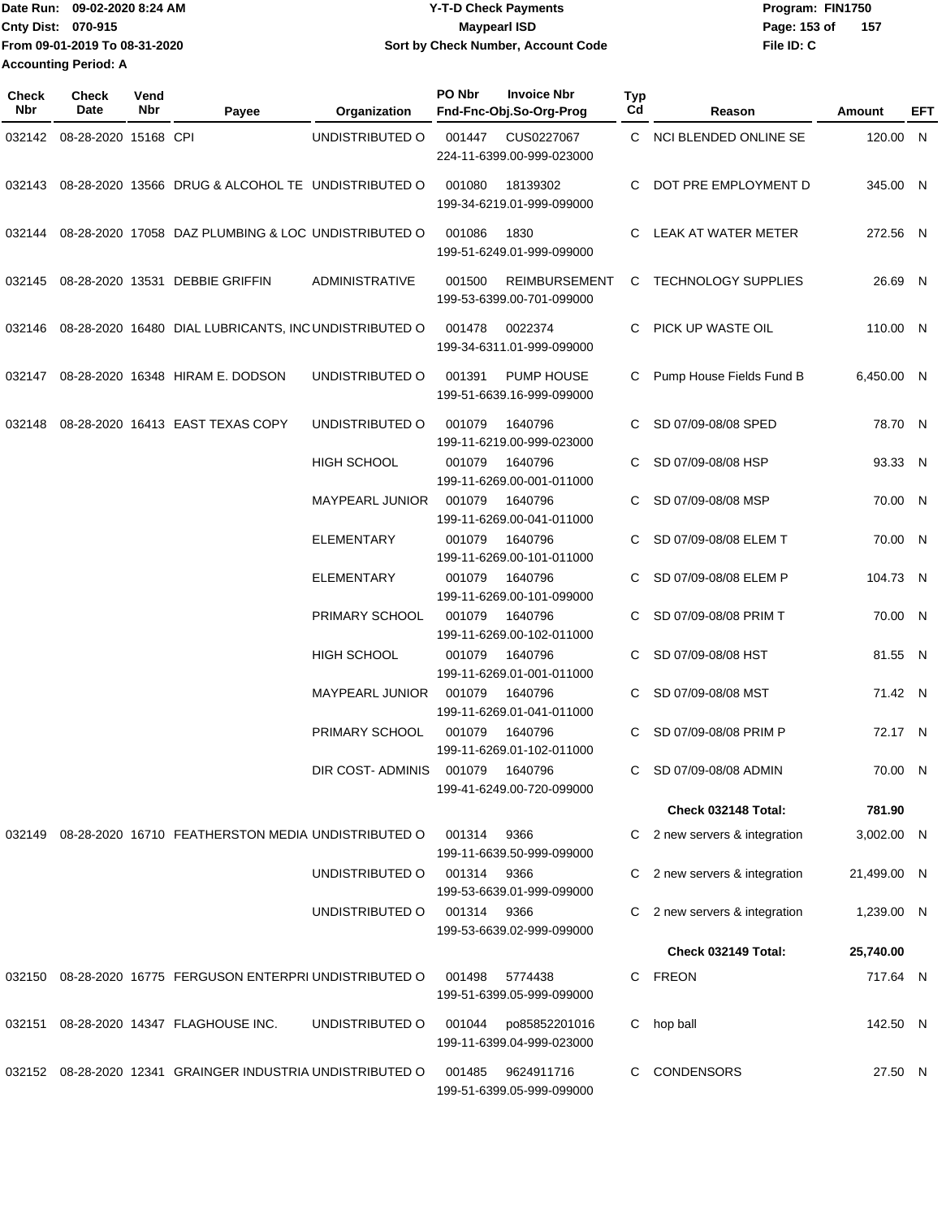Date Run: 09-02-2020 8:24 AM
Cnty Dist: 070-915
From 09-01-2019 To 08-31-2020
Accounting Period: A

**Y-T-D Check Payments**
**Maypearl ISD**
**Sort by Check Number, Account Code**

Program: FIN1750
File ID: C

| Check Nbr | Check Date | Vend Nbr | Payee | Organization | PO Nbr | Invoice Nbr Fnd-Fnc-Obj.So-Org-Prog | Typ Cd | Reason | Amount | EFT |
|---|---|---|---|---|---|---|---|---|---|---|
| 032142 | 08-28-2020 | 15168 | CPI | UNDISTRIBUTED O | 001447 | CUS0227067 224-11-6399.00-999-023000 | C | NCI BLENDED ONLINE SE | 120.00 | N |
| 032143 | 08-28-2020 | 13566 | DRUG & ALCOHOL TE | UNDISTRIBUTED O | 001080 | 18139302 199-34-6219.01-999-099000 | C | DOT PRE EMPLOYMENT D | 345.00 | N |
| 032144 | 08-28-2020 | 17058 | DAZ PLUMBING & LOC | UNDISTRIBUTED O | 001086 | 1830 199-51-6249.01-999-099000 | C | LEAK AT WATER METER | 272.56 | N |
| 032145 | 08-28-2020 | 13531 | DEBBIE GRIFFIN | ADMINISTRATIVE | 001500 | REIMBURSEMENT 199-53-6399.00-701-099000 | C | TECHNOLOGY SUPPLIES | 26.69 | N |
| 032146 | 08-28-2020 | 16480 | DIAL LUBRICANTS, INC | UNDISTRIBUTED O | 001478 | 0022374 199-34-6311.01-999-099000 | C | PICK UP WASTE OIL | 110.00 | N |
| 032147 | 08-28-2020 | 16348 | HIRAM E. DODSON | UNDISTRIBUTED O | 001391 | PUMP HOUSE 199-51-6639.16-999-099000 | C | Pump House Fields Fund B | 6,450.00 | N |
| 032148 | 08-28-2020 | 16413 | EAST TEXAS COPY | UNDISTRIBUTED O | 001079 | 1640796 199-11-6219.00-999-023000 | C | SD 07/09-08/08 SPED | 78.70 | N |
| | | | | HIGH SCHOOL | 001079 | 1640796 199-11-6269.00-001-011000 | C | SD 07/09-08/08 HSP | 93.33 | N |
| | | | | MAYPEARL JUNIOR | 001079 | 1640796 199-11-6269.00-041-011000 | C | SD 07/09-08/08 MSP | 70.00 | N |
| | | | | ELEMENTARY | 001079 | 1640796 199-11-6269.00-101-011000 | C | SD 07/09-08/08 ELEM T | 70.00 | N |
| | | | | ELEMENTARY | 001079 | 1640796 199-11-6269.00-101-099000 | C | SD 07/09-08/08 ELEM P | 104.73 | N |
| | | | | PRIMARY SCHOOL | 001079 | 1640796 199-11-6269.00-102-011000 | C | SD 07/09-08/08 PRIM T | 70.00 | N |
| | | | | HIGH SCHOOL | 001079 | 1640796 199-11-6269.01-001-011000 | C | SD 07/09-08/08 HST | 81.55 | N |
| | | | | MAYPEARL JUNIOR | 001079 | 1640796 199-11-6269.01-041-011000 | C | SD 07/09-08/08 MST | 71.42 | N |
| | | | | PRIMARY SCHOOL | 001079 | 1640796 199-11-6269.01-102-011000 | C | SD 07/09-08/08 PRIM P | 72.17 | N |
| | | | | DIR COST- ADMINIS | 001079 | 1640796 199-41-6249.00-720-099000 | C | SD 07/09-08/08 ADMIN | 70.00 | N |
| | | | | | | | | **Check 032148 Total:** | **781.90** | |
| 032149 | 08-28-2020 | 16710 | FEATHERSTON MEDIA | UNDISTRIBUTED O | 001314 | 9366 199-11-6639.50-999-099000 | C | 2 new servers & integration | 3,002.00 | N |
| | | | | UNDISTRIBUTED O | 001314 | 9366 199-53-6639.01-999-099000 | C | 2 new servers & integration | 21,499.00 | N |
| | | | | UNDISTRIBUTED O | 001314 | 9366 199-53-6639.02-999-099000 | C | 2 new servers & integration | 1,239.00 | N |
| | | | | | | | | **Check 032149 Total:** | **25,740.00** | |
| 032150 | 08-28-2020 | 16775 | FERGUSON ENTERPRI | UNDISTRIBUTED O | 001498 | 5774438 199-51-6399.05-999-099000 | C | FREON | 717.64 | N |
| 032151 | 08-28-2020 | 14347 | FLAGHOUSE INC. | UNDISTRIBUTED O | 001044 | po85852201016 199-11-6399.04-999-023000 | C | hop ball | 142.50 | N |
| 032152 | 08-28-2020 | 12341 | GRAINGER INDUSTRIA | UNDISTRIBUTED O | 001485 | 9624911716 199-51-6399.05-999-099000 | C | CONDENSORS | 27.50 | N |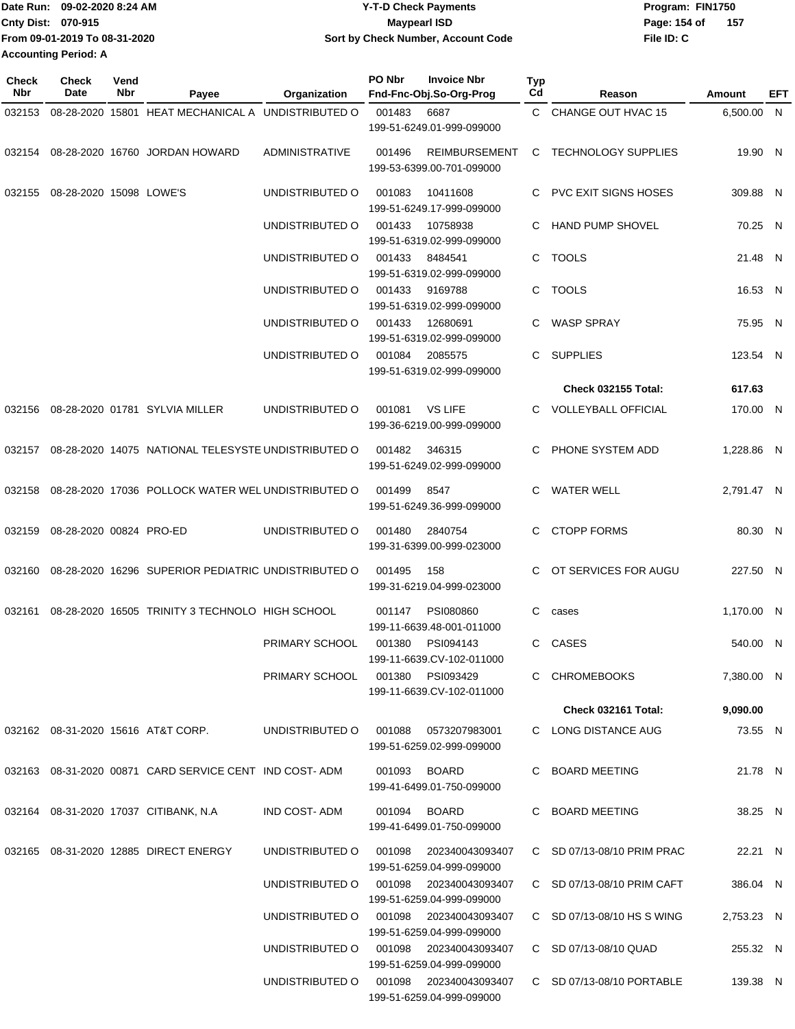Date Run: 09-02-2020 8:24 AM
Cnty Dist: 070-915
From 09-01-2019 To 08-31-2020
Accounting Period: A

# Y-T-D Check Payments
## Maypearl ISD
### Sort by Check Number, Account Code

Program: FIN1750
File ID: C

| Check Nbr | Check Date | Vend Nbr | Payee | Organization | PO Nbr | Invoice Nbr / Fnd-Fnc-Obj.So-Org-Prog | Typ Cd | Reason | Amount | EFT |
|---|---|---|---|---|---|---|---|---|---|---|
| 032153 | 08-28-2020 | 15801 | HEAT MECHANICAL A | UNDISTRIBUTED O | 001483 | 6687 199-51-6249.01-999-099000 | C | CHANGE OUT HVAC 15 | 6,500.00 | N |
| 032154 | 08-28-2020 | 16760 | JORDAN HOWARD | ADMINISTRATIVE | 001496 | REIMBURSEMENT 199-53-6399.00-701-099000 | C | TECHNOLOGY SUPPLIES | 19.90 | N |
| 032155 | 08-28-2020 | 15098 | LOWE'S | UNDISTRIBUTED O | 001083 | 10411608 199-51-6249.17-999-099000 | C | PVC EXIT SIGNS HOSES | 309.88 | N |
| | | | | UNDISTRIBUTED O | 001433 | 10758938 199-51-6319.02-999-099000 | C | HAND PUMP SHOVEL | 70.25 | N |
| | | | | UNDISTRIBUTED O | 001433 | 8484541 199-51-6319.02-999-099000 | C | TOOLS | 21.48 | N |
| | | | | UNDISTRIBUTED O | 001433 | 9169788 199-51-6319.02-999-099000 | C | TOOLS | 16.53 | N |
| | | | | UNDISTRIBUTED O | 001433 | 12680691 199-51-6319.02-999-099000 | C | WASP SPRAY | 75.95 | N |
| | | | | UNDISTRIBUTED O | 001084 | 2085575 199-51-6319.02-999-099000 | C | SUPPLIES | 123.54 | N |
| | | | | | | | | **Check 032155 Total:** | **617.63** | |
| 032156 | 08-28-2020 | 01781 | SYLVIA MILLER | UNDISTRIBUTED O | 001081 | VS LIFE 199-36-6219.00-999-099000 | C | VOLLEYBALL OFFICIAL | 170.00 | N |
| 032157 | 08-28-2020 | 14075 | NATIONAL TELESYSTE | UNDISTRIBUTED O | 001482 | 346315 199-51-6249.02-999-099000 | C | PHONE SYSTEM ADD | 1,228.86 | N |
| 032158 | 08-28-2020 | 17036 | POLLOCK WATER WEL | UNDISTRIBUTED O | 001499 | 8547 199-51-6249.36-999-099000 | C | WATER WELL | 2,791.47 | N |
| 032159 | 08-28-2020 | 00824 | PRO-ED | UNDISTRIBUTED O | 001480 | 2840754 199-31-6399.00-999-023000 | C | CTOPP FORMS | 80.30 | N |
| 032160 | 08-28-2020 | 16296 | SUPERIOR PEDIATRIC | UNDISTRIBUTED O | 001495 | 158 199-31-6219.04-999-023000 | C | OT SERVICES FOR AUGU | 227.50 | N |
| 032161 | 08-28-2020 | 16505 | TRINITY 3 TECHNOLO | HIGH SCHOOL | 001147 | PSI080860 199-11-6639.48-001-011000 | C | cases | 1,170.00 | N |
| | | | | PRIMARY SCHOOL | 001380 | PSI094143 199-11-6639.CV-102-011000 | C | CASES | 540.00 | N |
| | | | | PRIMARY SCHOOL | 001380 | PSI093429 199-11-6639.CV-102-011000 | C | CHROMEBOOKS | 7,380.00 | N |
| | | | | | | | | **Check 032161 Total:** | **9,090.00** | |
| 032162 | 08-31-2020 | 15616 | AT&T CORP. | UNDISTRIBUTED O | 001088 | 0573207983001 199-51-6259.02-999-099000 | C | LONG DISTANCE AUG | 73.55 | N |
| 032163 | 08-31-2020 | 00871 | CARD SERVICE CENT | IND COST- ADM | 001093 | BOARD 199-41-6499.01-750-099000 | C | BOARD MEETING | 21.78 | N |
| 032164 | 08-31-2020 | 17037 | CITIBANK, N.A | IND COST- ADM | 001094 | BOARD 199-41-6499.01-750-099000 | C | BOARD MEETING | 38.25 | N |
| 032165 | 08-31-2020 | 12885 | DIRECT ENERGY | UNDISTRIBUTED O | 001098 | 202340043093407 199-51-6259.04-999-099000 | C | SD 07/13-08/10 PRIM PRAC | 22.21 | N |
| | | | | UNDISTRIBUTED O | 001098 | 202340043093407 199-51-6259.04-999-099000 | C | SD 07/13-08/10 PRIM CAFT | 386.04 | N |
| | | | | UNDISTRIBUTED O | 001098 | 202340043093407 199-51-6259.04-999-099000 | C | SD 07/13-08/10 HS S WING | 2,753.23 | N |
| | | | | UNDISTRIBUTED O | 001098 | 202340043093407 199-51-6259.04-999-099000 | C | SD 07/13-08/10 QUAD | 255.32 | N |
| | | | | UNDISTRIBUTED O | 001098 | 202340043093407 199-51-6259.04-999-099000 | C | SD 07/13-08/10 PORTABLE | 139.38 | N |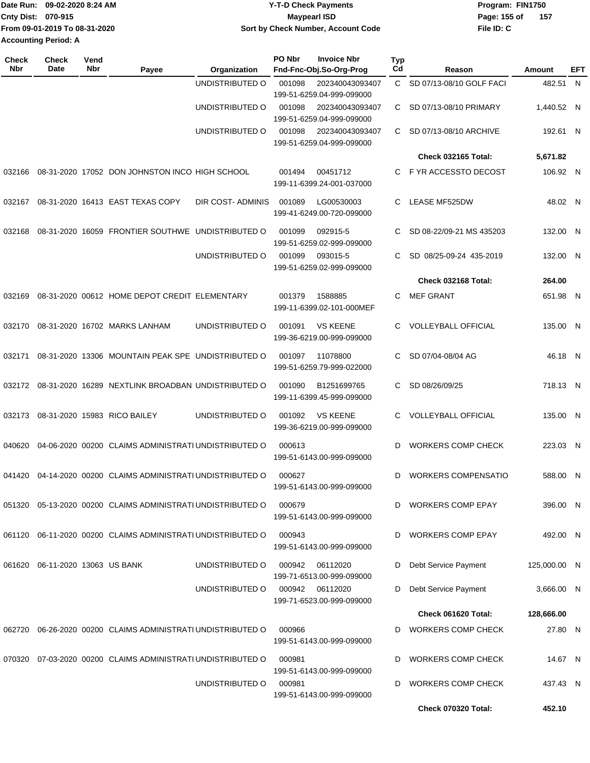Date Run: 09-02-2020 8:24 AM
Cnty Dist: 070-915
From 09-01-2019 To 08-31-2020
Accounting Period: A

# Y-T-D Check Payments
## Maypearl ISD
### Sort by Check Number, Account Code

Program: FIN1750
File ID: C

| Check Nbr | Check Date | Vend Nbr | Payee | Organization | PO Nbr | Invoice Nbr / Fnd-Fnc-Obj.So-Org-Prog | Typ Cd | Reason | Amount | EFT |
|---|---|---|---|---|---|---|---|---|---|---|
| | | | | UNDISTRIBUTED O | 001098 | 202340043093407 199-51-6259.04-999-099000 | C | SD 07/13-08/10 GOLF FACI | 482.51 | N |
| | | | | UNDISTRIBUTED O | 001098 | 202340043093407 199-51-6259.04-999-099000 | C | SD 07/13-08/10 PRIMARY | 1,440.52 | N |
| | | | | UNDISTRIBUTED O | 001098 | 202340043093407 199-51-6259.04-999-099000 | C | SD 07/13-08/10 ARCHIVE | 192.61 | N |
| | | | | | | | | **Check 032165 Total:** | **5,671.82** | |
| 032166 | 08-31-2020 | 17052 | DON JOHNSTON INCO | HIGH SCHOOL | 001494 | 00451712 199-11-6399.24-001-037000 | C | F YR ACCESSTO DECOST | 106.92 | N |
| 032167 | 08-31-2020 | 16413 | EAST TEXAS COPY | DIR COST- ADMINIS | 001089 | LG00530003 199-41-6249.00-720-099000 | C | LEASE MF525DW | 48.02 | N |
| 032168 | 08-31-2020 | 16059 | FRONTIER SOUTHWE | UNDISTRIBUTED O | 001099 | 092915-5 199-51-6259.02-999-099000 | C | SD 08-22/09-21 MS 435203 | 132.00 | N |
| | | | | UNDISTRIBUTED O | 001099 | 093015-5 199-51-6259.02-999-099000 | C | SD 08/25-09-24 435-2019 | 132.00 | N |
| | | | | | | | | **Check 032168 Total:** | **264.00** | |
| 032169 | 08-31-2020 | 00612 | HOME DEPOT CREDIT | ELEMENTARY | 001379 | 1588885 199-11-6399.02-101-000MEF | C | MEF GRANT | 651.98 | N |
| 032170 | 08-31-2020 | 16702 | MARKS LANHAM | UNDISTRIBUTED O | 001091 | VS KEENE 199-36-6219.00-999-099000 | C | VOLLEYBALL OFFICIAL | 135.00 | N |
| 032171 | 08-31-2020 | 13306 | MOUNTAIN PEAK SPE | UNDISTRIBUTED O | 001097 | 11078800 199-51-6259.79-999-022000 | C | SD 07/04-08/04 AG | 46.18 | N |
| 032172 | 08-31-2020 | 16289 | NEXTLINK BROADBAN | UNDISTRIBUTED O | 001090 | B1251699765 199-11-6399.45-999-099000 | C | SD 08/26/09/25 | 718.13 | N |
| 032173 | 08-31-2020 | 15983 | RICO BAILEY | UNDISTRIBUTED O | 001092 | VS KEENE 199-36-6219.00-999-099000 | C | VOLLEYBALL OFFICIAL | 135.00 | N |
| 040620 | 04-06-2020 | 00200 | CLAIMS ADMINISTRATI | UNDISTRIBUTED O | 000613 | 199-51-6143.00-999-099000 | D | WORKERS COMP CHECK | 223.03 | N |
| 041420 | 04-14-2020 | 00200 | CLAIMS ADMINISTRATI | UNDISTRIBUTED O | 000627 | 199-51-6143.00-999-099000 | D | WORKERS COMPENSATIO | 588.00 | N |
| 051320 | 05-13-2020 | 00200 | CLAIMS ADMINISTRATI | UNDISTRIBUTED O | 000679 | 199-51-6143.00-999-099000 | D | WORKERS COMP EPAY | 396.00 | N |
| 061120 | 06-11-2020 | 00200 | CLAIMS ADMINISTRATI | UNDISTRIBUTED O | 000943 | 199-51-6143.00-999-099000 | D | WORKERS COMP EPAY | 492.00 | N |
| 061620 | 06-11-2020 | 13063 | US BANK | UNDISTRIBUTED O | 000942 | 06112020 199-71-6513.00-999-099000 | D | Debt Service Payment | 125,000.00 | N |
| | | | | UNDISTRIBUTED O | 000942 | 06112020 199-71-6523.00-999-099000 | D | Debt Service Payment | 3,666.00 | N |
| | | | | | | | | **Check 061620 Total:** | **128,666.00** | |
| 062720 | 06-26-2020 | 00200 | CLAIMS ADMINISTRATI | UNDISTRIBUTED O | 000966 | 199-51-6143.00-999-099000 | D | WORKERS COMP CHECK | 27.80 | N |
| 070320 | 07-03-2020 | 00200 | CLAIMS ADMINISTRATI | UNDISTRIBUTED O | 000981 | 199-51-6143.00-999-099000 | D | WORKERS COMP CHECK | 14.67 | N |
| | | | | UNDISTRIBUTED O | 000981 | 199-51-6143.00-999-099000 | D | WORKERS COMP CHECK | 437.43 | N |
| | | | | | | | | **Check 070320 Total:** | **452.10** | |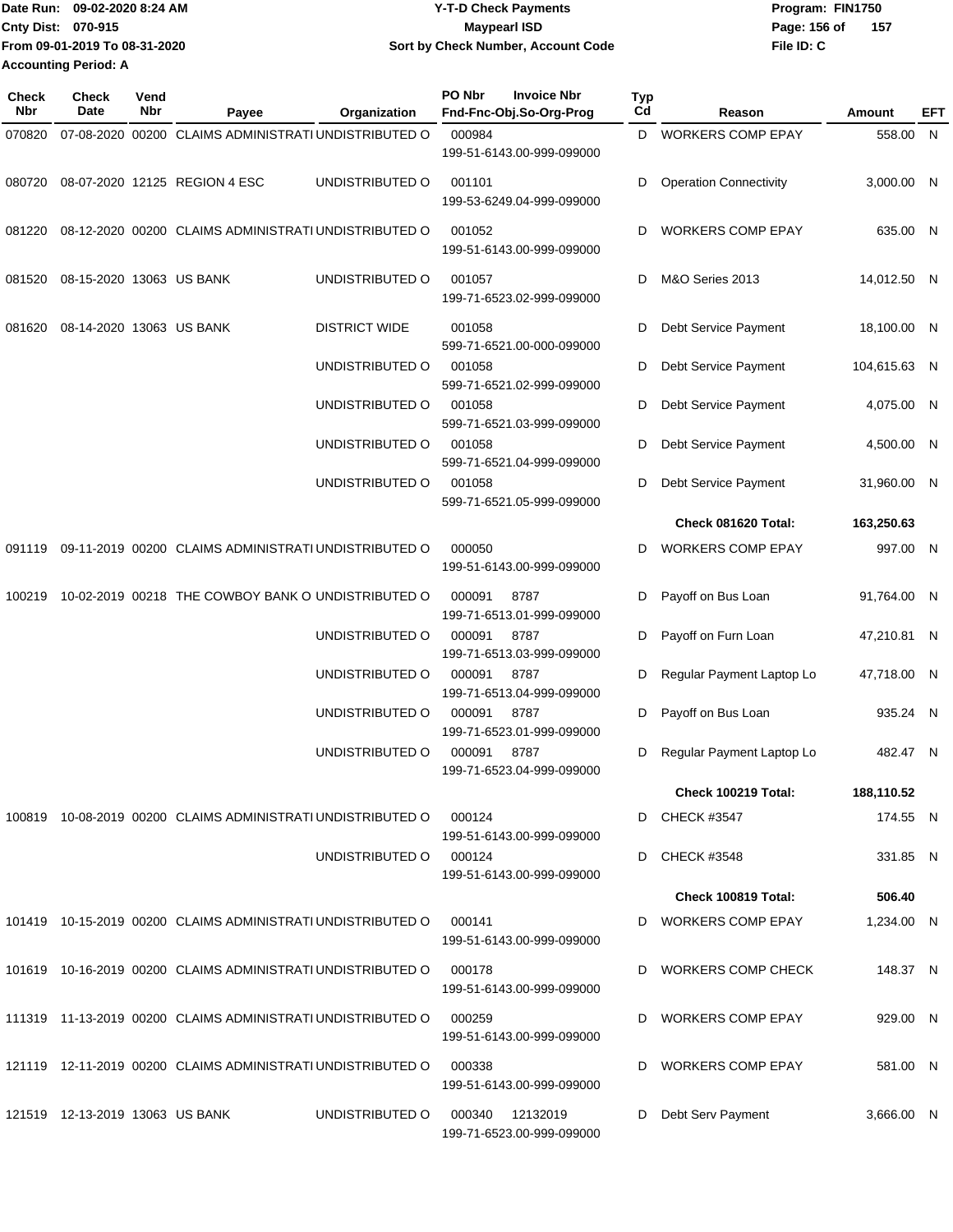Date Run: 09-02-2020 8:24 AM
Cnty Dist: 070-915
From 09-01-2019 To 08-31-2020
Accounting Period: A

# Y-T-D Check Payments
## Maypearl ISD
### Sort by Check Number, Account Code

Program: FIN1750
File ID: C

| Check Nbr | Check Date | Vend Nbr | Payee | Organization | PO Nbr / Invoice Nbr / Fnd-Fnc-Obj.So-Org-Prog | Typ Cd | Reason | Amount | EFT |
|---|---|---|---|---|---|---|---|---|---|
| 070820 | 07-08-2020 | 00200 | CLAIMS ADMINISTRATI | UNDISTRIBUTED O | 000984 199-51-6143.00-999-099000 | D | WORKERS COMP EPAY | 558.00 | N |
| 080720 | 08-07-2020 | 12125 | REGION 4 ESC | UNDISTRIBUTED O | 001101 199-53-6249.04-999-099000 | D | Operation Connectivity | 3,000.00 | N |
| 081220 | 08-12-2020 | 00200 | CLAIMS ADMINISTRATI | UNDISTRIBUTED O | 001052 199-51-6143.00-999-099000 | D | WORKERS COMP EPAY | 635.00 | N |
| 081520 | 08-15-2020 | 13063 | US BANK | UNDISTRIBUTED O | 001057 199-71-6523.02-999-099000 | D | M&O Series 2013 | 14,012.50 | N |
| 081620 | 08-14-2020 | 13063 | US BANK | DISTRICT WIDE | 001058 599-71-6521.00-000-099000 | D | Debt Service Payment | 18,100.00 | N |
| | | | | UNDISTRIBUTED O | 001058 599-71-6521.02-999-099000 | D | Debt Service Payment | 104,615.63 | N |
| | | | | UNDISTRIBUTED O | 001058 599-71-6521.03-999-099000 | D | Debt Service Payment | 4,075.00 | N |
| | | | | UNDISTRIBUTED O | 001058 599-71-6521.04-999-099000 | D | Debt Service Payment | 4,500.00 | N |
| | | | | UNDISTRIBUTED O | 001058 599-71-6521.05-999-099000 | D | Debt Service Payment | 31,960.00 | N |
| | | | | | | | **Check 081620 Total:** | **163,250.63** | |
| 091119 | 09-11-2019 | 00200 | CLAIMS ADMINISTRATI | UNDISTRIBUTED O | 000050 199-51-6143.00-999-099000 | D | WORKERS COMP EPAY | 997.00 | N |
| 100219 | 10-02-2019 | 00218 | THE COWBOY BANK O | UNDISTRIBUTED O | 000091 8787 199-71-6513.01-999-099000 | D | Payoff on Bus Loan | 91,764.00 | N |
| | | | | UNDISTRIBUTED O | 000091 8787 199-71-6513.03-999-099000 | D | Payoff on Furn Loan | 47,210.81 | N |
| | | | | UNDISTRIBUTED O | 000091 8787 199-71-6513.04-999-099000 | D | Regular Payment Laptop Lo | 47,718.00 | N |
| | | | | UNDISTRIBUTED O | 000091 8787 199-71-6523.01-999-099000 | D | Payoff on Bus Loan | 935.24 | N |
| | | | | UNDISTRIBUTED O | 000091 8787 199-71-6523.04-999-099000 | D | Regular Payment Laptop Lo | 482.47 | N |
| | | | | | | | **Check 100219 Total:** | **188,110.52** | |
| 100819 | 10-08-2019 | 00200 | CLAIMS ADMINISTRATI | UNDISTRIBUTED O | 000124 199-51-6143.00-999-099000 | D | CHECK #3547 | 174.55 | N |
| | | | | UNDISTRIBUTED O | 000124 199-51-6143.00-999-099000 | D | CHECK #3548 | 331.85 | N |
| | | | | | | | **Check 100819 Total:** | **506.40** | |
| 101419 | 10-15-2019 | 00200 | CLAIMS ADMINISTRATI | UNDISTRIBUTED O | 000141 199-51-6143.00-999-099000 | D | WORKERS COMP EPAY | 1,234.00 | N |
| 101619 | 10-16-2019 | 00200 | CLAIMS ADMINISTRATI | UNDISTRIBUTED O | 000178 199-51-6143.00-999-099000 | D | WORKERS COMP CHECK | 148.37 | N |
| 111319 | 11-13-2019 | 00200 | CLAIMS ADMINISTRATI | UNDISTRIBUTED O | 000259 199-51-6143.00-999-099000 | D | WORKERS COMP EPAY | 929.00 | N |
| 121119 | 12-11-2019 | 00200 | CLAIMS ADMINISTRATI | UNDISTRIBUTED O | 000338 199-51-6143.00-999-099000 | D | WORKERS COMP EPAY | 581.00 | N |
| 121519 | 12-13-2019 | 13063 | US BANK | UNDISTRIBUTED O | 000340 12132019 199-71-6523.00-999-099000 | D | Debt Serv Payment | 3,666.00 | N |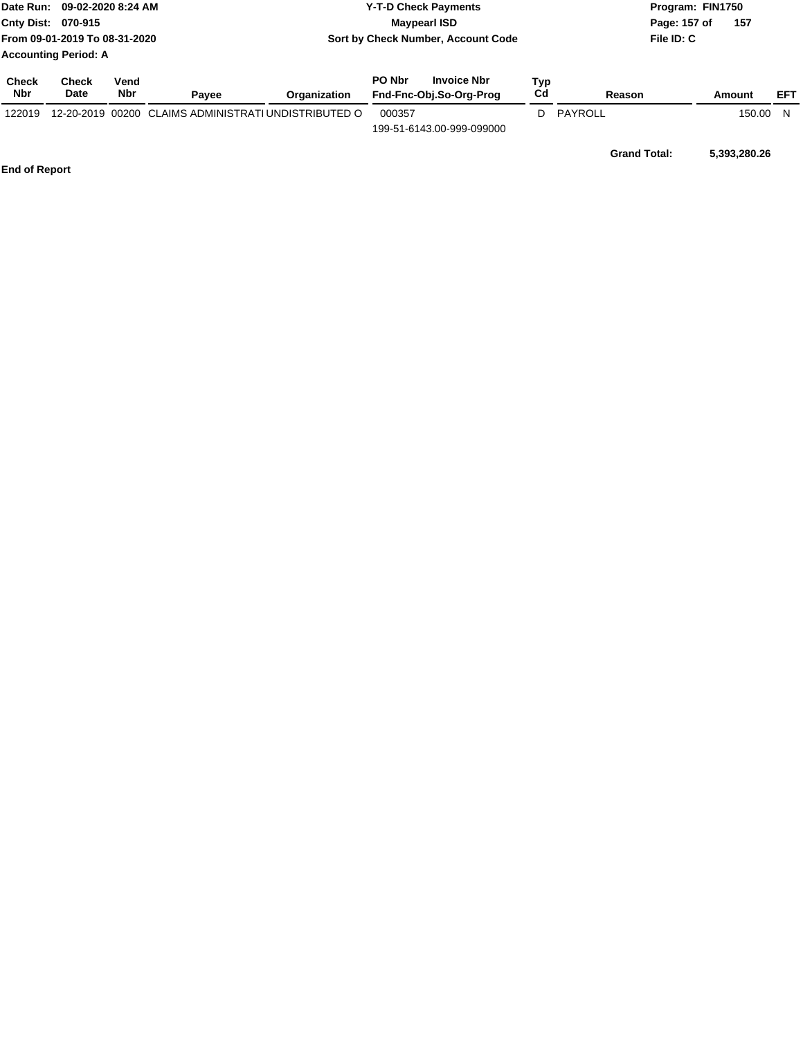Date Run: 09-02-2020 8:24 AM
Cnty Dist: 070-915
From 09-01-2019 To 08-31-2020
Accounting Period: A

**Y-T-D Check Payments**
**Maypearl ISD**
**Sort by Check Number, Account Code**

Program: FIN1750
File ID: C

| Check Nbr | Check Date | Vend Nbr | Payee | Organization | PO Nbr / Invoice Nbr / Fnd-Fnc-Obj.So-Org-Prog | Typ Cd | Reason | Amount | EFT |
|---|---|---|---|---|---|---|---|---|---|
| 122019 | 12-20-2019 | 00200 | CLAIMS ADMINISTRATI | UNDISTRIBUTED O | 000357<br>199-51-6143.00-999-099000 | D | PAYROLL | 150.00 | N |
| | | | | | | | **Grand Total:** | **5,393,280.26** | |

**End of Report**